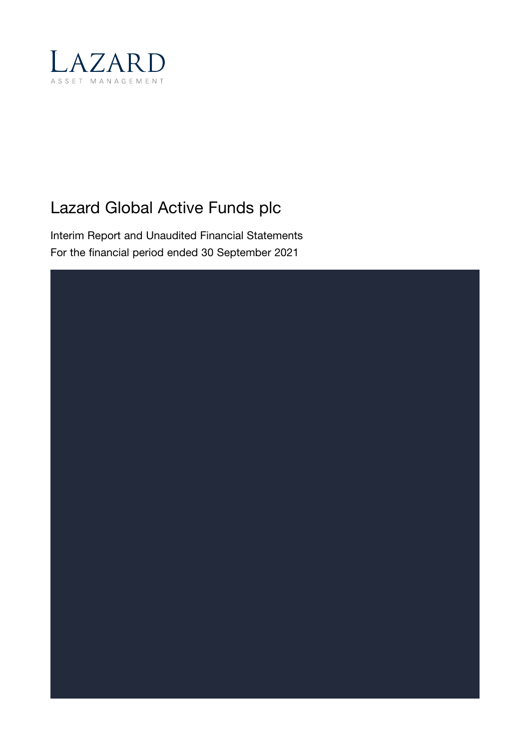LAZARD

ASSET MANAGEMENT

# Lazard Global Active Funds plc

Interim Report and Unaudited Financial Statements

For the financial period ended 30 September 2021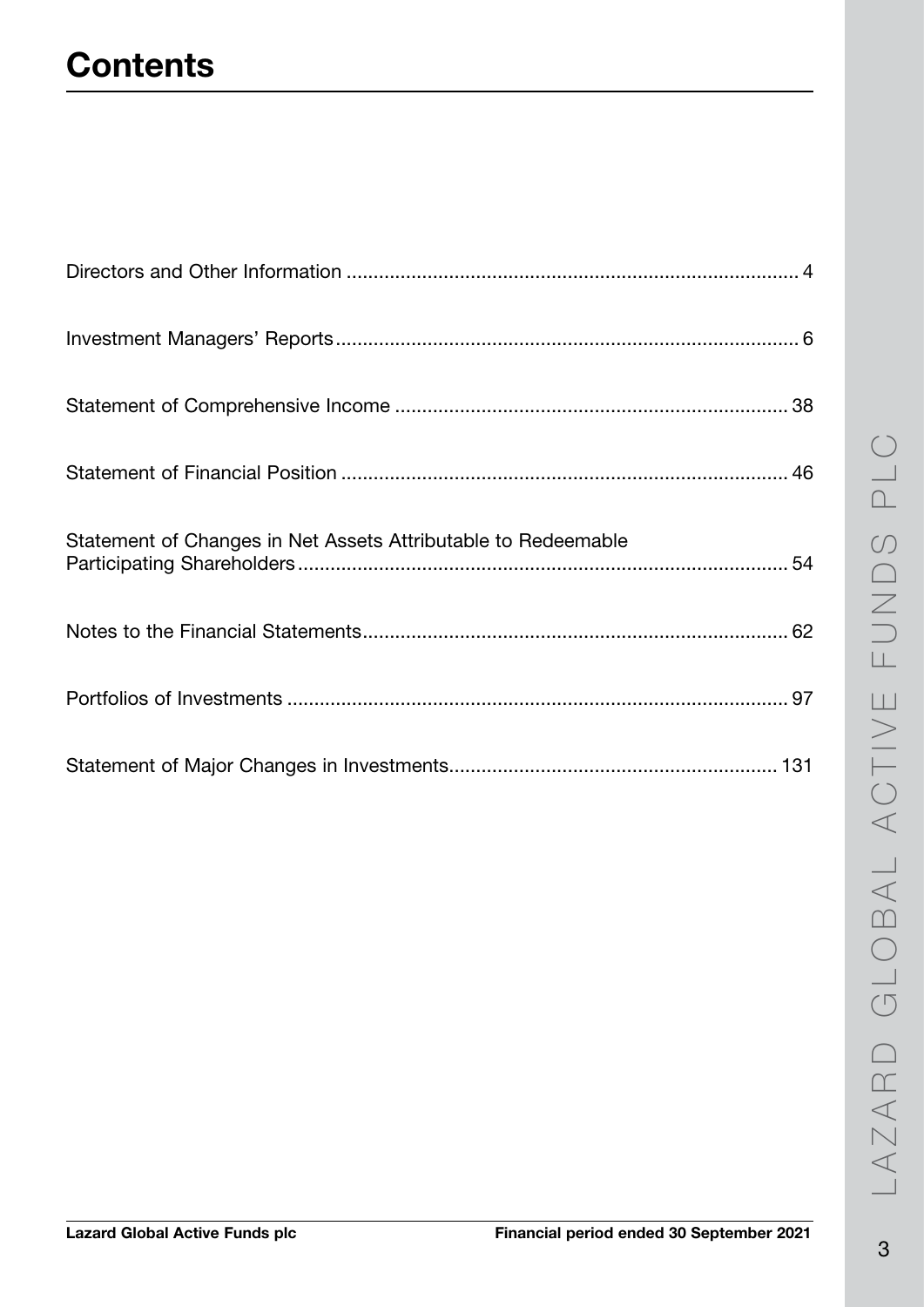# Contents

| | |
|---|---|
| Directors and Other Information | 4 |
| Investment Managers' Reports | 6 |
| Statement of Comprehensive Income | 38 |
| Statement of Financial Position | 46 |
| Statement of Changes in Net Assets Attributable to Redeemable Participating Shareholders | 54 |
| Notes to the Financial Statements | 62 |
| Portfolios of Investments | 97 |
| Statement of Major Changes in Investments | 131 |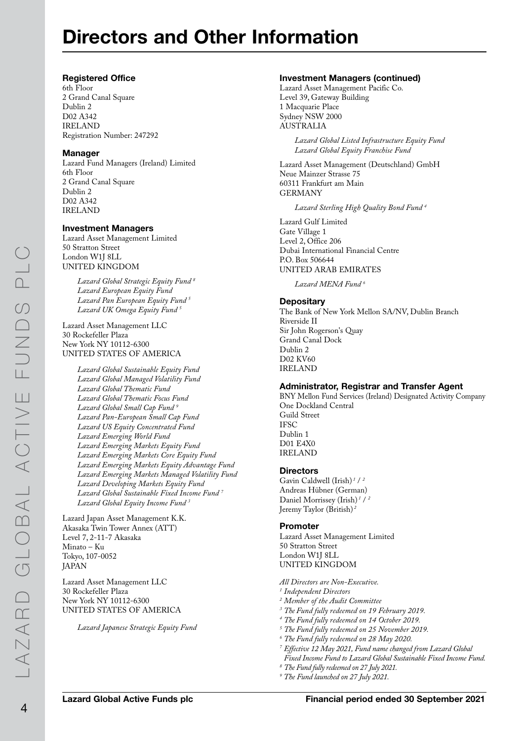# Directors and Other Information

### Registered Office

6th Floor
2 Grand Canal Square
Dublin 2
D02 A342
IRELAND
Registration Number: 247292

### Manager

Lazard Fund Managers (Ireland) Limited
6th Floor
2 Grand Canal Square
Dublin 2
D02 A342
IRELAND

### Investment Managers

Lazard Asset Management Limited
50 Stratton Street
London W1J 8LL
UNITED KINGDOM

*Lazard Global Strategic Equity Fund* [8]
*Lazard European Equity Fund*
*Lazard Pan European Equity Fund* [5]
*Lazard UK Omega Equity Fund* [5]

Lazard Asset Management LLC
30 Rockefeller Plaza
New York NY 10112-6300
UNITED STATES OF AMERICA

*Lazard Global Sustainable Equity Fund*
*Lazard Global Managed Volatility Fund*
*Lazard Global Thematic Fund*
*Lazard Global Thematic Focus Fund*
*Lazard Global Small Cap Fund* [9]
*Lazard Pan-European Small Cap Fund*
*Lazard US Equity Concentrated Fund*
*Lazard Emerging World Fund*
*Lazard Emerging Markets Equity Fund*
*Lazard Emerging Markets Core Equity Fund*
*Lazard Emerging Markets Equity Advantage Fund*
*Lazard Emerging Markets Managed Volatility Fund*
*Lazard Developing Markets Equity Fund*
*Lazard Global Sustainable Fixed Income Fund* [7]
*Lazard Global Equity Income Fund* [3]

Lazard Japan Asset Management K.K.
Akasaka Twin Tower Annex (ATT)
Level 7, 2-11-7 Akasaka
Minato – Ku
Tokyo, 107-0052
JAPAN

Lazard Asset Management LLC
30 Rockefeller Plaza
New York NY 10112-6300
UNITED STATES OF AMERICA

*Lazard Japanese Strategic Equity Fund*

### Investment Managers (continued)

Lazard Asset Management Pacific Co.
Level 39, Gateway Building
1 Macquarie Place
Sydney NSW 2000
AUSTRALIA

*Lazard Global Listed Infrastructure Equity Fund*
*Lazard Global Equity Franchise Fund*

Lazard Asset Management (Deutschland) GmbH
Neue Mainzer Strasse 75
60311 Frankfurt am Main
GERMANY

*Lazard Sterling High Quality Bond Fund* [4]

Lazard Gulf Limited
Gate Village 1
Level 2, Office 206
Dubai International Financial Centre
P.O. Box 506644
UNITED ARAB EMIRATES

*Lazard MENA Fund* [6]

### Depositary

The Bank of New York Mellon SA/NV, Dublin Branch
Riverside II
Sir John Rogerson's Quay
Grand Canal Dock
Dublin 2
D02 KV60
IRELAND

### Administrator, Registrar and Transfer Agent

BNY Mellon Fund Services (Ireland) Designated Activity Company
One Dockland Central
Guild Street
IFSC
Dublin 1
D01 E4X0
IRELAND

### Directors

Gavin Caldwell (Irish)[1] / [2]
Andreas Hübner (German)
Daniel Morrissey (Irish)[1] / [2]
Jeremy Taylor (British)[2]

### Promoter

Lazard Asset Management Limited
50 Stratton Street
London W1J 8LL
UNITED KINGDOM

*All Directors are Non-Executive.*
[1] *Independent Directors*
[2] *Member of the Audit Committee*
[3] *The Fund fully redeemed on 19 February 2019.*
[4] *The Fund fully redeemed on 14 October 2019.*
[5] *The Fund fully redeemed on 25 November 2019.*
[6] *The Fund fully redeemed on 28 May 2020.*
[7] *Effective 12 May 2021, Fund name changed from Lazard Global Fixed Income Fund to Lazard Global Sustainable Fixed Income Fund.*
[8] *The Fund fully redeemed on 27 July 2021.*
[9] *The Fund launched on 27 July 2021.*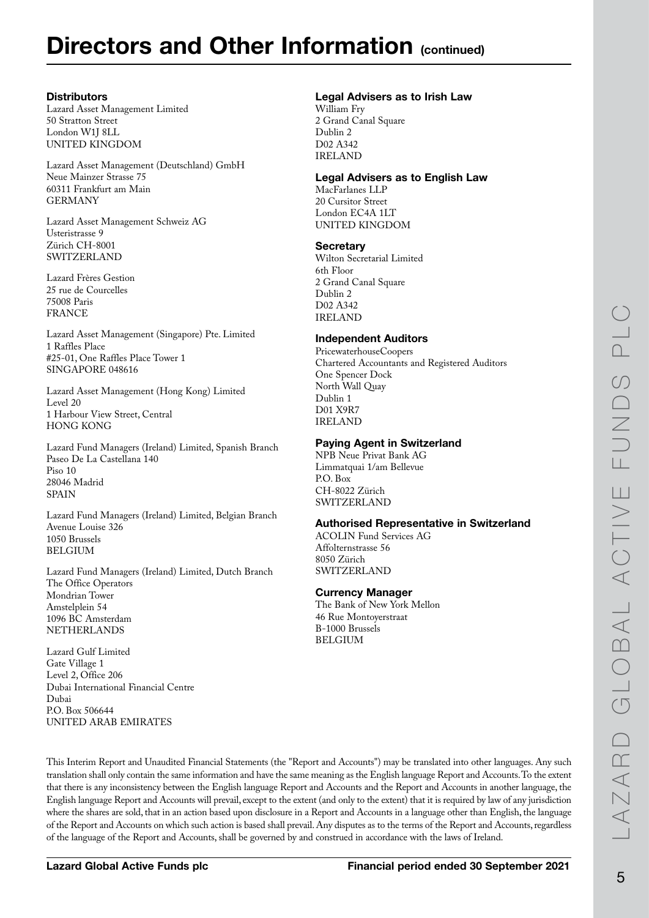# Directors and Other Information (continued)

### Distributors

Lazard Asset Management Limited
50 Stratton Street
London W1J 8LL
UNITED KINGDOM

Lazard Asset Management (Deutschland) GmbH
Neue Mainzer Strasse 75
60311 Frankfurt am Main
GERMANY

Lazard Asset Management Schweiz AG
Usteristrasse 9
Zürich CH-8001
SWITZERLAND

Lazard Frères Gestion
25 rue de Courcelles
75008 Paris
FRANCE

Lazard Asset Management (Singapore) Pte. Limited
1 Raffles Place
#25-01, One Raffles Place Tower 1
SINGAPORE 048616

Lazard Asset Management (Hong Kong) Limited
Level 20
1 Harbour View Street, Central
HONG KONG

Lazard Fund Managers (Ireland) Limited, Spanish Branch
Paseo De La Castellana 140
Piso 10
28046 Madrid
SPAIN

Lazard Fund Managers (Ireland) Limited, Belgian Branch
Avenue Louise 326
1050 Brussels
BELGIUM

Lazard Fund Managers (Ireland) Limited, Dutch Branch
The Office Operators
Mondrian Tower
Amstelplein 54
1096 BC Amsterdam
NETHERLANDS

Lazard Gulf Limited
Gate Village 1
Level 2, Office 206
Dubai International Financial Centre
Dubai
P.O. Box 506644
UNITED ARAB EMIRATES

### Legal Advisers as to Irish Law

William Fry
2 Grand Canal Square
Dublin 2
D02 A342
IRELAND

### Legal Advisers as to English Law

MacFarlanes LLP
20 Cursitor Street
London EC4A 1LT
UNITED KINGDOM

### Secretary

Wilton Secretarial Limited
6th Floor
2 Grand Canal Square
Dublin 2
D02 A342
IRELAND

### Independent Auditors

PricewaterhouseCoopers
Chartered Accountants and Registered Auditors
One Spencer Dock
North Wall Quay
Dublin 1
D01 X9R7
IRELAND

### Paying Agent in Switzerland

NPB Neue Privat Bank AG
Limmatquai 1/am Bellevue
P.O. Box
CH-8022 Zürich
SWITZERLAND

### Authorised Representative in Switzerland

ACOLIN Fund Services AG
Affolternstrasse 56
8050 Zürich
SWITZERLAND

### Currency Manager

The Bank of New York Mellon
46 Rue Montoyerstraat
B-1000 Brussels
BELGIUM

This Interim Report and Unaudited Financial Statements (the "Report and Accounts") may be translated into other languages. Any such translation shall only contain the same information and have the same meaning as the English language Report and Accounts. To the extent that there is any inconsistency between the English language Report and Accounts and the Report and Accounts in another language, the English language Report and Accounts will prevail, except to the extent (and only to the extent) that it is required by law of any jurisdiction where the shares are sold, that in an action based upon disclosure in a Report and Accounts in a language other than English, the language of the Report and Accounts on which such action is based shall prevail. Any disputes as to the terms of the Report and Accounts, regardless of the language of the Report and Accounts, shall be governed by and construed in accordance with the laws of Ireland.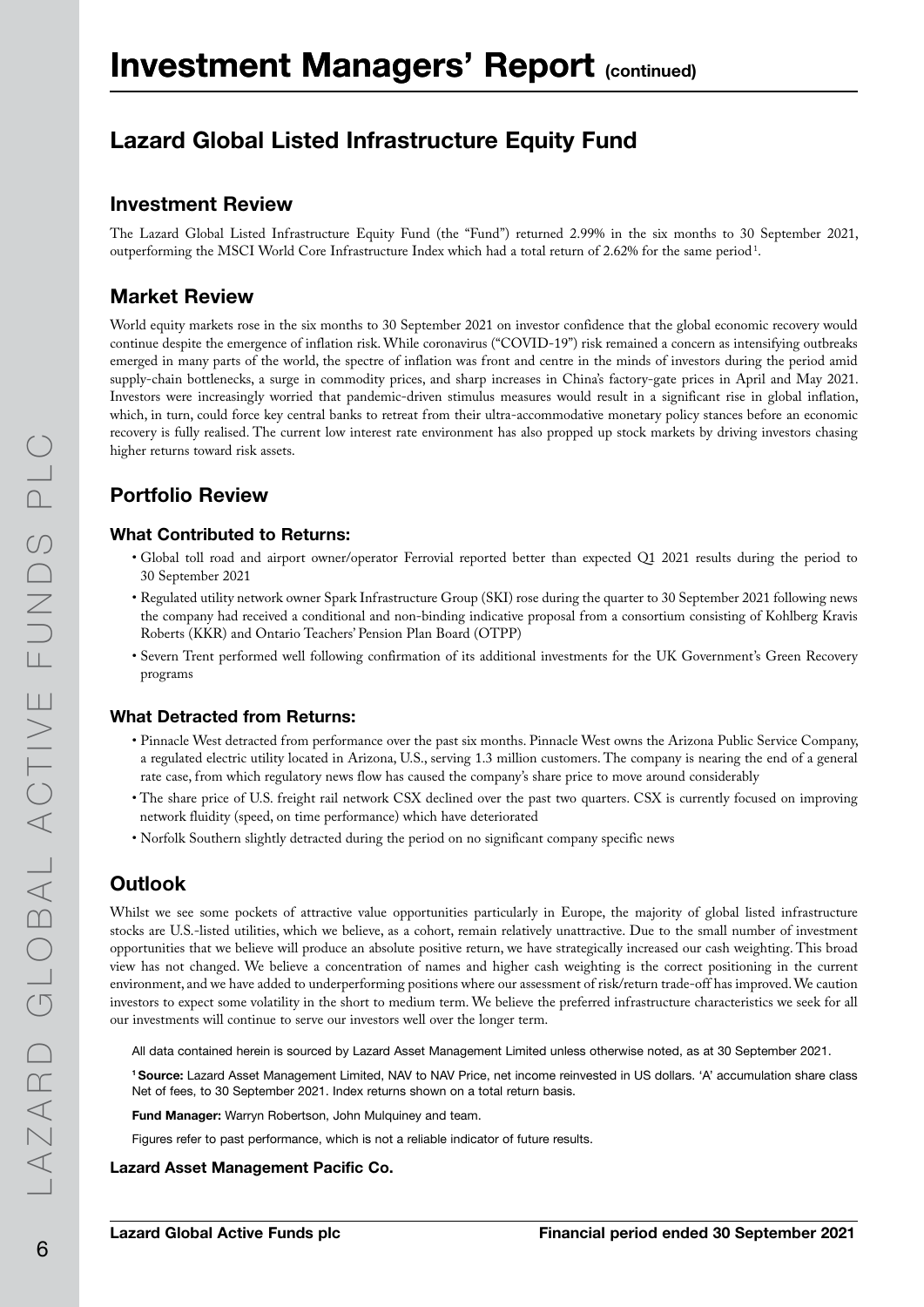# Investment Managers' Report (continued)

## Lazard Global Listed Infrastructure Equity Fund

### Investment Review

The Lazard Global Listed Infrastructure Equity Fund (the "Fund") returned 2.99% in the six months to 30 September 2021, outperforming the MSCI World Core Infrastructure Index which had a total return of 2.62% for the same period[1].

### Market Review

World equity markets rose in the six months to 30 September 2021 on investor confidence that the global economic recovery would continue despite the emergence of inflation risk. While coronavirus ("COVID-19") risk remained a concern as intensifying outbreaks emerged in many parts of the world, the spectre of inflation was front and centre in the minds of investors during the period amid supply-chain bottlenecks, a surge in commodity prices, and sharp increases in China's factory-gate prices in April and May 2021. Investors were increasingly worried that pandemic-driven stimulus measures would result in a significant rise in global inflation, which, in turn, could force key central banks to retreat from their ultra-accommodative monetary policy stances before an economic recovery is fully realised. The current low interest rate environment has also propped up stock markets by driving investors chasing higher returns toward risk assets.

### Portfolio Review

#### What Contributed to Returns:

- Global toll road and airport owner/operator Ferrovial reported better than expected Q1 2021 results during the period to 30 September 2021
- Regulated utility network owner Spark Infrastructure Group (SKI) rose during the quarter to 30 September 2021 following news the company had received a conditional and non-binding indicative proposal from a consortium consisting of Kohlberg Kravis Roberts (KKR) and Ontario Teachers' Pension Plan Board (OTPP)
- Severn Trent performed well following confirmation of its additional investments for the UK Government's Green Recovery programs

#### What Detracted from Returns:

- Pinnacle West detracted from performance over the past six months. Pinnacle West owns the Arizona Public Service Company, a regulated electric utility located in Arizona, U.S., serving 1.3 million customers. The company is nearing the end of a general rate case, from which regulatory news flow has caused the company's share price to move around considerably
- The share price of U.S. freight rail network CSX declined over the past two quarters. CSX is currently focused on improving network fluidity (speed, on time performance) which have deteriorated
- Norfolk Southern slightly detracted during the period on no significant company specific news

### Outlook

Whilst we see some pockets of attractive value opportunities particularly in Europe, the majority of global listed infrastructure stocks are U.S.-listed utilities, which we believe, as a cohort, remain relatively unattractive. Due to the small number of investment opportunities that we believe will produce an absolute positive return, we have strategically increased our cash weighting. This broad view has not changed. We believe a concentration of names and higher cash weighting is the correct positioning in the current environment, and we have added to underperforming positions where our assessment of risk/return trade-off has improved. We caution investors to expect some volatility in the short to medium term. We believe the preferred infrastructure characteristics we seek for all our investments will continue to serve our investors well over the longer term.

All data contained herein is sourced by Lazard Asset Management Limited unless otherwise noted, as at 30 September 2021.

[1] **Source:** Lazard Asset Management Limited, NAV to NAV Price, net income reinvested in US dollars. 'A' accumulation share class Net of fees, to 30 September 2021. Index returns shown on a total return basis.

**Fund Manager:** Warryn Robertson, John Mulquiney and team.

Figures refer to past performance, which is not a reliable indicator of future results.

**Lazard Asset Management Pacific Co.**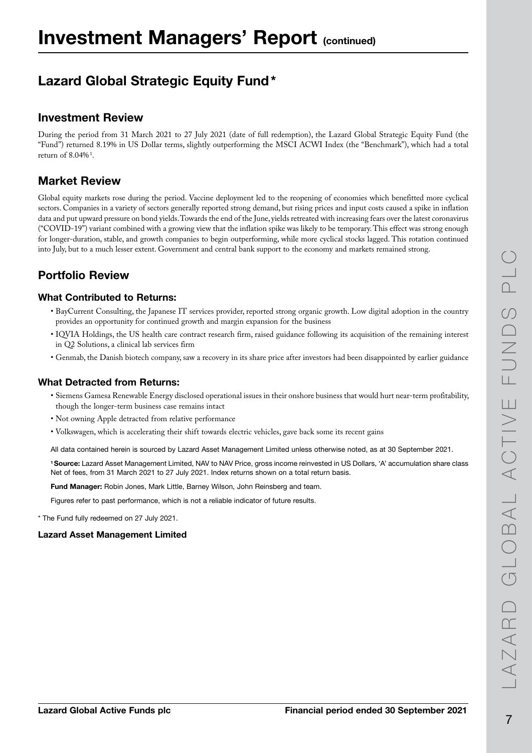# Investment Managers' Report (continued)

## Lazard Global Strategic Equity Fund*

### Investment Review

During the period from 31 March 2021 to 27 July 2021 (date of full redemption), the Lazard Global Strategic Equity Fund (the "Fund") returned 8.19% in US Dollar terms, slightly outperforming the MSCI ACWI Index (the "Benchmark"), which had a total return of 8.04%[1].

### Market Review

Global equity markets rose during the period. Vaccine deployment led to the reopening of economies which benefitted more cyclical sectors. Companies in a variety of sectors generally reported strong demand, but rising prices and input costs caused a spike in inflation data and put upward pressure on bond yields. Towards the end of the June, yields retreated with increasing fears over the latest coronavirus ("COVID-19") variant combined with a growing view that the inflation spike was likely to be temporary. This effect was strong enough for longer-duration, stable, and growth companies to begin outperforming, while more cyclical stocks lagged. This rotation continued into July, but to a much lesser extent. Government and central bank support to the economy and markets remained strong.

### Portfolio Review

#### What Contributed to Returns:

- BayCurrent Consulting, the Japanese IT services provider, reported strong organic growth. Low digital adoption in the country provides an opportunity for continued growth and margin expansion for the business
- IQVIA Holdings, the US health care contract research firm, raised guidance following its acquisition of the remaining interest in Q2 Solutions, a clinical lab services firm
- Genmab, the Danish biotech company, saw a recovery in its share price after investors had been disappointed by earlier guidance

#### What Detracted from Returns:

- Siemens Gamesa Renewable Energy disclosed operational issues in their onshore business that would hurt near-term profitability, though the longer-term business case remains intact
- Not owning Apple detracted from relative performance
- Volkswagen, which is accelerating their shift towards electric vehicles, gave back some its recent gains

All data contained herein is sourced by Lazard Asset Management Limited unless otherwise noted, as at 30 September 2021.

[1] **Source:** Lazard Asset Management Limited, NAV to NAV Price, gross income reinvested in US Dollars, 'A' accumulation share class Net of fees, from 31 March 2021 to 27 July 2021. Index returns shown on a total return basis.

**Fund Manager:** Robin Jones, Mark Little, Barney Wilson, John Reinsberg and team.

Figures refer to past performance, which is not a reliable indicator of future results.

\* The Fund fully redeemed on 27 July 2021.

**Lazard Asset Management Limited**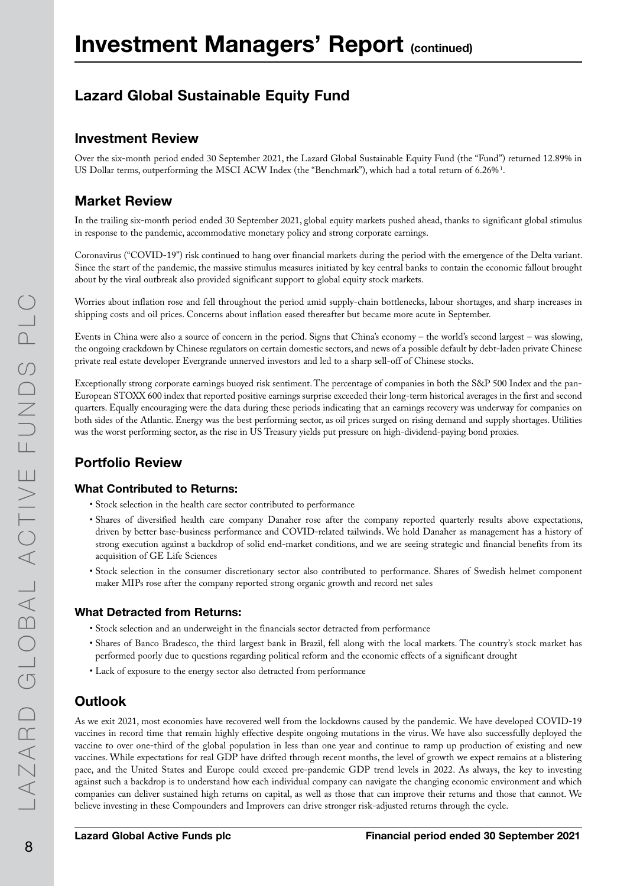# Investment Managers' Report (continued)

## Lazard Global Sustainable Equity Fund

### Investment Review

Over the six-month period ended 30 September 2021, the Lazard Global Sustainable Equity Fund (the "Fund") returned 12.89% in US Dollar terms, outperforming the MSCI ACW Index (the "Benchmark"), which had a total return of 6.26%[1].

### Market Review

In the trailing six-month period ended 30 September 2021, global equity markets pushed ahead, thanks to significant global stimulus in response to the pandemic, accommodative monetary policy and strong corporate earnings.

Coronavirus ("COVID-19") risk continued to hang over financial markets during the period with the emergence of the Delta variant. Since the start of the pandemic, the massive stimulus measures initiated by key central banks to contain the economic fallout brought about by the viral outbreak also provided significant support to global equity stock markets.

Worries about inflation rose and fell throughout the period amid supply-chain bottlenecks, labour shortages, and sharp increases in shipping costs and oil prices. Concerns about inflation eased thereafter but became more acute in September.

Events in China were also a source of concern in the period. Signs that China's economy – the world's second largest – was slowing, the ongoing crackdown by Chinese regulators on certain domestic sectors, and news of a possible default by debt-laden private Chinese private real estate developer Evergrande unnerved investors and led to a sharp sell-off of Chinese stocks.

Exceptionally strong corporate earnings buoyed risk sentiment. The percentage of companies in both the S&P 500 Index and the pan-European STOXX 600 index that reported positive earnings surprise exceeded their long-term historical averages in the first and second quarters. Equally encouraging were the data during these periods indicating that an earnings recovery was underway for companies on both sides of the Atlantic. Energy was the best performing sector, as oil prices surged on rising demand and supply shortages. Utilities was the worst performing sector, as the rise in US Treasury yields put pressure on high-dividend-paying bond proxies.

### Portfolio Review

#### What Contributed to Returns:

- Stock selection in the health care sector contributed to performance
- Shares of diversified health care company Danaher rose after the company reported quarterly results above expectations, driven by better base-business performance and COVID-related tailwinds. We hold Danaher as management has a history of strong execution against a backdrop of solid end-market conditions, and we are seeing strategic and financial benefits from its acquisition of GE Life Sciences
- Stock selection in the consumer discretionary sector also contributed to performance. Shares of Swedish helmet component maker MIPs rose after the company reported strong organic growth and record net sales

#### What Detracted from Returns:

- Stock selection and an underweight in the financials sector detracted from performance
- Shares of Banco Bradesco, the third largest bank in Brazil, fell along with the local markets. The country's stock market has performed poorly due to questions regarding political reform and the economic effects of a significant drought
- Lack of exposure to the energy sector also detracted from performance

### Outlook

As we exit 2021, most economies have recovered well from the lockdowns caused by the pandemic. We have developed COVID-19 vaccines in record time that remain highly effective despite ongoing mutations in the virus. We have also successfully deployed the vaccine to over one-third of the global population in less than one year and continue to ramp up production of existing and new vaccines. While expectations for real GDP have drifted through recent months, the level of growth we expect remains at a blistering pace, and the United States and Europe could exceed pre-pandemic GDP trend levels in 2022. As always, the key to investing against such a backdrop is to understand how each individual company can navigate the changing economic environment and which companies can deliver sustained high returns on capital, as well as those that can improve their returns and those that cannot. We believe investing in these Compounders and Improvers can drive stronger risk-adjusted returns through the cycle.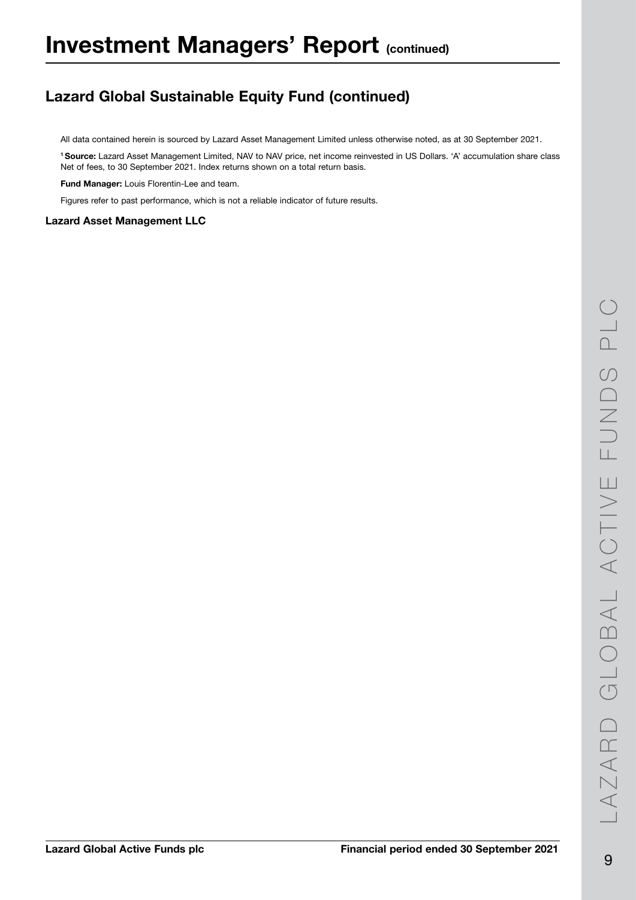# Investment Managers' Report (continued)

## Lazard Global Sustainable Equity Fund (continued)

All data contained herein is sourced by Lazard Asset Management Limited unless otherwise noted, as at 30 September 2021.

[1] **Source:** Lazard Asset Management Limited, NAV to NAV price, net income reinvested in US Dollars. 'A' accumulation share class Net of fees, to 30 September 2021. Index returns shown on a total return basis.

**Fund Manager:** Louis Florentin-Lee and team.

Figures refer to past performance, which is not a reliable indicator of future results.

**Lazard Asset Management LLC**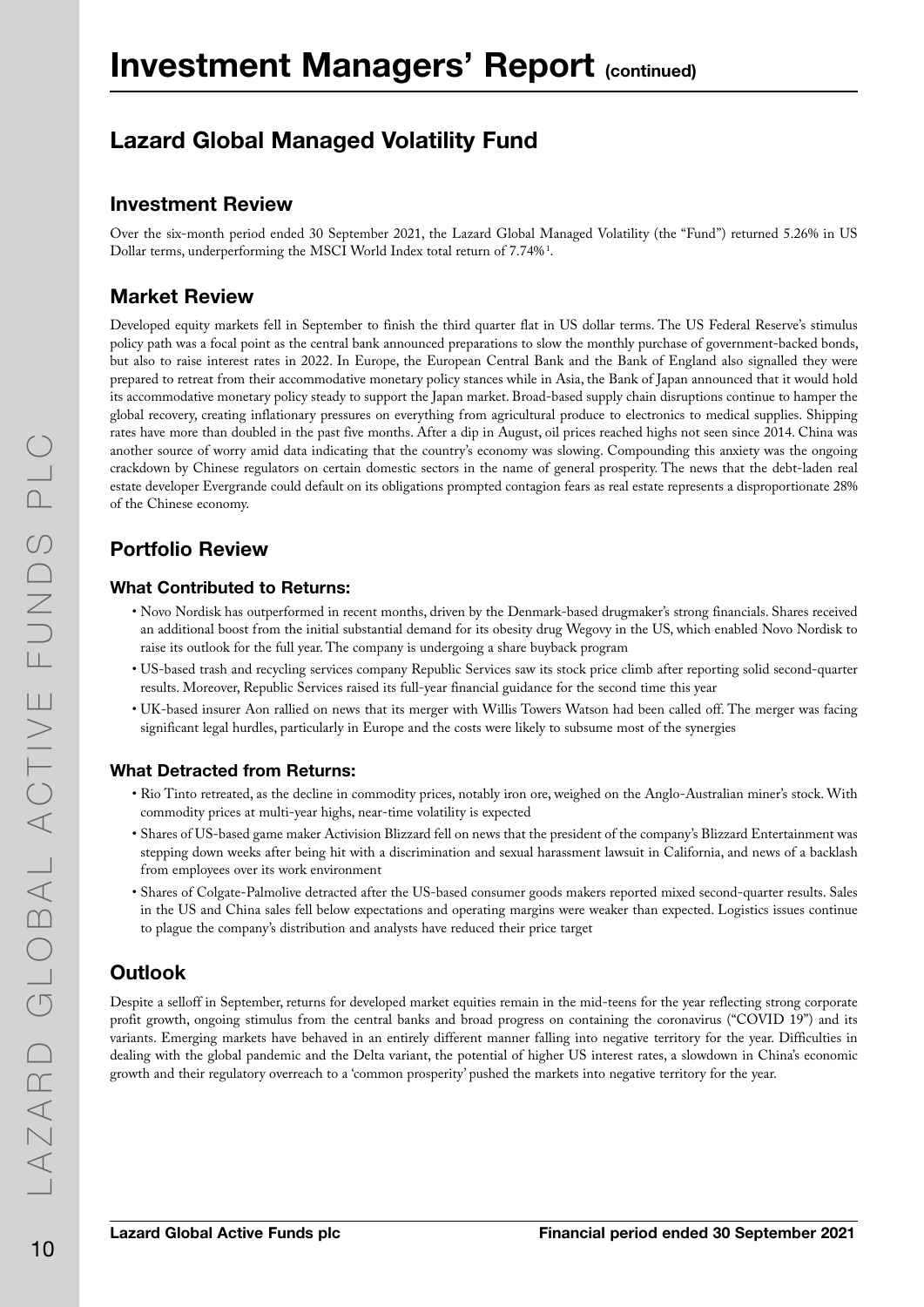# Investment Managers' Report (continued)

## Lazard Global Managed Volatility Fund

### Investment Review

Over the six-month period ended 30 September 2021, the Lazard Global Managed Volatility (the "Fund") returned 5.26% in US Dollar terms, underperforming the MSCI World Index total return of 7.74%[1].

### Market Review

Developed equity markets fell in September to finish the third quarter flat in US dollar terms. The US Federal Reserve's stimulus policy path was a focal point as the central bank announced preparations to slow the monthly purchase of government-backed bonds, but also to raise interest rates in 2022. In Europe, the European Central Bank and the Bank of England also signalled they were prepared to retreat from their accommodative monetary policy stances while in Asia, the Bank of Japan announced that it would hold its accommodative monetary policy steady to support the Japan market. Broad-based supply chain disruptions continue to hamper the global recovery, creating inflationary pressures on everything from agricultural produce to electronics to medical supplies. Shipping rates have more than doubled in the past five months. After a dip in August, oil prices reached highs not seen since 2014. China was another source of worry amid data indicating that the country's economy was slowing. Compounding this anxiety was the ongoing crackdown by Chinese regulators on certain domestic sectors in the name of general prosperity. The news that the debt-laden real estate developer Evergrande could default on its obligations prompted contagion fears as real estate represents a disproportionate 28% of the Chinese economy.

### Portfolio Review

#### What Contributed to Returns:

- Novo Nordisk has outperformed in recent months, driven by the Denmark-based drugmaker's strong financials. Shares received an additional boost from the initial substantial demand for its obesity drug Wegovy in the US, which enabled Novo Nordisk to raise its outlook for the full year. The company is undergoing a share buyback program
- US-based trash and recycling services company Republic Services saw its stock price climb after reporting solid second-quarter results. Moreover, Republic Services raised its full-year financial guidance for the second time this year
- UK-based insurer Aon rallied on news that its merger with Willis Towers Watson had been called off. The merger was facing significant legal hurdles, particularly in Europe and the costs were likely to subsume most of the synergies

#### What Detracted from Returns:

- Rio Tinto retreated, as the decline in commodity prices, notably iron ore, weighed on the Anglo-Australian miner's stock. With commodity prices at multi-year highs, near-time volatility is expected
- Shares of US-based game maker Activision Blizzard fell on news that the president of the company's Blizzard Entertainment was stepping down weeks after being hit with a discrimination and sexual harassment lawsuit in California, and news of a backlash from employees over its work environment
- Shares of Colgate-Palmolive detracted after the US-based consumer goods makers reported mixed second-quarter results. Sales in the US and China sales fell below expectations and operating margins were weaker than expected. Logistics issues continue to plague the company's distribution and analysts have reduced their price target

### Outlook

Despite a selloff in September, returns for developed market equities remain in the mid-teens for the year reflecting strong corporate profit growth, ongoing stimulus from the central banks and broad progress on containing the coronavirus ("COVID 19") and its variants. Emerging markets have behaved in an entirely different manner falling into negative territory for the year. Difficulties in dealing with the global pandemic and the Delta variant, the potential of higher US interest rates, a slowdown in China's economic growth and their regulatory overreach to a 'common prosperity' pushed the markets into negative territory for the year.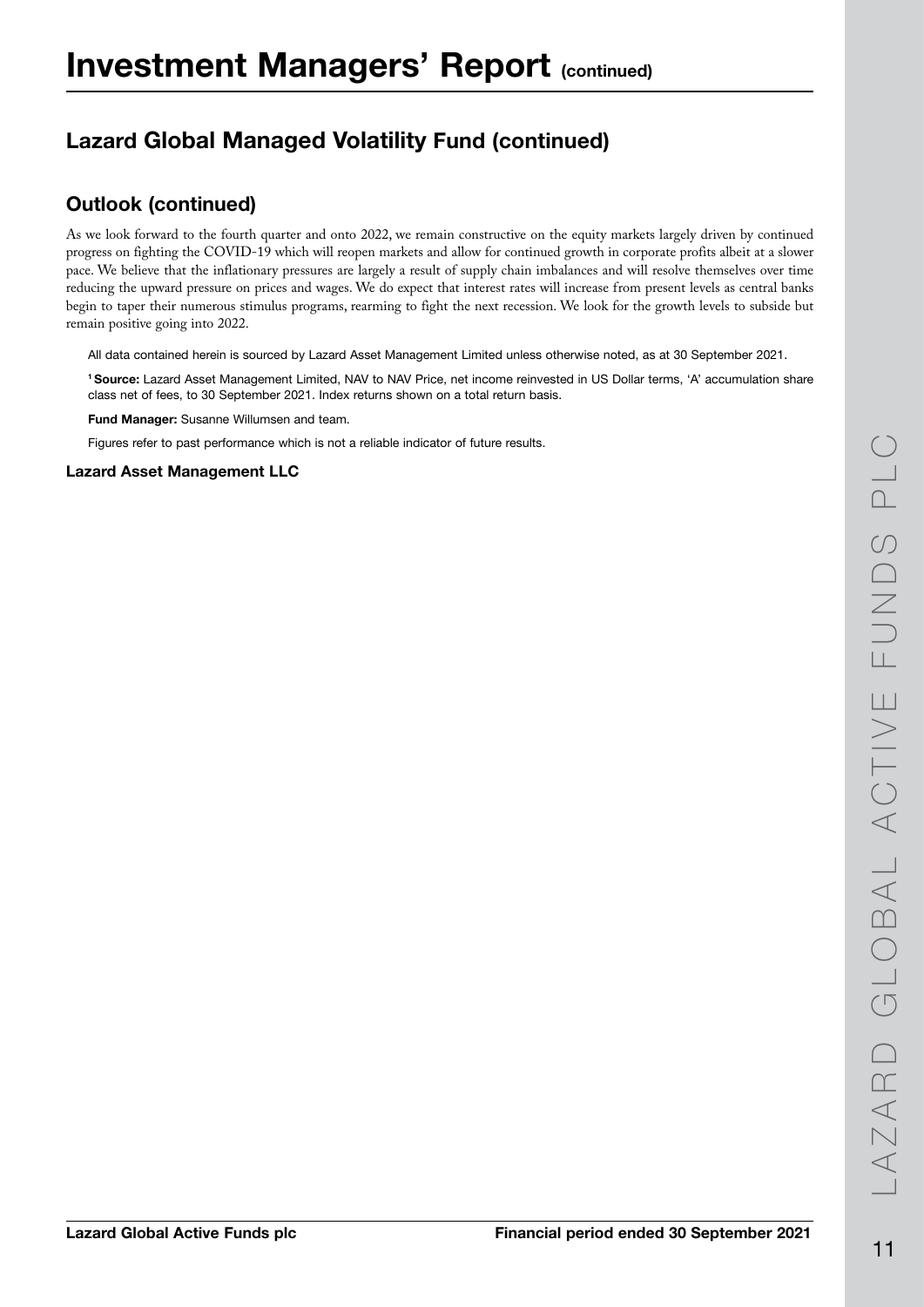# Investment Managers' Report (continued)

## Lazard Global Managed Volatility Fund (continued)

### Outlook (continued)

As we look forward to the fourth quarter and onto 2022, we remain constructive on the equity markets largely driven by continued progress on fighting the COVID-19 which will reopen markets and allow for continued growth in corporate profits albeit at a slower pace. We believe that the inflationary pressures are largely a result of supply chain imbalances and will resolve themselves over time reducing the upward pressure on prices and wages. We do expect that interest rates will increase from present levels as central banks begin to taper their numerous stimulus programs, rearming to fight the next recession. We look for the growth levels to subside but remain positive going into 2022.

All data contained herein is sourced by Lazard Asset Management Limited unless otherwise noted, as at 30 September 2021.

[1] **Source:** Lazard Asset Management Limited, NAV to NAV Price, net income reinvested in US Dollar terms, 'A' accumulation share class net of fees, to 30 September 2021. Index returns shown on a total return basis.

**Fund Manager:** Susanne Willumsen and team.

Figures refer to past performance which is not a reliable indicator of future results.

**Lazard Asset Management LLC**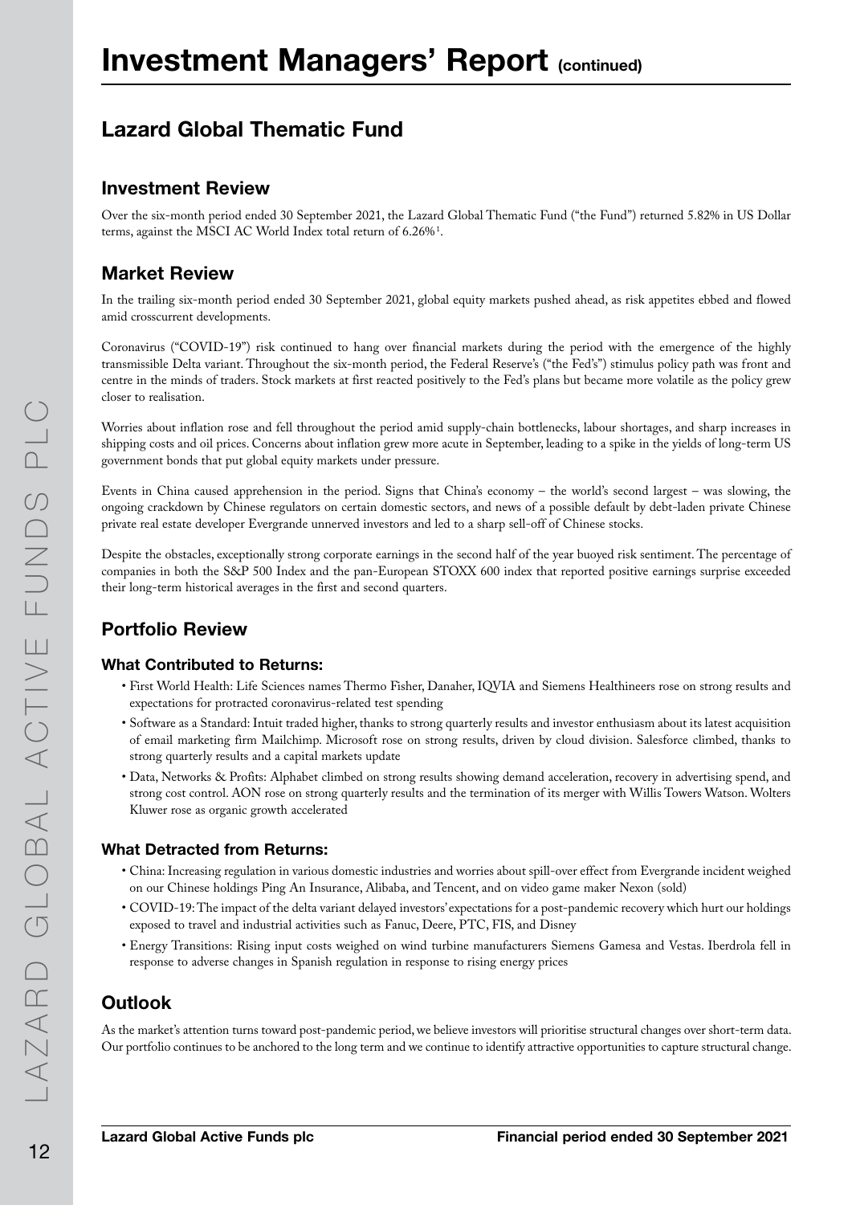# Investment Managers' Report (continued)

## Lazard Global Thematic Fund

### Investment Review

Over the six-month period ended 30 September 2021, the Lazard Global Thematic Fund ("the Fund") returned 5.82% in US Dollar terms, against the MSCI AC World Index total return of 6.26%[1].

### Market Review

In the trailing six-month period ended 30 September 2021, global equity markets pushed ahead, as risk appetites ebbed and flowed amid crosscurrent developments.

Coronavirus ("COVID-19") risk continued to hang over financial markets during the period with the emergence of the highly transmissible Delta variant. Throughout the six-month period, the Federal Reserve's ("the Fed's") stimulus policy path was front and centre in the minds of traders. Stock markets at first reacted positively to the Fed's plans but became more volatile as the policy grew closer to realisation.

Worries about inflation rose and fell throughout the period amid supply-chain bottlenecks, labour shortages, and sharp increases in shipping costs and oil prices. Concerns about inflation grew more acute in September, leading to a spike in the yields of long-term US government bonds that put global equity markets under pressure.

Events in China caused apprehension in the period. Signs that China's economy – the world's second largest – was slowing, the ongoing crackdown by Chinese regulators on certain domestic sectors, and news of a possible default by debt-laden private Chinese private real estate developer Evergrande unnerved investors and led to a sharp sell-off of Chinese stocks.

Despite the obstacles, exceptionally strong corporate earnings in the second half of the year buoyed risk sentiment. The percentage of companies in both the S&P 500 Index and the pan-European STOXX 600 index that reported positive earnings surprise exceeded their long-term historical averages in the first and second quarters.

### Portfolio Review

#### What Contributed to Returns:

- First World Health: Life Sciences names Thermo Fisher, Danaher, IQVIA and Siemens Healthineers rose on strong results and expectations for protracted coronavirus-related test spending
- Software as a Standard: Intuit traded higher, thanks to strong quarterly results and investor enthusiasm about its latest acquisition of email marketing firm Mailchimp. Microsoft rose on strong results, driven by cloud division. Salesforce climbed, thanks to strong quarterly results and a capital markets update
- Data, Networks & Profits: Alphabet climbed on strong results showing demand acceleration, recovery in advertising spend, and strong cost control. AON rose on strong quarterly results and the termination of its merger with Willis Towers Watson. Wolters Kluwer rose as organic growth accelerated

#### What Detracted from Returns:

- China: Increasing regulation in various domestic industries and worries about spill-over effect from Evergrande incident weighed on our Chinese holdings Ping An Insurance, Alibaba, and Tencent, and on video game maker Nexon (sold)
- COVID-19: The impact of the delta variant delayed investors' expectations for a post-pandemic recovery which hurt our holdings exposed to travel and industrial activities such as Fanuc, Deere, PTC, FIS, and Disney
- Energy Transitions: Rising input costs weighed on wind turbine manufacturers Siemens Gamesa and Vestas. Iberdrola fell in response to adverse changes in Spanish regulation in response to rising energy prices

### Outlook

As the market's attention turns toward post-pandemic period, we believe investors will prioritise structural changes over short-term data. Our portfolio continues to be anchored to the long term and we continue to identify attractive opportunities to capture structural change.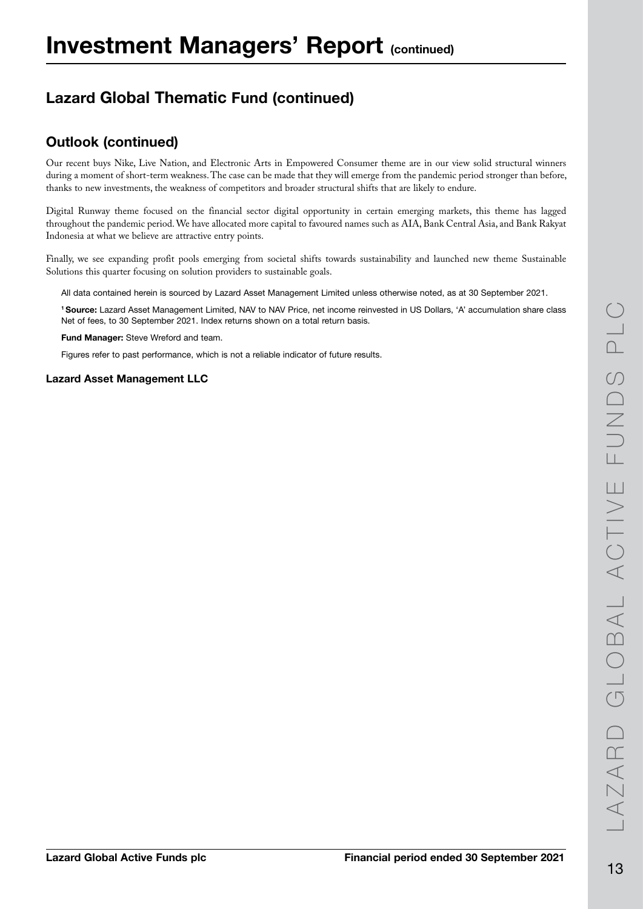# Investment Managers' Report (continued)

## Lazard Global Thematic Fund (continued)

### Outlook (continued)

Our recent buys Nike, Live Nation, and Electronic Arts in Empowered Consumer theme are in our view solid structural winners during a moment of short-term weakness. The case can be made that they will emerge from the pandemic period stronger than before, thanks to new investments, the weakness of competitors and broader structural shifts that are likely to endure.

Digital Runway theme focused on the financial sector digital opportunity in certain emerging markets, this theme has lagged throughout the pandemic period. We have allocated more capital to favoured names such as AIA, Bank Central Asia, and Bank Rakyat Indonesia at what we believe are attractive entry points.

Finally, we see expanding profit pools emerging from societal shifts towards sustainability and launched new theme Sustainable Solutions this quarter focusing on solution providers to sustainable goals.

All data contained herein is sourced by Lazard Asset Management Limited unless otherwise noted, as at 30 September 2021.

[1] **Source:** Lazard Asset Management Limited, NAV to NAV Price, net income reinvested in US Dollars, 'A' accumulation share class Net of fees, to 30 September 2021. Index returns shown on a total return basis.

**Fund Manager:** Steve Wreford and team.

Figures refer to past performance, which is not a reliable indicator of future results.

**Lazard Asset Management LLC**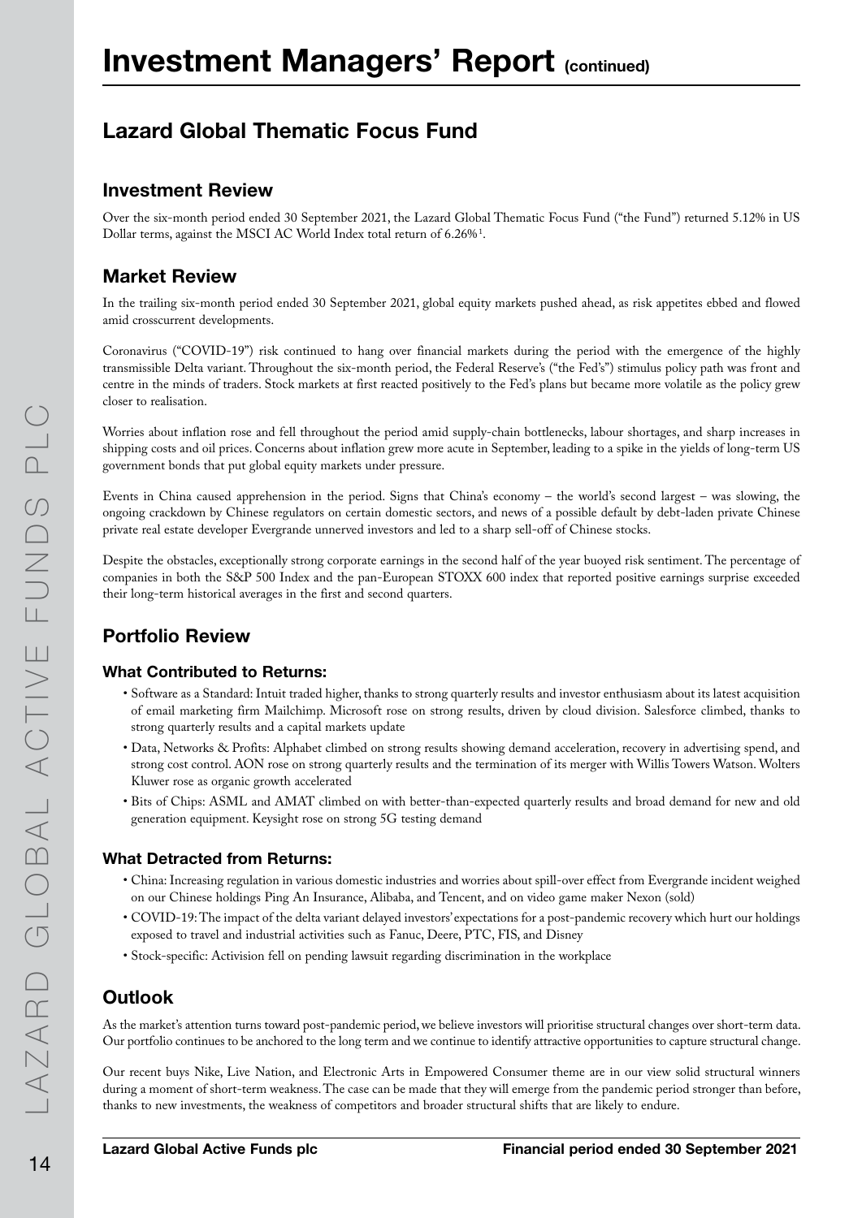# Investment Managers' Report (continued)

## Lazard Global Thematic Focus Fund

### Investment Review

Over the six-month period ended 30 September 2021, the Lazard Global Thematic Focus Fund ("the Fund") returned 5.12% in US Dollar terms, against the MSCI AC World Index total return of 6.26%[1].

### Market Review

In the trailing six-month period ended 30 September 2021, global equity markets pushed ahead, as risk appetites ebbed and flowed amid crosscurrent developments.

Coronavirus ("COVID-19") risk continued to hang over financial markets during the period with the emergence of the highly transmissible Delta variant. Throughout the six-month period, the Federal Reserve's ("the Fed's") stimulus policy path was front and centre in the minds of traders. Stock markets at first reacted positively to the Fed's plans but became more volatile as the policy grew closer to realisation.

Worries about inflation rose and fell throughout the period amid supply-chain bottlenecks, labour shortages, and sharp increases in shipping costs and oil prices. Concerns about inflation grew more acute in September, leading to a spike in the yields of long-term US government bonds that put global equity markets under pressure.

Events in China caused apprehension in the period. Signs that China's economy – the world's second largest – was slowing, the ongoing crackdown by Chinese regulators on certain domestic sectors, and news of a possible default by debt-laden private Chinese private real estate developer Evergrande unnerved investors and led to a sharp sell-off of Chinese stocks.

Despite the obstacles, exceptionally strong corporate earnings in the second half of the year buoyed risk sentiment. The percentage of companies in both the S&P 500 Index and the pan-European STOXX 600 index that reported positive earnings surprise exceeded their long-term historical averages in the first and second quarters.

### Portfolio Review

#### What Contributed to Returns:

- Software as a Standard: Intuit traded higher, thanks to strong quarterly results and investor enthusiasm about its latest acquisition of email marketing firm Mailchimp. Microsoft rose on strong results, driven by cloud division. Salesforce climbed, thanks to strong quarterly results and a capital markets update
- Data, Networks & Profits: Alphabet climbed on strong results showing demand acceleration, recovery in advertising spend, and strong cost control. AON rose on strong quarterly results and the termination of its merger with Willis Towers Watson. Wolters Kluwer rose as organic growth accelerated
- Bits of Chips: ASML and AMAT climbed on with better-than-expected quarterly results and broad demand for new and old generation equipment. Keysight rose on strong 5G testing demand

#### What Detracted from Returns:

- China: Increasing regulation in various domestic industries and worries about spill-over effect from Evergrande incident weighed on our Chinese holdings Ping An Insurance, Alibaba, and Tencent, and on video game maker Nexon (sold)
- COVID-19: The impact of the delta variant delayed investors' expectations for a post-pandemic recovery which hurt our holdings exposed to travel and industrial activities such as Fanuc, Deere, PTC, FIS, and Disney
- Stock-specific: Activision fell on pending lawsuit regarding discrimination in the workplace

### Outlook

As the market's attention turns toward post-pandemic period, we believe investors will prioritise structural changes over short-term data. Our portfolio continues to be anchored to the long term and we continue to identify attractive opportunities to capture structural change.

Our recent buys Nike, Live Nation, and Electronic Arts in Empowered Consumer theme are in our view solid structural winners during a moment of short-term weakness. The case can be made that they will emerge from the pandemic period stronger than before, thanks to new investments, the weakness of competitors and broader structural shifts that are likely to endure.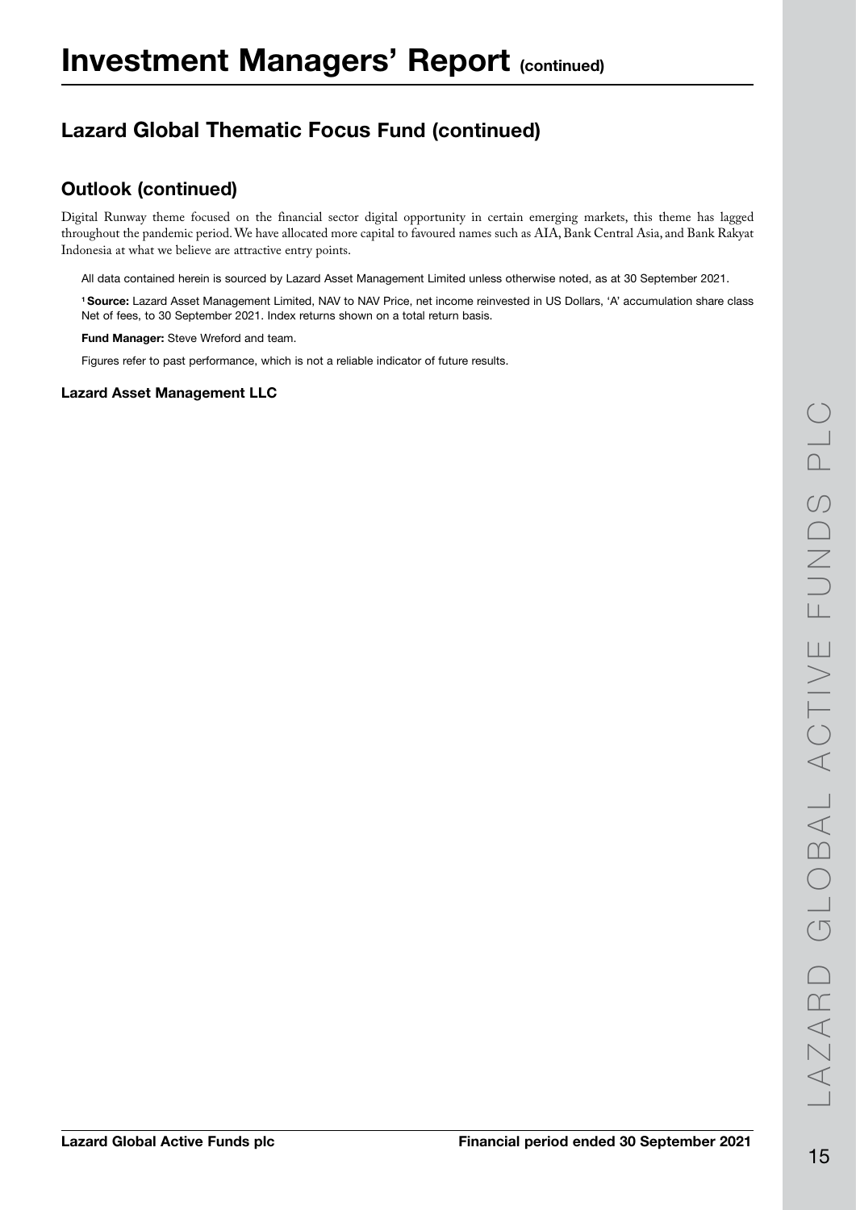# Investment Managers' Report (continued)

## Lazard Global Thematic Focus Fund (continued)

### Outlook (continued)

Digital Runway theme focused on the financial sector digital opportunity in certain emerging markets, this theme has lagged throughout the pandemic period. We have allocated more capital to favoured names such as AIA, Bank Central Asia, and Bank Rakyat Indonesia at what we believe are attractive entry points.

All data contained herein is sourced by Lazard Asset Management Limited unless otherwise noted, as at 30 September 2021.

[1] **Source:** Lazard Asset Management Limited, NAV to NAV Price, net income reinvested in US Dollars, 'A' accumulation share class Net of fees, to 30 September 2021. Index returns shown on a total return basis.

**Fund Manager:** Steve Wreford and team.

Figures refer to past performance, which is not a reliable indicator of future results.

**Lazard Asset Management LLC**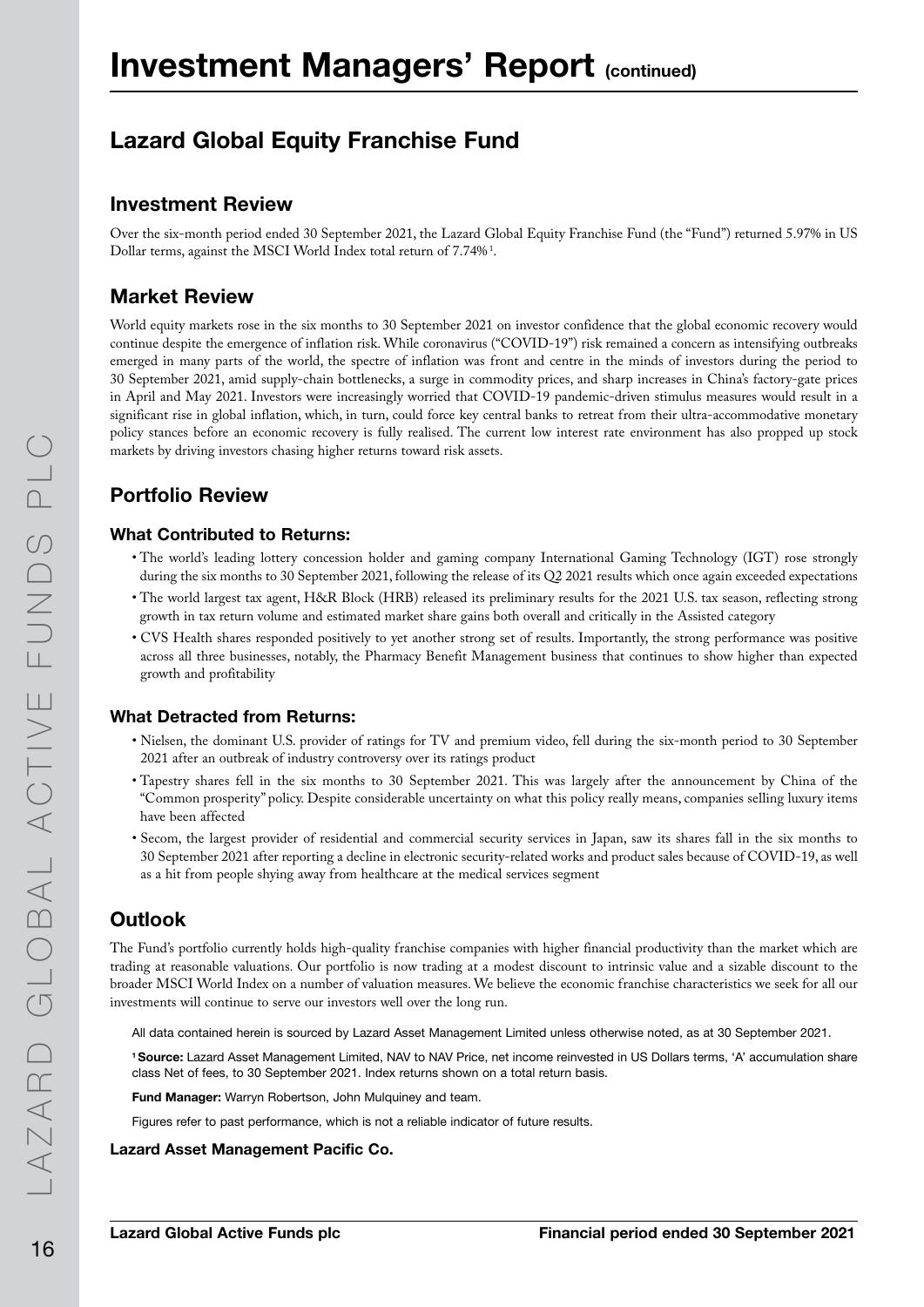# Investment Managers' Report (continued)

## Lazard Global Equity Franchise Fund

### Investment Review

Over the six-month period ended 30 September 2021, the Lazard Global Equity Franchise Fund (the "Fund") returned 5.97% in US Dollar terms, against the MSCI World Index total return of 7.74%[1].

### Market Review

World equity markets rose in the six months to 30 September 2021 on investor confidence that the global economic recovery would continue despite the emergence of inflation risk. While coronavirus ("COVID-19") risk remained a concern as intensifying outbreaks emerged in many parts of the world, the spectre of inflation was front and centre in the minds of investors during the period to 30 September 2021, amid supply-chain bottlenecks, a surge in commodity prices, and sharp increases in China's factory-gate prices in April and May 2021. Investors were increasingly worried that COVID-19 pandemic-driven stimulus measures would result in a significant rise in global inflation, which, in turn, could force key central banks to retreat from their ultra-accommodative monetary policy stances before an economic recovery is fully realised. The current low interest rate environment has also propped up stock markets by driving investors chasing higher returns toward risk assets.

### Portfolio Review

#### What Contributed to Returns:

- The world's leading lottery concession holder and gaming company International Gaming Technology (IGT) rose strongly during the six months to 30 September 2021, following the release of its Q2 2021 results which once again exceeded expectations
- The world largest tax agent, H&R Block (HRB) released its preliminary results for the 2021 U.S. tax season, reflecting strong growth in tax return volume and estimated market share gains both overall and critically in the Assisted category
- CVS Health shares responded positively to yet another strong set of results. Importantly, the strong performance was positive across all three businesses, notably, the Pharmacy Benefit Management business that continues to show higher than expected growth and profitability

#### What Detracted from Returns:

- Nielsen, the dominant U.S. provider of ratings for TV and premium video, fell during the six-month period to 30 September 2021 after an outbreak of industry controversy over its ratings product
- Tapestry shares fell in the six months to 30 September 2021. This was largely after the announcement by China of the "Common prosperity" policy. Despite considerable uncertainty on what this policy really means, companies selling luxury items have been affected
- Secom, the largest provider of residential and commercial security services in Japan, saw its shares fall in the six months to 30 September 2021 after reporting a decline in electronic security-related works and product sales because of COVID-19, as well as a hit from people shying away from healthcare at the medical services segment

### Outlook

The Fund's portfolio currently holds high-quality franchise companies with higher financial productivity than the market which are trading at reasonable valuations. Our portfolio is now trading at a modest discount to intrinsic value and a sizable discount to the broader MSCI World Index on a number of valuation measures. We believe the economic franchise characteristics we seek for all our investments will continue to serve our investors well over the long run.

All data contained herein is sourced by Lazard Asset Management Limited unless otherwise noted, as at 30 September 2021.

[1] **Source:** Lazard Asset Management Limited, NAV to NAV Price, net income reinvested in US Dollars terms, 'A' accumulation share class Net of fees, to 30 September 2021. Index returns shown on a total return basis.

**Fund Manager:** Warryn Robertson, John Mulquiney and team.

Figures refer to past performance, which is not a reliable indicator of future results.

**Lazard Asset Management Pacific Co.**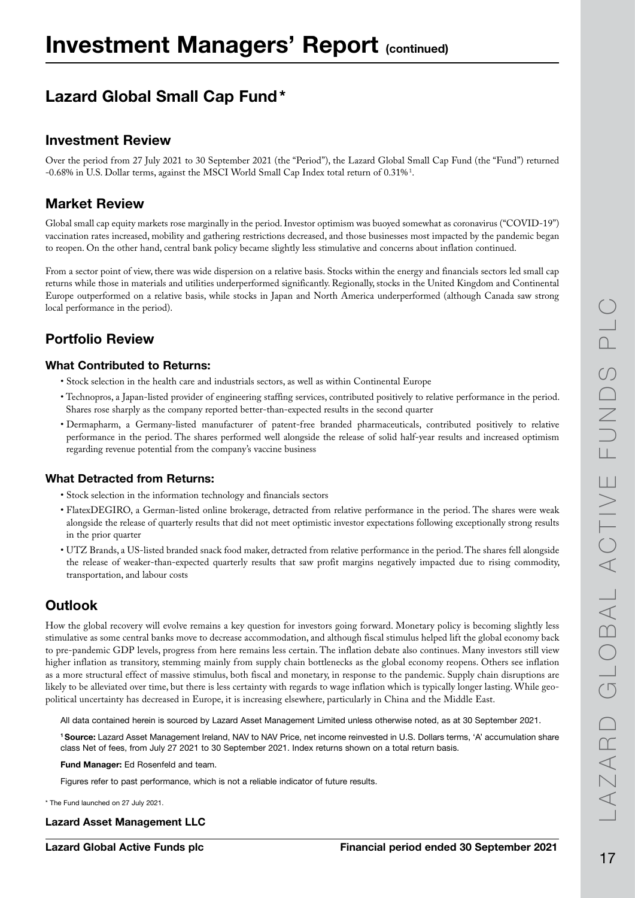# Investment Managers' Report (continued)

## Lazard Global Small Cap Fund*

### Investment Review

Over the period from 27 July 2021 to 30 September 2021 (the "Period"), the Lazard Global Small Cap Fund (the "Fund") returned -0.68% in U.S. Dollar terms, against the MSCI World Small Cap Index total return of 0.31%[1].

### Market Review

Global small cap equity markets rose marginally in the period. Investor optimism was buoyed somewhat as coronavirus ("COVID-19") vaccination rates increased, mobility and gathering restrictions decreased, and those businesses most impacted by the pandemic began to reopen. On the other hand, central bank policy became slightly less stimulative and concerns about inflation continued.

From a sector point of view, there was wide dispersion on a relative basis. Stocks within the energy and financials sectors led small cap returns while those in materials and utilities underperformed significantly. Regionally, stocks in the United Kingdom and Continental Europe outperformed on a relative basis, while stocks in Japan and North America underperformed (although Canada saw strong local performance in the period).

### Portfolio Review

#### What Contributed to Returns:

- Stock selection in the health care and industrials sectors, as well as within Continental Europe
- Technopros, a Japan-listed provider of engineering staffing services, contributed positively to relative performance in the period. Shares rose sharply as the company reported better-than-expected results in the second quarter
- Dermapharm, a Germany-listed manufacturer of patent-free branded pharmaceuticals, contributed positively to relative performance in the period. The shares performed well alongside the release of solid half-year results and increased optimism regarding revenue potential from the company's vaccine business

#### What Detracted from Returns:

- Stock selection in the information technology and financials sectors
- FlatexDEGIRO, a German-listed online brokerage, detracted from relative performance in the period. The shares were weak alongside the release of quarterly results that did not meet optimistic investor expectations following exceptionally strong results in the prior quarter
- UTZ Brands, a US-listed branded snack food maker, detracted from relative performance in the period. The shares fell alongside the release of weaker-than-expected quarterly results that saw profit margins negatively impacted due to rising commodity, transportation, and labour costs

### Outlook

How the global recovery will evolve remains a key question for investors going forward. Monetary policy is becoming slightly less stimulative as some central banks move to decrease accommodation, and although fiscal stimulus helped lift the global economy back to pre-pandemic GDP levels, progress from here remains less certain. The inflation debate also continues. Many investors still view higher inflation as transitory, stemming mainly from supply chain bottlenecks as the global economy reopens. Others see inflation as a more structural effect of massive stimulus, both fiscal and monetary, in response to the pandemic. Supply chain disruptions are likely to be alleviated over time, but there is less certainty with regards to wage inflation which is typically longer lasting. While geo-political uncertainty has decreased in Europe, it is increasing elsewhere, particularly in China and the Middle East.

All data contained herein is sourced by Lazard Asset Management Limited unless otherwise noted, as at 30 September 2021.

[1] **Source:** Lazard Asset Management Ireland, NAV to NAV Price, net income reinvested in U.S. Dollars terms, 'A' accumulation share class Net of fees, from July 27 2021 to 30 September 2021. Index returns shown on a total return basis.

**Fund Manager:** Ed Rosenfeld and team.

Figures refer to past performance, which is not a reliable indicator of future results.

\* The Fund launched on 27 July 2021.

**Lazard Asset Management LLC**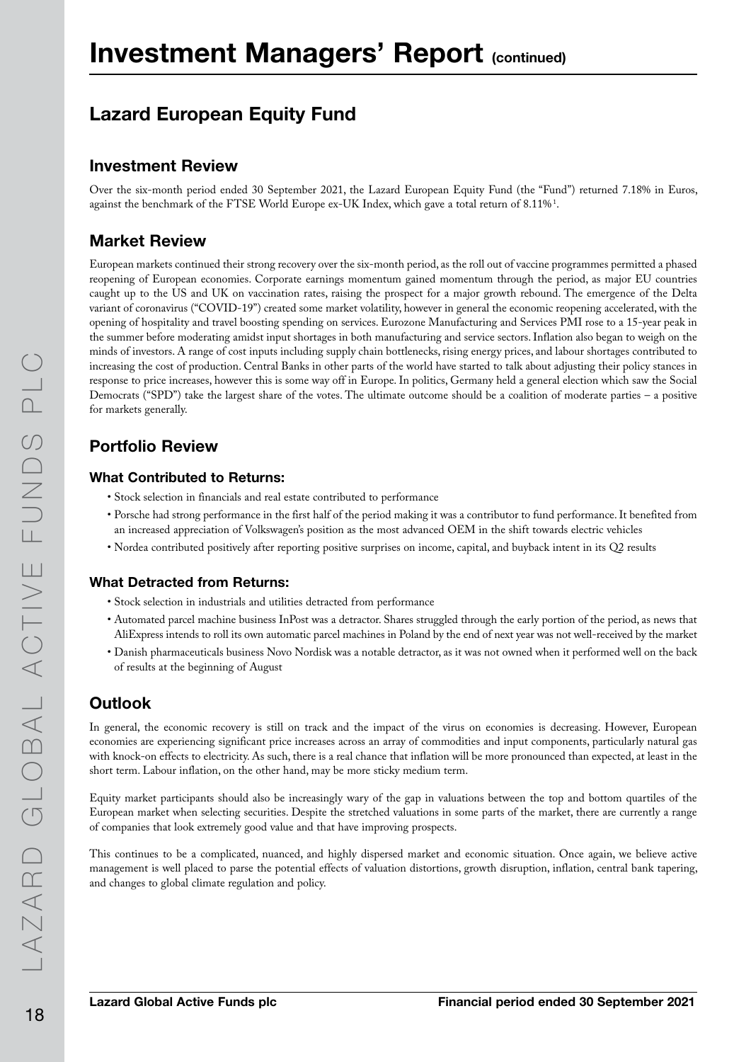# Investment Managers' Report (continued)

## Lazard European Equity Fund

### Investment Review

Over the six-month period ended 30 September 2021, the Lazard European Equity Fund (the "Fund") returned 7.18% in Euros, against the benchmark of the FTSE World Europe ex-UK Index, which gave a total return of 8.11%[1].

### Market Review

European markets continued their strong recovery over the six-month period, as the roll out of vaccine programmes permitted a phased reopening of European economies. Corporate earnings momentum gained momentum through the period, as major EU countries caught up to the US and UK on vaccination rates, raising the prospect for a major growth rebound. The emergence of the Delta variant of coronavirus ("COVID-19") created some market volatility, however in general the economic reopening accelerated, with the opening of hospitality and travel boosting spending on services. Eurozone Manufacturing and Services PMI rose to a 15-year peak in the summer before moderating amidst input shortages in both manufacturing and service sectors. Inflation also began to weigh on the minds of investors. A range of cost inputs including supply chain bottlenecks, rising energy prices, and labour shortages contributed to increasing the cost of production. Central Banks in other parts of the world have started to talk about adjusting their policy stances in response to price increases, however this is some way off in Europe. In politics, Germany held a general election which saw the Social Democrats ("SPD") take the largest share of the votes. The ultimate outcome should be a coalition of moderate parties – a positive for markets generally.

### Portfolio Review

#### What Contributed to Returns:

- Stock selection in financials and real estate contributed to performance
- Porsche had strong performance in the first half of the period making it was a contributor to fund performance. It benefited from an increased appreciation of Volkswagen's position as the most advanced OEM in the shift towards electric vehicles
- Nordea contributed positively after reporting positive surprises on income, capital, and buyback intent in its Q2 results

#### What Detracted from Returns:

- Stock selection in industrials and utilities detracted from performance
- Automated parcel machine business InPost was a detractor. Shares struggled through the early portion of the period, as news that AliExpress intends to roll its own automatic parcel machines in Poland by the end of next year was not well-received by the market
- Danish pharmaceuticals business Novo Nordisk was a notable detractor, as it was not owned when it performed well on the back of results at the beginning of August

### Outlook

In general, the economic recovery is still on track and the impact of the virus on economies is decreasing. However, European economies are experiencing significant price increases across an array of commodities and input components, particularly natural gas with knock-on effects to electricity. As such, there is a real chance that inflation will be more pronounced than expected, at least in the short term. Labour inflation, on the other hand, may be more sticky medium term.

Equity market participants should also be increasingly wary of the gap in valuations between the top and bottom quartiles of the European market when selecting securities. Despite the stretched valuations in some parts of the market, there are currently a range of companies that look extremely good value and that have improving prospects.

This continues to be a complicated, nuanced, and highly dispersed market and economic situation. Once again, we believe active management is well placed to parse the potential effects of valuation distortions, growth disruption, inflation, central bank tapering, and changes to global climate regulation and policy.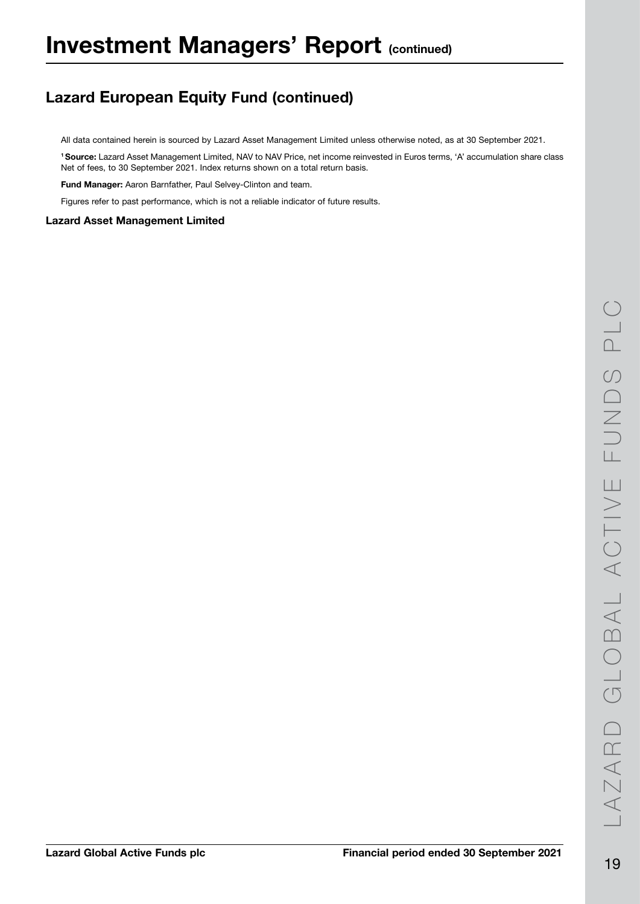# Investment Managers' Report (continued)

## Lazard European Equity Fund (continued)

All data contained herein is sourced by Lazard Asset Management Limited unless otherwise noted, as at 30 September 2021.

[1] **Source:** Lazard Asset Management Limited, NAV to NAV Price, net income reinvested in Euros terms, 'A' accumulation share class Net of fees, to 30 September 2021. Index returns shown on a total return basis.

**Fund Manager:** Aaron Barnfather, Paul Selvey-Clinton and team.

Figures refer to past performance, which is not a reliable indicator of future results.

**Lazard Asset Management Limited**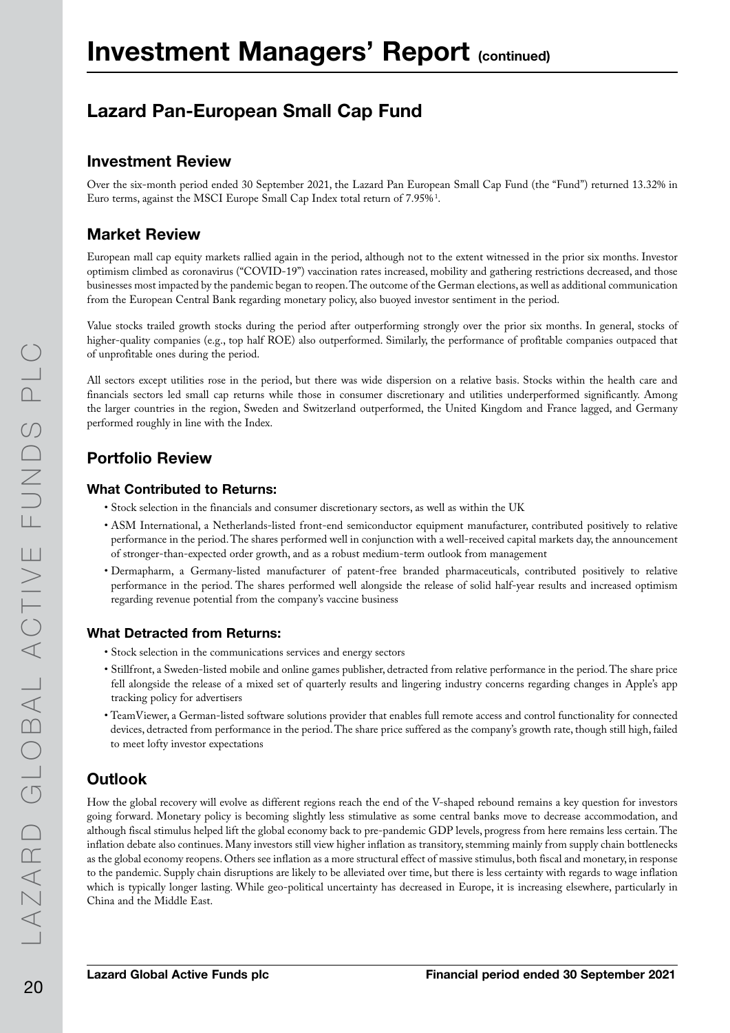# Investment Managers' Report (continued)

## Lazard Pan-European Small Cap Fund

### Investment Review

Over the six-month period ended 30 September 2021, the Lazard Pan European Small Cap Fund (the "Fund") returned 13.32% in Euro terms, against the MSCI Europe Small Cap Index total return of 7.95%[1].

### Market Review

European mall cap equity markets rallied again in the period, although not to the extent witnessed in the prior six months. Investor optimism climbed as coronavirus ("COVID-19") vaccination rates increased, mobility and gathering restrictions decreased, and those businesses most impacted by the pandemic began to reopen. The outcome of the German elections, as well as additional communication from the European Central Bank regarding monetary policy, also buoyed investor sentiment in the period.

Value stocks trailed growth stocks during the period after outperforming strongly over the prior six months. In general, stocks of higher-quality companies (e.g., top half ROE) also outperformed. Similarly, the performance of profitable companies outpaced that of unprofitable ones during the period.

All sectors except utilities rose in the period, but there was wide dispersion on a relative basis. Stocks within the health care and financials sectors led small cap returns while those in consumer discretionary and utilities underperformed significantly. Among the larger countries in the region, Sweden and Switzerland outperformed, the United Kingdom and France lagged, and Germany performed roughly in line with the Index.

### Portfolio Review

#### What Contributed to Returns:

- Stock selection in the financials and consumer discretionary sectors, as well as within the UK
- ASM International, a Netherlands-listed front-end semiconductor equipment manufacturer, contributed positively to relative performance in the period. The shares performed well in conjunction with a well-received capital markets day, the announcement of stronger-than-expected order growth, and as a robust medium-term outlook from management
- Dermapharm, a Germany-listed manufacturer of patent-free branded pharmaceuticals, contributed positively to relative performance in the period. The shares performed well alongside the release of solid half-year results and increased optimism regarding revenue potential from the company's vaccine business

#### What Detracted from Returns:

- Stock selection in the communications services and energy sectors
- Stillfront, a Sweden-listed mobile and online games publisher, detracted from relative performance in the period. The share price fell alongside the release of a mixed set of quarterly results and lingering industry concerns regarding changes in Apple's app tracking policy for advertisers
- TeamViewer, a German-listed software solutions provider that enables full remote access and control functionality for connected devices, detracted from performance in the period. The share price suffered as the company's growth rate, though still high, failed to meet lofty investor expectations

### Outlook

How the global recovery will evolve as different regions reach the end of the V-shaped rebound remains a key question for investors going forward. Monetary policy is becoming slightly less stimulative as some central banks move to decrease accommodation, and although fiscal stimulus helped lift the global economy back to pre-pandemic GDP levels, progress from here remains less certain. The inflation debate also continues. Many investors still view higher inflation as transitory, stemming mainly from supply chain bottlenecks as the global economy reopens. Others see inflation as a more structural effect of massive stimulus, both fiscal and monetary, in response to the pandemic. Supply chain disruptions are likely to be alleviated over time, but there is less certainty with regards to wage inflation which is typically longer lasting. While geo-political uncertainty has decreased in Europe, it is increasing elsewhere, particularly in China and the Middle East.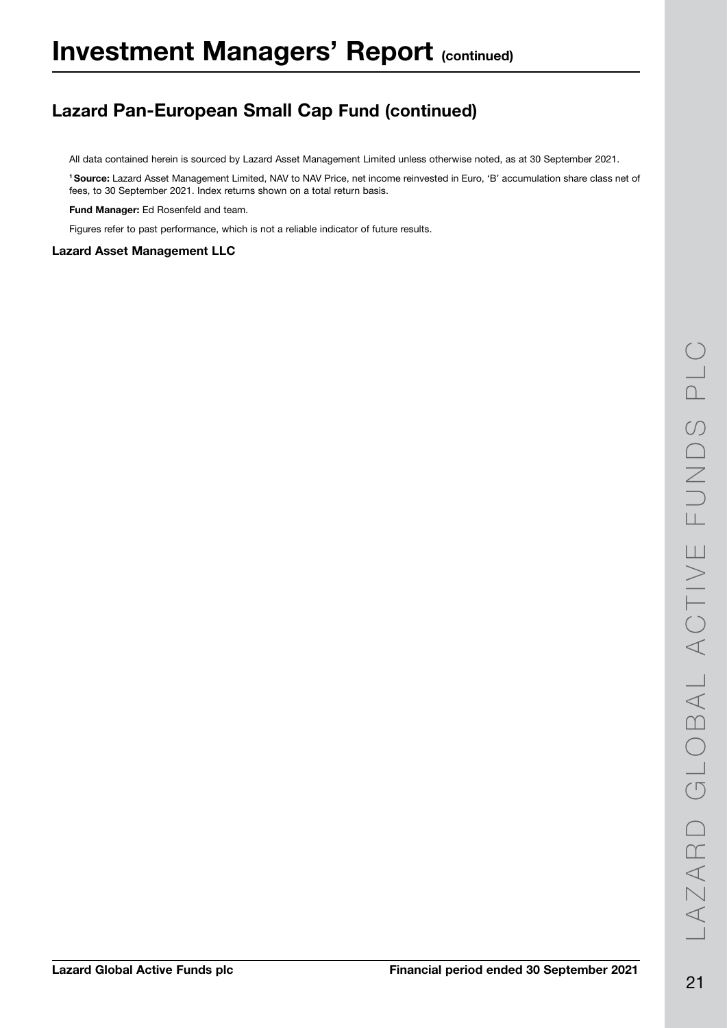# Investment Managers' Report (continued)

## Lazard Pan-European Small Cap Fund (continued)

All data contained herein is sourced by Lazard Asset Management Limited unless otherwise noted, as at 30 September 2021.

[1] **Source:** Lazard Asset Management Limited, NAV to NAV Price, net income reinvested in Euro, 'B' accumulation share class net of fees, to 30 September 2021. Index returns shown on a total return basis.

**Fund Manager:** Ed Rosenfeld and team.

Figures refer to past performance, which is not a reliable indicator of future results.

**Lazard Asset Management LLC**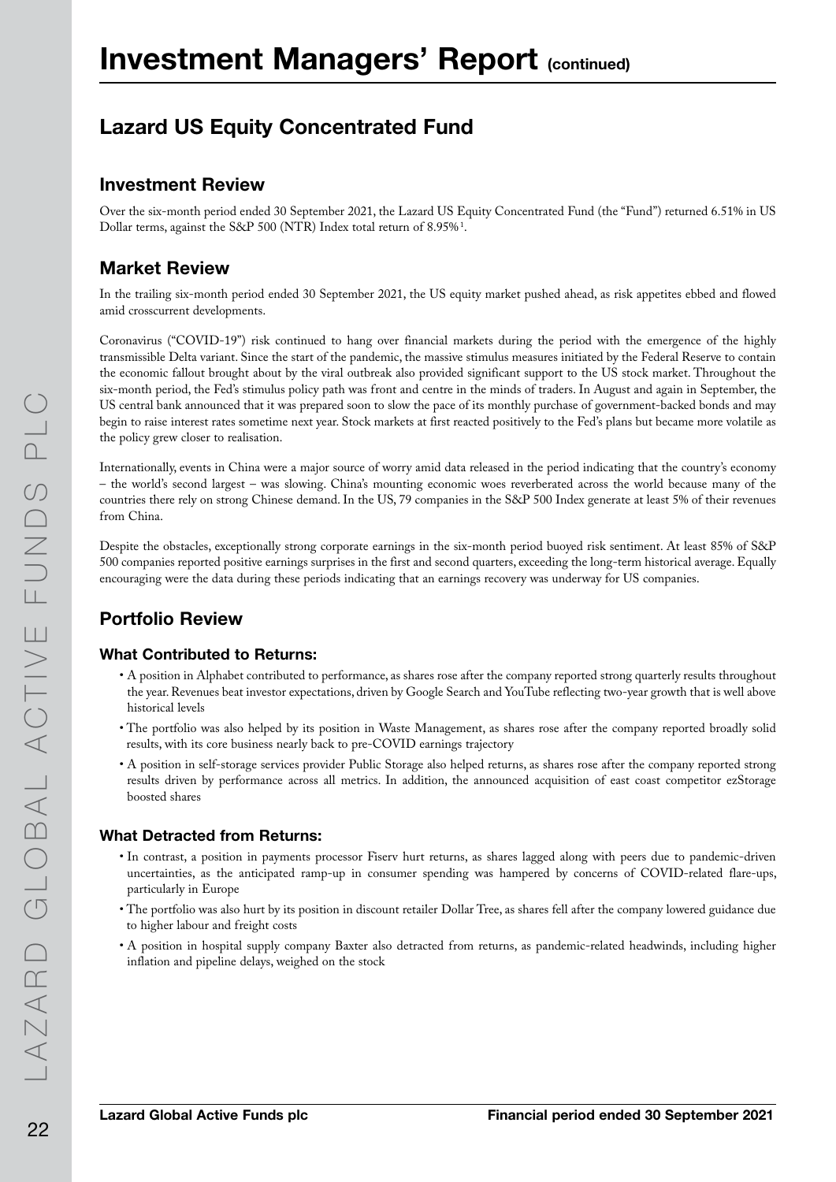# Investment Managers' Report (continued)

## Lazard US Equity Concentrated Fund

### Investment Review

Over the six-month period ended 30 September 2021, the Lazard US Equity Concentrated Fund (the "Fund") returned 6.51% in US Dollar terms, against the S&P 500 (NTR) Index total return of 8.95%[1].

### Market Review

In the trailing six-month period ended 30 September 2021, the US equity market pushed ahead, as risk appetites ebbed and flowed amid crosscurrent developments.

Coronavirus ("COVID-19") risk continued to hang over financial markets during the period with the emergence of the highly transmissible Delta variant. Since the start of the pandemic, the massive stimulus measures initiated by the Federal Reserve to contain the economic fallout brought about by the viral outbreak also provided significant support to the US stock market. Throughout the six-month period, the Fed's stimulus policy path was front and centre in the minds of traders. In August and again in September, the US central bank announced that it was prepared soon to slow the pace of its monthly purchase of government-backed bonds and may begin to raise interest rates sometime next year. Stock markets at first reacted positively to the Fed's plans but became more volatile as the policy grew closer to realisation.

Internationally, events in China were a major source of worry amid data released in the period indicating that the country's economy – the world's second largest – was slowing. China's mounting economic woes reverberated across the world because many of the countries there rely on strong Chinese demand. In the US, 79 companies in the S&P 500 Index generate at least 5% of their revenues from China.

Despite the obstacles, exceptionally strong corporate earnings in the six-month period buoyed risk sentiment. At least 85% of S&P 500 companies reported positive earnings surprises in the first and second quarters, exceeding the long-term historical average. Equally encouraging were the data during these periods indicating that an earnings recovery was underway for US companies.

### Portfolio Review

#### What Contributed to Returns:

- A position in Alphabet contributed to performance, as shares rose after the company reported strong quarterly results throughout the year. Revenues beat investor expectations, driven by Google Search and YouTube reflecting two-year growth that is well above historical levels
- The portfolio was also helped by its position in Waste Management, as shares rose after the company reported broadly solid results, with its core business nearly back to pre-COVID earnings trajectory
- A position in self-storage services provider Public Storage also helped returns, as shares rose after the company reported strong results driven by performance across all metrics. In addition, the announced acquisition of east coast competitor ezStorage boosted shares

#### What Detracted from Returns:

- In contrast, a position in payments processor Fiserv hurt returns, as shares lagged along with peers due to pandemic-driven uncertainties, as the anticipated ramp-up in consumer spending was hampered by concerns of COVID-related flare-ups, particularly in Europe
- The portfolio was also hurt by its position in discount retailer Dollar Tree, as shares fell after the company lowered guidance due to higher labour and freight costs
- A position in hospital supply company Baxter also detracted from returns, as pandemic-related headwinds, including higher inflation and pipeline delays, weighed on the stock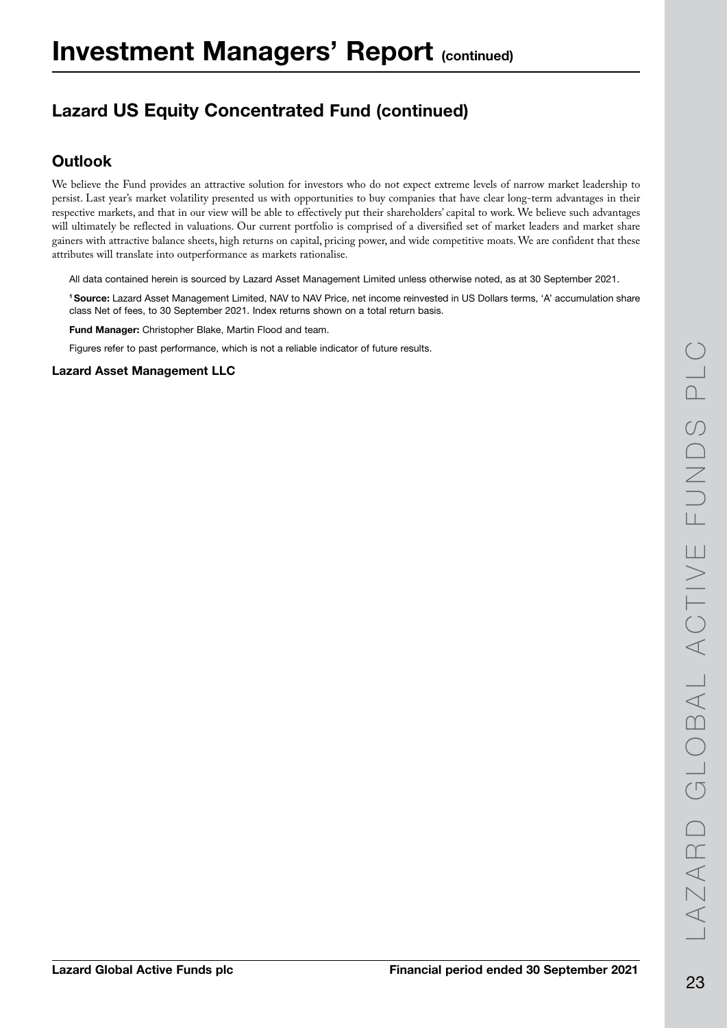# Investment Managers' Report (continued)

## Lazard US Equity Concentrated Fund (continued)

### Outlook

We believe the Fund provides an attractive solution for investors who do not expect extreme levels of narrow market leadership to persist. Last year's market volatility presented us with opportunities to buy companies that have clear long-term advantages in their respective markets, and that in our view will be able to effectively put their shareholders' capital to work. We believe such advantages will ultimately be reflected in valuations. Our current portfolio is comprised of a diversified set of market leaders and market share gainers with attractive balance sheets, high returns on capital, pricing power, and wide competitive moats. We are confident that these attributes will translate into outperformance as markets rationalise.

All data contained herein is sourced by Lazard Asset Management Limited unless otherwise noted, as at 30 September 2021.

[1] **Source:** Lazard Asset Management Limited, NAV to NAV Price, net income reinvested in US Dollars terms, 'A' accumulation share class Net of fees, to 30 September 2021. Index returns shown on a total return basis.

**Fund Manager:** Christopher Blake, Martin Flood and team.

Figures refer to past performance, which is not a reliable indicator of future results.

**Lazard Asset Management LLC**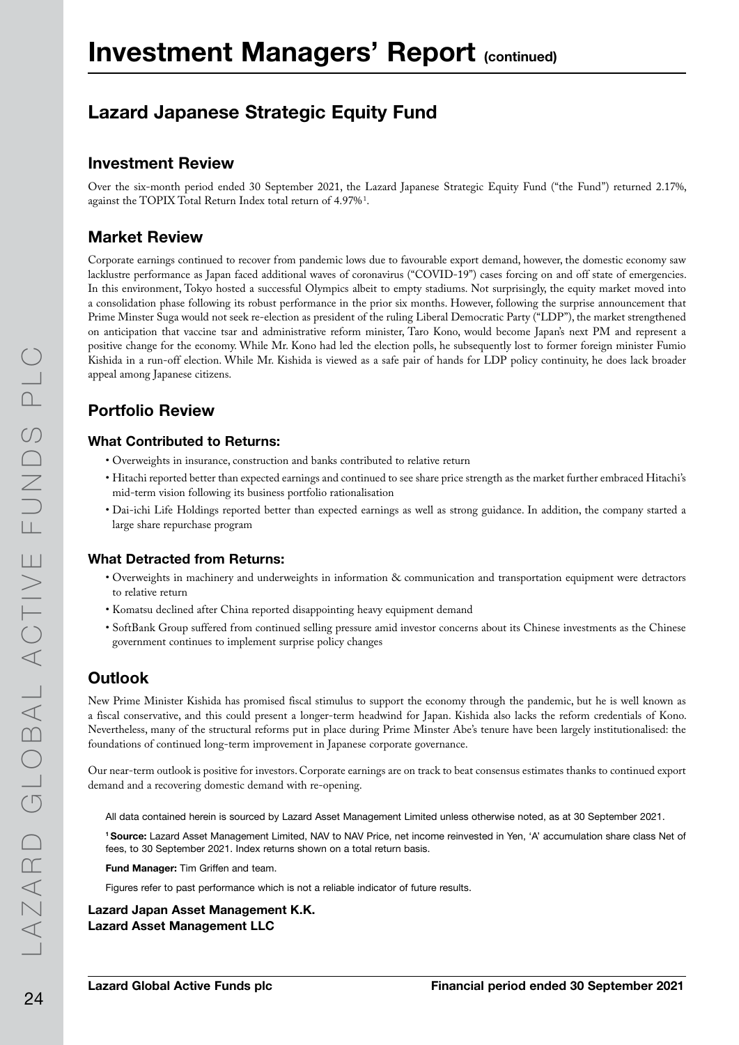# Investment Managers' Report (continued)

## Lazard Japanese Strategic Equity Fund

### Investment Review

Over the six-month period ended 30 September 2021, the Lazard Japanese Strategic Equity Fund ("the Fund") returned 2.17%, against the TOPIX Total Return Index total return of 4.97%[1].

### Market Review

Corporate earnings continued to recover from pandemic lows due to favourable export demand, however, the domestic economy saw lacklustre performance as Japan faced additional waves of coronavirus ("COVID-19") cases forcing on and off state of emergencies. In this environment, Tokyo hosted a successful Olympics albeit to empty stadiums. Not surprisingly, the equity market moved into a consolidation phase following its robust performance in the prior six months. However, following the surprise announcement that Prime Minster Suga would not seek re-election as president of the ruling Liberal Democratic Party ("LDP"), the market strengthened on anticipation that vaccine tsar and administrative reform minister, Taro Kono, would become Japan's next PM and represent a positive change for the economy. While Mr. Kono had led the election polls, he subsequently lost to former foreign minister Fumio Kishida in a run-off election. While Mr. Kishida is viewed as a safe pair of hands for LDP policy continuity, he does lack broader appeal among Japanese citizens.

### Portfolio Review

#### What Contributed to Returns:

- Overweights in insurance, construction and banks contributed to relative return
- Hitachi reported better than expected earnings and continued to see share price strength as the market further embraced Hitachi's mid-term vision following its business portfolio rationalisation
- Dai-ichi Life Holdings reported better than expected earnings as well as strong guidance. In addition, the company started a large share repurchase program

#### What Detracted from Returns:

- Overweights in machinery and underweights in information & communication and transportation equipment were detractors to relative return
- Komatsu declined after China reported disappointing heavy equipment demand
- SoftBank Group suffered from continued selling pressure amid investor concerns about its Chinese investments as the Chinese government continues to implement surprise policy changes

### Outlook

New Prime Minister Kishida has promised fiscal stimulus to support the economy through the pandemic, but he is well known as a fiscal conservative, and this could present a longer-term headwind for Japan. Kishida also lacks the reform credentials of Kono. Nevertheless, many of the structural reforms put in place during Prime Minster Abe's tenure have been largely institutionalised: the foundations of continued long-term improvement in Japanese corporate governance.

Our near-term outlook is positive for investors. Corporate earnings are on track to beat consensus estimates thanks to continued export demand and a recovering domestic demand with re-opening.

All data contained herein is sourced by Lazard Asset Management Limited unless otherwise noted, as at 30 September 2021.

[1] **Source:** Lazard Asset Management Limited, NAV to NAV Price, net income reinvested in Yen, 'A' accumulation share class Net of fees, to 30 September 2021. Index returns shown on a total return basis.

**Fund Manager:** Tim Griffen and team.

Figures refer to past performance which is not a reliable indicator of future results.

**Lazard Japan Asset Management K.K.**
**Lazard Asset Management LLC**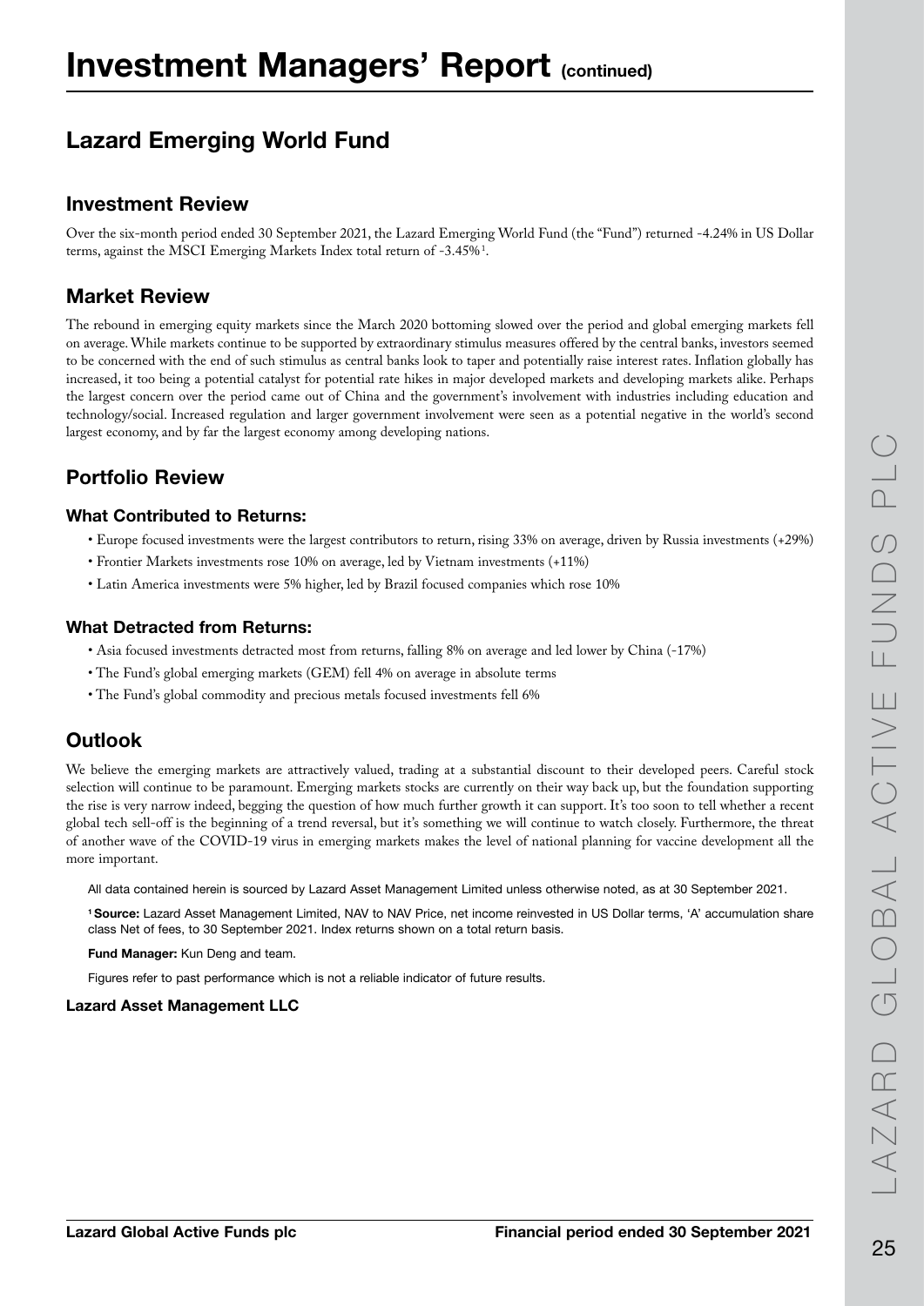# Investment Managers' Report (continued)

## Lazard Emerging World Fund

### Investment Review

Over the six-month period ended 30 September 2021, the Lazard Emerging World Fund (the "Fund") returned -4.24% in US Dollar terms, against the MSCI Emerging Markets Index total return of -3.45%[1].

### Market Review

The rebound in emerging equity markets since the March 2020 bottoming slowed over the period and global emerging markets fell on average. While markets continue to be supported by extraordinary stimulus measures offered by the central banks, investors seemed to be concerned with the end of such stimulus as central banks look to taper and potentially raise interest rates. Inflation globally has increased, it too being a potential catalyst for potential rate hikes in major developed markets and developing markets alike. Perhaps the largest concern over the period came out of China and the government's involvement with industries including education and technology/social. Increased regulation and larger government involvement were seen as a potential negative in the world's second largest economy, and by far the largest economy among developing nations.

### Portfolio Review

#### What Contributed to Returns:

- Europe focused investments were the largest contributors to return, rising 33% on average, driven by Russia investments (+29%)
- Frontier Markets investments rose 10% on average, led by Vietnam investments (+11%)
- Latin America investments were 5% higher, led by Brazil focused companies which rose 10%

#### What Detracted from Returns:

- Asia focused investments detracted most from returns, falling 8% on average and led lower by China (-17%)
- The Fund's global emerging markets (GEM) fell 4% on average in absolute terms
- The Fund's global commodity and precious metals focused investments fell 6%

### Outlook

We believe the emerging markets are attractively valued, trading at a substantial discount to their developed peers. Careful stock selection will continue to be paramount. Emerging markets stocks are currently on their way back up, but the foundation supporting the rise is very narrow indeed, begging the question of how much further growth it can support. It's too soon to tell whether a recent global tech sell-off is the beginning of a trend reversal, but it's something we will continue to watch closely. Furthermore, the threat of another wave of the COVID-19 virus in emerging markets makes the level of national planning for vaccine development all the more important.

All data contained herein is sourced by Lazard Asset Management Limited unless otherwise noted, as at 30 September 2021.

[1] **Source:** Lazard Asset Management Limited, NAV to NAV Price, net income reinvested in US Dollar terms, 'A' accumulation share class Net of fees, to 30 September 2021. Index returns shown on a total return basis.

**Fund Manager:** Kun Deng and team.

Figures refer to past performance which is not a reliable indicator of future results.

**Lazard Asset Management LLC**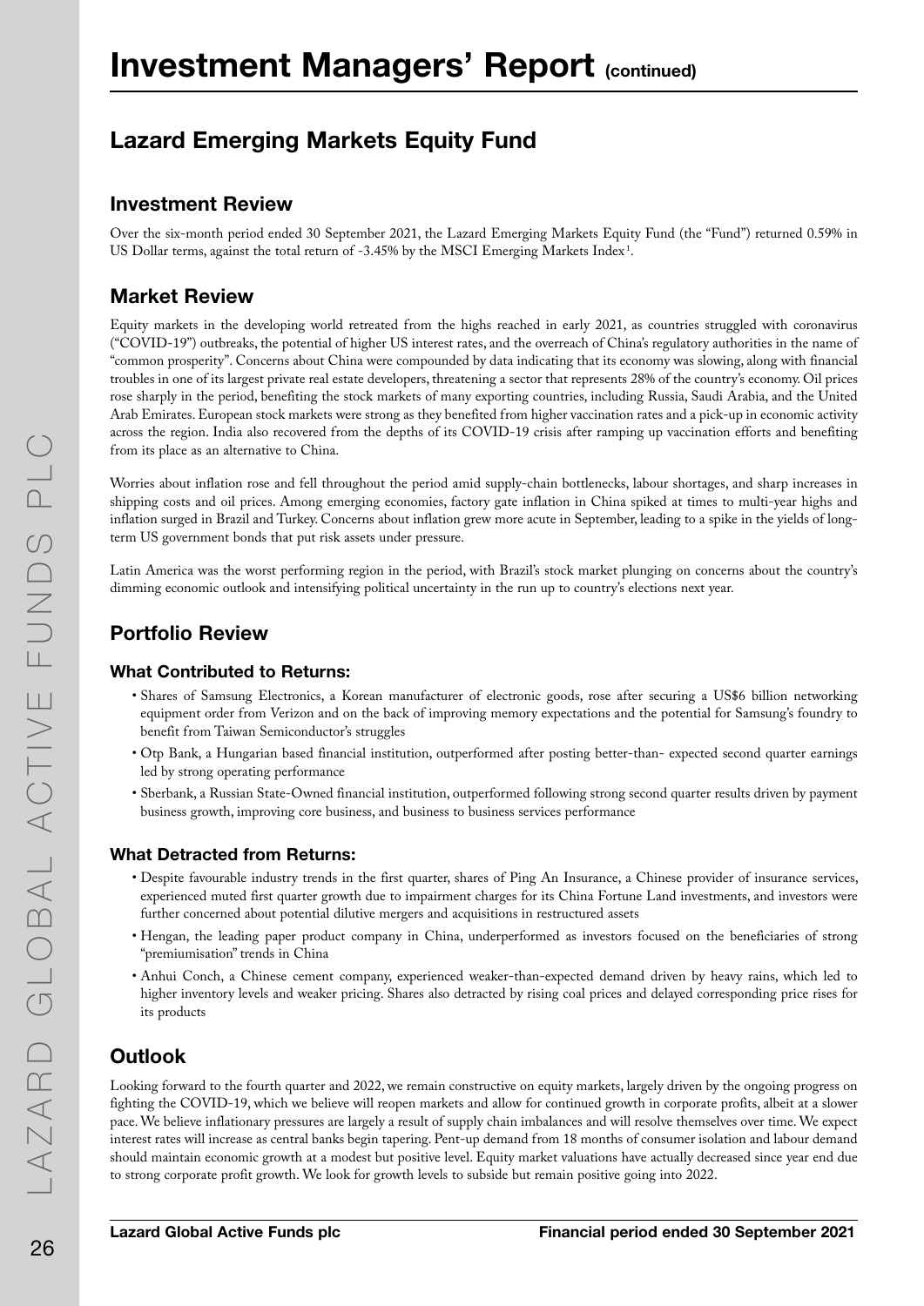# Investment Managers' Report (continued)

## Lazard Emerging Markets Equity Fund

### Investment Review

Over the six-month period ended 30 September 2021, the Lazard Emerging Markets Equity Fund (the "Fund") returned 0.59% in US Dollar terms, against the total return of -3.45% by the MSCI Emerging Markets Index[1].

### Market Review

Equity markets in the developing world retreated from the highs reached in early 2021, as countries struggled with coronavirus ("COVID-19") outbreaks, the potential of higher US interest rates, and the overreach of China's regulatory authorities in the name of "common prosperity". Concerns about China were compounded by data indicating that its economy was slowing, along with financial troubles in one of its largest private real estate developers, threatening a sector that represents 28% of the country's economy. Oil prices rose sharply in the period, benefiting the stock markets of many exporting countries, including Russia, Saudi Arabia, and the United Arab Emirates. European stock markets were strong as they benefited from higher vaccination rates and a pick-up in economic activity across the region. India also recovered from the depths of its COVID-19 crisis after ramping up vaccination efforts and benefiting from its place as an alternative to China.

Worries about inflation rose and fell throughout the period amid supply-chain bottlenecks, labour shortages, and sharp increases in shipping costs and oil prices. Among emerging economies, factory gate inflation in China spiked at times to multi-year highs and inflation surged in Brazil and Turkey. Concerns about inflation grew more acute in September, leading to a spike in the yields of long-term US government bonds that put risk assets under pressure.

Latin America was the worst performing region in the period, with Brazil's stock market plunging on concerns about the country's dimming economic outlook and intensifying political uncertainty in the run up to country's elections next year.

### Portfolio Review

#### What Contributed to Returns:

- Shares of Samsung Electronics, a Korean manufacturer of electronic goods, rose after securing a US$6 billion networking equipment order from Verizon and on the back of improving memory expectations and the potential for Samsung's foundry to benefit from Taiwan Semiconductor's struggles
- Otp Bank, a Hungarian based financial institution, outperformed after posting better-than- expected second quarter earnings led by strong operating performance
- Sberbank, a Russian State-Owned financial institution, outperformed following strong second quarter results driven by payment business growth, improving core business, and business to business services performance

#### What Detracted from Returns:

- Despite favourable industry trends in the first quarter, shares of Ping An Insurance, a Chinese provider of insurance services, experienced muted first quarter growth due to impairment charges for its China Fortune Land investments, and investors were further concerned about potential dilutive mergers and acquisitions in restructured assets
- Hengan, the leading paper product company in China, underperformed as investors focused on the beneficiaries of strong "premiumisation" trends in China
- Anhui Conch, a Chinese cement company, experienced weaker-than-expected demand driven by heavy rains, which led to higher inventory levels and weaker pricing. Shares also detracted by rising coal prices and delayed corresponding price rises for its products

### Outlook

Looking forward to the fourth quarter and 2022, we remain constructive on equity markets, largely driven by the ongoing progress on fighting the COVID-19, which we believe will reopen markets and allow for continued growth in corporate profits, albeit at a slower pace. We believe inflationary pressures are largely a result of supply chain imbalances and will resolve themselves over time. We expect interest rates will increase as central banks begin tapering. Pent-up demand from 18 months of consumer isolation and labour demand should maintain economic growth at a modest but positive level. Equity market valuations have actually decreased since year end due to strong corporate profit growth. We look for growth levels to subside but remain positive going into 2022.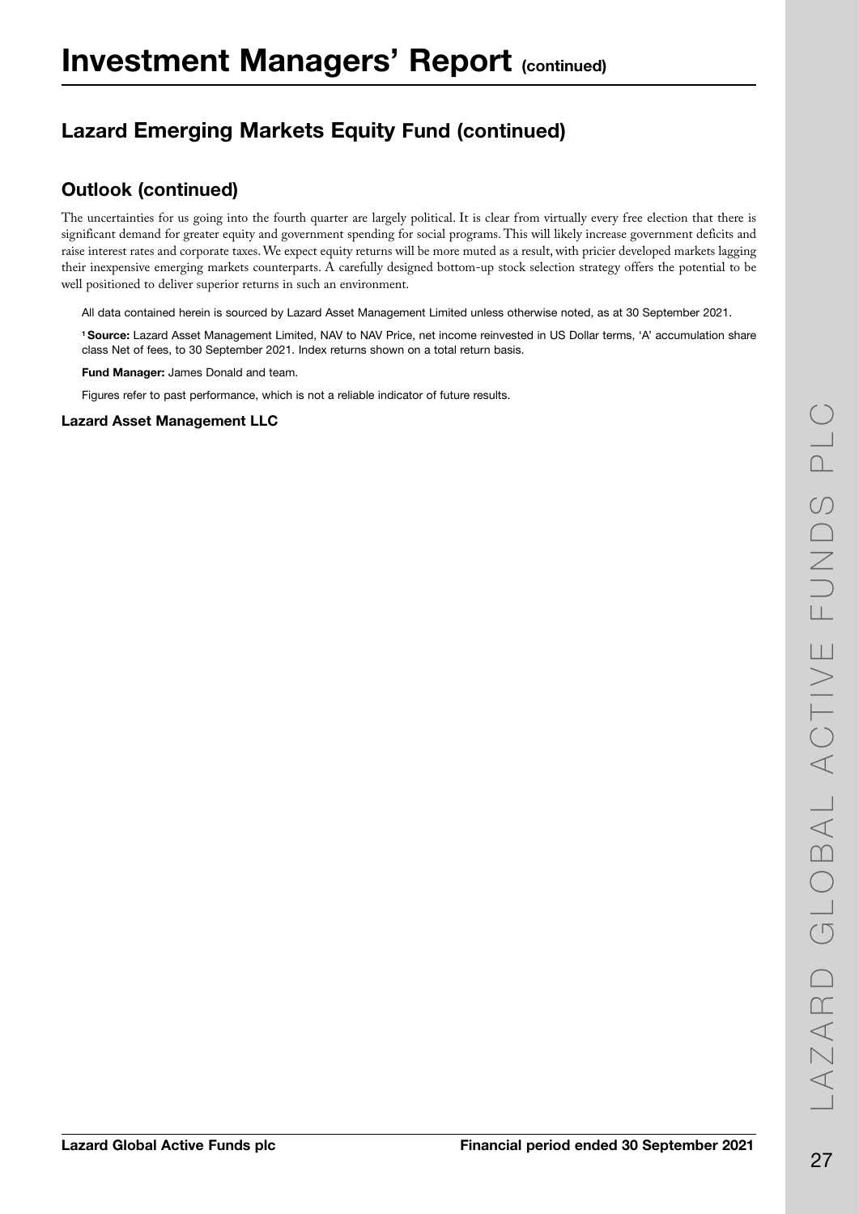# Investment Managers' Report (continued)

## Lazard Emerging Markets Equity Fund (continued)

### Outlook (continued)

The uncertainties for us going into the fourth quarter are largely political. It is clear from virtually every free election that there is significant demand for greater equity and government spending for social programs. This will likely increase government deficits and raise interest rates and corporate taxes. We expect equity returns will be more muted as a result, with pricier developed markets lagging their inexpensive emerging markets counterparts. A carefully designed bottom-up stock selection strategy offers the potential to be well positioned to deliver superior returns in such an environment.

All data contained herein is sourced by Lazard Asset Management Limited unless otherwise noted, as at 30 September 2021.

[1] **Source:** Lazard Asset Management Limited, NAV to NAV Price, net income reinvested in US Dollar terms, 'A' accumulation share class Net of fees, to 30 September 2021. Index returns shown on a total return basis.

**Fund Manager:** James Donald and team.

Figures refer to past performance, which is not a reliable indicator of future results.

**Lazard Asset Management LLC**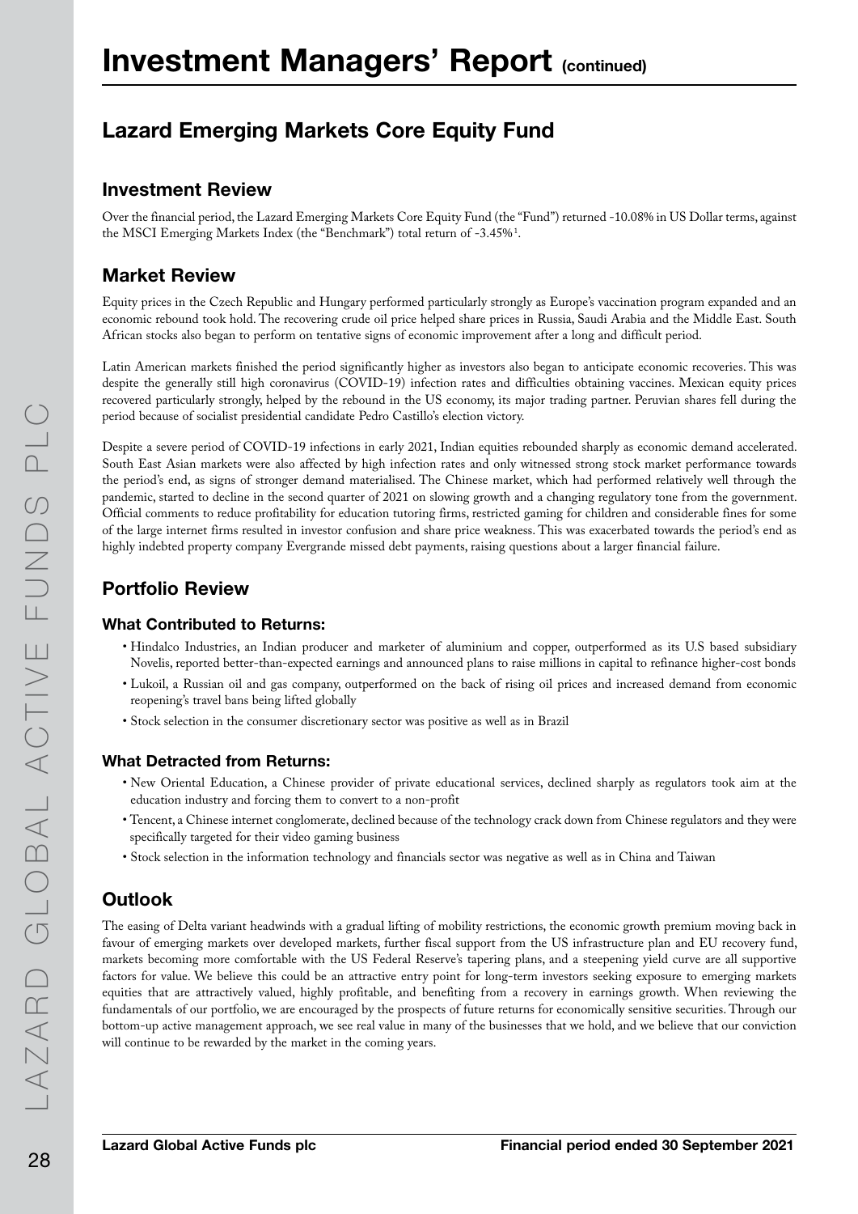# Investment Managers' Report (continued)

## Lazard Emerging Markets Core Equity Fund

### Investment Review

Over the financial period, the Lazard Emerging Markets Core Equity Fund (the "Fund") returned -10.08% in US Dollar terms, against the MSCI Emerging Markets Index (the "Benchmark") total return of -3.45%[1].

### Market Review

Equity prices in the Czech Republic and Hungary performed particularly strongly as Europe's vaccination program expanded and an economic rebound took hold. The recovering crude oil price helped share prices in Russia, Saudi Arabia and the Middle East. South African stocks also began to perform on tentative signs of economic improvement after a long and difficult period.

Latin American markets finished the period significantly higher as investors also began to anticipate economic recoveries. This was despite the generally still high coronavirus (COVID-19) infection rates and difficulties obtaining vaccines. Mexican equity prices recovered particularly strongly, helped by the rebound in the US economy, its major trading partner. Peruvian shares fell during the period because of socialist presidential candidate Pedro Castillo's election victory.

Despite a severe period of COVID-19 infections in early 2021, Indian equities rebounded sharply as economic demand accelerated. South East Asian markets were also affected by high infection rates and only witnessed strong stock market performance towards the period's end, as signs of stronger demand materialised. The Chinese market, which had performed relatively well through the pandemic, started to decline in the second quarter of 2021 on slowing growth and a changing regulatory tone from the government. Official comments to reduce profitability for education tutoring firms, restricted gaming for children and considerable fines for some of the large internet firms resulted in investor confusion and share price weakness. This was exacerbated towards the period's end as highly indebted property company Evergrande missed debt payments, raising questions about a larger financial failure.

### Portfolio Review

#### What Contributed to Returns:

- Hindalco Industries, an Indian producer and marketer of aluminium and copper, outperformed as its U.S based subsidiary Novelis, reported better-than-expected earnings and announced plans to raise millions in capital to refinance higher-cost bonds
- Lukoil, a Russian oil and gas company, outperformed on the back of rising oil prices and increased demand from economic reopening's travel bans being lifted globally
- Stock selection in the consumer discretionary sector was positive as well as in Brazil

#### What Detracted from Returns:

- New Oriental Education, a Chinese provider of private educational services, declined sharply as regulators took aim at the education industry and forcing them to convert to a non-profit
- Tencent, a Chinese internet conglomerate, declined because of the technology crack down from Chinese regulators and they were specifically targeted for their video gaming business
- Stock selection in the information technology and financials sector was negative as well as in China and Taiwan

### Outlook

The easing of Delta variant headwinds with a gradual lifting of mobility restrictions, the economic growth premium moving back in favour of emerging markets over developed markets, further fiscal support from the US infrastructure plan and EU recovery fund, markets becoming more comfortable with the US Federal Reserve's tapering plans, and a steepening yield curve are all supportive factors for value. We believe this could be an attractive entry point for long-term investors seeking exposure to emerging markets equities that are attractively valued, highly profitable, and benefiting from a recovery in earnings growth. When reviewing the fundamentals of our portfolio, we are encouraged by the prospects of future returns for economically sensitive securities. Through our bottom-up active management approach, we see real value in many of the businesses that we hold, and we believe that our conviction will continue to be rewarded by the market in the coming years.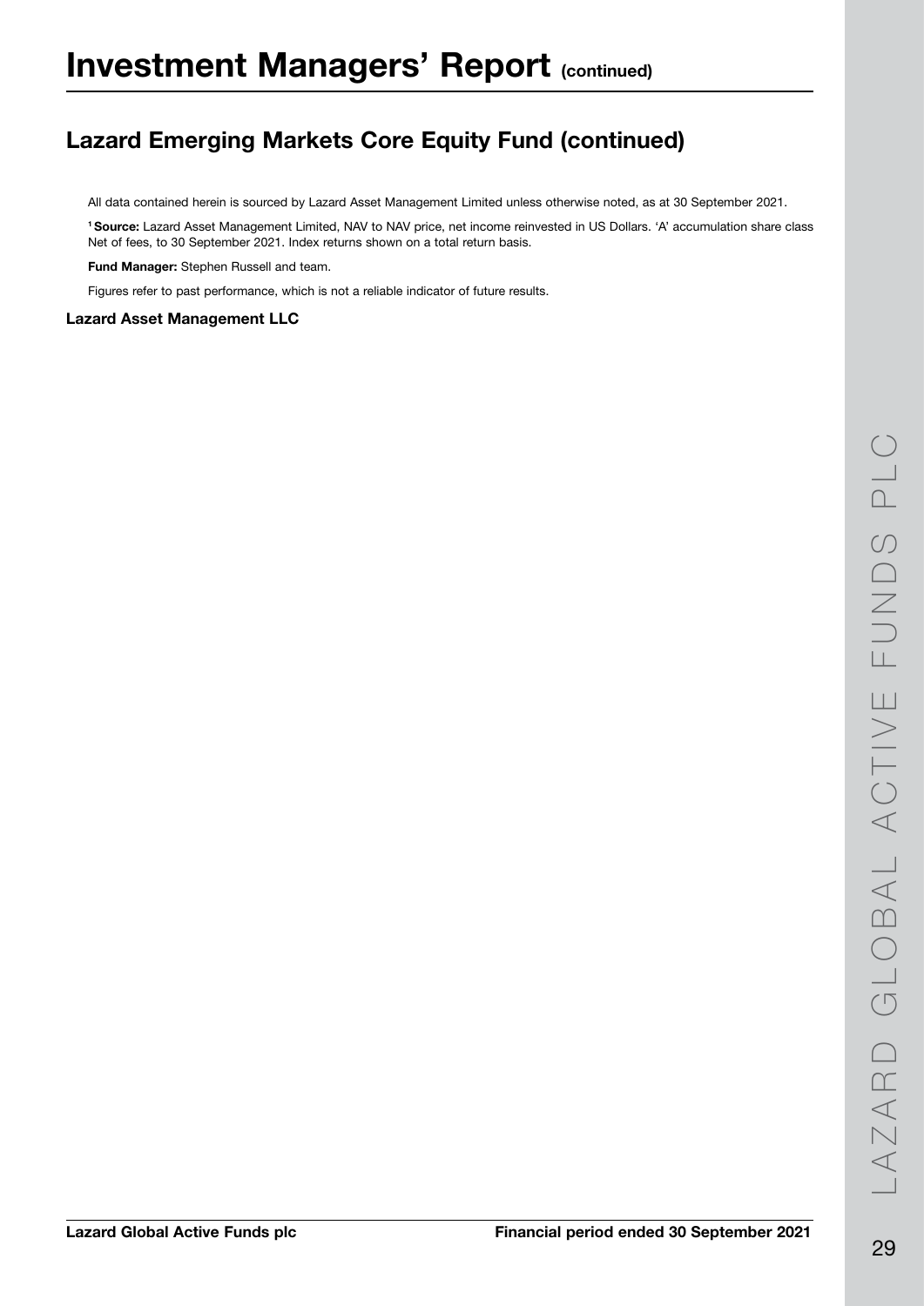# Investment Managers' Report (continued)

## Lazard Emerging Markets Core Equity Fund (continued)

All data contained herein is sourced by Lazard Asset Management Limited unless otherwise noted, as at 30 September 2021.

[1] **Source:** Lazard Asset Management Limited, NAV to NAV price, net income reinvested in US Dollars. 'A' accumulation share class Net of fees, to 30 September 2021. Index returns shown on a total return basis.

**Fund Manager:** Stephen Russell and team.

Figures refer to past performance, which is not a reliable indicator of future results.

**Lazard Asset Management LLC**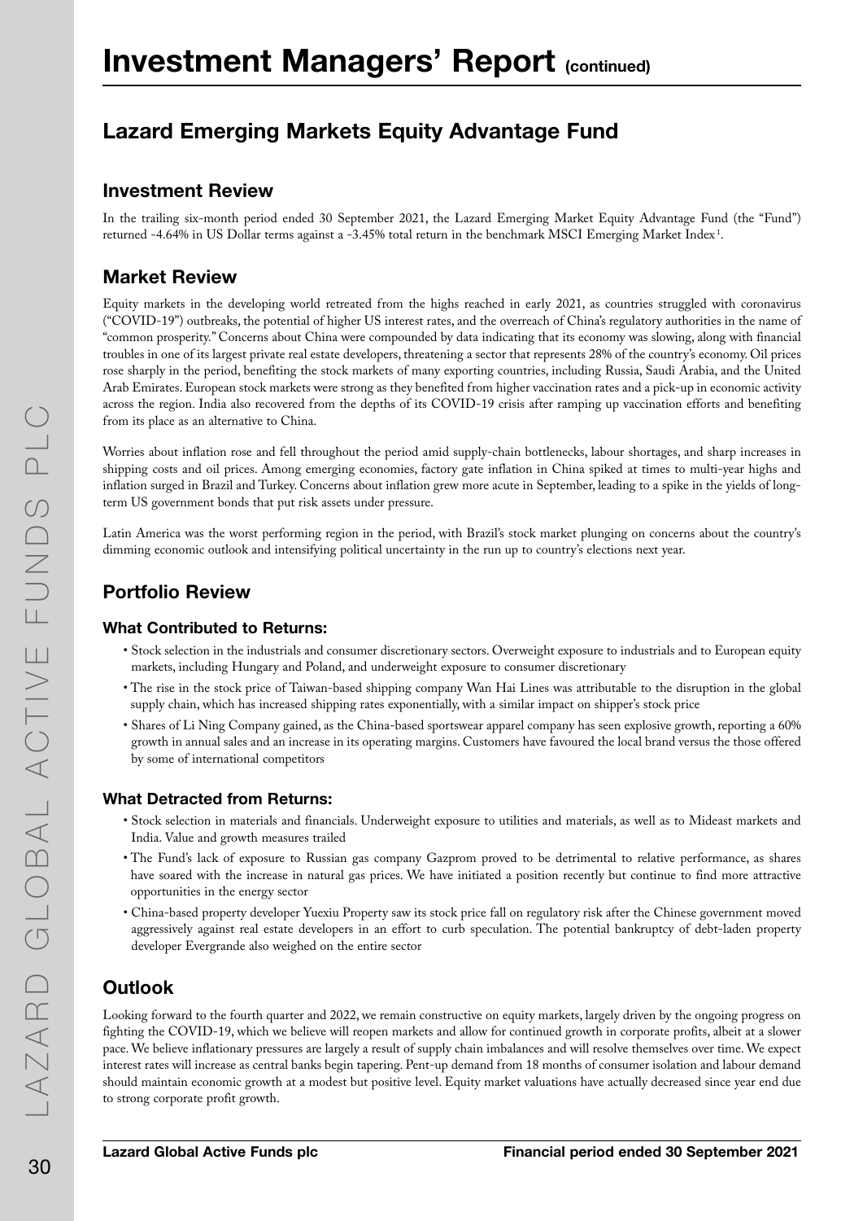# Investment Managers' Report (continued)

## Lazard Emerging Markets Equity Advantage Fund

### Investment Review

In the trailing six-month period ended 30 September 2021, the Lazard Emerging Market Equity Advantage Fund (the "Fund") returned -4.64% in US Dollar terms against a -3.45% total return in the benchmark MSCI Emerging Market Index[1].

### Market Review

Equity markets in the developing world retreated from the highs reached in early 2021, as countries struggled with coronavirus ("COVID-19") outbreaks, the potential of higher US interest rates, and the overreach of China's regulatory authorities in the name of "common prosperity." Concerns about China were compounded by data indicating that its economy was slowing, along with financial troubles in one of its largest private real estate developers, threatening a sector that represents 28% of the country's economy. Oil prices rose sharply in the period, benefiting the stock markets of many exporting countries, including Russia, Saudi Arabia, and the United Arab Emirates. European stock markets were strong as they benefited from higher vaccination rates and a pick-up in economic activity across the region. India also recovered from the depths of its COVID-19 crisis after ramping up vaccination efforts and benefiting from its place as an alternative to China.

Worries about inflation rose and fell throughout the period amid supply-chain bottlenecks, labour shortages, and sharp increases in shipping costs and oil prices. Among emerging economies, factory gate inflation in China spiked at times to multi-year highs and inflation surged in Brazil and Turkey. Concerns about inflation grew more acute in September, leading to a spike in the yields of long-term US government bonds that put risk assets under pressure.

Latin America was the worst performing region in the period, with Brazil's stock market plunging on concerns about the country's dimming economic outlook and intensifying political uncertainty in the run up to country's elections next year.

### Portfolio Review

#### What Contributed to Returns:

- Stock selection in the industrials and consumer discretionary sectors. Overweight exposure to industrials and to European equity markets, including Hungary and Poland, and underweight exposure to consumer discretionary
- The rise in the stock price of Taiwan-based shipping company Wan Hai Lines was attributable to the disruption in the global supply chain, which has increased shipping rates exponentially, with a similar impact on shipper's stock price
- Shares of Li Ning Company gained, as the China-based sportswear apparel company has seen explosive growth, reporting a 60% growth in annual sales and an increase in its operating margins. Customers have favoured the local brand versus the those offered by some of international competitors

#### What Detracted from Returns:

- Stock selection in materials and financials. Underweight exposure to utilities and materials, as well as to Mideast markets and India. Value and growth measures trailed
- The Fund's lack of exposure to Russian gas company Gazprom proved to be detrimental to relative performance, as shares have soared with the increase in natural gas prices. We have initiated a position recently but continue to find more attractive opportunities in the energy sector
- China-based property developer Yuexiu Property saw its stock price fall on regulatory risk after the Chinese government moved aggressively against real estate developers in an effort to curb speculation. The potential bankruptcy of debt-laden property developer Evergrande also weighed on the entire sector

### Outlook

Looking forward to the fourth quarter and 2022, we remain constructive on equity markets, largely driven by the ongoing progress on fighting the COVID-19, which we believe will reopen markets and allow for continued growth in corporate profits, albeit at a slower pace. We believe inflationary pressures are largely a result of supply chain imbalances and will resolve themselves over time. We expect interest rates will increase as central banks begin tapering. Pent-up demand from 18 months of consumer isolation and labour demand should maintain economic growth at a modest but positive level. Equity market valuations have actually decreased since year end due to strong corporate profit growth.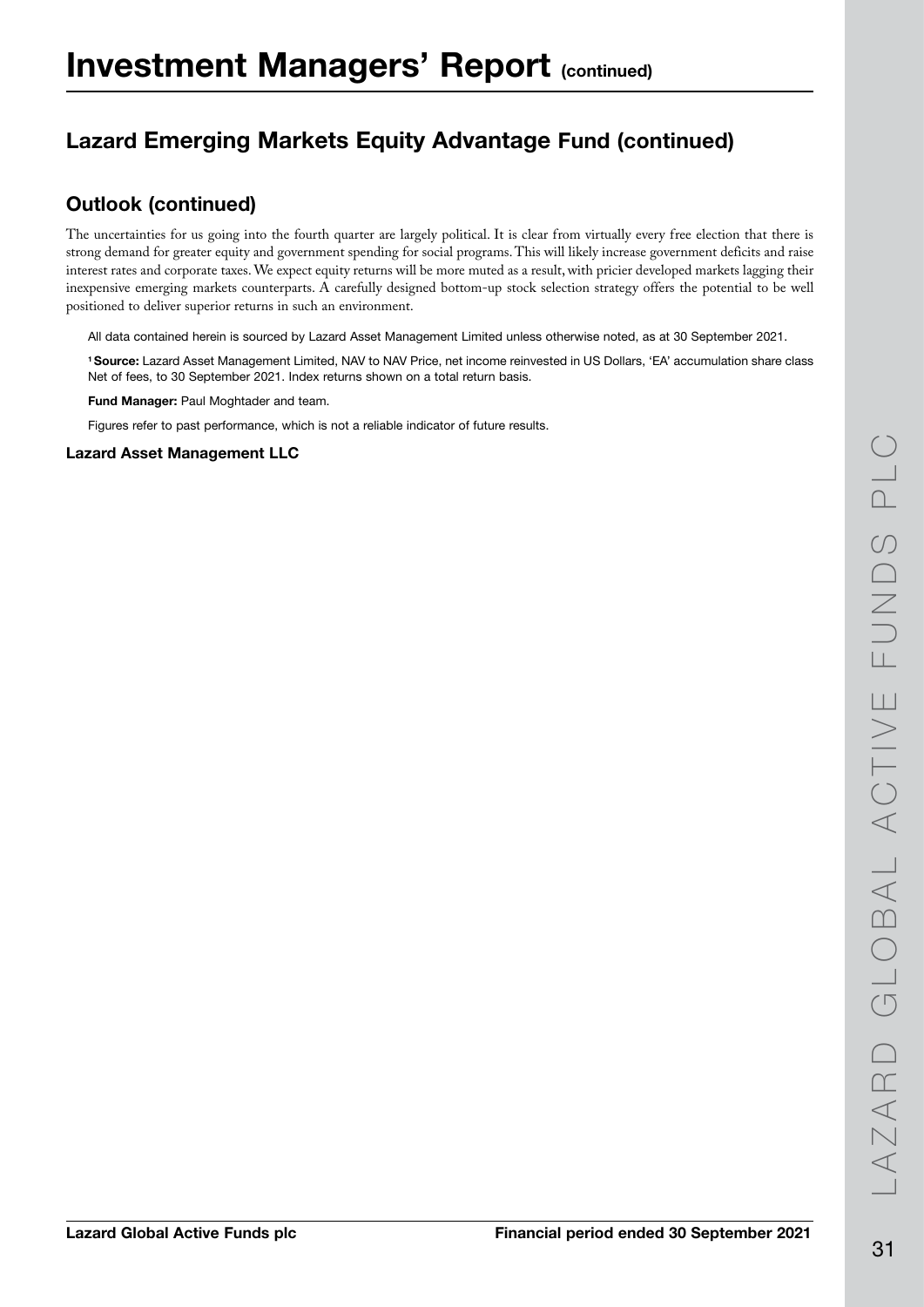# Investment Managers' Report (continued)

## Lazard Emerging Markets Equity Advantage Fund (continued)

### Outlook (continued)

The uncertainties for us going into the fourth quarter are largely political. It is clear from virtually every free election that there is strong demand for greater equity and government spending for social programs. This will likely increase government deficits and raise interest rates and corporate taxes. We expect equity returns will be more muted as a result, with pricier developed markets lagging their inexpensive emerging markets counterparts. A carefully designed bottom-up stock selection strategy offers the potential to be well positioned to deliver superior returns in such an environment.

All data contained herein is sourced by Lazard Asset Management Limited unless otherwise noted, as at 30 September 2021.

[1] **Source:** Lazard Asset Management Limited, NAV to NAV Price, net income reinvested in US Dollars, 'EA' accumulation share class Net of fees, to 30 September 2021. Index returns shown on a total return basis.

**Fund Manager:** Paul Moghtader and team.

Figures refer to past performance, which is not a reliable indicator of future results.

**Lazard Asset Management LLC**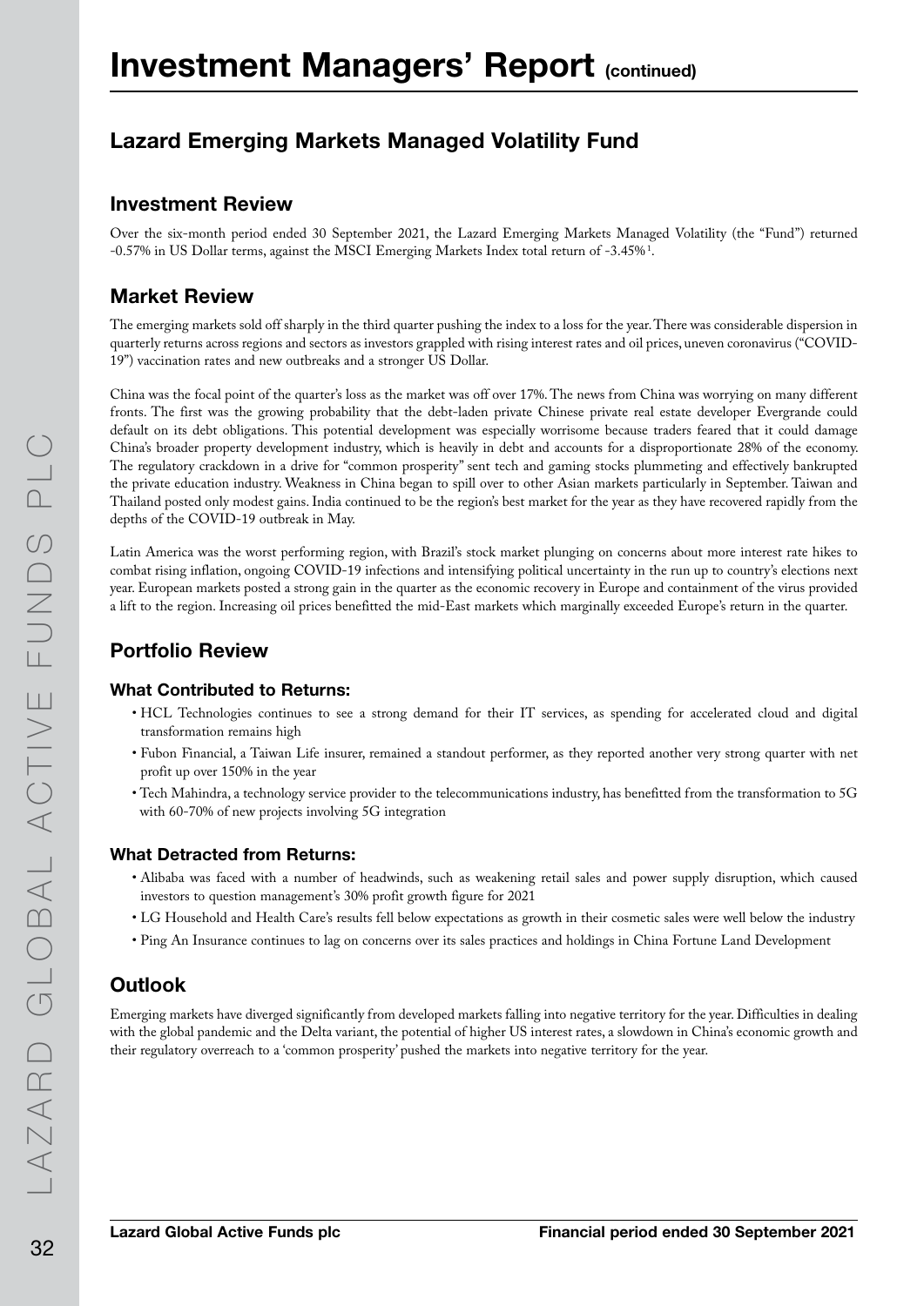# Investment Managers' Report (continued)

## Lazard Emerging Markets Managed Volatility Fund

### Investment Review

Over the six-month period ended 30 September 2021, the Lazard Emerging Markets Managed Volatility (the "Fund") returned -0.57% in US Dollar terms, against the MSCI Emerging Markets Index total return of -3.45%[1].

### Market Review

The emerging markets sold off sharply in the third quarter pushing the index to a loss for the year. There was considerable dispersion in quarterly returns across regions and sectors as investors grappled with rising interest rates and oil prices, uneven coronavirus ("COVID-19") vaccination rates and new outbreaks and a stronger US Dollar.

China was the focal point of the quarter's loss as the market was off over 17%. The news from China was worrying on many different fronts. The first was the growing probability that the debt-laden private Chinese private real estate developer Evergrande could default on its debt obligations. This potential development was especially worrisome because traders feared that it could damage China's broader property development industry, which is heavily in debt and accounts for a disproportionate 28% of the economy. The regulatory crackdown in a drive for "common prosperity" sent tech and gaming stocks plummeting and effectively bankrupted the private education industry. Weakness in China began to spill over to other Asian markets particularly in September. Taiwan and Thailand posted only modest gains. India continued to be the region's best market for the year as they have recovered rapidly from the depths of the COVID-19 outbreak in May.

Latin America was the worst performing region, with Brazil's stock market plunging on concerns about more interest rate hikes to combat rising inflation, ongoing COVID-19 infections and intensifying political uncertainty in the run up to country's elections next year. European markets posted a strong gain in the quarter as the economic recovery in Europe and containment of the virus provided a lift to the region. Increasing oil prices benefitted the mid-East markets which marginally exceeded Europe's return in the quarter.

### Portfolio Review

#### What Contributed to Returns:

- HCL Technologies continues to see a strong demand for their IT services, as spending for accelerated cloud and digital transformation remains high
- Fubon Financial, a Taiwan Life insurer, remained a standout performer, as they reported another very strong quarter with net profit up over 150% in the year
- Tech Mahindra, a technology service provider to the telecommunications industry, has benefitted from the transformation to 5G with 60-70% of new projects involving 5G integration

#### What Detracted from Returns:

- Alibaba was faced with a number of headwinds, such as weakening retail sales and power supply disruption, which caused investors to question management's 30% profit growth figure for 2021
- LG Household and Health Care's results fell below expectations as growth in their cosmetic sales were well below the industry
- Ping An Insurance continues to lag on concerns over its sales practices and holdings in China Fortune Land Development

### Outlook

Emerging markets have diverged significantly from developed markets falling into negative territory for the year. Difficulties in dealing with the global pandemic and the Delta variant, the potential of higher US interest rates, a slowdown in China's economic growth and their regulatory overreach to a 'common prosperity' pushed the markets into negative territory for the year.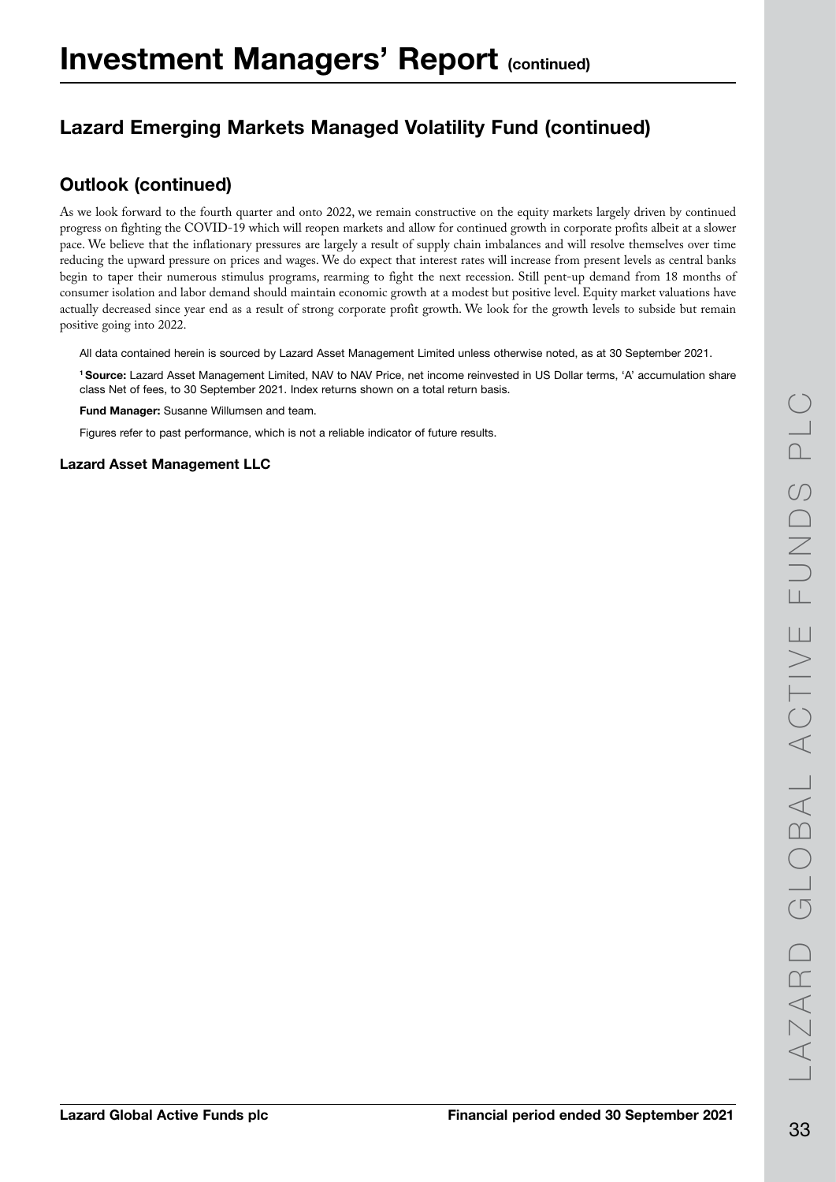# Investment Managers' Report (continued)

## Lazard Emerging Markets Managed Volatility Fund (continued)

### Outlook (continued)

As we look forward to the fourth quarter and onto 2022, we remain constructive on the equity markets largely driven by continued progress on fighting the COVID-19 which will reopen markets and allow for continued growth in corporate profits albeit at a slower pace. We believe that the inflationary pressures are largely a result of supply chain imbalances and will resolve themselves over time reducing the upward pressure on prices and wages. We do expect that interest rates will increase from present levels as central banks begin to taper their numerous stimulus programs, rearming to fight the next recession. Still pent-up demand from 18 months of consumer isolation and labor demand should maintain economic growth at a modest but positive level. Equity market valuations have actually decreased since year end as a result of strong corporate profit growth. We look for the growth levels to subside but remain positive going into 2022.

All data contained herein is sourced by Lazard Asset Management Limited unless otherwise noted, as at 30 September 2021.

[1] **Source:** Lazard Asset Management Limited, NAV to NAV Price, net income reinvested in US Dollar terms, 'A' accumulation share class Net of fees, to 30 September 2021. Index returns shown on a total return basis.

**Fund Manager:** Susanne Willumsen and team.

Figures refer to past performance, which is not a reliable indicator of future results.

**Lazard Asset Management LLC**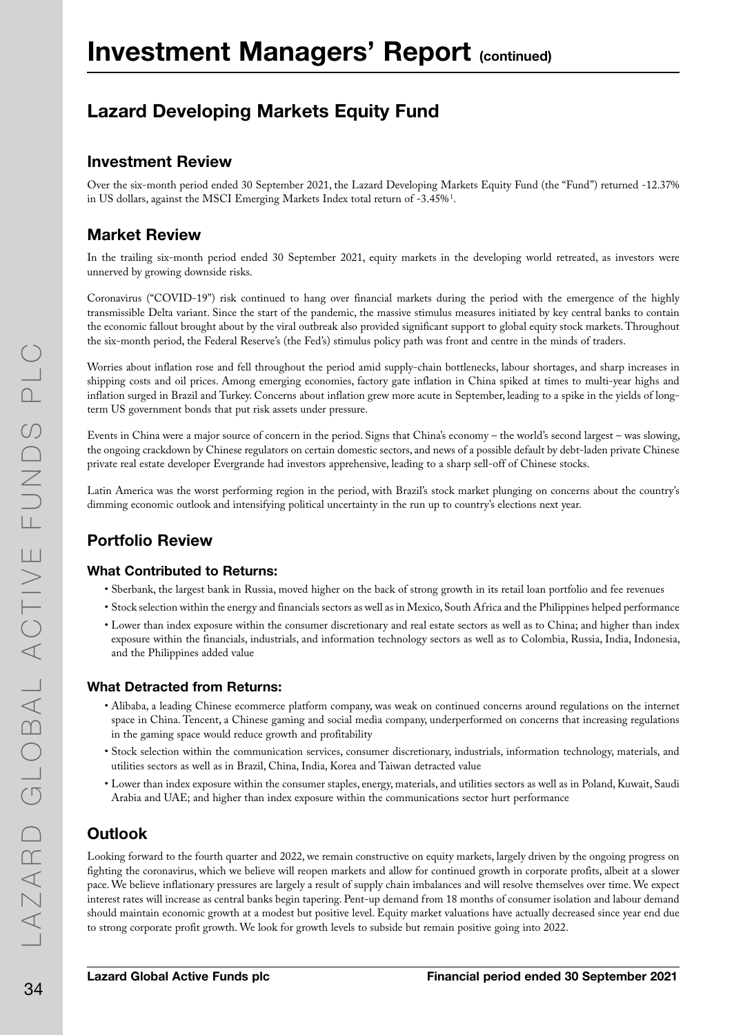# Investment Managers' Report (continued)

## Lazard Developing Markets Equity Fund

### Investment Review

Over the six-month period ended 30 September 2021, the Lazard Developing Markets Equity Fund (the "Fund") returned -12.37% in US dollars, against the MSCI Emerging Markets Index total return of -3.45%[1].

### Market Review

In the trailing six-month period ended 30 September 2021, equity markets in the developing world retreated, as investors were unnerved by growing downside risks.

Coronavirus ("COVID-19") risk continued to hang over financial markets during the period with the emergence of the highly transmissible Delta variant. Since the start of the pandemic, the massive stimulus measures initiated by key central banks to contain the economic fallout brought about by the viral outbreak also provided significant support to global equity stock markets. Throughout the six-month period, the Federal Reserve's (the Fed's) stimulus policy path was front and centre in the minds of traders.

Worries about inflation rose and fell throughout the period amid supply-chain bottlenecks, labour shortages, and sharp increases in shipping costs and oil prices. Among emerging economies, factory gate inflation in China spiked at times to multi-year highs and inflation surged in Brazil and Turkey. Concerns about inflation grew more acute in September, leading to a spike in the yields of long-term US government bonds that put risk assets under pressure.

Events in China were a major source of concern in the period. Signs that China's economy – the world's second largest – was slowing, the ongoing crackdown by Chinese regulators on certain domestic sectors, and news of a possible default by debt-laden private Chinese private real estate developer Evergrande had investors apprehensive, leading to a sharp sell-off of Chinese stocks.

Latin America was the worst performing region in the period, with Brazil's stock market plunging on concerns about the country's dimming economic outlook and intensifying political uncertainty in the run up to country's elections next year.

### Portfolio Review

#### What Contributed to Returns:

- Sberbank, the largest bank in Russia, moved higher on the back of strong growth in its retail loan portfolio and fee revenues
- Stock selection within the energy and financials sectors as well as in Mexico, South Africa and the Philippines helped performance
- Lower than index exposure within the consumer discretionary and real estate sectors as well as to China; and higher than index exposure within the financials, industrials, and information technology sectors as well as to Colombia, Russia, India, Indonesia, and the Philippines added value

#### What Detracted from Returns:

- Alibaba, a leading Chinese ecommerce platform company, was weak on continued concerns around regulations on the internet space in China. Tencent, a Chinese gaming and social media company, underperformed on concerns that increasing regulations in the gaming space would reduce growth and profitability
- Stock selection within the communication services, consumer discretionary, industrials, information technology, materials, and utilities sectors as well as in Brazil, China, India, Korea and Taiwan detracted value
- Lower than index exposure within the consumer staples, energy, materials, and utilities sectors as well as in Poland, Kuwait, Saudi Arabia and UAE; and higher than index exposure within the communications sector hurt performance

### Outlook

Looking forward to the fourth quarter and 2022, we remain constructive on equity markets, largely driven by the ongoing progress on fighting the coronavirus, which we believe will reopen markets and allow for continued growth in corporate profits, albeit at a slower pace. We believe inflationary pressures are largely a result of supply chain imbalances and will resolve themselves over time. We expect interest rates will increase as central banks begin tapering. Pent-up demand from 18 months of consumer isolation and labour demand should maintain economic growth at a modest but positive level. Equity market valuations have actually decreased since year end due to strong corporate profit growth. We look for growth levels to subside but remain positive going into 2022.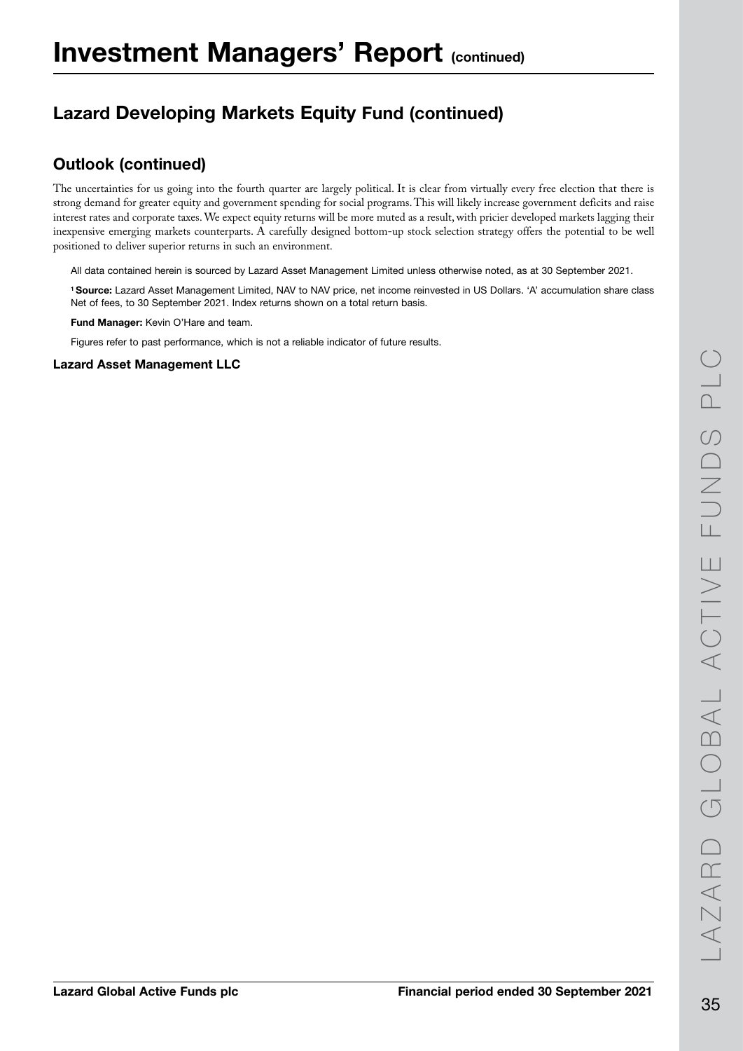# Investment Managers' Report (continued)

## Lazard Developing Markets Equity Fund (continued)

### Outlook (continued)

The uncertainties for us going into the fourth quarter are largely political. It is clear from virtually every free election that there is strong demand for greater equity and government spending for social programs. This will likely increase government deficits and raise interest rates and corporate taxes. We expect equity returns will be more muted as a result, with pricier developed markets lagging their inexpensive emerging markets counterparts. A carefully designed bottom-up stock selection strategy offers the potential to be well positioned to deliver superior returns in such an environment.

All data contained herein is sourced by Lazard Asset Management Limited unless otherwise noted, as at 30 September 2021.

[1] **Source:** Lazard Asset Management Limited, NAV to NAV price, net income reinvested in US Dollars. 'A' accumulation share class Net of fees, to 30 September 2021. Index returns shown on a total return basis.

**Fund Manager:** Kevin O'Hare and team.

Figures refer to past performance, which is not a reliable indicator of future results.

**Lazard Asset Management LLC**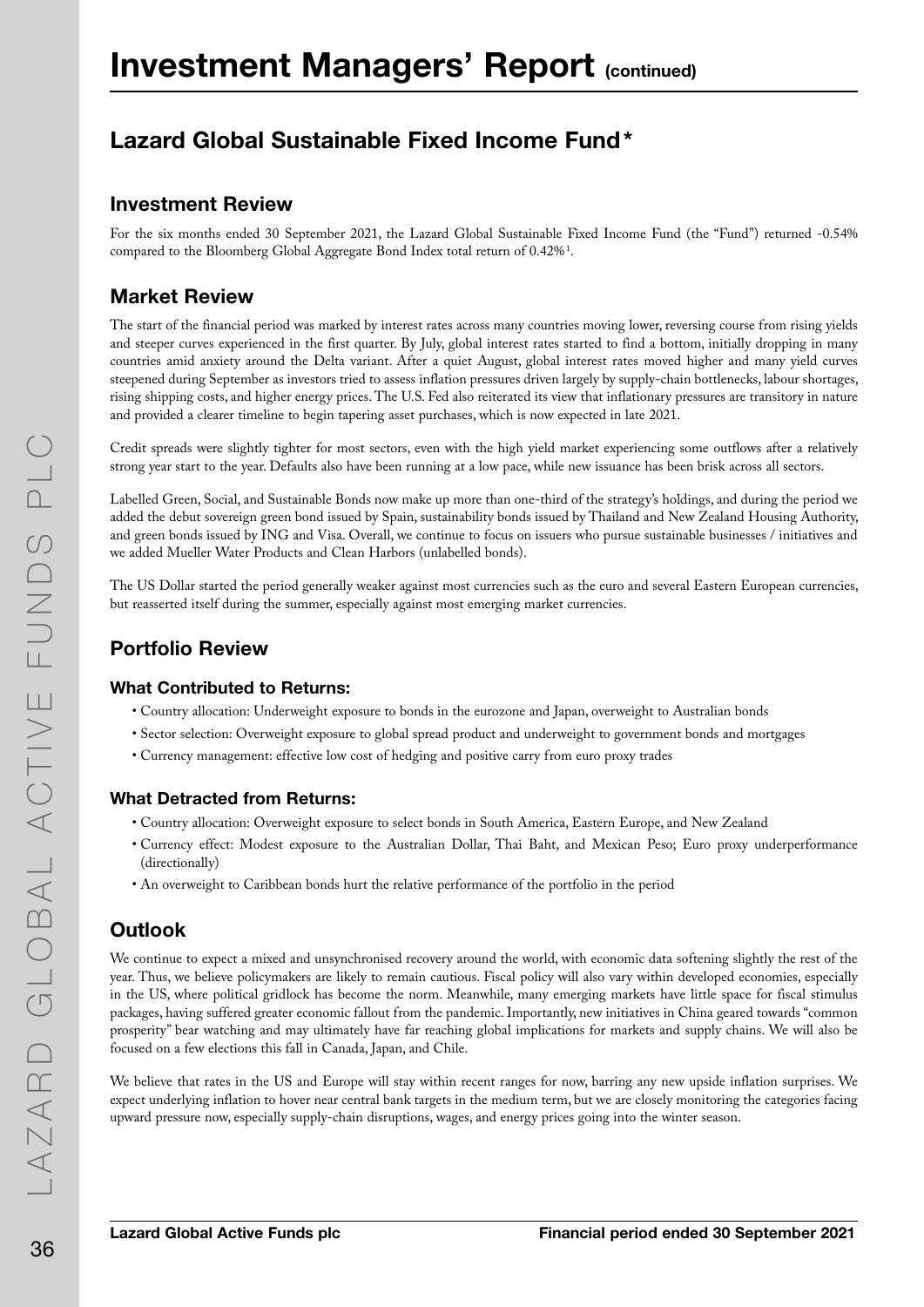# Investment Managers' Report (continued)

## Lazard Global Sustainable Fixed Income Fund*

### Investment Review

For the six months ended 30 September 2021, the Lazard Global Sustainable Fixed Income Fund (the "Fund") returned -0.54% compared to the Bloomberg Global Aggregate Bond Index total return of 0.42%[1].

### Market Review

The start of the financial period was marked by interest rates across many countries moving lower, reversing course from rising yields and steeper curves experienced in the first quarter. By July, global interest rates started to find a bottom, initially dropping in many countries amid anxiety around the Delta variant. After a quiet August, global interest rates moved higher and many yield curves steepened during September as investors tried to assess inflation pressures driven largely by supply-chain bottlenecks, labour shortages, rising shipping costs, and higher energy prices. The U.S. Fed also reiterated its view that inflationary pressures are transitory in nature and provided a clearer timeline to begin tapering asset purchases, which is now expected in late 2021.

Credit spreads were slightly tighter for most sectors, even with the high yield market experiencing some outflows after a relatively strong year start to the year. Defaults also have been running at a low pace, while new issuance has been brisk across all sectors.

Labelled Green, Social, and Sustainable Bonds now make up more than one-third of the strategy's holdings, and during the period we added the debut sovereign green bond issued by Spain, sustainability bonds issued by Thailand and New Zealand Housing Authority, and green bonds issued by ING and Visa. Overall, we continue to focus on issuers who pursue sustainable businesses / initiatives and we added Mueller Water Products and Clean Harbors (unlabelled bonds).

The US Dollar started the period generally weaker against most currencies such as the euro and several Eastern European currencies, but reasserted itself during the summer, especially against most emerging market currencies.

### Portfolio Review

#### What Contributed to Returns:

- Country allocation: Underweight exposure to bonds in the eurozone and Japan, overweight to Australian bonds
- Sector selection: Overweight exposure to global spread product and underweight to government bonds and mortgages
- Currency management: effective low cost of hedging and positive carry from euro proxy trades

#### What Detracted from Returns:

- Country allocation: Overweight exposure to select bonds in South America, Eastern Europe, and New Zealand
- Currency effect: Modest exposure to the Australian Dollar, Thai Baht, and Mexican Peso; Euro proxy underperformance (directionally)
- An overweight to Caribbean bonds hurt the relative performance of the portfolio in the period

### Outlook

We continue to expect a mixed and unsynchronised recovery around the world, with economic data softening slightly the rest of the year. Thus, we believe policymakers are likely to remain cautious. Fiscal policy will also vary within developed economies, especially in the US, where political gridlock has become the norm. Meanwhile, many emerging markets have little space for fiscal stimulus packages, having suffered greater economic fallout from the pandemic. Importantly, new initiatives in China geared towards "common prosperity" bear watching and may ultimately have far reaching global implications for markets and supply chains. We will also be focused on a few elections this fall in Canada, Japan, and Chile.

We believe that rates in the US and Europe will stay within recent ranges for now, barring any new upside inflation surprises. We expect underlying inflation to hover near central bank targets in the medium term, but we are closely monitoring the categories facing upward pressure now, especially supply-chain disruptions, wages, and energy prices going into the winter season.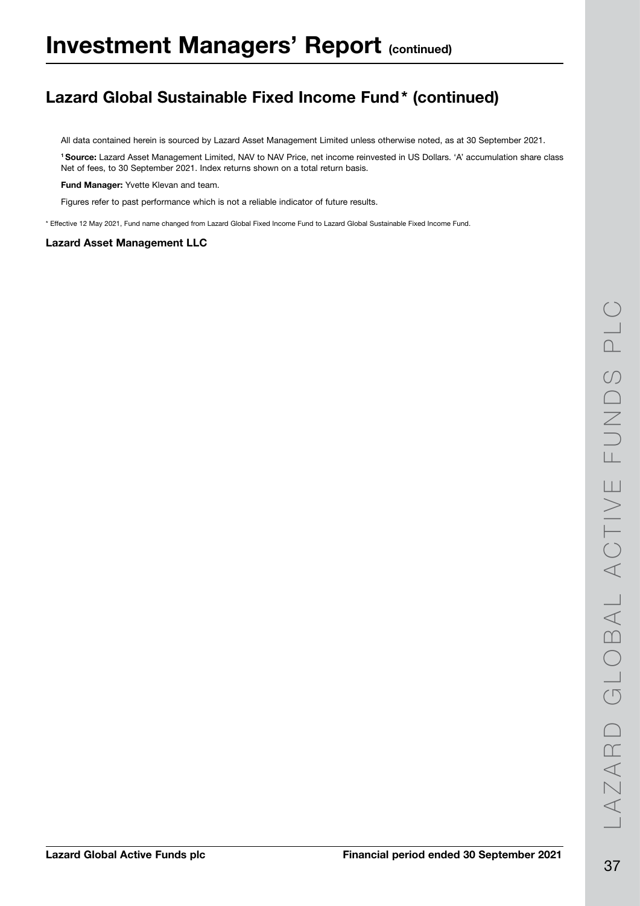# Investment Managers' Report (continued)

## Lazard Global Sustainable Fixed Income Fund* (continued)

All data contained herein is sourced by Lazard Asset Management Limited unless otherwise noted, as at 30 September 2021.

[1] **Source:** Lazard Asset Management Limited, NAV to NAV Price, net income reinvested in US Dollars. 'A' accumulation share class Net of fees, to 30 September 2021. Index returns shown on a total return basis.

**Fund Manager:** Yvette Klevan and team.

Figures refer to past performance which is not a reliable indicator of future results.

* Effective 12 May 2021, Fund name changed from Lazard Global Fixed Income Fund to Lazard Global Sustainable Fixed Income Fund.

**Lazard Asset Management LLC**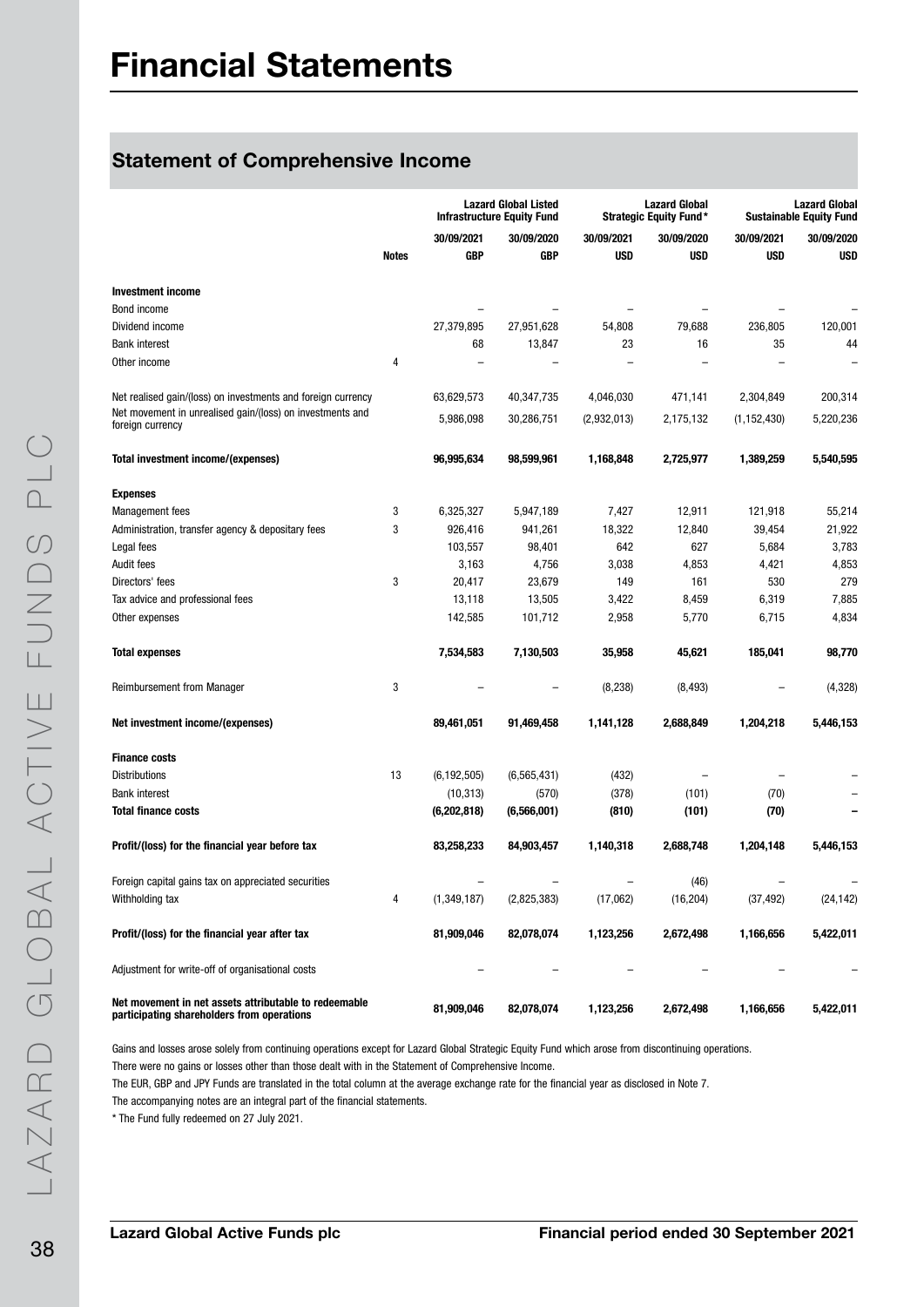# Financial Statements

## Statement of Comprehensive Income

| | | Lazard Global Listed Infrastructure Equity Fund | | Lazard Global Strategic Equity Fund* | | Lazard Global Sustainable Equity Fund | |
|---|---|---|---|---|---|---|---|
| | | 30/09/2021 | 30/09/2020 | 30/09/2021 | 30/09/2020 | 30/09/2021 | 30/09/2020 |
| | **Notes** | **GBP** | **GBP** | **USD** | **USD** | **USD** | **USD** |
| **Investment income** | | | | | | | |
| Bond income | | – | – | – | – | – | – |
| Dividend income | | 27,379,895 | 27,951,628 | 54,808 | 79,688 | 236,805 | 120,001 |
| Bank interest | | 68 | 13,847 | 23 | 16 | 35 | 44 |
| Other income | 4 | – | – | – | – | – | – |
| Net realised gain/(loss) on investments and foreign currency | | 63,629,573 | 40,347,735 | 4,046,030 | 471,141 | 2,304,849 | 200,314 |
| Net movement in unrealised gain/(loss) on investments and foreign currency | | 5,986,098 | 30,286,751 | (2,932,013) | 2,175,132 | (1,152,430) | 5,220,236 |
| **Total investment income/(expenses)** | | **96,995,634** | **98,599,961** | **1,168,848** | **2,725,977** | **1,389,259** | **5,540,595** |
| **Expenses** | | | | | | | |
| Management fees | 3 | 6,325,327 | 5,947,189 | 7,427 | 12,911 | 121,918 | 55,214 |
| Administration, transfer agency & depositary fees | 3 | 926,416 | 941,261 | 18,322 | 12,840 | 39,454 | 21,922 |
| Legal fees | | 103,557 | 98,401 | 642 | 627 | 5,684 | 3,783 |
| Audit fees | | 3,163 | 4,756 | 3,038 | 4,853 | 4,421 | 4,853 |
| Directors' fees | 3 | 20,417 | 23,679 | 149 | 161 | 530 | 279 |
| Tax advice and professional fees | | 13,118 | 13,505 | 3,422 | 8,459 | 6,319 | 7,885 |
| Other expenses | | 142,585 | 101,712 | 2,958 | 5,770 | 6,715 | 4,834 |
| **Total expenses** | | **7,534,583** | **7,130,503** | **35,958** | **45,621** | **185,041** | **98,770** |
| Reimbursement from Manager | 3 | – | – | (8,238) | (8,493) | – | (4,328) |
| **Net investment income/(expenses)** | | **89,461,051** | **91,469,458** | **1,141,128** | **2,688,849** | **1,204,218** | **5,446,153** |
| **Finance costs** | | | | | | | |
| Distributions | 13 | (6,192,505) | (6,565,431) | (432) | – | – | – |
| Bank interest | | (10,313) | (570) | (378) | (101) | (70) | – |
| **Total finance costs** | | **(6,202,818)** | **(6,566,001)** | **(810)** | **(101)** | **(70)** | **–** |
| **Profit/(loss) for the financial year before tax** | | **83,258,233** | **84,903,457** | **1,140,318** | **2,688,748** | **1,204,148** | **5,446,153** |
| Foreign capital gains tax on appreciated securities | | – | – | – | (46) | – | – |
| Withholding tax | 4 | (1,349,187) | (2,825,383) | (17,062) | (16,204) | (37,492) | (24,142) |
| **Profit/(loss) for the financial year after tax** | | **81,909,046** | **82,078,074** | **1,123,256** | **2,672,498** | **1,166,656** | **5,422,011** |
| Adjustment for write-off of organisational costs | | – | – | – | – | – | – |
| **Net movement in net assets attributable to redeemable participating shareholders from operations** | | **81,909,046** | **82,078,074** | **1,123,256** | **2,672,498** | **1,166,656** | **5,422,011** |

Gains and losses arose solely from continuing operations except for Lazard Global Strategic Equity Fund which arose from discontinuing operations.

There were no gains or losses other than those dealt with in the Statement of Comprehensive Income.

The EUR, GBP and JPY Funds are translated in the total column at the average exchange rate for the financial year as disclosed in Note 7.

The accompanying notes are an integral part of the financial statements.

\* The Fund fully redeemed on 27 July 2021.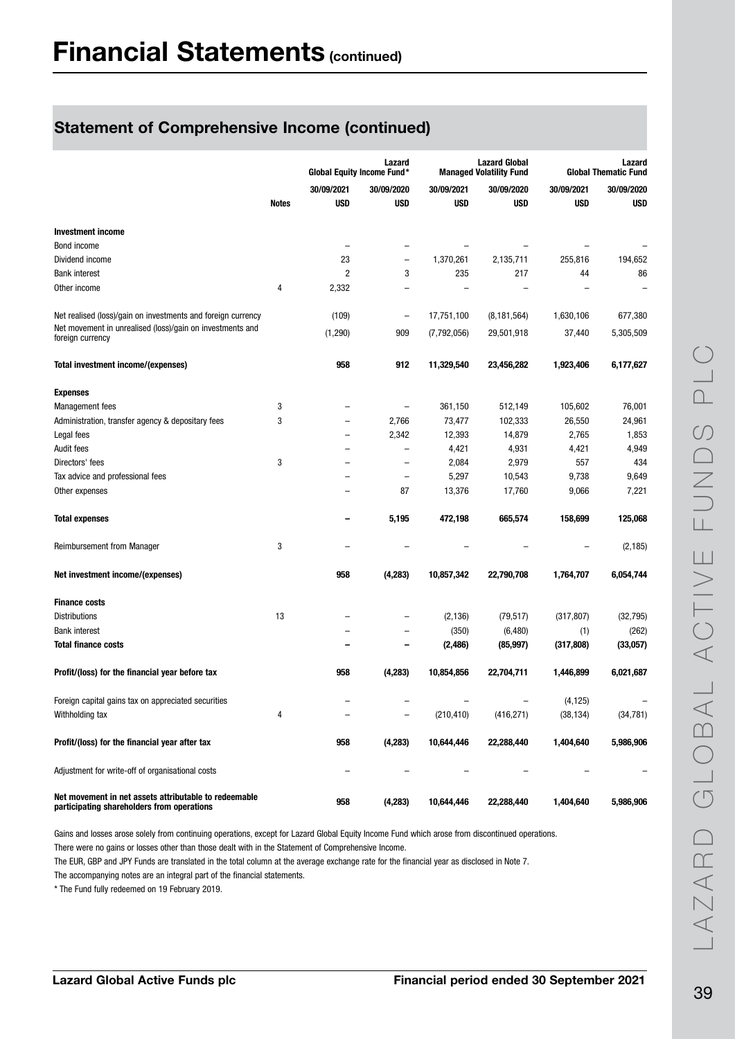# Financial Statements (continued)

## Statement of Comprehensive Income (continued)

| | | Lazard Global Equity Income Fund* | | Lazard Global Managed Volatility Fund | | Lazard Global Thematic Fund | |
|---|---|---|---|---|---|---|---|
| | | 30/09/2021 | 30/09/2020 | 30/09/2021 | 30/09/2020 | 30/09/2021 | 30/09/2020 |
| | Notes | USD | USD | USD | USD | USD | USD |
| **Investment income** | | | | | | | |
| Bond income | | – | – | – | – | – | – |
| Dividend income | | 23 | – | 1,370,261 | 2,135,711 | 255,816 | 194,652 |
| Bank interest | | 2 | 3 | 235 | 217 | 44 | 86 |
| Other income | 4 | 2,332 | – | – | – | – | – |
| Net realised (loss)/gain on investments and foreign currency | | (109) | – | 17,751,100 | (8,181,564) | 1,630,106 | 677,380 |
| Net movement in unrealised (loss)/gain on investments and foreign currency | | (1,290) | 909 | (7,792,056) | 29,501,918 | 37,440 | 5,305,509 |
| **Total investment income/(expenses)** | | **958** | **912** | **11,329,540** | **23,456,282** | **1,923,406** | **6,177,627** |
| **Expenses** | | | | | | | |
| Management fees | 3 | – | – | 361,150 | 512,149 | 105,602 | 76,001 |
| Administration, transfer agency & depositary fees | 3 | – | 2,766 | 73,477 | 102,333 | 26,550 | 24,961 |
| Legal fees | | – | 2,342 | 12,393 | 14,879 | 2,765 | 1,853 |
| Audit fees | | – | – | 4,421 | 4,931 | 4,421 | 4,949 |
| Directors' fees | 3 | – | – | 2,084 | 2,979 | 557 | 434 |
| Tax advice and professional fees | | – | – | 5,297 | 10,543 | 9,738 | 9,649 |
| Other expenses | | – | 87 | 13,376 | 17,760 | 9,066 | 7,221 |
| **Total expenses** | | **–** | **5,195** | **472,198** | **665,574** | **158,699** | **125,068** |
| Reimbursement from Manager | 3 | – | – | – | – | – | (2,185) |
| **Net investment income/(expenses)** | | **958** | **(4,283)** | **10,857,342** | **22,790,708** | **1,764,707** | **6,054,744** |
| **Finance costs** | | | | | | | |
| Distributions | 13 | – | – | (2,136) | (79,517) | (317,807) | (32,795) |
| Bank interest | | – | – | (350) | (6,480) | (1) | (262) |
| **Total finance costs** | | **–** | **–** | **(2,486)** | **(85,997)** | **(317,808)** | **(33,057)** |
| **Profit/(loss) for the financial year before tax** | | **958** | **(4,283)** | **10,854,856** | **22,704,711** | **1,446,899** | **6,021,687** |
| Foreign capital gains tax on appreciated securities | | – | – | – | – | (4,125) | – |
| Withholding tax | 4 | – | – | (210,410) | (416,271) | (38,134) | (34,781) |
| **Profit/(loss) for the financial year after tax** | | **958** | **(4,283)** | **10,644,446** | **22,288,440** | **1,404,640** | **5,986,906** |
| Adjustment for write-off of organisational costs | | – | – | – | – | – | – |
| **Net movement in net assets attributable to redeemable participating shareholders from operations** | | **958** | **(4,283)** | **10,644,446** | **22,288,440** | **1,404,640** | **5,986,906** |

Gains and losses arose solely from continuing operations, except for Lazard Global Equity Income Fund which arose from discontinued operations.

There were no gains or losses other than those dealt with in the Statement of Comprehensive Income.

The EUR, GBP and JPY Funds are translated in the total column at the average exchange rate for the financial year as disclosed in Note 7.

The accompanying notes are an integral part of the financial statements.

* The Fund fully redeemed on 19 February 2019.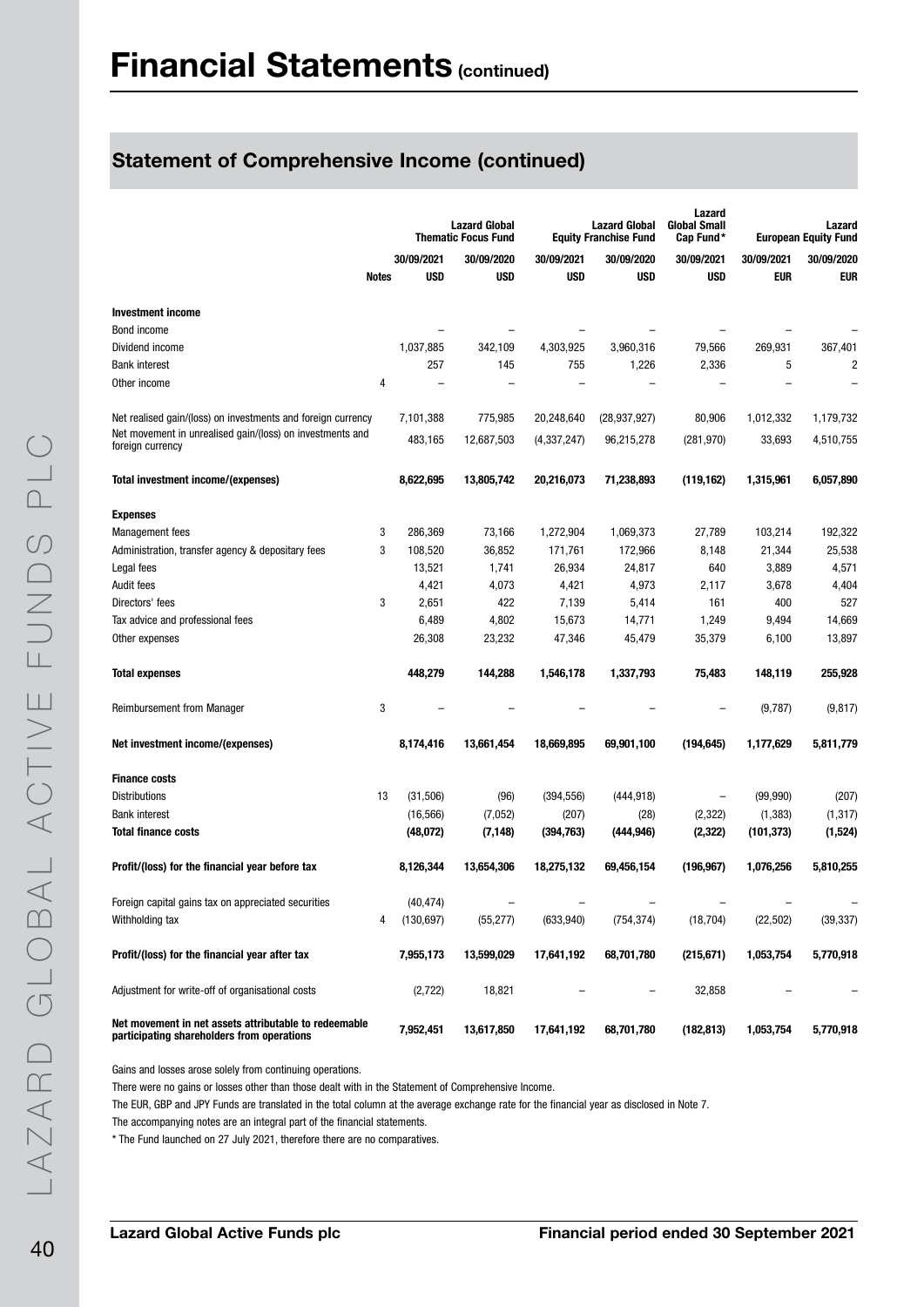# Financial Statements (continued)

## Statement of Comprehensive Income (continued)

| | Notes | Lazard Global Thematic Focus Fund | | Lazard Global Equity Franchise Fund | | Lazard Global Small Cap Fund* | Lazard European Equity Fund | |
|---|---|---|---|---|---|---|---|---|
| | | 30/09/2021 | 30/09/2020 | 30/09/2021 | 30/09/2020 | 30/09/2021 | 30/09/2021 | 30/09/2020 |
| | | USD | USD | USD | USD | USD | EUR | EUR |
| **Investment income** | | | | | | | | |
| Bond income | | – | – | – | – | – | – | – |
| Dividend income | | 1,037,885 | 342,109 | 4,303,925 | 3,960,316 | 79,566 | 269,931 | 367,401 |
| Bank interest | | 257 | 145 | 755 | 1,226 | 2,336 | 5 | 2 |
| Other income | 4 | – | – | – | – | – | – | – |
| Net realised gain/(loss) on investments and foreign currency | | 7,101,388 | 775,985 | 20,248,640 | (28,937,927) | 80,906 | 1,012,332 | 1,179,732 |
| Net movement in unrealised gain/(loss) on investments and foreign currency | | 483,165 | 12,687,503 | (4,337,247) | 96,215,278 | (281,970) | 33,693 | 4,510,755 |
| **Total investment income/(expenses)** | | **8,622,695** | **13,805,742** | **20,216,073** | **71,238,893** | **(119,162)** | **1,315,961** | **6,057,890** |
| **Expenses** | | | | | | | | |
| Management fees | 3 | 286,369 | 73,166 | 1,272,904 | 1,069,373 | 27,789 | 103,214 | 192,322 |
| Administration, transfer agency & depositary fees | 3 | 108,520 | 36,852 | 171,761 | 172,966 | 8,148 | 21,344 | 25,538 |
| Legal fees | | 13,521 | 1,741 | 26,934 | 24,817 | 640 | 3,889 | 4,571 |
| Audit fees | | 4,421 | 4,073 | 4,421 | 4,973 | 2,117 | 3,678 | 4,404 |
| Directors' fees | 3 | 2,651 | 422 | 7,139 | 5,414 | 161 | 400 | 527 |
| Tax advice and professional fees | | 6,489 | 4,802 | 15,673 | 14,771 | 1,249 | 9,494 | 14,669 |
| Other expenses | | 26,308 | 23,232 | 47,346 | 45,479 | 35,379 | 6,100 | 13,897 |
| **Total expenses** | | **448,279** | **144,288** | **1,546,178** | **1,337,793** | **75,483** | **148,119** | **255,928** |
| Reimbursement from Manager | 3 | – | – | – | – | – | (9,787) | (9,817) |
| **Net investment income/(expenses)** | | **8,174,416** | **13,661,454** | **18,669,895** | **69,901,100** | **(194,645)** | **1,177,629** | **5,811,779** |
| **Finance costs** | | | | | | | | |
| Distributions | 13 | (31,506) | (96) | (394,556) | (444,918) | – | (99,990) | (207) |
| Bank interest | | (16,566) | (7,052) | (207) | (28) | (2,322) | (1,383) | (1,317) |
| **Total finance costs** | | **(48,072)** | **(7,148)** | **(394,763)** | **(444,946)** | **(2,322)** | **(101,373)** | **(1,524)** |
| **Profit/(loss) for the financial year before tax** | | **8,126,344** | **13,654,306** | **18,275,132** | **69,456,154** | **(196,967)** | **1,076,256** | **5,810,255** |
| Foreign capital gains tax on appreciated securities | | (40,474) | – | – | – | – | – | – |
| Withholding tax | 4 | (130,697) | (55,277) | (633,940) | (754,374) | (18,704) | (22,502) | (39,337) |
| **Profit/(loss) for the financial year after tax** | | **7,955,173** | **13,599,029** | **17,641,192** | **68,701,780** | **(215,671)** | **1,053,754** | **5,770,918** |
| Adjustment for write-off of organisational costs | | (2,722) | 18,821 | – | – | 32,858 | – | – |
| **Net movement in net assets attributable to redeemable participating shareholders from operations** | | **7,952,451** | **13,617,850** | **17,641,192** | **68,701,780** | **(182,813)** | **1,053,754** | **5,770,918** |

Gains and losses arose solely from continuing operations.

There were no gains or losses other than those dealt with in the Statement of Comprehensive Income.

The EUR, GBP and JPY Funds are translated in the total column at the average exchange rate for the financial year as disclosed in Note 7.

The accompanying notes are an integral part of the financial statements.

* The Fund launched on 27 July 2021, therefore there are no comparatives.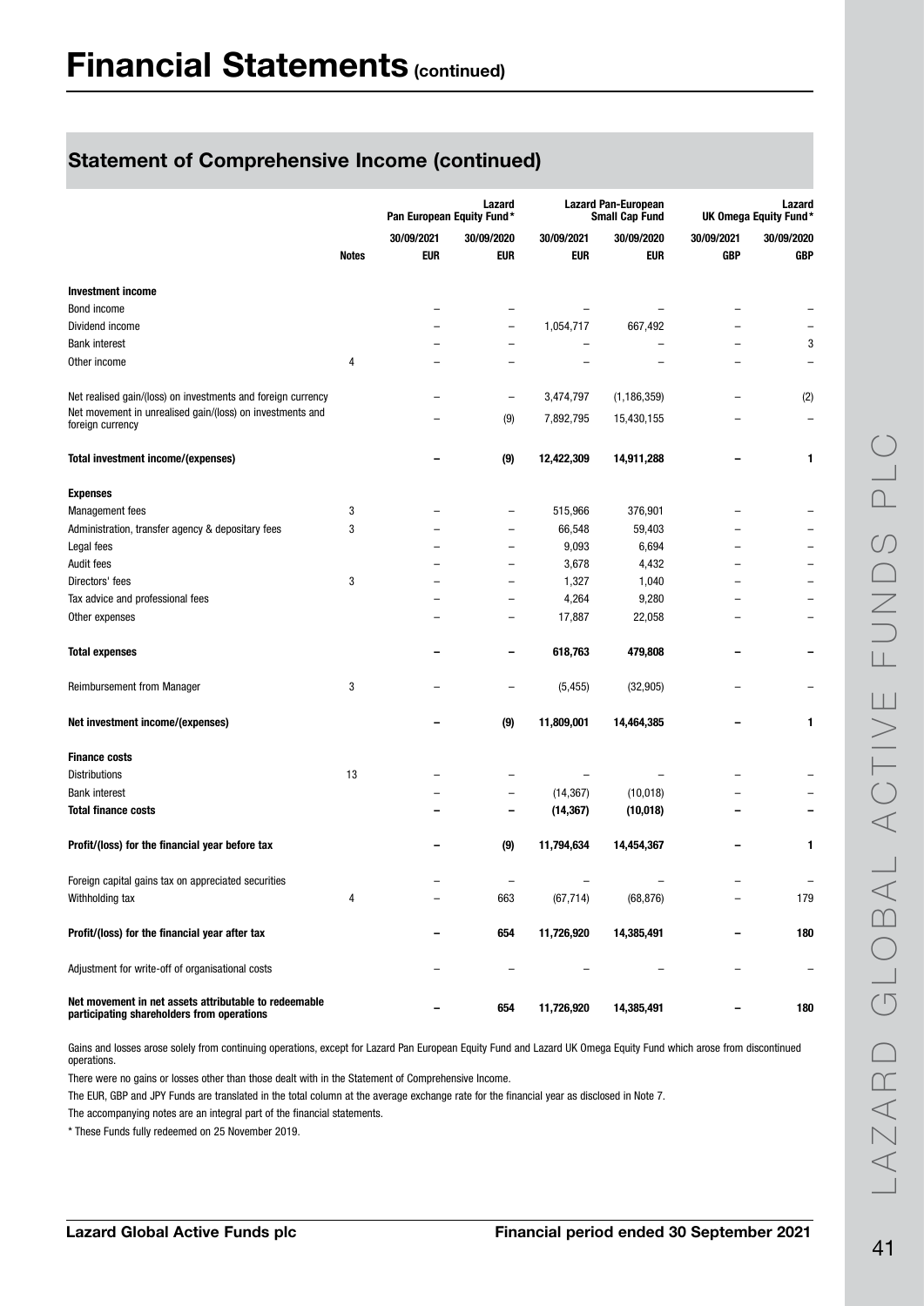# Financial Statements (continued)

## Statement of Comprehensive Income (continued)

| | Notes | Lazard Pan European Equity Fund* | | Lazard Pan-European Small Cap Fund | | Lazard UK Omega Equity Fund* | |
|---|---|---|---|---|---|---|---|
| | | 30/09/2021 | 30/09/2020 | 30/09/2021 | 30/09/2020 | 30/09/2021 | 30/09/2020 |
| | | EUR | EUR | EUR | EUR | GBP | GBP |
| **Investment income** | | | | | | | |
| Bond income | | – | – | – | – | – | – |
| Dividend income | | – | – | 1,054,717 | 667,492 | – | – |
| Bank interest | | – | – | – | – | – | 3 |
| Other income | 4 | – | – | – | – | – | – |
| Net realised gain/(loss) on investments and foreign currency | | – | – | 3,474,797 | (1,186,359) | – | (2) |
| Net movement in unrealised gain/(loss) on investments and foreign currency | | – | (9) | 7,892,795 | 15,430,155 | – | – |
| **Total investment income/(expenses)** | | **–** | **(9)** | **12,422,309** | **14,911,288** | **–** | **1** |
| **Expenses** | | | | | | | |
| Management fees | 3 | – | – | 515,966 | 376,901 | – | – |
| Administration, transfer agency & depositary fees | 3 | – | – | 66,548 | 59,403 | – | – |
| Legal fees | | – | – | 9,093 | 6,694 | – | – |
| Audit fees | | – | – | 3,678 | 4,432 | – | – |
| Directors' fees | 3 | – | – | 1,327 | 1,040 | – | – |
| Tax advice and professional fees | | – | – | 4,264 | 9,280 | – | – |
| Other expenses | | – | – | 17,887 | 22,058 | – | – |
| **Total expenses** | | **–** | **–** | **618,763** | **479,808** | **–** | **–** |
| Reimbursement from Manager | 3 | – | – | (5,455) | (32,905) | – | – |
| **Net investment income/(expenses)** | | **–** | **(9)** | **11,809,001** | **14,464,385** | **–** | **1** |
| **Finance costs** | | | | | | | |
| Distributions | 13 | – | – | – | – | – | – |
| Bank interest | | – | – | (14,367) | (10,018) | – | – |
| **Total finance costs** | | **–** | **–** | **(14,367)** | **(10,018)** | **–** | **–** |
| **Profit/(loss) for the financial year before tax** | | **–** | **(9)** | **11,794,634** | **14,454,367** | **–** | **1** |
| Foreign capital gains tax on appreciated securities | | – | – | – | – | – | – |
| Withholding tax | 4 | – | 663 | (67,714) | (68,876) | – | 179 |
| **Profit/(loss) for the financial year after tax** | | **–** | **654** | **11,726,920** | **14,385,491** | **–** | **180** |
| Adjustment for write-off of organisational costs | | – | – | – | – | – | – |
| **Net movement in net assets attributable to redeemable participating shareholders from operations** | | **–** | **654** | **11,726,920** | **14,385,491** | **–** | **180** |

Gains and losses arose solely from continuing operations, except for Lazard Pan European Equity Fund and Lazard UK Omega Equity Fund which arose from discontinued operations.

There were no gains or losses other than those dealt with in the Statement of Comprehensive Income.

The EUR, GBP and JPY Funds are translated in the total column at the average exchange rate for the financial year as disclosed in Note 7.

The accompanying notes are an integral part of the financial statements.

\* These Funds fully redeemed on 25 November 2019.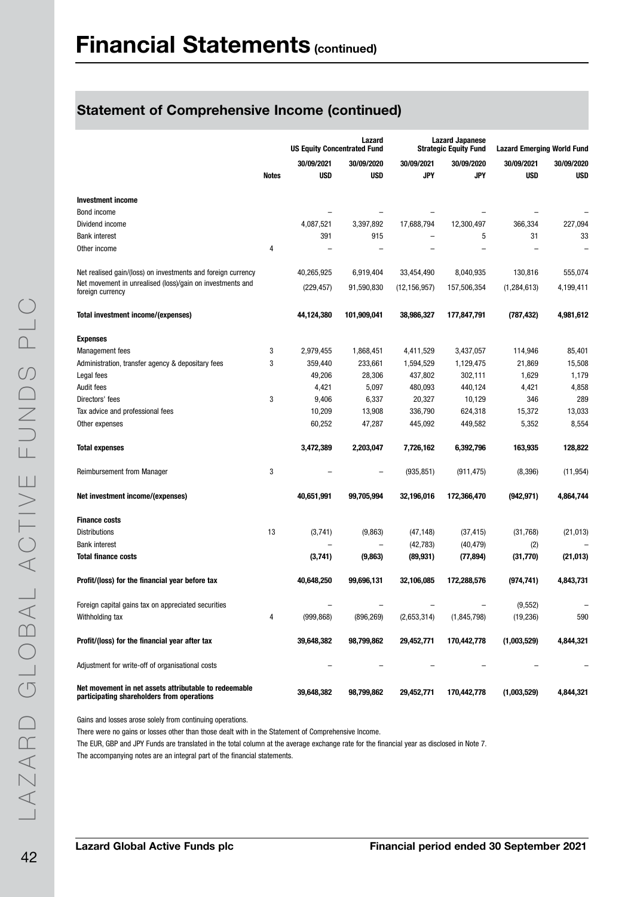# Financial Statements (continued)

## Statement of Comprehensive Income (continued)

| | | Lazard US Equity Concentrated Fund | | Lazard Japanese Strategic Equity Fund | | Lazard Emerging World Fund | |
|---|---|---|---|---|---|---|---|
| | | 30/09/2021 | 30/09/2020 | 30/09/2021 | 30/09/2020 | 30/09/2021 | 30/09/2020 |
| | Notes | USD | USD | JPY | JPY | USD | USD |
| **Investment income** | | | | | | | |
| Bond income | | – | – | – | – | – | – |
| Dividend income | | 4,087,521 | 3,397,892 | 17,688,794 | 12,300,497 | 366,334 | 227,094 |
| Bank interest | | 391 | 915 | – | 5 | 31 | 33 |
| Other income | 4 | – | – | – | – | – | – |
| Net realised gain/(loss) on investments and foreign currency | | 40,265,925 | 6,919,404 | 33,454,490 | 8,040,935 | 130,816 | 555,074 |
| Net movement in unrealised (loss)/gain on investments and foreign currency | | (229,457) | 91,590,830 | (12,156,957) | 157,506,354 | (1,284,613) | 4,199,411 |
| **Total investment income/(expenses)** | | **44,124,380** | **101,909,041** | **38,986,327** | **177,847,791** | **(787,432)** | **4,981,612** |
| **Expenses** | | | | | | | |
| Management fees | 3 | 2,979,455 | 1,868,451 | 4,411,529 | 3,437,057 | 114,946 | 85,401 |
| Administration, transfer agency & depositary fees | 3 | 359,440 | 233,661 | 1,594,529 | 1,129,475 | 21,869 | 15,508 |
| Legal fees | | 49,206 | 28,306 | 437,802 | 302,111 | 1,629 | 1,179 |
| Audit fees | | 4,421 | 5,097 | 480,093 | 440,124 | 4,421 | 4,858 |
| Directors' fees | 3 | 9,406 | 6,337 | 20,327 | 10,129 | 346 | 289 |
| Tax advice and professional fees | | 10,209 | 13,908 | 336,790 | 624,318 | 15,372 | 13,033 |
| Other expenses | | 60,252 | 47,287 | 445,092 | 449,582 | 5,352 | 8,554 |
| **Total expenses** | | **3,472,389** | **2,203,047** | **7,726,162** | **6,392,796** | **163,935** | **128,822** |
| Reimbursement from Manager | 3 | – | – | (935,851) | (911,475) | (8,396) | (11,954) |
| **Net investment income/(expenses)** | | **40,651,991** | **99,705,994** | **32,196,016** | **172,366,470** | **(942,971)** | **4,864,744** |
| **Finance costs** | | | | | | | |
| Distributions | 13 | (3,741) | (9,863) | (47,148) | (37,415) | (31,768) | (21,013) |
| Bank interest | | – | – | (42,783) | (40,479) | (2) | – |
| **Total finance costs** | | **(3,741)** | **(9,863)** | **(89,931)** | **(77,894)** | **(31,770)** | **(21,013)** |
| **Profit/(loss) for the financial year before tax** | | **40,648,250** | **99,696,131** | **32,106,085** | **172,288,576** | **(974,741)** | **4,843,731** |
| Foreign capital gains tax on appreciated securities | | – | – | – | – | (9,552) | – |
| Withholding tax | 4 | (999,868) | (896,269) | (2,653,314) | (1,845,798) | (19,236) | 590 |
| **Profit/(loss) for the financial year after tax** | | **39,648,382** | **98,799,862** | **29,452,771** | **170,442,778** | **(1,003,529)** | **4,844,321** |
| Adjustment for write-off of organisational costs | | – | – | – | – | – | – |
| **Net movement in net assets attributable to redeemable participating shareholders from operations** | | **39,648,382** | **98,799,862** | **29,452,771** | **170,442,778** | **(1,003,529)** | **4,844,321** |

Gains and losses arose solely from continuing operations.

There were no gains or losses other than those dealt with in the Statement of Comprehensive Income.

The EUR, GBP and JPY Funds are translated in the total column at the average exchange rate for the financial year as disclosed in Note 7.

The accompanying notes are an integral part of the financial statements.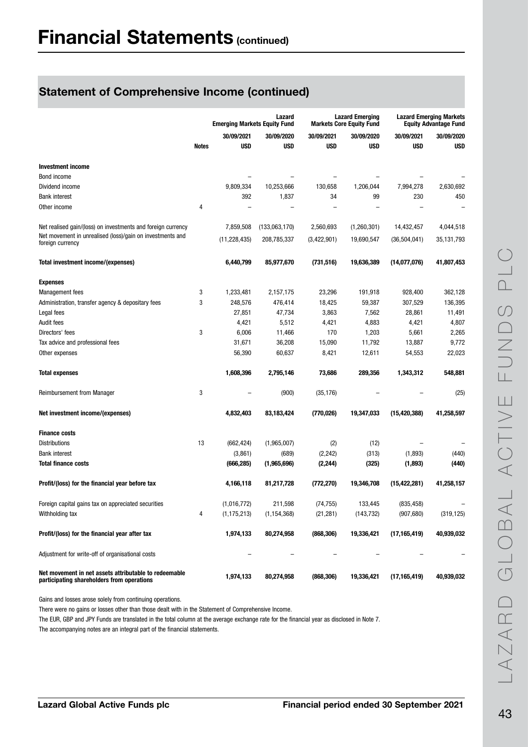# Financial Statements (continued)

## Statement of Comprehensive Income (continued)

| | Notes | Lazard Emerging Markets Equity Fund | | Lazard Emerging Markets Core Equity Fund | | Lazard Emerging Markets Equity Advantage Fund | |
|---|---|---|---|---|---|---|---|
| | | 30/09/2021 | 30/09/2020 | 30/09/2021 | 30/09/2020 | 30/09/2021 | 30/09/2020 |
| | | USD | USD | USD | USD | USD | USD |
| **Investment income** | | | | | | | |
| Bond income | | – | – | – | – | – | – |
| Dividend income | | 9,809,334 | 10,253,666 | 130,658 | 1,206,044 | 7,994,278 | 2,630,692 |
| Bank interest | | 392 | 1,837 | 34 | 99 | 230 | 450 |
| Other income | 4 | – | – | – | – | – | – |
| Net realised gain/(loss) on investments and foreign currency | | 7,859,508 | (133,063,170) | 2,560,693 | (1,260,301) | 14,432,457 | 4,044,518 |
| Net movement in unrealised (loss)/gain on investments and foreign currency | | (11,228,435) | 208,785,337 | (3,422,901) | 19,690,547 | (36,504,041) | 35,131,793 |
| **Total investment income/(expenses)** | | **6,440,799** | **85,977,670** | **(731,516)** | **19,636,389** | **(14,077,076)** | **41,807,453** |
| **Expenses** | | | | | | | |
| Management fees | 3 | 1,233,481 | 2,157,175 | 23,296 | 191,918 | 928,400 | 362,128 |
| Administration, transfer agency & depositary fees | 3 | 248,576 | 476,414 | 18,425 | 59,387 | 307,529 | 136,395 |
| Legal fees | | 27,851 | 47,734 | 3,863 | 7,562 | 28,861 | 11,491 |
| Audit fees | | 4,421 | 5,512 | 4,421 | 4,883 | 4,421 | 4,807 |
| Directors' fees | 3 | 6,006 | 11,466 | 170 | 1,203 | 5,661 | 2,265 |
| Tax advice and professional fees | | 31,671 | 36,208 | 15,090 | 11,792 | 13,887 | 9,772 |
| Other expenses | | 56,390 | 60,637 | 8,421 | 12,611 | 54,553 | 22,023 |
| **Total expenses** | | **1,608,396** | **2,795,146** | **73,686** | **289,356** | **1,343,312** | **548,881** |
| Reimbursement from Manager | 3 | – | (900) | (35,176) | – | – | (25) |
| **Net investment income/(expenses)** | | **4,832,403** | **83,183,424** | **(770,026)** | **19,347,033** | **(15,420,388)** | **41,258,597** |
| **Finance costs** | | | | | | | |
| Distributions | 13 | (662,424) | (1,965,007) | (2) | (12) | – | – |
| Bank interest | | (3,861) | (689) | (2,242) | (313) | (1,893) | (440) |
| **Total finance costs** | | **(666,285)** | **(1,965,696)** | **(2,244)** | **(325)** | **(1,893)** | **(440)** |
| **Profit/(loss) for the financial year before tax** | | **4,166,118** | **81,217,728** | **(772,270)** | **19,346,708** | **(15,422,281)** | **41,258,157** |
| Foreign capital gains tax on appreciated securities | | (1,016,772) | 211,598 | (74,755) | 133,445 | (835,458) | – |
| Withholding tax | 4 | (1,175,213) | (1,154,368) | (21,281) | (143,732) | (907,680) | (319,125) |
| **Profit/(loss) for the financial year after tax** | | **1,974,133** | **80,274,958** | **(868,306)** | **19,336,421** | **(17,165,419)** | **40,939,032** |
| Adjustment for write-off of organisational costs | | – | – | – | – | – | – |
| **Net movement in net assets attributable to redeemable participating shareholders from operations** | | **1,974,133** | **80,274,958** | **(868,306)** | **19,336,421** | **(17,165,419)** | **40,939,032** |

Gains and losses arose solely from continuing operations.

There were no gains or losses other than those dealt with in the Statement of Comprehensive Income.

The EUR, GBP and JPY Funds are translated in the total column at the average exchange rate for the financial year as disclosed in Note 7.

The accompanying notes are an integral part of the financial statements.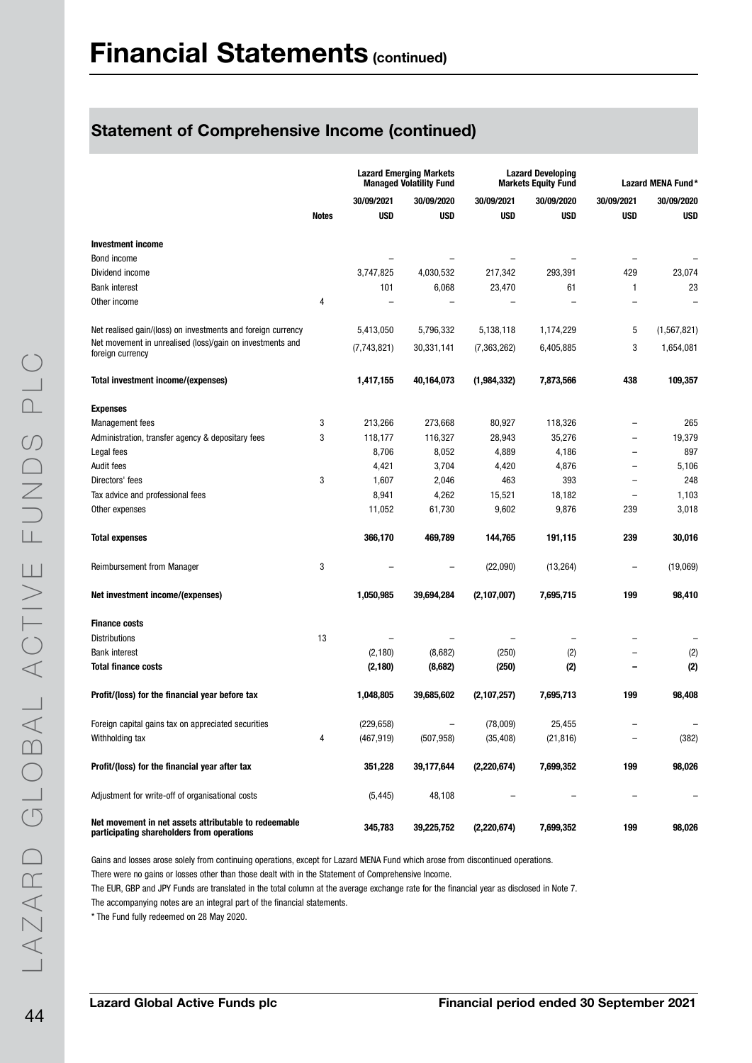# Financial Statements (continued)

## Statement of Comprehensive Income (continued)

| | | Lazard Emerging Markets Managed Volatility Fund | | Lazard Developing Markets Equity Fund | | Lazard MENA Fund* | |
|---|---|---|---|---|---|---|---|
| | | 30/09/2021 | 30/09/2020 | 30/09/2021 | 30/09/2020 | 30/09/2021 | 30/09/2020 |
| | Notes | USD | USD | USD | USD | USD | USD |
| **Investment income** | | | | | | | |
| Bond income | | – | – | – | – | – | – |
| Dividend income | | 3,747,825 | 4,030,532 | 217,342 | 293,391 | 429 | 23,074 |
| Bank interest | | 101 | 6,068 | 23,470 | 61 | 1 | 23 |
| Other income | 4 | – | – | – | – | – | – |
| Net realised gain/(loss) on investments and foreign currency | | 5,413,050 | 5,796,332 | 5,138,118 | 1,174,229 | 5 | (1,567,821) |
| Net movement in unrealised (loss)/gain on investments and foreign currency | | (7,743,821) | 30,331,141 | (7,363,262) | 6,405,885 | 3 | 1,654,081 |
| **Total investment income/(expenses)** | | **1,417,155** | **40,164,073** | **(1,984,332)** | **7,873,566** | **438** | **109,357** |
| **Expenses** | | | | | | | |
| Management fees | 3 | 213,266 | 273,668 | 80,927 | 118,326 | – | 265 |
| Administration, transfer agency & depositary fees | 3 | 118,177 | 116,327 | 28,943 | 35,276 | – | 19,379 |
| Legal fees | | 8,706 | 8,052 | 4,889 | 4,186 | – | 897 |
| Audit fees | | 4,421 | 3,704 | 4,420 | 4,876 | – | 5,106 |
| Directors' fees | 3 | 1,607 | 2,046 | 463 | 393 | – | 248 |
| Tax advice and professional fees | | 8,941 | 4,262 | 15,521 | 18,182 | – | 1,103 |
| Other expenses | | 11,052 | 61,730 | 9,602 | 9,876 | 239 | 3,018 |
| **Total expenses** | | **366,170** | **469,789** | **144,765** | **191,115** | **239** | **30,016** |
| Reimbursement from Manager | 3 | – | – | (22,090) | (13,264) | – | (19,069) |
| **Net investment income/(expenses)** | | **1,050,985** | **39,694,284** | **(2,107,007)** | **7,695,715** | **199** | **98,410** |
| **Finance costs** | | | | | | | |
| Distributions | 13 | – | – | – | – | – | – |
| Bank interest | | (2,180) | (8,682) | (250) | (2) | – | (2) |
| **Total finance costs** | | **(2,180)** | **(8,682)** | **(250)** | **(2)** | **–** | **(2)** |
| **Profit/(loss) for the financial year before tax** | | **1,048,805** | **39,685,602** | **(2,107,257)** | **7,695,713** | **199** | **98,408** |
| Foreign capital gains tax on appreciated securities | | (229,658) | – | (78,009) | 25,455 | – | – |
| Withholding tax | 4 | (467,919) | (507,958) | (35,408) | (21,816) | – | (382) |
| **Profit/(loss) for the financial year after tax** | | **351,228** | **39,177,644** | **(2,220,674)** | **7,699,352** | **199** | **98,026** |
| Adjustment for write-off of organisational costs | | (5,445) | 48,108 | – | – | – | – |
| **Net movement in net assets attributable to redeemable participating shareholders from operations** | | **345,783** | **39,225,752** | **(2,220,674)** | **7,699,352** | **199** | **98,026** |

Gains and losses arose solely from continuing operations, except for Lazard MENA Fund which arose from discontinued operations.

There were no gains or losses other than those dealt with in the Statement of Comprehensive Income.

The EUR, GBP and JPY Funds are translated in the total column at the average exchange rate for the financial year as disclosed in Note 7.

The accompanying notes are an integral part of the financial statements.

* The Fund fully redeemed on 28 May 2020.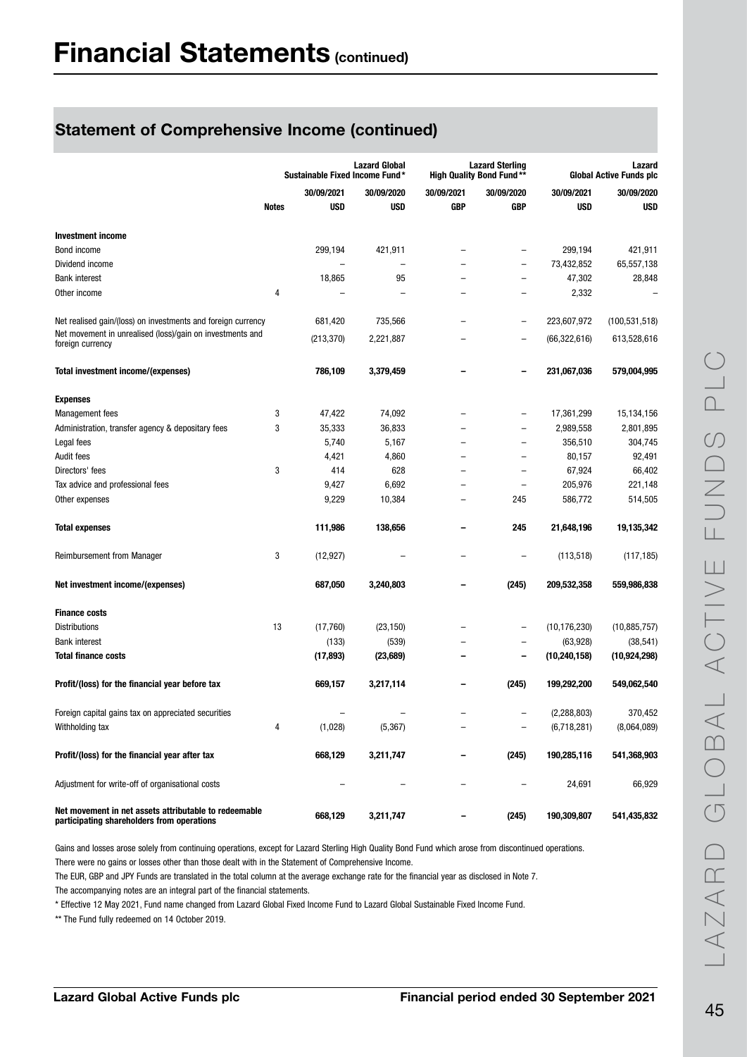# Financial Statements (continued)

## Statement of Comprehensive Income (continued)

| | | Lazard Global Sustainable Fixed Income Fund* | | Lazard Sterling High Quality Bond Fund** | | Lazard Global Active Funds plc | |
|---|---|---|---|---|---|---|---|
| | | 30/09/2021 | 30/09/2020 | 30/09/2021 | 30/09/2020 | 30/09/2021 | 30/09/2020 |
| | Notes | USD | USD | GBP | GBP | USD | USD |
| **Investment income** | | | | | | | |
| Bond income | | 299,194 | 421,911 | – | – | 299,194 | 421,911 |
| Dividend income | | – | – | – | – | 73,432,852 | 65,557,138 |
| Bank interest | | 18,865 | 95 | – | – | 47,302 | 28,848 |
| Other income | 4 | – | – | – | – | 2,332 | – |
| Net realised gain/(loss) on investments and foreign currency | | 681,420 | 735,566 | – | – | 223,607,972 | (100,531,518) |
| Net movement in unrealised (loss)/gain on investments and foreign currency | | (213,370) | 2,221,887 | – | – | (66,322,616) | 613,528,616 |
| **Total investment income/(expenses)** | | **786,109** | **3,379,459** | **–** | **–** | **231,067,036** | **579,004,995** |
| **Expenses** | | | | | | | |
| Management fees | 3 | 47,422 | 74,092 | – | – | 17,361,299 | 15,134,156 |
| Administration, transfer agency & depositary fees | 3 | 35,333 | 36,833 | – | – | 2,989,558 | 2,801,895 |
| Legal fees | | 5,740 | 5,167 | – | – | 356,510 | 304,745 |
| Audit fees | | 4,421 | 4,860 | – | – | 80,157 | 92,491 |
| Directors' fees | 3 | 414 | 628 | – | – | 67,924 | 66,402 |
| Tax advice and professional fees | | 9,427 | 6,692 | – | – | 205,976 | 221,148 |
| Other expenses | | 9,229 | 10,384 | – | 245 | 586,772 | 514,505 |
| **Total expenses** | | **111,986** | **138,656** | **–** | **245** | **21,648,196** | **19,135,342** |
| Reimbursement from Manager | 3 | (12,927) | – | – | – | (113,518) | (117,185) |
| **Net investment income/(expenses)** | | **687,050** | **3,240,803** | **–** | **(245)** | **209,532,358** | **559,986,838** |
| **Finance costs** | | | | | | | |
| Distributions | 13 | (17,760) | (23,150) | – | – | (10,176,230) | (10,885,757) |
| Bank interest | | (133) | (539) | – | – | (63,928) | (38,541) |
| **Total finance costs** | | **(17,893)** | **(23,689)** | **–** | **–** | **(10,240,158)** | **(10,924,298)** |
| **Profit/(loss) for the financial year before tax** | | **669,157** | **3,217,114** | **–** | **(245)** | **199,292,200** | **549,062,540** |
| Foreign capital gains tax on appreciated securities | | – | – | – | – | (2,288,803) | 370,452 |
| Withholding tax | 4 | (1,028) | (5,367) | – | – | (6,718,281) | (8,064,089) |
| **Profit/(loss) for the financial year after tax** | | **668,129** | **3,211,747** | **–** | **(245)** | **190,285,116** | **541,368,903** |
| Adjustment for write-off of organisational costs | | – | – | – | – | 24,691 | 66,929 |
| **Net movement in net assets attributable to redeemable participating shareholders from operations** | | **668,129** | **3,211,747** | **–** | **(245)** | **190,309,807** | **541,435,832** |

Gains and losses arose solely from continuing operations, except for Lazard Sterling High Quality Bond Fund which arose from discontinued operations.

There were no gains or losses other than those dealt with in the Statement of Comprehensive Income.

The EUR, GBP and JPY Funds are translated in the total column at the average exchange rate for the financial year as disclosed in Note 7.

The accompanying notes are an integral part of the financial statements.

\* Effective 12 May 2021, Fund name changed from Lazard Global Fixed Income Fund to Lazard Global Sustainable Fixed Income Fund.

** The Fund fully redeemed on 14 October 2019.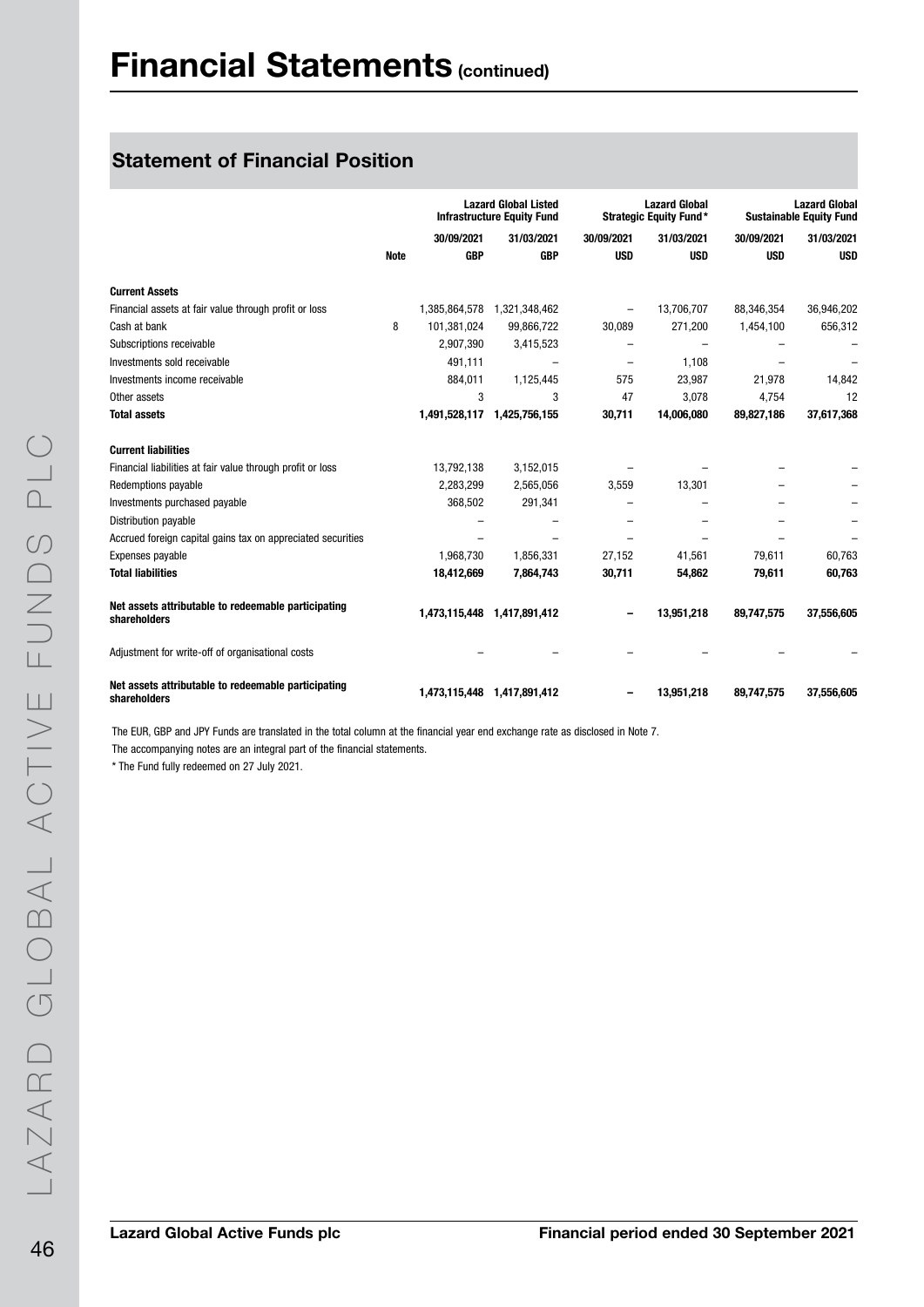# Financial Statements (continued)

## Statement of Financial Position

| | Note | Lazard Global Listed Infrastructure Equity Fund | | Lazard Global Strategic Equity Fund* | | Lazard Global Sustainable Equity Fund | |
|---|---|---|---|---|---|---|---|
| | | 30/09/2021 | 31/03/2021 | 30/09/2021 | 31/03/2021 | 30/09/2021 | 31/03/2021 |
| | | GBP | GBP | USD | USD | USD | USD |
| **Current Assets** | | | | | | | |
| Financial assets at fair value through profit or loss | | 1,385,864,578 | 1,321,348,462 | – | 13,706,707 | 88,346,354 | 36,946,202 |
| Cash at bank | 8 | 101,381,024 | 99,866,722 | 30,089 | 271,200 | 1,454,100 | 656,312 |
| Subscriptions receivable | | 2,907,390 | 3,415,523 | – | – | – | – |
| Investments sold receivable | | 491,111 | – | – | 1,108 | – | – |
| Investments income receivable | | 884,011 | 1,125,445 | 575 | 23,987 | 21,978 | 14,842 |
| Other assets | | 3 | 3 | 47 | 3,078 | 4,754 | 12 |
| **Total assets** | | **1,491,528,117** | **1,425,756,155** | **30,711** | **14,006,080** | **89,827,186** | **37,617,368** |
| **Current liabilities** | | | | | | | |
| Financial liabilities at fair value through profit or loss | | 13,792,138 | 3,152,015 | – | – | – | – |
| Redemptions payable | | 2,283,299 | 2,565,056 | 3,559 | 13,301 | – | – |
| Investments purchased payable | | 368,502 | 291,341 | – | – | – | – |
| Distribution payable | | – | – | – | – | – | – |
| Accrued foreign capital gains tax on appreciated securities | | – | – | – | – | – | – |
| Expenses payable | | 1,968,730 | 1,856,331 | 27,152 | 41,561 | 79,611 | 60,763 |
| **Total liabilities** | | **18,412,669** | **7,864,743** | **30,711** | **54,862** | **79,611** | **60,763** |
| **Net assets attributable to redeemable participating shareholders** | | **1,473,115,448** | **1,417,891,412** | **–** | **13,951,218** | **89,747,575** | **37,556,605** |
| Adjustment for write-off of organisational costs | | – | – | – | – | – | – |
| **Net assets attributable to redeemable participating shareholders** | | **1,473,115,448** | **1,417,891,412** | **–** | **13,951,218** | **89,747,575** | **37,556,605** |

The EUR, GBP and JPY Funds are translated in the total column at the financial year end exchange rate as disclosed in Note 7.

The accompanying notes are an integral part of the financial statements.

* The Fund fully redeemed on 27 July 2021.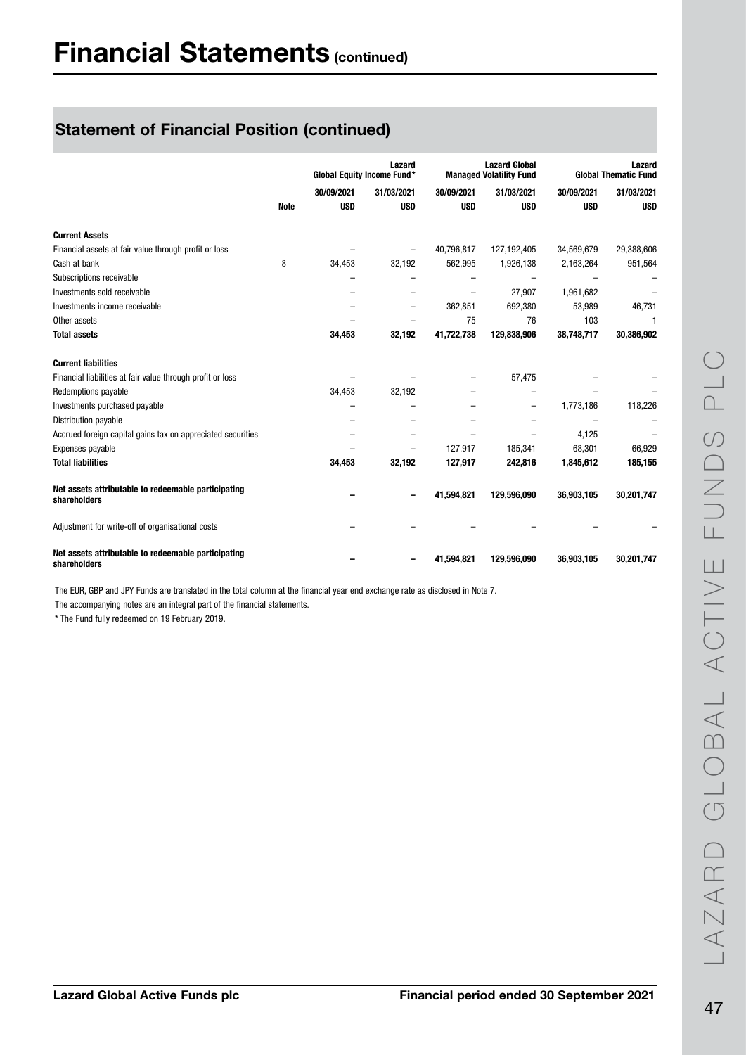# Financial Statements (continued)

## Statement of Financial Position (continued)

| | Note | Lazard Global Equity Income Fund* | | Lazard Global Managed Volatility Fund | | Lazard Global Thematic Fund | |
|---|---|---|---|---|---|---|---|
| | | 30/09/2021 | 31/03/2021 | 30/09/2021 | 31/03/2021 | 30/09/2021 | 31/03/2021 |
| | | USD | USD | USD | USD | USD | USD |
| **Current Assets** | | | | | | | |
| Financial assets at fair value through profit or loss | | – | – | 40,796,817 | 127,192,405 | 34,569,679 | 29,388,606 |
| Cash at bank | 8 | 34,453 | 32,192 | 562,995 | 1,926,138 | 2,163,264 | 951,564 |
| Subscriptions receivable | | – | – | – | – | – | – |
| Investments sold receivable | | – | – | – | 27,907 | 1,961,682 | – |
| Investments income receivable | | – | – | 362,851 | 692,380 | 53,989 | 46,731 |
| Other assets | | – | – | 75 | 76 | 103 | 1 |
| **Total assets** | | **34,453** | **32,192** | **41,722,738** | **129,838,906** | **38,748,717** | **30,386,902** |
| **Current liabilities** | | | | | | | |
| Financial liabilities at fair value through profit or loss | | – | – | – | 57,475 | – | – |
| Redemptions payable | | 34,453 | 32,192 | – | – | – | – |
| Investments purchased payable | | – | – | – | – | 1,773,186 | 118,226 |
| Distribution payable | | – | – | – | – | – | – |
| Accrued foreign capital gains tax on appreciated securities | | – | – | – | – | 4,125 | – |
| Expenses payable | | – | – | 127,917 | 185,341 | 68,301 | 66,929 |
| **Total liabilities** | | **34,453** | **32,192** | **127,917** | **242,816** | **1,845,612** | **185,155** |
| **Net assets attributable to redeemable participating shareholders** | | **–** | **–** | **41,594,821** | **129,596,090** | **36,903,105** | **30,201,747** |
| Adjustment for write-off of organisational costs | | – | – | – | – | – | – |
| **Net assets attributable to redeemable participating shareholders** | | **–** | **–** | **41,594,821** | **129,596,090** | **36,903,105** | **30,201,747** |

The EUR, GBP and JPY Funds are translated in the total column at the financial year end exchange rate as disclosed in Note 7.

The accompanying notes are an integral part of the financial statements.

\* The Fund fully redeemed on 19 February 2019.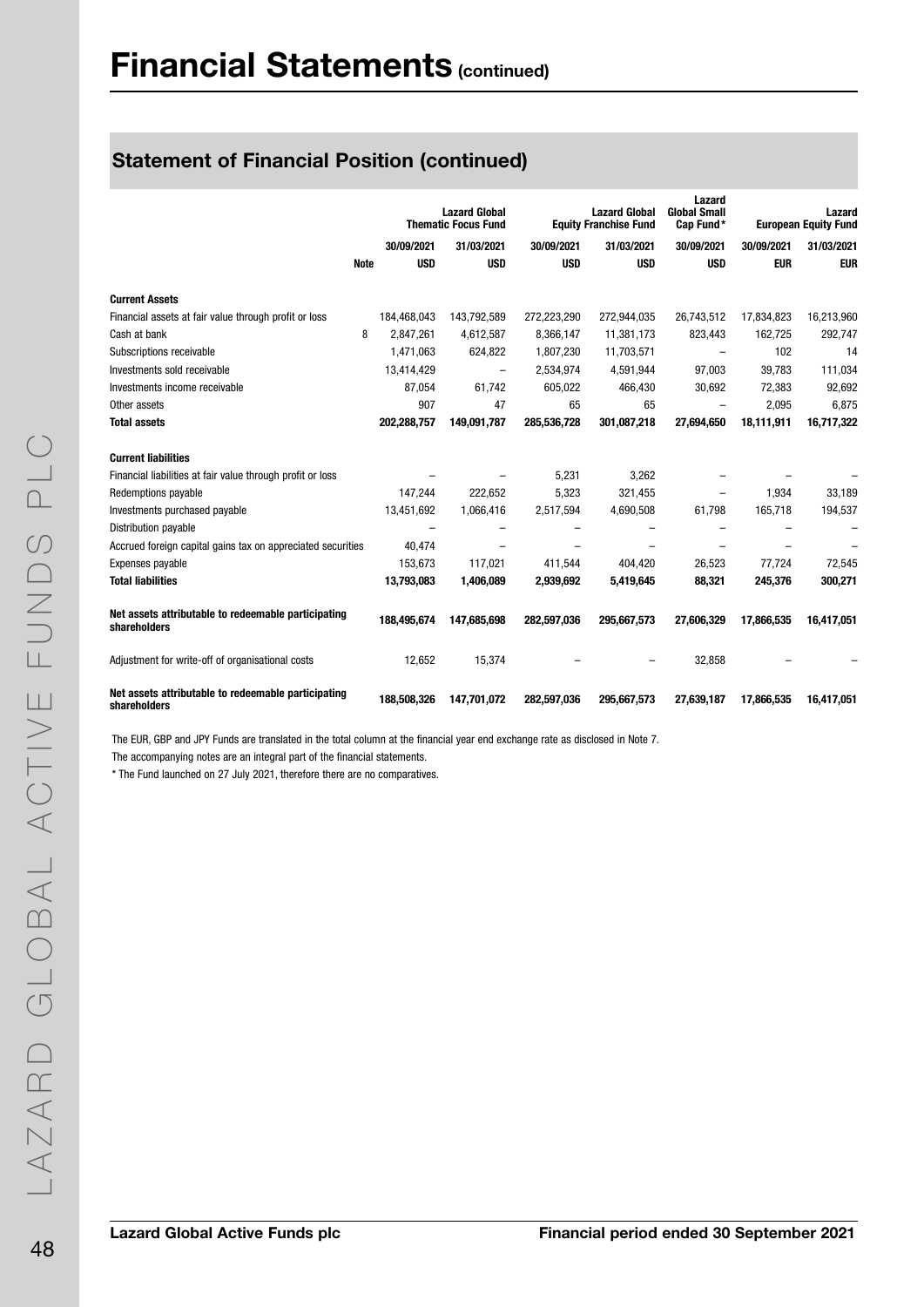# Financial Statements (continued)

## Statement of Financial Position (continued)

| | | Lazard Global Thematic Focus Fund | | Lazard Global Equity Franchise Fund | | Lazard Global Small Cap Fund* | Lazard European Equity Fund | |
|---|---|---|---|---|---|---|---|---|
| | | 30/09/2021 | 31/03/2021 | 30/09/2021 | 31/03/2021 | 30/09/2021 | 30/09/2021 | 31/03/2021 |
| | Note | USD | USD | USD | USD | USD | EUR | EUR |
| **Current Assets** | | | | | | | | |
| Financial assets at fair value through profit or loss | | 184,468,043 | 143,792,589 | 272,223,290 | 272,944,035 | 26,743,512 | 17,834,823 | 16,213,960 |
| Cash at bank | 8 | 2,847,261 | 4,612,587 | 8,366,147 | 11,381,173 | 823,443 | 162,725 | 292,747 |
| Subscriptions receivable | | 1,471,063 | 624,822 | 1,807,230 | 11,703,571 | – | 102 | 14 |
| Investments sold receivable | | 13,414,429 | – | 2,534,974 | 4,591,944 | 97,003 | 39,783 | 111,034 |
| Investments income receivable | | 87,054 | 61,742 | 605,022 | 466,430 | 30,692 | 72,383 | 92,692 |
| Other assets | | 907 | 47 | 65 | 65 | – | 2,095 | 6,875 |
| **Total assets** | | **202,288,757** | **149,091,787** | **285,536,728** | **301,087,218** | **27,694,650** | **18,111,911** | **16,717,322** |
| **Current liabilities** | | | | | | | | |
| Financial liabilities at fair value through profit or loss | | – | – | 5,231 | 3,262 | – | – | – |
| Redemptions payable | | 147,244 | 222,652 | 5,323 | 321,455 | – | 1,934 | 33,189 |
| Investments purchased payable | | 13,451,692 | 1,066,416 | 2,517,594 | 4,690,508 | 61,798 | 165,718 | 194,537 |
| Distribution payable | | – | – | – | – | – | – | – |
| Accrued foreign capital gains tax on appreciated securities | | 40,474 | – | – | – | – | – | – |
| Expenses payable | | 153,673 | 117,021 | 411,544 | 404,420 | 26,523 | 77,724 | 72,545 |
| **Total liabilities** | | **13,793,083** | **1,406,089** | **2,939,692** | **5,419,645** | **88,321** | **245,376** | **300,271** |
| **Net assets attributable to redeemable participating shareholders** | | **188,495,674** | **147,685,698** | **282,597,036** | **295,667,573** | **27,606,329** | **17,866,535** | **16,417,051** |
| Adjustment for write-off of organisational costs | | 12,652 | 15,374 | – | – | 32,858 | – | – |
| **Net assets attributable to redeemable participating shareholders** | | **188,508,326** | **147,701,072** | **282,597,036** | **295,667,573** | **27,639,187** | **17,866,535** | **16,417,051** |

The EUR, GBP and JPY Funds are translated in the total column at the financial year end exchange rate as disclosed in Note 7.

The accompanying notes are an integral part of the financial statements.

* The Fund launched on 27 July 2021, therefore there are no comparatives.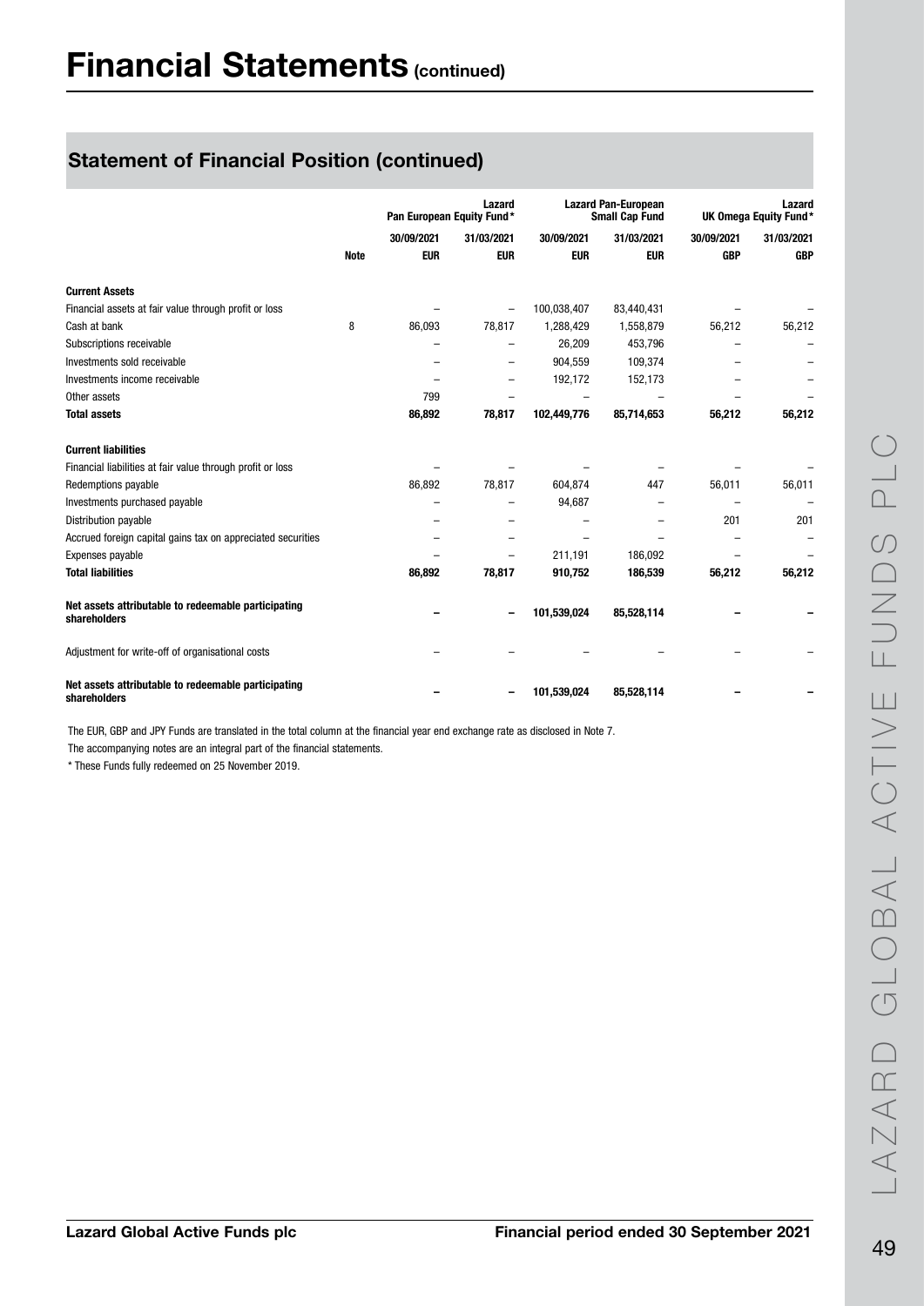# Financial Statements (continued)

## Statement of Financial Position (continued)

| | Note | Lazard Pan European Equity Fund* | | Lazard Pan-European Small Cap Fund | | Lazard UK Omega Equity Fund* | |
|---|---|---|---|---|---|---|---|
| | | 30/09/2021 | 31/03/2021 | 30/09/2021 | 31/03/2021 | 30/09/2021 | 31/03/2021 |
| | | EUR | EUR | EUR | EUR | GBP | GBP |
| **Current Assets** | | | | | | | |
| Financial assets at fair value through profit or loss | | – | – | 100,038,407 | 83,440,431 | – | – |
| Cash at bank | 8 | 86,093 | 78,817 | 1,288,429 | 1,558,879 | 56,212 | 56,212 |
| Subscriptions receivable | | – | – | 26,209 | 453,796 | – | – |
| Investments sold receivable | | – | – | 904,559 | 109,374 | – | – |
| Investments income receivable | | – | – | 192,172 | 152,173 | – | – |
| Other assets | | 799 | – | – | – | – | – |
| **Total assets** | | **86,892** | **78,817** | **102,449,776** | **85,714,653** | **56,212** | **56,212** |
| **Current liabilities** | | | | | | | |
| Financial liabilities at fair value through profit or loss | | – | – | – | – | – | – |
| Redemptions payable | | 86,892 | 78,817 | 604,874 | 447 | 56,011 | 56,011 |
| Investments purchased payable | | – | – | 94,687 | – | – | – |
| Distribution payable | | – | – | – | – | 201 | 201 |
| Accrued foreign capital gains tax on appreciated securities | | – | – | – | – | – | – |
| Expenses payable | | – | – | 211,191 | 186,092 | – | – |
| **Total liabilities** | | **86,892** | **78,817** | **910,752** | **186,539** | **56,212** | **56,212** |
| **Net assets attributable to redeemable participating shareholders** | | **–** | **–** | **101,539,024** | **85,528,114** | **–** | **–** |
| Adjustment for write-off of organisational costs | | – | – | – | – | – | – |
| **Net assets attributable to redeemable participating shareholders** | | **–** | **–** | **101,539,024** | **85,528,114** | **–** | **–** |

The EUR, GBP and JPY Funds are translated in the total column at the financial year end exchange rate as disclosed in Note 7.

The accompanying notes are an integral part of the financial statements.

\* These Funds fully redeemed on 25 November 2019.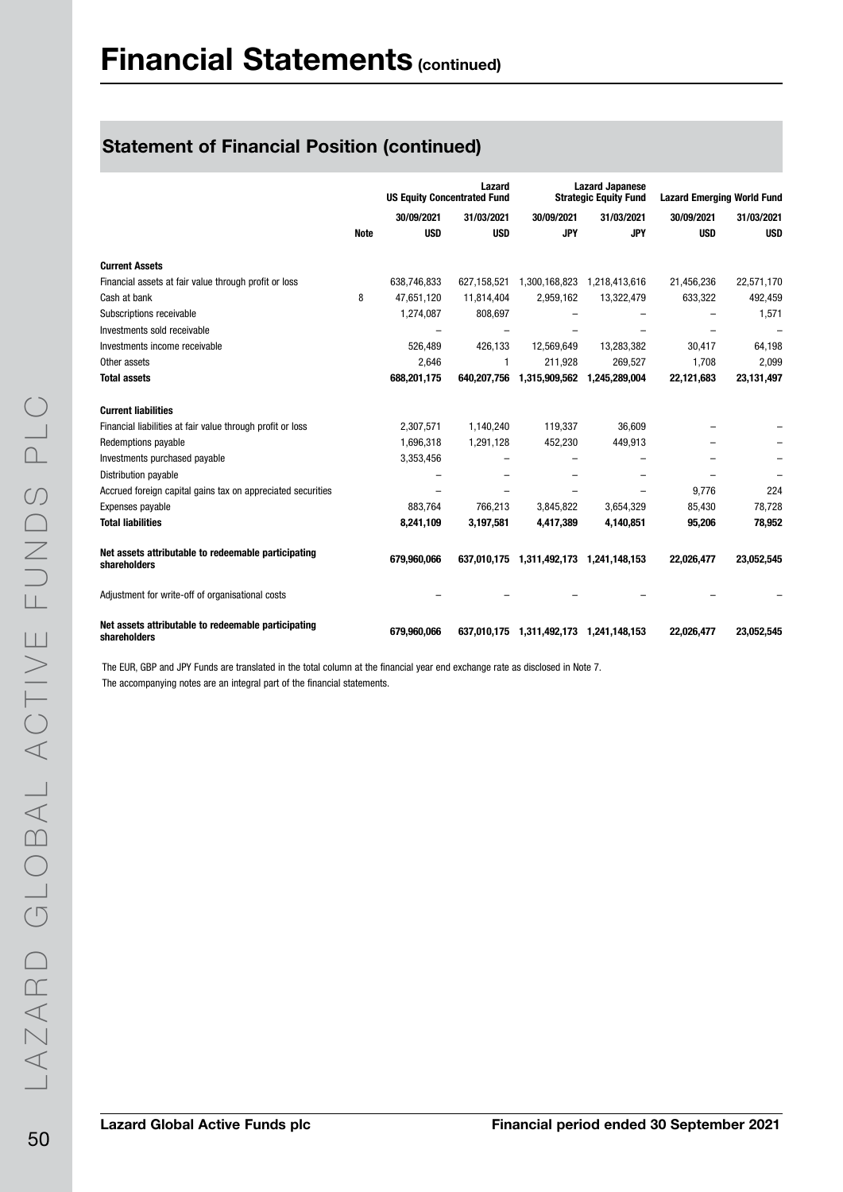# Financial Statements (continued)

## Statement of Financial Position (continued)

| | | Lazard US Equity Concentrated Fund | | Lazard Japanese Strategic Equity Fund | | Lazard Emerging World Fund | |
|---|---|---|---|---|---|---|---|
| | | 30/09/2021 | 31/03/2021 | 30/09/2021 | 31/03/2021 | 30/09/2021 | 31/03/2021 |
| | Note | USD | USD | JPY | JPY | USD | USD |
| **Current Assets** | | | | | | | |
| Financial assets at fair value through profit or loss | | 638,746,833 | 627,158,521 | 1,300,168,823 | 1,218,413,616 | 21,456,236 | 22,571,170 |
| Cash at bank | 8 | 47,651,120 | 11,814,404 | 2,959,162 | 13,322,479 | 633,322 | 492,459 |
| Subscriptions receivable | | 1,274,087 | 808,697 | – | – | – | 1,571 |
| Investments sold receivable | | – | – | – | – | – | – |
| Investments income receivable | | 526,489 | 426,133 | 12,569,649 | 13,283,382 | 30,417 | 64,198 |
| Other assets | | 2,646 | 1 | 211,928 | 269,527 | 1,708 | 2,099 |
| **Total assets** | | **688,201,175** | **640,207,756** | **1,315,909,562** | **1,245,289,004** | **22,121,683** | **23,131,497** |
| **Current liabilities** | | | | | | | |
| Financial liabilities at fair value through profit or loss | | 2,307,571 | 1,140,240 | 119,337 | 36,609 | – | – |
| Redemptions payable | | 1,696,318 | 1,291,128 | 452,230 | 449,913 | – | – |
| Investments purchased payable | | 3,353,456 | – | – | – | – | – |
| Distribution payable | | – | – | – | – | – | – |
| Accrued foreign capital gains tax on appreciated securities | | – | – | – | – | 9,776 | 224 |
| Expenses payable | | 883,764 | 766,213 | 3,845,822 | 3,654,329 | 85,430 | 78,728 |
| **Total liabilities** | | **8,241,109** | **3,197,581** | **4,417,389** | **4,140,851** | **95,206** | **78,952** |
| **Net assets attributable to redeemable participating shareholders** | | **679,960,066** | **637,010,175** | **1,311,492,173** | **1,241,148,153** | **22,026,477** | **23,052,545** |
| Adjustment for write-off of organisational costs | | – | – | – | – | – | – |
| **Net assets attributable to redeemable participating shareholders** | | **679,960,066** | **637,010,175** | **1,311,492,173** | **1,241,148,153** | **22,026,477** | **23,052,545** |

The EUR, GBP and JPY Funds are translated in the total column at the financial year end exchange rate as disclosed in Note 7.

The accompanying notes are an integral part of the financial statements.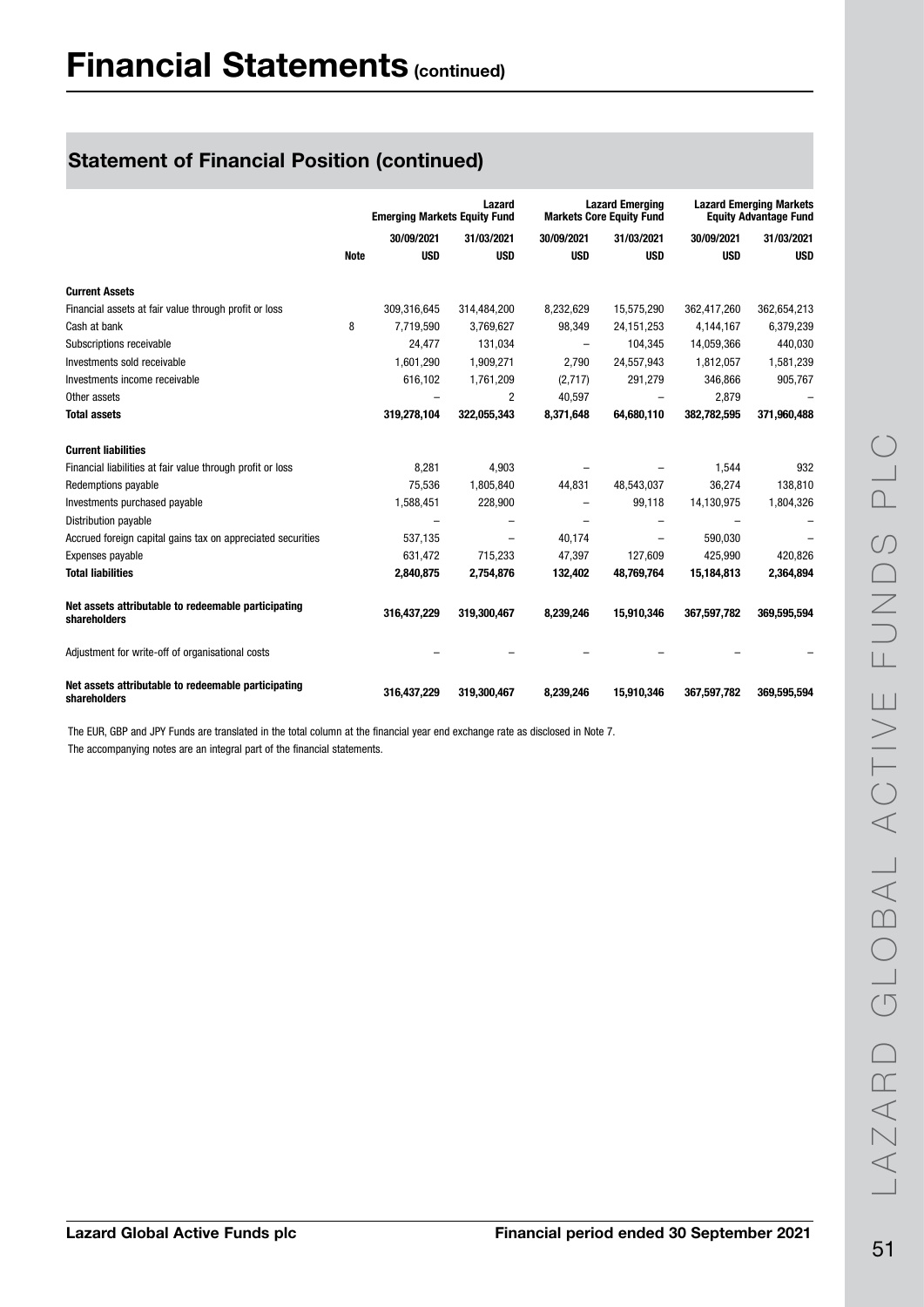# Financial Statements (continued)

## Statement of Financial Position (continued)

| | Note | Lazard Emerging Markets Equity Fund | | Lazard Emerging Markets Core Equity Fund | | Lazard Emerging Markets Equity Advantage Fund | |
|---|---|---|---|---|---|---|---|
| | | 30/09/2021 | 31/03/2021 | 30/09/2021 | 31/03/2021 | 30/09/2021 | 31/03/2021 |
| | | USD | USD | USD | USD | USD | USD |
| **Current Assets** | | | | | | | |
| Financial assets at fair value through profit or loss | | 309,316,645 | 314,484,200 | 8,232,629 | 15,575,290 | 362,417,260 | 362,654,213 |
| Cash at bank | 8 | 7,719,590 | 3,769,627 | 98,349 | 24,151,253 | 4,144,167 | 6,379,239 |
| Subscriptions receivable | | 24,477 | 131,034 | – | 104,345 | 14,059,366 | 440,030 |
| Investments sold receivable | | 1,601,290 | 1,909,271 | 2,790 | 24,557,943 | 1,812,057 | 1,581,239 |
| Investments income receivable | | 616,102 | 1,761,209 | (2,717) | 291,279 | 346,866 | 905,767 |
| Other assets | | – | 2 | 40,597 | – | 2,879 | – |
| **Total assets** | | **319,278,104** | **322,055,343** | **8,371,648** | **64,680,110** | **382,782,595** | **371,960,488** |
| **Current liabilities** | | | | | | | |
| Financial liabilities at fair value through profit or loss | | 8,281 | 4,903 | – | – | 1,544 | 932 |
| Redemptions payable | | 75,536 | 1,805,840 | 44,831 | 48,543,037 | 36,274 | 138,810 |
| Investments purchased payable | | 1,588,451 | 228,900 | – | 99,118 | 14,130,975 | 1,804,326 |
| Distribution payable | | – | – | – | – | – | – |
| Accrued foreign capital gains tax on appreciated securities | | 537,135 | – | 40,174 | – | 590,030 | – |
| Expenses payable | | 631,472 | 715,233 | 47,397 | 127,609 | 425,990 | 420,826 |
| **Total liabilities** | | **2,840,875** | **2,754,876** | **132,402** | **48,769,764** | **15,184,813** | **2,364,894** |
| **Net assets attributable to redeemable participating shareholders** | | **316,437,229** | **319,300,467** | **8,239,246** | **15,910,346** | **367,597,782** | **369,595,594** |
| Adjustment for write-off of organisational costs | | – | – | – | – | – | – |
| **Net assets attributable to redeemable participating shareholders** | | **316,437,229** | **319,300,467** | **8,239,246** | **15,910,346** | **367,597,782** | **369,595,594** |

The EUR, GBP and JPY Funds are translated in the total column at the financial year end exchange rate as disclosed in Note 7.

The accompanying notes are an integral part of the financial statements.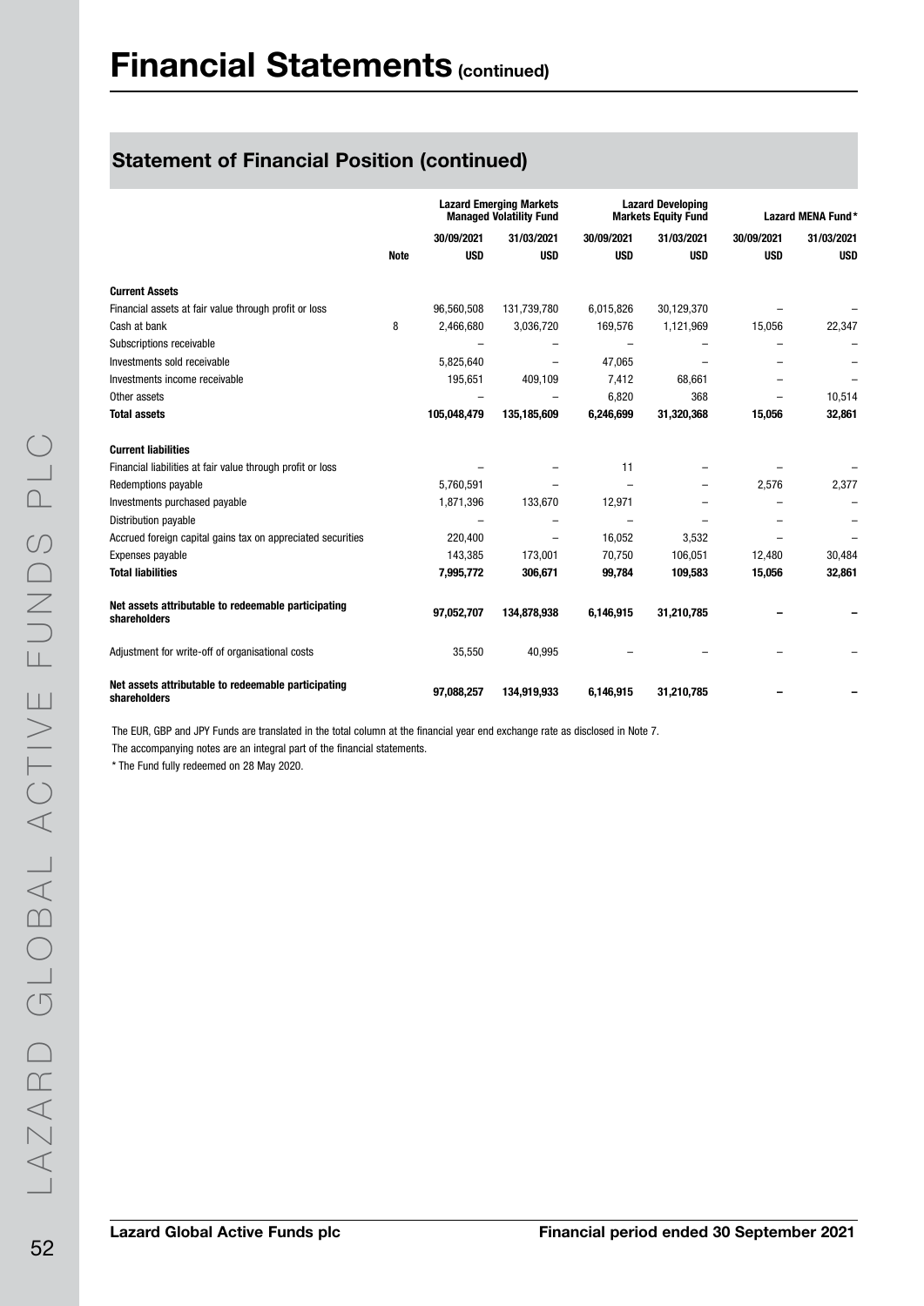# Financial Statements (continued)

## Statement of Financial Position (continued)

| | Note | Lazard Emerging Markets Managed Volatility Fund | | Lazard Developing Markets Equity Fund | | Lazard MENA Fund* | |
|---|---|---|---|---|---|---|---|
| | | 30/09/2021 | 31/03/2021 | 30/09/2021 | 31/03/2021 | 30/09/2021 | 31/03/2021 |
| | | USD | USD | USD | USD | USD | USD |
| **Current Assets** | | | | | | | |
| Financial assets at fair value through profit or loss | | 96,560,508 | 131,739,780 | 6,015,826 | 30,129,370 | – | – |
| Cash at bank | 8 | 2,466,680 | 3,036,720 | 169,576 | 1,121,969 | 15,056 | 22,347 |
| Subscriptions receivable | | – | – | – | – | – | – |
| Investments sold receivable | | 5,825,640 | – | 47,065 | – | – | – |
| Investments income receivable | | 195,651 | 409,109 | 7,412 | 68,661 | – | – |
| Other assets | | – | – | 6,820 | 368 | – | 10,514 |
| **Total assets** | | **105,048,479** | **135,185,609** | **6,246,699** | **31,320,368** | **15,056** | **32,861** |
| **Current liabilities** | | | | | | | |
| Financial liabilities at fair value through profit or loss | | – | – | 11 | – | – | – |
| Redemptions payable | | 5,760,591 | – | – | – | 2,576 | 2,377 |
| Investments purchased payable | | 1,871,396 | 133,670 | 12,971 | – | – | – |
| Distribution payable | | – | – | – | – | – | – |
| Accrued foreign capital gains tax on appreciated securities | | 220,400 | – | 16,052 | 3,532 | – | – |
| Expenses payable | | 143,385 | 173,001 | 70,750 | 106,051 | 12,480 | 30,484 |
| **Total liabilities** | | **7,995,772** | **306,671** | **99,784** | **109,583** | **15,056** | **32,861** |
| **Net assets attributable to redeemable participating shareholders** | | **97,052,707** | **134,878,938** | **6,146,915** | **31,210,785** | **–** | **–** |
| Adjustment for write-off of organisational costs | | 35,550 | 40,995 | – | – | – | – |
| **Net assets attributable to redeemable participating shareholders** | | **97,088,257** | **134,919,933** | **6,146,915** | **31,210,785** | **–** | **–** |

The EUR, GBP and JPY Funds are translated in the total column at the financial year end exchange rate as disclosed in Note 7.

The accompanying notes are an integral part of the financial statements.

* The Fund fully redeemed on 28 May 2020.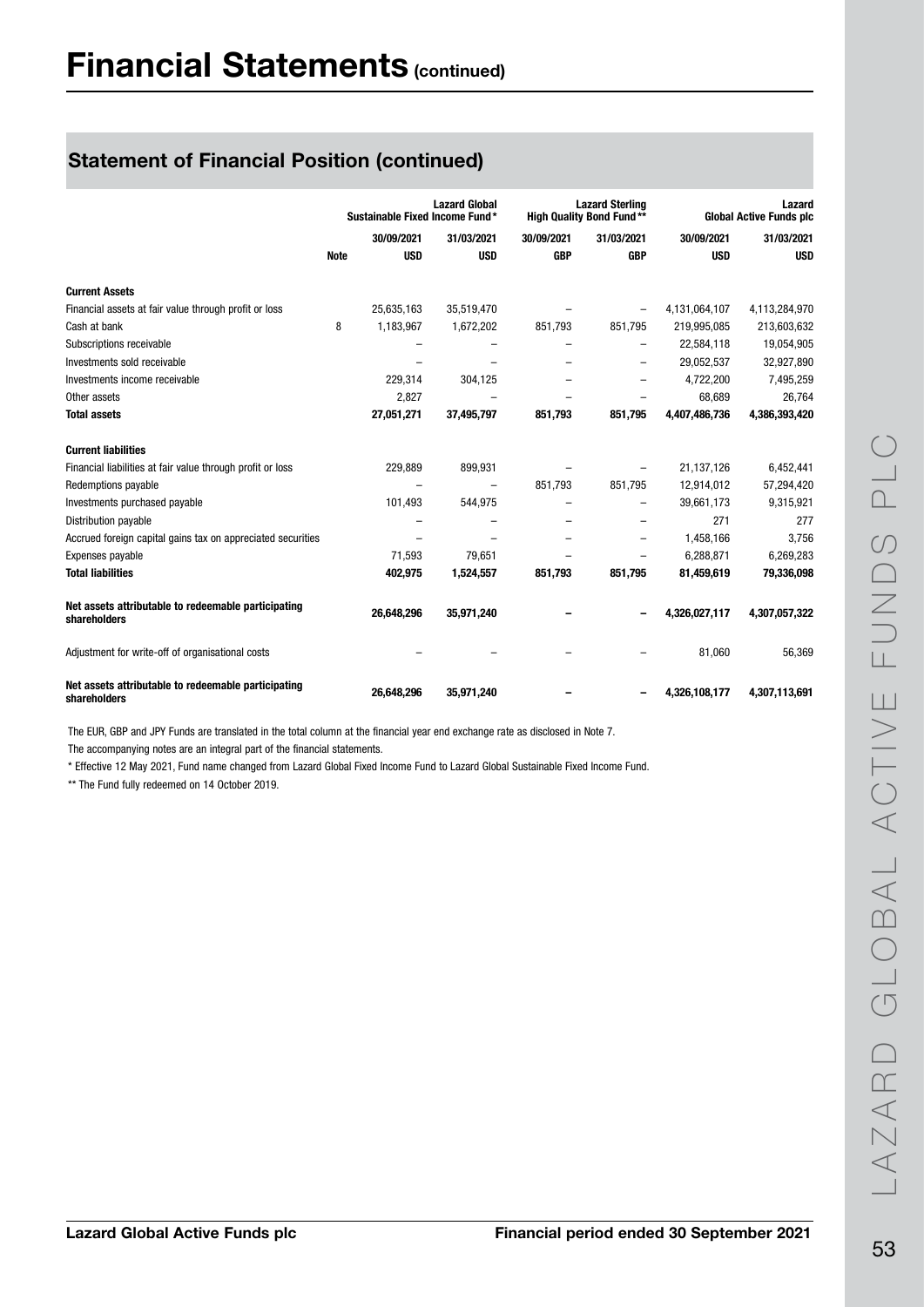# Financial Statements (continued)

## Statement of Financial Position (continued)

| | Note | Lazard Global Sustainable Fixed Income Fund* | | Lazard Sterling High Quality Bond Fund** | | Lazard Global Active Funds plc | |
|---|---|---|---|---|---|---|---|
| | | 30/09/2021 | 31/03/2021 | 30/09/2021 | 31/03/2021 | 30/09/2021 | 31/03/2021 |
| | | USD | USD | GBP | GBP | USD | USD |
| **Current Assets** | | | | | | | |
| Financial assets at fair value through profit or loss | | 25,635,163 | 35,519,470 | – | – | 4,131,064,107 | 4,113,284,970 |
| Cash at bank | 8 | 1,183,967 | 1,672,202 | 851,793 | 851,795 | 219,995,085 | 213,603,632 |
| Subscriptions receivable | | – | – | – | – | 22,584,118 | 19,054,905 |
| Investments sold receivable | | – | – | – | – | 29,052,537 | 32,927,890 |
| Investments income receivable | | 229,314 | 304,125 | – | – | 4,722,200 | 7,495,259 |
| Other assets | | 2,827 | – | – | – | 68,689 | 26,764 |
| **Total assets** | | **27,051,271** | **37,495,797** | **851,793** | **851,795** | **4,407,486,736** | **4,386,393,420** |
| **Current liabilities** | | | | | | | |
| Financial liabilities at fair value through profit or loss | | 229,889 | 899,931 | – | – | 21,137,126 | 6,452,441 |
| Redemptions payable | | – | – | 851,793 | 851,795 | 12,914,012 | 57,294,420 |
| Investments purchased payable | | 101,493 | 544,975 | – | – | 39,661,173 | 9,315,921 |
| Distribution payable | | – | – | – | – | 271 | 277 |
| Accrued foreign capital gains tax on appreciated securities | | – | – | – | – | 1,458,166 | 3,756 |
| Expenses payable | | 71,593 | 79,651 | – | – | 6,288,871 | 6,269,283 |
| **Total liabilities** | | **402,975** | **1,524,557** | **851,793** | **851,795** | **81,459,619** | **79,336,098** |
| **Net assets attributable to redeemable participating shareholders** | | **26,648,296** | **35,971,240** | **–** | **–** | **4,326,027,117** | **4,307,057,322** |
| Adjustment for write-off of organisational costs | | – | – | – | – | 81,060 | 56,369 |
| **Net assets attributable to redeemable participating shareholders** | | **26,648,296** | **35,971,240** | **–** | **–** | **4,326,108,177** | **4,307,113,691** |

The EUR, GBP and JPY Funds are translated in the total column at the financial year end exchange rate as disclosed in Note 7.

The accompanying notes are an integral part of the financial statements.

\* Effective 12 May 2021, Fund name changed from Lazard Global Fixed Income Fund to Lazard Global Sustainable Fixed Income Fund.

** The Fund fully redeemed on 14 October 2019.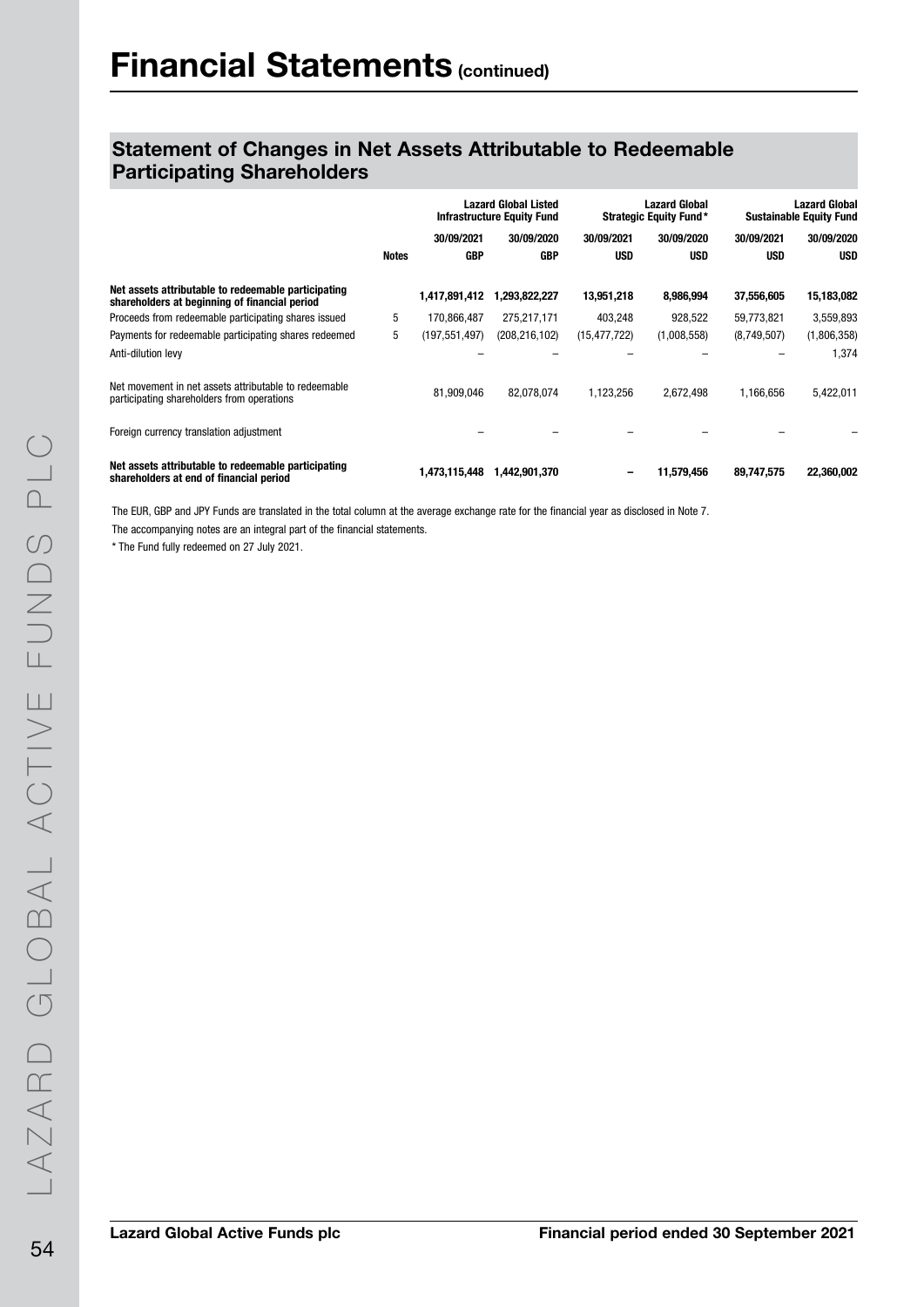# Financial Statements (continued)

## Statement of Changes in Net Assets Attributable to Redeemable Participating Shareholders

| | | Lazard Global Listed Infrastructure Equity Fund | | Lazard Global Strategic Equity Fund* | | Lazard Global Sustainable Equity Fund | |
|---|---|---|---|---|---|---|---|
| | | 30/09/2021 | 30/09/2020 | 30/09/2021 | 30/09/2020 | 30/09/2021 | 30/09/2020 |
| | Notes | GBP | GBP | USD | USD | USD | USD |
| **Net assets attributable to redeemable participating shareholders at beginning of financial period** | | **1,417,891,412** | **1,293,822,227** | **13,951,218** | **8,986,994** | **37,556,605** | **15,183,082** |
| Proceeds from redeemable participating shares issued | 5 | 170,866,487 | 275,217,171 | 403,248 | 928,522 | 59,773,821 | 3,559,893 |
| Payments for redeemable participating shares redeemed | 5 | (197,551,497) | (208,216,102) | (15,477,722) | (1,008,558) | (8,749,507) | (1,806,358) |
| Anti-dilution levy | | – | – | – | – | – | 1,374 |
| Net movement in net assets attributable to redeemable participating shareholders from operations | | 81,909,046 | 82,078,074 | 1,123,256 | 2,672,498 | 1,166,656 | 5,422,011 |
| Foreign currency translation adjustment | | – | – | – | – | – | – |
| **Net assets attributable to redeemable participating shareholders at end of financial period** | | **1,473,115,448** | **1,442,901,370** | **–** | **11,579,456** | **89,747,575** | **22,360,002** |

The EUR, GBP and JPY Funds are translated in the total column at the average exchange rate for the financial year as disclosed in Note 7.

The accompanying notes are an integral part of the financial statements.

\* The Fund fully redeemed on 27 July 2021.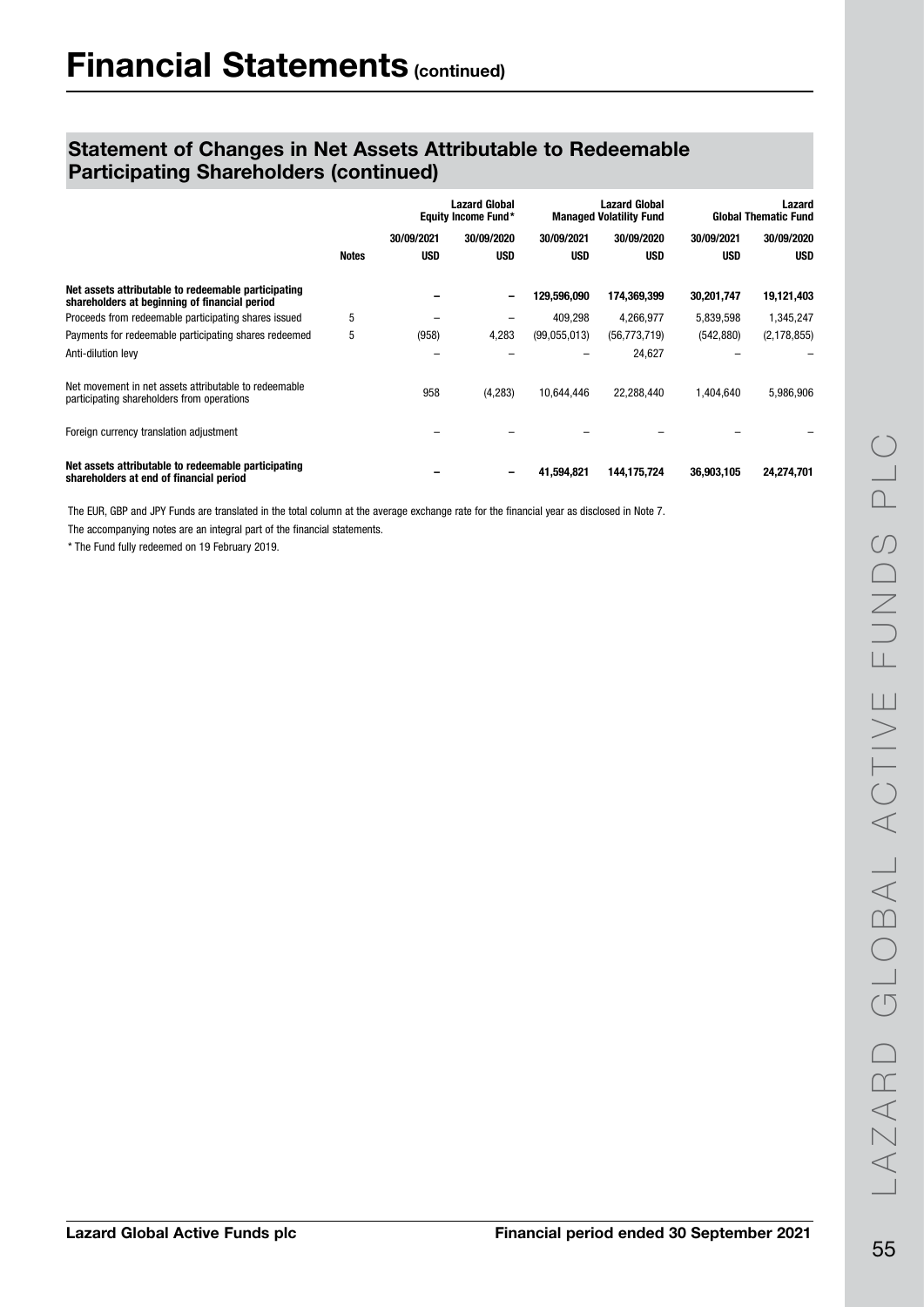# Financial Statements (continued)

## Statement of Changes in Net Assets Attributable to Redeemable Participating Shareholders (continued)

| | | Lazard Global Equity Income Fund* | | Lazard Global Managed Volatility Fund | | Lazard Global Thematic Fund | |
|---|---|---|---|---|---|---|---|
| | | 30/09/2021 | 30/09/2020 | 30/09/2021 | 30/09/2020 | 30/09/2021 | 30/09/2020 |
| | **Notes** | **USD** | **USD** | **USD** | **USD** | **USD** | **USD** |
| **Net assets attributable to redeemable participating shareholders at beginning of financial period** | | **–** | **–** | **129,596,090** | **174,369,399** | **30,201,747** | **19,121,403** |
| Proceeds from redeemable participating shares issued | 5 | – | – | 409,298 | 4,266,977 | 5,839,598 | 1,345,247 |
| Payments for redeemable participating shares redeemed | 5 | (958) | 4,283 | (99,055,013) | (56,773,719) | (542,880) | (2,178,855) |
| Anti-dilution levy | | – | – | – | 24,627 | – | – |
| Net movement in net assets attributable to redeemable participating shareholders from operations | | 958 | (4,283) | 10,644,446 | 22,288,440 | 1,404,640 | 5,986,906 |
| Foreign currency translation adjustment | | – | – | – | – | – | – |
| **Net assets attributable to redeemable participating shareholders at end of financial period** | | **–** | **–** | **41,594,821** | **144,175,724** | **36,903,105** | **24,274,701** |

The EUR, GBP and JPY Funds are translated in the total column at the average exchange rate for the financial year as disclosed in Note 7.

The accompanying notes are an integral part of the financial statements.

\* The Fund fully redeemed on 19 February 2019.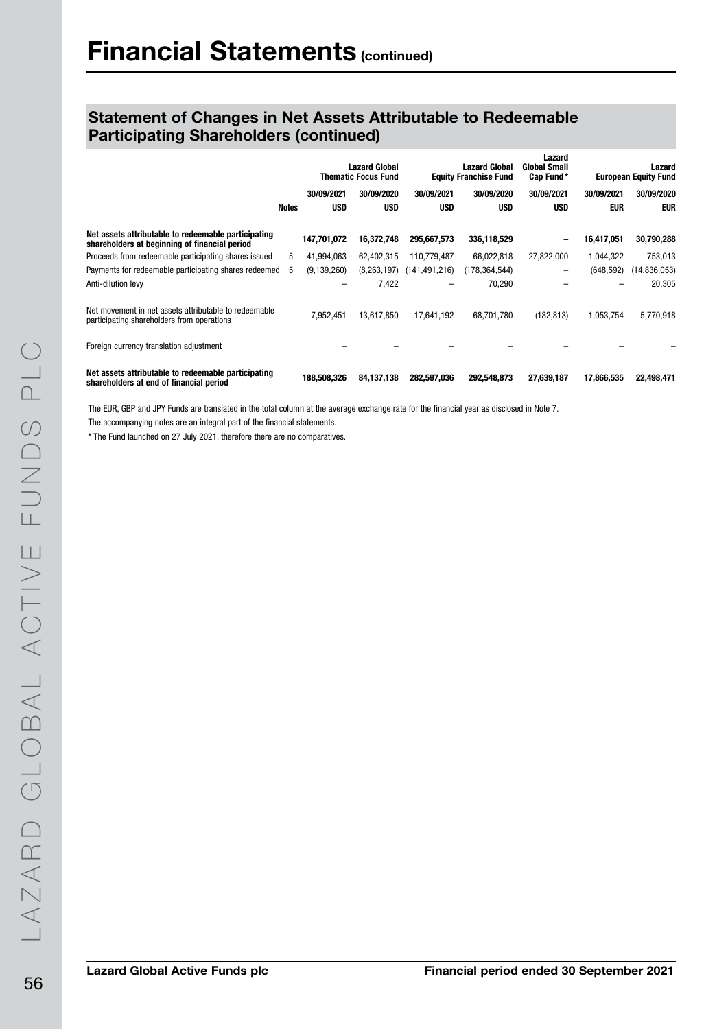# Financial Statements (continued)

## Statement of Changes in Net Assets Attributable to Redeemable Participating Shareholders (continued)

| | | Lazard Global Thematic Focus Fund | | Lazard Global Equity Franchise Fund | | Lazard Global Small Cap Fund* | Lazard European Equity Fund | |
|---|---|---|---|---|---|---|---|---|
| | | 30/09/2021 | 30/09/2020 | 30/09/2021 | 30/09/2020 | 30/09/2021 | 30/09/2021 | 30/09/2020 |
| | Notes | USD | USD | USD | USD | USD | EUR | EUR |
| **Net assets attributable to redeemable participating shareholders at beginning of financial period** | | **147,701,072** | **16,372,748** | **295,667,573** | **336,118,529** | **–** | **16,417,051** | **30,790,288** |
| Proceeds from redeemable participating shares issued | 5 | 41,994,063 | 62,402,315 | 110,779,487 | 66,022,818 | 27,822,000 | 1,044,322 | 753,013 |
| Payments for redeemable participating shares redeemed | 5 | (9,139,260) | (8,263,197) | (141,491,216) | (178,364,544) | – | (648,592) | (14,836,053) |
| Anti-dilution levy | | – | 7,422 | – | 70,290 | – | – | 20,305 |
| Net movement in net assets attributable to redeemable participating shareholders from operations | | 7,952,451 | 13,617,850 | 17,641,192 | 68,701,780 | (182,813) | 1,053,754 | 5,770,918 |
| Foreign currency translation adjustment | | – | – | – | – | – | – | – |
| **Net assets attributable to redeemable participating shareholders at end of financial period** | | **188,508,326** | **84,137,138** | **282,597,036** | **292,548,873** | **27,639,187** | **17,866,535** | **22,498,471** |

The EUR, GBP and JPY Funds are translated in the total column at the average exchange rate for the financial year as disclosed in Note 7.

The accompanying notes are an integral part of the financial statements.

* The Fund launched on 27 July 2021, therefore there are no comparatives.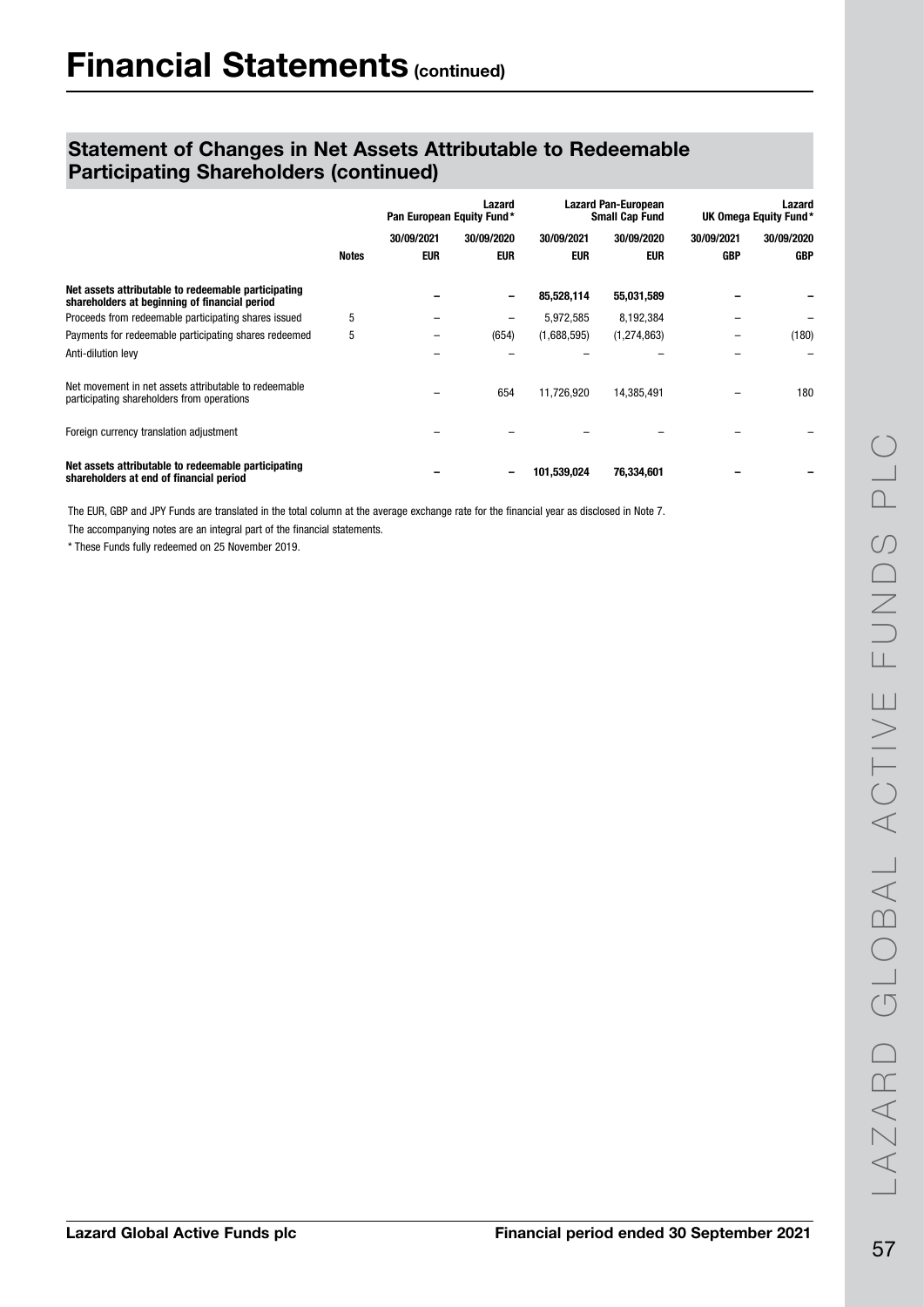# Financial Statements (continued)

## Statement of Changes in Net Assets Attributable to Redeemable Participating Shareholders (continued)

| | | Lazard Pan European Equity Fund* | | Lazard Pan-European Small Cap Fund | | Lazard UK Omega Equity Fund* | |
|---|---|---|---|---|---|---|---|
| | | 30/09/2021 | 30/09/2020 | 30/09/2021 | 30/09/2020 | 30/09/2021 | 30/09/2020 |
| | **Notes** | **EUR** | **EUR** | **EUR** | **EUR** | **GBP** | **GBP** |
| **Net assets attributable to redeemable participating shareholders at beginning of financial period** | | **–** | **–** | **85,528,114** | **55,031,589** | **–** | **–** |
| Proceeds from redeemable participating shares issued | 5 | – | – | 5,972,585 | 8,192,384 | – | – |
| Payments for redeemable participating shares redeemed | 5 | – | (654) | (1,688,595) | (1,274,863) | – | (180) |
| Anti-dilution levy | | – | – | – | – | – | – |
| Net movement in net assets attributable to redeemable participating shareholders from operations | | – | 654 | 11,726,920 | 14,385,491 | – | 180 |
| Foreign currency translation adjustment | | – | – | – | – | – | – |
| **Net assets attributable to redeemable participating shareholders at end of financial period** | | **–** | **–** | **101,539,024** | **76,334,601** | **–** | **–** |

The EUR, GBP and JPY Funds are translated in the total column at the average exchange rate for the financial year as disclosed in Note 7.

The accompanying notes are an integral part of the financial statements.

\* These Funds fully redeemed on 25 November 2019.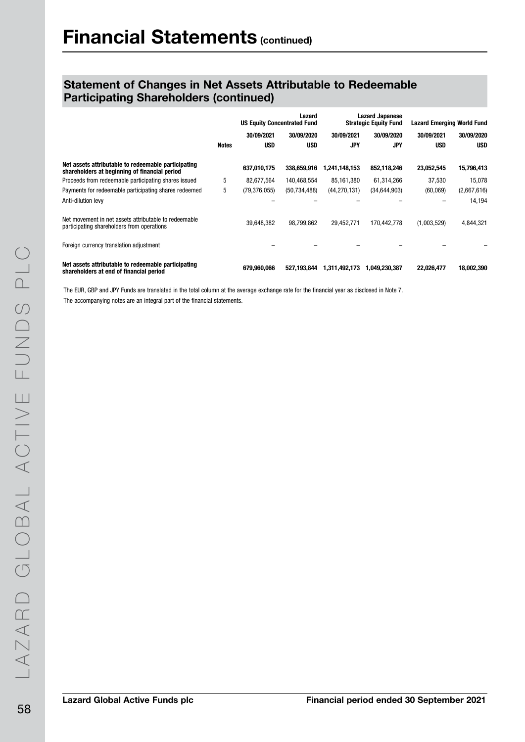# Financial Statements (continued)

## Statement of Changes in Net Assets Attributable to Redeemable Participating Shareholders (continued)

| | | Lazard US Equity Concentrated Fund | | Lazard Japanese Strategic Equity Fund | | Lazard Emerging World Fund | |
|---|---|---|---|---|---|---|---|
| | | 30/09/2021 | 30/09/2020 | 30/09/2021 | 30/09/2020 | 30/09/2021 | 30/09/2020 |
| | Notes | USD | USD | JPY | JPY | USD | USD |
| **Net assets attributable to redeemable participating shareholders at beginning of financial period** | | **637,010,175** | **338,659,916** | **1,241,148,153** | **852,118,246** | **23,052,545** | **15,796,413** |
| Proceeds from redeemable participating shares issued | 5 | 82,677,564 | 140,468,554 | 85,161,380 | 61,314,266 | 37,530 | 15,078 |
| Payments for redeemable participating shares redeemed | 5 | (79,376,055) | (50,734,488) | (44,270,131) | (34,644,903) | (60,069) | (2,667,616) |
| Anti-dilution levy | | – | – | – | – | – | 14,194 |
| Net movement in net assets attributable to redeemable participating shareholders from operations | | 39,648,382 | 98,799,862 | 29,452,771 | 170,442,778 | (1,003,529) | 4,844,321 |
| Foreign currency translation adjustment | | – | – | – | – | – | – |
| **Net assets attributable to redeemable participating shareholders at end of financial period** | | **679,960,066** | **527,193,844** | **1,311,492,173** | **1,049,230,387** | **22,026,477** | **18,002,390** |

The EUR, GBP and JPY Funds are translated in the total column at the average exchange rate for the financial year as disclosed in Note 7.

The accompanying notes are an integral part of the financial statements.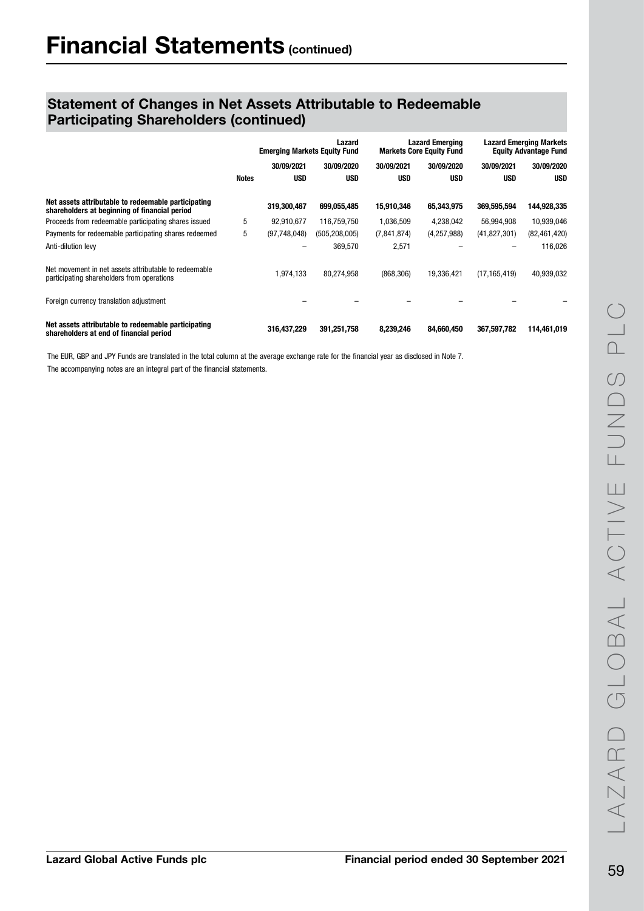# Financial Statements (continued)

## Statement of Changes in Net Assets Attributable to Redeemable Participating Shareholders (continued)

| | | Lazard Emerging Markets Equity Fund | | Lazard Emerging Markets Core Equity Fund | | Lazard Emerging Markets Equity Advantage Fund | |
|---|---|---|---|---|---|---|---|
| | | 30/09/2021 | 30/09/2020 | 30/09/2021 | 30/09/2020 | 30/09/2021 | 30/09/2020 |
| | **Notes** | **USD** | **USD** | **USD** | **USD** | **USD** | **USD** |
| **Net assets attributable to redeemable participating shareholders at beginning of financial period** | | **319,300,467** | **699,055,485** | **15,910,346** | **65,343,975** | **369,595,594** | **144,928,335** |
| Proceeds from redeemable participating shares issued | 5 | 92,910,677 | 116,759,750 | 1,036,509 | 4,238,042 | 56,994,908 | 10,939,046 |
| Payments for redeemable participating shares redeemed | 5 | (97,748,048) | (505,208,005) | (7,841,874) | (4,257,988) | (41,827,301) | (82,461,420) |
| Anti-dilution levy | | – | 369,570 | 2,571 | – | – | 116,026 |
| Net movement in net assets attributable to redeemable participating shareholders from operations | | 1,974,133 | 80,274,958 | (868,306) | 19,336,421 | (17,165,419) | 40,939,032 |
| Foreign currency translation adjustment | | – | – | – | – | – | – |
| **Net assets attributable to redeemable participating shareholders at end of financial period** | | **316,437,229** | **391,251,758** | **8,239,246** | **84,660,450** | **367,597,782** | **114,461,019** |

The EUR, GBP and JPY Funds are translated in the total column at the average exchange rate for the financial year as disclosed in Note 7.

The accompanying notes are an integral part of the financial statements.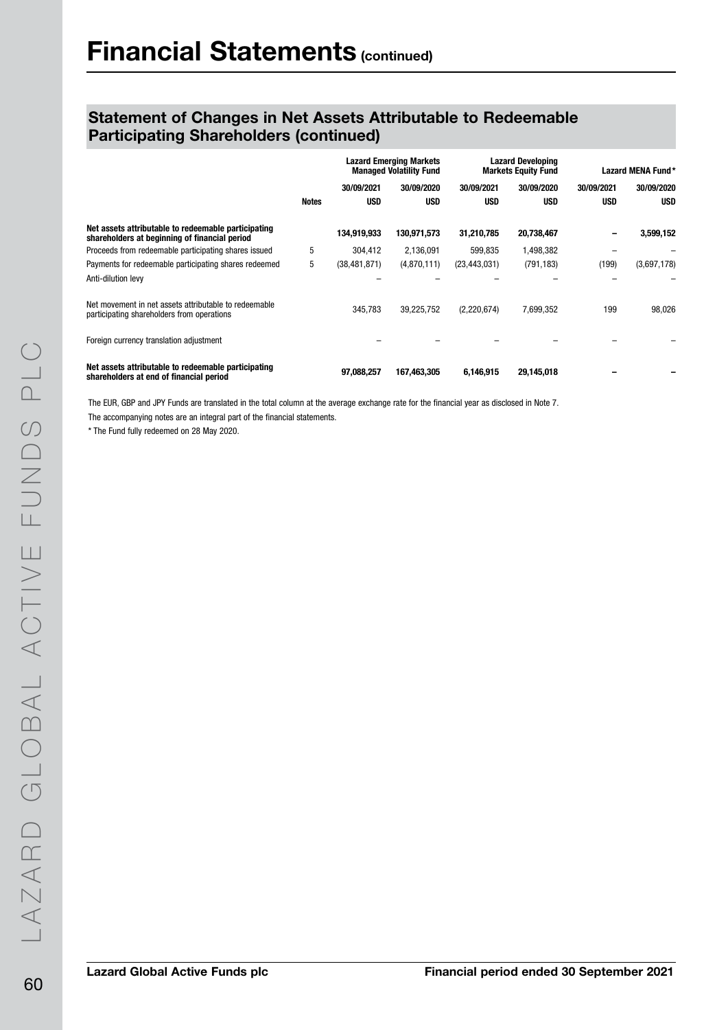# Financial Statements (continued)

## Statement of Changes in Net Assets Attributable to Redeemable Participating Shareholders (continued)

| | | Lazard Emerging Markets Managed Volatility Fund | | Lazard Developing Markets Equity Fund | | Lazard MENA Fund* | |
|---|---|---|---|---|---|---|---|
| | | 30/09/2021 | 30/09/2020 | 30/09/2021 | 30/09/2020 | 30/09/2021 | 30/09/2020 |
| | Notes | USD | USD | USD | USD | USD | USD |
| **Net assets attributable to redeemable participating shareholders at beginning of financial period** | | **134,919,933** | **130,971,573** | **31,210,785** | **20,738,467** | **–** | **3,599,152** |
| Proceeds from redeemable participating shares issued | 5 | 304,412 | 2,136,091 | 599,835 | 1,498,382 | – | – |
| Payments for redeemable participating shares redeemed | 5 | (38,481,871) | (4,870,111) | (23,443,031) | (791,183) | (199) | (3,697,178) |
| Anti-dilution levy | | – | – | – | – | – | – |
| Net movement in net assets attributable to redeemable participating shareholders from operations | | 345,783 | 39,225,752 | (2,220,674) | 7,699,352 | 199 | 98,026 |
| Foreign currency translation adjustment | | – | – | – | – | – | – |
| **Net assets attributable to redeemable participating shareholders at end of financial period** | | **97,088,257** | **167,463,305** | **6,146,915** | **29,145,018** | **–** | **–** |

The EUR, GBP and JPY Funds are translated in the total column at the average exchange rate for the financial year as disclosed in Note 7.

The accompanying notes are an integral part of the financial statements.

* The Fund fully redeemed on 28 May 2020.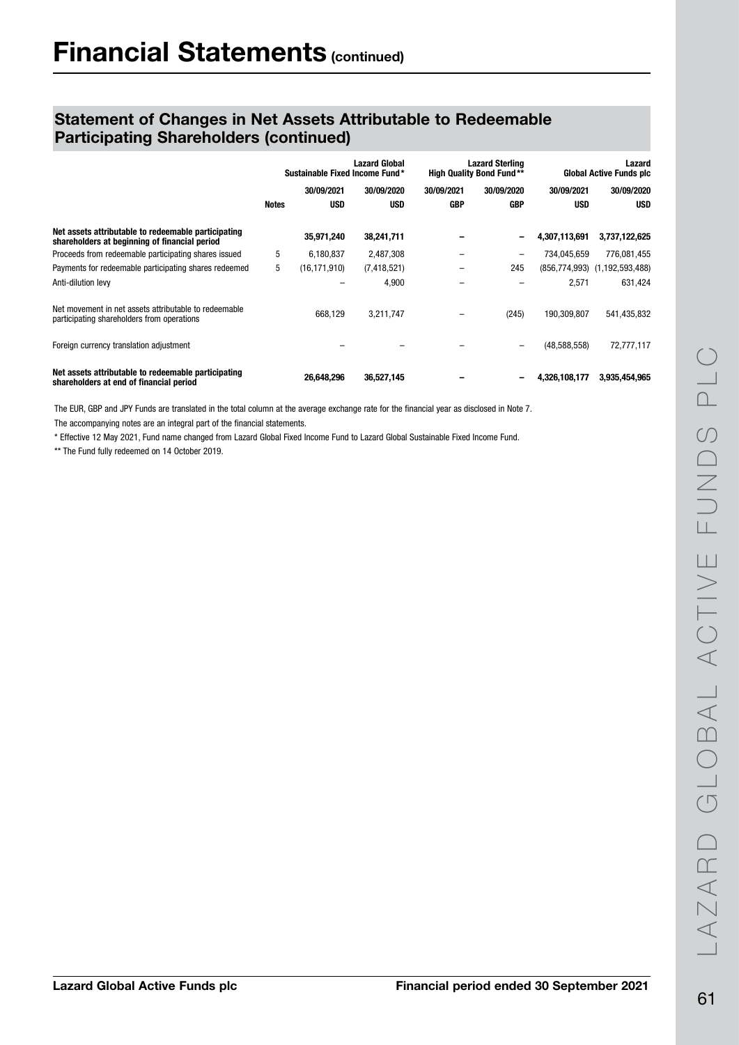# Financial Statements (continued)

## Statement of Changes in Net Assets Attributable to Redeemable Participating Shareholders (continued)

| | | Lazard Global Sustainable Fixed Income Fund* | | Lazard Sterling High Quality Bond Fund** | | Lazard Global Active Funds plc | |
|---|---|---|---|---|---|---|---|
| | | 30/09/2021 | 30/09/2020 | 30/09/2021 | 30/09/2020 | 30/09/2021 | 30/09/2020 |
| | Notes | USD | USD | GBP | GBP | USD | USD |
| **Net assets attributable to redeemable participating shareholders at beginning of financial period** | | **35,971,240** | **38,241,711** | **–** | **–** | **4,307,113,691** | **3,737,122,625** |
| Proceeds from redeemable participating shares issued | 5 | 6,180,837 | 2,487,308 | – | – | 734,045,659 | 776,081,455 |
| Payments for redeemable participating shares redeemed | 5 | (16,171,910) | (7,418,521) | – | 245 | (856,774,993) | (1,192,593,488) |
| Anti-dilution levy | | – | 4,900 | – | – | 2,571 | 631,424 |
| Net movement in net assets attributable to redeemable participating shareholders from operations | | 668,129 | 3,211,747 | – | (245) | 190,309,807 | 541,435,832 |
| Foreign currency translation adjustment | | – | – | – | – | (48,588,558) | 72,777,117 |
| **Net assets attributable to redeemable participating shareholders at end of financial period** | | **26,648,296** | **36,527,145** | **–** | **–** | **4,326,108,177** | **3,935,454,965** |

The EUR, GBP and JPY Funds are translated in the total column at the average exchange rate for the financial year as disclosed in Note 7.

The accompanying notes are an integral part of the financial statements.

\* Effective 12 May 2021, Fund name changed from Lazard Global Fixed Income Fund to Lazard Global Sustainable Fixed Income Fund.

\*\* The Fund fully redeemed on 14 October 2019.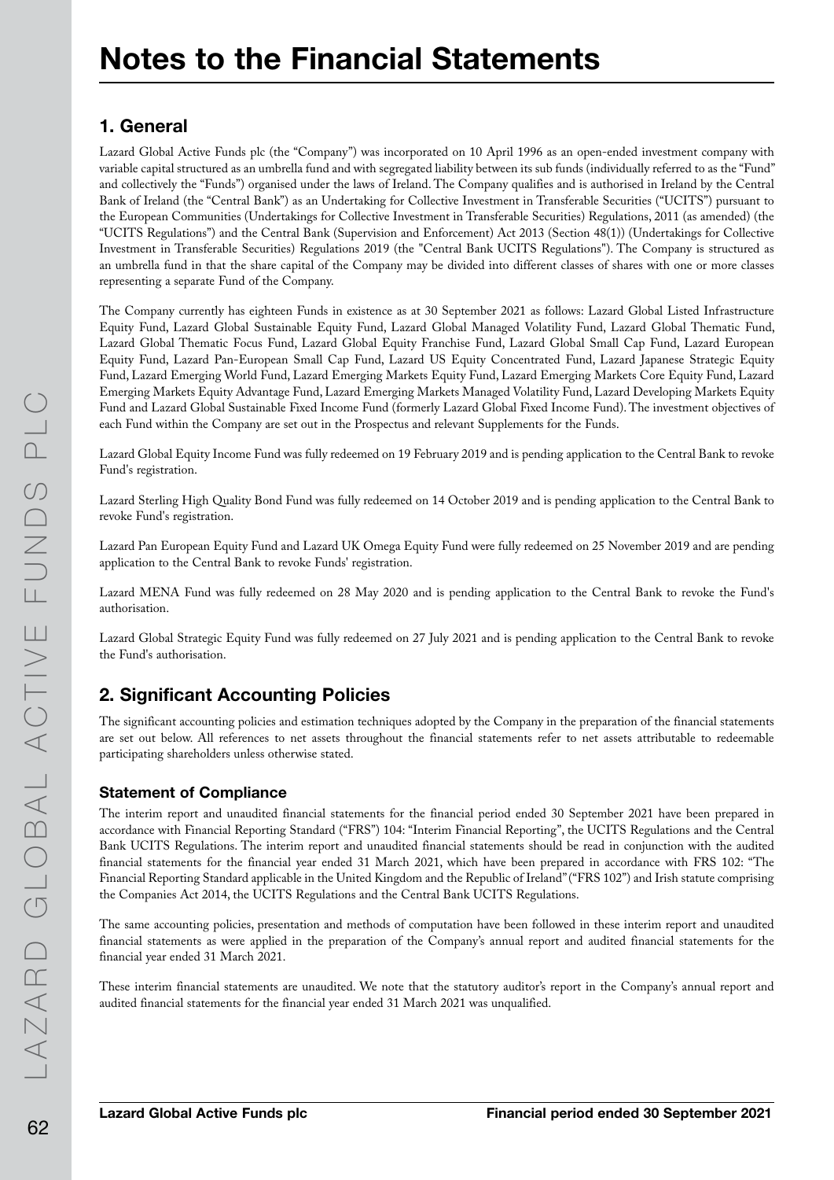# Notes to the Financial Statements

## 1. General

Lazard Global Active Funds plc (the "Company") was incorporated on 10 April 1996 as an open-ended investment company with variable capital structured as an umbrella fund and with segregated liability between its sub funds (individually referred to as the "Fund" and collectively the "Funds") organised under the laws of Ireland. The Company qualifies and is authorised in Ireland by the Central Bank of Ireland (the "Central Bank") as an Undertaking for Collective Investment in Transferable Securities ("UCITS") pursuant to the European Communities (Undertakings for Collective Investment in Transferable Securities) Regulations, 2011 (as amended) (the "UCITS Regulations") and the Central Bank (Supervision and Enforcement) Act 2013 (Section 48(1)) (Undertakings for Collective Investment in Transferable Securities) Regulations 2019 (the "Central Bank UCITS Regulations"). The Company is structured as an umbrella fund in that the share capital of the Company may be divided into different classes of shares with one or more classes representing a separate Fund of the Company.

The Company currently has eighteen Funds in existence as at 30 September 2021 as follows: Lazard Global Listed Infrastructure Equity Fund, Lazard Global Sustainable Equity Fund, Lazard Global Managed Volatility Fund, Lazard Global Thematic Fund, Lazard Global Thematic Focus Fund, Lazard Global Equity Franchise Fund, Lazard Global Small Cap Fund, Lazard European Equity Fund, Lazard Pan-European Small Cap Fund, Lazard US Equity Concentrated Fund, Lazard Japanese Strategic Equity Fund, Lazard Emerging World Fund, Lazard Emerging Markets Equity Fund, Lazard Emerging Markets Core Equity Fund, Lazard Emerging Markets Equity Advantage Fund, Lazard Emerging Markets Managed Volatility Fund, Lazard Developing Markets Equity Fund and Lazard Global Sustainable Fixed Income Fund (formerly Lazard Global Fixed Income Fund). The investment objectives of each Fund within the Company are set out in the Prospectus and relevant Supplements for the Funds.

Lazard Global Equity Income Fund was fully redeemed on 19 February 2019 and is pending application to the Central Bank to revoke Fund's registration.

Lazard Sterling High Quality Bond Fund was fully redeemed on 14 October 2019 and is pending application to the Central Bank to revoke Fund's registration.

Lazard Pan European Equity Fund and Lazard UK Omega Equity Fund were fully redeemed on 25 November 2019 and are pending application to the Central Bank to revoke Funds' registration.

Lazard MENA Fund was fully redeemed on 28 May 2020 and is pending application to the Central Bank to revoke the Fund's authorisation.

Lazard Global Strategic Equity Fund was fully redeemed on 27 July 2021 and is pending application to the Central Bank to revoke the Fund's authorisation.

## 2. Significant Accounting Policies

The significant accounting policies and estimation techniques adopted by the Company in the preparation of the financial statements are set out below. All references to net assets throughout the financial statements refer to net assets attributable to redeemable participating shareholders unless otherwise stated.

### Statement of Compliance

The interim report and unaudited financial statements for the financial period ended 30 September 2021 have been prepared in accordance with Financial Reporting Standard ("FRS") 104: "Interim Financial Reporting", the UCITS Regulations and the Central Bank UCITS Regulations. The interim report and unaudited financial statements should be read in conjunction with the audited financial statements for the financial year ended 31 March 2021, which have been prepared in accordance with FRS 102: "The Financial Reporting Standard applicable in the United Kingdom and the Republic of Ireland" ("FRS 102") and Irish statute comprising the Companies Act 2014, the UCITS Regulations and the Central Bank UCITS Regulations.

The same accounting policies, presentation and methods of computation have been followed in these interim report and unaudited financial statements as were applied in the preparation of the Company's annual report and audited financial statements for the financial year ended 31 March 2021.

These interim financial statements are unaudited. We note that the statutory auditor's report in the Company's annual report and audited financial statements for the financial year ended 31 March 2021 was unqualified.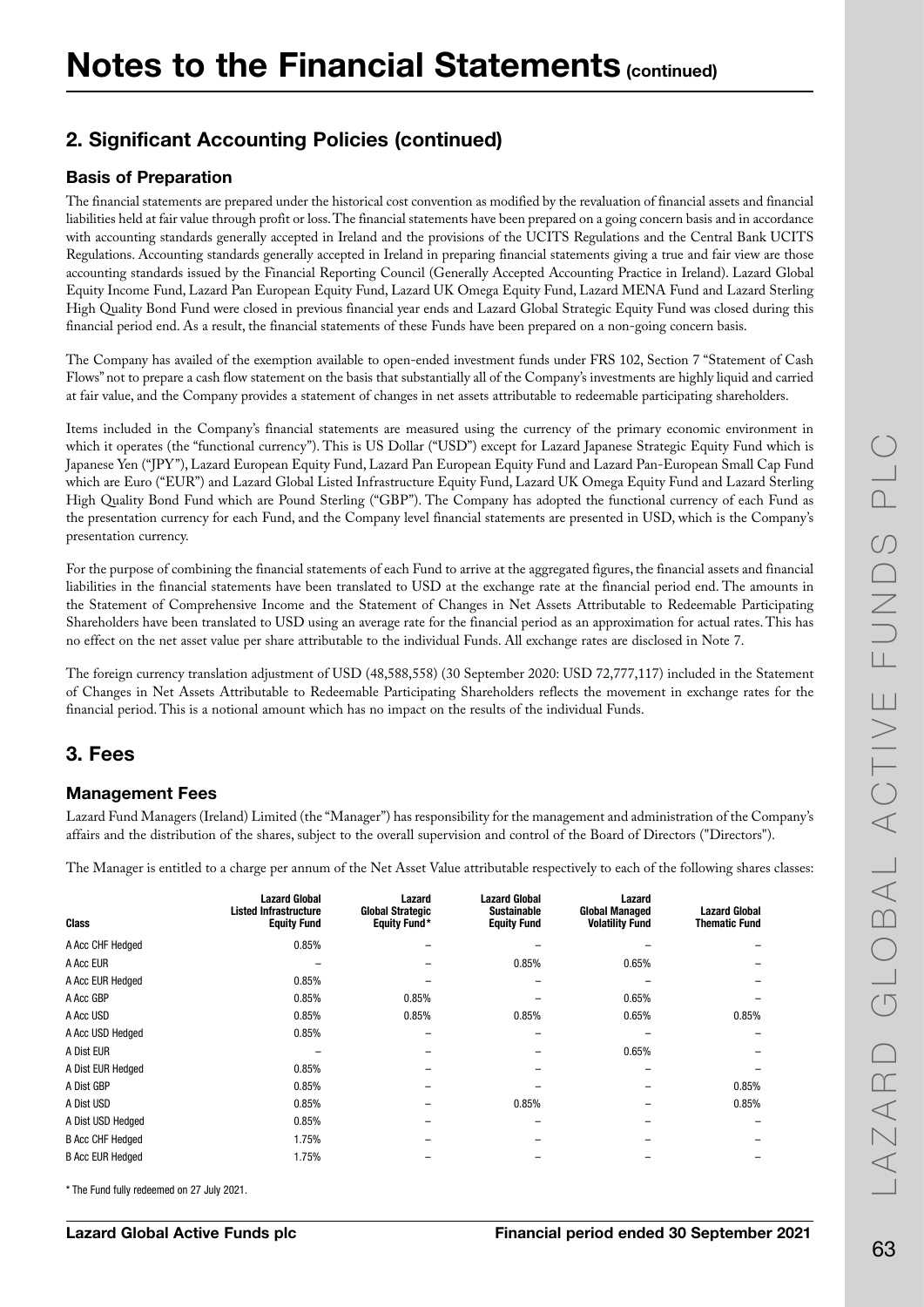# Notes to the Financial Statements (continued)

## 2. Significant Accounting Policies (continued)

### Basis of Preparation

The financial statements are prepared under the historical cost convention as modified by the revaluation of financial assets and financial liabilities held at fair value through profit or loss. The financial statements have been prepared on a going concern basis and in accordance with accounting standards generally accepted in Ireland and the provisions of the UCITS Regulations and the Central Bank UCITS Regulations. Accounting standards generally accepted in Ireland in preparing financial statements giving a true and fair view are those accounting standards issued by the Financial Reporting Council (Generally Accepted Accounting Practice in Ireland). Lazard Global Equity Income Fund, Lazard Pan European Equity Fund, Lazard UK Omega Equity Fund, Lazard MENA Fund and Lazard Sterling High Quality Bond Fund were closed in previous financial year ends and Lazard Global Strategic Equity Fund was closed during this financial period end. As a result, the financial statements of these Funds have been prepared on a non-going concern basis.

The Company has availed of the exemption available to open-ended investment funds under FRS 102, Section 7 "Statement of Cash Flows" not to prepare a cash flow statement on the basis that substantially all of the Company's investments are highly liquid and carried at fair value, and the Company provides a statement of changes in net assets attributable to redeemable participating shareholders.

Items included in the Company's financial statements are measured using the currency of the primary economic environment in which it operates (the "functional currency"). This is US Dollar ("USD") except for Lazard Japanese Strategic Equity Fund which is Japanese Yen ("JPY"), Lazard European Equity Fund, Lazard Pan European Equity Fund and Lazard Pan-European Small Cap Fund which are Euro ("EUR") and Lazard Global Listed Infrastructure Equity Fund, Lazard UK Omega Equity Fund and Lazard Sterling High Quality Bond Fund which are Pound Sterling ("GBP"). The Company has adopted the functional currency of each Fund as the presentation currency for each Fund, and the Company level financial statements are presented in USD, which is the Company's presentation currency.

For the purpose of combining the financial statements of each Fund to arrive at the aggregated figures, the financial assets and financial liabilities in the financial statements have been translated to USD at the exchange rate at the financial period end. The amounts in the Statement of Comprehensive Income and the Statement of Changes in Net Assets Attributable to Redeemable Participating Shareholders have been translated to USD using an average rate for the financial period as an approximation for actual rates. This has no effect on the net asset value per share attributable to the individual Funds. All exchange rates are disclosed in Note 7.

The foreign currency translation adjustment of USD (48,588,558) (30 September 2020: USD 72,777,117) included in the Statement of Changes in Net Assets Attributable to Redeemable Participating Shareholders reflects the movement in exchange rates for the financial period. This is a notional amount which has no impact on the results of the individual Funds.

## 3. Fees

### Management Fees

Lazard Fund Managers (Ireland) Limited (the "Manager") has responsibility for the management and administration of the Company's affairs and the distribution of the shares, subject to the overall supervision and control of the Board of Directors ("Directors").

The Manager is entitled to a charge per annum of the Net Asset Value attributable respectively to each of the following shares classes:

| Class | Lazard Global Listed Infrastructure Equity Fund | Lazard Global Strategic Equity Fund* | Lazard Global Sustainable Equity Fund | Lazard Global Managed Volatility Fund | Lazard Global Thematic Fund |
|---|---|---|---|---|---|
| A Acc CHF Hedged | 0.85% | – | – | – | – |
| A Acc EUR | – | – | 0.85% | 0.65% | – |
| A Acc EUR Hedged | 0.85% | – | – | – | – |
| A Acc GBP | 0.85% | 0.85% | – | 0.65% | – |
| A Acc USD | 0.85% | 0.85% | 0.85% | 0.65% | 0.85% |
| A Acc USD Hedged | 0.85% | – | – | – | – |
| A Dist EUR | – | – | – | 0.65% | – |
| A Dist EUR Hedged | 0.85% | – | – | – | – |
| A Dist GBP | 0.85% | – | – | – | 0.85% |
| A Dist USD | 0.85% | – | 0.85% | – | 0.85% |
| A Dist USD Hedged | 0.85% | – | – | – | – |
| B Acc CHF Hedged | 1.75% | – | – | – | – |
| B Acc EUR Hedged | 1.75% | – | – | – | – |

* The Fund fully redeemed on 27 July 2021.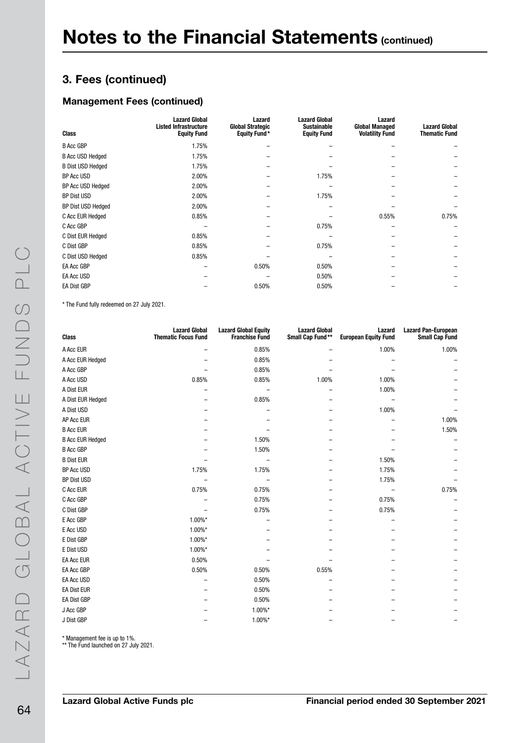# Notes to the Financial Statements (continued)

## 3. Fees (continued)

### Management Fees (continued)

| Class | Lazard Global Listed Infrastructure Equity Fund | Lazard Global Strategic Equity Fund* | Lazard Global Sustainable Equity Fund | Lazard Global Managed Volatility Fund | Lazard Global Thematic Fund |
|---|---|---|---|---|---|
| B Acc GBP | 1.75% | – | – | – | – |
| B Acc USD Hedged | 1.75% | – | – | – | – |
| B Dist USD Hedged | 1.75% | – | – | – | – |
| BP Acc USD | 2.00% | – | 1.75% | – | – |
| BP Acc USD Hedged | 2.00% | – | – | – | – |
| BP Dist USD | 2.00% | – | 1.75% | – | – |
| BP Dist USD Hedged | 2.00% | – | – | – | – |
| C Acc EUR Hedged | 0.85% | – | – | 0.55% | 0.75% |
| C Acc GBP | – | – | 0.75% | – | – |
| C Dist EUR Hedged | 0.85% | – | – | – | – |
| C Dist GBP | 0.85% | – | 0.75% | – | – |
| C Dist USD Hedged | 0.85% | – | – | – | – |
| EA Acc GBP | – | 0.50% | 0.50% | – | – |
| EA Acc USD | – | – | 0.50% | – | – |
| EA Dist GBP | – | 0.50% | 0.50% | – | – |

* The Fund fully redeemed on 27 July 2021.

| Class | Lazard Global Thematic Focus Fund | Lazard Global Equity Franchise Fund | Lazard Global Small Cap Fund** | Lazard European Equity Fund | Lazard Pan-European Small Cap Fund |
|---|---|---|---|---|---|
| A Acc EUR | – | 0.85% | – | 1.00% | 1.00% |
| A Acc EUR Hedged | – | 0.85% | – | – | – |
| A Acc GBP | – | 0.85% | – | – | – |
| A Acc USD | 0.85% | 0.85% | 1.00% | 1.00% | – |
| A Dist EUR | – | – | – | 1.00% | – |
| A Dist EUR Hedged | – | 0.85% | – | – | – |
| A Dist USD | – | – | – | 1.00% | – |
| AP Acc EUR | – | – | – | – | 1.00% |
| B Acc EUR | – | – | – | – | 1.50% |
| B Acc EUR Hedged | – | 1.50% | – | – | – |
| B Acc GBP | – | 1.50% | – | – | – |
| B Dist EUR | – | – | – | 1.50% | – |
| BP Acc USD | 1.75% | 1.75% | – | 1.75% | – |
| BP Dist USD | – | – | – | 1.75% | – |
| C Acc EUR | 0.75% | 0.75% | – | – | 0.75% |
| C Acc GBP | – | 0.75% | – | 0.75% | – |
| C Dist GBP | – | 0.75% | – | 0.75% | – |
| E Acc GBP | 1.00%* | – | – | – | – |
| E Acc USD | 1.00%* | – | – | – | – |
| E Dist GBP | 1.00%* | – | – | – | – |
| E Dist USD | 1.00%* | – | – | – | – |
| EA Acc EUR | 0.50% | – | – | – | – |
| EA Acc GBP | 0.50% | 0.50% | 0.55% | – | – |
| EA Acc USD | – | 0.50% | – | – | – |
| EA Dist EUR | – | 0.50% | – | – | – |
| EA Dist GBP | – | 0.50% | – | – | – |
| J Acc GBP | – | 1.00%* | – | – | – |
| J Dist GBP | – | 1.00%* | – | – | – |

* Management fee is up to 1%.
** The Fund launched on 27 July 2021.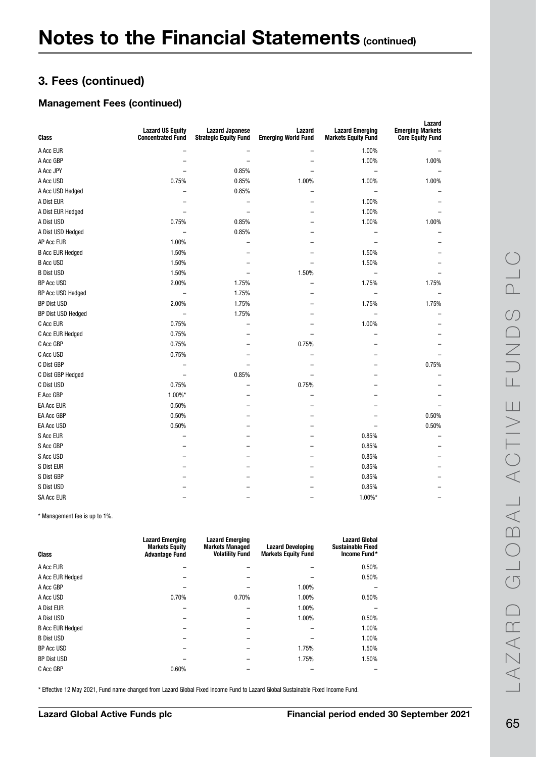# Notes to the Financial Statements (continued)

## 3. Fees (continued)

### Management Fees (continued)

| Class | Lazard US Equity Concentrated Fund | Lazard Japanese Strategic Equity Fund | Lazard Emerging World Fund | Lazard Emerging Markets Equity Fund | Lazard Emerging Markets Core Equity Fund |
|---|---|---|---|---|---|
| A Acc EUR | – | – | – | 1.00% | – |
| A Acc GBP | – | – | – | 1.00% | 1.00% |
| A Acc JPY | – | 0.85% | – | – | – |
| A Acc USD | 0.75% | 0.85% | 1.00% | 1.00% | 1.00% |
| A Acc USD Hedged | – | 0.85% | – | – | – |
| A Dist EUR | – | – | – | 1.00% | – |
| A Dist EUR Hedged | – | – | – | 1.00% | – |
| A Dist USD | 0.75% | 0.85% | – | 1.00% | 1.00% |
| A Dist USD Hedged | – | 0.85% | – | – | – |
| AP Acc EUR | 1.00% | – | – | – | – |
| B Acc EUR Hedged | 1.50% | – | – | 1.50% | – |
| B Acc USD | 1.50% | – | – | 1.50% | – |
| B Dist USD | 1.50% | – | 1.50% | – | – |
| BP Acc USD | 2.00% | 1.75% | – | 1.75% | 1.75% |
| BP Acc USD Hedged | – | 1.75% | – | – | – |
| BP Dist USD | 2.00% | 1.75% | – | 1.75% | 1.75% |
| BP Dist USD Hedged | – | 1.75% | – | – | – |
| C Acc EUR | 0.75% | – | – | 1.00% | – |
| C Acc EUR Hedged | 0.75% | – | – | – | – |
| C Acc GBP | 0.75% | – | 0.75% | – | – |
| C Acc USD | 0.75% | – | – | – | – |
| C Dist GBP | – | – | – | – | 0.75% |
| C Dist GBP Hedged | – | 0.85% | – | – | – |
| C Dist USD | 0.75% | – | 0.75% | – | – |
| E Acc GBP | 1.00%* | – | – | – | – |
| EA Acc EUR | 0.50% | – | – | – | – |
| EA Acc GBP | 0.50% | – | – | – | 0.50% |
| EA Acc USD | 0.50% | – | – | – | 0.50% |
| S Acc EUR | – | – | – | 0.85% | – |
| S Acc GBP | – | – | – | 0.85% | – |
| S Acc USD | – | – | – | 0.85% | – |
| S Dist EUR | – | – | – | 0.85% | – |
| S Dist GBP | – | – | – | 0.85% | – |
| S Dist USD | – | – | – | 0.85% | – |
| SA Acc EUR | – | – | – | 1.00%* | – |

\* Management fee is up to 1%.

| Class | Lazard Emerging Markets Equity Advantage Fund | Lazard Emerging Markets Managed Volatility Fund | Lazard Developing Markets Equity Fund | Lazard Global Sustainable Fixed Income Fund* |
|---|---|---|---|---|
| A Acc EUR | – | – | – | 0.50% |
| A Acc EUR Hedged | – | – | – | 0.50% |
| A Acc GBP | – | – | 1.00% | – |
| A Acc USD | 0.70% | 0.70% | 1.00% | 0.50% |
| A Dist EUR | – | – | 1.00% | – |
| A Dist USD | – | – | 1.00% | 0.50% |
| B Acc EUR Hedged | – | – | – | 1.00% |
| B Dist USD | – | – | – | 1.00% |
| BP Acc USD | – | – | 1.75% | 1.50% |
| BP Dist USD | – | – | 1.75% | 1.50% |
| C Acc GBP | 0.60% | – | – | – |

\* Effective 12 May 2021, Fund name changed from Lazard Global Fixed Income Fund to Lazard Global Sustainable Fixed Income Fund.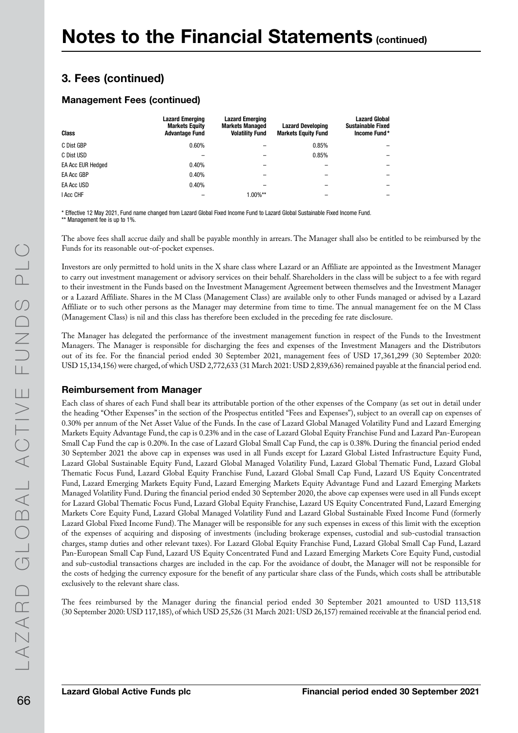# Notes to the Financial Statements (continued)

## 3. Fees (continued)

### Management Fees (continued)

| Class | Lazard Emerging Markets Equity Advantage Fund | Lazard Emerging Markets Managed Volatility Fund | Lazard Developing Markets Equity Fund | Lazard Global Sustainable Fixed Income Fund* |
|---|---|---|---|---|
| C Dist GBP | 0.60% | – | 0.85% | – |
| C Dist USD | – | – | 0.85% | – |
| EA Acc EUR Hedged | 0.40% | – | – | – |
| EA Acc GBP | 0.40% | – | – | – |
| EA Acc USD | 0.40% | – | – | – |
| I Acc CHF | – | 1.00%** | – | – |

\* Effective 12 May 2021, Fund name changed from Lazard Global Fixed Income Fund to Lazard Global Sustainable Fixed Income Fund.
\** Management fee is up to 1%.

The above fees shall accrue daily and shall be payable monthly in arrears. The Manager shall also be entitled to be reimbursed by the Funds for its reasonable out-of-pocket expenses.

Investors are only permitted to hold units in the X share class where Lazard or an Affiliate are appointed as the Investment Manager to carry out investment management or advisory services on their behalf. Shareholders in the class will be subject to a fee with regard to their investment in the Funds based on the Investment Management Agreement between themselves and the Investment Manager or a Lazard Affiliate. Shares in the M Class (Management Class) are available only to other Funds managed or advised by a Lazard Affiliate or to such other persons as the Manager may determine from time to time. The annual management fee on the M Class (Management Class) is nil and this class has therefore been excluded in the preceding fee rate disclosure.

The Manager has delegated the performance of the investment management function in respect of the Funds to the Investment Managers. The Manager is responsible for discharging the fees and expenses of the Investment Managers and the Distributors out of its fee. For the financial period ended 30 September 2021, management fees of USD 17,361,299 (30 September 2020: USD 15,134,156) were charged, of which USD 2,772,633 (31 March 2021: USD 2,839,636) remained payable at the financial period end.

### Reimbursement from Manager

Each class of shares of each Fund shall bear its attributable portion of the other expenses of the Company (as set out in detail under the heading "Other Expenses" in the section of the Prospectus entitled "Fees and Expenses"), subject to an overall cap on expenses of 0.30% per annum of the Net Asset Value of the Funds. In the case of Lazard Global Managed Volatility Fund and Lazard Emerging Markets Equity Advantage Fund, the cap is 0.23% and in the case of Lazard Global Equity Franchise Fund and Lazard Pan-European Small Cap Fund the cap is 0.20%. In the case of Lazard Global Small Cap Fund, the cap is 0.38%. During the financial period ended 30 September 2021 the above cap in expenses was used in all Funds except for Lazard Global Listed Infrastructure Equity Fund, Lazard Global Sustainable Equity Fund, Lazard Global Managed Volatility Fund, Lazard Global Thematic Fund, Lazard Global Thematic Focus Fund, Lazard Global Equity Franchise Fund, Lazard Global Small Cap Fund, Lazard US Equity Concentrated Fund, Lazard Emerging Markets Equity Fund, Lazard Emerging Markets Equity Advantage Fund and Lazard Emerging Markets Managed Volatility Fund. During the financial period ended 30 September 2020, the above cap expenses were used in all Funds except for Lazard Global Thematic Focus Fund, Lazard Global Equity Franchise, Lazard US Equity Concentrated Fund, Lazard Emerging Markets Core Equity Fund, Lazard Global Managed Volatility Fund and Lazard Global Sustainable Fixed Income Fund (formerly Lazard Global Fixed Income Fund). The Manager will be responsible for any such expenses in excess of this limit with the exception of the expenses of acquiring and disposing of investments (including brokerage expenses, custodial and sub-custodial transaction charges, stamp duties and other relevant taxes). For Lazard Global Equity Franchise Fund, Lazard Global Small Cap Fund, Lazard Pan-European Small Cap Fund, Lazard US Equity Concentrated Fund and Lazard Emerging Markets Core Equity Fund, custodial and sub-custodial transactions charges are included in the cap. For the avoidance of doubt, the Manager will not be responsible for the costs of hedging the currency exposure for the benefit of any particular share class of the Funds, which costs shall be attributable exclusively to the relevant share class.

The fees reimbursed by the Manager during the financial period ended 30 September 2021 amounted to USD 113,518 (30 September 2020: USD 117,185), of which USD 25,526 (31 March 2021: USD 26,157) remained receivable at the financial period end.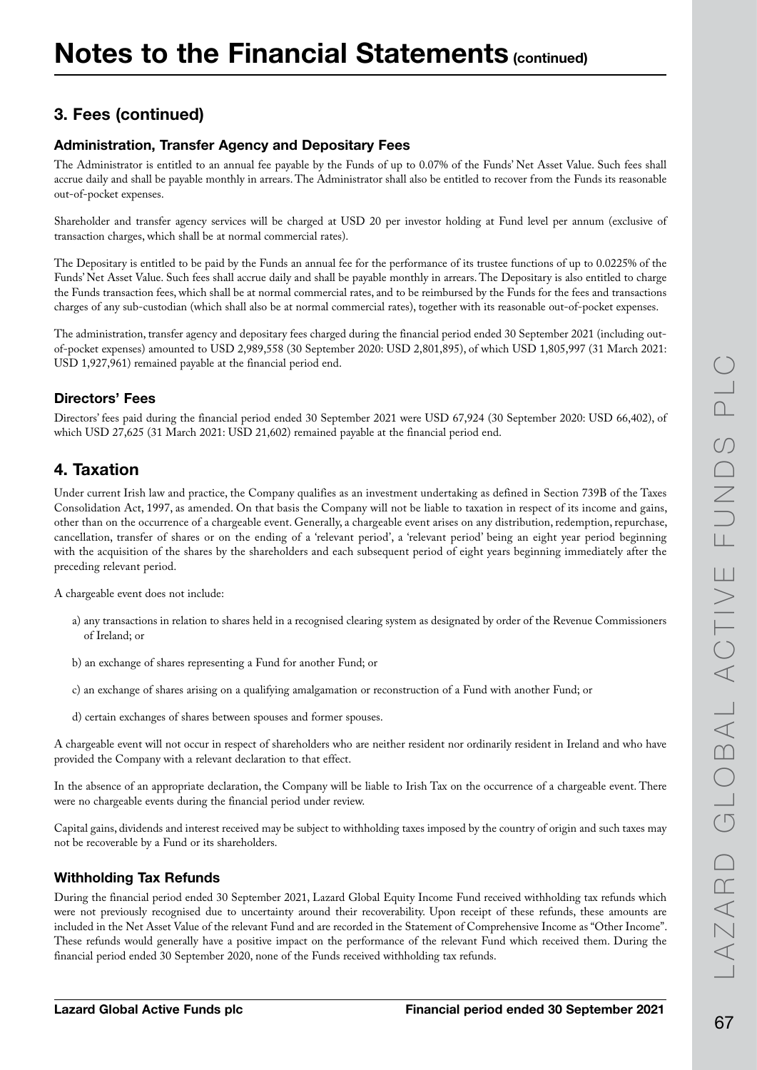# Notes to the Financial Statements (continued)

## 3. Fees (continued)

### Administration, Transfer Agency and Depositary Fees

The Administrator is entitled to an annual fee payable by the Funds of up to 0.07% of the Funds' Net Asset Value. Such fees shall accrue daily and shall be payable monthly in arrears. The Administrator shall also be entitled to recover from the Funds its reasonable out-of-pocket expenses.

Shareholder and transfer agency services will be charged at USD 20 per investor holding at Fund level per annum (exclusive of transaction charges, which shall be at normal commercial rates).

The Depositary is entitled to be paid by the Funds an annual fee for the performance of its trustee functions of up to 0.0225% of the Funds' Net Asset Value. Such fees shall accrue daily and shall be payable monthly in arrears. The Depositary is also entitled to charge the Funds transaction fees, which shall be at normal commercial rates, and to be reimbursed by the Funds for the fees and transactions charges of any sub-custodian (which shall also be at normal commercial rates), together with its reasonable out-of-pocket expenses.

The administration, transfer agency and depositary fees charged during the financial period ended 30 September 2021 (including out-of-pocket expenses) amounted to USD 2,989,558 (30 September 2020: USD 2,801,895), of which USD 1,805,997 (31 March 2021: USD 1,927,961) remained payable at the financial period end.

### Directors' Fees

Directors' fees paid during the financial period ended 30 September 2021 were USD 67,924 (30 September 2020: USD 66,402), of which USD 27,625 (31 March 2021: USD 21,602) remained payable at the financial period end.

## 4. Taxation

Under current Irish law and practice, the Company qualifies as an investment undertaking as defined in Section 739B of the Taxes Consolidation Act, 1997, as amended. On that basis the Company will not be liable to taxation in respect of its income and gains, other than on the occurrence of a chargeable event. Generally, a chargeable event arises on any distribution, redemption, repurchase, cancellation, transfer of shares or on the ending of a 'relevant period', a 'relevant period' being an eight year period beginning with the acquisition of the shares by the shareholders and each subsequent period of eight years beginning immediately after the preceding relevant period.

A chargeable event does not include:

a) any transactions in relation to shares held in a recognised clearing system as designated by order of the Revenue Commissioners of Ireland; or

b) an exchange of shares representing a Fund for another Fund; or

c) an exchange of shares arising on a qualifying amalgamation or reconstruction of a Fund with another Fund; or

d) certain exchanges of shares between spouses and former spouses.

A chargeable event will not occur in respect of shareholders who are neither resident nor ordinarily resident in Ireland and who have provided the Company with a relevant declaration to that effect.

In the absence of an appropriate declaration, the Company will be liable to Irish Tax on the occurrence of a chargeable event. There were no chargeable events during the financial period under review.

Capital gains, dividends and interest received may be subject to withholding taxes imposed by the country of origin and such taxes may not be recoverable by a Fund or its shareholders.

### Withholding Tax Refunds

During the financial period ended 30 September 2021, Lazard Global Equity Income Fund received withholding tax refunds which were not previously recognised due to uncertainty around their recoverability. Upon receipt of these refunds, these amounts are included in the Net Asset Value of the relevant Fund and are recorded in the Statement of Comprehensive Income as "Other Income". These refunds would generally have a positive impact on the performance of the relevant Fund which received them. During the financial period ended 30 September 2020, none of the Funds received withholding tax refunds.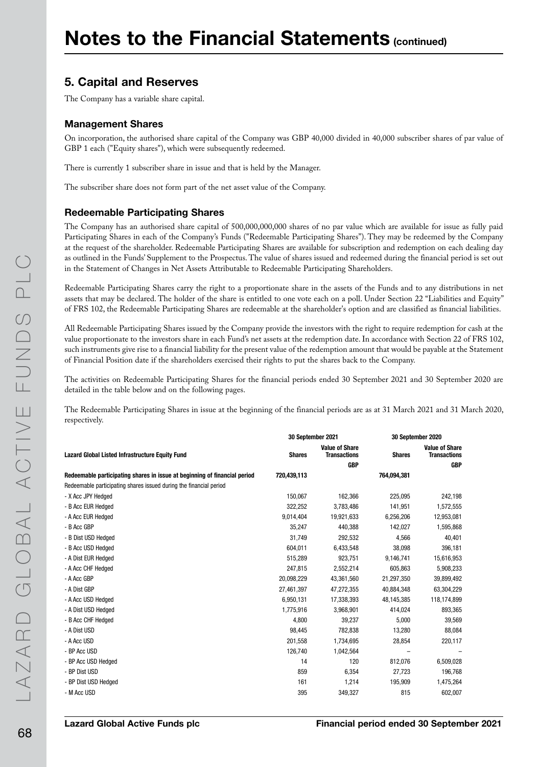# Notes to the Financial Statements (continued)

## 5. Capital and Reserves

The Company has a variable share capital.

### Management Shares

On incorporation, the authorised share capital of the Company was GBP 40,000 divided in 40,000 subscriber shares of par value of GBP 1 each ("Equity shares"), which were subsequently redeemed.

There is currently 1 subscriber share in issue and that is held by the Manager.

The subscriber share does not form part of the net asset value of the Company.

### Redeemable Participating Shares

The Company has an authorised share capital of 500,000,000,000 shares of no par value which are available for issue as fully paid Participating Shares in each of the Company's Funds ("Redeemable Participating Shares"). They may be redeemed by the Company at the request of the shareholder. Redeemable Participating Shares are available for subscription and redemption on each dealing day as outlined in the Funds' Supplement to the Prospectus. The value of shares issued and redeemed during the financial period is set out in the Statement of Changes in Net Assets Attributable to Redeemable Participating Shareholders.

Redeemable Participating Shares carry the right to a proportionate share in the assets of the Funds and to any distributions in net assets that may be declared. The holder of the share is entitled to one vote each on a poll. Under Section 22 "Liabilities and Equity" of FRS 102, the Redeemable Participating Shares are redeemable at the shareholder's option and are classified as financial liabilities.

All Redeemable Participating Shares issued by the Company provide the investors with the right to require redemption for cash at the value proportionate to the investors share in each Fund's net assets at the redemption date. In accordance with Section 22 of FRS 102, such instruments give rise to a financial liability for the present value of the redemption amount that would be payable at the Statement of Financial Position date if the shareholders exercised their rights to put the shares back to the Company.

The activities on Redeemable Participating Shares for the financial periods ended 30 September 2021 and 30 September 2020 are detailed in the table below and on the following pages.

The Redeemable Participating Shares in issue at the beginning of the financial periods are as at 31 March 2021 and 31 March 2020, respectively.

| | 30 September 2021 | | 30 September 2020 | |
|---|---|---|---|---|
| **Lazard Global Listed Infrastructure Equity Fund** | **Shares** | **Value of Share Transactions** | **Shares** | **Value of Share Transactions** |
| | | **GBP** | | **GBP** |
| **Redeemable participating shares in issue at beginning of financial period** | **720,439,113** | | **764,094,381** | |
| Redeemable participating shares issued during the financial period | | | | |
| - X Acc JPY Hedged | 150,067 | 162,366 | 225,095 | 242,198 |
| - B Acc EUR Hedged | 322,252 | 3,783,486 | 141,951 | 1,572,555 |
| - A Acc EUR Hedged | 9,014,404 | 19,921,633 | 6,256,206 | 12,953,081 |
| - B Acc GBP | 35,247 | 440,388 | 142,027 | 1,595,868 |
| - B Dist USD Hedged | 31,749 | 292,532 | 4,566 | 40,401 |
| - B Acc USD Hedged | 604,011 | 6,433,548 | 38,098 | 396,181 |
| - A Dist EUR Hedged | 515,289 | 923,751 | 9,146,741 | 15,616,953 |
| - A Acc CHF Hedged | 247,815 | 2,552,214 | 605,863 | 5,908,233 |
| - A Acc GBP | 20,098,229 | 43,361,560 | 21,297,350 | 39,899,492 |
| - A Dist GBP | 27,461,397 | 47,272,355 | 40,884,348 | 63,304,229 |
| - A Acc USD Hedged | 6,950,131 | 17,338,393 | 48,145,385 | 118,174,899 |
| - A Dist USD Hedged | 1,775,916 | 3,968,901 | 414,024 | 893,365 |
| - B Acc CHF Hedged | 4,800 | 39,237 | 5,000 | 39,569 |
| - A Dist USD | 98,445 | 782,838 | 13,280 | 88,084 |
| - A Acc USD | 201,558 | 1,734,695 | 28,854 | 220,117 |
| - BP Acc USD | 126,740 | 1,042,564 | – | – |
| - BP Acc USD Hedged | 14 | 120 | 812,076 | 6,509,028 |
| - BP Dist USD | 859 | 6,354 | 27,723 | 196,768 |
| - BP Dist USD Hedged | 161 | 1,214 | 195,909 | 1,475,264 |
| - M Acc USD | 395 | 349,327 | 815 | 602,007 |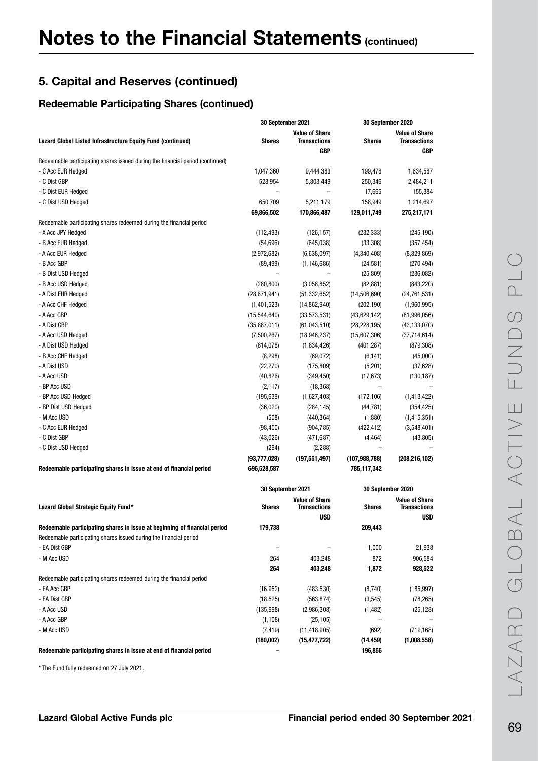# Notes to the Financial Statements (continued)

## 5. Capital and Reserves (continued)

### Redeemable Participating Shares (continued)

| Lazard Global Listed Infrastructure Equity Fund (continued) | 30 September 2021 | | 30 September 2020 | |
|---|---|---|---|---|
| | Shares | Value of Share Transactions | Shares | Value of Share Transactions |
| | | GBP | | GBP |
| Redeemable participating shares issued during the financial period (continued) | | | | |
| - C Acc EUR Hedged | 1,047,360 | 9,444,383 | 199,478 | 1,634,587 |
| - C Dist GBP | 528,954 | 5,803,449 | 250,346 | 2,484,211 |
| - C Dist EUR Hedged | – | – | 17,665 | 155,384 |
| - C Dist USD Hedged | 650,709 | 5,211,179 | 158,949 | 1,214,697 |
| | **69,866,502** | **170,866,487** | **129,011,749** | **275,217,171** |
| Redeemable participating shares redeemed during the financial period | | | | |
| - X Acc JPY Hedged | (112,493) | (126,157) | (232,333) | (245,190) |
| - B Acc EUR Hedged | (54,696) | (645,038) | (33,308) | (357,454) |
| - A Acc EUR Hedged | (2,972,682) | (6,638,097) | (4,340,408) | (8,829,869) |
| - B Acc GBP | (89,499) | (1,146,686) | (24,581) | (270,494) |
| - B Dist USD Hedged | – | – | (25,809) | (236,082) |
| - B Acc USD Hedged | (280,800) | (3,058,852) | (82,881) | (843,220) |
| - A Dist EUR Hedged | (28,671,941) | (51,332,652) | (14,506,690) | (24,761,531) |
| - A Acc CHF Hedged | (1,401,523) | (14,862,940) | (202,190) | (1,960,995) |
| - A Acc GBP | (15,544,640) | (33,573,531) | (43,629,142) | (81,996,056) |
| - A Dist GBP | (35,887,011) | (61,043,510) | (28,228,195) | (43,133,070) |
| - A Acc USD Hedged | (7,500,267) | (18,946,237) | (15,607,306) | (37,714,614) |
| - A Dist USD Hedged | (814,078) | (1,834,426) | (401,287) | (879,308) |
| - B Acc CHF Hedged | (8,298) | (69,072) | (6,141) | (45,000) |
| - A Dist USD | (22,270) | (175,809) | (5,201) | (37,628) |
| - A Acc USD | (40,826) | (349,450) | (17,673) | (130,187) |
| - BP Acc USD | (2,117) | (18,368) | – | – |
| - BP Acc USD Hedged | (195,639) | (1,627,403) | (172,106) | (1,413,422) |
| - BP Dist USD Hedged | (36,020) | (284,145) | (44,781) | (354,425) |
| - M Acc USD | (508) | (440,364) | (1,880) | (1,415,351) |
| - C Acc EUR Hedged | (98,400) | (904,785) | (422,412) | (3,548,401) |
| - C Dist GBP | (43,026) | (471,687) | (4,464) | (43,805) |
| - C Dist USD Hedged | (294) | (2,288) | – | – |
| | **(93,777,028)** | **(197,551,497)** | **(107,988,788)** | **(208,216,102)** |
| **Redeemable participating shares in issue at end of financial period** | **696,528,587** | | **785,117,342** | |

| Lazard Global Strategic Equity Fund* | 30 September 2021 | | 30 September 2020 | |
|---|---|---|---|---|
| | Shares | Value of Share Transactions | Shares | Value of Share Transactions |
| | | USD | | USD |
| **Redeemable participating shares in issue at beginning of financial period** | **179,738** | | **209,443** | |
| Redeemable participating shares issued during the financial period | | | | |
| - EA Dist GBP | – | – | 1,000 | 21,938 |
| - M Acc USD | 264 | 403,248 | 872 | 906,584 |
| | **264** | **403,248** | **1,872** | **928,522** |
| Redeemable participating shares redeemed during the financial period | | | | |
| - EA Acc GBP | (16,952) | (483,530) | (8,740) | (185,997) |
| - EA Dist GBP | (18,525) | (563,874) | (3,545) | (78,265) |
| - A Acc USD | (135,998) | (2,986,308) | (1,482) | (25,128) |
| - A Acc GBP | (1,108) | (25,105) | – | – |
| - M Acc USD | (7,419) | (11,418,905) | (692) | (719,168) |
| | **(180,002)** | **(15,477,722)** | **(14,459)** | **(1,008,558)** |
| **Redeemable participating shares in issue at end of financial period** | **–** | | **196,856** | |

* The Fund fully redeemed on 27 July 2021.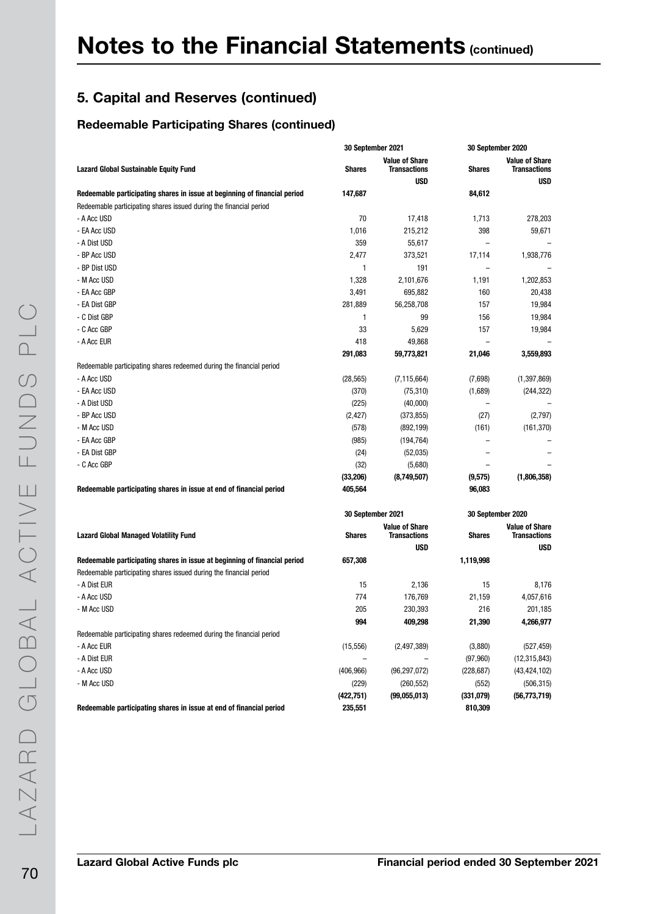# Notes to the Financial Statements (continued)

## 5. Capital and Reserves (continued)

### Redeemable Participating Shares (continued)

| Lazard Global Sustainable Equity Fund | 30 September 2021 | | 30 September 2020 | |
|---|---|---|---|---|
| | Shares | Value of Share Transactions | Shares | Value of Share Transactions |
| | | USD | | USD |
| **Redeemable participating shares in issue at beginning of financial period** | **147,687** | | **84,612** | |
| Redeemable participating shares issued during the financial period | | | | |
| - A Acc USD | 70 | 17,418 | 1,713 | 278,203 |
| - EA Acc USD | 1,016 | 215,212 | 398 | 59,671 |
| - A Dist USD | 359 | 55,617 | – | – |
| - BP Acc USD | 2,477 | 373,521 | 17,114 | 1,938,776 |
| - BP Dist USD | 1 | 191 | – | – |
| - M Acc USD | 1,328 | 2,101,676 | 1,191 | 1,202,853 |
| - EA Acc GBP | 3,491 | 695,882 | 160 | 20,438 |
| - EA Dist GBP | 281,889 | 56,258,708 | 157 | 19,984 |
| - C Dist GBP | 1 | 99 | 156 | 19,984 |
| - C Acc GBP | 33 | 5,629 | 157 | 19,984 |
| - A Acc EUR | 418 | 49,868 | – | – |
| | **291,083** | **59,773,821** | **21,046** | **3,559,893** |
| Redeemable participating shares redeemed during the financial period | | | | |
| - A Acc USD | (28,565) | (7,115,664) | (7,698) | (1,397,869) |
| - EA Acc USD | (370) | (75,310) | (1,689) | (244,322) |
| - A Dist USD | (225) | (40,000) | – | – |
| - BP Acc USD | (2,427) | (373,855) | (27) | (2,797) |
| - M Acc USD | (578) | (892,199) | (161) | (161,370) |
| - EA Acc GBP | (985) | (194,764) | – | – |
| - EA Dist GBP | (24) | (52,035) | – | – |
| - C Acc GBP | (32) | (5,680) | – | – |
| | **(33,206)** | **(8,749,507)** | **(9,575)** | **(1,806,358)** |
| **Redeemable participating shares in issue at end of financial period** | **405,564** | | **96,083** | |

| Lazard Global Managed Volatility Fund | 30 September 2021 | | 30 September 2020 | |
|---|---|---|---|---|
| | Shares | Value of Share Transactions | Shares | Value of Share Transactions |
| | | USD | | USD |
| **Redeemable participating shares in issue at beginning of financial period** | **657,308** | | **1,119,998** | |
| Redeemable participating shares issued during the financial period | | | | |
| - A Dist EUR | 15 | 2,136 | 15 | 8,176 |
| - A Acc USD | 774 | 176,769 | 21,159 | 4,057,616 |
| - M Acc USD | 205 | 230,393 | 216 | 201,185 |
| | **994** | **409,298** | **21,390** | **4,266,977** |
| Redeemable participating shares redeemed during the financial period | | | | |
| - A Acc EUR | (15,556) | (2,497,389) | (3,880) | (527,459) |
| - A Dist EUR | – | – | (97,960) | (12,315,843) |
| - A Acc USD | (406,966) | (96,297,072) | (228,687) | (43,424,102) |
| - M Acc USD | (229) | (260,552) | (552) | (506,315) |
| | **(422,751)** | **(99,055,013)** | **(331,079)** | **(56,773,719)** |
| **Redeemable participating shares in issue at end of financial period** | **235,551** | | **810,309** | |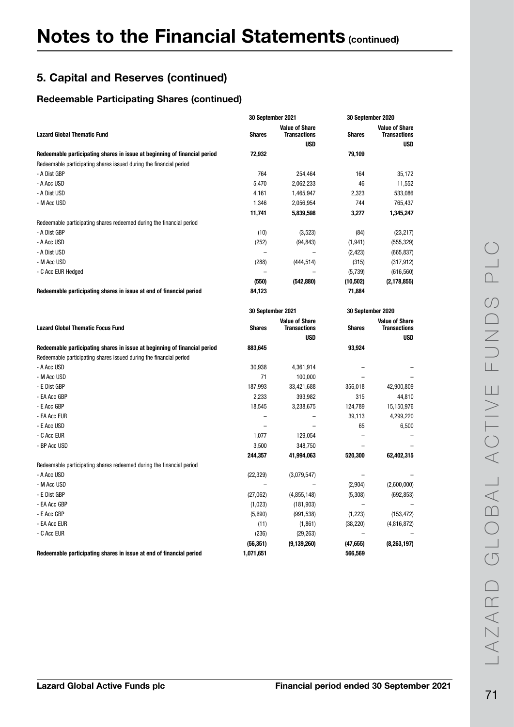# Notes to the Financial Statements (continued)

## 5. Capital and Reserves (continued)

### Redeemable Participating Shares (continued)

| Lazard Global Thematic Fund | 30 September 2021 Shares | 30 September 2021 Value of Share Transactions | 30 September 2020 Shares | 30 September 2020 Value of Share Transactions |
|---|---|---|---|---|
| | | USD | | USD |
| **Redeemable participating shares in issue at beginning of financial period** | **72,932** | | **79,109** | |
| Redeemable participating shares issued during the financial period | | | | |
| - A Dist GBP | 764 | 254,464 | 164 | 35,172 |
| - A Acc USD | 5,470 | 2,062,233 | 46 | 11,552 |
| - A Dist USD | 4,161 | 1,465,947 | 2,323 | 533,086 |
| - M Acc USD | 1,346 | 2,056,954 | 744 | 765,437 |
| | **11,741** | **5,839,598** | **3,277** | **1,345,247** |
| Redeemable participating shares redeemed during the financial period | | | | |
| - A Dist GBP | (10) | (3,523) | (84) | (23,217) |
| - A Acc USD | (252) | (94,843) | (1,941) | (555,329) |
| - A Dist USD | – | – | (2,423) | (665,837) |
| - M Acc USD | (288) | (444,514) | (315) | (317,912) |
| - C Acc EUR Hedged | – | – | (5,739) | (616,560) |
| | **(550)** | **(542,880)** | **(10,502)** | **(2,178,855)** |
| **Redeemable participating shares in issue at end of financial period** | **84,123** | | **71,884** | |

| Lazard Global Thematic Focus Fund | 30 September 2021 Shares | 30 September 2021 Value of Share Transactions | 30 September 2020 Shares | 30 September 2020 Value of Share Transactions |
|---|---|---|---|---|
| | | USD | | USD |
| **Redeemable participating shares in issue at beginning of financial period** | **883,645** | | **93,924** | |
| Redeemable participating shares issued during the financial period | | | | |
| - A Acc USD | 30,938 | 4,361,914 | – | – |
| - M Acc USD | 71 | 100,000 | – | – |
| - E Dist GBP | 187,993 | 33,421,688 | 356,018 | 42,900,809 |
| - EA Acc GBP | 2,233 | 393,982 | 315 | 44,810 |
| - E Acc GBP | 18,545 | 3,238,675 | 124,789 | 15,150,976 |
| - EA Acc EUR | – | – | 39,113 | 4,299,220 |
| - E Acc USD | – | – | 65 | 6,500 |
| - C Acc EUR | 1,077 | 129,054 | – | – |
| - BP Acc USD | 3,500 | 348,750 | – | – |
| | **244,357** | **41,994,063** | **520,300** | **62,402,315** |
| Redeemable participating shares redeemed during the financial period | | | | |
| - A Acc USD | (22,329) | (3,079,547) | – | – |
| - M Acc USD | – | – | (2,904) | (2,600,000) |
| - E Dist GBP | (27,062) | (4,855,148) | (5,308) | (692,853) |
| - EA Acc GBP | (1,023) | (181,903) | – | – |
| - E Acc GBP | (5,690) | (991,538) | (1,223) | (153,472) |
| - EA Acc EUR | (11) | (1,861) | (38,220) | (4,816,872) |
| - C Acc EUR | (236) | (29,263) | – | – |
| | **(56,351)** | **(9,139,260)** | **(47,655)** | **(8,263,197)** |
| **Redeemable participating shares in issue at end of financial period** | **1,071,651** | | **566,569** | |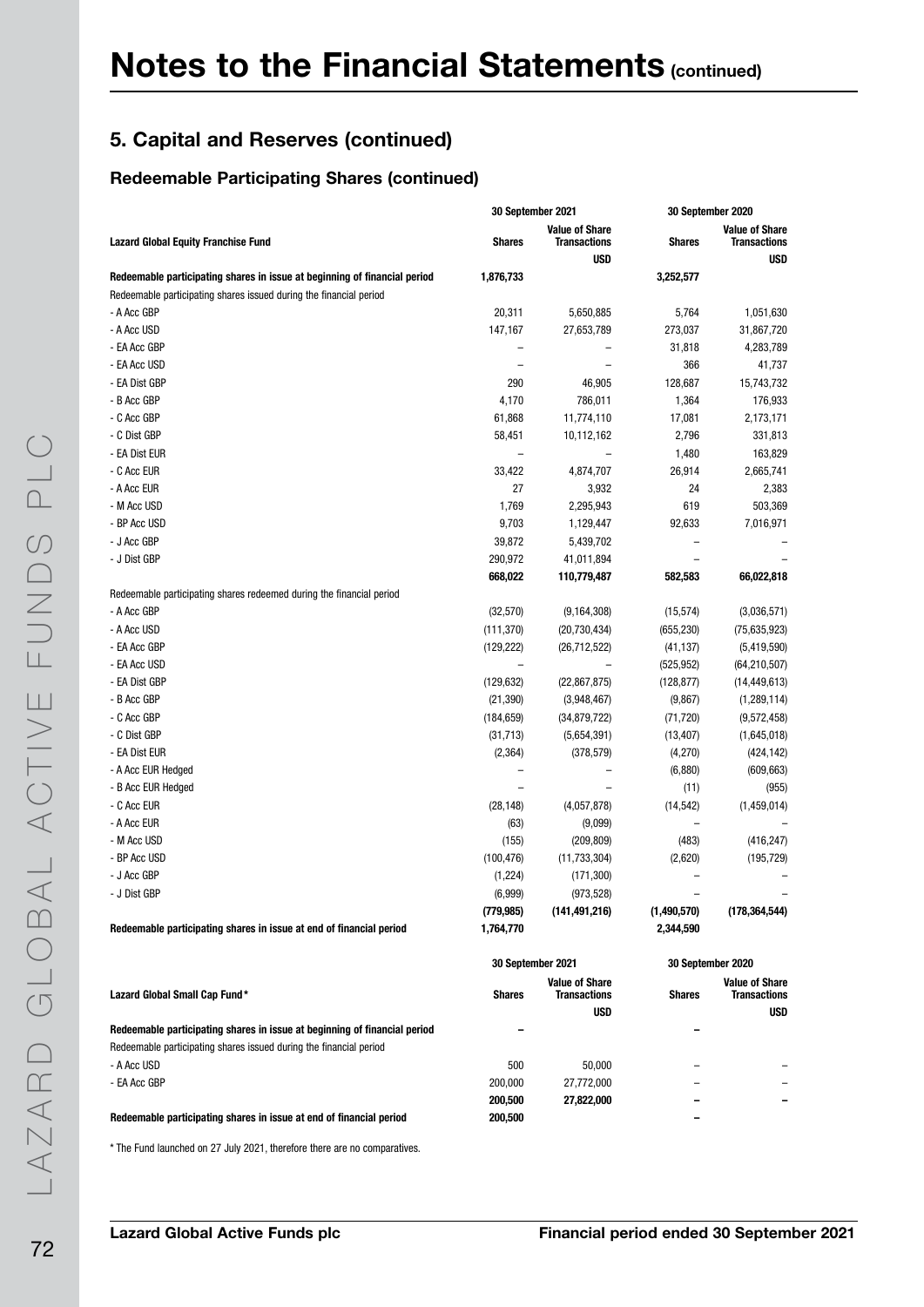# Notes to the Financial Statements (continued)

## 5. Capital and Reserves (continued)

### Redeemable Participating Shares (continued)

| Lazard Global Equity Franchise Fund | 30 September 2021 Shares | 30 September 2021 Value of Share Transactions USD | 30 September 2020 Shares | 30 September 2020 Value of Share Transactions USD |
|---|---|---|---|---|
| **Redeemable participating shares in issue at beginning of financial period** | **1,876,733** | | **3,252,577** | |
| Redeemable participating shares issued during the financial period | | | | |
| - A Acc GBP | 20,311 | 5,650,885 | 5,764 | 1,051,630 |
| - A Acc USD | 147,167 | 27,653,789 | 273,037 | 31,867,720 |
| - EA Acc GBP | – | – | 31,818 | 4,283,789 |
| - EA Acc USD | – | – | 366 | 41,737 |
| - EA Dist GBP | 290 | 46,905 | 128,687 | 15,743,732 |
| - B Acc GBP | 4,170 | 786,011 | 1,364 | 176,933 |
| - C Acc GBP | 61,868 | 11,774,110 | 17,081 | 2,173,171 |
| - C Dist GBP | 58,451 | 10,112,162 | 2,796 | 331,813 |
| - EA Dist EUR | – | – | 1,480 | 163,829 |
| - C Acc EUR | 33,422 | 4,874,707 | 26,914 | 2,665,741 |
| - A Acc EUR | 27 | 3,932 | 24 | 2,383 |
| - M Acc USD | 1,769 | 2,295,943 | 619 | 503,369 |
| - BP Acc USD | 9,703 | 1,129,447 | 92,633 | 7,016,971 |
| - J Acc GBP | 39,872 | 5,439,702 | – | – |
| - J Dist GBP | 290,972 | 41,011,894 | – | – |
| | **668,022** | **110,779,487** | **582,583** | **66,022,818** |
| Redeemable participating shares redeemed during the financial period | | | | |
| - A Acc GBP | (32,570) | (9,164,308) | (15,574) | (3,036,571) |
| - A Acc USD | (111,370) | (20,730,434) | (655,230) | (75,635,923) |
| - EA Acc GBP | (129,222) | (26,712,522) | (41,137) | (5,419,590) |
| - EA Acc USD | – | – | (525,952) | (64,210,507) |
| - EA Dist GBP | (129,632) | (22,867,875) | (128,877) | (14,449,613) |
| - B Acc GBP | (21,390) | (3,948,467) | (9,867) | (1,289,114) |
| - C Acc GBP | (184,659) | (34,879,722) | (71,720) | (9,572,458) |
| - C Dist GBP | (31,713) | (5,654,391) | (13,407) | (1,645,018) |
| - EA Dist EUR | (2,364) | (378,579) | (4,270) | (424,142) |
| - A Acc EUR Hedged | – | – | (6,880) | (609,663) |
| - B Acc EUR Hedged | – | – | (11) | (955) |
| - C Acc EUR | (28,148) | (4,057,878) | (14,542) | (1,459,014) |
| - A Acc EUR | (63) | (9,099) | – | – |
| - M Acc USD | (155) | (209,809) | (483) | (416,247) |
| - BP Acc USD | (100,476) | (11,733,304) | (2,620) | (195,729) |
| - J Acc GBP | (1,224) | (171,300) | – | – |
| - J Dist GBP | (6,999) | (973,528) | – | – |
| | **(779,985)** | **(141,491,216)** | **(1,490,570)** | **(178,364,544)** |
| **Redeemable participating shares in issue at end of financial period** | **1,764,770** | | **2,344,590** | |

| Lazard Global Small Cap Fund* | 30 September 2021 Shares | 30 September 2021 Value of Share Transactions USD | 30 September 2020 Shares | 30 September 2020 Value of Share Transactions USD |
|---|---|---|---|---|
| **Redeemable participating shares in issue at beginning of financial period** | **–** | | **–** | |
| Redeemable participating shares issued during the financial period | | | | |
| - A Acc USD | 500 | 50,000 | – | – |
| - EA Acc GBP | 200,000 | 27,772,000 | – | – |
| | **200,500** | **27,822,000** | **–** | **–** |
| **Redeemable participating shares in issue at end of financial period** | **200,500** | | **–** | |

\* The Fund launched on 27 July 2021, therefore there are no comparatives.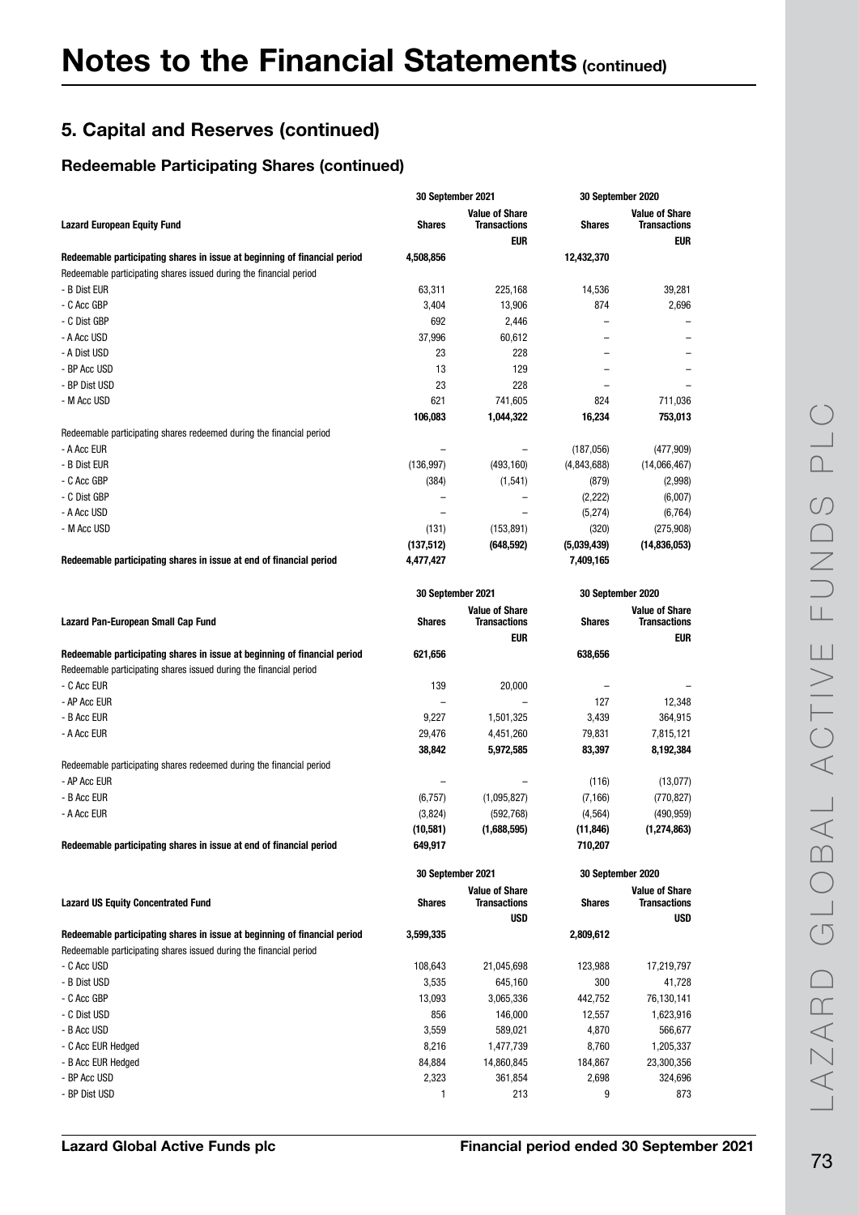# Notes to the Financial Statements (continued)

## 5. Capital and Reserves (continued)

### Redeemable Participating Shares (continued)

| Lazard European Equity Fund | 30 September 2021 Shares | 30 September 2021 Value of Share Transactions EUR | 30 September 2020 Shares | 30 September 2020 Value of Share Transactions EUR |
|---|---|---|---|---|
| **Redeemable participating shares in issue at beginning of financial period** | **4,508,856** | | **12,432,370** | |
| Redeemable participating shares issued during the financial period | | | | |
| - B Dist EUR | 63,311 | 225,168 | 14,536 | 39,281 |
| - C Acc GBP | 3,404 | 13,906 | 874 | 2,696 |
| - C Dist GBP | 692 | 2,446 | – | – |
| - A Acc USD | 37,996 | 60,612 | – | – |
| - A Dist USD | 23 | 228 | – | – |
| - BP Acc USD | 13 | 129 | – | – |
| - BP Dist USD | 23 | 228 | – | – |
| - M Acc USD | 621 | 741,605 | 824 | 711,036 |
| | **106,083** | **1,044,322** | **16,234** | **753,013** |
| Redeemable participating shares redeemed during the financial period | | | | |
| - A Acc EUR | – | – | (187,056) | (477,909) |
| - B Dist EUR | (136,997) | (493,160) | (4,843,688) | (14,066,467) |
| - C Acc GBP | (384) | (1,541) | (879) | (2,998) |
| - C Dist GBP | – | – | (2,222) | (6,007) |
| - A Acc USD | – | – | (5,274) | (6,764) |
| - M Acc USD | (131) | (153,891) | (320) | (275,908) |
| | **(137,512)** | **(648,592)** | **(5,039,439)** | **(14,836,053)** |
| **Redeemable participating shares in issue at end of financial period** | **4,477,427** | | **7,409,165** | |

| Lazard Pan-European Small Cap Fund | 30 September 2021 Shares | 30 September 2021 Value of Share Transactions EUR | 30 September 2020 Shares | 30 September 2020 Value of Share Transactions EUR |
|---|---|---|---|---|
| **Redeemable participating shares in issue at beginning of financial period** | **621,656** | | **638,656** | |
| Redeemable participating shares issued during the financial period | | | | |
| - C Acc EUR | 139 | 20,000 | – | – |
| - AP Acc EUR | – | – | 127 | 12,348 |
| - B Acc EUR | 9,227 | 1,501,325 | 3,439 | 364,915 |
| - A Acc EUR | 29,476 | 4,451,260 | 79,831 | 7,815,121 |
| | **38,842** | **5,972,585** | **83,397** | **8,192,384** |
| Redeemable participating shares redeemed during the financial period | | | | |
| - AP Acc EUR | – | – | (116) | (13,077) |
| - B Acc EUR | (6,757) | (1,095,827) | (7,166) | (770,827) |
| - A Acc EUR | (3,824) | (592,768) | (4,564) | (490,959) |
| | **(10,581)** | **(1,688,595)** | **(11,846)** | **(1,274,863)** |
| **Redeemable participating shares in issue at end of financial period** | **649,917** | | **710,207** | |

| Lazard US Equity Concentrated Fund | 30 September 2021 Shares | 30 September 2021 Value of Share Transactions USD | 30 September 2020 Shares | 30 September 2020 Value of Share Transactions USD |
|---|---|---|---|---|
| **Redeemable participating shares in issue at beginning of financial period** | **3,599,335** | | **2,809,612** | |
| Redeemable participating shares issued during the financial period | | | | |
| - C Acc USD | 108,643 | 21,045,698 | 123,988 | 17,219,797 |
| - B Dist USD | 3,535 | 645,160 | 300 | 41,728 |
| - C Acc GBP | 13,093 | 3,065,336 | 442,752 | 76,130,141 |
| - C Dist USD | 856 | 146,000 | 12,557 | 1,623,916 |
| - B Acc USD | 3,559 | 589,021 | 4,870 | 566,677 |
| - C Acc EUR Hedged | 8,216 | 1,477,739 | 8,760 | 1,205,337 |
| - B Acc EUR Hedged | 84,884 | 14,860,845 | 184,867 | 23,300,356 |
| - BP Acc USD | 2,323 | 361,854 | 2,698 | 324,696 |
| - BP Dist USD | 1 | 213 | 9 | 873 |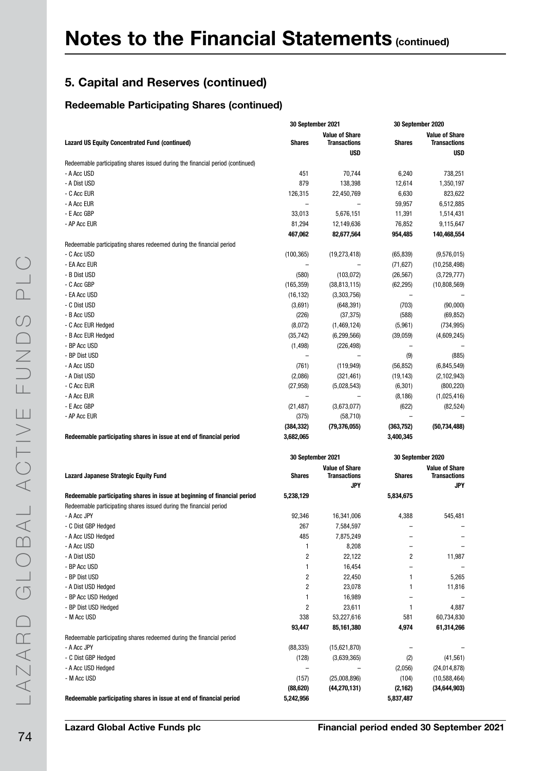# Notes to the Financial Statements (continued)

## 5. Capital and Reserves (continued)

### Redeemable Participating Shares (continued)

| Lazard US Equity Concentrated Fund (continued) | 30 September 2021 | | 30 September 2020 | |
|---|---|---|---|---|
| | Shares | Value of Share Transactions | Shares | Value of Share Transactions |
| | | USD | | USD |
| Redeemable participating shares issued during the financial period (continued) | | | | |
| - A Acc USD | 451 | 70,744 | 6,240 | 738,251 |
| - A Dist USD | 879 | 138,398 | 12,614 | 1,350,197 |
| - C Acc EUR | 126,315 | 22,450,769 | 6,630 | 823,622 |
| - A Acc EUR | – | – | 59,957 | 6,512,885 |
| - E Acc GBP | 33,013 | 5,676,151 | 11,391 | 1,514,431 |
| - AP Acc EUR | 81,294 | 12,149,636 | 76,852 | 9,115,647 |
| | **467,062** | **82,677,564** | **954,485** | **140,468,554** |
| Redeemable participating shares redeemed during the financial period | | | | |
| - C Acc USD | (100,365) | (19,273,418) | (65,839) | (9,576,015) |
| - EA Acc EUR | – | – | (71,627) | (10,258,498) |
| - B Dist USD | (580) | (103,072) | (26,567) | (3,729,777) |
| - C Acc GBP | (165,359) | (38,813,115) | (62,295) | (10,808,569) |
| - EA Acc USD | (16,132) | (3,303,756) | – | – |
| - C Dist USD | (3,691) | (648,391) | (703) | (90,000) |
| - B Acc USD | (226) | (37,375) | (588) | (69,852) |
| - C Acc EUR Hedged | (8,072) | (1,469,124) | (5,961) | (734,995) |
| - B Acc EUR Hedged | (35,742) | (6,299,566) | (39,059) | (4,609,245) |
| - BP Acc USD | (1,498) | (226,498) | – | – |
| - BP Dist USD | – | – | (9) | (885) |
| - A Acc USD | (761) | (119,949) | (56,852) | (6,845,549) |
| - A Dist USD | (2,086) | (321,461) | (19,143) | (2,102,943) |
| - C Acc EUR | (27,958) | (5,028,543) | (6,301) | (800,220) |
| - A Acc EUR | – | – | (8,186) | (1,025,416) |
| - E Acc GBP | (21,487) | (3,673,077) | (622) | (82,524) |
| - AP Acc EUR | (375) | (58,710) | – | – |
| | **(384,332)** | **(79,376,055)** | **(363,752)** | **(50,734,488)** |
| **Redeemable participating shares in issue at end of financial period** | **3,682,065** | | **3,400,345** | |

| Lazard Japanese Strategic Equity Fund | 30 September 2021 | | 30 September 2020 | |
|---|---|---|---|---|
| | Shares | Value of Share Transactions | Shares | Value of Share Transactions |
| | | JPY | | JPY |
| **Redeemable participating shares in issue at beginning of financial period** | **5,238,129** | | **5,834,675** | |
| Redeemable participating shares issued during the financial period | | | | |
| - A Acc JPY | 92,346 | 16,341,006 | 4,388 | 545,481 |
| - C Dist GBP Hedged | 267 | 7,584,597 | – | – |
| - A Acc USD Hedged | 485 | 7,875,249 | – | – |
| - A Acc USD | 1 | 8,208 | – | – |
| - A Dist USD | 2 | 22,122 | 2 | 11,987 |
| - BP Acc USD | 1 | 16,454 | – | – |
| - BP Dist USD | 2 | 22,450 | 1 | 5,265 |
| - A Dist USD Hedged | 2 | 23,078 | 1 | 11,816 |
| - BP Acc USD Hedged | 1 | 16,989 | – | – |
| - BP Dist USD Hedged | 2 | 23,611 | 1 | 4,887 |
| - M Acc USD | 338 | 53,227,616 | 581 | 60,734,830 |
| | **93,447** | **85,161,380** | **4,974** | **61,314,266** |
| Redeemable participating shares redeemed during the financial period | | | | |
| - A Acc JPY | (88,335) | (15,621,870) | – | – |
| - C Dist GBP Hedged | (128) | (3,639,365) | (2) | (41,561) |
| - A Acc USD Hedged | – | – | (2,056) | (24,014,878) |
| - M Acc USD | (157) | (25,008,896) | (104) | (10,588,464) |
| | **(88,620)** | **(44,270,131)** | **(2,162)** | **(34,644,903)** |
| **Redeemable participating shares in issue at end of financial period** | **5,242,956** | | **5,837,487** | |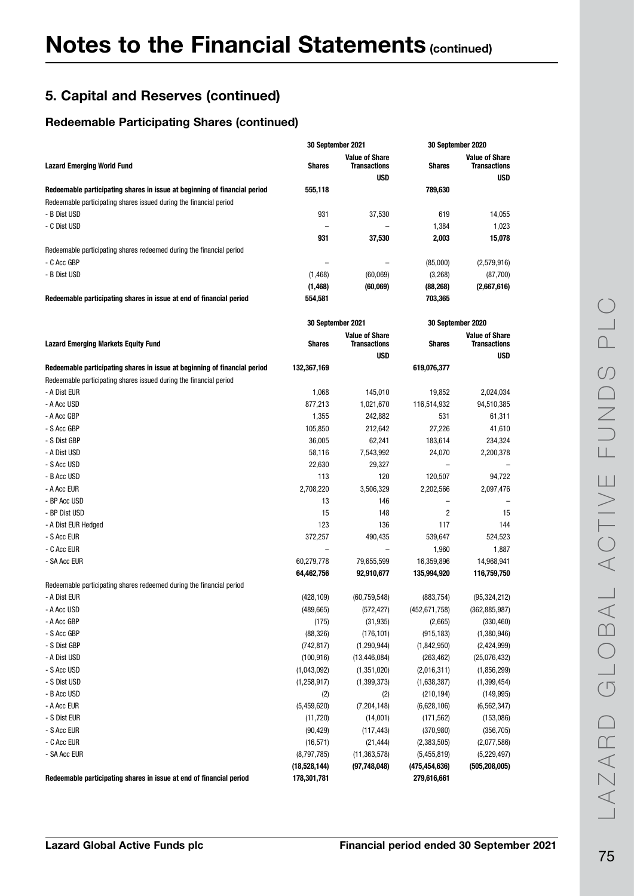# Notes to the Financial Statements (continued)

## 5. Capital and Reserves (continued)

### Redeemable Participating Shares (continued)

| Lazard Emerging World Fund | 30 September 2021 | | 30 September 2020 | |
|---|---|---|---|---|
| | Shares | Value of Share Transactions | Shares | Value of Share Transactions |
| | | USD | | USD |
| **Redeemable participating shares in issue at beginning of financial period** | **555,118** | | **789,630** | |
| Redeemable participating shares issued during the financial period | | | | |
| - B Dist USD | 931 | 37,530 | 619 | 14,055 |
| - C Dist USD | – | – | 1,384 | 1,023 |
| | **931** | **37,530** | **2,003** | **15,078** |
| Redeemable participating shares redeemed during the financial period | | | | |
| - C Acc GBP | – | – | (85,000) | (2,579,916) |
| - B Dist USD | (1,468) | (60,069) | (3,268) | (87,700) |
| | **(1,468)** | **(60,069)** | **(88,268)** | **(2,667,616)** |
| **Redeemable participating shares in issue at end of financial period** | **554,581** | | **703,365** | |

| Lazard Emerging Markets Equity Fund | 30 September 2021 | | 30 September 2020 | |
|---|---|---|---|---|
| | Shares | Value of Share Transactions | Shares | Value of Share Transactions |
| | | USD | | USD |
| **Redeemable participating shares in issue at beginning of financial period** | **132,367,169** | | **619,076,377** | |
| Redeemable participating shares issued during the financial period | | | | |
| - A Dist EUR | 1,068 | 145,010 | 19,852 | 2,024,034 |
| - A Acc USD | 877,213 | 1,021,670 | 116,514,932 | 94,510,385 |
| - A Acc GBP | 1,355 | 242,882 | 531 | 61,311 |
| - S Acc GBP | 105,850 | 212,642 | 27,226 | 41,610 |
| - S Dist GBP | 36,005 | 62,241 | 183,614 | 234,324 |
| - A Dist USD | 58,116 | 7,543,992 | 24,070 | 2,200,378 |
| - S Acc USD | 22,630 | 29,327 | – | – |
| - B Acc USD | 113 | 120 | 120,507 | 94,722 |
| - A Acc EUR | 2,708,220 | 3,506,329 | 2,202,566 | 2,097,476 |
| - BP Acc USD | 13 | 146 | – | – |
| - BP Dist USD | 15 | 148 | 2 | 15 |
| - A Dist EUR Hedged | 123 | 136 | 117 | 144 |
| - S Acc EUR | 372,257 | 490,435 | 539,647 | 524,523 |
| - C Acc EUR | – | – | 1,960 | 1,887 |
| - SA Acc EUR | 60,279,778 | 79,655,599 | 16,359,896 | 14,968,941 |
| | **64,462,756** | **92,910,677** | **135,994,920** | **116,759,750** |
| Redeemable participating shares redeemed during the financial period | | | | |
| - A Dist EUR | (428,109) | (60,759,548) | (883,754) | (95,324,212) |
| - A Acc USD | (489,665) | (572,427) | (452,671,758) | (362,885,987) |
| - A Acc GBP | (175) | (31,935) | (2,665) | (330,460) |
| - S Acc GBP | (88,326) | (176,101) | (915,183) | (1,380,946) |
| - S Dist GBP | (742,817) | (1,290,944) | (1,842,950) | (2,424,999) |
| - A Dist USD | (100,916) | (13,446,084) | (263,462) | (25,076,432) |
| - S Acc USD | (1,043,092) | (1,351,020) | (2,016,311) | (1,856,299) |
| - S Dist USD | (1,258,917) | (1,399,373) | (1,638,387) | (1,399,454) |
| - B Acc USD | (2) | (2) | (210,194) | (149,995) |
| - A Acc EUR | (5,459,620) | (7,204,148) | (6,628,106) | (6,562,347) |
| - S Dist EUR | (11,720) | (14,001) | (171,562) | (153,086) |
| - S Acc EUR | (90,429) | (117,443) | (370,980) | (356,705) |
| - C Acc EUR | (16,571) | (21,444) | (2,383,505) | (2,077,586) |
| - SA Acc EUR | (8,797,785) | (11,363,578) | (5,455,819) | (5,229,497) |
| | **(18,528,144)** | **(97,748,048)** | **(475,454,636)** | **(505,208,005)** |
| **Redeemable participating shares in issue at end of financial period** | **178,301,781** | | **279,616,661** | |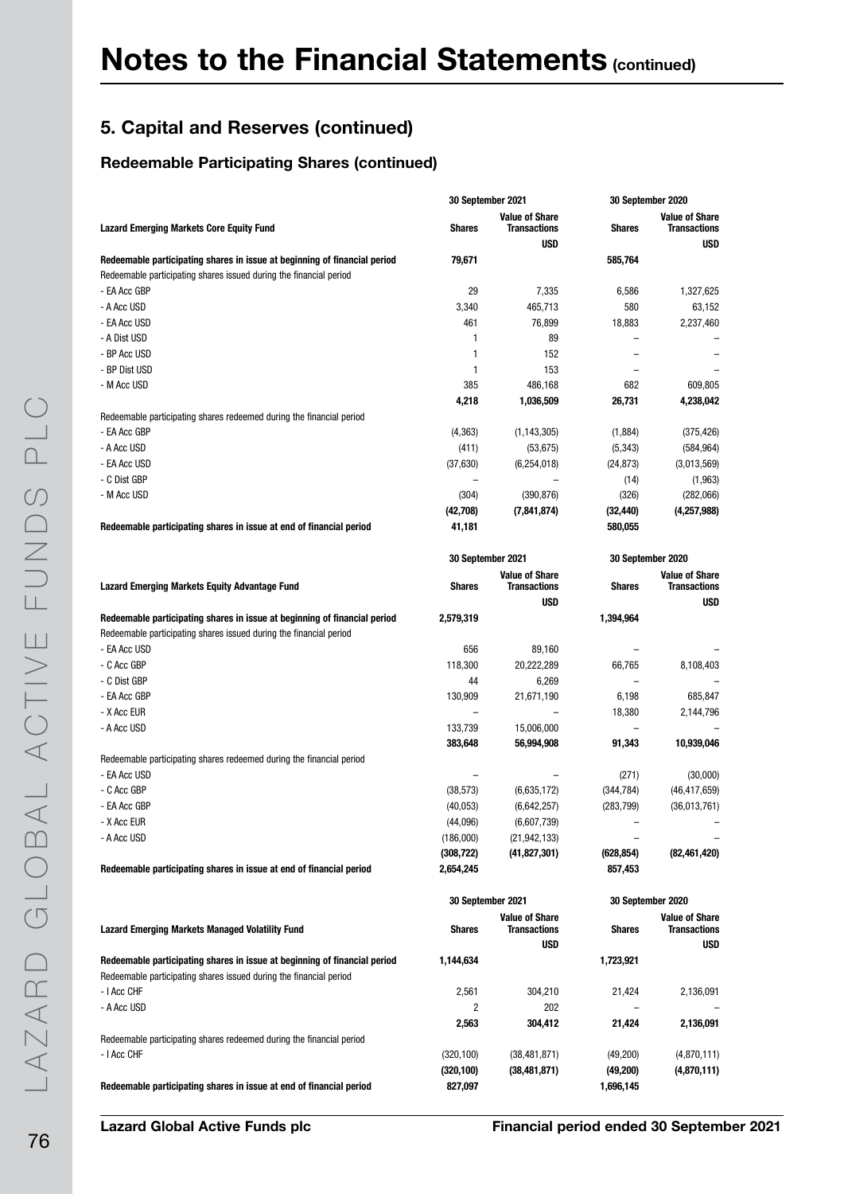# Notes to the Financial Statements (continued)

## 5. Capital and Reserves (continued)

### Redeemable Participating Shares (continued)

| Lazard Emerging Markets Core Equity Fund | 30 September 2021 | | 30 September 2020 | |
|---|---|---|---|---|
| | Shares | Value of Share Transactions | Shares | Value of Share Transactions |
| | | USD | | USD |
| **Redeemable participating shares in issue at beginning of financial period** | **79,671** | | **585,764** | |
| Redeemable participating shares issued during the financial period | | | | |
| - EA Acc GBP | 29 | 7,335 | 6,586 | 1,327,625 |
| - A Acc USD | 3,340 | 465,713 | 580 | 63,152 |
| - EA Acc USD | 461 | 76,899 | 18,883 | 2,237,460 |
| - A Dist USD | 1 | 89 | – | – |
| - BP Acc USD | 1 | 152 | – | – |
| - BP Dist USD | 1 | 153 | – | – |
| - M Acc USD | 385 | 486,168 | 682 | 609,805 |
| | **4,218** | **1,036,509** | **26,731** | **4,238,042** |
| Redeemable participating shares redeemed during the financial period | | | | |
| - EA Acc GBP | (4,363) | (1,143,305) | (1,884) | (375,426) |
| - A Acc USD | (411) | (53,675) | (5,343) | (584,964) |
| - EA Acc USD | (37,630) | (6,254,018) | (24,873) | (3,013,569) |
| - C Dist GBP | – | – | (14) | (1,963) |
| - M Acc USD | (304) | (390,876) | (326) | (282,066) |
| | **(42,708)** | **(7,841,874)** | **(32,440)** | **(4,257,988)** |
| **Redeemable participating shares in issue at end of financial period** | **41,181** | | **580,055** | |

| Lazard Emerging Markets Equity Advantage Fund | 30 September 2021 | | 30 September 2020 | |
|---|---|---|---|---|
| | Shares | Value of Share Transactions | Shares | Value of Share Transactions |
| | | USD | | USD |
| **Redeemable participating shares in issue at beginning of financial period** | **2,579,319** | | **1,394,964** | |
| Redeemable participating shares issued during the financial period | | | | |
| - EA Acc USD | 656 | 89,160 | – | – |
| - C Acc GBP | 118,300 | 20,222,289 | 66,765 | 8,108,403 |
| - C Dist GBP | 44 | 6,269 | – | – |
| - EA Acc GBP | 130,909 | 21,671,190 | 6,198 | 685,847 |
| - X Acc EUR | – | – | 18,380 | 2,144,796 |
| - A Acc USD | 133,739 | 15,006,000 | – | – |
| | **383,648** | **56,994,908** | **91,343** | **10,939,046** |
| Redeemable participating shares redeemed during the financial period | | | | |
| - EA Acc USD | – | – | (271) | (30,000) |
| - C Acc GBP | (38,573) | (6,635,172) | (344,784) | (46,417,659) |
| - EA Acc GBP | (40,053) | (6,642,257) | (283,799) | (36,013,761) |
| - X Acc EUR | (44,096) | (6,607,739) | – | – |
| - A Acc USD | (186,000) | (21,942,133) | – | – |
| | **(308,722)** | **(41,827,301)** | **(628,854)** | **(82,461,420)** |
| **Redeemable participating shares in issue at end of financial period** | **2,654,245** | | **857,453** | |

| Lazard Emerging Markets Managed Volatility Fund | 30 September 2021 | | 30 September 2020 | |
|---|---|---|---|---|
| | Shares | Value of Share Transactions | Shares | Value of Share Transactions |
| | | USD | | USD |
| **Redeemable participating shares in issue at beginning of financial period** | **1,144,634** | | **1,723,921** | |
| Redeemable participating shares issued during the financial period | | | | |
| - I Acc CHF | 2,561 | 304,210 | 21,424 | 2,136,091 |
| - A Acc USD | 2 | 202 | – | – |
| | **2,563** | **304,412** | **21,424** | **2,136,091** |
| Redeemable participating shares redeemed during the financial period | | | | |
| - I Acc CHF | (320,100) | (38,481,871) | (49,200) | (4,870,111) |
| | **(320,100)** | **(38,481,871)** | **(49,200)** | **(4,870,111)** |
| **Redeemable participating shares in issue at end of financial period** | **827,097** | | **1,696,145** | |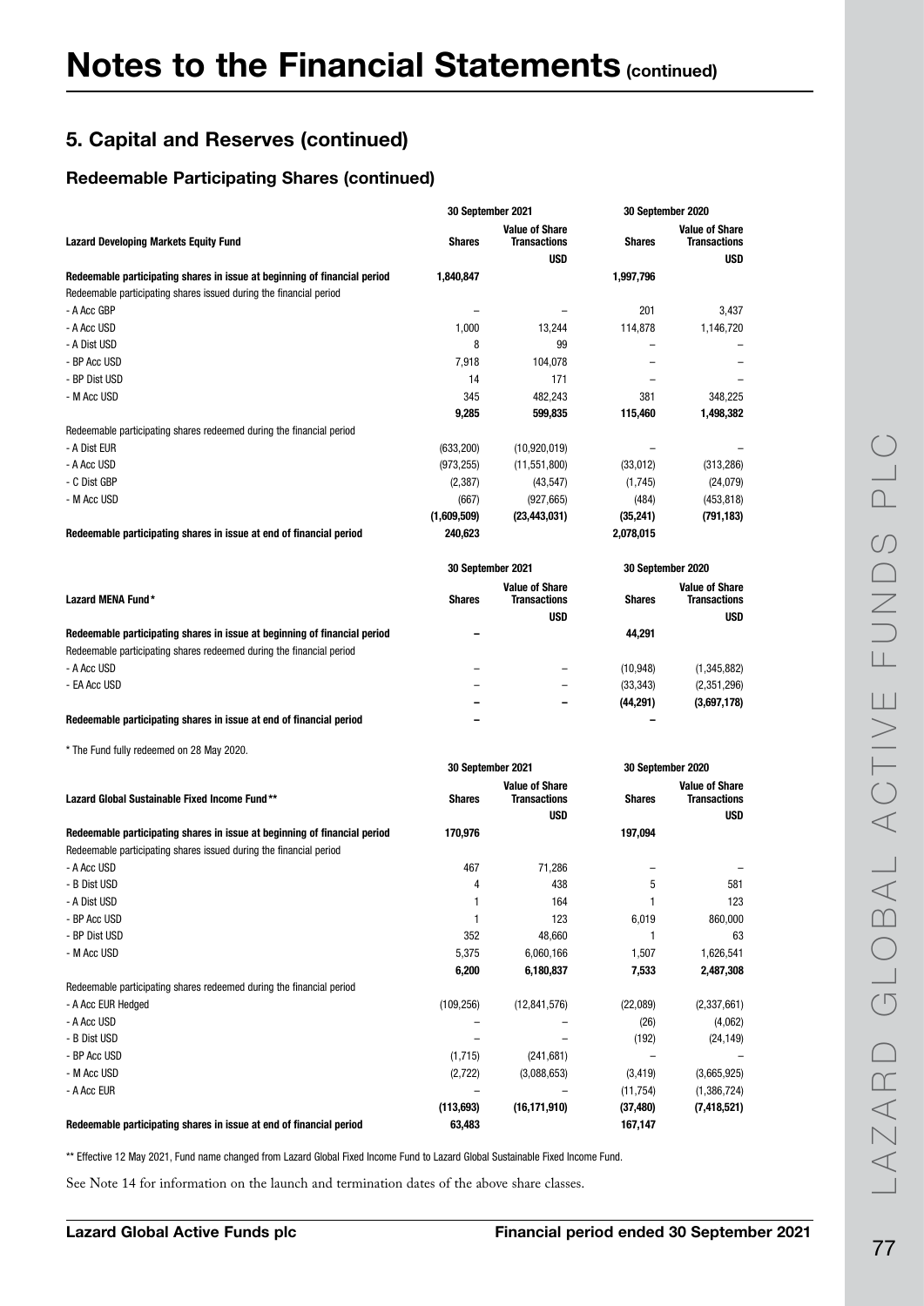# Notes to the Financial Statements (continued)

## 5. Capital and Reserves (continued)

### Redeemable Participating Shares (continued)

| Lazard Developing Markets Equity Fund | 30 September 2021 | | 30 September 2020 | |
|---|---|---|---|---|
| | Shares | Value of Share Transactions USD | Shares | Value of Share Transactions USD |
| **Redeemable participating shares in issue at beginning of financial period** | **1,840,847** | | **1,997,796** | |
| Redeemable participating shares issued during the financial period | | | | |
| - A Acc GBP | – | – | 201 | 3,437 |
| - A Acc USD | 1,000 | 13,244 | 114,878 | 1,146,720 |
| - A Dist USD | 8 | 99 | – | – |
| - BP Acc USD | 7,918 | 104,078 | – | – |
| - BP Dist USD | 14 | 171 | – | – |
| - M Acc USD | 345 | 482,243 | 381 | 348,225 |
| | **9,285** | **599,835** | **115,460** | **1,498,382** |
| Redeemable participating shares redeemed during the financial period | | | | |
| - A Dist EUR | (633,200) | (10,920,019) | – | – |
| - A Acc USD | (973,255) | (11,551,800) | (33,012) | (313,286) |
| - C Dist GBP | (2,387) | (43,547) | (1,745) | (24,079) |
| - M Acc USD | (667) | (927,665) | (484) | (453,818) |
| | **(1,609,509)** | **(23,443,031)** | **(35,241)** | **(791,183)** |
| **Redeemable participating shares in issue at end of financial period** | **240,623** | | **2,078,015** | |

| Lazard MENA Fund* | 30 September 2021 | | 30 September 2020 | |
|---|---|---|---|---|
| | Shares | Value of Share Transactions USD | Shares | Value of Share Transactions USD |
| **Redeemable participating shares in issue at beginning of financial period** | **–** | | **44,291** | |
| Redeemable participating shares redeemed during the financial period | | | | |
| - A Acc USD | – | – | (10,948) | (1,345,882) |
| - EA Acc USD | – | – | (33,343) | (2,351,296) |
| | **–** | **–** | **(44,291)** | **(3,697,178)** |
| **Redeemable participating shares in issue at end of financial period** | **–** | | **–** | |

\* The Fund fully redeemed on 28 May 2020.

| Lazard Global Sustainable Fixed Income Fund** | 30 September 2021 | | 30 September 2020 | |
|---|---|---|---|---|
| | Shares | Value of Share Transactions USD | Shares | Value of Share Transactions USD |
| **Redeemable participating shares in issue at beginning of financial period** | **170,976** | | **197,094** | |
| Redeemable participating shares issued during the financial period | | | | |
| - A Acc USD | 467 | 71,286 | – | – |
| - B Dist USD | 4 | 438 | 5 | 581 |
| - A Dist USD | 1 | 164 | 1 | 123 |
| - BP Acc USD | 1 | 123 | 6,019 | 860,000 |
| - BP Dist USD | 352 | 48,660 | 1 | 63 |
| - M Acc USD | 5,375 | 6,060,166 | 1,507 | 1,626,541 |
| | **6,200** | **6,180,837** | **7,533** | **2,487,308** |
| Redeemable participating shares redeemed during the financial period | | | | |
| - A Acc EUR Hedged | (109,256) | (12,841,576) | (22,089) | (2,337,661) |
| - A Acc USD | – | – | (26) | (4,062) |
| - B Dist USD | – | – | (192) | (24,149) |
| - BP Acc USD | (1,715) | (241,681) | – | – |
| - M Acc USD | (2,722) | (3,088,653) | (3,419) | (3,665,925) |
| - A Acc EUR | – | – | (11,754) | (1,386,724) |
| | **(113,693)** | **(16,171,910)** | **(37,480)** | **(7,418,521)** |
| **Redeemable participating shares in issue at end of financial period** | **63,483** | | **167,147** | |

\*\* Effective 12 May 2021, Fund name changed from Lazard Global Fixed Income Fund to Lazard Global Sustainable Fixed Income Fund.

See Note 14 for information on the launch and termination dates of the above share classes.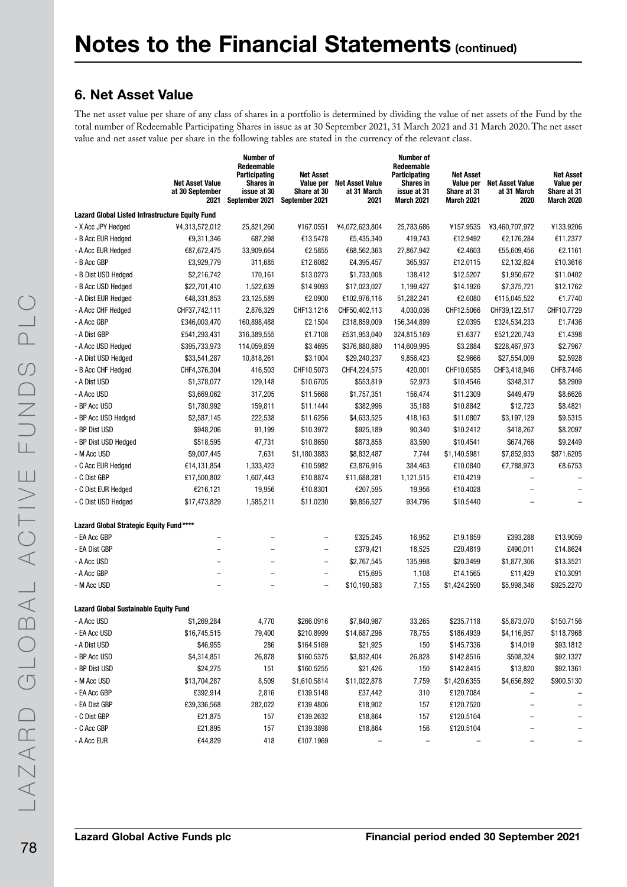# Notes to the Financial Statements (continued)

## 6. Net Asset Value

The net asset value per share of any class of shares in a portfolio is determined by dividing the value of net assets of the Fund by the total number of Redeemable Participating Shares in issue as at 30 September 2021, 31 March 2021 and 31 March 2020. The net asset value and net asset value per share in the following tables are stated in the currency of the relevant class.

| | Net Asset Value at 30 September 2021 | Number of Redeemable Participating Shares in issue at 30 September 2021 | Net Asset Value per Share at 30 September 2021 | Net Asset Value at 31 March 2021 | Number of Redeemable Participating Shares in issue at 31 March 2021 | Net Asset Value per Share at 31 March 2021 | Net Asset Value at 31 March 2020 | Net Asset Value per Share at 31 March 2020 |
|---|---|---|---|---|---|---|---|---|
| **Lazard Global Listed Infrastructure Equity Fund** | | | | | | | | |
| - X Acc JPY Hedged | ¥4,313,572,012 | 25,821,260 | ¥167.0551 | ¥4,072,623,804 | 25,783,686 | ¥157.9535 | ¥3,460,707,972 | ¥133.9206 |
| - B Acc EUR Hedged | €9,311,346 | 687,298 | €13.5478 | €5,435,340 | 419,743 | €12.9492 | €2,176,284 | €11.2377 |
| - A Acc EUR Hedged | €87,672,475 | 33,909,664 | €2.5855 | €68,562,363 | 27,867,942 | €2.4603 | €55,609,456 | €2.1161 |
| - B Acc GBP | £3,929,779 | 311,685 | £12.6082 | £4,395,457 | 365,937 | £12.0115 | £2,132,824 | £10.3616 |
| - B Dist USD Hedged | $2,216,742 | 170,161 | $13.0273 | $1,733,008 | 138,412 | $12.5207 | $1,950,672 | $11.0402 |
| - B Acc USD Hedged | $22,701,410 | 1,522,639 | $14.9093 | $17,023,027 | 1,199,427 | $14.1926 | $7,375,721 | $12.1762 |
| - A Dist EUR Hedged | €48,331,853 | 23,125,589 | €2.0900 | €102,976,116 | 51,282,241 | €2.0080 | €115,045,522 | €1.7740 |
| - A Acc CHF Hedged | CHF37,742,111 | 2,876,329 | CHF13.1216 | CHF50,402,113 | 4,030,036 | CHF12.5066 | CHF39,122,517 | CHF10.7729 |
| - A Acc GBP | £346,003,470 | 160,898,488 | £2.1504 | £318,859,009 | 156,344,899 | £2.0395 | £324,534,233 | £1.7436 |
| - A Dist GBP | £541,293,431 | 316,389,555 | £1.7108 | £531,953,040 | 324,815,169 | £1.6377 | £521,220,743 | £1.4398 |
| - A Acc USD Hedged | $395,733,973 | 114,059,859 | $3.4695 | $376,880,880 | 114,609,995 | $3.2884 | $228,467,973 | $2.7967 |
| - A Dist USD Hedged | $33,541,287 | 10,818,261 | $3.1004 | $29,240,237 | 9,856,423 | $2.9666 | $27,554,009 | $2.5928 |
| - B Acc CHF Hedged | CHF4,376,304 | 416,503 | CHF10.5073 | CHF4,224,575 | 420,001 | CHF10.0585 | CHF3,418,946 | CHF8.7446 |
| - A Dist USD | $1,378,077 | 129,148 | $10.6705 | $553,819 | 52,973 | $10.4546 | $348,317 | $8.2909 |
| - A Acc USD | $3,669,062 | 317,205 | $11.5668 | $1,757,351 | 156,474 | $11.2309 | $449,479 | $8.6626 |
| - BP Acc USD | $1,780,992 | 159,811 | $11.1444 | $382,996 | 35,188 | $10.8842 | $12,723 | $8.4821 |
| - BP Acc USD Hedged | $2,587,145 | 222,538 | $11.6256 | $4,633,525 | 418,163 | $11.0807 | $3,197,129 | $9.5315 |
| - BP Dist USD | $948,206 | 91,199 | $10.3972 | $925,189 | 90,340 | $10.2412 | $418,267 | $8.2097 |
| - BP Dist USD Hedged | $518,595 | 47,731 | $10.8650 | $873,858 | 83,590 | $10.4541 | $674,766 | $9.2449 |
| - M Acc USD | $9,007,445 | 7,631 | $1,180.3883 | $8,832,487 | 7,744 | $1,140.5981 | $7,852,933 | $871.6205 |
| - C Acc EUR Hedged | €14,131,854 | 1,333,423 | €10.5982 | €3,876,916 | 384,463 | €10.0840 | €7,788,973 | €8.6753 |
| - C Dist GBP | £17,500,802 | 1,607,443 | £10.8874 | £11,688,281 | 1,121,515 | £10.4219 | – | – |
| - C Dist EUR Hedged | €216,121 | 19,956 | €10.8301 | €207,595 | 19,956 | €10.4028 | – | – |
| - C Dist USD Hedged | $17,473,829 | 1,585,211 | $11.0230 | $9,856,527 | 934,796 | $10.5440 | – | – |
| **Lazard Global Strategic Equity Fund\*\*\*\*** | | | | | | | | |
| - EA Acc GBP | – | – | – | £325,245 | 16,952 | £19.1859 | £393,288 | £13.9059 |
| - EA Dist GBP | – | – | – | £379,421 | 18,525 | £20.4819 | £490,011 | £14.8624 |
| - A Acc USD | – | – | – | $2,767,545 | 135,998 | $20.3499 | $1,877,306 | $13.3521 |
| - A Acc GBP | – | – | – | £15,695 | 1,108 | £14.1565 | £11,429 | £10.3091 |
| - M Acc USD | – | – | – | $10,190,583 | 7,155 | $1,424.2590 | $5,998,346 | $925.2270 |
| **Lazard Global Sustainable Equity Fund** | | | | | | | | |
| - A Acc USD | $1,269,284 | 4,770 | $266.0916 | $7,840,987 | 33,265 | $235.7118 | $5,873,070 | $150.7156 |
| - EA Acc USD | $16,745,515 | 79,400 | $210.8999 | $14,687,296 | 78,755 | $186.4939 | $4,116,957 | $118.7968 |
| - A Dist USD | $46,955 | 286 | $164.5169 | $21,925 | 150 | $145.7336 | $14,019 | $93.1812 |
| - BP Acc USD | $4,314,851 | 26,878 | $160.5375 | $3,832,404 | 26,828 | $142.8516 | $508,324 | $92.1327 |
| - BP Dist USD | $24,275 | 151 | $160.5255 | $21,426 | 150 | $142.8415 | $13,820 | $92.1361 |
| - M Acc USD | $13,704,287 | 8,509 | $1,610.5814 | $11,022,878 | 7,759 | $1,420.6355 | $4,656,892 | $900.5130 |
| - EA Acc GBP | £392,914 | 2,816 | £139.5148 | £37,442 | 310 | £120.7084 | – | – |
| - EA Dist GBP | £39,336,568 | 282,022 | £139.4806 | £18,902 | 157 | £120.7520 | – | – |
| - C Dist GBP | £21,875 | 157 | £139.2632 | £18,864 | 157 | £120.5104 | – | – |
| - C Acc GBP | £21,895 | 157 | £139.3898 | £18,864 | 156 | £120.5104 | – | – |
| - A Acc EUR | €44,829 | 418 | €107.1969 | – | – | – | – | – |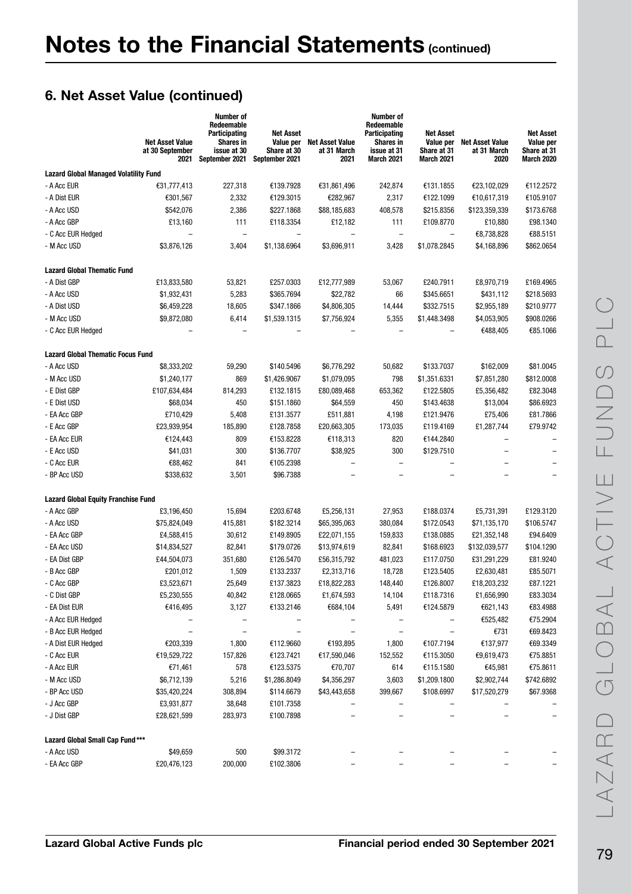# Notes to the Financial Statements (continued)

## 6. Net Asset Value (continued)

| | Net Asset Value at 30 September 2021 | Number of Redeemable Participating Shares in issue at 30 September 2021 | Net Asset Value per Share at 30 September 2021 | Net Asset Value at 31 March 2021 | Number of Redeemable Participating Shares in issue at 31 March 2021 | Net Asset Value per Share at 31 March 2021 | Net Asset Value at 31 March 2020 | Net Asset Value per Share at 31 March 2020 |
|---|---|---|---|---|---|---|---|---|
| **Lazard Global Managed Volatility Fund** | | | | | | | | |
| - A Acc EUR | €31,777,413 | 227,318 | €139.7928 | €31,861,496 | 242,874 | €131.1855 | €23,102,029 | €112.2572 |
| - A Dist EUR | €301,567 | 2,332 | €129.3015 | €282,967 | 2,317 | €122.1099 | €10,617,319 | €105.9107 |
| - A Acc USD | $542,076 | 2,386 | $227.1868 | $88,185,683 | 408,578 | $215.8356 | $123,359,339 | $173.6768 |
| - A Acc GBP | £13,160 | 111 | £118.3354 | £12,182 | 111 | £109.8770 | £10,880 | £98.1340 |
| - C Acc EUR Hedged | – | – | – | – | – | – | €8,738,828 | €88.5151 |
| - M Acc USD | $3,876,126 | 3,404 | $1,138.6964 | $3,696,911 | 3,428 | $1,078.2845 | $4,168,896 | $862.0654 |
| **Lazard Global Thematic Fund** | | | | | | | | |
| - A Dist GBP | £13,833,580 | 53,821 | £257.0303 | £12,777,989 | 53,067 | £240.7911 | £8,970,719 | £169.4965 |
| - A Acc USD | $1,932,431 | 5,283 | $365.7694 | $22,782 | 66 | $345.6651 | $431,112 | $218.5693 |
| - A Dist USD | $6,459,228 | 18,605 | $347.1866 | $4,806,305 | 14,444 | $332.7515 | $2,955,189 | $210.9777 |
| - M Acc USD | $9,872,080 | 6,414 | $1,539.1315 | $7,756,924 | 5,355 | $1,448.3498 | $4,053,905 | $908.0266 |
| - C Acc EUR Hedged | – | – | – | – | – | – | €488,405 | €85.1066 |
| **Lazard Global Thematic Focus Fund** | | | | | | | | |
| - A Acc USD | $8,333,202 | 59,290 | $140.5496 | $6,776,292 | 50,682 | $133.7037 | $162,009 | $81.0045 |
| - M Acc USD | $1,240,177 | 869 | $1,426.9067 | $1,079,095 | 798 | $1,351.6331 | $7,851,280 | $812.0008 |
| - E Dist GBP | £107,634,484 | 814,293 | £132.1815 | £80,089,468 | 653,362 | £122.5805 | £5,356,482 | £82.3048 |
| - E Dist USD | $68,034 | 450 | $151.1860 | $64,559 | 450 | $143.4638 | $13,004 | $86.6923 |
| - EA Acc GBP | £710,429 | 5,408 | £131.3577 | £511,881 | 4,198 | £121.9476 | £75,406 | £81.7866 |
| - E Acc GBP | £23,939,954 | 185,890 | £128.7858 | £20,663,305 | 173,035 | £119.4169 | £1,287,744 | £79.9742 |
| - EA Acc EUR | €124,443 | 809 | €153.8228 | €118,313 | 820 | €144.2840 | – | – |
| - E Acc USD | $41,031 | 300 | $136.7707 | $38,925 | 300 | $129.7510 | – | – |
| - C Acc EUR | €88,462 | 841 | €105.2398 | – | – | – | – | – |
| - BP Acc USD | $338,632 | 3,501 | $96.7388 | – | – | – | – | – |
| **Lazard Global Equity Franchise Fund** | | | | | | | | |
| - A Acc GBP | £3,196,450 | 15,694 | £203.6748 | £5,256,131 | 27,953 | £188.0374 | £5,731,391 | £129.3120 |
| - A Acc USD | $75,824,049 | 415,881 | $182.3214 | $65,395,063 | 380,084 | $172.0543 | $71,135,170 | $106.5747 |
| - EA Acc GBP | £4,588,415 | 30,612 | £149.8905 | £22,071,155 | 159,833 | £138.0885 | £21,352,148 | £94.6409 |
| - EA Acc USD | $14,834,527 | 82,841 | $179.0726 | $13,974,619 | 82,841 | $168.6923 | $132,039,577 | $104.1290 |
| - EA Dist GBP | £44,504,073 | 351,680 | £126.5470 | £56,315,792 | 481,023 | £117.0750 | £31,291,229 | £81.9240 |
| - B Acc GBP | £201,012 | 1,509 | £133.2337 | £2,313,716 | 18,728 | £123.5405 | £2,630,481 | £85.5071 |
| - C Acc GBP | £3,523,671 | 25,649 | £137.3823 | £18,822,283 | 148,440 | £126.8007 | £18,203,232 | £87.1221 |
| - C Dist GBP | £5,230,555 | 40,842 | £128.0665 | £1,674,593 | 14,104 | £118.7316 | £1,656,990 | £83.3034 |
| - EA Dist EUR | €416,495 | 3,127 | €133.2146 | €684,104 | 5,491 | €124.5879 | €621,143 | €83.4988 |
| - A Acc EUR Hedged | – | – | – | – | – | – | €525,482 | €75.2904 |
| - B Acc EUR Hedged | – | – | – | – | – | – | €731 | €69.8423 |
| - A Dist EUR Hedged | €203,339 | 1,800 | €112.9660 | €193,895 | 1,800 | €107.7194 | €137,977 | €69.3349 |
| - C Acc EUR | €19,529,722 | 157,826 | €123.7421 | €17,590,046 | 152,552 | €115.3050 | €9,619,473 | €75.8851 |
| - A Acc EUR | €71,461 | 578 | €123.5375 | €70,707 | 614 | €115.1580 | €45,981 | €75.8611 |
| - M Acc USD | $6,712,139 | 5,216 | $1,286.8049 | $4,356,297 | 3,603 | $1,209.1800 | $2,902,744 | $742.6892 |
| - BP Acc USD | $35,420,224 | 308,894 | $114.6679 | $43,443,658 | 399,667 | $108.6997 | $17,520,279 | $67.9368 |
| - J Acc GBP | £3,931,877 | 38,648 | £101.7358 | – | – | – | – | – |
| - J Dist GBP | £28,621,599 | 283,973 | £100.7898 | – | – | – | – | – |
| **Lazard Global Small Cap Fund*** ** | | | | | | | | |
| - A Acc USD | $49,659 | 500 | $99.3172 | – | – | – | – | – |
| - EA Acc GBP | £20,476,123 | 200,000 | £102.3806 | – | – | – | – | – |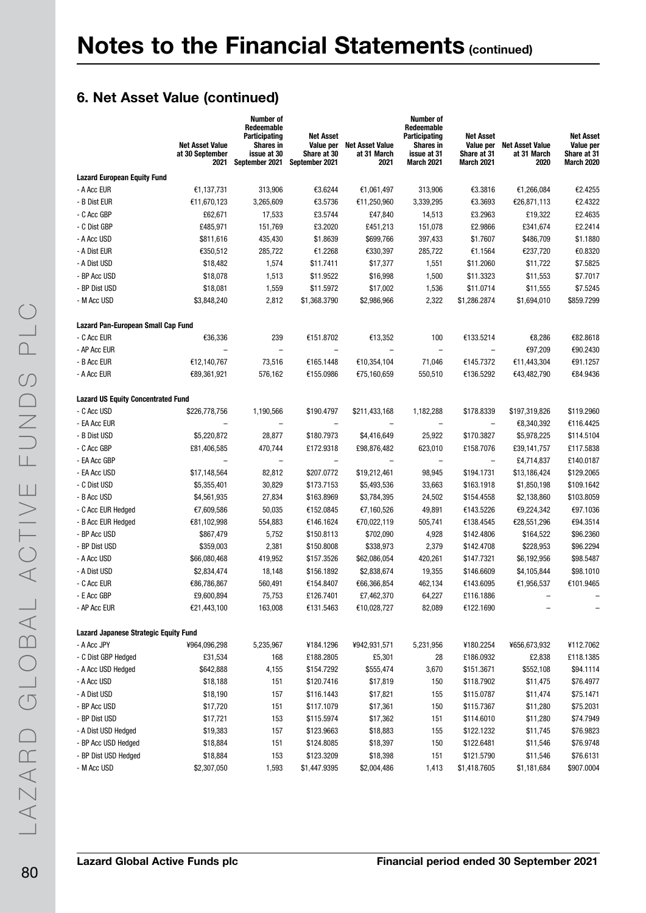# Notes to the Financial Statements (continued)

## 6. Net Asset Value (continued)

| | Net Asset Value at 30 September 2021 | Number of Redeemable Participating Shares in issue at 30 September 2021 | Net Asset Value per Share at 30 September 2021 | Net Asset Value at 31 March 2021 | Number of Redeemable Participating Shares in issue at 31 March 2021 | Net Asset Value per Share at 31 March 2021 | Net Asset Value at 31 March 2020 | Net Asset Value per Share at 31 March 2020 |
|---|---|---|---|---|---|---|---|---|
| **Lazard European Equity Fund** | | | | | | | | |
| - A Acc EUR | €1,137,731 | 313,906 | €3.6244 | €1,061,497 | 313,906 | €3.3816 | €1,266,084 | €2.4255 |
| - B Dist EUR | €11,670,123 | 3,265,609 | €3.5736 | €11,250,960 | 3,339,295 | €3.3693 | €26,871,113 | €2.4322 |
| - C Acc GBP | £62,671 | 17,533 | £3.5744 | £47,840 | 14,513 | £3.2963 | £19,322 | £2.4635 |
| - C Dist GBP | £485,971 | 151,769 | £3.2020 | £451,213 | 151,078 | £2.9866 | £341,674 | £2.2414 |
| - A Acc USD | $811,616 | 435,430 | $1.8639 | $699,766 | 397,433 | $1.7607 | $486,709 | $1.1880 |
| - A Dist EUR | €350,512 | 285,722 | €1.2268 | €330,397 | 285,722 | €1.1564 | €237,720 | €0.8320 |
| - A Dist USD | $18,482 | 1,574 | $11.7411 | $17,377 | 1,551 | $11.2060 | $11,722 | $7.5825 |
| - BP Acc USD | $18,078 | 1,513 | $11.9522 | $16,998 | 1,500 | $11.3323 | $11,553 | $7.7017 |
| - BP Dist USD | $18,081 | 1,559 | $11.5972 | $17,002 | 1,536 | $11.0714 | $11,555 | $7.5245 |
| - M Acc USD | $3,848,240 | 2,812 | $1,368.3790 | $2,986,966 | 2,322 | $1,286.2874 | $1,694,010 | $859.7299 |
| **Lazard Pan-European Small Cap Fund** | | | | | | | | |
| - C Acc EUR | €36,336 | 239 | €151.8702 | €13,352 | 100 | €133.5214 | €8,286 | €82.8618 |
| - AP Acc EUR | – | – | – | – | – | – | €97,209 | €90.2430 |
| - B Acc EUR | €12,140,767 | 73,516 | €165.1448 | €10,354,104 | 71,046 | €145.7372 | €11,443,304 | €91.1257 |
| - A Acc EUR | €89,361,921 | 576,162 | €155.0986 | €75,160,659 | 550,510 | €136.5292 | €43,482,790 | €84.9436 |
| **Lazard US Equity Concentrated Fund** | | | | | | | | |
| - C Acc USD | $226,778,756 | 1,190,566 | $190.4797 | $211,433,168 | 1,182,288 | $178.8339 | $197,319,826 | $119.2960 |
| - EA Acc EUR | – | – | – | – | – | – | €8,340,392 | €116.4425 |
| - B Dist USD | $5,220,872 | 28,877 | $180.7973 | $4,416,649 | 25,922 | $170.3827 | $5,978,225 | $114.5104 |
| - C Acc GBP | £81,406,585 | 470,744 | £172.9318 | £98,876,482 | 623,010 | £158.7076 | £39,141,757 | £117.5838 |
| - EA Acc GBP | – | – | – | – | – | – | £4,714,837 | £140.0187 |
| - EA Acc USD | $17,148,564 | 82,812 | $207.0772 | $19,212,461 | 98,945 | $194.1731 | $13,186,424 | $129.2065 |
| - C Dist USD | $5,355,401 | 30,829 | $173.7153 | $5,493,536 | 33,663 | $163.1918 | $1,850,198 | $109.1642 |
| - B Acc USD | $4,561,935 | 27,834 | $163.8969 | $3,784,395 | 24,502 | $154.4558 | $2,138,860 | $103.8059 |
| - C Acc EUR Hedged | €7,609,586 | 50,035 | €152.0845 | €7,160,526 | 49,891 | €143.5226 | €9,224,342 | €97.1036 |
| - B Acc EUR Hedged | €81,102,998 | 554,883 | €146.1624 | €70,022,119 | 505,741 | €138.4545 | €28,551,296 | €94.3514 |
| - BP Acc USD | $867,479 | 5,752 | $150.8113 | $702,090 | 4,928 | $142.4806 | $164,522 | $96.2360 |
| - BP Dist USD | $359,003 | 2,381 | $150.8008 | $338,973 | 2,379 | $142.4708 | $228,953 | $96.2294 |
| - A Acc USD | $66,080,468 | 419,952 | $157.3526 | $62,086,054 | 420,261 | $147.7321 | $6,192,956 | $98.5487 |
| - A Dist USD | $2,834,474 | 18,148 | $156.1892 | $2,838,674 | 19,355 | $146.6609 | $4,105,844 | $98.1010 |
| - C Acc EUR | €86,786,867 | 560,491 | €154.8407 | €66,366,854 | 462,134 | €143.6095 | €1,956,537 | €101.9465 |
| - E Acc GBP | £9,600,894 | 75,753 | £126.7401 | £7,462,370 | 64,227 | £116.1886 | – | – |
| - AP Acc EUR | €21,443,100 | 163,008 | €131.5463 | €10,028,727 | 82,089 | €122.1690 | – | – |
| **Lazard Japanese Strategic Equity Fund** | | | | | | | | |
| - A Acc JPY | ¥964,096,298 | 5,235,967 | ¥184.1296 | ¥942,931,571 | 5,231,956 | ¥180.2254 | ¥656,673,932 | ¥112.7062 |
| - C Dist GBP Hedged | £31,534 | 168 | £188.2805 | £5,301 | 28 | £186.0932 | £2,838 | £118.1385 |
| - A Acc USD Hedged | $642,888 | 4,155 | $154.7292 | $555,474 | 3,670 | $151.3671 | $552,108 | $94.1114 |
| - A Acc USD | $18,188 | 151 | $120.7416 | $17,819 | 150 | $118.7902 | $11,475 | $76.4977 |
| - A Dist USD | $18,190 | 157 | $116.1443 | $17,821 | 155 | $115.0787 | $11,474 | $75.1471 |
| - BP Acc USD | $17,720 | 151 | $117.1079 | $17,361 | 150 | $115.7367 | $11,280 | $75.2031 |
| - BP Dist USD | $17,721 | 153 | $115.5974 | $17,362 | 151 | $114.6010 | $11,280 | $74.7949 |
| - A Dist USD Hedged | $19,383 | 157 | $123.9663 | $18,883 | 155 | $122.1232 | $11,745 | $76.9823 |
| - BP Acc USD Hedged | $18,884 | 151 | $124.8085 | $18,397 | 150 | $122.6481 | $11,546 | $76.9748 |
| - BP Dist USD Hedged | $18,884 | 153 | $123.3209 | $18,398 | 151 | $121.5790 | $11,546 | $76.6131 |
| - M Acc USD | $2,307,050 | 1,593 | $1,447.9395 | $2,004,486 | 1,413 | $1,418.7605 | $1,181,684 | $907.0004 |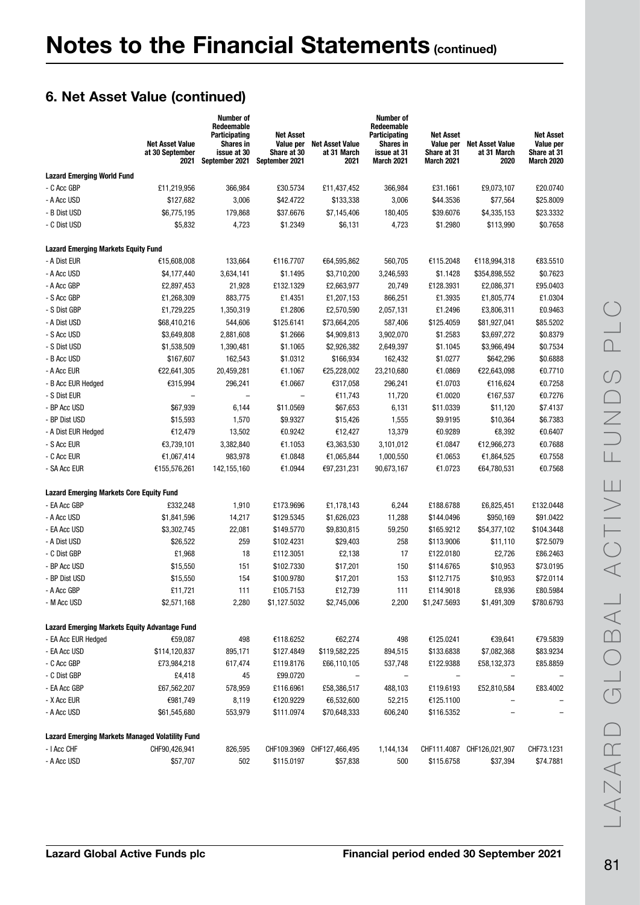# Notes to the Financial Statements (continued)

## 6. Net Asset Value (continued)

| | Net Asset Value at 30 September 2021 | Number of Redeemable Participating Shares in issue at 30 September 2021 | Net Asset Value per Share at 30 September 2021 | Net Asset Value at 31 March 2021 | Number of Redeemable Participating Shares in issue at 31 March 2021 | Net Asset Value per Share at 31 March 2021 | Net Asset Value at 31 March 2020 | Net Asset Value per Share at 31 March 2020 |
|---|---|---|---|---|---|---|---|---|
| **Lazard Emerging World Fund** | | | | | | | | |
| - C Acc GBP | £11,219,956 | 366,984 | £30.5734 | £11,437,452 | 366,984 | £31.1661 | £9,073,107 | £20.0740 |
| - A Acc USD | $127,682 | 3,006 | $42.4722 | $133,338 | 3,006 | $44.3536 | $77,564 | $25.8009 |
| - B Dist USD | $6,775,195 | 179,868 | $37.6676 | $7,145,406 | 180,405 | $39.6076 | $4,335,153 | $23.3332 |
| - C Dist USD | $5,832 | 4,723 | $1.2349 | $6,131 | 4,723 | $1.2980 | $113,990 | $0.7658 |
| **Lazard Emerging Markets Equity Fund** | | | | | | | | |
| - A Dist EUR | €15,608,008 | 133,664 | €116.7707 | €64,595,862 | 560,705 | €115.2048 | €118,994,318 | €83.5510 |
| - A Acc USD | $4,177,440 | 3,634,141 | $1.1495 | $3,710,200 | 3,246,593 | $1.1428 | $354,898,552 | $0.7623 |
| - A Acc GBP | £2,897,453 | 21,928 | £132.1329 | £2,663,977 | 20,749 | £128.3931 | £2,086,371 | £95.0403 |
| - S Acc GBP | £1,268,309 | 883,775 | £1.4351 | £1,207,153 | 866,251 | £1.3935 | £1,805,774 | £1.0304 |
| - S Dist GBP | £1,729,225 | 1,350,319 | £1.2806 | £2,570,590 | 2,057,131 | £1.2496 | £3,806,311 | £0.9463 |
| - A Dist USD | $68,410,216 | 544,606 | $125.6141 | $73,664,205 | 587,406 | $125.4059 | $81,927,041 | $85.5202 |
| - S Acc USD | $3,649,808 | 2,881,608 | $1.2666 | $4,909,813 | 3,902,070 | $1.2583 | $3,697,272 | $0.8379 |
| - S Dist USD | $1,538,509 | 1,390,481 | $1.1065 | $2,926,382 | 2,649,397 | $1.1045 | $3,966,494 | $0.7534 |
| - B Acc USD | $167,607 | 162,543 | $1.0312 | $166,934 | 162,432 | $1.0277 | $642,296 | $0.6888 |
| - A Acc EUR | €22,641,305 | 20,459,281 | €1.1067 | €25,228,002 | 23,210,680 | €1.0869 | €22,643,098 | €0.7710 |
| - B Acc EUR Hedged | €315,994 | 296,241 | €1.0667 | €317,058 | 296,241 | €1.0703 | €116,624 | €0.7258 |
| - S Dist EUR | – | – | – | €11,743 | 11,720 | €1.0020 | €167,537 | €0.7276 |
| - BP Acc USD | $67,939 | 6,144 | $11.0569 | $67,653 | 6,131 | $11.0339 | $11,120 | $7.4137 |
| - BP Dist USD | $15,593 | 1,570 | $9.9327 | $15,426 | 1,555 | $9.9195 | $10,364 | $6.7383 |
| - A Dist EUR Hedged | €12,479 | 13,502 | €0.9242 | €12,427 | 13,379 | €0.9289 | €8,392 | €0.6407 |
| - S Acc EUR | €3,739,101 | 3,382,840 | €1.1053 | €3,363,530 | 3,101,012 | €1.0847 | €12,966,273 | €0.7688 |
| - C Acc EUR | €1,067,414 | 983,978 | €1.0848 | €1,065,844 | 1,000,550 | €1.0653 | €1,864,525 | €0.7558 |
| - SA Acc EUR | €155,576,261 | 142,155,160 | €1.0944 | €97,231,231 | 90,673,167 | €1.0723 | €64,780,531 | €0.7568 |
| **Lazard Emerging Markets Core Equity Fund** | | | | | | | | |
| - EA Acc GBP | £332,248 | 1,910 | £173.9696 | £1,178,143 | 6,244 | £188.6788 | £6,825,451 | £132.0448 |
| - A Acc USD | $1,841,596 | 14,217 | $129.5345 | $1,626,023 | 11,288 | $144.0496 | $950,169 | $91.0422 |
| - EA Acc USD | $3,302,745 | 22,081 | $149.5770 | $9,830,815 | 59,250 | $165.9212 | $54,377,102 | $104.3448 |
| - A Dist USD | $26,522 | 259 | $102.4231 | $29,403 | 258 | $113.9006 | $11,110 | $72.5079 |
| - C Dist GBP | £1,968 | 18 | £112.3051 | £2,138 | 17 | £122.0180 | £2,726 | £86.2463 |
| - BP Acc USD | $15,550 | 151 | $102.7330 | $17,201 | 150 | $114.6765 | $10,953 | $73.0195 |
| - BP Dist USD | $15,550 | 154 | $100.9780 | $17,201 | 153 | $112.7175 | $10,953 | $72.0114 |
| - A Acc GBP | £11,721 | 111 | £105.7153 | £12,739 | 111 | £114.9018 | £8,936 | £80.5984 |
| - M Acc USD | $2,571,168 | 2,280 | $1,127.5032 | $2,745,006 | 2,200 | $1,247.5693 | $1,491,309 | $780.6793 |
| **Lazard Emerging Markets Equity Advantage Fund** | | | | | | | | |
| - EA Acc EUR Hedged | €59,087 | 498 | €118.6252 | €62,274 | 498 | €125.0241 | €39,641 | €79.5839 |
| - EA Acc USD | $114,120,837 | 895,171 | $127.4849 | $119,582,225 | 894,515 | $133.6838 | $7,082,368 | $83.9234 |
| - C Acc GBP | £73,984,218 | 617,474 | £119.8176 | £66,110,105 | 537,748 | £122.9388 | £58,132,373 | £85.8859 |
| - C Dist GBP | £4,418 | 45 | £99.0720 | – | – | – | – | – |
| - EA Acc GBP | £67,562,207 | 578,959 | £116.6961 | £58,386,517 | 488,103 | £119.6193 | £52,810,584 | £83.4002 |
| - X Acc EUR | €981,749 | 8,119 | €120.9229 | €6,532,600 | 52,215 | €125.1100 | – | – |
| - A Acc USD | $61,545,680 | 553,979 | $111.0974 | $70,648,333 | 606,240 | $116.5352 | – | – |
| **Lazard Emerging Markets Managed Volatility Fund** | | | | | | | | |
| - I Acc CHF | CHF90,426,941 | 826,595 | CHF109.3969 | CHF127,466,495 | 1,144,134 | CHF111.4087 | CHF126,021,907 | CHF73.1231 |
| - A Acc USD | $57,707 | 502 | $115.0197 | $57,838 | 500 | $115.6758 | $37,394 | $74.7881 |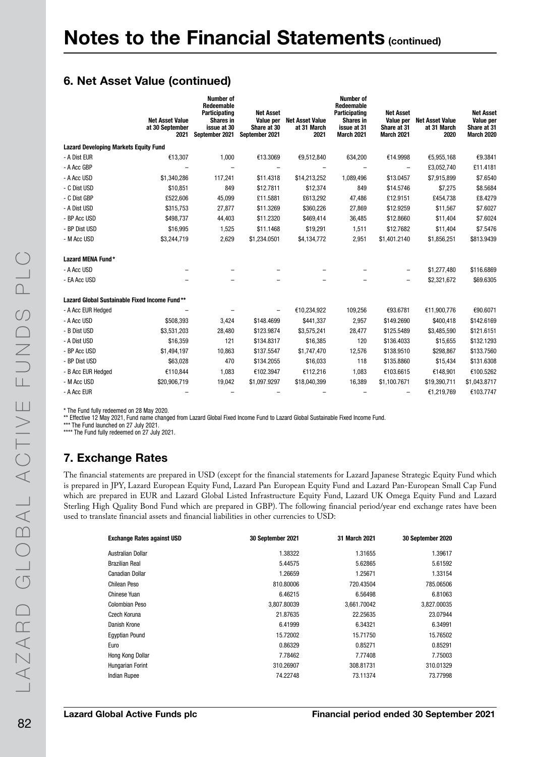# Notes to the Financial Statements (continued)

## 6. Net Asset Value (continued)

| | Net Asset Value at 30 September 2021 | Number of Redeemable Participating Shares in issue at 30 September 2021 | Net Asset Value per Share at 30 September 2021 | Net Asset Value at 31 March 2021 | Number of Redeemable Participating Shares in issue at 31 March 2021 | Net Asset Value per Share at 31 March 2021 | Net Asset Value at 31 March 2020 | Net Asset Value per Share at 31 March 2020 |
|---|---|---|---|---|---|---|---|---|
| **Lazard Developing Markets Equity Fund** | | | | | | | | |
| - A Dist EUR | €13,307 | 1,000 | €13.3069 | €9,512,840 | 634,200 | €14.9998 | €5,955,168 | €9.3841 |
| - A Acc GBP | – | – | – | – | – | – | £3,052,740 | £11.4181 |
| - A Acc USD | $1,340,286 | 117,241 | $11.4318 | $14,213,252 | 1,089,496 | $13.0457 | $7,915,899 | $7.6540 |
| - C Dist USD | $10,851 | 849 | $12.7811 | $12,374 | 849 | $14.5746 | $7,275 | $8.5684 |
| - C Dist GBP | £522,606 | 45,099 | £11.5881 | £613,292 | 47,486 | £12.9151 | £454,738 | £8.4279 |
| - A Dist USD | $315,753 | 27,877 | $11.3269 | $360,226 | 27,869 | $12.9259 | $11,567 | $7.6027 |
| - BP Acc USD | $498,737 | 44,403 | $11.2320 | $469,414 | 36,485 | $12.8660 | $11,404 | $7.6024 |
| - BP Dist USD | $16,995 | 1,525 | $11.1468 | $19,291 | 1,511 | $12.7682 | $11,404 | $7.5476 |
| - M Acc USD | $3,244,719 | 2,629 | $1,234.0501 | $4,134,772 | 2,951 | $1,401.2140 | $1,856,251 | $813.9439 |
| **Lazard MENA Fund*** | | | | | | | | |
| - A Acc USD | – | – | – | – | – | – | $1,277,480 | $116.6869 |
| - EA Acc USD | – | – | – | – | – | – | $2,321,672 | $69.6305 |
| **Lazard Global Sustainable Fixed Income Fund**** | | | | | | | | |
| - A Acc EUR Hedged | – | – | – | €10,234,922 | 109,256 | €93.6781 | €11,900,776 | €90.6071 |
| - A Acc USD | $508,393 | 3,424 | $148.4699 | $441,337 | 2,957 | $149.2690 | $400,418 | $142.6169 |
| - B Dist USD | $3,531,203 | 28,480 | $123.9874 | $3,575,241 | 28,477 | $125.5489 | $3,485,590 | $121.6151 |
| - A Dist USD | $16,359 | 121 | $134.8317 | $16,385 | 120 | $136.4033 | $15,655 | $132.1293 |
| - BP Acc USD | $1,494,197 | 10,863 | $137.5547 | $1,747,470 | 12,576 | $138.9510 | $298,867 | $133.7560 |
| - BP Dist USD | $63,028 | 470 | $134.2055 | $16,033 | 118 | $135.8860 | $15,434 | $131.6308 |
| - B Acc EUR Hedged | €110,844 | 1,083 | €102.3947 | €112,216 | 1,083 | €103.6615 | €148,901 | €100.5262 |
| - M Acc USD | $20,906,719 | 19,042 | $1,097.9297 | $18,040,399 | 16,389 | $1,100.7671 | $19,390,711 | $1,043.8717 |
| - A Acc EUR | – | – | – | – | – | – | €1,219,769 | €103.7747 |

\* The Fund fully redeemed on 28 May 2020.
** Effective 12 May 2021, Fund name changed from Lazard Global Fixed Income Fund to Lazard Global Sustainable Fixed Income Fund.
*** The Fund launched on 27 July 2021.
**** The Fund fully redeemed on 27 July 2021.

## 7. Exchange Rates

The financial statements are prepared in USD (except for the financial statements for Lazard Japanese Strategic Equity Fund which is prepared in JPY, Lazard European Equity Fund, Lazard Pan European Equity Fund and Lazard Pan-European Small Cap Fund which are prepared in EUR and Lazard Global Listed Infrastructure Equity Fund, Lazard UK Omega Equity Fund and Lazard Sterling High Quality Bond Fund which are prepared in GBP). The following financial period/year end exchange rates have been used to translate financial assets and financial liabilities in other currencies to USD:

| Exchange Rates against USD | 30 September 2021 | 31 March 2021 | 30 September 2020 |
|---|---|---|---|
| Australian Dollar | 1.38322 | 1.31655 | 1.39617 |
| Brazilian Real | 5.44575 | 5.62865 | 5.61592 |
| Canadian Dollar | 1.26659 | 1.25671 | 1.33154 |
| Chilean Peso | 810.80006 | 720.43504 | 785.06506 |
| Chinese Yuan | 6.46215 | 6.56498 | 6.81063 |
| Colombian Peso | 3,807.80039 | 3,661.70042 | 3,827.00035 |
| Czech Koruna | 21.87635 | 22.25635 | 23.07944 |
| Danish Krone | 6.41999 | 6.34321 | 6.34991 |
| Egyptian Pound | 15.72002 | 15.71750 | 15.76502 |
| Euro | 0.86329 | 0.85271 | 0.85291 |
| Hong Kong Dollar | 7.78462 | 7.77408 | 7.75003 |
| Hungarian Forint | 310.26907 | 308.81731 | 310.01329 |
| Indian Rupee | 74.22748 | 73.11374 | 73.77998 |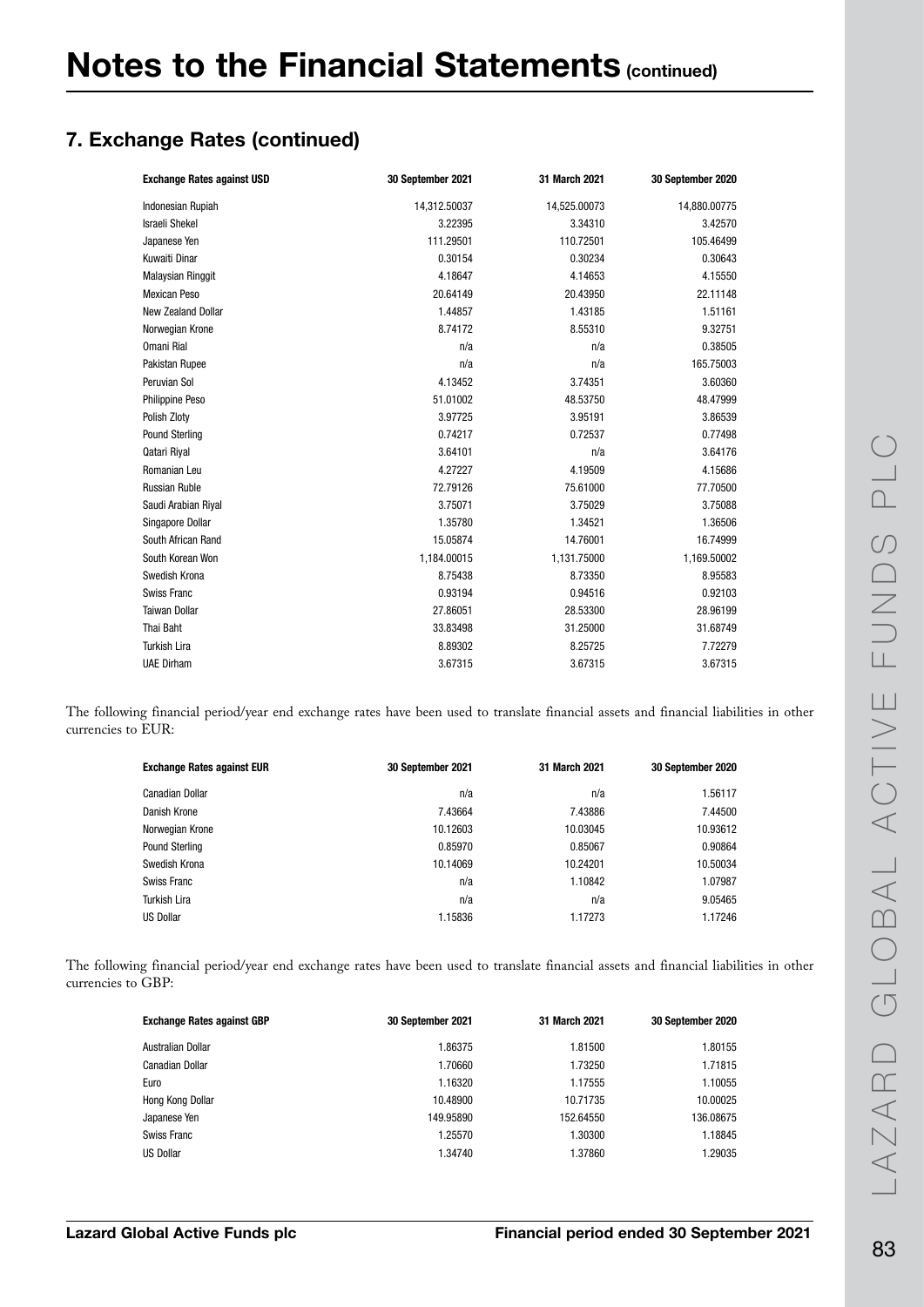# Notes to the Financial Statements (continued)

## 7. Exchange Rates (continued)

| Exchange Rates against USD | 30 September 2021 | 31 March 2021 | 30 September 2020 |
|---|---|---|---|
| Indonesian Rupiah | 14,312.50037 | 14,525.00073 | 14,880.00775 |
| Israeli Shekel | 3.22395 | 3.34310 | 3.42570 |
| Japanese Yen | 111.29501 | 110.72501 | 105.46499 |
| Kuwaiti Dinar | 0.30154 | 0.30234 | 0.30643 |
| Malaysian Ringgit | 4.18647 | 4.14653 | 4.15550 |
| Mexican Peso | 20.64149 | 20.43950 | 22.11148 |
| New Zealand Dollar | 1.44857 | 1.43185 | 1.51161 |
| Norwegian Krone | 8.74172 | 8.55310 | 9.32751 |
| Omani Rial | n/a | n/a | 0.38505 |
| Pakistan Rupee | n/a | n/a | 165.75003 |
| Peruvian Sol | 4.13452 | 3.74351 | 3.60360 |
| Philippine Peso | 51.01002 | 48.53750 | 48.47999 |
| Polish Zloty | 3.97725 | 3.95191 | 3.86539 |
| Pound Sterling | 0.74217 | 0.72537 | 0.77498 |
| Qatari Riyal | 3.64101 | n/a | 3.64176 |
| Romanian Leu | 4.27227 | 4.19509 | 4.15686 |
| Russian Ruble | 72.79126 | 75.61000 | 77.70500 |
| Saudi Arabian Riyal | 3.75071 | 3.75029 | 3.75088 |
| Singapore Dollar | 1.35780 | 1.34521 | 1.36506 |
| South African Rand | 15.05874 | 14.76001 | 16.74999 |
| South Korean Won | 1,184.00015 | 1,131.75000 | 1,169.50002 |
| Swedish Krona | 8.75438 | 8.73350 | 8.95583 |
| Swiss Franc | 0.93194 | 0.94516 | 0.92103 |
| Taiwan Dollar | 27.86051 | 28.53300 | 28.96199 |
| Thai Baht | 33.83498 | 31.25000 | 31.68749 |
| Turkish Lira | 8.89302 | 8.25725 | 7.72279 |
| UAE Dirham | 3.67315 | 3.67315 | 3.67315 |

The following financial period/year end exchange rates have been used to translate financial assets and financial liabilities in other currencies to EUR:

| Exchange Rates against EUR | 30 September 2021 | 31 March 2021 | 30 September 2020 |
|---|---|---|---|
| Canadian Dollar | n/a | n/a | 1.56117 |
| Danish Krone | 7.43664 | 7.43886 | 7.44500 |
| Norwegian Krone | 10.12603 | 10.03045 | 10.93612 |
| Pound Sterling | 0.85970 | 0.85067 | 0.90864 |
| Swedish Krona | 10.14069 | 10.24201 | 10.50034 |
| Swiss Franc | n/a | 1.10842 | 1.07987 |
| Turkish Lira | n/a | n/a | 9.05465 |
| US Dollar | 1.15836 | 1.17273 | 1.17246 |

The following financial period/year end exchange rates have been used to translate financial assets and financial liabilities in other currencies to GBP:

| Exchange Rates against GBP | 30 September 2021 | 31 March 2021 | 30 September 2020 |
|---|---|---|---|
| Australian Dollar | 1.86375 | 1.81500 | 1.80155 |
| Canadian Dollar | 1.70660 | 1.73250 | 1.71815 |
| Euro | 1.16320 | 1.17555 | 1.10055 |
| Hong Kong Dollar | 10.48900 | 10.71735 | 10.00025 |
| Japanese Yen | 149.95890 | 152.64550 | 136.08675 |
| Swiss Franc | 1.25570 | 1.30300 | 1.18845 |
| US Dollar | 1.34740 | 1.37860 | 1.29035 |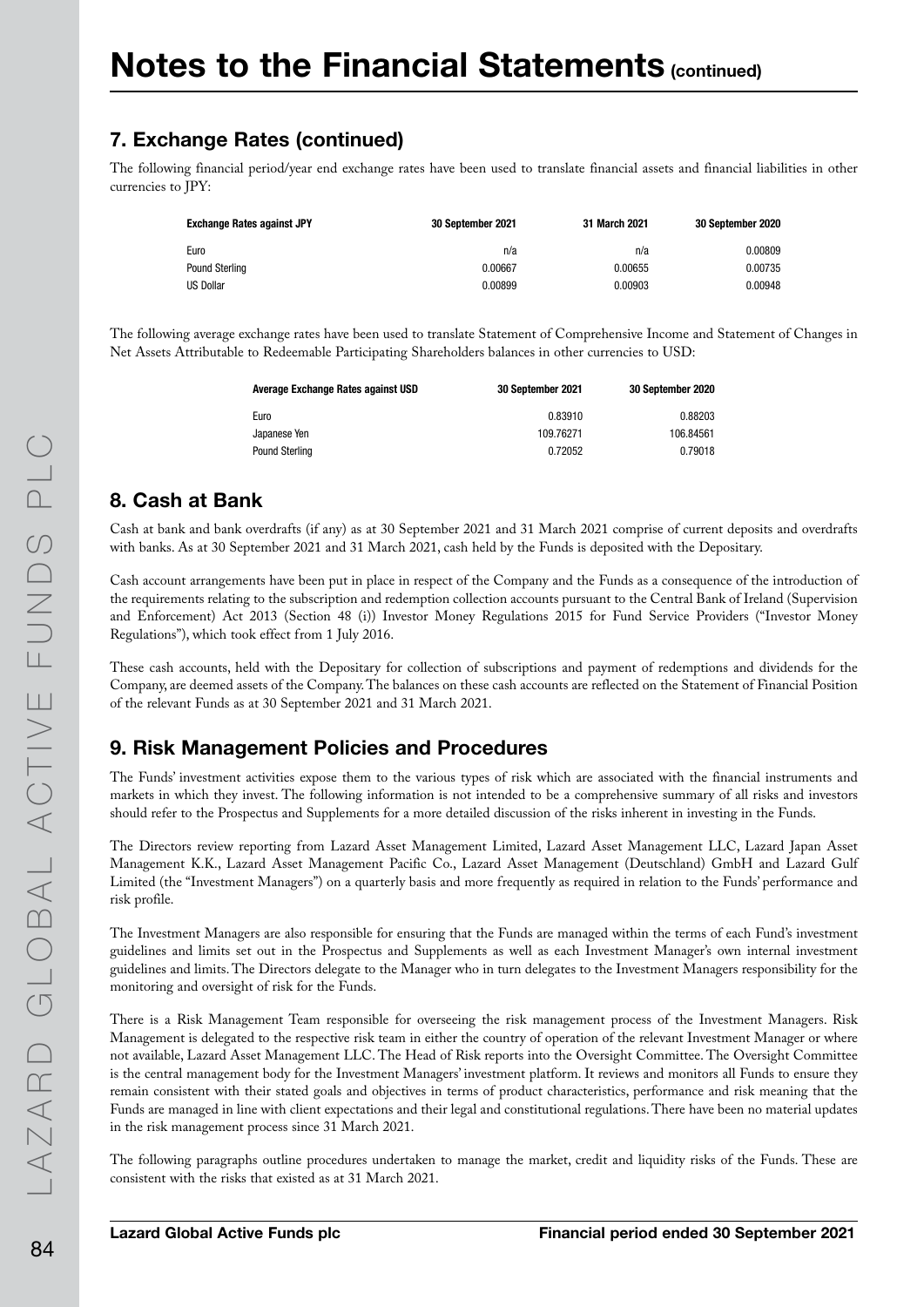# Notes to the Financial Statements (continued)

## 7. Exchange Rates (continued)

The following financial period/year end exchange rates have been used to translate financial assets and financial liabilities in other currencies to JPY:

| Exchange Rates against JPY | 30 September 2021 | 31 March 2021 | 30 September 2020 |
|---|---|---|---|
| Euro | n/a | n/a | 0.00809 |
| Pound Sterling | 0.00667 | 0.00655 | 0.00735 |
| US Dollar | 0.00899 | 0.00903 | 0.00948 |

The following average exchange rates have been used to translate Statement of Comprehensive Income and Statement of Changes in Net Assets Attributable to Redeemable Participating Shareholders balances in other currencies to USD:

| Average Exchange Rates against USD | 30 September 2021 | 30 September 2020 |
|---|---|---|
| Euro | 0.83910 | 0.88203 |
| Japanese Yen | 109.76271 | 106.84561 |
| Pound Sterling | 0.72052 | 0.79018 |

## 8. Cash at Bank

Cash at bank and bank overdrafts (if any) as at 30 September 2021 and 31 March 2021 comprise of current deposits and overdrafts with banks. As at 30 September 2021 and 31 March 2021, cash held by the Funds is deposited with the Depositary.

Cash account arrangements have been put in place in respect of the Company and the Funds as a consequence of the introduction of the requirements relating to the subscription and redemption collection accounts pursuant to the Central Bank of Ireland (Supervision and Enforcement) Act 2013 (Section 48 (i)) Investor Money Regulations 2015 for Fund Service Providers ("Investor Money Regulations"), which took effect from 1 July 2016.

These cash accounts, held with the Depositary for collection of subscriptions and payment of redemptions and dividends for the Company, are deemed assets of the Company. The balances on these cash accounts are reflected on the Statement of Financial Position of the relevant Funds as at 30 September 2021 and 31 March 2021.

## 9. Risk Management Policies and Procedures

The Funds' investment activities expose them to the various types of risk which are associated with the financial instruments and markets in which they invest. The following information is not intended to be a comprehensive summary of all risks and investors should refer to the Prospectus and Supplements for a more detailed discussion of the risks inherent in investing in the Funds.

The Directors review reporting from Lazard Asset Management Limited, Lazard Asset Management LLC, Lazard Japan Asset Management K.K., Lazard Asset Management Pacific Co., Lazard Asset Management (Deutschland) GmbH and Lazard Gulf Limited (the "Investment Managers") on a quarterly basis and more frequently as required in relation to the Funds' performance and risk profile.

The Investment Managers are also responsible for ensuring that the Funds are managed within the terms of each Fund's investment guidelines and limits set out in the Prospectus and Supplements as well as each Investment Manager's own internal investment guidelines and limits. The Directors delegate to the Manager who in turn delegates to the Investment Managers responsibility for the monitoring and oversight of risk for the Funds.

There is a Risk Management Team responsible for overseeing the risk management process of the Investment Managers. Risk Management is delegated to the respective risk team in either the country of operation of the relevant Investment Manager or where not available, Lazard Asset Management LLC. The Head of Risk reports into the Oversight Committee. The Oversight Committee is the central management body for the Investment Managers' investment platform. It reviews and monitors all Funds to ensure they remain consistent with their stated goals and objectives in terms of product characteristics, performance and risk meaning that the Funds are managed in line with client expectations and their legal and constitutional regulations. There have been no material updates in the risk management process since 31 March 2021.

The following paragraphs outline procedures undertaken to manage the market, credit and liquidity risks of the Funds. These are consistent with the risks that existed as at 31 March 2021.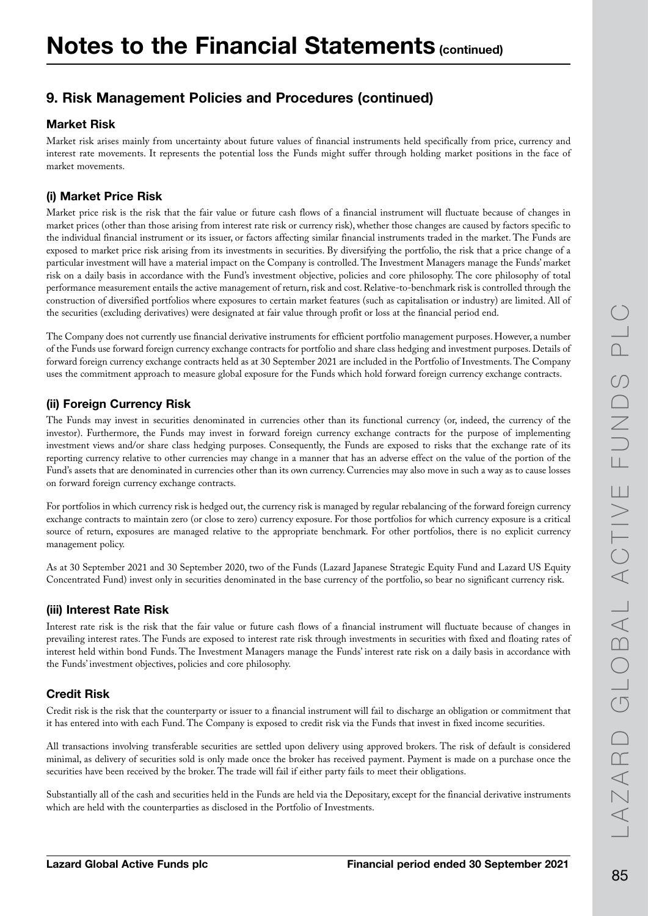# Notes to the Financial Statements (continued)

## 9. Risk Management Policies and Procedures (continued)

### Market Risk

Market risk arises mainly from uncertainty about future values of financial instruments held specifically from price, currency and interest rate movements. It represents the potential loss the Funds might suffer through holding market positions in the face of market movements.

### (i) Market Price Risk

Market price risk is the risk that the fair value or future cash flows of a financial instrument will fluctuate because of changes in market prices (other than those arising from interest rate risk or currency risk), whether those changes are caused by factors specific to the individual financial instrument or its issuer, or factors affecting similar financial instruments traded in the market. The Funds are exposed to market price risk arising from its investments in securities. By diversifying the portfolio, the risk that a price change of a particular investment will have a material impact on the Company is controlled. The Investment Managers manage the Funds' market risk on a daily basis in accordance with the Fund's investment objective, policies and core philosophy. The core philosophy of total performance measurement entails the active management of return, risk and cost. Relative-to-benchmark risk is controlled through the construction of diversified portfolios where exposures to certain market features (such as capitalisation or industry) are limited. All of the securities (excluding derivatives) were designated at fair value through profit or loss at the financial period end.

The Company does not currently use financial derivative instruments for efficient portfolio management purposes. However, a number of the Funds use forward foreign currency exchange contracts for portfolio and share class hedging and investment purposes. Details of forward foreign currency exchange contracts held as at 30 September 2021 are included in the Portfolio of Investments. The Company uses the commitment approach to measure global exposure for the Funds which hold forward foreign currency exchange contracts.

### (ii) Foreign Currency Risk

The Funds may invest in securities denominated in currencies other than its functional currency (or, indeed, the currency of the investor). Furthermore, the Funds may invest in forward foreign currency exchange contracts for the purpose of implementing investment views and/or share class hedging purposes. Consequently, the Funds are exposed to risks that the exchange rate of its reporting currency relative to other currencies may change in a manner that has an adverse effect on the value of the portion of the Fund's assets that are denominated in currencies other than its own currency. Currencies may also move in such a way as to cause losses on forward foreign currency exchange contracts.

For portfolios in which currency risk is hedged out, the currency risk is managed by regular rebalancing of the forward foreign currency exchange contracts to maintain zero (or close to zero) currency exposure. For those portfolios for which currency exposure is a critical source of return, exposures are managed relative to the appropriate benchmark. For other portfolios, there is no explicit currency management policy.

As at 30 September 2021 and 30 September 2020, two of the Funds (Lazard Japanese Strategic Equity Fund and Lazard US Equity Concentrated Fund) invest only in securities denominated in the base currency of the portfolio, so bear no significant currency risk.

### (iii) Interest Rate Risk

Interest rate risk is the risk that the fair value or future cash flows of a financial instrument will fluctuate because of changes in prevailing interest rates. The Funds are exposed to interest rate risk through investments in securities with fixed and floating rates of interest held within bond Funds. The Investment Managers manage the Funds' interest rate risk on a daily basis in accordance with the Funds' investment objectives, policies and core philosophy.

### Credit Risk

Credit risk is the risk that the counterparty or issuer to a financial instrument will fail to discharge an obligation or commitment that it has entered into with each Fund. The Company is exposed to credit risk via the Funds that invest in fixed income securities.

All transactions involving transferable securities are settled upon delivery using approved brokers. The risk of default is considered minimal, as delivery of securities sold is only made once the broker has received payment. Payment is made on a purchase once the securities have been received by the broker. The trade will fail if either party fails to meet their obligations.

Substantially all of the cash and securities held in the Funds are held via the Depositary, except for the financial derivative instruments which are held with the counterparties as disclosed in the Portfolio of Investments.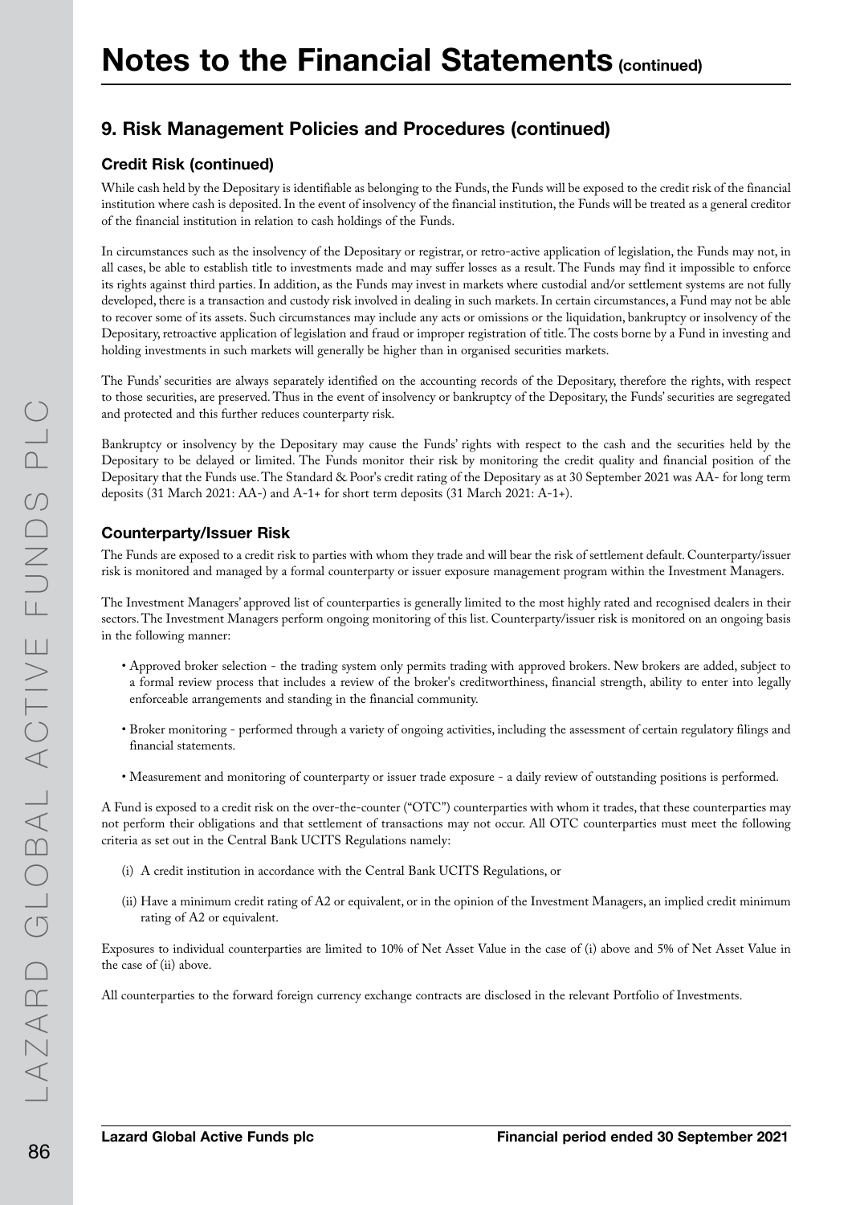# Notes to the Financial Statements (continued)

## 9. Risk Management Policies and Procedures (continued)

### Credit Risk (continued)

While cash held by the Depositary is identifiable as belonging to the Funds, the Funds will be exposed to the credit risk of the financial institution where cash is deposited. In the event of insolvency of the financial institution, the Funds will be treated as a general creditor of the financial institution in relation to cash holdings of the Funds.

In circumstances such as the insolvency of the Depositary or registrar, or retro-active application of legislation, the Funds may not, in all cases, be able to establish title to investments made and may suffer losses as a result. The Funds may find it impossible to enforce its rights against third parties. In addition, as the Funds may invest in markets where custodial and/or settlement systems are not fully developed, there is a transaction and custody risk involved in dealing in such markets. In certain circumstances, a Fund may not be able to recover some of its assets. Such circumstances may include any acts or omissions or the liquidation, bankruptcy or insolvency of the Depositary, retroactive application of legislation and fraud or improper registration of title. The costs borne by a Fund in investing and holding investments in such markets will generally be higher than in organised securities markets.

The Funds' securities are always separately identified on the accounting records of the Depositary, therefore the rights, with respect to those securities, are preserved. Thus in the event of insolvency or bankruptcy of the Depositary, the Funds' securities are segregated and protected and this further reduces counterparty risk.

Bankruptcy or insolvency by the Depositary may cause the Funds' rights with respect to the cash and the securities held by the Depositary to be delayed or limited. The Funds monitor their risk by monitoring the credit quality and financial position of the Depositary that the Funds use. The Standard & Poor's credit rating of the Depositary as at 30 September 2021 was AA- for long term deposits (31 March 2021: AA-) and A-1+ for short term deposits (31 March 2021: A-1+).

### Counterparty/Issuer Risk

The Funds are exposed to a credit risk to parties with whom they trade and will bear the risk of settlement default. Counterparty/issuer risk is monitored and managed by a formal counterparty or issuer exposure management program within the Investment Managers.

The Investment Managers' approved list of counterparties is generally limited to the most highly rated and recognised dealers in their sectors. The Investment Managers perform ongoing monitoring of this list. Counterparty/issuer risk is monitored on an ongoing basis in the following manner:

- Approved broker selection - the trading system only permits trading with approved brokers. New brokers are added, subject to a formal review process that includes a review of the broker's creditworthiness, financial strength, ability to enter into legally enforceable arrangements and standing in the financial community.
- Broker monitoring - performed through a variety of ongoing activities, including the assessment of certain regulatory filings and financial statements.
- Measurement and monitoring of counterparty or issuer trade exposure - a daily review of outstanding positions is performed.

A Fund is exposed to a credit risk on the over-the-counter ("OTC") counterparties with whom it trades, that these counterparties may not perform their obligations and that settlement of transactions may not occur. All OTC counterparties must meet the following criteria as set out in the Central Bank UCITS Regulations namely:

(i) A credit institution in accordance with the Central Bank UCITS Regulations, or

(ii) Have a minimum credit rating of A2 or equivalent, or in the opinion of the Investment Managers, an implied credit minimum rating of A2 or equivalent.

Exposures to individual counterparties are limited to 10% of Net Asset Value in the case of (i) above and 5% of Net Asset Value in the case of (ii) above.

All counterparties to the forward foreign currency exchange contracts are disclosed in the relevant Portfolio of Investments.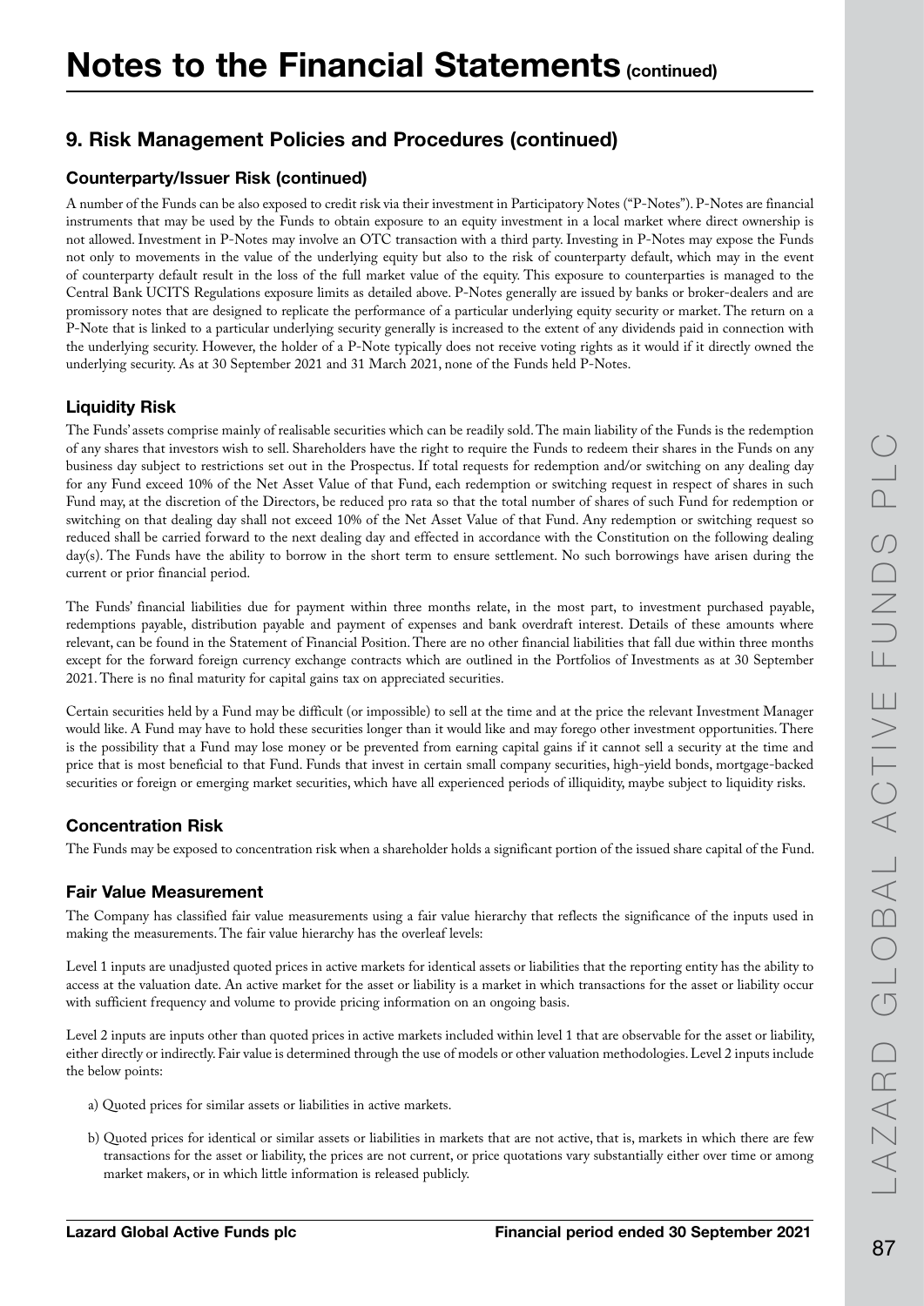# Notes to the Financial Statements (continued)

## 9. Risk Management Policies and Procedures (continued)

### Counterparty/Issuer Risk (continued)

A number of the Funds can be also exposed to credit risk via their investment in Participatory Notes ("P-Notes"). P-Notes are financial instruments that may be used by the Funds to obtain exposure to an equity investment in a local market where direct ownership is not allowed. Investment in P-Notes may involve an OTC transaction with a third party. Investing in P-Notes may expose the Funds not only to movements in the value of the underlying equity but also to the risk of counterparty default, which may in the event of counterparty default result in the loss of the full market value of the equity. This exposure to counterparties is managed to the Central Bank UCITS Regulations exposure limits as detailed above. P-Notes generally are issued by banks or broker-dealers and are promissory notes that are designed to replicate the performance of a particular underlying equity security or market. The return on a P-Note that is linked to a particular underlying security generally is increased to the extent of any dividends paid in connection with the underlying security. However, the holder of a P-Note typically does not receive voting rights as it would if it directly owned the underlying security. As at 30 September 2021 and 31 March 2021, none of the Funds held P-Notes.

### Liquidity Risk

The Funds' assets comprise mainly of realisable securities which can be readily sold. The main liability of the Funds is the redemption of any shares that investors wish to sell. Shareholders have the right to require the Funds to redeem their shares in the Funds on any business day subject to restrictions set out in the Prospectus. If total requests for redemption and/or switching on any dealing day for any Fund exceed 10% of the Net Asset Value of that Fund, each redemption or switching request in respect of shares in such Fund may, at the discretion of the Directors, be reduced pro rata so that the total number of shares of such Fund for redemption or switching on that dealing day shall not exceed 10% of the Net Asset Value of that Fund. Any redemption or switching request so reduced shall be carried forward to the next dealing day and effected in accordance with the Constitution on the following dealing day(s). The Funds have the ability to borrow in the short term to ensure settlement. No such borrowings have arisen during the current or prior financial period.

The Funds' financial liabilities due for payment within three months relate, in the most part, to investment purchased payable, redemptions payable, distribution payable and payment of expenses and bank overdraft interest. Details of these amounts where relevant, can be found in the Statement of Financial Position. There are no other financial liabilities that fall due within three months except for the forward foreign currency exchange contracts which are outlined in the Portfolios of Investments as at 30 September 2021. There is no final maturity for capital gains tax on appreciated securities.

Certain securities held by a Fund may be difficult (or impossible) to sell at the time and at the price the relevant Investment Manager would like. A Fund may have to hold these securities longer than it would like and may forego other investment opportunities. There is the possibility that a Fund may lose money or be prevented from earning capital gains if it cannot sell a security at the time and price that is most beneficial to that Fund. Funds that invest in certain small company securities, high-yield bonds, mortgage-backed securities or foreign or emerging market securities, which have all experienced periods of illiquidity, maybe subject to liquidity risks.

### Concentration Risk

The Funds may be exposed to concentration risk when a shareholder holds a significant portion of the issued share capital of the Fund.

### Fair Value Measurement

The Company has classified fair value measurements using a fair value hierarchy that reflects the significance of the inputs used in making the measurements. The fair value hierarchy has the overleaf levels:

Level 1 inputs are unadjusted quoted prices in active markets for identical assets or liabilities that the reporting entity has the ability to access at the valuation date. An active market for the asset or liability is a market in which transactions for the asset or liability occur with sufficient frequency and volume to provide pricing information on an ongoing basis.

Level 2 inputs are inputs other than quoted prices in active markets included within level 1 that are observable for the asset or liability, either directly or indirectly. Fair value is determined through the use of models or other valuation methodologies. Level 2 inputs include the below points:

a) Quoted prices for similar assets or liabilities in active markets.

b) Quoted prices for identical or similar assets or liabilities in markets that are not active, that is, markets in which there are few transactions for the asset or liability, the prices are not current, or price quotations vary substantially either over time or among market makers, or in which little information is released publicly.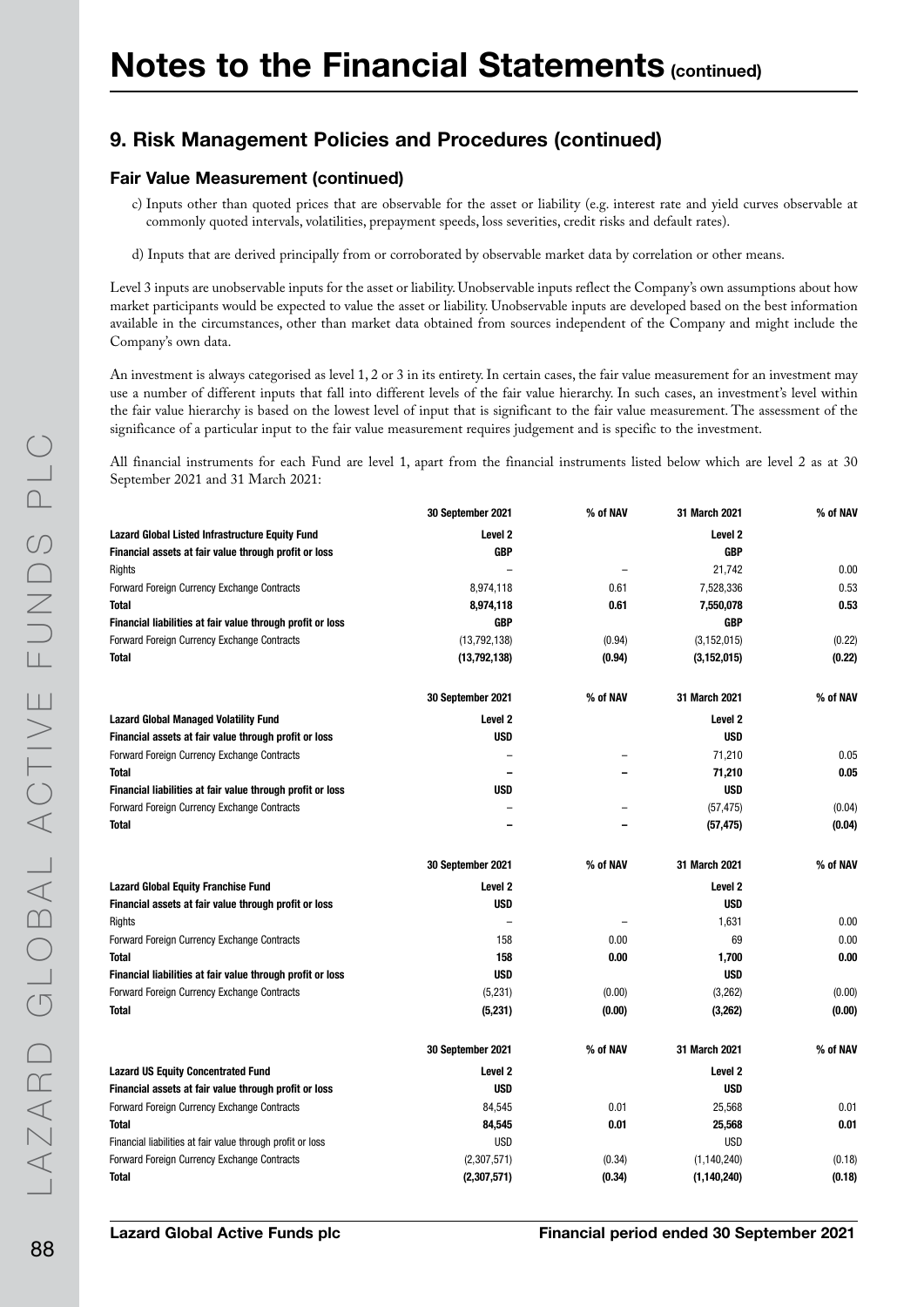# Notes to the Financial Statements (continued)

## 9. Risk Management Policies and Procedures (continued)

### Fair Value Measurement (continued)

c) Inputs other than quoted prices that are observable for the asset or liability (e.g. interest rate and yield curves observable at commonly quoted intervals, volatilities, prepayment speeds, loss severities, credit risks and default rates).

d) Inputs that are derived principally from or corroborated by observable market data by correlation or other means.

Level 3 inputs are unobservable inputs for the asset or liability. Unobservable inputs reflect the Company's own assumptions about how market participants would be expected to value the asset or liability. Unobservable inputs are developed based on the best information available in the circumstances, other than market data obtained from sources independent of the Company and might include the Company's own data.

An investment is always categorised as level 1, 2 or 3 in its entirety. In certain cases, the fair value measurement for an investment may use a number of different inputs that fall into different levels of the fair value hierarchy. In such cases, an investment's level within the fair value hierarchy is based on the lowest level of input that is significant to the fair value measurement. The assessment of the significance of a particular input to the fair value measurement requires judgement and is specific to the investment.

All financial instruments for each Fund are level 1, apart from the financial instruments listed below which are level 2 as at 30 September 2021 and 31 March 2021:

| | 30 September 2021 | % of NAV | 31 March 2021 | % of NAV |
|---|---|---|---|---|
| **Lazard Global Listed Infrastructure Equity Fund** | **Level 2** | | **Level 2** | |
| **Financial assets at fair value through profit or loss** | **GBP** | | **GBP** | |
| Rights | – | – | 21,742 | 0.00 |
| Forward Foreign Currency Exchange Contracts | 8,974,118 | 0.61 | 7,528,336 | 0.53 |
| **Total** | **8,974,118** | **0.61** | **7,550,078** | **0.53** |
| **Financial liabilities at fair value through profit or loss** | **GBP** | | **GBP** | |
| Forward Foreign Currency Exchange Contracts | (13,792,138) | (0.94) | (3,152,015) | (0.22) |
| **Total** | **(13,792,138)** | **(0.94)** | **(3,152,015)** | **(0.22)** |

| | 30 September 2021 | % of NAV | 31 March 2021 | % of NAV |
|---|---|---|---|---|
| **Lazard Global Managed Volatility Fund** | **Level 2** | | **Level 2** | |
| **Financial assets at fair value through profit or loss** | **USD** | | **USD** | |
| Forward Foreign Currency Exchange Contracts | – | – | 71,210 | 0.05 |
| **Total** | **–** | **–** | **71,210** | **0.05** |
| **Financial liabilities at fair value through profit or loss** | **USD** | | **USD** | |
| Forward Foreign Currency Exchange Contracts | – | – | (57,475) | (0.04) |
| **Total** | **–** | **–** | **(57,475)** | **(0.04)** |

| | 30 September 2021 | % of NAV | 31 March 2021 | % of NAV |
|---|---|---|---|---|
| **Lazard Global Equity Franchise Fund** | **Level 2** | | **Level 2** | |
| **Financial assets at fair value through profit or loss** | **USD** | | **USD** | |
| Rights | – | – | 1,631 | 0.00 |
| Forward Foreign Currency Exchange Contracts | 158 | 0.00 | 69 | 0.00 |
| **Total** | **158** | **0.00** | **1,700** | **0.00** |
| **Financial liabilities at fair value through profit or loss** | **USD** | | **USD** | |
| Forward Foreign Currency Exchange Contracts | (5,231) | (0.00) | (3,262) | (0.00) |
| **Total** | **(5,231)** | **(0.00)** | **(3,262)** | **(0.00)** |

| | 30 September 2021 | % of NAV | 31 March 2021 | % of NAV |
|---|---|---|---|---|
| **Lazard US Equity Concentrated Fund** | **Level 2** | | **Level 2** | |
| **Financial assets at fair value through profit or loss** | **USD** | | **USD** | |
| Forward Foreign Currency Exchange Contracts | 84,545 | 0.01 | 25,568 | 0.01 |
| **Total** | **84,545** | **0.01** | **25,568** | **0.01** |
| Financial liabilities at fair value through profit or loss | USD | | USD | |
| Forward Foreign Currency Exchange Contracts | (2,307,571) | (0.34) | (1,140,240) | (0.18) |
| **Total** | **(2,307,571)** | **(0.34)** | **(1,140,240)** | **(0.18)** |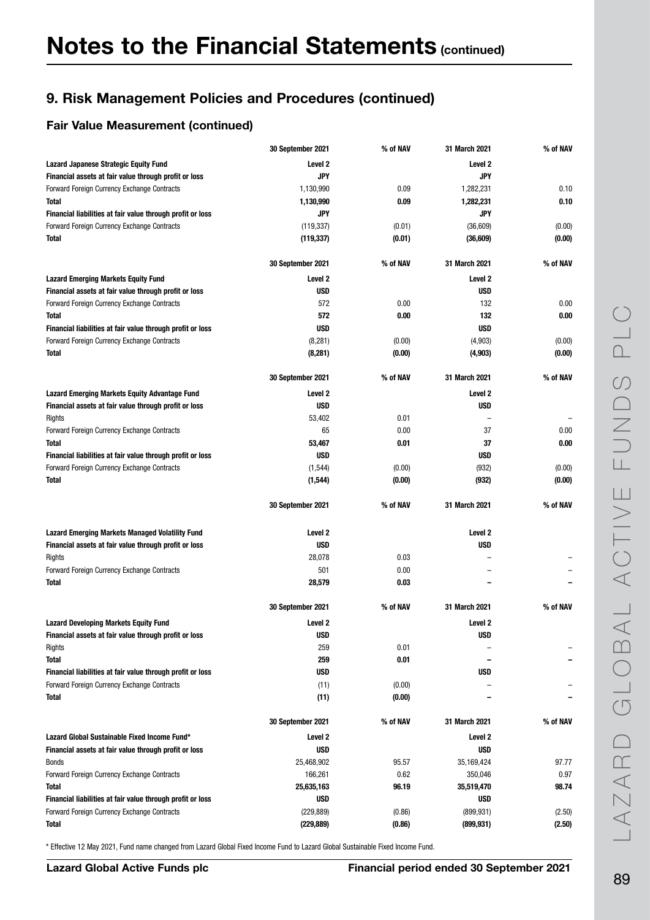# Notes to the Financial Statements (continued)

## 9. Risk Management Policies and Procedures (continued)

### Fair Value Measurement (continued)

| | 30 September 2021 | % of NAV | 31 March 2021 | % of NAV |
|---|---|---|---|---|
| **Lazard Japanese Strategic Equity Fund** | **Level 2** | | **Level 2** | |
| **Financial assets at fair value through profit or loss** | **JPY** | | **JPY** | |
| Forward Foreign Currency Exchange Contracts | 1,130,990 | 0.09 | 1,282,231 | 0.10 |
| **Total** | **1,130,990** | **0.09** | **1,282,231** | **0.10** |
| **Financial liabilities at fair value through profit or loss** | **JPY** | | **JPY** | |
| Forward Foreign Currency Exchange Contracts | (119,337) | (0.01) | (36,609) | (0.00) |
| **Total** | **(119,337)** | **(0.01)** | **(36,609)** | **(0.00)** |

| | 30 September 2021 | % of NAV | 31 March 2021 | % of NAV |
|---|---|---|---|---|
| **Lazard Emerging Markets Equity Fund** | **Level 2** | | **Level 2** | |
| **Financial assets at fair value through profit or loss** | **USD** | | **USD** | |
| Forward Foreign Currency Exchange Contracts | 572 | 0.00 | 132 | 0.00 |
| **Total** | **572** | **0.00** | **132** | **0.00** |
| **Financial liabilities at fair value through profit or loss** | **USD** | | **USD** | |
| Forward Foreign Currency Exchange Contracts | (8,281) | (0.00) | (4,903) | (0.00) |
| **Total** | **(8,281)** | **(0.00)** | **(4,903)** | **(0.00)** |

| | 30 September 2021 | % of NAV | 31 March 2021 | % of NAV |
|---|---|---|---|---|
| **Lazard Emerging Markets Equity Advantage Fund** | **Level 2** | | **Level 2** | |
| **Financial assets at fair value through profit or loss** | **USD** | | **USD** | |
| Rights | 53,402 | 0.01 | – | – |
| Forward Foreign Currency Exchange Contracts | 65 | 0.00 | 37 | 0.00 |
| **Total** | **53,467** | **0.01** | **37** | **0.00** |
| **Financial liabilities at fair value through profit or loss** | **USD** | | **USD** | |
| Forward Foreign Currency Exchange Contracts | (1,544) | (0.00) | (932) | (0.00) |
| **Total** | **(1,544)** | **(0.00)** | **(932)** | **(0.00)** |

| | 30 September 2021 | % of NAV | 31 March 2021 | % of NAV |
|---|---|---|---|---|
| **Lazard Emerging Markets Managed Volatility Fund** | **Level 2** | | **Level 2** | |
| **Financial assets at fair value through profit or loss** | **USD** | | **USD** | |
| Rights | 28,078 | 0.03 | – | – |
| Forward Foreign Currency Exchange Contracts | 501 | 0.00 | – | – |
| **Total** | **28,579** | **0.03** | **–** | **–** |

| | 30 September 2021 | % of NAV | 31 March 2021 | % of NAV |
|---|---|---|---|---|
| **Lazard Developing Markets Equity Fund** | **Level 2** | | **Level 2** | |
| **Financial assets at fair value through profit or loss** | **USD** | | **USD** | |
| Rights | 259 | 0.01 | – | – |
| **Total** | **259** | **0.01** | **–** | **–** |
| **Financial liabilities at fair value through profit or loss** | **USD** | | **USD** | |
| Forward Foreign Currency Exchange Contracts | (11) | (0.00) | – | – |
| **Total** | **(11)** | **(0.00)** | **–** | **–** |

| | 30 September 2021 | % of NAV | 31 March 2021 | % of NAV |
|---|---|---|---|---|
| **Lazard Global Sustainable Fixed Income Fund*** | **Level 2** | | **Level 2** | |
| **Financial assets at fair value through profit or loss** | **USD** | | **USD** | |
| Bonds | 25,468,902 | 95.57 | 35,169,424 | 97.77 |
| Forward Foreign Currency Exchange Contracts | 166,261 | 0.62 | 350,046 | 0.97 |
| **Total** | **25,635,163** | **96.19** | **35,519,470** | **98.74** |
| **Financial liabilities at fair value through profit or loss** | **USD** | | **USD** | |
| Forward Foreign Currency Exchange Contracts | (229,889) | (0.86) | (899,931) | (2.50) |
| **Total** | **(229,889)** | **(0.86)** | **(899,931)** | **(2.50)** |

* Effective 12 May 2021, Fund name changed from Lazard Global Fixed Income Fund to Lazard Global Sustainable Fixed Income Fund.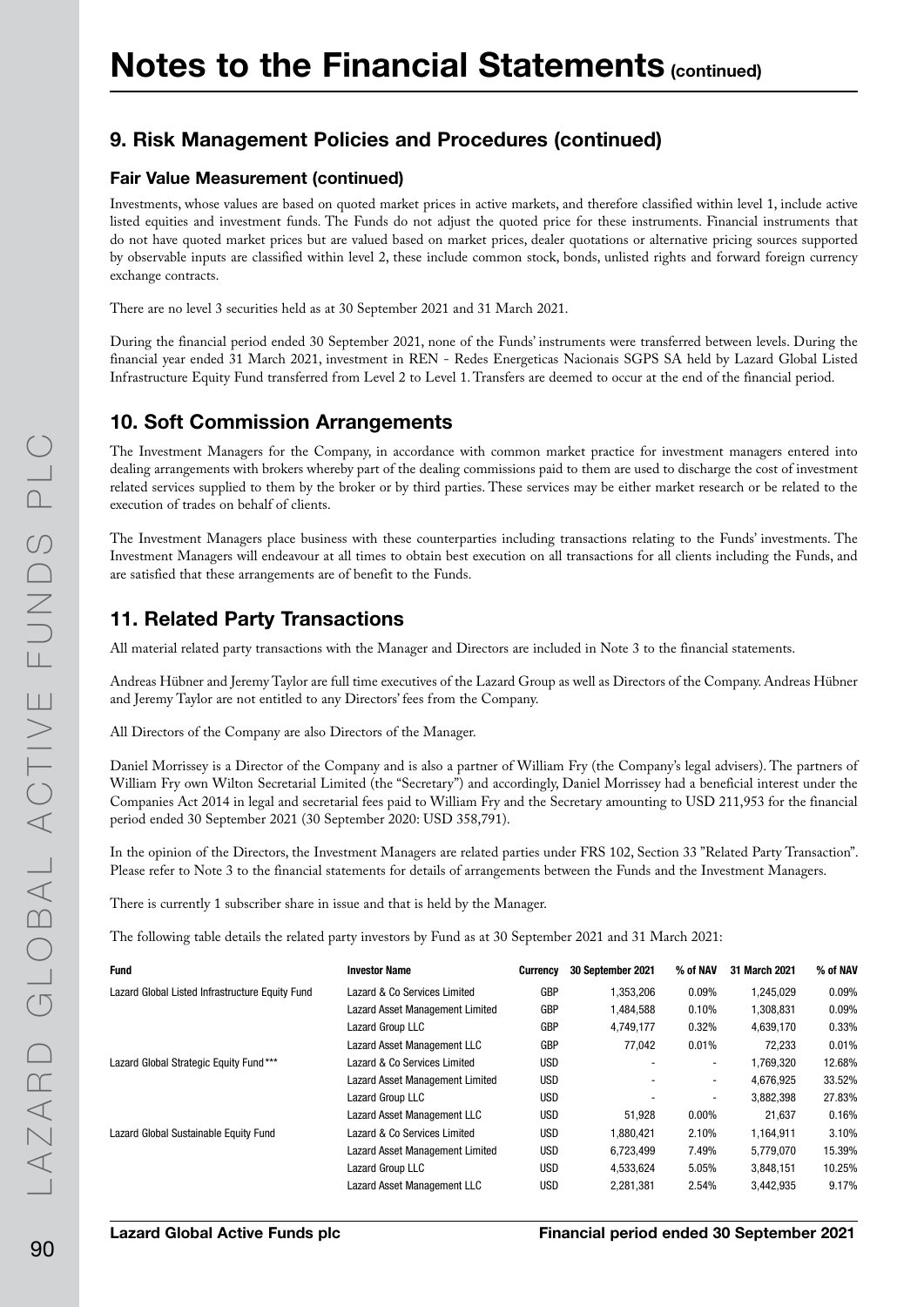# Notes to the Financial Statements (continued)

## 9. Risk Management Policies and Procedures (continued)

### Fair Value Measurement (continued)

Investments, whose values are based on quoted market prices in active markets, and therefore classified within level 1, include active listed equities and investment funds. The Funds do not adjust the quoted price for these instruments. Financial instruments that do not have quoted market prices but are valued based on market prices, dealer quotations or alternative pricing sources supported by observable inputs are classified within level 2, these include common stock, bonds, unlisted rights and forward foreign currency exchange contracts.

There are no level 3 securities held as at 30 September 2021 and 31 March 2021.

During the financial period ended 30 September 2021, none of the Funds' instruments were transferred between levels. During the financial year ended 31 March 2021, investment in REN - Redes Energeticas Nacionais SGPS SA held by Lazard Global Listed Infrastructure Equity Fund transferred from Level 2 to Level 1. Transfers are deemed to occur at the end of the financial period.

## 10. Soft Commission Arrangements

The Investment Managers for the Company, in accordance with common market practice for investment managers entered into dealing arrangements with brokers whereby part of the dealing commissions paid to them are used to discharge the cost of investment related services supplied to them by the broker or by third parties. These services may be either market research or be related to the execution of trades on behalf of clients.

The Investment Managers place business with these counterparties including transactions relating to the Funds' investments. The Investment Managers will endeavour at all times to obtain best execution on all transactions for all clients including the Funds, and are satisfied that these arrangements are of benefit to the Funds.

## 11. Related Party Transactions

All material related party transactions with the Manager and Directors are included in Note 3 to the financial statements.

Andreas Hübner and Jeremy Taylor are full time executives of the Lazard Group as well as Directors of the Company. Andreas Hübner and Jeremy Taylor are not entitled to any Directors' fees from the Company.

All Directors of the Company are also Directors of the Manager.

Daniel Morrissey is a Director of the Company and is also a partner of William Fry (the Company's legal advisers). The partners of William Fry own Wilton Secretarial Limited (the "Secretary") and accordingly, Daniel Morrissey had a beneficial interest under the Companies Act 2014 in legal and secretarial fees paid to William Fry and the Secretary amounting to USD 211,953 for the financial period ended 30 September 2021 (30 September 2020: USD 358,791).

In the opinion of the Directors, the Investment Managers are related parties under FRS 102, Section 33 "Related Party Transaction". Please refer to Note 3 to the financial statements for details of arrangements between the Funds and the Investment Managers.

There is currently 1 subscriber share in issue and that is held by the Manager.

The following table details the related party investors by Fund as at 30 September 2021 and 31 March 2021:

| Fund | Investor Name | Currency | 30 September 2021 | % of NAV | 31 March 2021 | % of NAV |
|---|---|---|---|---|---|---|
| Lazard Global Listed Infrastructure Equity Fund | Lazard & Co Services Limited | GBP | 1,353,206 | 0.09% | 1,245,029 | 0.09% |
| | Lazard Asset Management Limited | GBP | 1,484,588 | 0.10% | 1,308,831 | 0.09% |
| | Lazard Group LLC | GBP | 4,749,177 | 0.32% | 4,639,170 | 0.33% |
| | Lazard Asset Management LLC | GBP | 77,042 | 0.01% | 72,233 | 0.01% |
| Lazard Global Strategic Equity Fund*** | Lazard & Co Services Limited | USD | - | - | 1,769,320 | 12.68% |
| | Lazard Asset Management Limited | USD | - | - | 4,676,925 | 33.52% |
| | Lazard Group LLC | USD | - | - | 3,882,398 | 27.83% |
| | Lazard Asset Management LLC | USD | 51,928 | 0.00% | 21,637 | 0.16% |
| Lazard Global Sustainable Equity Fund | Lazard & Co Services Limited | USD | 1,880,421 | 2.10% | 1,164,911 | 3.10% |
| | Lazard Asset Management Limited | USD | 6,723,499 | 7.49% | 5,779,070 | 15.39% |
| | Lazard Group LLC | USD | 4,533,624 | 5.05% | 3,848,151 | 10.25% |
| | Lazard Asset Management LLC | USD | 2,281,381 | 2.54% | 3,442,935 | 9.17% |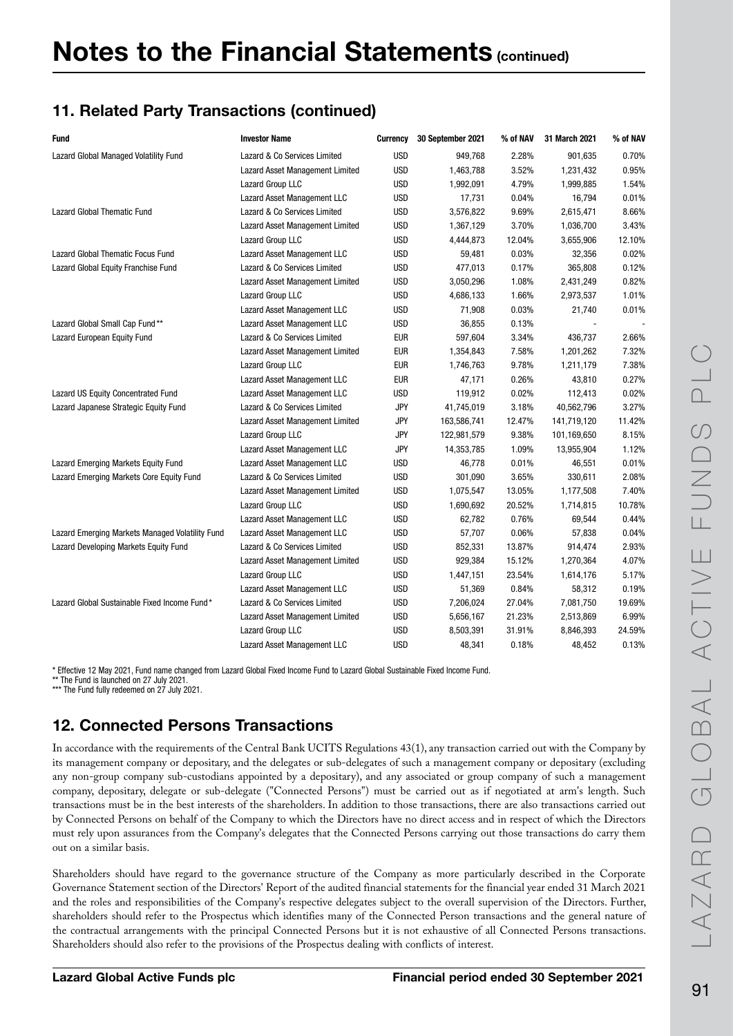# Notes to the Financial Statements (continued)

## 11. Related Party Transactions (continued)

| Fund | Investor Name | Currency | 30 September 2021 | % of NAV | 31 March 2021 | % of NAV |
|---|---|---|---|---|---|---|
| Lazard Global Managed Volatility Fund | Lazard & Co Services Limited | USD | 949,768 | 2.28% | 901,635 | 0.70% |
| | Lazard Asset Management Limited | USD | 1,463,788 | 3.52% | 1,231,432 | 0.95% |
| | Lazard Group LLC | USD | 1,992,091 | 4.79% | 1,999,885 | 1.54% |
| | Lazard Asset Management LLC | USD | 17,731 | 0.04% | 16,794 | 0.01% |
| Lazard Global Thematic Fund | Lazard & Co Services Limited | USD | 3,576,822 | 9.69% | 2,615,471 | 8.66% |
| | Lazard Asset Management Limited | USD | 1,367,129 | 3.70% | 1,036,700 | 3.43% |
| | Lazard Group LLC | USD | 4,444,873 | 12.04% | 3,655,906 | 12.10% |
| Lazard Global Thematic Focus Fund | Lazard Asset Management LLC | USD | 59,481 | 0.03% | 32,356 | 0.02% |
| Lazard Global Equity Franchise Fund | Lazard & Co Services Limited | USD | 477,013 | 0.17% | 365,808 | 0.12% |
| | Lazard Asset Management Limited | USD | 3,050,296 | 1.08% | 2,431,249 | 0.82% |
| | Lazard Group LLC | USD | 4,686,133 | 1.66% | 2,973,537 | 1.01% |
| | Lazard Asset Management LLC | USD | 71,908 | 0.03% | 21,740 | 0.01% |
| Lazard Global Small Cap Fund** | Lazard Asset Management LLC | USD | 36,855 | 0.13% | - | - |
| Lazard European Equity Fund | Lazard & Co Services Limited | EUR | 597,604 | 3.34% | 436,737 | 2.66% |
| | Lazard Asset Management Limited | EUR | 1,354,843 | 7.58% | 1,201,262 | 7.32% |
| | Lazard Group LLC | EUR | 1,746,763 | 9.78% | 1,211,179 | 7.38% |
| | Lazard Asset Management LLC | EUR | 47,171 | 0.26% | 43,810 | 0.27% |
| Lazard US Equity Concentrated Fund | Lazard Asset Management LLC | USD | 119,912 | 0.02% | 112,413 | 0.02% |
| Lazard Japanese Strategic Equity Fund | Lazard & Co Services Limited | JPY | 41,745,019 | 3.18% | 40,562,796 | 3.27% |
| | Lazard Asset Management Limited | JPY | 163,586,741 | 12.47% | 141,719,120 | 11.42% |
| | Lazard Group LLC | JPY | 122,981,579 | 9.38% | 101,169,650 | 8.15% |
| | Lazard Asset Management LLC | JPY | 14,353,785 | 1.09% | 13,955,904 | 1.12% |
| Lazard Emerging Markets Equity Fund | Lazard Asset Management LLC | USD | 46,778 | 0.01% | 46,551 | 0.01% |
| Lazard Emerging Markets Core Equity Fund | Lazard & Co Services Limited | USD | 301,090 | 3.65% | 330,611 | 2.08% |
| | Lazard Asset Management Limited | USD | 1,075,547 | 13.05% | 1,177,508 | 7.40% |
| | Lazard Group LLC | USD | 1,690,692 | 20.52% | 1,714,815 | 10.78% |
| | Lazard Asset Management LLC | USD | 62,782 | 0.76% | 69,544 | 0.44% |
| Lazard Emerging Markets Managed Volatility Fund | Lazard Asset Management LLC | USD | 57,707 | 0.06% | 57,838 | 0.04% |
| Lazard Developing Markets Equity Fund | Lazard & Co Services Limited | USD | 852,331 | 13.87% | 914,474 | 2.93% |
| | Lazard Asset Management Limited | USD | 929,384 | 15.12% | 1,270,364 | 4.07% |
| | Lazard Group LLC | USD | 1,447,151 | 23.54% | 1,614,176 | 5.17% |
| | Lazard Asset Management LLC | USD | 51,369 | 0.84% | 58,312 | 0.19% |
| Lazard Global Sustainable Fixed Income Fund* | Lazard & Co Services Limited | USD | 7,206,024 | 27.04% | 7,081,750 | 19.69% |
| | Lazard Asset Management Limited | USD | 5,656,167 | 21.23% | 2,513,869 | 6.99% |
| | Lazard Group LLC | USD | 8,503,391 | 31.91% | 8,846,393 | 24.59% |
| | Lazard Asset Management LLC | USD | 48,341 | 0.18% | 48,452 | 0.13% |

\* Effective 12 May 2021, Fund name changed from Lazard Global Fixed Income Fund to Lazard Global Sustainable Fixed Income Fund.
** The Fund is launched on 27 July 2021.
*** The Fund fully redeemed on 27 July 2021.

## 12. Connected Persons Transactions

In accordance with the requirements of the Central Bank UCITS Regulations 43(1), any transaction carried out with the Company by its management company or depositary, and the delegates or sub-delegates of such a management company or depositary (excluding any non-group company sub-custodians appointed by a depositary), and any associated or group company of such a management company, depositary, delegate or sub-delegate ("Connected Persons") must be carried out as if negotiated at arm's length. Such transactions must be in the best interests of the shareholders. In addition to those transactions, there are also transactions carried out by Connected Persons on behalf of the Company to which the Directors have no direct access and in respect of which the Directors must rely upon assurances from the Company's delegates that the Connected Persons carrying out those transactions do carry them out on a similar basis.

Shareholders should have regard to the governance structure of the Company as more particularly described in the Corporate Governance Statement section of the Directors' Report of the audited financial statements for the financial year ended 31 March 2021 and the roles and responsibilities of the Company's respective delegates subject to the overall supervision of the Directors. Further, shareholders should refer to the Prospectus which identifies many of the Connected Person transactions and the general nature of the contractual arrangements with the principal Connected Persons but it is not exhaustive of all Connected Persons transactions. Shareholders should also refer to the provisions of the Prospectus dealing with conflicts of interest.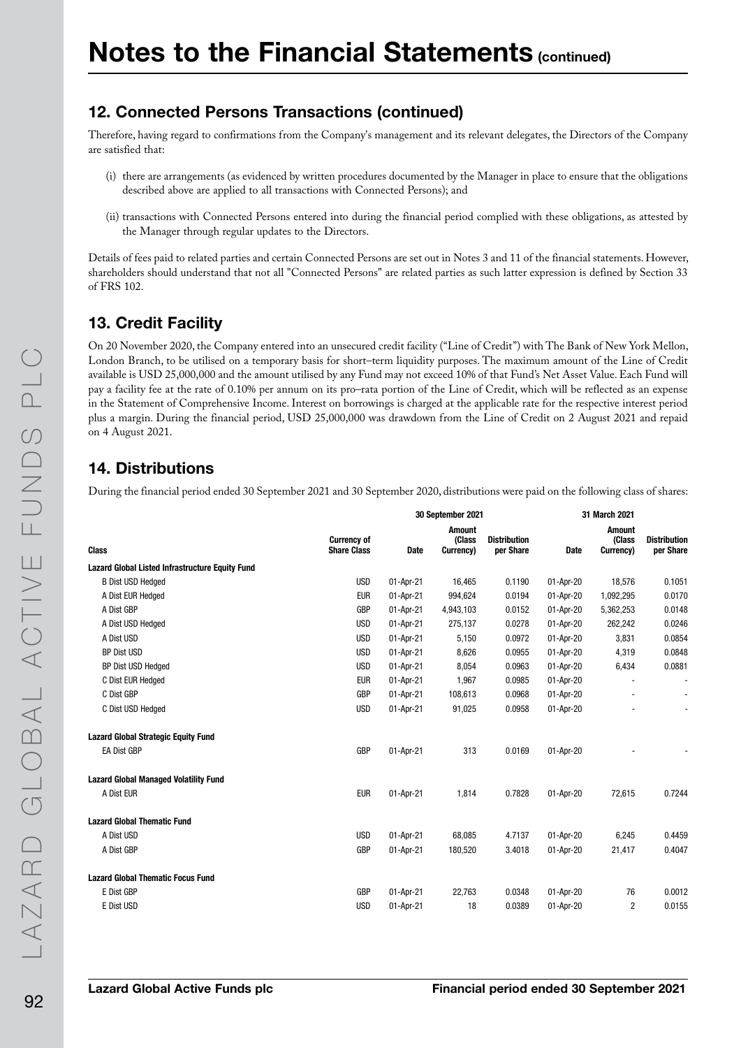# Notes to the Financial Statements (continued)

## 12. Connected Persons Transactions (continued)

Therefore, having regard to confirmations from the Company's management and its relevant delegates, the Directors of the Company are satisfied that:

(i) there are arrangements (as evidenced by written procedures documented by the Manager in place to ensure that the obligations described above are applied to all transactions with Connected Persons); and

(ii) transactions with Connected Persons entered into during the financial period complied with these obligations, as attested by the Manager through regular updates to the Directors.

Details of fees paid to related parties and certain Connected Persons are set out in Notes 3 and 11 of the financial statements. However, shareholders should understand that not all "Connected Persons" are related parties as such latter expression is defined by Section 33 of FRS 102.

## 13. Credit Facility

On 20 November 2020, the Company entered into an unsecured credit facility ("Line of Credit") with The Bank of New York Mellon, London Branch, to be utilised on a temporary basis for short–term liquidity purposes. The maximum amount of the Line of Credit available is USD 25,000,000 and the amount utilised by any Fund may not exceed 10% of that Fund's Net Asset Value. Each Fund will pay a facility fee at the rate of 0.10% per annum on its pro–rata portion of the Line of Credit, which will be reflected as an expense in the Statement of Comprehensive Income. Interest on borrowings is charged at the applicable rate for the respective interest period plus a margin. During the financial period, USD 25,000,000 was drawdown from the Line of Credit on 2 August 2021 and repaid on 4 August 2021.

## 14. Distributions

During the financial period ended 30 September 2021 and 30 September 2020, distributions were paid on the following class of shares:

| | | 30 September 2021 | | | 31 March 2021 | | |
|---|---|---|---|---|---|---|---|
| Class | Currency of Share Class | Date | Amount (Class Currency) | Distribution per Share | Date | Amount (Class Currency) | Distribution per Share |
| **Lazard Global Listed Infrastructure Equity Fund** | | | | | | | |
| B Dist USD Hedged | USD | 01-Apr-21 | 16,465 | 0.1190 | 01-Apr-20 | 18,576 | 0.1051 |
| A Dist EUR Hedged | EUR | 01-Apr-21 | 994,624 | 0.0194 | 01-Apr-20 | 1,092,295 | 0.0170 |
| A Dist GBP | GBP | 01-Apr-21 | 4,943,103 | 0.0152 | 01-Apr-20 | 5,362,253 | 0.0148 |
| A Dist USD Hedged | USD | 01-Apr-21 | 275,137 | 0.0278 | 01-Apr-20 | 262,242 | 0.0246 |
| A Dist USD | USD | 01-Apr-21 | 5,150 | 0.0972 | 01-Apr-20 | 3,831 | 0.0854 |
| BP Dist USD | USD | 01-Apr-21 | 8,626 | 0.0955 | 01-Apr-20 | 4,319 | 0.0848 |
| BP Dist USD Hedged | USD | 01-Apr-21 | 8,054 | 0.0963 | 01-Apr-20 | 6,434 | 0.0881 |
| C Dist EUR Hedged | EUR | 01-Apr-21 | 1,967 | 0.0985 | 01-Apr-20 | - | - |
| C Dist GBP | GBP | 01-Apr-21 | 108,613 | 0.0968 | 01-Apr-20 | - | - |
| C Dist USD Hedged | USD | 01-Apr-21 | 91,025 | 0.0958 | 01-Apr-20 | - | - |
| **Lazard Global Strategic Equity Fund** | | | | | | | |
| EA Dist GBP | GBP | 01-Apr-21 | 313 | 0.0169 | 01-Apr-20 | - | - |
| **Lazard Global Managed Volatility Fund** | | | | | | | |
| A Dist EUR | EUR | 01-Apr-21 | 1,814 | 0.7828 | 01-Apr-20 | 72,615 | 0.7244 |
| **Lazard Global Thematic Fund** | | | | | | | |
| A Dist USD | USD | 01-Apr-21 | 68,085 | 4.7137 | 01-Apr-20 | 6,245 | 0.4459 |
| A Dist GBP | GBP | 01-Apr-21 | 180,520 | 3.4018 | 01-Apr-20 | 21,417 | 0.4047 |
| **Lazard Global Thematic Focus Fund** | | | | | | | |
| E Dist GBP | GBP | 01-Apr-21 | 22,763 | 0.0348 | 01-Apr-20 | 76 | 0.0012 |
| E Dist USD | USD | 01-Apr-21 | 18 | 0.0389 | 01-Apr-20 | 2 | 0.0155 |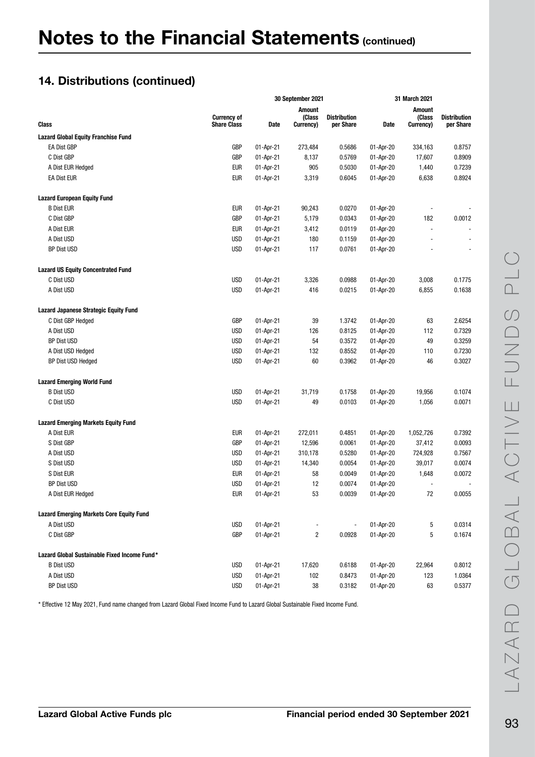# Notes to the Financial Statements (continued)

## 14. Distributions (continued)

| Class | Currency of Share Class | 30 September 2021 | | | 31 March 2021 | | |
|---|---|---|---|---|---|---|---|
| | | Date | Amount (Class Currency) | Distribution per Share | Date | Amount (Class Currency) | Distribution per Share |
| **Lazard Global Equity Franchise Fund** | | | | | | | |
| EA Dist GBP | GBP | 01-Apr-21 | 273,484 | 0.5686 | 01-Apr-20 | 334,163 | 0.8757 |
| C Dist GBP | GBP | 01-Apr-21 | 8,137 | 0.5769 | 01-Apr-20 | 17,607 | 0.8909 |
| A Dist EUR Hedged | EUR | 01-Apr-21 | 905 | 0.5030 | 01-Apr-20 | 1,440 | 0.7239 |
| EA Dist EUR | EUR | 01-Apr-21 | 3,319 | 0.6045 | 01-Apr-20 | 6,638 | 0.8924 |
| **Lazard European Equity Fund** | | | | | | | |
| B Dist EUR | EUR | 01-Apr-21 | 90,243 | 0.0270 | 01-Apr-20 | - | - |
| C Dist GBP | GBP | 01-Apr-21 | 5,179 | 0.0343 | 01-Apr-20 | 182 | 0.0012 |
| A Dist EUR | EUR | 01-Apr-21 | 3,412 | 0.0119 | 01-Apr-20 | - | - |
| A Dist USD | USD | 01-Apr-21 | 180 | 0.1159 | 01-Apr-20 | - | - |
| BP Dist USD | USD | 01-Apr-21 | 117 | 0.0761 | 01-Apr-20 | - | - |
| **Lazard US Equity Concentrated Fund** | | | | | | | |
| C Dist USD | USD | 01-Apr-21 | 3,326 | 0.0988 | 01-Apr-20 | 3,008 | 0.1775 |
| A Dist USD | USD | 01-Apr-21 | 416 | 0.0215 | 01-Apr-20 | 6,855 | 0.1638 |
| **Lazard Japanese Strategic Equity Fund** | | | | | | | |
| C Dist GBP Hedged | GBP | 01-Apr-21 | 39 | 1.3742 | 01-Apr-20 | 63 | 2.6254 |
| A Dist USD | USD | 01-Apr-21 | 126 | 0.8125 | 01-Apr-20 | 112 | 0.7329 |
| BP Dist USD | USD | 01-Apr-21 | 54 | 0.3572 | 01-Apr-20 | 49 | 0.3259 |
| A Dist USD Hedged | USD | 01-Apr-21 | 132 | 0.8552 | 01-Apr-20 | 110 | 0.7230 |
| BP Dist USD Hedged | USD | 01-Apr-21 | 60 | 0.3962 | 01-Apr-20 | 46 | 0.3027 |
| **Lazard Emerging World Fund** | | | | | | | |
| B Dist USD | USD | 01-Apr-21 | 31,719 | 0.1758 | 01-Apr-20 | 19,956 | 0.1074 |
| C Dist USD | USD | 01-Apr-21 | 49 | 0.0103 | 01-Apr-20 | 1,056 | 0.0071 |
| **Lazard Emerging Markets Equity Fund** | | | | | | | |
| A Dist EUR | EUR | 01-Apr-21 | 272,011 | 0.4851 | 01-Apr-20 | 1,052,726 | 0.7392 |
| S Dist GBP | GBP | 01-Apr-21 | 12,596 | 0.0061 | 01-Apr-20 | 37,412 | 0.0093 |
| A Dist USD | USD | 01-Apr-21 | 310,178 | 0.5280 | 01-Apr-20 | 724,928 | 0.7567 |
| S Dist USD | USD | 01-Apr-21 | 14,340 | 0.0054 | 01-Apr-20 | 39,017 | 0.0074 |
| S Dist EUR | EUR | 01-Apr-21 | 58 | 0.0049 | 01-Apr-20 | 1,648 | 0.0072 |
| BP Dist USD | USD | 01-Apr-21 | 12 | 0.0074 | 01-Apr-20 | - | - |
| A Dist EUR Hedged | EUR | 01-Apr-21 | 53 | 0.0039 | 01-Apr-20 | 72 | 0.0055 |
| **Lazard Emerging Markets Core Equity Fund** | | | | | | | |
| A Dist USD | USD | 01-Apr-21 | - | - | 01-Apr-20 | 5 | 0.0314 |
| C Dist GBP | GBP | 01-Apr-21 | 2 | 0.0928 | 01-Apr-20 | 5 | 0.1674 |
| **Lazard Global Sustainable Fixed Income Fund*** | | | | | | | |
| B Dist USD | USD | 01-Apr-21 | 17,620 | 0.6188 | 01-Apr-20 | 22,964 | 0.8012 |
| A Dist USD | USD | 01-Apr-21 | 102 | 0.8473 | 01-Apr-20 | 123 | 1.0364 |
| BP Dist USD | USD | 01-Apr-21 | 38 | 0.3182 | 01-Apr-20 | 63 | 0.5377 |

* Effective 12 May 2021, Fund name changed from Lazard Global Fixed Income Fund to Lazard Global Sustainable Fixed Income Fund.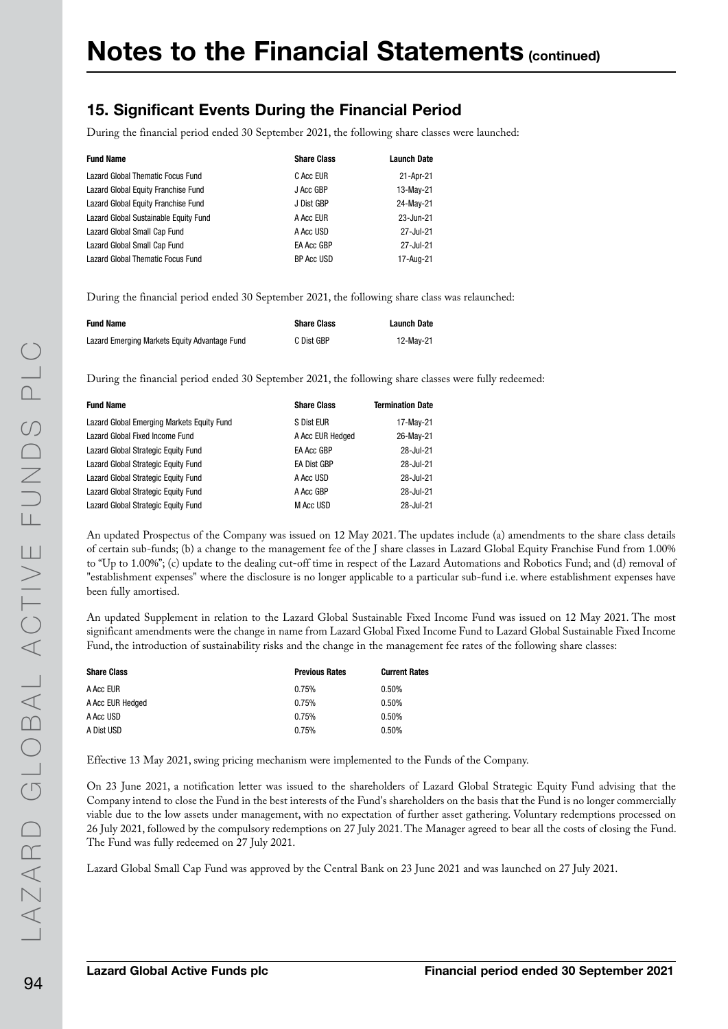# Notes to the Financial Statements (continued)

## 15. Significant Events During the Financial Period

During the financial period ended 30 September 2021, the following share classes were launched:

| Fund Name | Share Class | Launch Date |
|---|---|---|
| Lazard Global Thematic Focus Fund | C Acc EUR | 21-Apr-21 |
| Lazard Global Equity Franchise Fund | J Acc GBP | 13-May-21 |
| Lazard Global Equity Franchise Fund | J Dist GBP | 24-May-21 |
| Lazard Global Sustainable Equity Fund | A Acc EUR | 23-Jun-21 |
| Lazard Global Small Cap Fund | A Acc USD | 27-Jul-21 |
| Lazard Global Small Cap Fund | EA Acc GBP | 27-Jul-21 |
| Lazard Global Thematic Focus Fund | BP Acc USD | 17-Aug-21 |

During the financial period ended 30 September 2021, the following share class was relaunched:

| Fund Name | Share Class | Launch Date |
|---|---|---|
| Lazard Emerging Markets Equity Advantage Fund | C Dist GBP | 12-May-21 |

During the financial period ended 30 September 2021, the following share classes were fully redeemed:

| Fund Name | Share Class | Termination Date |
|---|---|---|
| Lazard Global Emerging Markets Equity Fund | S Dist EUR | 17-May-21 |
| Lazard Global Fixed Income Fund | A Acc EUR Hedged | 26-May-21 |
| Lazard Global Strategic Equity Fund | EA Acc GBP | 28-Jul-21 |
| Lazard Global Strategic Equity Fund | EA Dist GBP | 28-Jul-21 |
| Lazard Global Strategic Equity Fund | A Acc USD | 28-Jul-21 |
| Lazard Global Strategic Equity Fund | A Acc GBP | 28-Jul-21 |
| Lazard Global Strategic Equity Fund | M Acc USD | 28-Jul-21 |

An updated Prospectus of the Company was issued on 12 May 2021. The updates include (a) amendments to the share class details of certain sub-funds; (b) a change to the management fee of the J share classes in Lazard Global Equity Franchise Fund from 1.00% to "Up to 1.00%"; (c) update to the dealing cut-off time in respect of the Lazard Automations and Robotics Fund; and (d) removal of "establishment expenses" where the disclosure is no longer applicable to a particular sub-fund i.e. where establishment expenses have been fully amortised.

An updated Supplement in relation to the Lazard Global Sustainable Fixed Income Fund was issued on 12 May 2021. The most significant amendments were the change in name from Lazard Global Fixed Income Fund to Lazard Global Sustainable Fixed Income Fund, the introduction of sustainability risks and the change in the management fee rates of the following share classes:

| Share Class | Previous Rates | Current Rates |
|---|---|---|
| A Acc EUR | 0.75% | 0.50% |
| A Acc EUR Hedged | 0.75% | 0.50% |
| A Acc USD | 0.75% | 0.50% |
| A Dist USD | 0.75% | 0.50% |

Effective 13 May 2021, swing pricing mechanism were implemented to the Funds of the Company.

On 23 June 2021, a notification letter was issued to the shareholders of Lazard Global Strategic Equity Fund advising that the Company intend to close the Fund in the best interests of the Fund's shareholders on the basis that the Fund is no longer commercially viable due to the low assets under management, with no expectation of further asset gathering. Voluntary redemptions processed on 26 July 2021, followed by the compulsory redemptions on 27 July 2021. The Manager agreed to bear all the costs of closing the Fund. The Fund was fully redeemed on 27 July 2021.

Lazard Global Small Cap Fund was approved by the Central Bank on 23 June 2021 and was launched on 27 July 2021.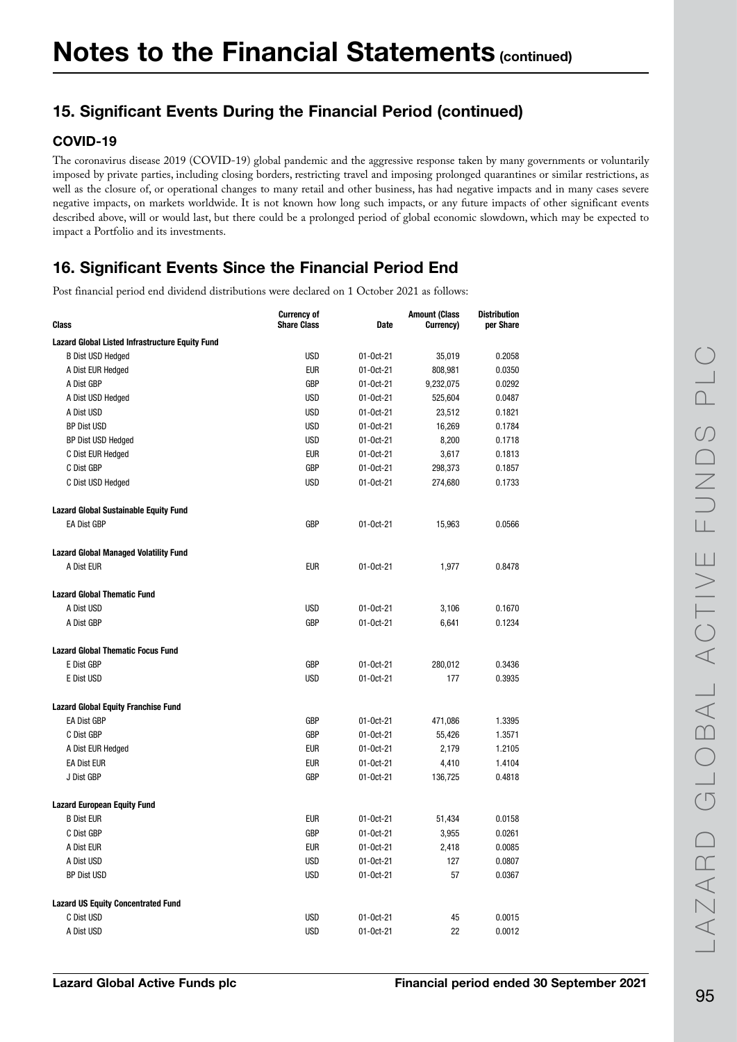# Notes to the Financial Statements (continued)

## 15. Significant Events During the Financial Period (continued)

### COVID-19

The coronavirus disease 2019 (COVID-19) global pandemic and the aggressive response taken by many governments or voluntarily imposed by private parties, including closing borders, restricting travel and imposing prolonged quarantines or similar restrictions, as well as the closure of, or operational changes to many retail and other business, has had negative impacts and in many cases severe negative impacts, on markets worldwide. It is not known how long such impacts, or any future impacts of other significant events described above, will or would last, but there could be a prolonged period of global economic slowdown, which may be expected to impact a Portfolio and its investments.

## 16. Significant Events Since the Financial Period End

Post financial period end dividend distributions were declared on 1 October 2021 as follows:

| Class | Currency of Share Class | Date | Amount (Class Currency) | Distribution per Share |
|---|---|---|---|---|
| **Lazard Global Listed Infrastructure Equity Fund** | | | | |
| B Dist USD Hedged | USD | 01-Oct-21 | 35,019 | 0.2058 |
| A Dist EUR Hedged | EUR | 01-Oct-21 | 808,981 | 0.0350 |
| A Dist GBP | GBP | 01-Oct-21 | 9,232,075 | 0.0292 |
| A Dist USD Hedged | USD | 01-Oct-21 | 525,604 | 0.0487 |
| A Dist USD | USD | 01-Oct-21 | 23,512 | 0.1821 |
| BP Dist USD | USD | 01-Oct-21 | 16,269 | 0.1784 |
| BP Dist USD Hedged | USD | 01-Oct-21 | 8,200 | 0.1718 |
| C Dist EUR Hedged | EUR | 01-Oct-21 | 3,617 | 0.1813 |
| C Dist GBP | GBP | 01-Oct-21 | 298,373 | 0.1857 |
| C Dist USD Hedged | USD | 01-Oct-21 | 274,680 | 0.1733 |
| **Lazard Global Sustainable Equity Fund** | | | | |
| EA Dist GBP | GBP | 01-Oct-21 | 15,963 | 0.0566 |
| **Lazard Global Managed Volatility Fund** | | | | |
| A Dist EUR | EUR | 01-Oct-21 | 1,977 | 0.8478 |
| **Lazard Global Thematic Fund** | | | | |
| A Dist USD | USD | 01-Oct-21 | 3,106 | 0.1670 |
| A Dist GBP | GBP | 01-Oct-21 | 6,641 | 0.1234 |
| **Lazard Global Thematic Focus Fund** | | | | |
| E Dist GBP | GBP | 01-Oct-21 | 280,012 | 0.3436 |
| E Dist USD | USD | 01-Oct-21 | 177 | 0.3935 |
| **Lazard Global Equity Franchise Fund** | | | | |
| EA Dist GBP | GBP | 01-Oct-21 | 471,086 | 1.3395 |
| C Dist GBP | GBP | 01-Oct-21 | 55,426 | 1.3571 |
| A Dist EUR Hedged | EUR | 01-Oct-21 | 2,179 | 1.2105 |
| EA Dist EUR | EUR | 01-Oct-21 | 4,410 | 1.4104 |
| J Dist GBP | GBP | 01-Oct-21 | 136,725 | 0.4818 |
| **Lazard European Equity Fund** | | | | |
| B Dist EUR | EUR | 01-Oct-21 | 51,434 | 0.0158 |
| C Dist GBP | GBP | 01-Oct-21 | 3,955 | 0.0261 |
| A Dist EUR | EUR | 01-Oct-21 | 2,418 | 0.0085 |
| A Dist USD | USD | 01-Oct-21 | 127 | 0.0807 |
| BP Dist USD | USD | 01-Oct-21 | 57 | 0.0367 |
| **Lazard US Equity Concentrated Fund** | | | | |
| C Dist USD | USD | 01-Oct-21 | 45 | 0.0015 |
| A Dist USD | USD | 01-Oct-21 | 22 | 0.0012 |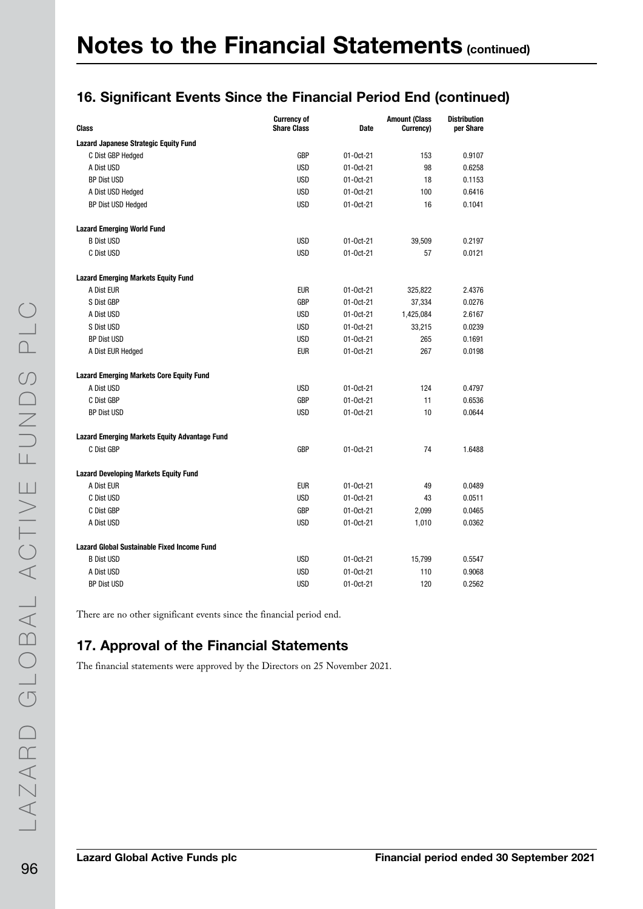# Notes to the Financial Statements (continued)

## 16. Significant Events Since the Financial Period End (continued)

| Class | Currency of Share Class | Date | Amount (Class Currency) | Distribution per Share |
|---|---|---|---|---|
| **Lazard Japanese Strategic Equity Fund** | | | | |
| C Dist GBP Hedged | GBP | 01-Oct-21 | 153 | 0.9107 |
| A Dist USD | USD | 01-Oct-21 | 98 | 0.6258 |
| BP Dist USD | USD | 01-Oct-21 | 18 | 0.1153 |
| A Dist USD Hedged | USD | 01-Oct-21 | 100 | 0.6416 |
| BP Dist USD Hedged | USD | 01-Oct-21 | 16 | 0.1041 |
| **Lazard Emerging World Fund** | | | | |
| B Dist USD | USD | 01-Oct-21 | 39,509 | 0.2197 |
| C Dist USD | USD | 01-Oct-21 | 57 | 0.0121 |
| **Lazard Emerging Markets Equity Fund** | | | | |
| A Dist EUR | EUR | 01-Oct-21 | 325,822 | 2.4376 |
| S Dist GBP | GBP | 01-Oct-21 | 37,334 | 0.0276 |
| A Dist USD | USD | 01-Oct-21 | 1,425,084 | 2.6167 |
| S Dist USD | USD | 01-Oct-21 | 33,215 | 0.0239 |
| BP Dist USD | USD | 01-Oct-21 | 265 | 0.1691 |
| A Dist EUR Hedged | EUR | 01-Oct-21 | 267 | 0.0198 |
| **Lazard Emerging Markets Core Equity Fund** | | | | |
| A Dist USD | USD | 01-Oct-21 | 124 | 0.4797 |
| C Dist GBP | GBP | 01-Oct-21 | 11 | 0.6536 |
| BP Dist USD | USD | 01-Oct-21 | 10 | 0.0644 |
| **Lazard Emerging Markets Equity Advantage Fund** | | | | |
| C Dist GBP | GBP | 01-Oct-21 | 74 | 1.6488 |
| **Lazard Developing Markets Equity Fund** | | | | |
| A Dist EUR | EUR | 01-Oct-21 | 49 | 0.0489 |
| C Dist USD | USD | 01-Oct-21 | 43 | 0.0511 |
| C Dist GBP | GBP | 01-Oct-21 | 2,099 | 0.0465 |
| A Dist USD | USD | 01-Oct-21 | 1,010 | 0.0362 |
| **Lazard Global Sustainable Fixed Income Fund** | | | | |
| B Dist USD | USD | 01-Oct-21 | 15,799 | 0.5547 |
| A Dist USD | USD | 01-Oct-21 | 110 | 0.9068 |
| BP Dist USD | USD | 01-Oct-21 | 120 | 0.2562 |

There are no other significant events since the financial period end.

## 17. Approval of the Financial Statements

The financial statements were approved by the Directors on 25 November 2021.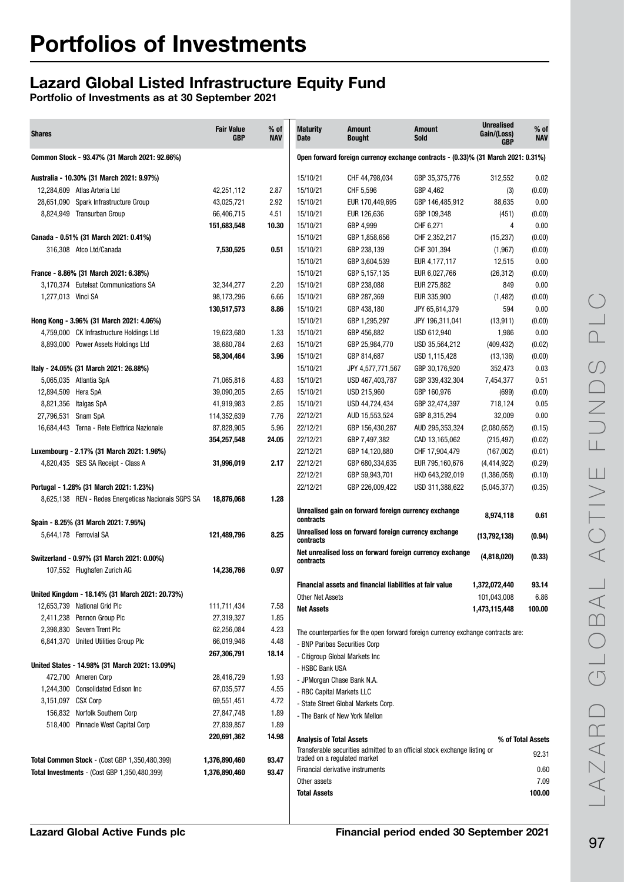# Portfolios of Investments

## Lazard Global Listed Infrastructure Equity Fund

**Portfolio of Investments as at 30 September 2021**

| Shares | | Fair Value GBP | % of NAV |
|---|---|---|---|
| **Common Stock - 93.47% (31 March 2021: 92.66%)** | | | |
| **Australia - 10.30% (31 March 2021: 9.97%)** | | | |
| 12,284,609 | Atlas Arteria Ltd | 42,251,112 | 2.87 |
| 28,651,090 | Spark Infrastructure Group | 43,025,721 | 2.92 |
| 8,824,949 | Transurban Group | 66,406,715 | 4.51 |
| | | **151,683,548** | **10.30** |
| **Canada - 0.51% (31 March 2021: 0.41%)** | | | |
| 316,308 | Atco Ltd/Canada | **7,530,525** | **0.51** |
| **France - 8.86% (31 March 2021: 6.38%)** | | | |
| 3,170,374 | Eutelsat Communications SA | 32,344,277 | 2.20 |
| 1,277,013 | Vinci SA | 98,173,296 | 6.66 |
| | | **130,517,573** | **8.86** |
| **Hong Kong - 3.96% (31 March 2021: 4.06%)** | | | |
| 4,759,000 | CK Infrastructure Holdings Ltd | 19,623,680 | 1.33 |
| 8,893,000 | Power Assets Holdings Ltd | 38,680,784 | 2.63 |
| | | **58,304,464** | **3.96** |
| **Italy - 24.05% (31 March 2021: 26.88%)** | | | |
| 5,065,035 | Atlantia SpA | 71,065,816 | 4.83 |
| 12,894,509 | Hera SpA | 39,090,205 | 2.65 |
| 8,821,356 | Italgas SpA | 41,919,983 | 2.85 |
| 27,796,531 | Snam SpA | 114,352,639 | 7.76 |
| 16,684,443 | Terna - Rete Elettrica Nazionale | 87,828,905 | 5.96 |
| | | **354,257,548** | **24.05** |
| **Luxembourg - 2.17% (31 March 2021: 1.96%)** | | | |
| 4,820,435 | SES SA Receipt - Class A | **31,996,019** | **2.17** |
| **Portugal - 1.28% (31 March 2021: 1.23%)** | | | |
| 8,625,138 | REN - Redes Energeticas Nacionais SGPS SA | **18,876,068** | **1.28** |
| **Spain - 8.25% (31 March 2021: 7.95%)** | | | |
| 5,644,178 | Ferrovial SA | **121,489,796** | **8.25** |
| **Switzerland - 0.97% (31 March 2021: 0.00%)** | | | |
| 107,552 | Flughafen Zurich AG | **14,236,766** | **0.97** |
| **United Kingdom - 18.14% (31 March 2021: 20.73%)** | | | |
| 12,653,739 | National Grid Plc | 111,711,434 | 7.58 |
| 2,411,238 | Pennon Group Plc | 27,319,327 | 1.85 |
| 2,398,830 | Severn Trent Plc | 62,256,084 | 4.23 |
| 6,841,370 | United Utilities Group Plc | 66,019,946 | 4.48 |
| | | **267,306,791** | **18.14** |
| **United States - 14.98% (31 March 2021: 13.09%)** | | | |
| 472,700 | Ameren Corp | 28,416,729 | 1.93 |
| 1,244,300 | Consolidated Edison Inc | 67,035,577 | 4.55 |
| 3,151,097 | CSX Corp | 69,551,451 | 4.72 |
| 156,832 | Norfolk Southern Corp | 27,847,748 | 1.89 |
| 518,400 | Pinnacle West Capital Corp | 27,839,857 | 1.89 |
| | | **220,691,362** | **14.98** |
| **Total Common Stock** - (Cost GBP 1,350,480,399) | | **1,376,890,460** | **93.47** |
| **Total Investments** - (Cost GBP 1,350,480,399) | | **1,376,890,460** | **93.47** |

| Maturity Date | Amount Bought | Amount Sold | Unrealised Gain/(Loss) GBP | % of NAV |
|---|---|---|---|---|
| **Open forward foreign currency exchange contracts - (0.33)% (31 March 2021: 0.31%)** | | | | |
| 15/10/21 | CHF 44,798,034 | GBP 35,375,776 | 312,552 | 0.02 |
| 15/10/21 | CHF 5,596 | GBP 4,462 | (3) | (0.00) |
| 15/10/21 | EUR 170,449,695 | GBP 146,485,912 | 88,635 | 0.00 |
| 15/10/21 | EUR 126,636 | GBP 109,348 | (451) | (0.00) |
| 15/10/21 | GBP 4,999 | CHF 6,271 | 4 | 0.00 |
| 15/10/21 | GBP 1,858,656 | CHF 2,352,217 | (15,237) | (0.00) |
| 15/10/21 | GBP 238,139 | CHF 301,394 | (1,967) | (0.00) |
| 15/10/21 | GBP 3,604,539 | EUR 4,177,117 | 12,515 | 0.00 |
| 15/10/21 | GBP 5,157,135 | EUR 6,027,766 | (26,312) | (0.00) |
| 15/10/21 | GBP 238,088 | EUR 275,882 | 849 | 0.00 |
| 15/10/21 | GBP 287,369 | EUR 335,900 | (1,482) | (0.00) |
| 15/10/21 | GBP 438,180 | JPY 65,614,379 | 594 | 0.00 |
| 15/10/21 | GBP 1,295,297 | JPY 196,311,041 | (13,911) | (0.00) |
| 15/10/21 | GBP 456,882 | USD 612,940 | 1,986 | 0.00 |
| 15/10/21 | GBP 25,984,770 | USD 35,564,212 | (409,432) | (0.02) |
| 15/10/21 | GBP 814,687 | USD 1,115,428 | (13,136) | (0.00) |
| 15/10/21 | JPY 4,577,771,567 | GBP 30,176,957 | 352,473 | 0.03 |
| 15/10/21 | USD 467,403,787 | GBP 339,432,304 | 7,454,377 | 0.51 |
| 15/10/21 | USD 215,960 | GBP 160,976 | (699) | (0.00) |
| 15/10/21 | USD 44,724,434 | GBP 32,474,397 | 718,124 | 0.05 |
| 22/12/21 | AUD 15,553,524 | GBP 8,315,294 | 32,009 | 0.00 |
| 22/12/21 | GBP 156,430,287 | AUD 295,353,324 | (2,080,652) | (0.15) |
| 22/12/21 | GBP 7,497,382 | CAD 13,165,062 | (215,497) | (0.02) |
| 22/12/21 | GBP 14,120,880 | CHF 17,904,479 | (167,002) | (0.01) |
| 22/12/21 | GBP 680,334,635 | EUR 795,160,676 | (4,414,922) | (0.29) |
| 22/12/21 | GBP 59,943,701 | HKD 643,292,019 | (1,386,058) | (0.10) |
| 22/12/21 | GBP 226,009,422 | USD 311,388,622 | (5,045,377) | (0.35) |
| **Unrealised gain on forward foreign currency exchange contracts** | | | **8,974,118** | **0.61** |
| **Unrealised loss on forward foreign currency exchange contracts** | | | **(13,792,138)** | **(0.94)** |
| **Net unrealised loss on forward foreign currency exchange contracts** | | | **(4,818,020)** | **(0.33)** |
| **Financial assets and financial liabilities at fair value** | | | **1,372,072,440** | **93.14** |
| Other Net Assets | | | 101,043,008 | 6.86 |
| **Net Assets** | | | **1,473,115,448** | **100.00** |

The counterparties for the open forward foreign currency exchange contracts are:

- BNP Paribas Securities Corp
- Citigroup Global Markets Inc
- HSBC Bank USA
- JPMorgan Chase Bank N.A.
- RBC Capital Markets LLC
- State Street Global Markets Corp.
- The Bank of New York Mellon

| **Analysis of Total Assets** | **% of Total Assets** |
|---|---|
| Transferable securities admitted to an official stock exchange listing or traded on a regulated market | 92.31 |
| Financial derivative instruments | 0.60 |
| Other assets | 7.09 |
| **Total Assets** | **100.00** |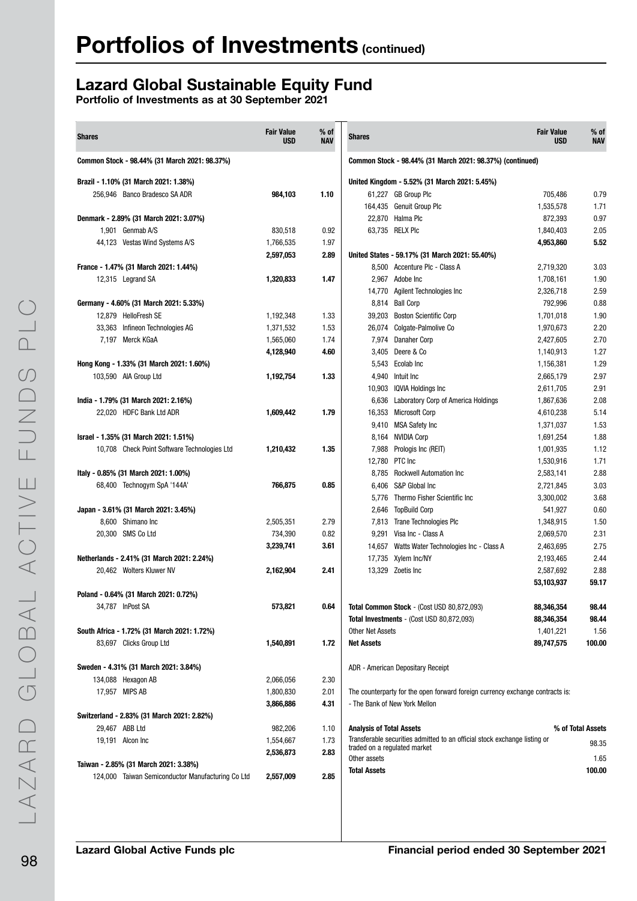# Portfolios of Investments (continued)

## Lazard Global Sustainable Equity Fund

**Portfolio of Investments as at 30 September 2021**

| Shares | | Fair Value USD | % of NAV |
|---|---|---|---|
| **Common Stock - 98.44% (31 March 2021: 98.37%)** | | | |
| **Brazil - 1.10% (31 March 2021: 1.38%)** | | | |
| 256,946 | Banco Bradesco SA ADR | **984,103** | **1.10** |
| **Denmark - 2.89% (31 March 2021: 3.07%)** | | | |
| 1,901 | Genmab A/S | 830,518 | 0.92 |
| 44,123 | Vestas Wind Systems A/S | 1,766,535 | 1.97 |
| | | **2,597,053** | **2.89** |
| **France - 1.47% (31 March 2021: 1.44%)** | | | |
| 12,315 | Legrand SA | **1,320,833** | **1.47** |
| **Germany - 4.60% (31 March 2021: 5.33%)** | | | |
| 12,879 | HelloFresh SE | 1,192,348 | 1.33 |
| 33,363 | Infineon Technologies AG | 1,371,532 | 1.53 |
| 7,197 | Merck KGaA | 1,565,060 | 1.74 |
| | | **4,128,940** | **4.60** |
| **Hong Kong - 1.33% (31 March 2021: 1.60%)** | | | |
| 103,590 | AIA Group Ltd | **1,192,754** | **1.33** |
| **India - 1.79% (31 March 2021: 2.16%)** | | | |
| 22,020 | HDFC Bank Ltd ADR | **1,609,442** | **1.79** |
| **Israel - 1.35% (31 March 2021: 1.51%)** | | | |
| 10,708 | Check Point Software Technologies Ltd | **1,210,432** | **1.35** |
| **Italy - 0.85% (31 March 2021: 1.00%)** | | | |
| 68,400 | Technogym SpA '144A' | **766,875** | **0.85** |
| **Japan - 3.61% (31 March 2021: 3.45%)** | | | |
| 8,600 | Shimano Inc | 2,505,351 | 2.79 |
| 20,300 | SMS Co Ltd | 734,390 | 0.82 |
| | | **3,239,741** | **3.61** |
| **Netherlands - 2.41% (31 March 2021: 2.24%)** | | | |
| 20,462 | Wolters Kluwer NV | **2,162,904** | **2.41** |
| **Poland - 0.64% (31 March 2021: 0.72%)** | | | |
| 34,787 | InPost SA | **573,821** | **0.64** |
| **South Africa - 1.72% (31 March 2021: 1.72%)** | | | |
| 83,697 | Clicks Group Ltd | **1,540,891** | **1.72** |
| **Sweden - 4.31% (31 March 2021: 3.84%)** | | | |
| 134,088 | Hexagon AB | 2,066,056 | 2.30 |
| 17,957 | MIPS AB | 1,800,830 | 2.01 |
| | | **3,866,886** | **4.31** |
| **Switzerland - 2.83% (31 March 2021: 2.82%)** | | | |
| 29,467 | ABB Ltd | 982,206 | 1.10 |
| 19,191 | Alcon Inc | 1,554,667 | 1.73 |
| | | **2,536,873** | **2.83** |
| **Taiwan - 2.85% (31 March 2021: 3.38%)** | | | |
| 124,000 | Taiwan Semiconductor Manufacturing Co Ltd | **2,557,009** | **2.85** |
| **Common Stock - 98.44% (31 March 2021: 98.37%) (continued)** | | | |
| **United Kingdom - 5.52% (31 March 2021: 5.45%)** | | | |
| 61,227 | GB Group Plc | 705,486 | 0.79 |
| 164,435 | Genuit Group Plc | 1,535,578 | 1.71 |
| 22,870 | Halma Plc | 872,393 | 0.97 |
| 63,735 | RELX Plc | 1,840,403 | 2.05 |
| | | **4,953,860** | **5.52** |
| **United States - 59.17% (31 March 2021: 55.40%)** | | | |
| 8,500 | Accenture Plc - Class A | 2,719,320 | 3.03 |
| 2,967 | Adobe Inc | 1,708,161 | 1.90 |
| 14,770 | Agilent Technologies Inc | 2,326,718 | 2.59 |
| 8,814 | Ball Corp | 792,996 | 0.88 |
| 39,203 | Boston Scientific Corp | 1,701,018 | 1.90 |
| 26,074 | Colgate-Palmolive Co | 1,970,673 | 2.20 |
| 7,974 | Danaher Corp | 2,427,605 | 2.70 |
| 3,405 | Deere & Co | 1,140,913 | 1.27 |
| 5,543 | Ecolab Inc | 1,156,381 | 1.29 |
| 4,940 | Intuit Inc | 2,665,179 | 2.97 |
| 10,903 | IQVIA Holdings Inc | 2,611,705 | 2.91 |
| 6,636 | Laboratory Corp of America Holdings | 1,867,636 | 2.08 |
| 16,353 | Microsoft Corp | 4,610,238 | 5.14 |
| 9,410 | MSA Safety Inc | 1,371,037 | 1.53 |
| 8,164 | NVIDIA Corp | 1,691,254 | 1.88 |
| 7,988 | Prologis Inc (REIT) | 1,001,935 | 1.12 |
| 12,780 | PTC Inc | 1,530,916 | 1.71 |
| 8,785 | Rockwell Automation Inc | 2,583,141 | 2.88 |
| 6,406 | S&P Global Inc | 2,721,845 | 3.03 |
| 5,776 | Thermo Fisher Scientific Inc | 3,300,002 | 3.68 |
| 2,646 | TopBuild Corp | 541,927 | 0.60 |
| 7,813 | Trane Technologies Plc | 1,348,915 | 1.50 |
| 9,291 | Visa Inc - Class A | 2,069,570 | 2.31 |
| 14,657 | Watts Water Technologies Inc - Class A | 2,463,695 | 2.75 |
| 17,735 | Xylem Inc/NY | 2,193,465 | 2.44 |
| 13,329 | Zoetis Inc | 2,587,692 | 2.88 |
| | | **53,103,937** | **59.17** |
| **Total Common Stock** - (Cost USD 80,872,093) | | **88,346,354** | **98.44** |
| **Total Investments** - (Cost USD 80,872,093) | | **88,346,354** | **98.44** |
| Other Net Assets | | 1,401,221 | 1.56 |
| **Net Assets** | | **89,747,575** | **100.00** |

ADR - American Depositary Receipt

The counterparty for the open forward foreign currency exchange contracts is:
- The Bank of New York Mellon

| **Analysis of Total Assets** | **% of Total Assets** |
|---|---|
| Transferable securities admitted to an official stock exchange listing or traded on a regulated market | 98.35 |
| Other assets | 1.65 |
| **Total Assets** | **100.00** |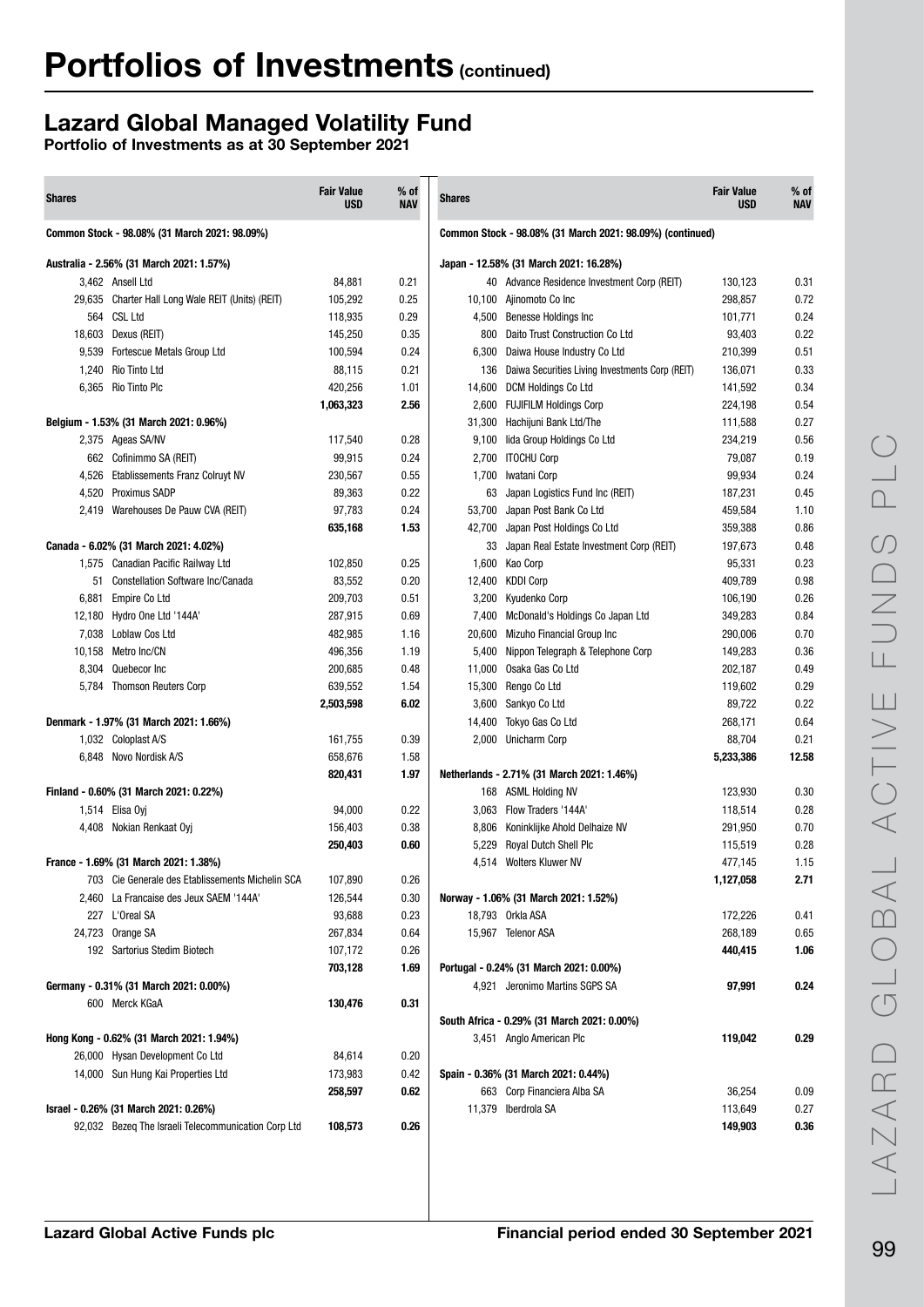# Portfolios of Investments (continued)

## Lazard Global Managed Volatility Fund

**Portfolio of Investments as at 30 September 2021**

| Shares | | Fair Value USD | % of NAV |
|---|---|---|---|
| **Common Stock - 98.08% (31 March 2021: 98.09%)** | | | |
| **Australia - 2.56% (31 March 2021: 1.57%)** | | | |
| 3,462 | Ansell Ltd | 84,881 | 0.21 |
| 29,635 | Charter Hall Long Wale REIT (Units) (REIT) | 105,292 | 0.25 |
| 564 | CSL Ltd | 118,935 | 0.29 |
| 18,603 | Dexus (REIT) | 145,250 | 0.35 |
| 9,539 | Fortescue Metals Group Ltd | 100,594 | 0.24 |
| 1,240 | Rio Tinto Ltd | 88,115 | 0.21 |
| 6,365 | Rio Tinto Plc | 420,256 | 1.01 |
| | | **1,063,323** | **2.56** |
| **Belgium - 1.53% (31 March 2021: 0.96%)** | | | |
| 2,375 | Ageas SA/NV | 117,540 | 0.28 |
| 662 | Cofinimmo SA (REIT) | 99,915 | 0.24 |
| 4,526 | Etablissements Franz Colruyt NV | 230,567 | 0.55 |
| 4,520 | Proximus SADP | 89,363 | 0.22 |
| 2,419 | Warehouses De Pauw CVA (REIT) | 97,783 | 0.24 |
| | | **635,168** | **1.53** |
| **Canada - 6.02% (31 March 2021: 4.02%)** | | | |
| 1,575 | Canadian Pacific Railway Ltd | 102,850 | 0.25 |
| 51 | Constellation Software Inc/Canada | 83,552 | 0.20 |
| 6,881 | Empire Co Ltd | 209,703 | 0.51 |
| 12,180 | Hydro One Ltd '144A' | 287,915 | 0.69 |
| 7,038 | Loblaw Cos Ltd | 482,985 | 1.16 |
| 10,158 | Metro Inc/CN | 496,356 | 1.19 |
| 8,304 | Quebecor Inc | 200,685 | 0.48 |
| 5,784 | Thomson Reuters Corp | 639,552 | 1.54 |
| | | **2,503,598** | **6.02** |
| **Denmark - 1.97% (31 March 2021: 1.66%)** | | | |
| 1,032 | Coloplast A/S | 161,755 | 0.39 |
| 6,848 | Novo Nordisk A/S | 658,676 | 1.58 |
| | | **820,431** | **1.97** |
| **Finland - 0.60% (31 March 2021: 0.22%)** | | | |
| 1,514 | Elisa Oyj | 94,000 | 0.22 |
| 4,408 | Nokian Renkaat Oyj | 156,403 | 0.38 |
| | | **250,403** | **0.60** |
| **France - 1.69% (31 March 2021: 1.38%)** | | | |
| 703 | Cie Generale des Etablissements Michelin SCA | 107,890 | 0.26 |
| 2,460 | La Francaise des Jeux SAEM '144A' | 126,544 | 0.30 |
| 227 | L'Oreal SA | 93,688 | 0.23 |
| 24,723 | Orange SA | 267,834 | 0.64 |
| 192 | Sartorius Stedim Biotech | 107,172 | 0.26 |
| | | **703,128** | **1.69** |
| **Germany - 0.31% (31 March 2021: 0.00%)** | | | |
| 600 | Merck KGaA | **130,476** | **0.31** |
| **Hong Kong - 0.62% (31 March 2021: 1.94%)** | | | |
| 26,000 | Hysan Development Co Ltd | 84,614 | 0.20 |
| 14,000 | Sun Hung Kai Properties Ltd | 173,983 | 0.42 |
| | | **258,597** | **0.62** |
| **Israel - 0.26% (31 March 2021: 0.26%)** | | | |
| 92,032 | Bezeq The Israeli Telecommunication Corp Ltd | **108,573** | **0.26** |
| **Common Stock - 98.08% (31 March 2021: 98.09%) (continued)** | | | |
| **Japan - 12.58% (31 March 2021: 16.28%)** | | | |
| 40 | Advance Residence Investment Corp (REIT) | 130,123 | 0.31 |
| 10,100 | Ajinomoto Co Inc | 298,857 | 0.72 |
| 4,500 | Benesse Holdings Inc | 101,771 | 0.24 |
| 800 | Daito Trust Construction Co Ltd | 93,403 | 0.22 |
| 6,300 | Daiwa House Industry Co Ltd | 210,399 | 0.51 |
| 136 | Daiwa Securities Living Investments Corp (REIT) | 136,071 | 0.33 |
| 14,600 | DCM Holdings Co Ltd | 141,592 | 0.34 |
| 2,600 | FUJIFILM Holdings Corp | 224,198 | 0.54 |
| 31,300 | Hachijuni Bank Ltd/The | 111,588 | 0.27 |
| 9,100 | Iida Group Holdings Co Ltd | 234,219 | 0.56 |
| 2,700 | ITOCHU Corp | 79,087 | 0.19 |
| 1,700 | Iwatani Corp | 99,934 | 0.24 |
| 63 | Japan Logistics Fund Inc (REIT) | 187,231 | 0.45 |
| 53,700 | Japan Post Bank Co Ltd | 459,584 | 1.10 |
| 42,700 | Japan Post Holdings Co Ltd | 359,388 | 0.86 |
| 33 | Japan Real Estate Investment Corp (REIT) | 197,673 | 0.48 |
| 1,600 | Kao Corp | 95,331 | 0.23 |
| 12,400 | KDDI Corp | 409,789 | 0.98 |
| 3,200 | Kyudenko Corp | 106,190 | 0.26 |
| 7,400 | McDonald's Holdings Co Japan Ltd | 349,283 | 0.84 |
| 20,600 | Mizuho Financial Group Inc | 290,006 | 0.70 |
| 5,400 | Nippon Telegraph & Telephone Corp | 149,283 | 0.36 |
| 11,000 | Osaka Gas Co Ltd | 202,187 | 0.49 |
| 15,300 | Rengo Co Ltd | 119,602 | 0.29 |
| 3,600 | Sankyo Co Ltd | 89,722 | 0.22 |
| 14,400 | Tokyo Gas Co Ltd | 268,171 | 0.64 |
| 2,000 | Unicharm Corp | 88,704 | 0.21 |
| | | **5,233,386** | **12.58** |
| **Netherlands - 2.71% (31 March 2021: 1.46%)** | | | |
| 168 | ASML Holding NV | 123,930 | 0.30 |
| 3,063 | Flow Traders '144A' | 118,514 | 0.28 |
| 8,806 | Koninklijke Ahold Delhaize NV | 291,950 | 0.70 |
| 5,229 | Royal Dutch Shell Plc | 115,519 | 0.28 |
| 4,514 | Wolters Kluwer NV | 477,145 | 1.15 |
| | | **1,127,058** | **2.71** |
| **Norway - 1.06% (31 March 2021: 1.52%)** | | | |
| 18,793 | Orkla ASA | 172,226 | 0.41 |
| 15,967 | Telenor ASA | 268,189 | 0.65 |
| | | **440,415** | **1.06** |
| **Portugal - 0.24% (31 March 2021: 0.00%)** | | | |
| 4,921 | Jeronimo Martins SGPS SA | **97,991** | **0.24** |
| **South Africa - 0.29% (31 March 2021: 0.00%)** | | | |
| 3,451 | Anglo American Plc | **119,042** | **0.29** |
| **Spain - 0.36% (31 March 2021: 0.44%)** | | | |
| 663 | Corp Financiera Alba SA | 36,254 | 0.09 |
| 11,379 | Iberdrola SA | 113,649 | 0.27 |
| | | **149,903** | **0.36** |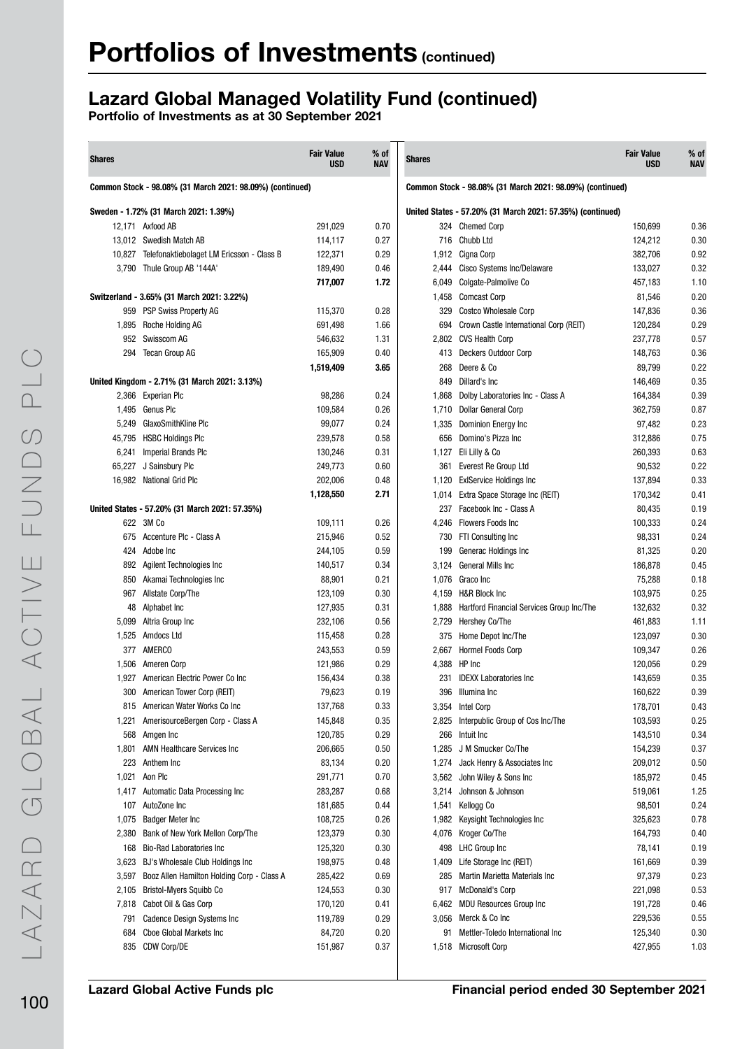# Portfolios of Investments (continued)

## Lazard Global Managed Volatility Fund (continued)

**Portfolio of Investments as at 30 September 2021**

| Shares | | Fair Value USD | % of NAV |
|---|---|---|---|
| **Common Stock - 98.08% (31 March 2021: 98.09%) (continued)** | | | |
| **Sweden - 1.72% (31 March 2021: 1.39%)** | | | |
| 12,171 | Axfood AB | 291,029 | 0.70 |
| 13,012 | Swedish Match AB | 114,117 | 0.27 |
| 10,827 | Telefonaktiebolaget LM Ericsson - Class B | 122,371 | 0.29 |
| 3,790 | Thule Group AB '144A' | 189,490 | 0.46 |
| | | **717,007** | **1.72** |
| **Switzerland - 3.65% (31 March 2021: 3.22%)** | | | |
| 959 | PSP Swiss Property AG | 115,370 | 0.28 |
| 1,895 | Roche Holding AG | 691,498 | 1.66 |
| 952 | Swisscom AG | 546,632 | 1.31 |
| 294 | Tecan Group AG | 165,909 | 0.40 |
| | | **1,519,409** | **3.65** |
| **United Kingdom - 2.71% (31 March 2021: 3.13%)** | | | |
| 2,366 | Experian Plc | 98,286 | 0.24 |
| 1,495 | Genus Plc | 109,584 | 0.26 |
| 5,249 | GlaxoSmithKline Plc | 99,077 | 0.24 |
| 45,795 | HSBC Holdings Plc | 239,578 | 0.58 |
| 6,241 | Imperial Brands Plc | 130,246 | 0.31 |
| 65,227 | J Sainsbury Plc | 249,773 | 0.60 |
| 16,982 | National Grid Plc | 202,006 | 0.48 |
| | | **1,128,550** | **2.71** |
| **United States - 57.20% (31 March 2021: 57.35%)** | | | |
| 622 | 3M Co | 109,111 | 0.26 |
| 675 | Accenture Plc - Class A | 215,946 | 0.52 |
| 424 | Adobe Inc | 244,105 | 0.59 |
| 892 | Agilent Technologies Inc | 140,517 | 0.34 |
| 850 | Akamai Technologies Inc | 88,901 | 0.21 |
| 967 | Allstate Corp/The | 123,109 | 0.30 |
| 48 | Alphabet Inc | 127,935 | 0.31 |
| 5,099 | Altria Group Inc | 232,106 | 0.56 |
| 1,525 | Amdocs Ltd | 115,458 | 0.28 |
| 377 | AMERCO | 243,553 | 0.59 |
| 1,506 | Ameren Corp | 121,986 | 0.29 |
| 1,927 | American Electric Power Co Inc | 156,434 | 0.38 |
| 300 | American Tower Corp (REIT) | 79,623 | 0.19 |
| 815 | American Water Works Co Inc | 137,768 | 0.33 |
| 1,221 | AmerisourceBergen Corp - Class A | 145,848 | 0.35 |
| 568 | Amgen Inc | 120,785 | 0.29 |
| 1,801 | AMN Healthcare Services Inc | 206,665 | 0.50 |
| 223 | Anthem Inc | 83,134 | 0.20 |
| 1,021 | Aon Plc | 291,771 | 0.70 |
| 1,417 | Automatic Data Processing Inc | 283,287 | 0.68 |
| 107 | AutoZone Inc | 181,685 | 0.44 |
| 1,075 | Badger Meter Inc | 108,725 | 0.26 |
| 2,380 | Bank of New York Mellon Corp/The | 123,379 | 0.30 |
| 168 | Bio-Rad Laboratories Inc | 125,320 | 0.30 |
| 3,623 | BJ's Wholesale Club Holdings Inc | 198,975 | 0.48 |
| 3,597 | Booz Allen Hamilton Holding Corp - Class A | 285,422 | 0.69 |
| 2,105 | Bristol-Myers Squibb Co | 124,553 | 0.30 |
| 7,818 | Cabot Oil & Gas Corp | 170,120 | 0.41 |
| 791 | Cadence Design Systems Inc | 119,789 | 0.29 |
| 684 | Cboe Global Markets Inc | 84,720 | 0.20 |
| 835 | CDW Corp/DE | 151,987 | 0.37 |
| 324 | Chemed Corp | 150,699 | 0.36 |
| 716 | Chubb Ltd | 124,212 | 0.30 |
| 1,912 | Cigna Corp | 382,706 | 0.92 |
| 2,444 | Cisco Systems Inc/Delaware | 133,027 | 0.32 |
| 6,049 | Colgate-Palmolive Co | 457,183 | 1.10 |
| 1,458 | Comcast Corp | 81,546 | 0.20 |
| 329 | Costco Wholesale Corp | 147,836 | 0.36 |
| 694 | Crown Castle International Corp (REIT) | 120,284 | 0.29 |
| 2,802 | CVS Health Corp | 237,778 | 0.57 |
| 413 | Deckers Outdoor Corp | 148,763 | 0.36 |
| 268 | Deere & Co | 89,799 | 0.22 |
| 849 | Dillard's Inc | 146,469 | 0.35 |
| 1,868 | Dolby Laboratories Inc - Class A | 164,384 | 0.39 |
| 1,710 | Dollar General Corp | 362,759 | 0.87 |
| 1,335 | Dominion Energy Inc | 97,482 | 0.23 |
| 656 | Domino's Pizza Inc | 312,886 | 0.75 |
| 1,127 | Eli Lilly & Co | 260,393 | 0.63 |
| 361 | Everest Re Group Ltd | 90,532 | 0.22 |
| 1,120 | ExlService Holdings Inc | 137,894 | 0.33 |
| 1,014 | Extra Space Storage Inc (REIT) | 170,342 | 0.41 |
| 237 | Facebook Inc - Class A | 80,435 | 0.19 |
| 4,246 | Flowers Foods Inc | 100,333 | 0.24 |
| 730 | FTI Consulting Inc | 98,331 | 0.24 |
| 199 | Generac Holdings Inc | 81,325 | 0.20 |
| 3,124 | General Mills Inc | 186,878 | 0.45 |
| 1,076 | Graco Inc | 75,288 | 0.18 |
| 4,159 | H&R Block Inc | 103,975 | 0.25 |
| 1,888 | Hartford Financial Services Group Inc/The | 132,632 | 0.32 |
| 2,729 | Hershey Co/The | 461,883 | 1.11 |
| 375 | Home Depot Inc/The | 123,097 | 0.30 |
| 2,667 | Hormel Foods Corp | 109,347 | 0.26 |
| 4,388 | HP Inc | 120,056 | 0.29 |
| 231 | IDEXX Laboratories Inc | 143,659 | 0.35 |
| 396 | Illumina Inc | 160,622 | 0.39 |
| 3,354 | Intel Corp | 178,701 | 0.43 |
| 2,825 | Interpublic Group of Cos Inc/The | 103,593 | 0.25 |
| 266 | Intuit Inc | 143,510 | 0.34 |
| 1,285 | J M Smucker Co/The | 154,239 | 0.37 |
| 1,274 | Jack Henry & Associates Inc | 209,012 | 0.50 |
| 3,562 | John Wiley & Sons Inc | 185,972 | 0.45 |
| 3,214 | Johnson & Johnson | 519,061 | 1.25 |
| 1,541 | Kellogg Co | 98,501 | 0.24 |
| 1,982 | Keysight Technologies Inc | 325,623 | 0.78 |
| 4,076 | Kroger Co/The | 164,793 | 0.40 |
| 498 | LHC Group Inc | 78,141 | 0.19 |
| 1,409 | Life Storage Inc (REIT) | 161,669 | 0.39 |
| 285 | Martin Marietta Materials Inc | 97,379 | 0.23 |
| 917 | McDonald's Corp | 221,098 | 0.53 |
| 6,462 | MDU Resources Group Inc | 191,728 | 0.46 |
| 3,056 | Merck & Co Inc | 229,536 | 0.55 |
| 91 | Mettler-Toledo International Inc | 125,340 | 0.30 |
| 1,518 | Microsoft Corp | 427,955 | 1.03 |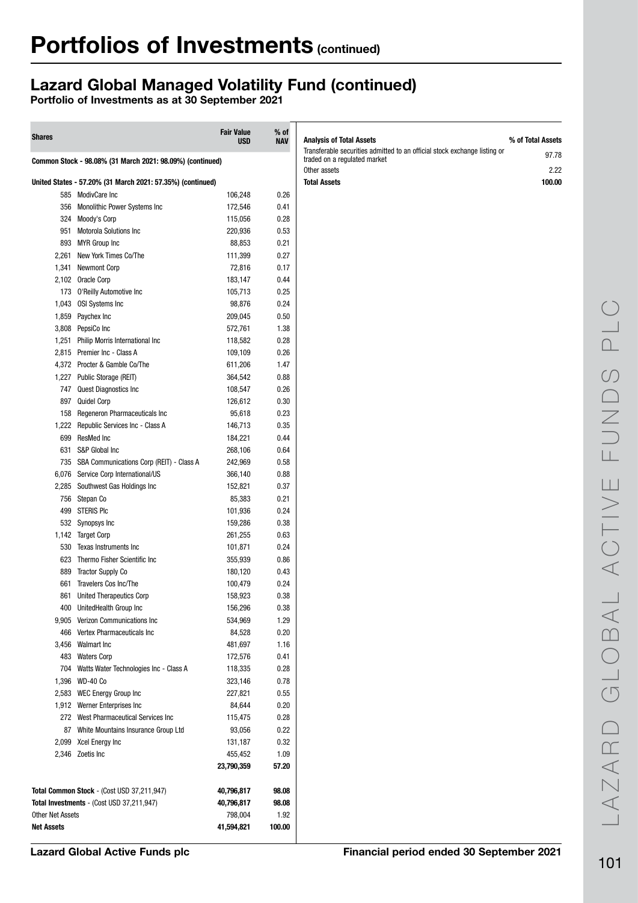# Portfolios of Investments (continued)

## Lazard Global Managed Volatility Fund (continued)

**Portfolio of Investments as at 30 September 2021**

| Shares | | Fair Value USD | % of NAV |
|---|---|---|---|
| **Common Stock - 98.08% (31 March 2021: 98.09%) (continued)** | | | |
| **United States - 57.20% (31 March 2021: 57.35%) (continued)** | | | |
| 585 | ModivCare Inc | 106,248 | 0.26 |
| 356 | Monolithic Power Systems Inc | 172,546 | 0.41 |
| 324 | Moody's Corp | 115,056 | 0.28 |
| 951 | Motorola Solutions Inc | 220,936 | 0.53 |
| 893 | MYR Group Inc | 88,853 | 0.21 |
| 2,261 | New York Times Co/The | 111,399 | 0.27 |
| 1,341 | Newmont Corp | 72,816 | 0.17 |
| 2,102 | Oracle Corp | 183,147 | 0.44 |
| 173 | O'Reilly Automotive Inc | 105,713 | 0.25 |
| 1,043 | OSI Systems Inc | 98,876 | 0.24 |
| 1,859 | Paychex Inc | 209,045 | 0.50 |
| 3,808 | PepsiCo Inc | 572,761 | 1.38 |
| 1,251 | Philip Morris International Inc | 118,582 | 0.28 |
| 2,815 | Premier Inc - Class A | 109,109 | 0.26 |
| 4,372 | Procter & Gamble Co/The | 611,206 | 1.47 |
| 1,227 | Public Storage (REIT) | 364,542 | 0.88 |
| 747 | Quest Diagnostics Inc | 108,547 | 0.26 |
| 897 | Quidel Corp | 126,612 | 0.30 |
| 158 | Regeneron Pharmaceuticals Inc | 95,618 | 0.23 |
| 1,222 | Republic Services Inc - Class A | 146,713 | 0.35 |
| 699 | ResMed Inc | 184,221 | 0.44 |
| 631 | S&P Global Inc | 268,106 | 0.64 |
| 735 | SBA Communications Corp (REIT) - Class A | 242,969 | 0.58 |
| 6,076 | Service Corp International/US | 366,140 | 0.88 |
| 2,285 | Southwest Gas Holdings Inc | 152,821 | 0.37 |
| 756 | Stepan Co | 85,383 | 0.21 |
| 499 | STERIS Plc | 101,936 | 0.24 |
| 532 | Synopsys Inc | 159,286 | 0.38 |
| 1,142 | Target Corp | 261,255 | 0.63 |
| 530 | Texas Instruments Inc | 101,871 | 0.24 |
| 623 | Thermo Fisher Scientific Inc | 355,939 | 0.86 |
| 889 | Tractor Supply Co | 180,120 | 0.43 |
| 661 | Travelers Cos Inc/The | 100,479 | 0.24 |
| 861 | United Therapeutics Corp | 158,923 | 0.38 |
| 400 | UnitedHealth Group Inc | 156,296 | 0.38 |
| 9,905 | Verizon Communications Inc | 534,969 | 1.29 |
| 466 | Vertex Pharmaceuticals Inc | 84,528 | 0.20 |
| 3,456 | Walmart Inc | 481,697 | 1.16 |
| 483 | Waters Corp | 172,576 | 0.41 |
| 704 | Watts Water Technologies Inc - Class A | 118,335 | 0.28 |
| 1,396 | WD-40 Co | 323,146 | 0.78 |
| 2,583 | WEC Energy Group Inc | 227,821 | 0.55 |
| 1,912 | Werner Enterprises Inc | 84,644 | 0.20 |
| 272 | West Pharmaceutical Services Inc | 115,475 | 0.28 |
| 87 | White Mountains Insurance Group Ltd | 93,056 | 0.22 |
| 2,099 | Xcel Energy Inc | 131,187 | 0.32 |
| 2,346 | Zoetis Inc | 455,452 | 1.09 |
| | | **23,790,359** | **57.20** |
| **Total Common Stock** - (Cost USD 37,211,947) | | **40,796,817** | **98.08** |
| **Total Investments** - (Cost USD 37,211,947) | | **40,796,817** | **98.08** |
| Other Net Assets | | 798,004 | 1.92 |
| **Net Assets** | | **41,594,821** | **100.00** |

| Analysis of Total Assets | % of Total Assets |
|---|---|
| Transferable securities admitted to an official stock exchange listing or traded on a regulated market | 97.78 |
| Other assets | 2.22 |
| **Total Assets** | **100.00** |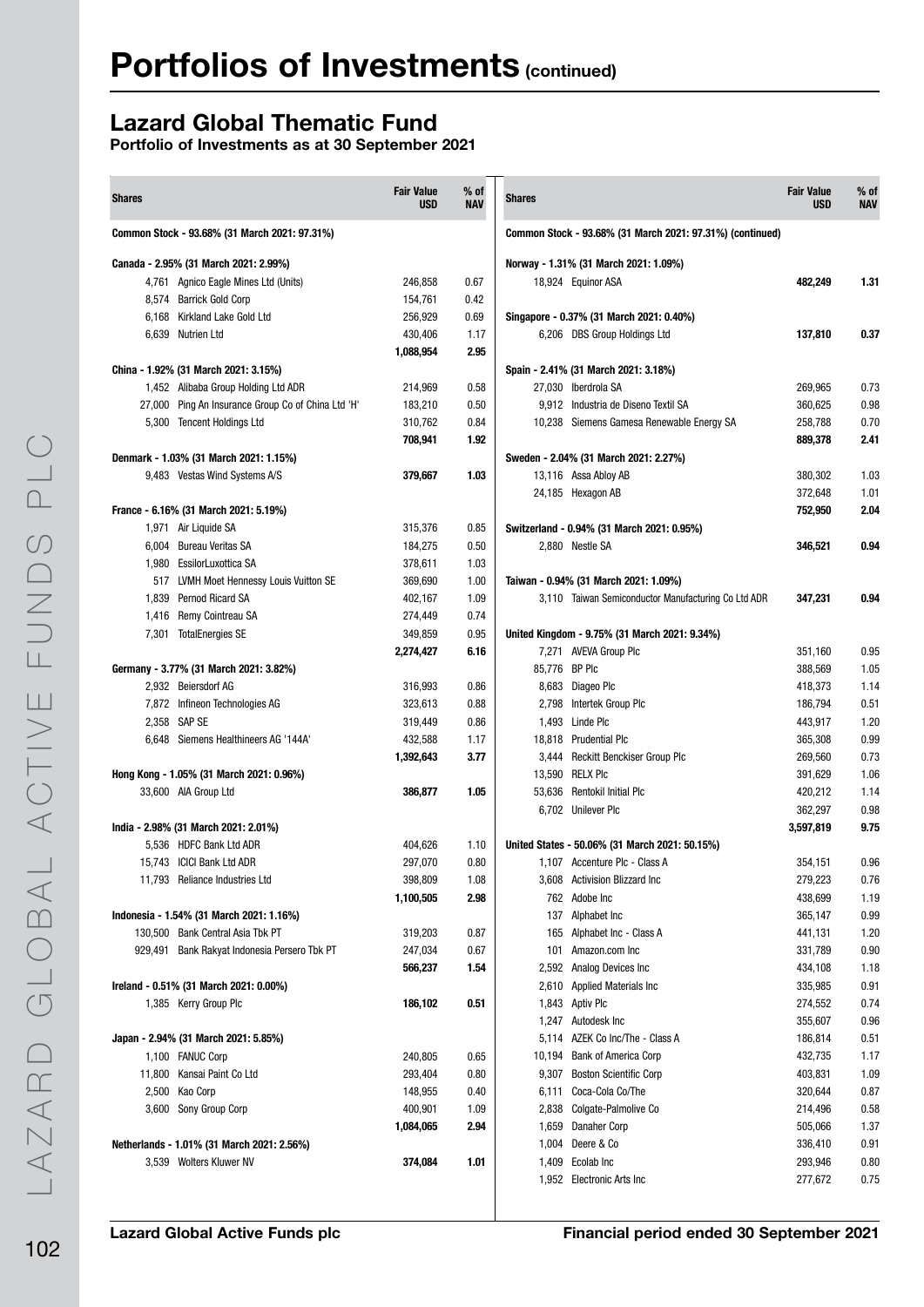# Portfolios of Investments (continued)

## Lazard Global Thematic Fund

**Portfolio of Investments as at 30 September 2021**

| Shares | | Fair Value USD | % of NAV |
|---|---|---|---|
| **Common Stock - 93.68% (31 March 2021: 97.31%)** | | | |
| **Canada - 2.95% (31 March 2021: 2.99%)** | | | |
| 4,761 | Agnico Eagle Mines Ltd (Units) | 246,858 | 0.67 |
| 8,574 | Barrick Gold Corp | 154,761 | 0.42 |
| 6,168 | Kirkland Lake Gold Ltd | 256,929 | 0.69 |
| 6,639 | Nutrien Ltd | 430,406 | 1.17 |
| | | 1,088,954 | 2.95 |
| **China - 1.92% (31 March 2021: 3.15%)** | | | |
| 1,452 | Alibaba Group Holding Ltd ADR | 214,969 | 0.58 |
| 27,000 | Ping An Insurance Group Co of China Ltd 'H' | 183,210 | 0.50 |
| 5,300 | Tencent Holdings Ltd | 310,762 | 0.84 |
| | | 708,941 | 1.92 |
| **Denmark - 1.03% (31 March 2021: 1.15%)** | | | |
| 9,483 | Vestas Wind Systems A/S | 379,667 | 1.03 |
| **France - 6.16% (31 March 2021: 5.19%)** | | | |
| 1,971 | Air Liquide SA | 315,376 | 0.85 |
| 6,004 | Bureau Veritas SA | 184,275 | 0.50 |
| 1,980 | EssilorLuxottica SA | 378,611 | 1.03 |
| 517 | LVMH Moet Hennessy Louis Vuitton SE | 369,690 | 1.00 |
| 1,839 | Pernod Ricard SA | 402,167 | 1.09 |
| 1,416 | Remy Cointreau SA | 274,449 | 0.74 |
| 7,301 | TotalEnergies SE | 349,859 | 0.95 |
| | | 2,274,427 | 6.16 |
| **Germany - 3.77% (31 March 2021: 3.82%)** | | | |
| 2,932 | Beiersdorf AG | 316,993 | 0.86 |
| 7,872 | Infineon Technologies AG | 323,613 | 0.88 |
| 2,358 | SAP SE | 319,449 | 0.86 |
| 6,648 | Siemens Healthineers AG '144A' | 432,588 | 1.17 |
| | | 1,392,643 | 3.77 |
| **Hong Kong - 1.05% (31 March 2021: 0.96%)** | | | |
| 33,600 | AIA Group Ltd | 386,877 | 1.05 |
| **India - 2.98% (31 March 2021: 2.01%)** | | | |
| 5,536 | HDFC Bank Ltd ADR | 404,626 | 1.10 |
| 15,743 | ICICI Bank Ltd ADR | 297,070 | 0.80 |
| 11,793 | Reliance Industries Ltd | 398,809 | 1.08 |
| | | 1,100,505 | 2.98 |
| **Indonesia - 1.54% (31 March 2021: 1.16%)** | | | |
| 130,500 | Bank Central Asia Tbk PT | 319,203 | 0.87 |
| 929,491 | Bank Rakyat Indonesia Persero Tbk PT | 247,034 | 0.67 |
| | | 566,237 | 1.54 |
| **Ireland - 0.51% (31 March 2021: 0.00%)** | | | |
| 1,385 | Kerry Group Plc | 186,102 | 0.51 |
| **Japan - 2.94% (31 March 2021: 5.85%)** | | | |
| 1,100 | FANUC Corp | 240,805 | 0.65 |
| 11,800 | Kansai Paint Co Ltd | 293,404 | 0.80 |
| 2,500 | Kao Corp | 148,955 | 0.40 |
| 3,600 | Sony Group Corp | 400,901 | 1.09 |
| | | 1,084,065 | 2.94 |
| **Netherlands - 1.01% (31 March 2021: 2.56%)** | | | |
| 3,539 | Wolters Kluwer NV | 374,084 | 1.01 |
| **Common Stock - 93.68% (31 March 2021: 97.31%) (continued)** | | | |
| **Norway - 1.31% (31 March 2021: 1.09%)** | | | |
| 18,924 | Equinor ASA | 482,249 | 1.31 |
| **Singapore - 0.37% (31 March 2021: 0.40%)** | | | |
| 6,206 | DBS Group Holdings Ltd | 137,810 | 0.37 |
| **Spain - 2.41% (31 March 2021: 3.18%)** | | | |
| 27,030 | Iberdrola SA | 269,965 | 0.73 |
| 9,912 | Industria de Diseno Textil SA | 360,625 | 0.98 |
| 10,238 | Siemens Gamesa Renewable Energy SA | 258,788 | 0.70 |
| | | 889,378 | 2.41 |
| **Sweden - 2.04% (31 March 2021: 2.27%)** | | | |
| 13,116 | Assa Abloy AB | 380,302 | 1.03 |
| 24,185 | Hexagon AB | 372,648 | 1.01 |
| | | 752,950 | 2.04 |
| **Switzerland - 0.94% (31 March 2021: 0.95%)** | | | |
| 2,880 | Nestle SA | 346,521 | 0.94 |
| **Taiwan - 0.94% (31 March 2021: 1.09%)** | | | |
| 3,110 | Taiwan Semiconductor Manufacturing Co Ltd ADR | 347,231 | 0.94 |
| **United Kingdom - 9.75% (31 March 2021: 9.34%)** | | | |
| 7,271 | AVEVA Group Plc | 351,160 | 0.95 |
| 85,776 | BP Plc | 388,569 | 1.05 |
| 8,683 | Diageo Plc | 418,373 | 1.14 |
| 2,798 | Intertek Group Plc | 186,794 | 0.51 |
| 1,493 | Linde Plc | 443,917 | 1.20 |
| 18,818 | Prudential Plc | 365,308 | 0.99 |
| 3,444 | Reckitt Benckiser Group Plc | 269,560 | 0.73 |
| 13,590 | RELX Plc | 391,629 | 1.06 |
| 53,636 | Rentokil Initial Plc | 420,212 | 1.14 |
| 6,702 | Unilever Plc | 362,297 | 0.98 |
| | | 3,597,819 | 9.75 |
| **United States - 50.06% (31 March 2021: 50.15%)** | | | |
| 1,107 | Accenture Plc - Class A | 354,151 | 0.96 |
| 3,608 | Activision Blizzard Inc | 279,223 | 0.76 |
| 762 | Adobe Inc | 438,699 | 1.19 |
| 137 | Alphabet Inc | 365,147 | 0.99 |
| 165 | Alphabet Inc - Class A | 441,131 | 1.20 |
| 101 | Amazon.com Inc | 331,789 | 0.90 |
| 2,592 | Analog Devices Inc | 434,108 | 1.18 |
| 2,610 | Applied Materials Inc | 335,985 | 0.91 |
| 1,843 | Aptiv Plc | 274,552 | 0.74 |
| 1,247 | Autodesk Inc | 355,607 | 0.96 |
| 5,114 | AZEK Co Inc/The - Class A | 186,814 | 0.51 |
| 10,194 | Bank of America Corp | 432,735 | 1.17 |
| 9,307 | Boston Scientific Corp | 403,831 | 1.09 |
| 6,111 | Coca-Cola Co/The | 320,644 | 0.87 |
| 2,838 | Colgate-Palmolive Co | 214,496 | 0.58 |
| 1,659 | Danaher Corp | 505,066 | 1.37 |
| 1,004 | Deere & Co | 336,410 | 0.91 |
| 1,409 | Ecolab Inc | 293,946 | 0.80 |
| 1,952 | Electronic Arts Inc | 277,672 | 0.75 |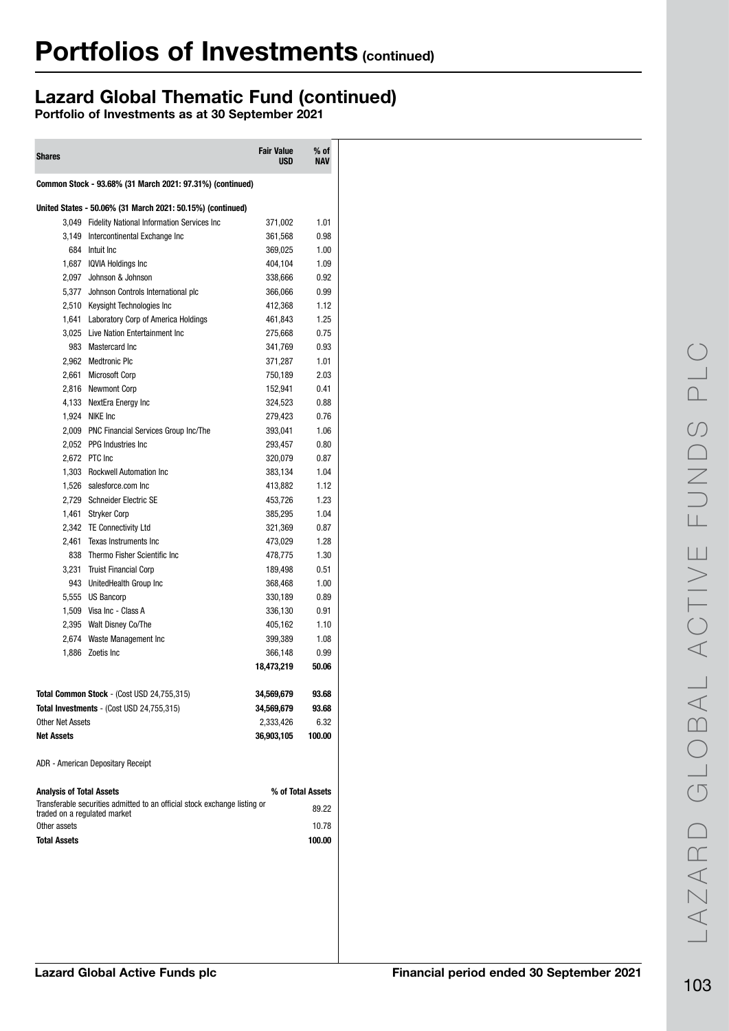# Portfolios of Investments (continued)

## Lazard Global Thematic Fund (continued)

**Portfolio of Investments as at 30 September 2021**

| Shares | | Fair Value USD | % of NAV |
|---|---|---|---|
| **Common Stock - 93.68% (31 March 2021: 97.31%) (continued)** | | | |
| **United States - 50.06% (31 March 2021: 50.15%) (continued)** | | | |
| 3,049 | Fidelity National Information Services Inc | 371,002 | 1.01 |
| 3,149 | Intercontinental Exchange Inc | 361,568 | 0.98 |
| 684 | Intuit Inc | 369,025 | 1.00 |
| 1,687 | IQVIA Holdings Inc | 404,104 | 1.09 |
| 2,097 | Johnson & Johnson | 338,666 | 0.92 |
| 5,377 | Johnson Controls International plc | 366,066 | 0.99 |
| 2,510 | Keysight Technologies Inc | 412,368 | 1.12 |
| 1,641 | Laboratory Corp of America Holdings | 461,843 | 1.25 |
| 3,025 | Live Nation Entertainment Inc | 275,668 | 0.75 |
| 983 | Mastercard Inc | 341,769 | 0.93 |
| 2,962 | Medtronic Plc | 371,287 | 1.01 |
| 2,661 | Microsoft Corp | 750,189 | 2.03 |
| 2,816 | Newmont Corp | 152,941 | 0.41 |
| 4,133 | NextEra Energy Inc | 324,523 | 0.88 |
| 1,924 | NIKE Inc | 279,423 | 0.76 |
| 2,009 | PNC Financial Services Group Inc/The | 393,041 | 1.06 |
| 2,052 | PPG Industries Inc | 293,457 | 0.80 |
| 2,672 | PTC Inc | 320,079 | 0.87 |
| 1,303 | Rockwell Automation Inc | 383,134 | 1.04 |
| 1,526 | salesforce.com Inc | 413,882 | 1.12 |
| 2,729 | Schneider Electric SE | 453,726 | 1.23 |
| 1,461 | Stryker Corp | 385,295 | 1.04 |
| 2,342 | TE Connectivity Ltd | 321,369 | 0.87 |
| 2,461 | Texas Instruments Inc | 473,029 | 1.28 |
| 838 | Thermo Fisher Scientific Inc | 478,775 | 1.30 |
| 3,231 | Truist Financial Corp | 189,498 | 0.51 |
| 943 | UnitedHealth Group Inc | 368,468 | 1.00 |
| 5,555 | US Bancorp | 330,189 | 0.89 |
| 1,509 | Visa Inc - Class A | 336,130 | 0.91 |
| 2,395 | Walt Disney Co/The | 405,162 | 1.10 |
| 2,674 | Waste Management Inc | 399,389 | 1.08 |
| 1,886 | Zoetis Inc | 366,148 | 0.99 |
| | | **18,473,219** | **50.06** |
| **Total Common Stock** - (Cost USD 24,755,315) | | **34,569,679** | **93.68** |
| **Total Investments** - (Cost USD 24,755,315) | | **34,569,679** | **93.68** |
| Other Net Assets | | 2,333,426 | 6.32 |
| **Net Assets** | | **36,903,105** | **100.00** |

ADR - American Depositary Receipt

| **Analysis of Total Assets** | **% of Total Assets** |
|---|---|
| Transferable securities admitted to an official stock exchange listing or traded on a regulated market | 89.22 |
| Other assets | 10.78 |
| **Total Assets** | **100.00** |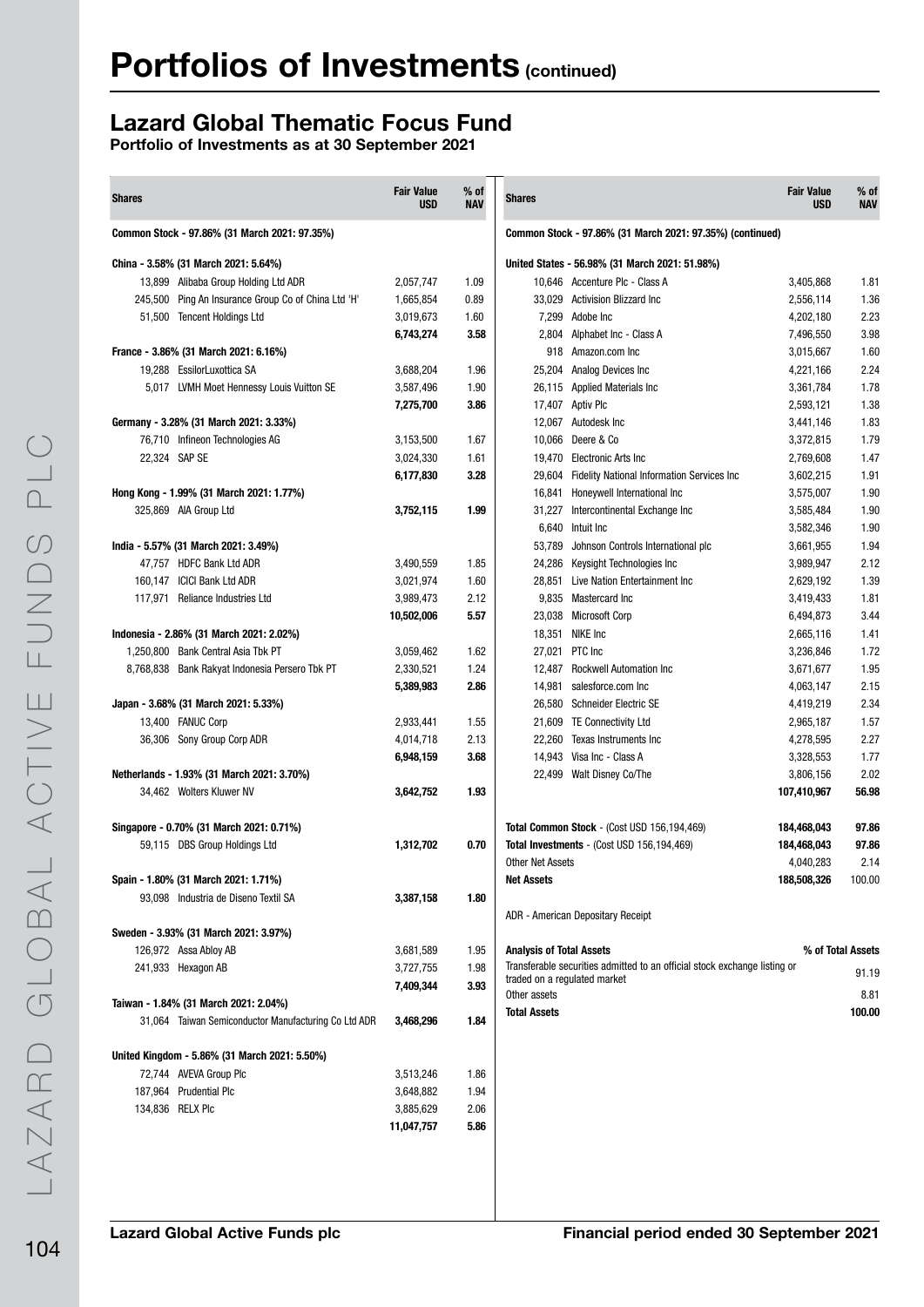# Portfolios of Investments (continued)

## Lazard Global Thematic Focus Fund

**Portfolio of Investments as at 30 September 2021**

| Shares | | Fair Value USD | % of NAV |
|---|---|---|---|
| **Common Stock - 97.86% (31 March 2021: 97.35%)** | | | |
| **China - 3.58% (31 March 2021: 5.64%)** | | | |
| 13,899 | Alibaba Group Holding Ltd ADR | 2,057,747 | 1.09 |
| 245,500 | Ping An Insurance Group Co of China Ltd 'H' | 1,665,854 | 0.89 |
| 51,500 | Tencent Holdings Ltd | 3,019,673 | 1.60 |
| | | **6,743,274** | **3.58** |
| **France - 3.86% (31 March 2021: 6.16%)** | | | |
| 19,288 | EssilorLuxottica SA | 3,688,204 | 1.96 |
| 5,017 | LVMH Moet Hennessy Louis Vuitton SE | 3,587,496 | 1.90 |
| | | **7,275,700** | **3.86** |
| **Germany - 3.28% (31 March 2021: 3.33%)** | | | |
| 76,710 | Infineon Technologies AG | 3,153,500 | 1.67 |
| 22,324 | SAP SE | 3,024,330 | 1.61 |
| | | **6,177,830** | **3.28** |
| **Hong Kong - 1.99% (31 March 2021: 1.77%)** | | | |
| 325,869 | AIA Group Ltd | **3,752,115** | **1.99** |
| **India - 5.57% (31 March 2021: 3.49%)** | | | |
| 47,757 | HDFC Bank Ltd ADR | 3,490,559 | 1.85 |
| 160,147 | ICICI Bank Ltd ADR | 3,021,974 | 1.60 |
| 117,971 | Reliance Industries Ltd | 3,989,473 | 2.12 |
| | | **10,502,006** | **5.57** |
| **Indonesia - 2.86% (31 March 2021: 2.02%)** | | | |
| 1,250,800 | Bank Central Asia Tbk PT | 3,059,462 | 1.62 |
| 8,768,838 | Bank Rakyat Indonesia Persero Tbk PT | 2,330,521 | 1.24 |
| | | **5,389,983** | **2.86** |
| **Japan - 3.68% (31 March 2021: 5.33%)** | | | |
| 13,400 | FANUC Corp | 2,933,441 | 1.55 |
| 36,306 | Sony Group Corp ADR | 4,014,718 | 2.13 |
| | | **6,948,159** | **3.68** |
| **Netherlands - 1.93% (31 March 2021: 3.70%)** | | | |
| 34,462 | Wolters Kluwer NV | **3,642,752** | **1.93** |
| **Singapore - 0.70% (31 March 2021: 0.71%)** | | | |
| 59,115 | DBS Group Holdings Ltd | **1,312,702** | **0.70** |
| **Spain - 1.80% (31 March 2021: 1.71%)** | | | |
| 93,098 | Industria de Diseno Textil SA | **3,387,158** | **1.80** |
| **Sweden - 3.93% (31 March 2021: 3.97%)** | | | |
| 126,972 | Assa Abloy AB | 3,681,589 | 1.95 |
| 241,933 | Hexagon AB | 3,727,755 | 1.98 |
| | | **7,409,344** | **3.93** |
| **Taiwan - 1.84% (31 March 2021: 2.04%)** | | | |
| 31,064 | Taiwan Semiconductor Manufacturing Co Ltd ADR | **3,468,296** | **1.84** |
| **United Kingdom - 5.86% (31 March 2021: 5.50%)** | | | |
| 72,744 | AVEVA Group Plc | 3,513,246 | 1.86 |
| 187,964 | Prudential Plc | 3,648,882 | 1.94 |
| 134,836 | RELX Plc | 3,885,629 | 2.06 |
| | | **11,047,757** | **5.86** |
| **Common Stock - 97.86% (31 March 2021: 97.35%) (continued)** | | | |
| **United States - 56.98% (31 March 2021: 51.98%)** | | | |
| 10,646 | Accenture Plc - Class A | 3,405,868 | 1.81 |
| 33,029 | Activision Blizzard Inc | 2,556,114 | 1.36 |
| 7,299 | Adobe Inc | 4,202,180 | 2.23 |
| 2,804 | Alphabet Inc - Class A | 7,496,550 | 3.98 |
| 918 | Amazon.com Inc | 3,015,667 | 1.60 |
| 25,204 | Analog Devices Inc | 4,221,166 | 2.24 |
| 26,115 | Applied Materials Inc | 3,361,784 | 1.78 |
| 17,407 | Aptiv Plc | 2,593,121 | 1.38 |
| 12,067 | Autodesk Inc | 3,441,146 | 1.83 |
| 10,066 | Deere & Co | 3,372,815 | 1.79 |
| 19,470 | Electronic Arts Inc | 2,769,608 | 1.47 |
| 29,604 | Fidelity National Information Services Inc | 3,602,215 | 1.91 |
| 16,841 | Honeywell International Inc | 3,575,007 | 1.90 |
| 31,227 | Intercontinental Exchange Inc | 3,585,484 | 1.90 |
| 6,640 | Intuit Inc | 3,582,346 | 1.90 |
| 53,789 | Johnson Controls International plc | 3,661,955 | 1.94 |
| 24,286 | Keysight Technologies Inc | 3,989,947 | 2.12 |
| 28,851 | Live Nation Entertainment Inc | 2,629,192 | 1.39 |
| 9,835 | Mastercard Inc | 3,419,433 | 1.81 |
| 23,038 | Microsoft Corp | 6,494,873 | 3.44 |
| 18,351 | NIKE Inc | 2,665,116 | 1.41 |
| 27,021 | PTC Inc | 3,236,846 | 1.72 |
| 12,487 | Rockwell Automation Inc | 3,671,677 | 1.95 |
| 14,981 | salesforce.com Inc | 4,063,147 | 2.15 |
| 26,580 | Schneider Electric SE | 4,419,219 | 2.34 |
| 21,609 | TE Connectivity Ltd | 2,965,187 | 1.57 |
| 22,260 | Texas Instruments Inc | 4,278,595 | 2.27 |
| 14,943 | Visa Inc - Class A | 3,328,553 | 1.77 |
| 22,499 | Walt Disney Co/The | 3,806,156 | 2.02 |
| | | **107,410,967** | **56.98** |
| **Total Common Stock** - (Cost USD 156,194,469) | | **184,468,043** | **97.86** |
| **Total Investments** - (Cost USD 156,194,469) | | **184,468,043** | **97.86** |
| Other Net Assets | | 4,040,283 | 2.14 |
| **Net Assets** | | **188,508,326** | 100.00 |

ADR - American Depositary Receipt

| **Analysis of Total Assets** | **% of Total Assets** |
|---|---|
| Transferable securities admitted to an official stock exchange listing or traded on a regulated market | 91.19 |
| Other assets | 8.81 |
| **Total Assets** | **100.00** |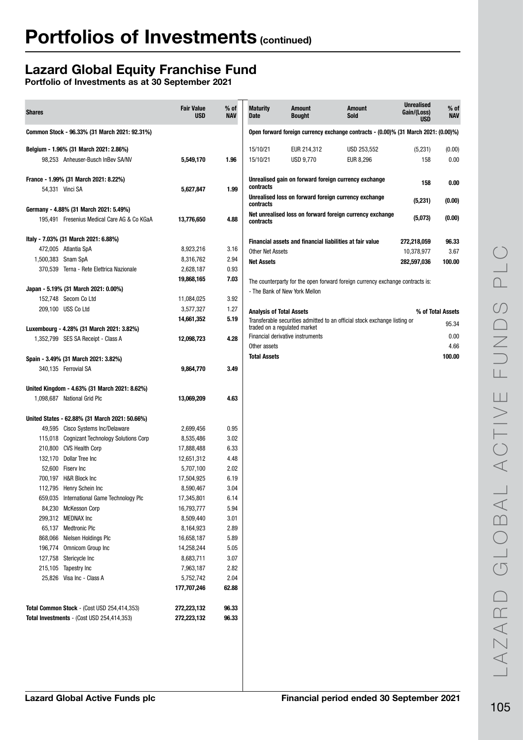# Portfolios of Investments (continued)

## Lazard Global Equity Franchise Fund

**Portfolio of Investments as at 30 September 2021**

| Shares | | Fair Value USD | % of NAV |
|---|---|---|---|
| **Common Stock - 96.33% (31 March 2021: 92.31%)** | | | |
| **Belgium - 1.96% (31 March 2021: 2.86%)** | | | |
| 98,253 | Anheuser-Busch InBev SA/NV | **5,549,170** | **1.96** |
| **France - 1.99% (31 March 2021: 8.22%)** | | | |
| 54,331 | Vinci SA | **5,627,847** | **1.99** |
| **Germany - 4.88% (31 March 2021: 5.49%)** | | | |
| 195,491 | Fresenius Medical Care AG & Co KGaA | **13,776,650** | **4.88** |
| **Italy - 7.03% (31 March 2021: 6.88%)** | | | |
| 472,005 | Atlantia SpA | 8,923,216 | 3.16 |
| 1,500,383 | Snam SpA | 8,316,762 | 2.94 |
| 370,539 | Terna - Rete Elettrica Nazionale | 2,628,187 | 0.93 |
| | | **19,868,165** | **7.03** |
| **Japan - 5.19% (31 March 2021: 0.00%)** | | | |
| 152,748 | Secom Co Ltd | 11,084,025 | 3.92 |
| 209,100 | USS Co Ltd | 3,577,327 | 1.27 |
| | | **14,661,352** | **5.19** |
| **Luxembourg - 4.28% (31 March 2021: 3.82%)** | | | |
| 1,352,799 | SES SA Receipt - Class A | **12,098,723** | **4.28** |
| **Spain - 3.49% (31 March 2021: 3.82%)** | | | |
| 340,135 | Ferrovial SA | **9,864,770** | **3.49** |
| **United Kingdom - 4.63% (31 March 2021: 8.62%)** | | | |
| 1,098,687 | National Grid Plc | **13,069,209** | **4.63** |
| **United States - 62.88% (31 March 2021: 50.66%)** | | | |
| 49,595 | Cisco Systems Inc/Delaware | 2,699,456 | 0.95 |
| 115,018 | Cognizant Technology Solutions Corp | 8,535,486 | 3.02 |
| 210,800 | CVS Health Corp | 17,888,488 | 6.33 |
| 132,170 | Dollar Tree Inc | 12,651,312 | 4.48 |
| 52,600 | Fiserv Inc | 5,707,100 | 2.02 |
| 700,197 | H&R Block Inc | 17,504,925 | 6.19 |
| 112,795 | Henry Schein Inc | 8,590,467 | 3.04 |
| 659,035 | International Game Technology Plc | 17,345,801 | 6.14 |
| 84,230 | McKesson Corp | 16,793,777 | 5.94 |
| 299,312 | MEDNAX Inc | 8,509,440 | 3.01 |
| 65,137 | Medtronic Plc | 8,164,923 | 2.89 |
| 868,066 | Nielsen Holdings Plc | 16,658,187 | 5.89 |
| 196,774 | Omnicom Group Inc | 14,258,244 | 5.05 |
| 127,758 | Stericycle Inc | 8,683,711 | 3.07 |
| 215,105 | Tapestry Inc | 7,963,187 | 2.82 |
| 25,826 | Visa Inc - Class A | 5,752,742 | 2.04 |
| | | **177,707,246** | **62.88** |
| **Total Common Stock** - (Cost USD 254,414,353) | | **272,223,132** | **96.33** |
| **Total Investments** - (Cost USD 254,414,353) | | **272,223,132** | **96.33** |

| Maturity Date | Amount Bought | Amount Sold | Unrealised Gain/(Loss) USD | % of NAV |
|---|---|---|---|---|
| **Open forward foreign currency exchange contracts - (0.00)% (31 March 2021: (0.00)%)** | | | | |
| 15/10/21 | EUR 214,312 | USD 253,552 | (5,231) | (0.00) |
| 15/10/21 | USD 9,770 | EUR 8,296 | 158 | 0.00 |
| **Unrealised gain on forward foreign currency exchange contracts** | | | **158** | **0.00** |
| **Unrealised loss on forward foreign currency exchange contracts** | | | **(5,231)** | **(0.00)** |
| **Net unrealised loss on forward foreign currency exchange contracts** | | | **(5,073)** | **(0.00)** |

| | Fair Value USD | % of NAV |
|---|---|---|
| **Financial assets and financial liabilities at fair value** | **272,218,059** | **96.33** |
| Other Net Assets | 10,378,977 | 3.67 |
| **Net Assets** | **282,597,036** | **100.00** |

The counterparty for the open forward foreign currency exchange contracts is:
- The Bank of New York Mellon

| **Analysis of Total Assets** | **% of Total Assets** |
|---|---|
| Transferable securities admitted to an official stock exchange listing or traded on a regulated market | 95.34 |
| Financial derivative instruments | 0.00 |
| Other assets | 4.66 |
| **Total Assets** | **100.00** |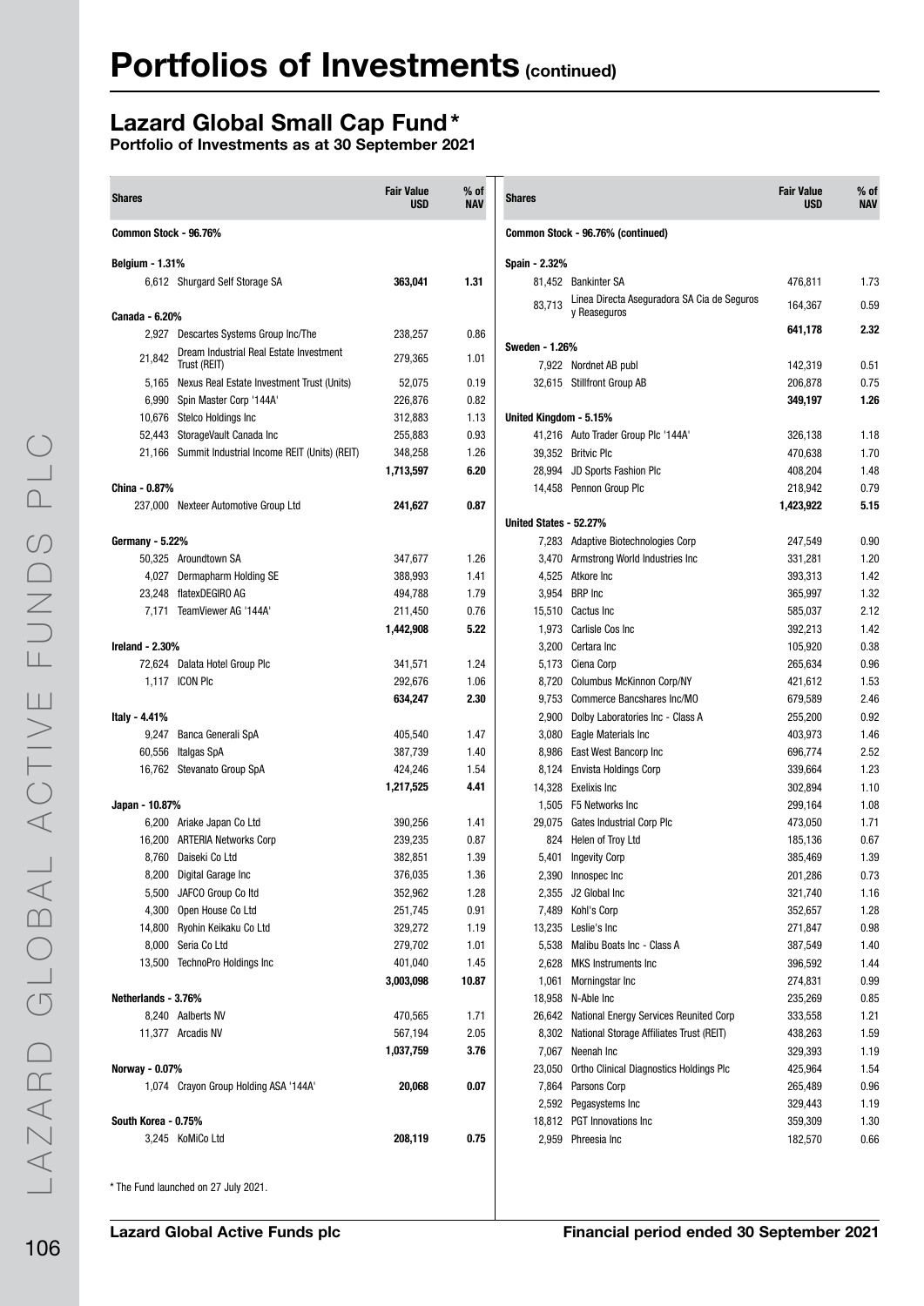# Portfolios of Investments (continued)

## Lazard Global Small Cap Fund*

**Portfolio of Investments as at 30 September 2021**

| Shares | | Fair Value USD | % of NAV |
|---|---|---|---|
| **Common Stock - 96.76%** | | | |
| **Belgium - 1.31%** | | | |
| 6,612 | Shurgard Self Storage SA | **363,041** | **1.31** |
| **Canada - 6.20%** | | | |
| 2,927 | Descartes Systems Group Inc/The | 238,257 | 0.86 |
| 21,842 | Dream Industrial Real Estate Investment Trust (REIT) | 279,365 | 1.01 |
| 5,165 | Nexus Real Estate Investment Trust (Units) | 52,075 | 0.19 |
| 6,990 | Spin Master Corp '144A' | 226,876 | 0.82 |
| 10,676 | Stelco Holdings Inc | 312,883 | 1.13 |
| 52,443 | StorageVault Canada Inc | 255,883 | 0.93 |
| 21,166 | Summit Industrial Income REIT (Units) (REIT) | 348,258 | 1.26 |
| | | **1,713,597** | **6.20** |
| **China - 0.87%** | | | |
| 237,000 | Nexteer Automotive Group Ltd | **241,627** | **0.87** |
| **Germany - 5.22%** | | | |
| 50,325 | Aroundtown SA | 347,677 | 1.26 |
| 4,027 | Dermapharm Holding SE | 388,993 | 1.41 |
| 23,248 | flatexDEGIRO AG | 494,788 | 1.79 |
| 7,171 | TeamViewer AG '144A' | 211,450 | 0.76 |
| | | **1,442,908** | **5.22** |
| **Ireland - 2.30%** | | | |
| 72,624 | Dalata Hotel Group Plc | 341,571 | 1.24 |
| 1,117 | ICON Plc | 292,676 | 1.06 |
| | | **634,247** | **2.30** |
| **Italy - 4.41%** | | | |
| 9,247 | Banca Generali SpA | 405,540 | 1.47 |
| 60,556 | Italgas SpA | 387,739 | 1.40 |
| 16,762 | Stevanato Group SpA | 424,246 | 1.54 |
| | | **1,217,525** | **4.41** |
| **Japan - 10.87%** | | | |
| 6,200 | Ariake Japan Co Ltd | 390,256 | 1.41 |
| 16,200 | ARTERIA Networks Corp | 239,235 | 0.87 |
| 8,760 | Daiseki Co Ltd | 382,851 | 1.39 |
| 8,200 | Digital Garage Inc | 376,035 | 1.36 |
| 5,500 | JAFCO Group Co ltd | 352,962 | 1.28 |
| 4,300 | Open House Co Ltd | 251,745 | 0.91 |
| 14,800 | Ryohin Keikaku Co Ltd | 329,272 | 1.19 |
| 8,000 | Seria Co Ltd | 279,702 | 1.01 |
| 13,500 | TechnoPro Holdings Inc | 401,040 | 1.45 |
| | | **3,003,098** | **10.87** |
| **Netherlands - 3.76%** | | | |
| 8,240 | Aalberts NV | 470,565 | 1.71 |
| 11,377 | Arcadis NV | 567,194 | 2.05 |
| | | **1,037,759** | **3.76** |
| **Norway - 0.07%** | | | |
| 1,074 | Crayon Group Holding ASA '144A' | **20,068** | **0.07** |
| **South Korea - 0.75%** | | | |
| 3,245 | KoMiCo Ltd | **208,119** | **0.75** |

| Shares | | Fair Value USD | % of NAV |
|---|---|---|---|
| **Common Stock - 96.76% (continued)** | | | |
| **Spain - 2.32%** | | | |
| 81,452 | Bankinter SA | 476,811 | 1.73 |
| 83,713 | Linea Directa Aseguradora SA Cia de Seguros y Reaseguros | 164,367 | 0.59 |
| | | **641,178** | **2.32** |
| **Sweden - 1.26%** | | | |
| 7,922 | Nordnet AB publ | 142,319 | 0.51 |
| 32,615 | Stillfront Group AB | 206,878 | 0.75 |
| | | **349,197** | **1.26** |
| **United Kingdom - 5.15%** | | | |
| 41,216 | Auto Trader Group Plc '144A' | 326,138 | 1.18 |
| 39,352 | Britvic Plc | 470,638 | 1.70 |
| 28,994 | JD Sports Fashion Plc | 408,204 | 1.48 |
| 14,458 | Pennon Group Plc | 218,942 | 0.79 |
| | | **1,423,922** | **5.15** |
| **United States - 52.27%** | | | |
| 7,283 | Adaptive Biotechnologies Corp | 247,549 | 0.90 |
| 3,470 | Armstrong World Industries Inc | 331,281 | 1.20 |
| 4,525 | Atkore Inc | 393,313 | 1.42 |
| 3,954 | BRP Inc | 365,997 | 1.32 |
| 15,510 | Cactus Inc | 585,037 | 2.12 |
| 1,973 | Carlisle Cos Inc | 392,213 | 1.42 |
| 3,200 | Certara Inc | 105,920 | 0.38 |
| 5,173 | Ciena Corp | 265,634 | 0.96 |
| 8,720 | Columbus McKinnon Corp/NY | 421,612 | 1.53 |
| 9,753 | Commerce Bancshares Inc/MO | 679,589 | 2.46 |
| 2,900 | Dolby Laboratories Inc - Class A | 255,200 | 0.92 |
| 3,080 | Eagle Materials Inc | 403,973 | 1.46 |
| 8,986 | East West Bancorp Inc | 696,774 | 2.52 |
| 8,124 | Envista Holdings Corp | 339,664 | 1.23 |
| 14,328 | Exelixis Inc | 302,894 | 1.10 |
| 1,505 | F5 Networks Inc | 299,164 | 1.08 |
| 29,075 | Gates Industrial Corp Plc | 473,050 | 1.71 |
| 824 | Helen of Troy Ltd | 185,136 | 0.67 |
| 5,401 | Ingevity Corp | 385,469 | 1.39 |
| 2,390 | Innospec Inc | 201,286 | 0.73 |
| 2,355 | J2 Global Inc | 321,740 | 1.16 |
| 7,489 | Kohl's Corp | 352,657 | 1.28 |
| 13,235 | Leslie's Inc | 271,847 | 0.98 |
| 5,538 | Malibu Boats Inc - Class A | 387,549 | 1.40 |
| 2,628 | MKS Instruments Inc | 396,592 | 1.44 |
| 1,061 | Morningstar Inc | 274,831 | 0.99 |
| 18,958 | N-Able Inc | 235,269 | 0.85 |
| 26,642 | National Energy Services Reunited Corp | 333,558 | 1.21 |
| 8,302 | National Storage Affiliates Trust (REIT) | 438,263 | 1.59 |
| 7,067 | Neenah Inc | 329,393 | 1.19 |
| 23,050 | Ortho Clinical Diagnostics Holdings Plc | 425,964 | 1.54 |
| 7,864 | Parsons Corp | 265,489 | 0.96 |
| 2,592 | Pegasystems Inc | 329,443 | 1.19 |
| 18,812 | PGT Innovations Inc | 359,309 | 1.30 |
| 2,959 | Phreesia Inc | 182,570 | 0.66 |

* The Fund launched on 27 July 2021.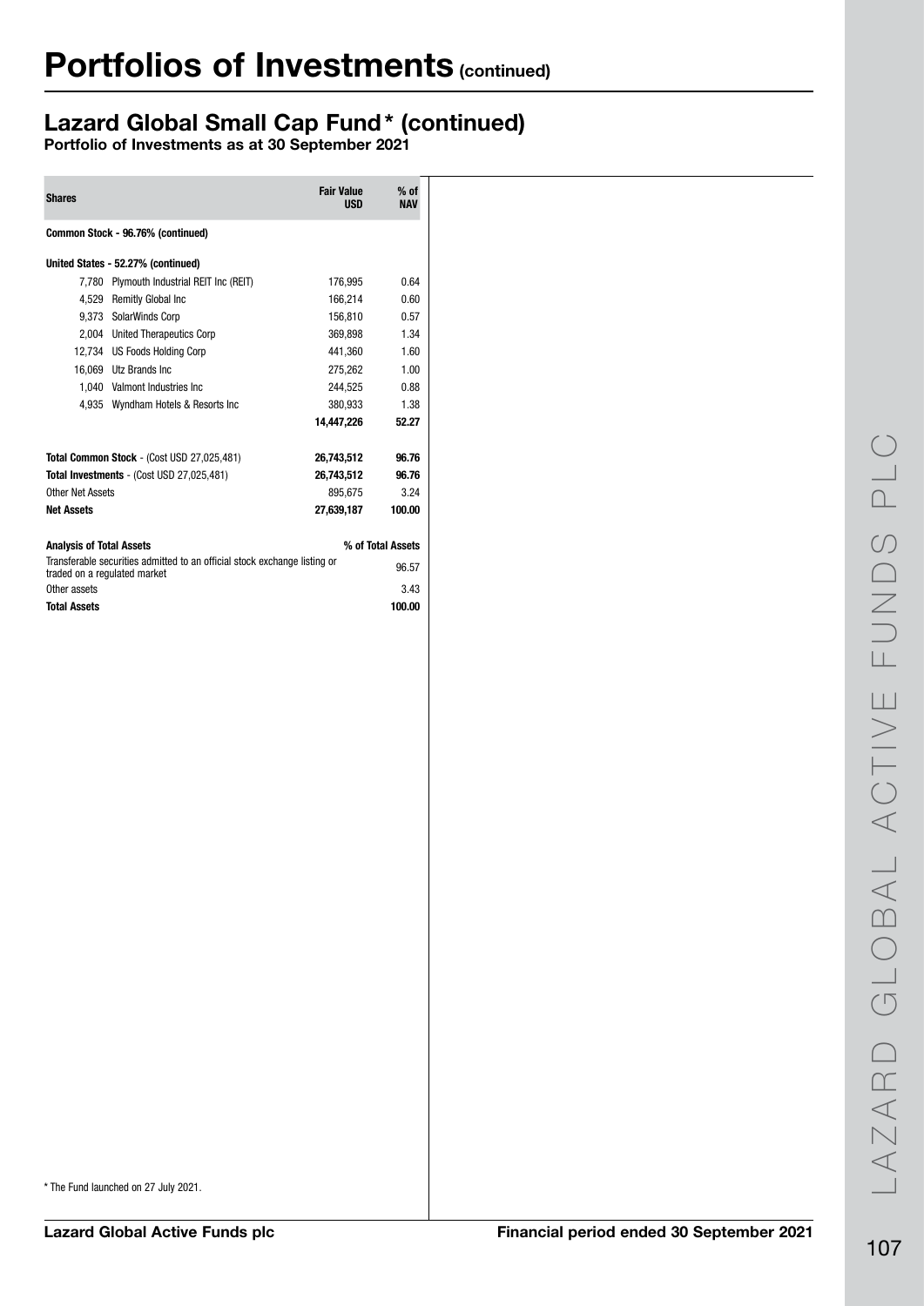# Portfolios of Investments (continued)

## Lazard Global Small Cap Fund* (continued)

**Portfolio of Investments as at 30 September 2021**

| Shares | | Fair Value USD | % of NAV |
|---|---|---|---|
| **Common Stock - 96.76% (continued)** | | | |
| **United States - 52.27% (continued)** | | | |
| 7,780 | Plymouth Industrial REIT Inc (REIT) | 176,995 | 0.64 |
| 4,529 | Remitly Global Inc | 166,214 | 0.60 |
| 9,373 | SolarWinds Corp | 156,810 | 0.57 |
| 2,004 | United Therapeutics Corp | 369,898 | 1.34 |
| 12,734 | US Foods Holding Corp | 441,360 | 1.60 |
| 16,069 | Utz Brands Inc | 275,262 | 1.00 |
| 1,040 | Valmont Industries Inc | 244,525 | 0.88 |
| 4,935 | Wyndham Hotels & Resorts Inc | 380,933 | 1.38 |
| | | **14,447,226** | **52.27** |
| **Total Common Stock** - (Cost USD 27,025,481) | | **26,743,512** | **96.76** |
| **Total Investments** - (Cost USD 27,025,481) | | **26,743,512** | **96.76** |
| Other Net Assets | | 895,675 | 3.24 |
| **Net Assets** | | **27,639,187** | **100.00** |

| **Analysis of Total Assets** | **% of Total Assets** |
|---|---|
| Transferable securities admitted to an official stock exchange listing or traded on a regulated market | 96.57 |
| Other assets | 3.43 |
| **Total Assets** | **100.00** |

* The Fund launched on 27 July 2021.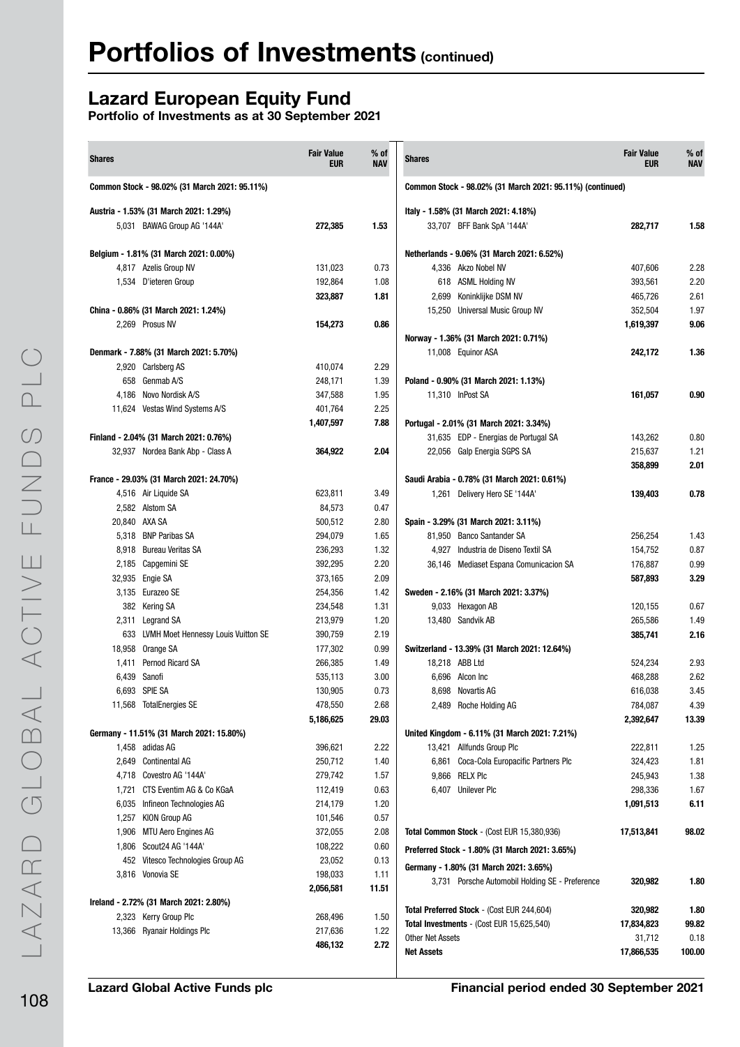# Portfolios of Investments (continued)

## Lazard European Equity Fund

**Portfolio of Investments as at 30 September 2021**

| Shares | | Fair Value EUR | % of NAV |
|---|---|---|---|
| **Common Stock - 98.02% (31 March 2021: 95.11%)** | | | |
| **Austria - 1.53% (31 March 2021: 1.29%)** | | | |
| 5,031 | BAWAG Group AG '144A' | **272,385** | **1.53** |
| **Belgium - 1.81% (31 March 2021: 0.00%)** | | | |
| 4,817 | Azelis Group NV | 131,023 | 0.73 |
| 1,534 | D'ieteren Group | 192,864 | 1.08 |
| | | **323,887** | **1.81** |
| **China - 0.86% (31 March 2021: 1.24%)** | | | |
| 2,269 | Prosus NV | **154,273** | **0.86** |
| **Denmark - 7.88% (31 March 2021: 5.70%)** | | | |
| 2,920 | Carlsberg AS | 410,074 | 2.29 |
| 658 | Genmab A/S | 248,171 | 1.39 |
| 4,186 | Novo Nordisk A/S | 347,588 | 1.95 |
| 11,624 | Vestas Wind Systems A/S | 401,764 | 2.25 |
| | | **1,407,597** | **7.88** |
| **Finland - 2.04% (31 March 2021: 0.76%)** | | | |
| 32,937 | Nordea Bank Abp - Class A | **364,922** | **2.04** |
| **France - 29.03% (31 March 2021: 24.70%)** | | | |
| 4,516 | Air Liquide SA | 623,811 | 3.49 |
| 2,582 | Alstom SA | 84,573 | 0.47 |
| 20,840 | AXA SA | 500,512 | 2.80 |
| 5,318 | BNP Paribas SA | 294,079 | 1.65 |
| 8,918 | Bureau Veritas SA | 236,293 | 1.32 |
| 2,185 | Capgemini SE | 392,295 | 2.20 |
| 32,935 | Engie SA | 373,165 | 2.09 |
| 3,135 | Eurazeo SE | 254,356 | 1.42 |
| 382 | Kering SA | 234,548 | 1.31 |
| 2,311 | Legrand SA | 213,979 | 1.20 |
| 633 | LVMH Moet Hennessy Louis Vuitton SE | 390,759 | 2.19 |
| 18,958 | Orange SA | 177,302 | 0.99 |
| 1,411 | Pernod Ricard SA | 266,385 | 1.49 |
| 6,439 | Sanofi | 535,113 | 3.00 |
| 6,693 | SPIE SA | 130,905 | 0.73 |
| 11,568 | TotalEnergies SE | 478,550 | 2.68 |
| | | **5,186,625** | **29.03** |
| **Germany - 11.51% (31 March 2021: 15.80%)** | | | |
| 1,458 | adidas AG | 396,621 | 2.22 |
| 2,649 | Continental AG | 250,712 | 1.40 |
| 4,718 | Covestro AG '144A' | 279,742 | 1.57 |
| 1,721 | CTS Eventim AG & Co KGaA | 112,419 | 0.63 |
| 6,035 | Infineon Technologies AG | 214,179 | 1.20 |
| 1,257 | KION Group AG | 101,546 | 0.57 |
| 1,906 | MTU Aero Engines AG | 372,055 | 2.08 |
| 1,806 | Scout24 AG '144A' | 108,222 | 0.60 |
| 452 | Vitesco Technologies Group AG | 23,052 | 0.13 |
| 3,816 | Vonovia SE | 198,033 | 1.11 |
| | | **2,056,581** | **11.51** |
| **Ireland - 2.72% (31 March 2021: 2.80%)** | | | |
| 2,323 | Kerry Group Plc | 268,496 | 1.50 |
| 13,366 | Ryanair Holdings Plc | 217,636 | 1.22 |
| | | **486,132** | **2.72** |
| **Common Stock - 98.02% (31 March 2021: 95.11%) (continued)** | | | |
| **Italy - 1.58% (31 March 2021: 4.18%)** | | | |
| 33,707 | BFF Bank SpA '144A' | **282,717** | **1.58** |
| **Netherlands - 9.06% (31 March 2021: 6.52%)** | | | |
| 4,336 | Akzo Nobel NV | 407,606 | 2.28 |
| 618 | ASML Holding NV | 393,561 | 2.20 |
| 2,699 | Koninklijke DSM NV | 465,726 | 2.61 |
| 15,250 | Universal Music Group NV | 352,504 | 1.97 |
| | | **1,619,397** | **9.06** |
| **Norway - 1.36% (31 March 2021: 0.71%)** | | | |
| 11,008 | Equinor ASA | **242,172** | **1.36** |
| **Poland - 0.90% (31 March 2021: 1.13%)** | | | |
| 11,310 | InPost SA | **161,057** | **0.90** |
| **Portugal - 2.01% (31 March 2021: 3.34%)** | | | |
| 31,635 | EDP - Energias de Portugal SA | 143,262 | 0.80 |
| 22,056 | Galp Energia SGPS SA | 215,637 | 1.21 |
| | | **358,899** | **2.01** |
| **Saudi Arabia - 0.78% (31 March 2021: 0.61%)** | | | |
| 1,261 | Delivery Hero SE '144A' | **139,403** | **0.78** |
| **Spain - 3.29% (31 March 2021: 3.11%)** | | | |
| 81,950 | Banco Santander SA | 256,254 | 1.43 |
| 4,927 | Industria de Diseno Textil SA | 154,752 | 0.87 |
| 36,146 | Mediaset Espana Comunicacion SA | 176,887 | 0.99 |
| | | **587,893** | **3.29** |
| **Sweden - 2.16% (31 March 2021: 3.37%)** | | | |
| 9,033 | Hexagon AB | 120,155 | 0.67 |
| 13,480 | Sandvik AB | 265,586 | 1.49 |
| | | **385,741** | **2.16** |
| **Switzerland - 13.39% (31 March 2021: 12.64%)** | | | |
| 18,218 | ABB Ltd | 524,234 | 2.93 |
| 6,696 | Alcon Inc | 468,288 | 2.62 |
| 8,698 | Novartis AG | 616,038 | 3.45 |
| 2,489 | Roche Holding AG | 784,087 | 4.39 |
| | | **2,392,647** | **13.39** |
| **United Kingdom - 6.11% (31 March 2021: 7.21%)** | | | |
| 13,421 | Allfunds Group Plc | 222,811 | 1.25 |
| 6,861 | Coca-Cola Europacific Partners Plc | 324,423 | 1.81 |
| 9,866 | RELX Plc | 245,943 | 1.38 |
| 6,407 | Unilever Plc | 298,336 | 1.67 |
| | | **1,091,513** | **6.11** |
| **Total Common Stock** - (Cost EUR 15,380,936) | | **17,513,841** | **98.02** |
| **Preferred Stock - 1.80% (31 March 2021: 3.65%)** | | | |
| **Germany - 1.80% (31 March 2021: 3.65%)** | | | |
| 3,731 | Porsche Automobil Holding SE - Preference | **320,982** | **1.80** |
| **Total Preferred Stock** - (Cost EUR 244,604) | | **320,982** | **1.80** |
| **Total Investments** - (Cost EUR 15,625,540) | | **17,834,823** | **99.82** |
| Other Net Assets | | 31,712 | 0.18 |
| **Net Assets** | | **17,866,535** | **100.00** |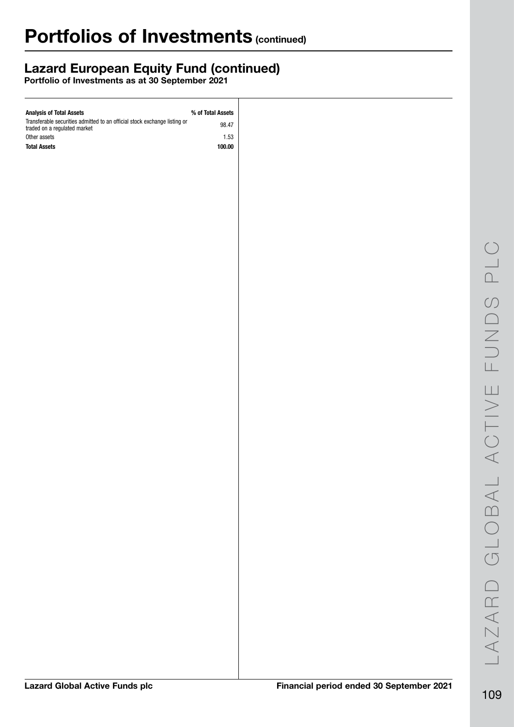# Portfolios of Investments (continued)

## Lazard European Equity Fund (continued)

**Portfolio of Investments as at 30 September 2021**

| Analysis of Total Assets | % of Total Assets |
|---|---|
| Transferable securities admitted to an official stock exchange listing or traded on a regulated market | 98.47 |
| Other assets | 1.53 |
| **Total Assets** | **100.00** |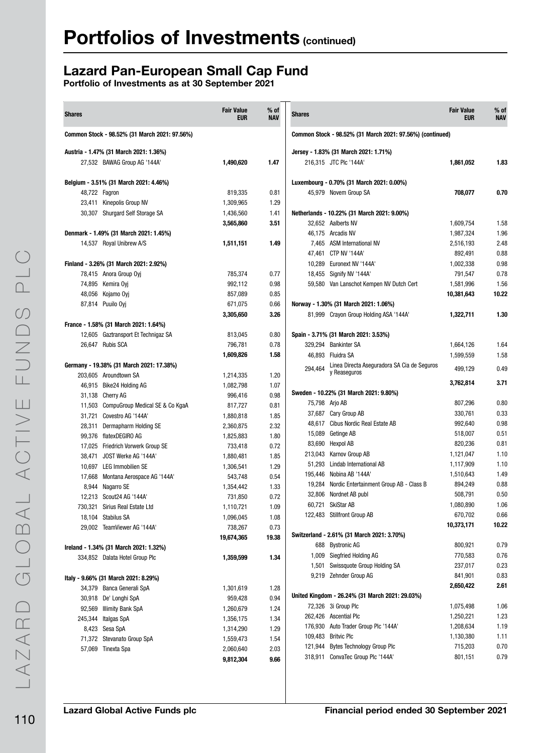# Portfolios of Investments (continued)

## Lazard Pan-European Small Cap Fund

**Portfolio of Investments as at 30 September 2021**

| Shares | | Fair Value EUR | % of NAV |
|---|---|---|---|
| **Common Stock - 98.52% (31 March 2021: 97.56%)** | | | |
| **Austria - 1.47% (31 March 2021: 1.36%)** | | | |
| 27,532 | BAWAG Group AG '144A' | **1,490,620** | **1.47** |
| **Belgium - 3.51% (31 March 2021: 4.46%)** | | | |
| 48,722 | Fagron | 819,335 | 0.81 |
| 23,411 | Kinepolis Group NV | 1,309,965 | 1.29 |
| 30,307 | Shurgard Self Storage SA | 1,436,560 | 1.41 |
| | | **3,565,860** | **3.51** |
| **Denmark - 1.49% (31 March 2021: 1.45%)** | | | |
| 14,537 | Royal Unibrew A/S | **1,511,151** | **1.49** |
| **Finland - 3.26% (31 March 2021: 2.92%)** | | | |
| 78,415 | Anora Group Oyj | 785,374 | 0.77 |
| 74,895 | Kemira Oyj | 992,112 | 0.98 |
| 48,056 | Kojamo Oyj | 857,089 | 0.85 |
| 87,814 | Puuilo Oyj | 671,075 | 0.66 |
| | | **3,305,650** | **3.26** |
| **France - 1.58% (31 March 2021: 1.64%)** | | | |
| 12,605 | Gaztransport Et Technigaz SA | 813,045 | 0.80 |
| 26,647 | Rubis SCA | 796,781 | 0.78 |
| | | **1,609,826** | **1.58** |
| **Germany - 19.38% (31 March 2021: 17.38%)** | | | |
| 203,605 | Aroundtown SA | 1,214,335 | 1.20 |
| 46,915 | Bike24 Holding AG | 1,082,798 | 1.07 |
| 31,138 | Cherry AG | 996,416 | 0.98 |
| 11,503 | CompuGroup Medical SE & Co KgaA | 817,727 | 0.81 |
| 31,721 | Covestro AG '144A' | 1,880,818 | 1.85 |
| 28,311 | Dermapharm Holding SE | 2,360,875 | 2.32 |
| 99,376 | flatexDEGIRO AG | 1,825,883 | 1.80 |
| 17,025 | Friedrich Vorwerk Group SE | 733,418 | 0.72 |
| 38,471 | JOST Werke AG '144A' | 1,880,481 | 1.85 |
| 10,697 | LEG Immobilien SE | 1,306,541 | 1.29 |
| 17,668 | Montana Aerospace AG '144A' | 543,748 | 0.54 |
| 8,944 | Nagarro SE | 1,354,442 | 1.33 |
| 12,213 | Scout24 AG '144A' | 731,850 | 0.72 |
| 730,321 | Sirius Real Estate Ltd | 1,110,721 | 1.09 |
| 18,104 | Stabilus SA | 1,096,045 | 1.08 |
| 29,002 | TeamViewer AG '144A' | 738,267 | 0.73 |
| | | **19,674,365** | **19.38** |
| **Ireland - 1.34% (31 March 2021: 1.32%)** | | | |
| 334,852 | Dalata Hotel Group Plc | **1,359,599** | **1.34** |
| **Italy - 9.66% (31 March 2021: 8.29%)** | | | |
| 34,379 | Banca Generali SpA | 1,301,619 | 1.28 |
| 30,918 | De' Longhi SpA | 959,428 | 0.94 |
| 92,569 | Illimity Bank SpA | 1,260,679 | 1.24 |
| 245,344 | Italgas SpA | 1,356,175 | 1.34 |
| 8,423 | Sesa SpA | 1,314,290 | 1.29 |
| 71,372 | Stevanato Group SpA | 1,559,473 | 1.54 |
| 57,069 | Tinexta Spa | 2,060,640 | 2.03 |
| | | **9,812,304** | **9.66** |
| **Common Stock - 98.52% (31 March 2021: 97.56%) (continued)** | | | |
| **Jersey - 1.83% (31 March 2021: 1.71%)** | | | |
| 216,315 | JTC Plc '144A' | **1,861,052** | **1.83** |
| **Luxembourg - 0.70% (31 March 2021: 0.00%)** | | | |
| 45,979 | Novem Group SA | **708,077** | **0.70** |
| **Netherlands - 10.22% (31 March 2021: 9.00%)** | | | |
| 32,652 | Aalberts NV | 1,609,754 | 1.58 |
| 46,175 | Arcadis NV | 1,987,324 | 1.96 |
| 7,465 | ASM International NV | 2,516,193 | 2.48 |
| 47,461 | CTP NV '144A' | 892,491 | 0.88 |
| 10,289 | Euronext NV '144A' | 1,002,338 | 0.98 |
| 18,455 | Signify NV '144A' | 791,547 | 0.78 |
| 59,580 | Van Lanschot Kempen NV Dutch Cert | 1,581,996 | 1.56 |
| | | **10,381,643** | **10.22** |
| **Norway - 1.30% (31 March 2021: 1.06%)** | | | |
| 81,999 | Crayon Group Holding ASA '144A' | **1,322,711** | **1.30** |
| **Spain - 3.71% (31 March 2021: 3.53%)** | | | |
| 329,294 | Bankinter SA | 1,664,126 | 1.64 |
| 46,893 | Fluidra SA | 1,599,559 | 1.58 |
| 294,464 | Linea Directa Aseguradora SA Cia de Seguros y Reaseguros | 499,129 | 0.49 |
| | | **3,762,814** | **3.71** |
| **Sweden - 10.22% (31 March 2021: 9.80%)** | | | |
| 75,798 | Arjo AB | 807,296 | 0.80 |
| 37,687 | Cary Group AB | 330,761 | 0.33 |
| 48,617 | Cibus Nordic Real Estate AB | 992,640 | 0.98 |
| 15,089 | Getinge AB | 518,007 | 0.51 |
| 83,690 | Hexpol AB | 820,236 | 0.81 |
| 213,043 | Karnov Group AB | 1,121,047 | 1.10 |
| 51,293 | Lindab International AB | 1,117,909 | 1.10 |
| 195,446 | Nobina AB '144A' | 1,510,643 | 1.49 |
| 19,284 | Nordic Entertainment Group AB - Class B | 894,249 | 0.88 |
| 32,806 | Nordnet AB publ | 508,791 | 0.50 |
| 60,721 | SkiStar AB | 1,080,890 | 1.06 |
| 122,483 | Stillfront Group AB | 670,702 | 0.66 |
| | | **10,373,171** | **10.22** |
| **Switzerland - 2.61% (31 March 2021: 3.70%)** | | | |
| 688 | Bystronic AG | 800,921 | 0.79 |
| 1,009 | Siegfried Holding AG | 770,583 | 0.76 |
| 1,501 | Swissquote Group Holding SA | 237,017 | 0.23 |
| 9,219 | Zehnder Group AG | 841,901 | 0.83 |
| | | **2,650,422** | **2.61** |
| **United Kingdom - 26.24% (31 March 2021: 29.03%)** | | | |
| 72,326 | 3i Group Plc | 1,075,498 | 1.06 |
| 262,426 | Ascential Plc | 1,250,221 | 1.23 |
| 176,930 | Auto Trader Group Plc '144A' | 1,208,634 | 1.19 |
| 109,483 | Britvic Plc | 1,130,380 | 1.11 |
| 121,944 | Bytes Technology Group Plc | 715,203 | 0.70 |
| 318,911 | ConvaTec Group Plc '144A' | 801,151 | 0.79 |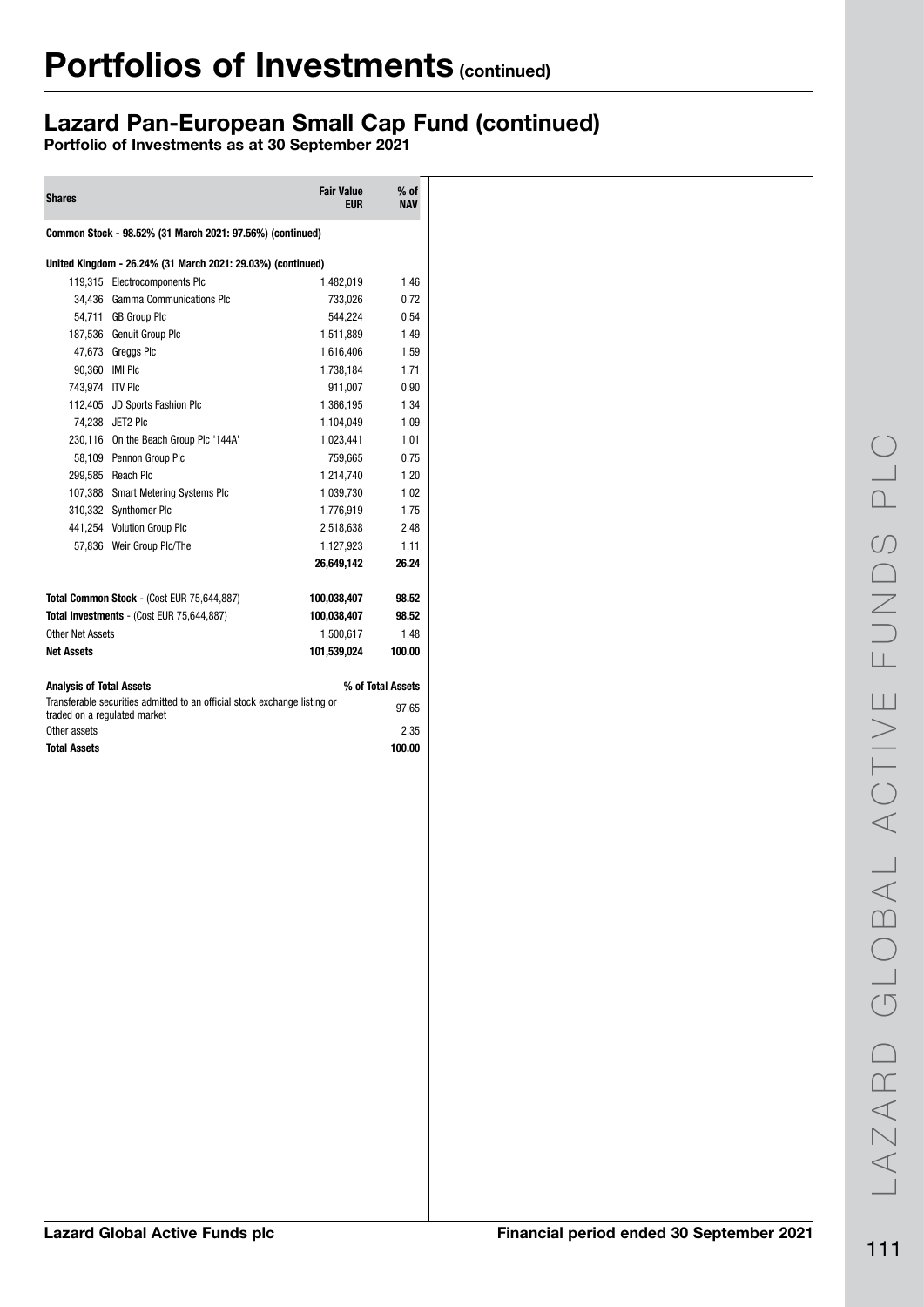# Portfolios of Investments (continued)

## Lazard Pan-European Small Cap Fund (continued)

**Portfolio of Investments as at 30 September 2021**

| Shares | | Fair Value EUR | % of NAV |
|---|---|---|---|
| **Common Stock - 98.52% (31 March 2021: 97.56%) (continued)** | | | |
| **United Kingdom - 26.24% (31 March 2021: 29.03%) (continued)** | | | |
| 119,315 | Electrocomponents Plc | 1,482,019 | 1.46 |
| 34,436 | Gamma Communications Plc | 733,026 | 0.72 |
| 54,711 | GB Group Plc | 544,224 | 0.54 |
| 187,536 | Genuit Group Plc | 1,511,889 | 1.49 |
| 47,673 | Greggs Plc | 1,616,406 | 1.59 |
| 90,360 | IMI Plc | 1,738,184 | 1.71 |
| 743,974 | ITV Plc | 911,007 | 0.90 |
| 112,405 | JD Sports Fashion Plc | 1,366,195 | 1.34 |
| 74,238 | JET2 Plc | 1,104,049 | 1.09 |
| 230,116 | On the Beach Group Plc '144A' | 1,023,441 | 1.01 |
| 58,109 | Pennon Group Plc | 759,665 | 0.75 |
| 299,585 | Reach Plc | 1,214,740 | 1.20 |
| 107,388 | Smart Metering Systems Plc | 1,039,730 | 1.02 |
| 310,332 | Synthomer Plc | 1,776,919 | 1.75 |
| 441,254 | Volution Group Plc | 2,518,638 | 2.48 |
| 57,836 | Weir Group Plc/The | 1,127,923 | 1.11 |
| | | **26,649,142** | **26.24** |
| **Total Common Stock** - (Cost EUR 75,644,887) | | **100,038,407** | **98.52** |
| **Total Investments** - (Cost EUR 75,644,887) | | **100,038,407** | **98.52** |
| Other Net Assets | | 1,500,617 | 1.48 |
| **Net Assets** | | **101,539,024** | **100.00** |

| **Analysis of Total Assets** | **% of Total Assets** |
|---|---|
| Transferable securities admitted to an official stock exchange listing or traded on a regulated market | 97.65 |
| Other assets | 2.35 |
| **Total Assets** | **100.00** |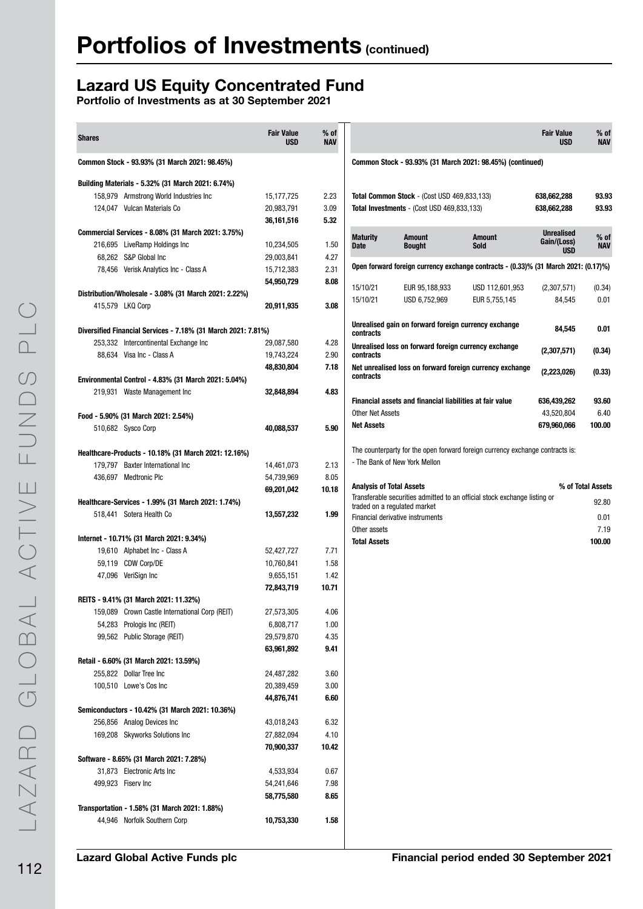# Portfolios of Investments (continued)

## Lazard US Equity Concentrated Fund

**Portfolio of Investments as at 30 September 2021**

| Shares | | Fair Value USD | % of NAV |
|---|---|---|---|
| **Common Stock - 93.93% (31 March 2021: 98.45%)** | | | |
| **Building Materials - 5.32% (31 March 2021: 6.74%)** | | | |
| 158,979 | Armstrong World Industries Inc | 15,177,725 | 2.23 |
| 124,047 | Vulcan Materials Co | 20,983,791 | 3.09 |
| | | **36,161,516** | **5.32** |
| **Commercial Services - 8.08% (31 March 2021: 3.75%)** | | | |
| 216,695 | LiveRamp Holdings Inc | 10,234,505 | 1.50 |
| 68,262 | S&P Global Inc | 29,003,841 | 4.27 |
| 78,456 | Verisk Analytics Inc - Class A | 15,712,383 | 2.31 |
| | | **54,950,729** | **8.08** |
| **Distribution/Wholesale - 3.08% (31 March 2021: 2.22%)** | | | |
| 415,579 | LKQ Corp | **20,911,935** | **3.08** |
| **Diversified Financial Services - 7.18% (31 March 2021: 7.81%)** | | | |
| 253,332 | Intercontinental Exchange Inc | 29,087,580 | 4.28 |
| 88,634 | Visa Inc - Class A | 19,743,224 | 2.90 |
| | | **48,830,804** | **7.18** |
| **Environmental Control - 4.83% (31 March 2021: 5.04%)** | | | |
| 219,931 | Waste Management Inc | **32,848,894** | **4.83** |
| **Food - 5.90% (31 March 2021: 2.54%)** | | | |
| 510,682 | Sysco Corp | **40,088,537** | **5.90** |
| **Healthcare-Products - 10.18% (31 March 2021: 12.16%)** | | | |
| 179,797 | Baxter International Inc | 14,461,073 | 2.13 |
| 436,697 | Medtronic Plc | 54,739,969 | 8.05 |
| | | **69,201,042** | **10.18** |
| **Healthcare-Services - 1.99% (31 March 2021: 1.74%)** | | | |
| 518,441 | Sotera Health Co | **13,557,232** | **1.99** |
| **Internet - 10.71% (31 March 2021: 9.34%)** | | | |
| 19,610 | Alphabet Inc - Class A | 52,427,727 | 7.71 |
| 59,119 | CDW Corp/DE | 10,760,841 | 1.58 |
| 47,096 | VeriSign Inc | 9,655,151 | 1.42 |
| | | **72,843,719** | **10.71** |
| **REITS - 9.41% (31 March 2021: 11.32%)** | | | |
| 159,089 | Crown Castle International Corp (REIT) | 27,573,305 | 4.06 |
| 54,283 | Prologis Inc (REIT) | 6,808,717 | 1.00 |
| 99,562 | Public Storage (REIT) | 29,579,870 | 4.35 |
| | | **63,961,892** | **9.41** |
| **Retail - 6.60% (31 March 2021: 13.59%)** | | | |
| 255,822 | Dollar Tree Inc | 24,487,282 | 3.60 |
| 100,510 | Lowe's Cos Inc | 20,389,459 | 3.00 |
| | | **44,876,741** | **6.60** |
| **Semiconductors - 10.42% (31 March 2021: 10.36%)** | | | |
| 256,856 | Analog Devices Inc | 43,018,243 | 6.32 |
| 169,208 | Skyworks Solutions Inc | 27,882,094 | 4.10 |
| | | **70,900,337** | **10.42** |
| **Software - 8.65% (31 March 2021: 7.28%)** | | | |
| 31,873 | Electronic Arts Inc | 4,533,934 | 0.67 |
| 499,923 | Fiserv Inc | 54,241,646 | 7.98 |
| | | **58,775,580** | **8.65** |
| **Transportation - 1.58% (31 March 2021: 1.88%)** | | | |
| 44,946 | Norfolk Southern Corp | **10,753,330** | **1.58** |

| | Fair Value USD | % of NAV |
|---|---|---|
| **Common Stock - 93.93% (31 March 2021: 98.45%) (continued)** | | |
| **Total Common Stock** - (Cost USD 469,833,133) | **638,662,288** | **93.93** |
| **Total Investments** - (Cost USD 469,833,133) | **638,662,288** | **93.93** |

| Maturity Date | Amount Bought | Amount Sold | Unrealised Gain/(Loss) USD | % of NAV |
|---|---|---|---|---|
| **Open forward foreign currency exchange contracts - (0.33)% (31 March 2021: (0.17)%)** | | | | |
| 15/10/21 | EUR 95,188,933 | USD 112,601,953 | (2,307,571) | (0.34) |
| 15/10/21 | USD 6,752,969 | EUR 5,755,145 | 84,545 | 0.01 |
| **Unrealised gain on forward foreign currency exchange contracts** | | | **84,545** | **0.01** |
| **Unrealised loss on forward foreign currency exchange contracts** | | | **(2,307,571)** | **(0.34)** |
| **Net unrealised loss on forward foreign currency exchange contracts** | | | **(2,223,026)** | **(0.33)** |
| **Financial assets and financial liabilities at fair value** | | | **636,439,262** | **93.60** |
| Other Net Assets | | | 43,520,804 | 6.40 |
| **Net Assets** | | | **679,960,066** | **100.00** |

The counterparty for the open forward foreign currency exchange contracts is:

- The Bank of New York Mellon

| **Analysis of Total Assets** | **% of Total Assets** |
|---|---|
| Transferable securities admitted to an official stock exchange listing or traded on a regulated market | 92.80 |
| Financial derivative instruments | 0.01 |
| Other assets | 7.19 |
| **Total Assets** | **100.00** |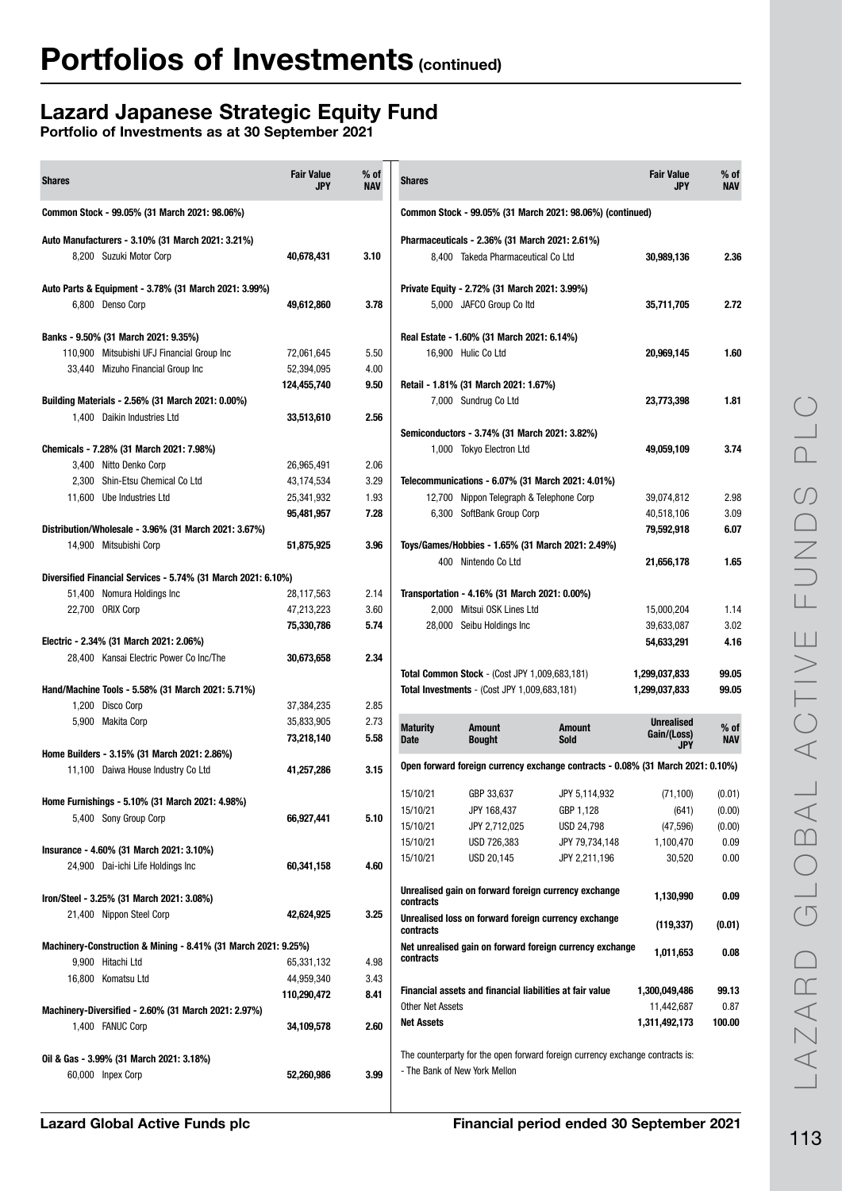# Portfolios of Investments (continued)

## Lazard Japanese Strategic Equity Fund

### Portfolio of Investments as at 30 September 2021

| Shares | | Fair Value JPY | % of NAV |
|---|---|---|---|
| **Common Stock - 99.05% (31 March 2021: 98.06%)** | | | |
| **Auto Manufacturers - 3.10% (31 March 2021: 3.21%)** | | | |
| 8,200 | Suzuki Motor Corp | **40,678,431** | **3.10** |
| **Auto Parts & Equipment - 3.78% (31 March 2021: 3.99%)** | | | |
| 6,800 | Denso Corp | **49,612,860** | **3.78** |
| **Banks - 9.50% (31 March 2021: 9.35%)** | | | |
| 110,900 | Mitsubishi UFJ Financial Group Inc | 72,061,645 | 5.50 |
| 33,440 | Mizuho Financial Group Inc | 52,394,095 | 4.00 |
| | | **124,455,740** | **9.50** |
| **Building Materials - 2.56% (31 March 2021: 0.00%)** | | | |
| 1,400 | Daikin Industries Ltd | **33,513,610** | **2.56** |
| **Chemicals - 7.28% (31 March 2021: 7.98%)** | | | |
| 3,400 | Nitto Denko Corp | 26,965,491 | 2.06 |
| 2,300 | Shin-Etsu Chemical Co Ltd | 43,174,534 | 3.29 |
| 11,600 | Ube Industries Ltd | 25,341,932 | 1.93 |
| | | **95,481,957** | **7.28** |
| **Distribution/Wholesale - 3.96% (31 March 2021: 3.67%)** | | | |
| 14,900 | Mitsubishi Corp | **51,875,925** | **3.96** |
| **Diversified Financial Services - 5.74% (31 March 2021: 6.10%)** | | | |
| 51,400 | Nomura Holdings Inc | 28,117,563 | 2.14 |
| 22,700 | ORIX Corp | 47,213,223 | 3.60 |
| | | **75,330,786** | **5.74** |
| **Electric - 2.34% (31 March 2021: 2.06%)** | | | |
| 28,400 | Kansai Electric Power Co Inc/The | **30,673,658** | **2.34** |
| **Hand/Machine Tools - 5.58% (31 March 2021: 5.71%)** | | | |
| 1,200 | Disco Corp | 37,384,235 | 2.85 |
| 5,900 | Makita Corp | 35,833,905 | 2.73 |
| | | **73,218,140** | **5.58** |
| **Home Builders - 3.15% (31 March 2021: 2.86%)** | | | |
| 11,100 | Daiwa House Industry Co Ltd | **41,257,286** | **3.15** |
| **Home Furnishings - 5.10% (31 March 2021: 4.98%)** | | | |
| 5,400 | Sony Group Corp | **66,927,441** | **5.10** |
| **Insurance - 4.60% (31 March 2021: 3.10%)** | | | |
| 24,900 | Dai-ichi Life Holdings Inc | **60,341,158** | **4.60** |
| **Iron/Steel - 3.25% (31 March 2021: 3.08%)** | | | |
| 21,400 | Nippon Steel Corp | **42,624,925** | **3.25** |
| **Machinery-Construction & Mining - 8.41% (31 March 2021: 9.25%)** | | | |
| 9,900 | Hitachi Ltd | 65,331,132 | 4.98 |
| 16,800 | Komatsu Ltd | 44,959,340 | 3.43 |
| | | **110,290,472** | **8.41** |
| **Machinery-Diversified - 2.60% (31 March 2021: 2.97%)** | | | |
| 1,400 | FANUC Corp | **34,109,578** | **2.60** |
| **Oil & Gas - 3.99% (31 March 2021: 3.18%)** | | | |
| 60,000 | Inpex Corp | **52,260,986** | **3.99** |
| **Common Stock - 99.05% (31 March 2021: 98.06%) (continued)** | | | |
| **Pharmaceuticals - 2.36% (31 March 2021: 2.61%)** | | | |
| 8,400 | Takeda Pharmaceutical Co Ltd | **30,989,136** | **2.36** |
| **Private Equity - 2.72% (31 March 2021: 3.99%)** | | | |
| 5,000 | JAFCO Group Co ltd | **35,711,705** | **2.72** |
| **Real Estate - 1.60% (31 March 2021: 6.14%)** | | | |
| 16,900 | Hulic Co Ltd | **20,969,145** | **1.60** |
| **Retail - 1.81% (31 March 2021: 1.67%)** | | | |
| 7,000 | Sundrug Co Ltd | **23,773,398** | **1.81** |
| **Semiconductors - 3.74% (31 March 2021: 3.82%)** | | | |
| 1,000 | Tokyo Electron Ltd | **49,059,109** | **3.74** |
| **Telecommunications - 6.07% (31 March 2021: 4.01%)** | | | |
| 12,700 | Nippon Telegraph & Telephone Corp | 39,074,812 | 2.98 |
| 6,300 | SoftBank Group Corp | 40,518,106 | 3.09 |
| | | **79,592,918** | **6.07** |
| **Toys/Games/Hobbies - 1.65% (31 March 2021: 2.49%)** | | | |
| 400 | Nintendo Co Ltd | **21,656,178** | **1.65** |
| **Transportation - 4.16% (31 March 2021: 0.00%)** | | | |
| 2,000 | Mitsui OSK Lines Ltd | 15,000,204 | 1.14 |
| 28,000 | Seibu Holdings Inc | 39,633,087 | 3.02 |
| | | **54,633,291** | **4.16** |
| **Total Common Stock** - (Cost JPY 1,009,683,181) | | **1,299,037,833** | **99.05** |
| **Total Investments** - (Cost JPY 1,009,683,181) | | **1,299,037,833** | **99.05** |

| Maturity Date | Amount Bought | Amount Sold | Unrealised Gain/(Loss) JPY | % of NAV |
|---|---|---|---|---|
| **Open forward foreign currency exchange contracts - 0.08% (31 March 2021: 0.10%)** | | | | |
| 15/10/21 | GBP 33,637 | JPY 5,114,932 | (71,100) | (0.01) |
| 15/10/21 | JPY 168,437 | GBP 1,128 | (641) | (0.00) |
| 15/10/21 | JPY 2,712,025 | USD 24,798 | (47,596) | (0.00) |
| 15/10/21 | USD 726,383 | JPY 79,734,148 | 1,100,470 | 0.09 |
| 15/10/21 | USD 20,145 | JPY 2,211,196 | 30,520 | 0.00 |
| **Unrealised gain on forward foreign currency exchange contracts** | | | **1,130,990** | **0.09** |
| **Unrealised loss on forward foreign currency exchange contracts** | | | **(119,337)** | **(0.01)** |
| **Net unrealised gain on forward foreign currency exchange contracts** | | | **1,011,653** | **0.08** |

| | Fair Value JPY | % of NAV |
|---|---|---|
| **Financial assets and financial liabilities at fair value** | **1,300,049,486** | **99.13** |
| Other Net Assets | 11,442,687 | 0.87 |
| **Net Assets** | **1,311,492,173** | **100.00** |

The counterparty for the open forward foreign currency exchange contracts is:
- The Bank of New York Mellon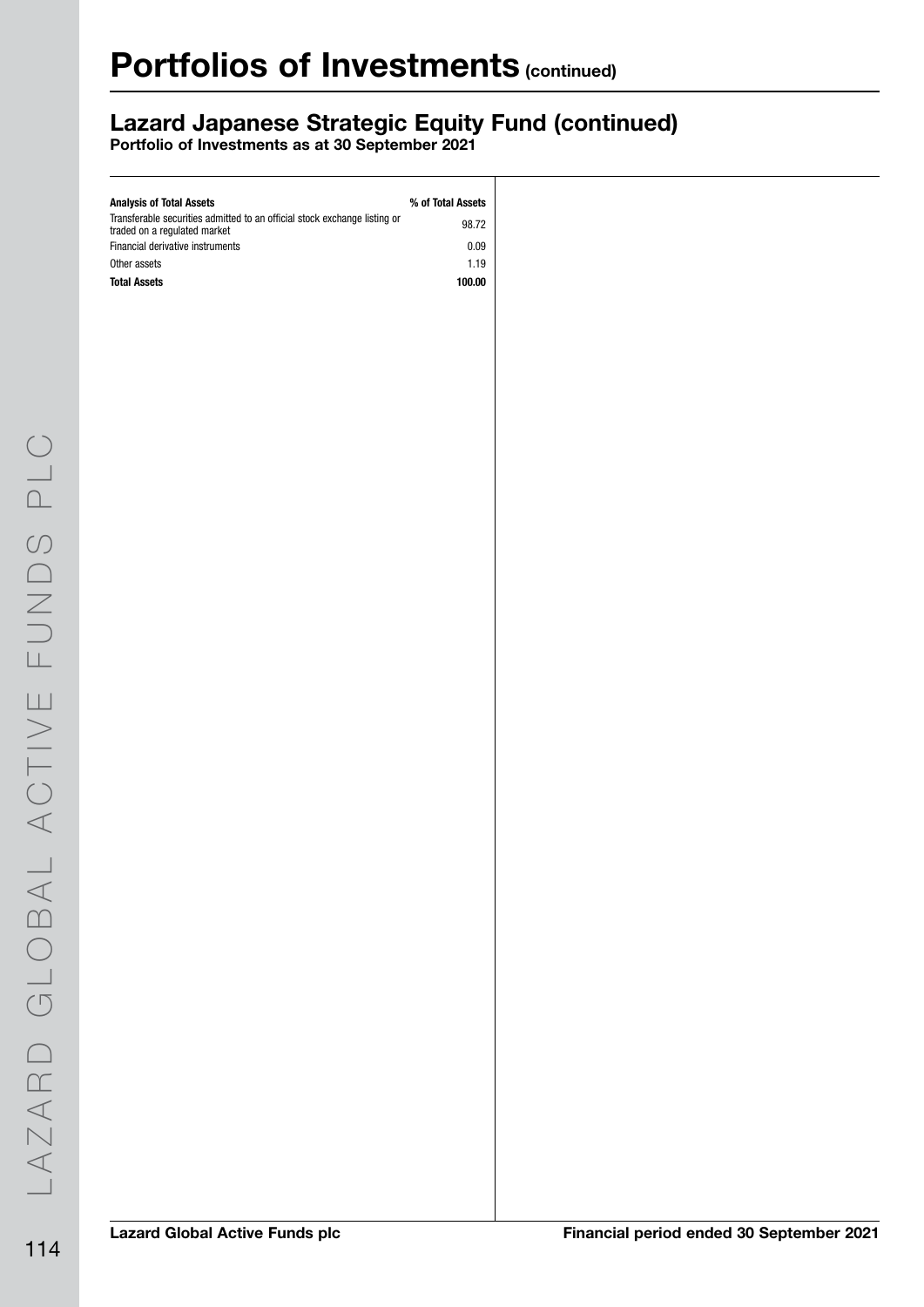# Portfolios of Investments (continued)

## Lazard Japanese Strategic Equity Fund (continued)

**Portfolio of Investments as at 30 September 2021**

| Analysis of Total Assets | % of Total Assets |
|---|---|
| Transferable securities admitted to an official stock exchange listing or traded on a regulated market | 98.72 |
| Financial derivative instruments | 0.09 |
| Other assets | 1.19 |
| **Total Assets** | **100.00** |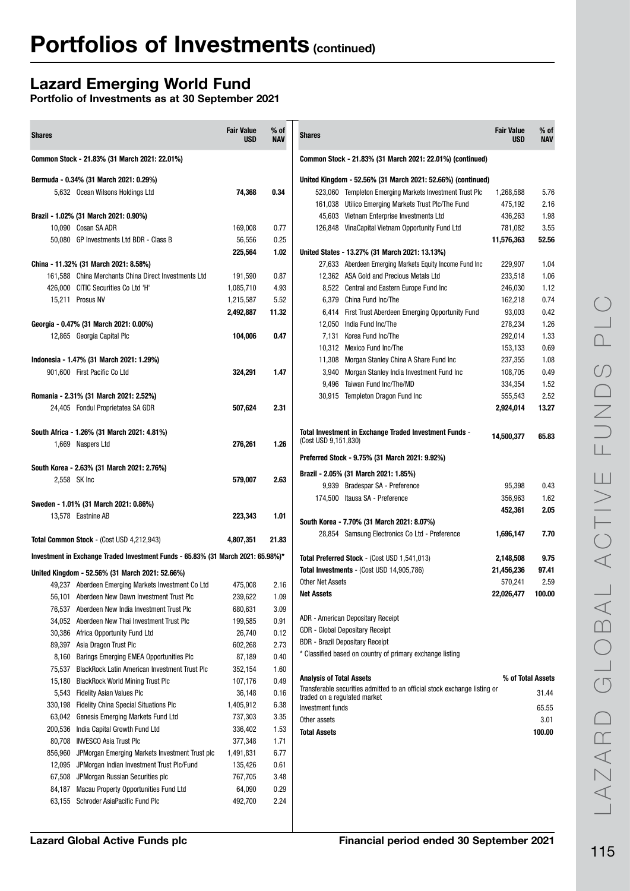# Portfolios of Investments (continued)

## Lazard Emerging World Fund

**Portfolio of Investments as at 30 September 2021**

| Shares | | Fair Value USD | % of NAV |
|---|---|---|---|
| **Common Stock - 21.83% (31 March 2021: 22.01%)** | | | |
| **Bermuda - 0.34% (31 March 2021: 0.29%)** | | | |
| 5,632 | Ocean Wilsons Holdings Ltd | **74,368** | **0.34** |
| **Brazil - 1.02% (31 March 2021: 0.90%)** | | | |
| 10,090 | Cosan SA ADR | 169,008 | 0.77 |
| 50,080 | GP Investments Ltd BDR - Class B | 56,556 | 0.25 |
| | | **225,564** | **1.02** |
| **China - 11.32% (31 March 2021: 8.58%)** | | | |
| 161,588 | China Merchants China Direct Investments Ltd | 191,590 | 0.87 |
| 426,000 | CITIC Securities Co Ltd 'H' | 1,085,710 | 4.93 |
| 15,211 | Prosus NV | 1,215,587 | 5.52 |
| | | **2,492,887** | **11.32** |
| **Georgia - 0.47% (31 March 2021: 0.00%)** | | | |
| 12,865 | Georgia Capital Plc | **104,006** | **0.47** |
| **Indonesia - 1.47% (31 March 2021: 1.29%)** | | | |
| 901,600 | First Pacific Co Ltd | **324,291** | **1.47** |
| **Romania - 2.31% (31 March 2021: 2.52%)** | | | |
| 24,405 | Fondul Proprietatea SA GDR | **507,624** | **2.31** |
| **South Africa - 1.26% (31 March 2021: 4.81%)** | | | |
| 1,669 | Naspers Ltd | **276,261** | **1.26** |
| **South Korea - 2.63% (31 March 2021: 2.76%)** | | | |
| 2,558 | SK Inc | **579,007** | **2.63** |
| **Sweden - 1.01% (31 March 2021: 0.86%)** | | | |
| 13,578 | Eastnine AB | **223,343** | **1.01** |
| **Total Common Stock** - (Cost USD 4,212,943) | | **4,807,351** | **21.83** |
| **Investment in Exchange Traded Investment Funds - 65.83% (31 March 2021: 65.98%)*** | | | |
| **United Kingdom - 52.56% (31 March 2021: 52.66%)** | | | |
| 49,237 | Aberdeen Emerging Markets Investment Co Ltd | 475,008 | 2.16 |
| 56,101 | Aberdeen New Dawn Investment Trust Plc | 239,622 | 1.09 |
| 76,537 | Aberdeen New India Investment Trust Plc | 680,631 | 3.09 |
| 34,052 | Aberdeen New Thai Investment Trust Plc | 199,585 | 0.91 |
| 30,386 | Africa Opportunity Fund Ltd | 26,740 | 0.12 |
| 89,397 | Asia Dragon Trust Plc | 602,268 | 2.73 |
| 8,160 | Barings Emerging EMEA Opportunities Plc | 87,189 | 0.40 |
| 75,537 | BlackRock Latin American Investment Trust Plc | 352,154 | 1.60 |
| 15,180 | BlackRock World Mining Trust Plc | 107,176 | 0.49 |
| 5,543 | Fidelity Asian Values Plc | 36,148 | 0.16 |
| 330,198 | Fidelity China Special Situations Plc | 1,405,912 | 6.38 |
| 63,042 | Genesis Emerging Markets Fund Ltd | 737,303 | 3.35 |
| 200,536 | India Capital Growth Fund Ltd | 336,402 | 1.53 |
| 80,708 | INVESCO Asia Trust Plc | 377,348 | 1.71 |
| 856,960 | JPMorgan Emerging Markets Investment Trust plc | 1,491,831 | 6.77 |
| 12,095 | JPMorgan Indian Investment Trust Plc/Fund | 135,426 | 0.61 |
| 67,508 | JPMorgan Russian Securities plc | 767,705 | 3.48 |
| 84,187 | Macau Property Opportunities Fund Ltd | 64,090 | 0.29 |
| 63,155 | Schroder AsiaPacific Fund Plc | 492,700 | 2.24 |
| 523,060 | Templeton Emerging Markets Investment Trust Plc | 1,268,588 | 5.76 |
| 161,038 | Utilico Emerging Markets Trust Plc/The Fund | 475,192 | 2.16 |
| 45,603 | Vietnam Enterprise Investments Ltd | 436,263 | 1.98 |
| 126,848 | VinaCapital Vietnam Opportunity Fund Ltd | 781,082 | 3.55 |
| | | **11,576,363** | **52.56** |
| **United States - 13.27% (31 March 2021: 13.13%)** | | | |
| 27,633 | Aberdeen Emerging Markets Equity Income Fund Inc | 229,907 | 1.04 |
| 12,362 | ASA Gold and Precious Metals Ltd | 233,518 | 1.06 |
| 8,522 | Central and Eastern Europe Fund Inc | 246,030 | 1.12 |
| 6,379 | China Fund Inc/The | 162,218 | 0.74 |
| 6,414 | First Trust Aberdeen Emerging Opportunity Fund | 93,003 | 0.42 |
| 12,050 | India Fund Inc/The | 278,234 | 1.26 |
| 7,131 | Korea Fund Inc/The | 292,014 | 1.33 |
| 10,312 | Mexico Fund Inc/The | 153,133 | 0.69 |
| 11,308 | Morgan Stanley China A Share Fund Inc | 237,355 | 1.08 |
| 3,940 | Morgan Stanley India Investment Fund Inc | 108,705 | 0.49 |
| 9,496 | Taiwan Fund Inc/The/MD | 334,354 | 1.52 |
| 30,915 | Templeton Dragon Fund Inc | 555,543 | 2.52 |
| | | **2,924,014** | **13.27** |
| **Total Investment in Exchange Traded Investment Funds** - (Cost USD 9,151,830) | | **14,500,377** | **65.83** |
| **Preferred Stock - 9.75% (31 March 2021: 9.92%)** | | | |
| **Brazil - 2.05% (31 March 2021: 1.85%)** | | | |
| 9,939 | Bradespar SA - Preference | 95,398 | 0.43 |
| 174,500 | Itausa SA - Preference | 356,963 | 1.62 |
| | | **452,361** | **2.05** |
| **South Korea - 7.70% (31 March 2021: 8.07%)** | | | |
| 28,854 | Samsung Electronics Co Ltd - Preference | **1,696,147** | **7.70** |
| **Total Preferred Stock** - (Cost USD 1,541,013) | | **2,148,508** | **9.75** |
| **Total Investments** - (Cost USD 14,905,786) | | **21,456,236** | **97.41** |
| Other Net Assets | | 570,241 | 2.59 |
| **Net Assets** | | **22,026,477** | **100.00** |

ADR - American Depositary Receipt
GDR - Global Depositary Receipt
BDR - Brazil Depositary Receipt
\* Classified based on country of primary exchange listing

| **Analysis of Total Assets** | **% of Total Assets** |
|---|---|
| Transferable securities admitted to an official stock exchange listing or traded on a regulated market | 31.44 |
| Investment funds | 65.55 |
| Other assets | 3.01 |
| **Total Assets** | **100.00** |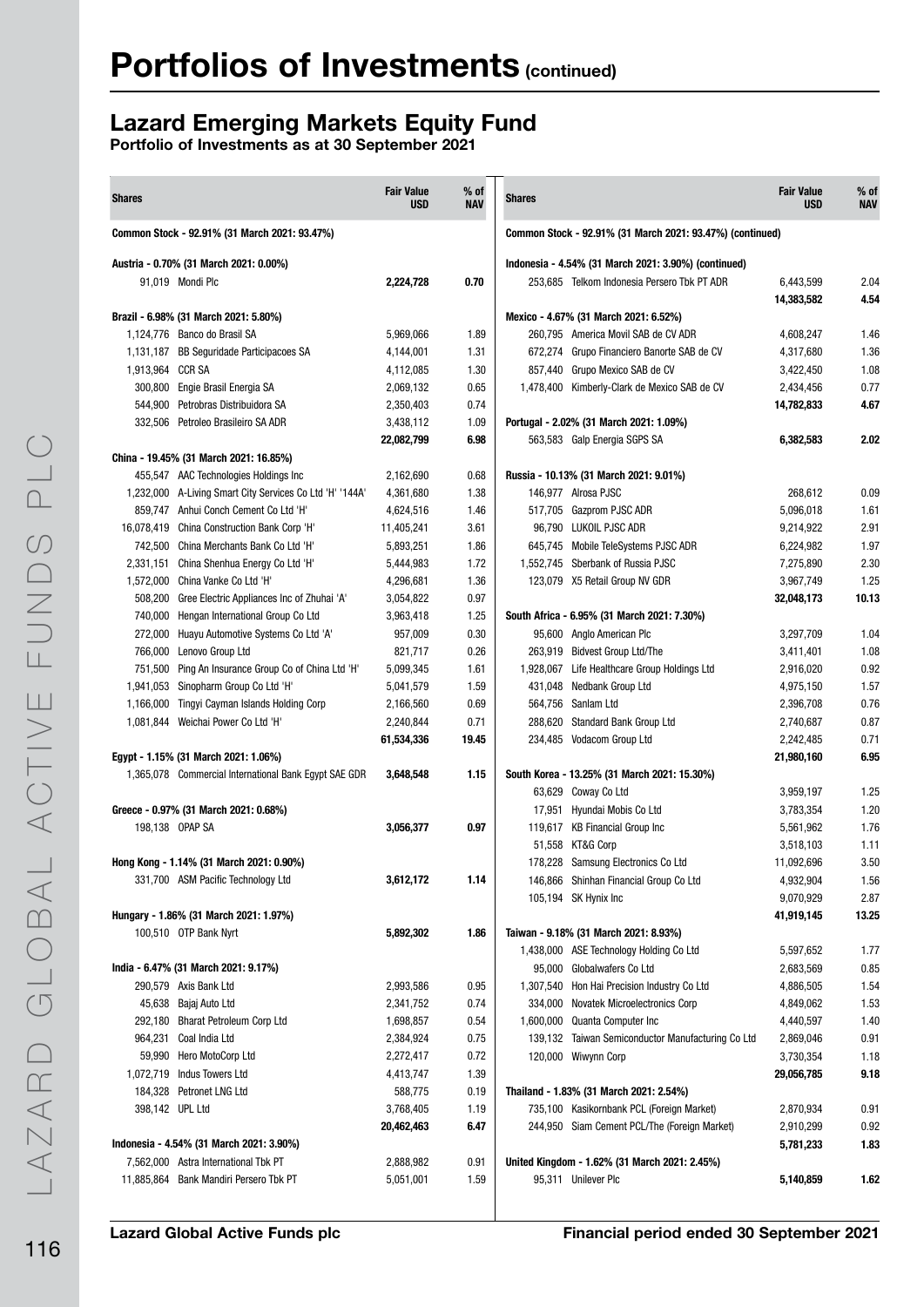# Portfolios of Investments (continued)

## Lazard Emerging Markets Equity Fund

**Portfolio of Investments as at 30 September 2021**

| Shares | | Fair Value USD | % of NAV |
|---|---|---|---|
| **Common Stock - 92.91% (31 March 2021: 93.47%)** | | | |
| **Austria - 0.70% (31 March 2021: 0.00%)** | | | |
| 91,019 | Mondi Plc | **2,224,728** | **0.70** |
| **Brazil - 6.98% (31 March 2021: 5.80%)** | | | |
| 1,124,776 | Banco do Brasil SA | 5,969,066 | 1.89 |
| 1,131,187 | BB Seguridade Participacoes SA | 4,144,001 | 1.31 |
| 1,913,964 | CCR SA | 4,112,085 | 1.30 |
| 300,800 | Engie Brasil Energia SA | 2,069,132 | 0.65 |
| 544,900 | Petrobras Distribuidora SA | 2,350,403 | 0.74 |
| 332,506 | Petroleo Brasileiro SA ADR | 3,438,112 | 1.09 |
| | | **22,082,799** | **6.98** |
| **China - 19.45% (31 March 2021: 16.85%)** | | | |
| 455,547 | AAC Technologies Holdings Inc | 2,162,690 | 0.68 |
| 1,232,000 | A-Living Smart City Services Co Ltd 'H' '144A' | 4,361,680 | 1.38 |
| 859,747 | Anhui Conch Cement Co Ltd 'H' | 4,624,516 | 1.46 |
| 16,078,419 | China Construction Bank Corp 'H' | 11,405,241 | 3.61 |
| 742,500 | China Merchants Bank Co Ltd 'H' | 5,893,251 | 1.86 |
| 2,331,151 | China Shenhua Energy Co Ltd 'H' | 5,444,983 | 1.72 |
| 1,572,000 | China Vanke Co Ltd 'H' | 4,296,681 | 1.36 |
| 508,200 | Gree Electric Appliances Inc of Zhuhai 'A' | 3,054,822 | 0.97 |
| 740,000 | Hengan International Group Co Ltd | 3,963,418 | 1.25 |
| 272,000 | Huayu Automotive Systems Co Ltd 'A' | 957,009 | 0.30 |
| 766,000 | Lenovo Group Ltd | 821,717 | 0.26 |
| 751,500 | Ping An Insurance Group Co of China Ltd 'H' | 5,099,345 | 1.61 |
| 1,941,053 | Sinopharm Group Co Ltd 'H' | 5,041,579 | 1.59 |
| 1,166,000 | Tingyi Cayman Islands Holding Corp | 2,166,560 | 0.69 |
| 1,081,844 | Weichai Power Co Ltd 'H' | 2,240,844 | 0.71 |
| | | **61,534,336** | **19.45** |
| **Egypt - 1.15% (31 March 2021: 1.06%)** | | | |
| 1,365,078 | Commercial International Bank Egypt SAE GDR | **3,648,548** | **1.15** |
| **Greece - 0.97% (31 March 2021: 0.68%)** | | | |
| 198,138 | OPAP SA | **3,056,377** | **0.97** |
| **Hong Kong - 1.14% (31 March 2021: 0.90%)** | | | |
| 331,700 | ASM Pacific Technology Ltd | **3,612,172** | **1.14** |
| **Hungary - 1.86% (31 March 2021: 1.97%)** | | | |
| 100,510 | OTP Bank Nyrt | **5,892,302** | **1.86** |
| **India - 6.47% (31 March 2021: 9.17%)** | | | |
| 290,579 | Axis Bank Ltd | 2,993,586 | 0.95 |
| 45,638 | Bajaj Auto Ltd | 2,341,752 | 0.74 |
| 292,180 | Bharat Petroleum Corp Ltd | 1,698,857 | 0.54 |
| 964,231 | Coal India Ltd | 2,384,924 | 0.75 |
| 59,990 | Hero MotoCorp Ltd | 2,272,417 | 0.72 |
| 1,072,719 | Indus Towers Ltd | 4,413,747 | 1.39 |
| 184,328 | Petronet LNG Ltd | 588,775 | 0.19 |
| 398,142 | UPL Ltd | 3,768,405 | 1.19 |
| | | **20,462,463** | **6.47** |
| **Indonesia - 4.54% (31 March 2021: 3.90%)** | | | |
| 7,562,000 | Astra International Tbk PT | 2,888,982 | 0.91 |
| 11,885,864 | Bank Mandiri Persero Tbk PT | 5,051,001 | 1.59 |
| 253,685 | Telkom Indonesia Persero Tbk PT ADR | 6,443,599 | 2.04 |
| | | **14,383,582** | **4.54** |
| **Mexico - 4.67% (31 March 2021: 6.52%)** | | | |
| 260,795 | America Movil SAB de CV ADR | 4,608,247 | 1.46 |
| 672,274 | Grupo Financiero Banorte SAB de CV | 4,317,680 | 1.36 |
| 857,440 | Grupo Mexico SAB de CV | 3,422,450 | 1.08 |
| 1,478,400 | Kimberly-Clark de Mexico SAB de CV | 2,434,456 | 0.77 |
| | | **14,782,833** | **4.67** |
| **Portugal - 2.02% (31 March 2021: 1.09%)** | | | |
| 563,583 | Galp Energia SGPS SA | **6,382,583** | **2.02** |
| **Russia - 10.13% (31 March 2021: 9.01%)** | | | |
| 146,977 | Alrosa PJSC | 268,612 | 0.09 |
| 517,705 | Gazprom PJSC ADR | 5,096,018 | 1.61 |
| 96,790 | LUKOIL PJSC ADR | 9,214,922 | 2.91 |
| 645,745 | Mobile TeleSystems PJSC ADR | 6,224,982 | 1.97 |
| 1,552,745 | Sberbank of Russia PJSC | 7,275,890 | 2.30 |
| 123,079 | X5 Retail Group NV GDR | 3,967,749 | 1.25 |
| | | **32,048,173** | **10.13** |
| **South Africa - 6.95% (31 March 2021: 7.30%)** | | | |
| 95,600 | Anglo American Plc | 3,297,709 | 1.04 |
| 263,919 | Bidvest Group Ltd/The | 3,411,401 | 1.08 |
| 1,928,067 | Life Healthcare Group Holdings Ltd | 2,916,020 | 0.92 |
| 431,048 | Nedbank Group Ltd | 4,975,150 | 1.57 |
| 564,756 | Sanlam Ltd | 2,396,708 | 0.76 |
| 288,620 | Standard Bank Group Ltd | 2,740,687 | 0.87 |
| 234,485 | Vodacom Group Ltd | 2,242,485 | 0.71 |
| | | **21,980,160** | **6.95** |
| **South Korea - 13.25% (31 March 2021: 15.30%)** | | | |
| 63,629 | Coway Co Ltd | 3,959,197 | 1.25 |
| 17,951 | Hyundai Mobis Co Ltd | 3,783,354 | 1.20 |
| 119,617 | KB Financial Group Inc | 5,561,962 | 1.76 |
| 51,558 | KT&G Corp | 3,518,103 | 1.11 |
| 178,228 | Samsung Electronics Co Ltd | 11,092,696 | 3.50 |
| 146,866 | Shinhan Financial Group Co Ltd | 4,932,904 | 1.56 |
| 105,194 | SK Hynix Inc | 9,070,929 | 2.87 |
| | | **41,919,145** | **13.25** |
| **Taiwan - 9.18% (31 March 2021: 8.93%)** | | | |
| 1,438,000 | ASE Technology Holding Co Ltd | 5,597,652 | 1.77 |
| 95,000 | Globalwafers Co Ltd | 2,683,569 | 0.85 |
| 1,307,540 | Hon Hai Precision Industry Co Ltd | 4,886,505 | 1.54 |
| 334,000 | Novatek Microelectronics Corp | 4,849,062 | 1.53 |
| 1,600,000 | Quanta Computer Inc | 4,440,597 | 1.40 |
| 139,132 | Taiwan Semiconductor Manufacturing Co Ltd | 2,869,046 | 0.91 |
| 120,000 | Wiwynn Corp | 3,730,354 | 1.18 |
| | | **29,056,785** | **9.18** |
| **Thailand - 1.83% (31 March 2021: 2.54%)** | | | |
| 735,100 | Kasikornbank PCL (Foreign Market) | 2,870,934 | 0.91 |
| 244,950 | Siam Cement PCL/The (Foreign Market) | 2,910,299 | 0.92 |
| | | **5,781,233** | **1.83** |
| **United Kingdom - 1.62% (31 March 2021: 2.45%)** | | | |
| 95,311 | Unilever Plc | **5,140,859** | **1.62** |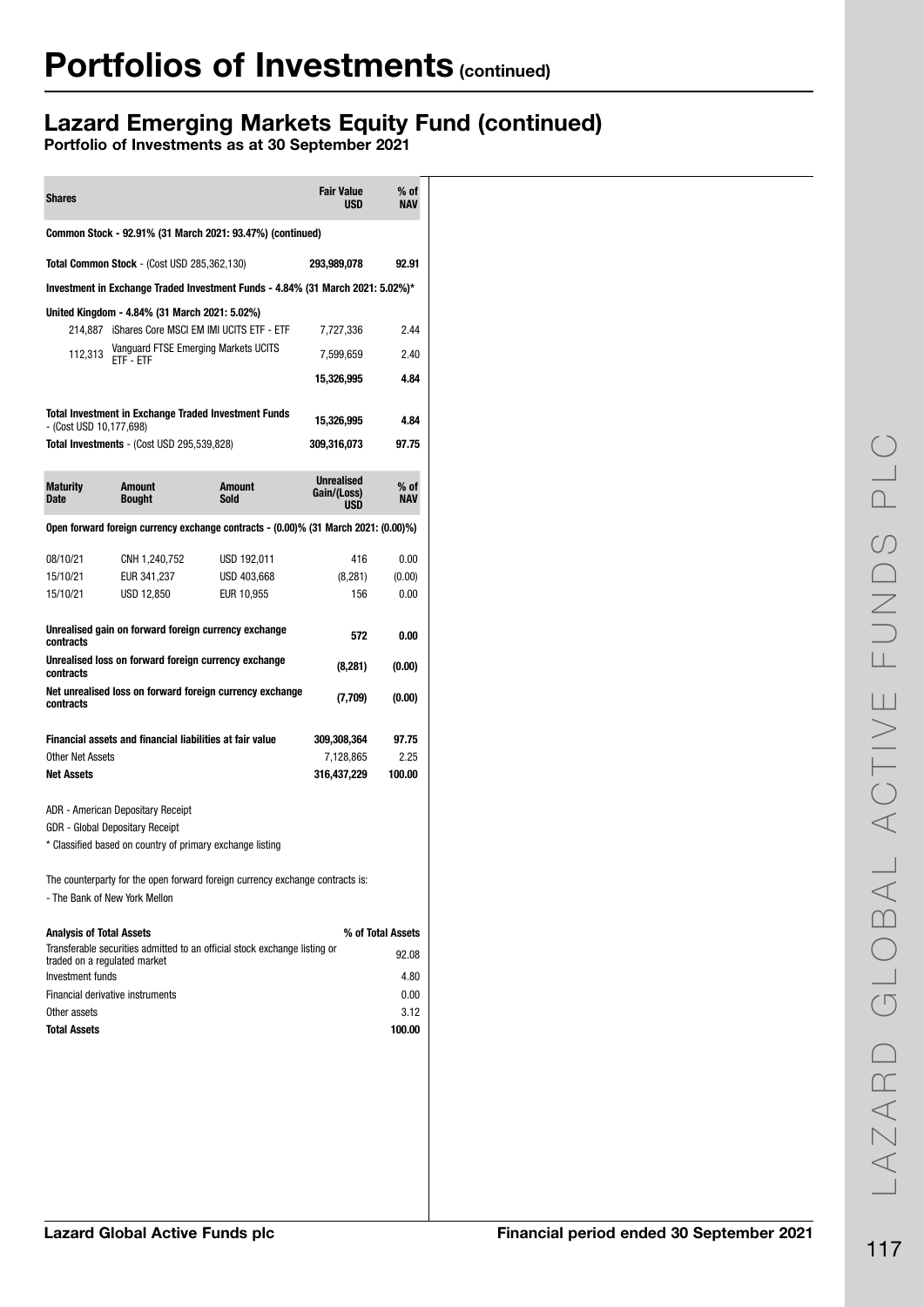# Portfolios of Investments (continued)

## Lazard Emerging Markets Equity Fund (continued)

**Portfolio of Investments as at 30 September 2021**

| Shares | | Fair Value USD | % of NAV |
|---|---|---|---|
| **Common Stock - 92.91% (31 March 2021: 93.47%) (continued)** | | | |
| **Total Common Stock** - (Cost USD 285,362,130) | | **293,989,078** | **92.91** |
| **Investment in Exchange Traded Investment Funds - 4.84% (31 March 2021: 5.02%)*** | | | |
| **United Kingdom - 4.84% (31 March 2021: 5.02%)** | | | |
| 214,887 | iShares Core MSCI EM IMI UCITS ETF - ETF | 7,727,336 | 2.44 |
| 112,313 | Vanguard FTSE Emerging Markets UCITS ETF - ETF | 7,599,659 | 2.40 |
| | | **15,326,995** | **4.84** |
| **Total Investment in Exchange Traded Investment Funds** - (Cost USD 10,177,698) | | **15,326,995** | **4.84** |
| **Total Investments** - (Cost USD 295,539,828) | | **309,316,073** | **97.75** |

| Maturity Date | Amount Bought | Amount Sold | Unrealised Gain/(Loss) USD | % of NAV |
|---|---|---|---|---|
| **Open forward foreign currency exchange contracts - (0.00)% (31 March 2021: (0.00)%)** | | | | |
| 08/10/21 | CNH 1,240,752 | USD 192,011 | 416 | 0.00 |
| 15/10/21 | EUR 341,237 | USD 403,668 | (8,281) | (0.00) |
| 15/10/21 | USD 12,850 | EUR 10,955 | 156 | 0.00 |
| **Unrealised gain on forward foreign currency exchange contracts** | | | **572** | **0.00** |
| **Unrealised loss on forward foreign currency exchange contracts** | | | **(8,281)** | **(0.00)** |
| **Net unrealised loss on forward foreign currency exchange contracts** | | | **(7,709)** | **(0.00)** |
| **Financial assets and financial liabilities at fair value** | | | **309,308,364** | **97.75** |
| Other Net Assets | | | 7,128,865 | 2.25 |
| **Net Assets** | | | **316,437,229** | **100.00** |

ADR - American Depositary Receipt
GDR - Global Depositary Receipt
\* Classified based on country of primary exchange listing

The counterparty for the open forward foreign currency exchange contracts is:
- The Bank of New York Mellon

| **Analysis of Total Assets** | **% of Total Assets** |
|---|---|
| Transferable securities admitted to an official stock exchange listing or traded on a regulated market | 92.08 |
| Investment funds | 4.80 |
| Financial derivative instruments | 0.00 |
| Other assets | 3.12 |
| **Total Assets** | **100.00** |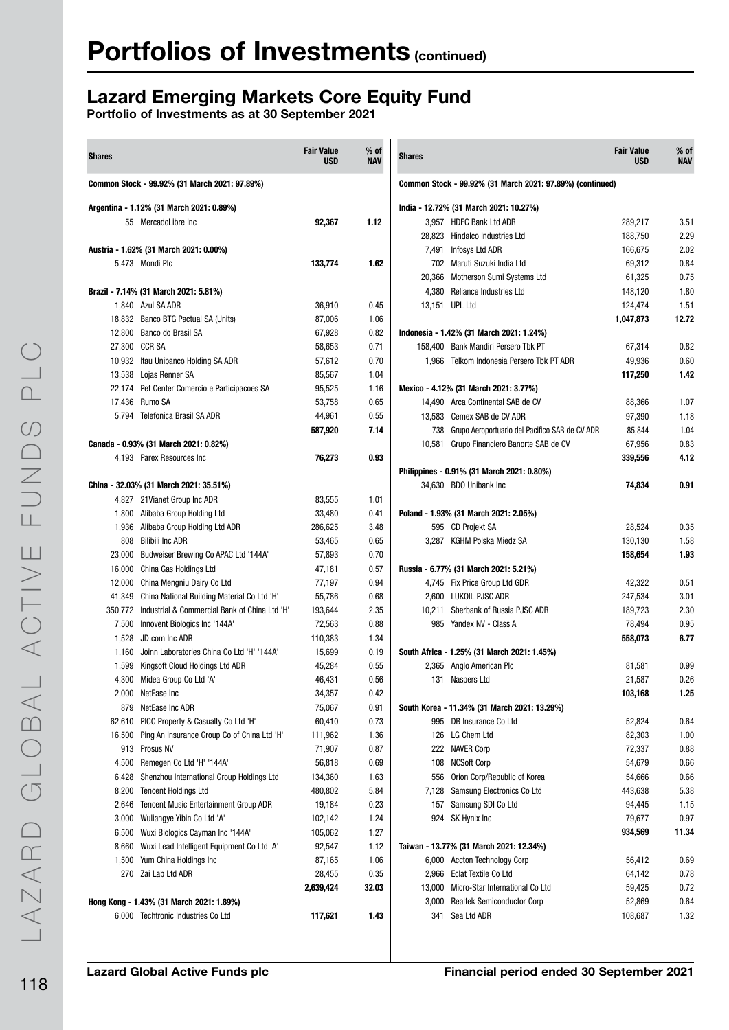# Portfolios of Investments (continued)

## Lazard Emerging Markets Core Equity Fund

**Portfolio of Investments as at 30 September 2021**

| Shares | | Fair Value USD | % of NAV |
|---|---|---|---|
| **Common Stock - 99.92% (31 March 2021: 97.89%)** | | | |
| **Argentina - 1.12% (31 March 2021: 0.89%)** | | | |
| 55 | MercadoLibre Inc | **92,367** | **1.12** |
| **Austria - 1.62% (31 March 2021: 0.00%)** | | | |
| 5,473 | Mondi Plc | **133,774** | **1.62** |
| **Brazil - 7.14% (31 March 2021: 5.81%)** | | | |
| 1,840 | Azul SA ADR | 36,910 | 0.45 |
| 18,832 | Banco BTG Pactual SA (Units) | 87,006 | 1.06 |
| 12,800 | Banco do Brasil SA | 67,928 | 0.82 |
| 27,300 | CCR SA | 58,653 | 0.71 |
| 10,932 | Itau Unibanco Holding SA ADR | 57,612 | 0.70 |
| 13,538 | Lojas Renner SA | 85,567 | 1.04 |
| 22,174 | Pet Center Comercio e Participacoes SA | 95,525 | 1.16 |
| 17,436 | Rumo SA | 53,758 | 0.65 |
| 5,794 | Telefonica Brasil SA ADR | 44,961 | 0.55 |
| | | **587,920** | **7.14** |
| **Canada - 0.93% (31 March 2021: 0.82%)** | | | |
| 4,193 | Parex Resources Inc | **76,273** | **0.93** |
| **China - 32.03% (31 March 2021: 35.51%)** | | | |
| 4,827 | 21Vianet Group Inc ADR | 83,555 | 1.01 |
| 1,800 | Alibaba Group Holding Ltd | 33,480 | 0.41 |
| 1,936 | Alibaba Group Holding Ltd ADR | 286,625 | 3.48 |
| 808 | Bilibili Inc ADR | 53,465 | 0.65 |
| 23,000 | Budweiser Brewing Co APAC Ltd '144A' | 57,893 | 0.70 |
| 16,000 | China Gas Holdings Ltd | 47,181 | 0.57 |
| 12,000 | China Mengniu Dairy Co Ltd | 77,197 | 0.94 |
| 41,349 | China National Building Material Co Ltd 'H' | 55,786 | 0.68 |
| 350,772 | Industrial & Commercial Bank of China Ltd 'H' | 193,644 | 2.35 |
| 7,500 | Innovent Biologics Inc '144A' | 72,563 | 0.88 |
| 1,528 | JD.com Inc ADR | 110,383 | 1.34 |
| 1,160 | Joinn Laboratories China Co Ltd 'H' '144A' | 15,699 | 0.19 |
| 1,599 | Kingsoft Cloud Holdings Ltd ADR | 45,284 | 0.55 |
| 4,300 | Midea Group Co Ltd 'A' | 46,431 | 0.56 |
| 2,000 | NetEase Inc | 34,357 | 0.42 |
| 879 | NetEase Inc ADR | 75,067 | 0.91 |
| 62,610 | PICC Property & Casualty Co Ltd 'H' | 60,410 | 0.73 |
| 16,500 | Ping An Insurance Group Co of China Ltd 'H' | 111,962 | 1.36 |
| 913 | Prosus NV | 71,907 | 0.87 |
| 4,500 | Remegen Co Ltd 'H' '144A' | 56,818 | 0.69 |
| 6,428 | Shenzhou International Group Holdings Ltd | 134,360 | 1.63 |
| 8,200 | Tencent Holdings Ltd | 480,802 | 5.84 |
| 2,646 | Tencent Music Entertainment Group ADR | 19,184 | 0.23 |
| 3,000 | Wuliangye Yibin Co Ltd 'A' | 102,142 | 1.24 |
| 6,500 | Wuxi Biologics Cayman Inc '144A' | 105,062 | 1.27 |
| 8,660 | Wuxi Lead Intelligent Equipment Co Ltd 'A' | 92,547 | 1.12 |
| 1,500 | Yum China Holdings Inc | 87,165 | 1.06 |
| 270 | Zai Lab Ltd ADR | 28,455 | 0.35 |
| | | **2,639,424** | **32.03** |
| **Hong Kong - 1.43% (31 March 2021: 1.89%)** | | | |
| 6,000 | Techtronic Industries Co Ltd | **117,621** | **1.43** |
| **Common Stock - 99.92% (31 March 2021: 97.89%) (continued)** | | | |
| **India - 12.72% (31 March 2021: 10.27%)** | | | |
| 3,957 | HDFC Bank Ltd ADR | 289,217 | 3.51 |
| 28,823 | Hindalco Industries Ltd | 188,750 | 2.29 |
| 7,491 | Infosys Ltd ADR | 166,675 | 2.02 |
| 702 | Maruti Suzuki India Ltd | 69,312 | 0.84 |
| 20,366 | Motherson Sumi Systems Ltd | 61,325 | 0.75 |
| 4,380 | Reliance Industries Ltd | 148,120 | 1.80 |
| 13,151 | UPL Ltd | 124,474 | 1.51 |
| | | **1,047,873** | **12.72** |
| **Indonesia - 1.42% (31 March 2021: 1.24%)** | | | |
| 158,400 | Bank Mandiri Persero Tbk PT | 67,314 | 0.82 |
| 1,966 | Telkom Indonesia Persero Tbk PT ADR | 49,936 | 0.60 |
| | | **117,250** | **1.42** |
| **Mexico - 4.12% (31 March 2021: 3.77%)** | | | |
| 14,490 | Arca Continental SAB de CV | 88,366 | 1.07 |
| 13,583 | Cemex SAB de CV ADR | 97,390 | 1.18 |
| 738 | Grupo Aeroportuario del Pacifico SAB de CV ADR | 85,844 | 1.04 |
| 10,581 | Grupo Financiero Banorte SAB de CV | 67,956 | 0.83 |
| | | **339,556** | **4.12** |
| **Philippines - 0.91% (31 March 2021: 0.80%)** | | | |
| 34,630 | BDO Unibank Inc | **74,834** | **0.91** |
| **Poland - 1.93% (31 March 2021: 2.05%)** | | | |
| 595 | CD Projekt SA | 28,524 | 0.35 |
| 3,287 | KGHM Polska Miedz SA | 130,130 | 1.58 |
| | | **158,654** | **1.93** |
| **Russia - 6.77% (31 March 2021: 5.21%)** | | | |
| 4,745 | Fix Price Group Ltd GDR | 42,322 | 0.51 |
| 2,600 | LUKOIL PJSC ADR | 247,534 | 3.01 |
| 10,211 | Sberbank of Russia PJSC ADR | 189,723 | 2.30 |
| 985 | Yandex NV - Class A | 78,494 | 0.95 |
| | | **558,073** | **6.77** |
| **South Africa - 1.25% (31 March 2021: 1.45%)** | | | |
| 2,365 | Anglo American Plc | 81,581 | 0.99 |
| 131 | Naspers Ltd | 21,587 | 0.26 |
| | | **103,168** | **1.25** |
| **South Korea - 11.34% (31 March 2021: 13.29%)** | | | |
| 995 | DB Insurance Co Ltd | 52,824 | 0.64 |
| 126 | LG Chem Ltd | 82,303 | 1.00 |
| 222 | NAVER Corp | 72,337 | 0.88 |
| 108 | NCSoft Corp | 54,679 | 0.66 |
| 556 | Orion Corp/Republic of Korea | 54,666 | 0.66 |
| 7,128 | Samsung Electronics Co Ltd | 443,638 | 5.38 |
| 157 | Samsung SDI Co Ltd | 94,445 | 1.15 |
| 924 | SK Hynix Inc | 79,677 | 0.97 |
| | | **934,569** | **11.34** |
| **Taiwan - 13.77% (31 March 2021: 12.34%)** | | | |
| 6,000 | Accton Technology Corp | 56,412 | 0.69 |
| 2,966 | Eclat Textile Co Ltd | 64,142 | 0.78 |
| 13,000 | Micro-Star International Co Ltd | 59,425 | 0.72 |
| 3,000 | Realtek Semiconductor Corp | 52,869 | 0.64 |
| 341 | Sea Ltd ADR | 108,687 | 1.32 |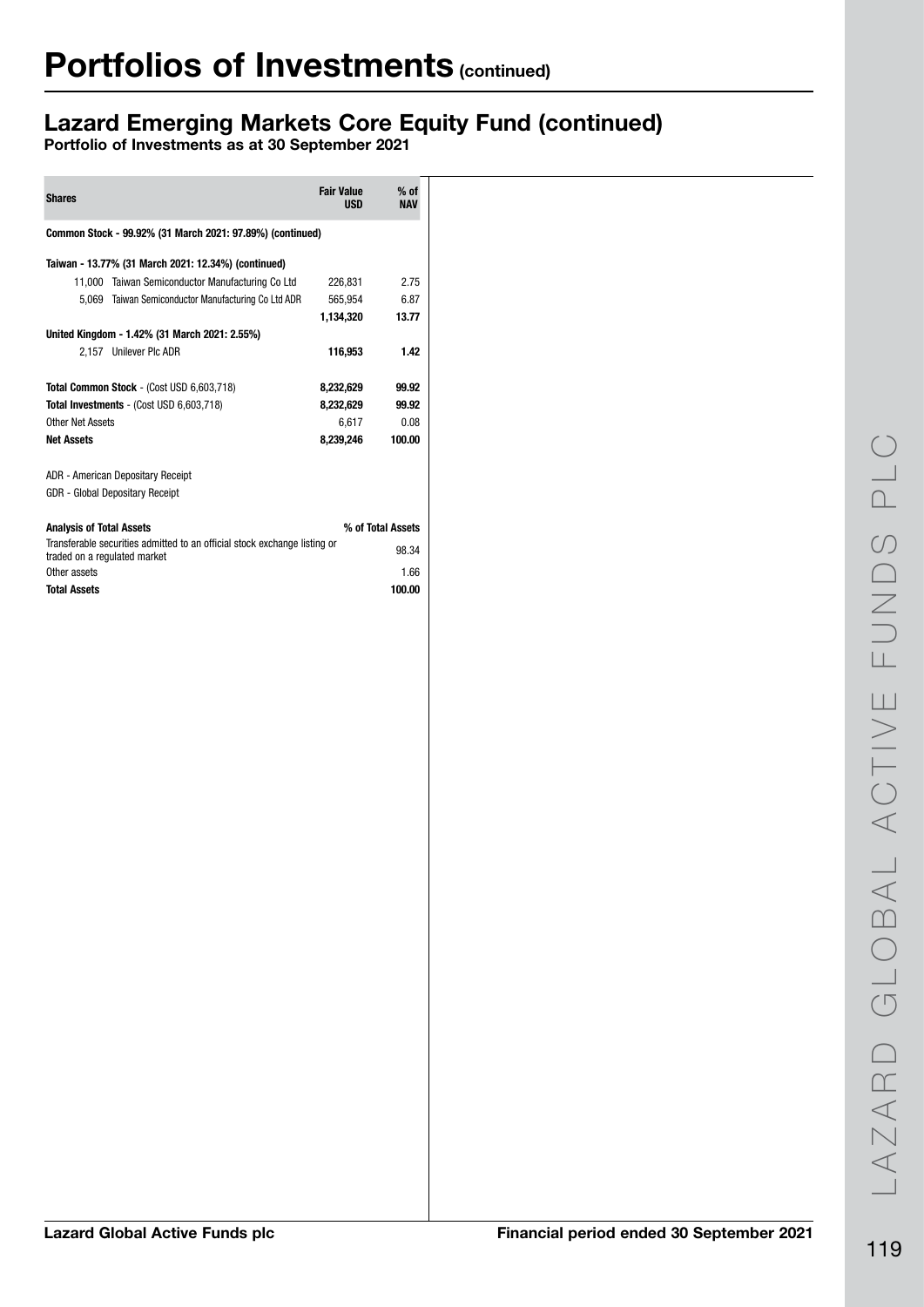# Portfolios of Investments (continued)

## Lazard Emerging Markets Core Equity Fund (continued)

**Portfolio of Investments as at 30 September 2021**

| Shares | | Fair Value USD | % of NAV |
|---|---|---|---|
| **Common Stock - 99.92% (31 March 2021: 97.89%) (continued)** | | | |
| **Taiwan - 13.77% (31 March 2021: 12.34%) (continued)** | | | |
| 11,000 | Taiwan Semiconductor Manufacturing Co Ltd | 226,831 | 2.75 |
| 5,069 | Taiwan Semiconductor Manufacturing Co Ltd ADR | 565,954 | 6.87 |
| | | **1,134,320** | **13.77** |
| **United Kingdom - 1.42% (31 March 2021: 2.55%)** | | | |
| 2,157 | Unilever Plc ADR | **116,953** | **1.42** |
| **Total Common Stock** - (Cost USD 6,603,718) | | **8,232,629** | **99.92** |
| **Total Investments** - (Cost USD 6,603,718) | | **8,232,629** | **99.92** |
| Other Net Assets | | 6,617 | 0.08 |
| **Net Assets** | | **8,239,246** | **100.00** |

ADR - American Depositary Receipt
GDR - Global Depositary Receipt

| Analysis of Total Assets | % of Total Assets |
|---|---|
| Transferable securities admitted to an official stock exchange listing or traded on a regulated market | 98.34 |
| Other assets | 1.66 |
| **Total Assets** | **100.00** |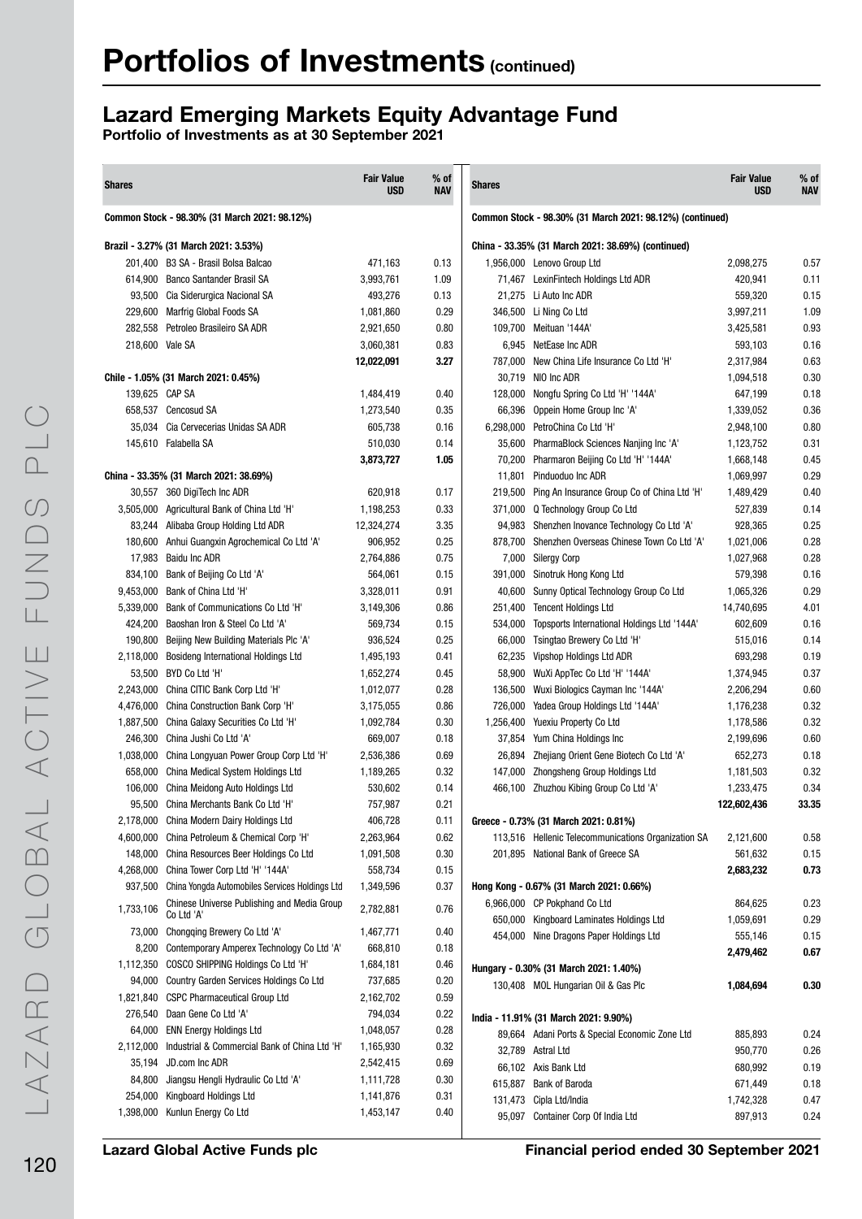# Portfolios of Investments (continued)

## Lazard Emerging Markets Equity Advantage Fund

**Portfolio of Investments as at 30 September 2021**

| Shares | | Fair Value USD | % of NAV |
|---|---|---|---|
| **Common Stock - 98.30% (31 March 2021: 98.12%)** | | | |
| **Brazil - 3.27% (31 March 2021: 3.53%)** | | | |
| 201,400 | B3 SA - Brasil Bolsa Balcao | 471,163 | 0.13 |
| 614,900 | Banco Santander Brasil SA | 3,993,761 | 1.09 |
| 93,500 | Cia Siderurgica Nacional SA | 493,276 | 0.13 |
| 229,600 | Marfrig Global Foods SA | 1,081,860 | 0.29 |
| 282,558 | Petroleo Brasileiro SA ADR | 2,921,650 | 0.80 |
| 218,600 | Vale SA | 3,060,381 | 0.83 |
| | | **12,022,091** | **3.27** |
| **Chile - 1.05% (31 March 2021: 0.45%)** | | | |
| 139,625 | CAP SA | 1,484,419 | 0.40 |
| 658,537 | Cencosud SA | 1,273,540 | 0.35 |
| 35,034 | Cia Cervecerias Unidas SA ADR | 605,738 | 0.16 |
| 145,610 | Falabella SA | 510,030 | 0.14 |
| | | **3,873,727** | **1.05** |
| **China - 33.35% (31 March 2021: 38.69%)** | | | |
| 30,557 | 360 DigiTech Inc ADR | 620,918 | 0.17 |
| 3,505,000 | Agricultural Bank of China Ltd 'H' | 1,198,253 | 0.33 |
| 83,244 | Alibaba Group Holding Ltd ADR | 12,324,274 | 3.35 |
| 180,600 | Anhui Guangxin Agrochemical Co Ltd 'A' | 906,952 | 0.25 |
| 17,983 | Baidu Inc ADR | 2,764,886 | 0.75 |
| 834,100 | Bank of Beijing Co Ltd 'A' | 564,061 | 0.15 |
| 9,453,000 | Bank of China Ltd 'H' | 3,328,011 | 0.91 |
| 5,339,000 | Bank of Communications Co Ltd 'H' | 3,149,306 | 0.86 |
| 424,200 | Baoshan Iron & Steel Co Ltd 'A' | 569,734 | 0.15 |
| 190,800 | Beijing New Building Materials Plc 'A' | 936,524 | 0.25 |
| 2,118,000 | Bosideng International Holdings Ltd | 1,495,193 | 0.41 |
| 53,500 | BYD Co Ltd 'H' | 1,652,274 | 0.45 |
| 2,243,000 | China CITIC Bank Corp Ltd 'H' | 1,012,077 | 0.28 |
| 4,476,000 | China Construction Bank Corp 'H' | 3,175,055 | 0.86 |
| 1,887,500 | China Galaxy Securities Co Ltd 'H' | 1,092,784 | 0.30 |
| 246,300 | China Jushi Co Ltd 'A' | 669,007 | 0.18 |
| 1,038,000 | China Longyuan Power Group Corp Ltd 'H' | 2,536,386 | 0.69 |
| 658,000 | China Medical System Holdings Ltd | 1,189,265 | 0.32 |
| 106,000 | China Meidong Auto Holdings Ltd | 530,602 | 0.14 |
| 95,500 | China Merchants Bank Co Ltd 'H' | 757,987 | 0.21 |
| 2,178,000 | China Modern Dairy Holdings Ltd | 406,728 | 0.11 |
| 4,600,000 | China Petroleum & Chemical Corp 'H' | 2,263,964 | 0.62 |
| 148,000 | China Resources Beer Holdings Co Ltd | 1,091,508 | 0.30 |
| 4,268,000 | China Tower Corp Ltd 'H' '144A' | 558,734 | 0.15 |
| 937,500 | China Yongda Automobiles Services Holdings Ltd | 1,349,596 | 0.37 |
| 1,733,106 | Chinese Universe Publishing and Media Group Co Ltd 'A' | 2,782,881 | 0.76 |
| 73,000 | Chongqing Brewery Co Ltd 'A' | 1,467,771 | 0.40 |
| 8,200 | Contemporary Amperex Technology Co Ltd 'A' | 668,810 | 0.18 |
| 1,112,350 | COSCO SHIPPING Holdings Co Ltd 'H' | 1,684,181 | 0.46 |
| 94,000 | Country Garden Services Holdings Co Ltd | 737,685 | 0.20 |
| 1,821,840 | CSPC Pharmaceutical Group Ltd | 2,162,702 | 0.59 |
| 276,540 | Daan Gene Co Ltd 'A' | 794,034 | 0.22 |
| 64,000 | ENN Energy Holdings Ltd | 1,048,057 | 0.28 |
| 2,112,000 | Industrial & Commercial Bank of China Ltd 'H' | 1,165,930 | 0.32 |
| 35,194 | JD.com Inc ADR | 2,542,415 | 0.69 |
| 84,800 | Jiangsu Hengli Hydraulic Co Ltd 'A' | 1,111,728 | 0.30 |
| 254,000 | Kingboard Holdings Ltd | 1,141,876 | 0.31 |
| 1,398,000 | Kunlun Energy Co Ltd | 1,453,147 | 0.40 |

| Shares | | Fair Value USD | % of NAV |
|---|---|---|---|
| **Common Stock - 98.30% (31 March 2021: 98.12%) (continued)** | | | |
| **China - 33.35% (31 March 2021: 38.69%) (continued)** | | | |
| 1,956,000 | Lenovo Group Ltd | 2,098,275 | 0.57 |
| 71,467 | LexinFintech Holdings Ltd ADR | 420,941 | 0.11 |
| 21,275 | Li Auto Inc ADR | 559,320 | 0.15 |
| 346,500 | Li Ning Co Ltd | 3,997,211 | 1.09 |
| 109,700 | Meituan '144A' | 3,425,581 | 0.93 |
| 6,945 | NetEase Inc ADR | 593,103 | 0.16 |
| 787,000 | New China Life Insurance Co Ltd 'H' | 2,317,984 | 0.63 |
| 30,719 | NIO Inc ADR | 1,094,518 | 0.30 |
| 128,000 | Nongfu Spring Co Ltd 'H' '144A' | 647,199 | 0.18 |
| 66,396 | Oppein Home Group Inc 'A' | 1,339,052 | 0.36 |
| 6,298,000 | PetroChina Co Ltd 'H' | 2,948,100 | 0.80 |
| 35,600 | PharmaBlock Sciences Nanjing Inc 'A' | 1,123,752 | 0.31 |
| 70,200 | Pharmaron Beijing Co Ltd 'H' '144A' | 1,668,148 | 0.45 |
| 11,801 | Pinduoduo Inc ADR | 1,069,997 | 0.29 |
| 219,500 | Ping An Insurance Group Co of China Ltd 'H' | 1,489,429 | 0.40 |
| 371,000 | Q Technology Group Co Ltd | 527,839 | 0.14 |
| 94,983 | Shenzhen Inovance Technology Co Ltd 'A' | 928,365 | 0.25 |
| 878,700 | Shenzhen Overseas Chinese Town Co Ltd 'A' | 1,021,006 | 0.28 |
| 7,000 | Silergy Corp | 1,027,968 | 0.28 |
| 391,000 | Sinotruk Hong Kong Ltd | 579,398 | 0.16 |
| 40,600 | Sunny Optical Technology Group Co Ltd | 1,065,326 | 0.29 |
| 251,400 | Tencent Holdings Ltd | 14,740,695 | 4.01 |
| 534,000 | Topsports International Holdings Ltd '144A' | 602,609 | 0.16 |
| 66,000 | Tsingtao Brewery Co Ltd 'H' | 515,016 | 0.14 |
| 62,235 | Vipshop Holdings Ltd ADR | 693,298 | 0.19 |
| 58,900 | WuXi AppTec Co Ltd 'H' '144A' | 1,374,945 | 0.37 |
| 136,500 | Wuxi Biologics Cayman Inc '144A' | 2,206,294 | 0.60 |
| 726,000 | Yadea Group Holdings Ltd '144A' | 1,176,238 | 0.32 |
| 1,256,400 | Yuexiu Property Co Ltd | 1,178,586 | 0.32 |
| 37,854 | Yum China Holdings Inc | 2,199,696 | 0.60 |
| 26,894 | Zhejiang Orient Gene Biotech Co Ltd 'A' | 652,273 | 0.18 |
| 147,000 | Zhongsheng Group Holdings Ltd | 1,181,503 | 0.32 |
| 466,100 | Zhuzhou Kibing Group Co Ltd 'A' | 1,233,475 | 0.34 |
| | | **122,602,436** | **33.35** |
| **Greece - 0.73% (31 March 2021: 0.81%)** | | | |
| 113,516 | Hellenic Telecommunications Organization SA | 2,121,600 | 0.58 |
| 201,895 | National Bank of Greece SA | 561,632 | 0.15 |
| | | **2,683,232** | **0.73** |
| **Hong Kong - 0.67% (31 March 2021: 0.66%)** | | | |
| 6,966,000 | CP Pokphand Co Ltd | 864,625 | 0.23 |
| 650,000 | Kingboard Laminates Holdings Ltd | 1,059,691 | 0.29 |
| 454,000 | Nine Dragons Paper Holdings Ltd | 555,146 | 0.15 |
| | | **2,479,462** | **0.67** |
| **Hungary - 0.30% (31 March 2021: 1.40%)** | | | |
| 130,408 | MOL Hungarian Oil & Gas Plc | **1,084,694** | **0.30** |
| **India - 11.91% (31 March 2021: 9.90%)** | | | |
| 89,664 | Adani Ports & Special Economic Zone Ltd | 885,893 | 0.24 |
| 32,789 | Astral Ltd | 950,770 | 0.26 |
| 66,102 | Axis Bank Ltd | 680,992 | 0.19 |
| 615,887 | Bank of Baroda | 671,449 | 0.18 |
| 131,473 | Cipla Ltd/India | 1,742,328 | 0.47 |
| 95,097 | Container Corp Of India Ltd | 897,913 | 0.24 |

Lazard Global Active Funds plc

Financial period ended 30 September 2021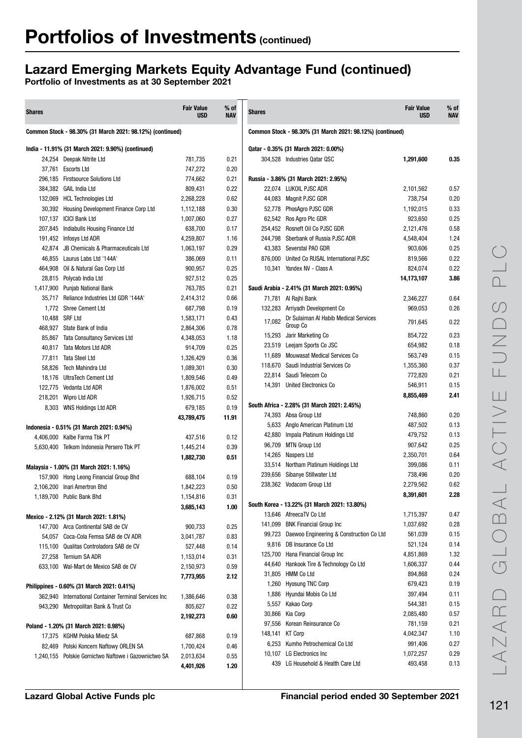# Portfolios of Investments (continued)

## Lazard Emerging Markets Equity Advantage Fund (continued)

### Portfolio of Investments as at 30 September 2021

| Shares | | Fair Value USD | % of NAV |
|---|---|---|---|
| **Common Stock - 98.30% (31 March 2021: 98.12%) (continued)** | | | |
| **India - 11.91% (31 March 2021: 9.90%) (continued)** | | | |
| 24,254 | Deepak Nitrite Ltd | 781,735 | 0.21 |
| 37,761 | Escorts Ltd | 747,272 | 0.20 |
| 296,185 | Firstsource Solutions Ltd | 774,662 | 0.21 |
| 384,382 | GAIL India Ltd | 809,431 | 0.22 |
| 132,069 | HCL Technologies Ltd | 2,268,228 | 0.62 |
| 30,392 | Housing Development Finance Corp Ltd | 1,112,188 | 0.30 |
| 107,137 | ICICI Bank Ltd | 1,007,060 | 0.27 |
| 207,845 | Indiabulls Housing Finance Ltd | 638,700 | 0.17 |
| 191,452 | Infosys Ltd ADR | 4,259,807 | 1.16 |
| 42,874 | JB Chemicals & Pharmaceuticals Ltd | 1,063,197 | 0.29 |
| 46,855 | Laurus Labs Ltd '144A' | 386,069 | 0.11 |
| 464,908 | Oil & Natural Gas Corp Ltd | 900,957 | 0.25 |
| 28,815 | Polycab India Ltd | 927,512 | 0.25 |
| 1,417,900 | Punjab National Bank | 763,785 | 0.21 |
| 35,717 | Reliance Industries Ltd GDR '144A' | 2,414,312 | 0.66 |
| 1,772 | Shree Cement Ltd | 687,798 | 0.19 |
| 10,488 | SRF Ltd | 1,583,171 | 0.43 |
| 468,927 | State Bank of India | 2,864,306 | 0.78 |
| 85,867 | Tata Consultancy Services Ltd | 4,348,053 | 1.18 |
| 40,817 | Tata Motors Ltd ADR | 914,709 | 0.25 |
| 77,811 | Tata Steel Ltd | 1,326,429 | 0.36 |
| 58,826 | Tech Mahindra Ltd | 1,089,301 | 0.30 |
| 18,176 | UltraTech Cement Ltd | 1,809,546 | 0.49 |
| 122,775 | Vedanta Ltd ADR | 1,876,002 | 0.51 |
| 218,201 | Wipro Ltd ADR | 1,926,715 | 0.52 |
| 8,303 | WNS Holdings Ltd ADR | 679,185 | 0.19 |
| | | **43,789,475** | **11.91** |
| **Indonesia - 0.51% (31 March 2021: 0.94%)** | | | |
| 4,406,000 | Kalbe Farma Tbk PT | 437,516 | 0.12 |
| 5,630,400 | Telkom Indonesia Persero Tbk PT | 1,445,214 | 0.39 |
| | | **1,882,730** | **0.51** |
| **Malaysia - 1.00% (31 March 2021: 1.16%)** | | | |
| 157,900 | Hong Leong Financial Group Bhd | 688,104 | 0.19 |
| 2,106,200 | Inari Amertron Bhd | 1,842,223 | 0.50 |
| 1,189,700 | Public Bank Bhd | 1,154,816 | 0.31 |
| | | **3,685,143** | **1.00** |
| **Mexico - 2.12% (31 March 2021: 1.81%)** | | | |
| 147,700 | Arca Continental SAB de CV | 900,733 | 0.25 |
| 54,057 | Coca-Cola Femsa SAB de CV ADR | 3,041,787 | 0.83 |
| 115,100 | Qualitas Controladora SAB de CV | 527,448 | 0.14 |
| 27,258 | Ternium SA ADR | 1,153,014 | 0.31 |
| 633,100 | Wal-Mart de Mexico SAB de CV | 2,150,973 | 0.59 |
| | | **7,773,955** | **2.12** |
| **Philippines - 0.60% (31 March 2021: 0.41%)** | | | |
| 362,940 | International Container Terminal Services Inc | 1,386,646 | 0.38 |
| 943,290 | Metropolitan Bank & Trust Co | 805,627 | 0.22 |
| | | **2,192,273** | **0.60** |
| **Poland - 1.20% (31 March 2021: 0.98%)** | | | |
| 17,375 | KGHM Polska Miedz SA | 687,868 | 0.19 |
| 82,469 | Polski Koncern Naftowy ORLEN SA | 1,700,424 | 0.46 |
| 1,240,155 | Polskie Gornictwo Naftowe i Gazownictwo SA | 2,013,634 | 0.55 |
| | | **4,401,926** | **1.20** |
| **Qatar - 0.35% (31 March 2021: 0.00%)** | | | |
| 304,528 | Industries Qatar QSC | **1,291,600** | **0.35** |
| **Russia - 3.86% (31 March 2021: 2.95%)** | | | |
| 22,074 | LUKOIL PJSC ADR | 2,101,562 | 0.57 |
| 44,083 | Magnit PJSC GDR | 738,754 | 0.20 |
| 52,778 | PhosAgro PJSC GDR | 1,192,015 | 0.33 |
| 62,542 | Ros Agro Plc GDR | 923,650 | 0.25 |
| 254,452 | Rosneft Oil Co PJSC GDR | 2,121,476 | 0.58 |
| 244,798 | Sberbank of Russia PJSC ADR | 4,548,404 | 1.24 |
| 43,383 | Severstal PAO GDR | 903,606 | 0.25 |
| 876,000 | United Co RUSAL International PJSC | 819,566 | 0.22 |
| 10,341 | Yandex NV - Class A | 824,074 | 0.22 |
| | | **14,173,107** | **3.86** |
| **Saudi Arabia - 2.41% (31 March 2021: 0.95%)** | | | |
| 71,781 | Al Rajhi Bank | 2,346,227 | 0.64 |
| 132,283 | Arriyadh Development Co | 969,053 | 0.26 |
| 17,082 | Dr Sulaiman Al Habib Medical Services Group Co | 791,645 | 0.22 |
| 15,293 | Jarir Marketing Co | 854,722 | 0.23 |
| 23,519 | Leejam Sports Co JSC | 654,982 | 0.18 |
| 11,689 | Mouwasat Medical Services Co | 563,749 | 0.15 |
| 118,670 | Saudi Industrial Services Co | 1,355,360 | 0.37 |
| 22,814 | Saudi Telecom Co | 772,820 | 0.21 |
| 14,391 | United Electronics Co | 546,911 | 0.15 |
| | | **8,855,469** | **2.41** |
| **South Africa - 2.28% (31 March 2021: 2.45%)** | | | |
| 74,393 | Absa Group Ltd | 748,860 | 0.20 |
| 5,633 | Anglo American Platinum Ltd | 487,502 | 0.13 |
| 42,880 | Impala Platinum Holdings Ltd | 479,752 | 0.13 |
| 96,709 | MTN Group Ltd | 907,642 | 0.25 |
| 14,265 | Naspers Ltd | 2,350,701 | 0.64 |
| 33,514 | Northam Platinum Holdings Ltd | 399,086 | 0.11 |
| 239,656 | Sibanye Stillwater Ltd | 738,496 | 0.20 |
| 238,362 | Vodacom Group Ltd | 2,279,562 | 0.62 |
| | | **8,391,601** | **2.28** |
| **South Korea - 13.22% (31 March 2021: 13.80%)** | | | |
| 13,646 | AfreecaTV Co Ltd | 1,715,397 | 0.47 |
| 141,099 | BNK Financial Group Inc | 1,037,692 | 0.28 |
| 99,723 | Daewoo Engineering & Construction Co Ltd | 561,039 | 0.15 |
| 9,816 | DB Insurance Co Ltd | 521,124 | 0.14 |
| 125,700 | Hana Financial Group Inc | 4,851,869 | 1.32 |
| 44,640 | Hankook Tire & Technology Co Ltd | 1,606,337 | 0.44 |
| 31,805 | HMM Co Ltd | 894,868 | 0.24 |
| 1,260 | Hyosung TNC Corp | 679,423 | 0.19 |
| 1,886 | Hyundai Mobis Co Ltd | 397,494 | 0.11 |
| 5,557 | Kakao Corp | 544,381 | 0.15 |
| 30,866 | Kia Corp | 2,085,480 | 0.57 |
| 97,556 | Korean Reinsurance Co | 781,159 | 0.21 |
| 148,141 | KT Corp | 4,042,347 | 1.10 |
| 6,253 | Kumho Petrochemical Co Ltd | 991,406 | 0.27 |
| 10,107 | LG Electronics Inc | 1,072,257 | 0.29 |
| 439 | LG Household & Health Care Ltd | 493,458 | 0.13 |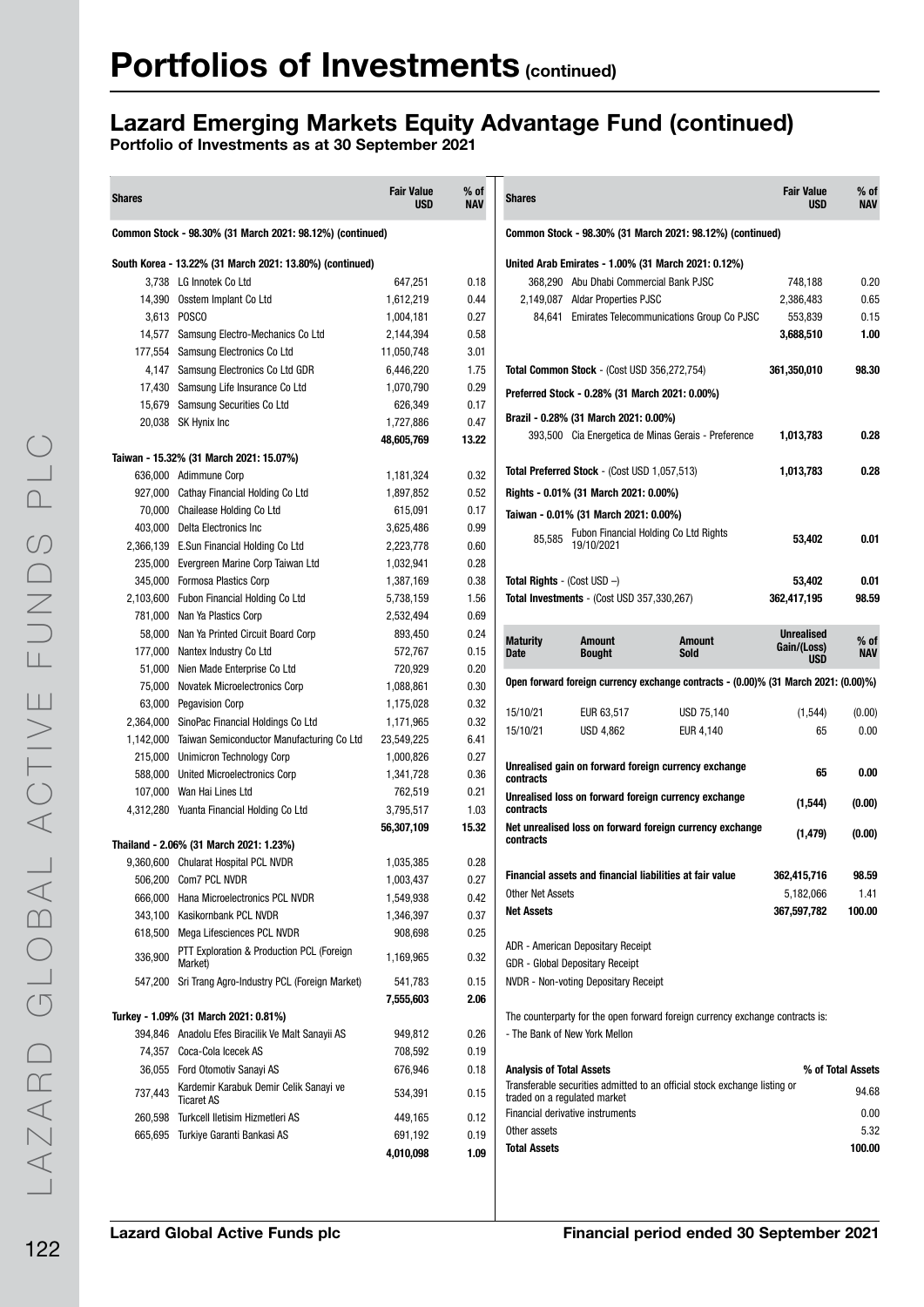# Portfolios of Investments (continued)

## Lazard Emerging Markets Equity Advantage Fund (continued)

**Portfolio of Investments as at 30 September 2021**

| Shares | | Fair Value USD | % of NAV |
|---|---|---|---|
| **Common Stock - 98.30% (31 March 2021: 98.12%) (continued)** | | | |
| **South Korea - 13.22% (31 March 2021: 13.80%) (continued)** | | | |
| 3,738 | LG Innotek Co Ltd | 647,251 | 0.18 |
| 14,390 | Osstem Implant Co Ltd | 1,612,219 | 0.44 |
| 3,613 | POSCO | 1,004,181 | 0.27 |
| 14,577 | Samsung Electro-Mechanics Co Ltd | 2,144,394 | 0.58 |
| 177,554 | Samsung Electronics Co Ltd | 11,050,748 | 3.01 |
| 4,147 | Samsung Electronics Co Ltd GDR | 6,446,220 | 1.75 |
| 17,430 | Samsung Life Insurance Co Ltd | 1,070,790 | 0.29 |
| 15,679 | Samsung Securities Co Ltd | 626,349 | 0.17 |
| 20,038 | SK Hynix Inc | 1,727,886 | 0.47 |
| | | **48,605,769** | **13.22** |
| **Taiwan - 15.32% (31 March 2021: 15.07%)** | | | |
| 636,000 | Adimmune Corp | 1,181,324 | 0.32 |
| 927,000 | Cathay Financial Holding Co Ltd | 1,897,852 | 0.52 |
| 70,000 | Chailease Holding Co Ltd | 615,091 | 0.17 |
| 403,000 | Delta Electronics Inc | 3,625,486 | 0.99 |
| 2,366,139 | E.Sun Financial Holding Co Ltd | 2,223,778 | 0.60 |
| 235,000 | Evergreen Marine Corp Taiwan Ltd | 1,032,941 | 0.28 |
| 345,000 | Formosa Plastics Corp | 1,387,169 | 0.38 |
| 2,103,600 | Fubon Financial Holding Co Ltd | 5,738,159 | 1.56 |
| 781,000 | Nan Ya Plastics Corp | 2,532,494 | 0.69 |
| 58,000 | Nan Ya Printed Circuit Board Corp | 893,450 | 0.24 |
| 177,000 | Nantex Industry Co Ltd | 572,767 | 0.15 |
| 51,000 | Nien Made Enterprise Co Ltd | 720,929 | 0.20 |
| 75,000 | Novatek Microelectronics Corp | 1,088,861 | 0.30 |
| 63,000 | Pegavision Corp | 1,175,028 | 0.32 |
| 2,364,000 | SinoPac Financial Holdings Co Ltd | 1,171,965 | 0.32 |
| 1,142,000 | Taiwan Semiconductor Manufacturing Co Ltd | 23,549,225 | 6.41 |
| 215,000 | Unimicron Technology Corp | 1,000,826 | 0.27 |
| 588,000 | United Microelectronics Corp | 1,341,728 | 0.36 |
| 107,000 | Wan Hai Lines Ltd | 762,519 | 0.21 |
| 4,312,280 | Yuanta Financial Holding Co Ltd | 3,795,517 | 1.03 |
| | | **56,307,109** | **15.32** |
| **Thailand - 2.06% (31 March 2021: 1.23%)** | | | |
| 9,360,600 | Chularat Hospital PCL NVDR | 1,035,385 | 0.28 |
| 506,200 | Com7 PCL NVDR | 1,003,437 | 0.27 |
| 666,000 | Hana Microelectronics PCL NVDR | 1,549,938 | 0.42 |
| 343,100 | Kasikornbank PCL NVDR | 1,346,397 | 0.37 |
| 618,500 | Mega Lifesciences PCL NVDR | 908,698 | 0.25 |
| 336,900 | PTT Exploration & Production PCL (Foreign Market) | 1,169,965 | 0.32 |
| 547,200 | Sri Trang Agro-Industry PCL (Foreign Market) | 541,783 | 0.15 |
| | | **7,555,603** | **2.06** |
| **Turkey - 1.09% (31 March 2021: 0.81%)** | | | |
| 394,846 | Anadolu Efes Biracilik Ve Malt Sanayii AS | 949,812 | 0.26 |
| 74,357 | Coca-Cola Icecek AS | 708,592 | 0.19 |
| 36,055 | Ford Otomotiv Sanayi AS | 676,946 | 0.18 |
| 737,443 | Kardemir Karabuk Demir Celik Sanayi ve Ticaret AS | 534,391 | 0.15 |
| 260,598 | Turkcell Iletisim Hizmetleri AS | 449,165 | 0.12 |
| 665,695 | Turkiye Garanti Bankasi AS | 691,192 | 0.19 |
| | | **4,010,098** | **1.09** |
| **United Arab Emirates - 1.00% (31 March 2021: 0.12%)** | | | |
| 368,290 | Abu Dhabi Commercial Bank PJSC | 748,188 | 0.20 |
| 2,149,087 | Aldar Properties PJSC | 2,386,483 | 0.65 |
| 84,641 | Emirates Telecommunications Group Co PJSC | 553,839 | 0.15 |
| | | **3,688,510** | **1.00** |
| **Total Common Stock** - (Cost USD 356,272,754) | | **361,350,010** | **98.30** |
| **Preferred Stock - 0.28% (31 March 2021: 0.00%)** | | | |
| **Brazil - 0.28% (31 March 2021: 0.00%)** | | | |
| 393,500 | Cia Energetica de Minas Gerais - Preference | **1,013,783** | **0.28** |
| **Total Preferred Stock** - (Cost USD 1,057,513) | | **1,013,783** | **0.28** |
| **Rights - 0.01% (31 March 2021: 0.00%)** | | | |
| **Taiwan - 0.01% (31 March 2021: 0.00%)** | | | |
| 85,585 | Fubon Financial Holding Co Ltd Rights 19/10/2021 | **53,402** | **0.01** |
| **Total Rights** - (Cost USD –) | | **53,402** | **0.01** |
| **Total Investments** - (Cost USD 357,330,267) | | **362,417,195** | **98.59** |

| Maturity Date | Amount Bought | Amount Sold | Unrealised Gain/(Loss) USD | % of NAV |
|---|---|---|---|---|
| **Open forward foreign currency exchange contracts - (0.00)% (31 March 2021: (0.00)%)** | | | | |
| 15/10/21 | EUR 63,517 | USD 75,140 | (1,544) | (0.00) |
| 15/10/21 | USD 4,862 | EUR 4,140 | 65 | 0.00 |
| **Unrealised gain on forward foreign currency exchange contracts** | | | **65** | **0.00** |
| **Unrealised loss on forward foreign currency exchange contracts** | | | **(1,544)** | **(0.00)** |
| **Net unrealised loss on forward foreign currency exchange contracts** | | | **(1,479)** | **(0.00)** |

| | Fair Value USD | % of NAV |
|---|---|---|
| **Financial assets and financial liabilities at fair value** | **362,415,716** | **98.59** |
| Other Net Assets | 5,182,066 | 1.41 |
| **Net Assets** | **367,597,782** | **100.00** |

ADR - American Depositary Receipt
GDR - Global Depositary Receipt
NVDR - Non-voting Depositary Receipt

The counterparty for the open forward foreign currency exchange contracts is:
- The Bank of New York Mellon

| **Analysis of Total Assets** | **% of Total Assets** |
|---|---|
| Transferable securities admitted to an official stock exchange listing or traded on a regulated market | 94.68 |
| Financial derivative instruments | 0.00 |
| Other assets | 5.32 |
| **Total Assets** | **100.00** |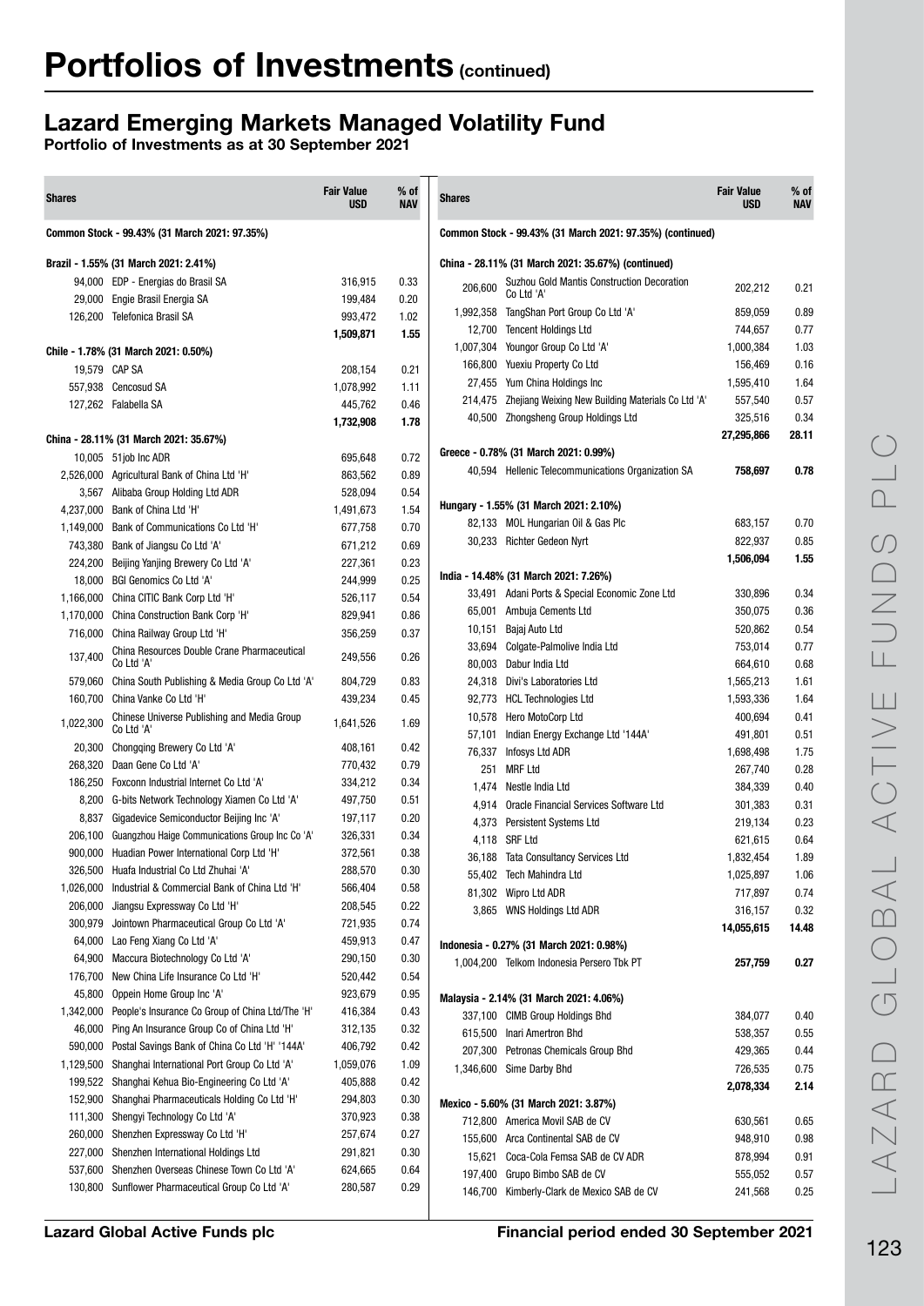# Portfolios of Investments (continued)

## Lazard Emerging Markets Managed Volatility Fund

**Portfolio of Investments as at 30 September 2021**

| Shares | | Fair Value USD | % of NAV |
|---|---|---|---|
| **Common Stock - 99.43% (31 March 2021: 97.35%)** | | | |
| **Brazil - 1.55% (31 March 2021: 2.41%)** | | | |
| 94,000 | EDP - Energias do Brasil SA | 316,915 | 0.33 |
| 29,000 | Engie Brasil Energia SA | 199,484 | 0.20 |
| 126,200 | Telefonica Brasil SA | 993,472 | 1.02 |
| | | **1,509,871** | **1.55** |
| **Chile - 1.78% (31 March 2021: 0.50%)** | | | |
| 19,579 | CAP SA | 208,154 | 0.21 |
| 557,938 | Cencosud SA | 1,078,992 | 1.11 |
| 127,262 | Falabella SA | 445,762 | 0.46 |
| | | **1,732,908** | **1.78** |
| **China - 28.11% (31 March 2021: 35.67%)** | | | |
| 10,005 | 51job Inc ADR | 695,648 | 0.72 |
| 2,526,000 | Agricultural Bank of China Ltd 'H' | 863,562 | 0.89 |
| 3,567 | Alibaba Group Holding Ltd ADR | 528,094 | 0.54 |
| 4,237,000 | Bank of China Ltd 'H' | 1,491,673 | 1.54 |
| 1,149,000 | Bank of Communications Co Ltd 'H' | 677,758 | 0.70 |
| 743,380 | Bank of Jiangsu Co Ltd 'A' | 671,212 | 0.69 |
| 224,200 | Beijing Yanjing Brewery Co Ltd 'A' | 227,361 | 0.23 |
| 18,000 | BGI Genomics Co Ltd 'A' | 244,999 | 0.25 |
| 1,166,000 | China CITIC Bank Corp Ltd 'H' | 526,117 | 0.54 |
| 1,170,000 | China Construction Bank Corp 'H' | 829,941 | 0.86 |
| 716,000 | China Railway Group Ltd 'H' | 356,259 | 0.37 |
| 137,400 | China Resources Double Crane Pharmaceutical Co Ltd 'A' | 249,556 | 0.26 |
| 579,060 | China South Publishing & Media Group Co Ltd 'A' | 804,729 | 0.83 |
| 160,700 | China Vanke Co Ltd 'H' | 439,234 | 0.45 |
| 1,022,300 | Chinese Universe Publishing and Media Group Co Ltd 'A' | 1,641,526 | 1.69 |
| 20,300 | Chongqing Brewery Co Ltd 'A' | 408,161 | 0.42 |
| 268,320 | Daan Gene Co Ltd 'A' | 770,432 | 0.79 |
| 186,250 | Foxconn Industrial Internet Co Ltd 'A' | 334,212 | 0.34 |
| 8,200 | G-bits Network Technology Xiamen Co Ltd 'A' | 497,750 | 0.51 |
| 8,837 | Gigadevice Semiconductor Beijing Inc 'A' | 197,117 | 0.20 |
| 206,100 | Guangzhou Haige Communications Group Inc Co 'A' | 326,331 | 0.34 |
| 900,000 | Huadian Power International Corp Ltd 'H' | 372,561 | 0.38 |
| 326,500 | Huafa Industrial Co Ltd Zhuhai 'A' | 288,570 | 0.30 |
| 1,026,000 | Industrial & Commercial Bank of China Ltd 'H' | 566,404 | 0.58 |
| 206,000 | Jiangsu Expressway Co Ltd 'H' | 208,545 | 0.22 |
| 300,979 | Jointown Pharmaceutical Group Co Ltd 'A' | 721,935 | 0.74 |
| 64,000 | Lao Feng Xiang Co Ltd 'A' | 459,913 | 0.47 |
| 64,900 | Maccura Biotechnology Co Ltd 'A' | 290,150 | 0.30 |
| 176,700 | New China Life Insurance Co Ltd 'H' | 520,442 | 0.54 |
| 45,800 | Oppein Home Group Inc 'A' | 923,679 | 0.95 |
| 1,342,000 | People's Insurance Co Group of China Ltd/The 'H' | 416,384 | 0.43 |
| 46,000 | Ping An Insurance Group Co of China Ltd 'H' | 312,135 | 0.32 |
| 590,000 | Postal Savings Bank of China Co Ltd 'H' '144A' | 406,792 | 0.42 |
| 1,129,500 | Shanghai International Port Group Co Ltd 'A' | 1,059,076 | 1.09 |
| 199,522 | Shanghai Kehua Bio-Engineering Co Ltd 'A' | 405,888 | 0.42 |
| 152,900 | Shanghai Pharmaceuticals Holding Co Ltd 'H' | 294,803 | 0.30 |
| 111,300 | Shengyi Technology Co Ltd 'A' | 370,923 | 0.38 |
| 260,000 | Shenzhen Expressway Co Ltd 'H' | 257,674 | 0.27 |
| 227,000 | Shenzhen International Holdings Ltd | 291,821 | 0.30 |
| 537,600 | Shenzhen Overseas Chinese Town Co Ltd 'A' | 624,665 | 0.64 |
| 130,800 | Sunflower Pharmaceutical Group Co Ltd 'A' | 280,587 | 0.29 |
| **Common Stock - 99.43% (31 March 2021: 97.35%) (continued)** | | | |
| **China - 28.11% (31 March 2021: 35.67%) (continued)** | | | |
| 206,600 | Suzhou Gold Mantis Construction Decoration Co Ltd 'A' | 202,212 | 0.21 |
| 1,992,358 | TangShan Port Group Co Ltd 'A' | 859,059 | 0.89 |
| 12,700 | Tencent Holdings Ltd | 744,657 | 0.77 |
| 1,007,304 | Youngor Group Co Ltd 'A' | 1,000,384 | 1.03 |
| 166,800 | Yuexiu Property Co Ltd | 156,469 | 0.16 |
| 27,455 | Yum China Holdings Inc | 1,595,410 | 1.64 |
| 214,475 | Zhejiang Weixing New Building Materials Co Ltd 'A' | 557,540 | 0.57 |
| 40,500 | Zhongsheng Group Holdings Ltd | 325,516 | 0.34 |
| | | **27,295,866** | **28.11** |
| **Greece - 0.78% (31 March 2021: 0.99%)** | | | |
| 40,594 | Hellenic Telecommunications Organization SA | **758,697** | **0.78** |
| **Hungary - 1.55% (31 March 2021: 2.10%)** | | | |
| 82,133 | MOL Hungarian Oil & Gas Plc | 683,157 | 0.70 |
| 30,233 | Richter Gedeon Nyrt | 822,937 | 0.85 |
| | | **1,506,094** | **1.55** |
| **India - 14.48% (31 March 2021: 7.26%)** | | | |
| 33,491 | Adani Ports & Special Economic Zone Ltd | 330,896 | 0.34 |
| 65,001 | Ambuja Cements Ltd | 350,075 | 0.36 |
| 10,151 | Bajaj Auto Ltd | 520,862 | 0.54 |
| 33,694 | Colgate-Palmolive India Ltd | 753,014 | 0.77 |
| 80,003 | Dabur India Ltd | 664,610 | 0.68 |
| 24,318 | Divi's Laboratories Ltd | 1,565,213 | 1.61 |
| 92,773 | HCL Technologies Ltd | 1,593,336 | 1.64 |
| 10,578 | Hero MotoCorp Ltd | 400,694 | 0.41 |
| 57,101 | Indian Energy Exchange Ltd '144A' | 491,801 | 0.51 |
| 76,337 | Infosys Ltd ADR | 1,698,498 | 1.75 |
| 251 | MRF Ltd | 267,740 | 0.28 |
| 1,474 | Nestle India Ltd | 384,339 | 0.40 |
| 4,914 | Oracle Financial Services Software Ltd | 301,383 | 0.31 |
| 4,373 | Persistent Systems Ltd | 219,134 | 0.23 |
| 4,118 | SRF Ltd | 621,615 | 0.64 |
| 36,188 | Tata Consultancy Services Ltd | 1,832,454 | 1.89 |
| 55,402 | Tech Mahindra Ltd | 1,025,897 | 1.06 |
| 81,302 | Wipro Ltd ADR | 717,897 | 0.74 |
| 3,865 | WNS Holdings Ltd ADR | 316,157 | 0.32 |
| | | **14,055,615** | **14.48** |
| **Indonesia - 0.27% (31 March 2021: 0.98%)** | | | |
| 1,004,200 | Telkom Indonesia Persero Tbk PT | **257,759** | **0.27** |
| **Malaysia - 2.14% (31 March 2021: 4.06%)** | | | |
| 337,100 | CIMB Group Holdings Bhd | 384,077 | 0.40 |
| 615,500 | Inari Amertron Bhd | 538,357 | 0.55 |
| 207,300 | Petronas Chemicals Group Bhd | 429,365 | 0.44 |
| 1,346,600 | Sime Darby Bhd | 726,535 | 0.75 |
| | | **2,078,334** | **2.14** |
| **Mexico - 5.60% (31 March 2021: 3.87%)** | | | |
| 712,800 | America Movil SAB de CV | 630,561 | 0.65 |
| 155,600 | Arca Continental SAB de CV | 948,910 | 0.98 |
| 15,621 | Coca-Cola Femsa SAB de CV ADR | 878,994 | 0.91 |
| 197,400 | Grupo Bimbo SAB de CV | 555,052 | 0.57 |
| 146,700 | Kimberly-Clark de Mexico SAB de CV | 241,568 | 0.25 |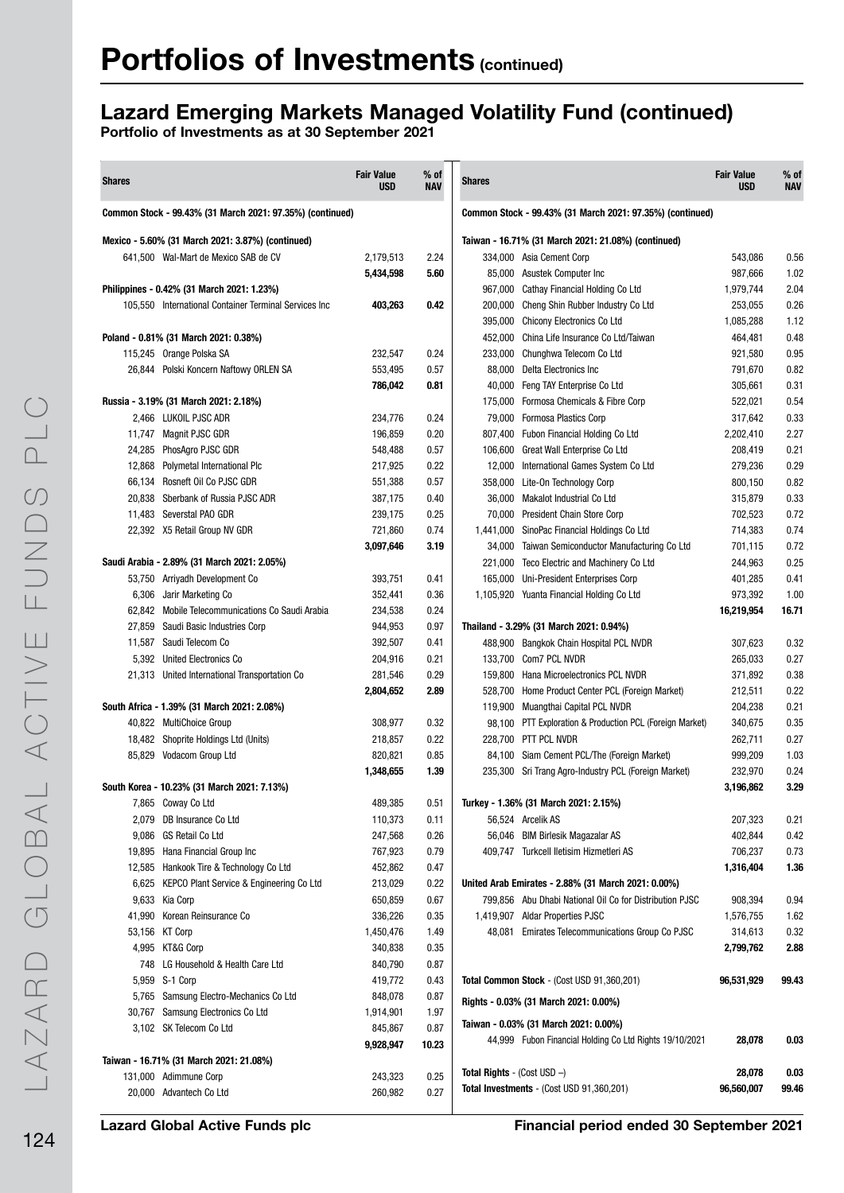# Portfolios of Investments (continued)

## Lazard Emerging Markets Managed Volatility Fund (continued)

**Portfolio of Investments as at 30 September 2021**

| Shares | | Fair Value USD | % of NAV |
|---|---|---|---|
| **Common Stock - 99.43% (31 March 2021: 97.35%) (continued)** | | | |
| **Mexico - 5.60% (31 March 2021: 3.87%) (continued)** | | | |
| 641,500 | Wal-Mart de Mexico SAB de CV | 2,179,513 | 2.24 |
| | | **5,434,598** | **5.60** |
| **Philippines - 0.42% (31 March 2021: 1.23%)** | | | |
| 105,550 | International Container Terminal Services Inc | **403,263** | **0.42** |
| **Poland - 0.81% (31 March 2021: 0.38%)** | | | |
| 115,245 | Orange Polska SA | 232,547 | 0.24 |
| 26,844 | Polski Koncern Naftowy ORLEN SA | 553,495 | 0.57 |
| | | **786,042** | **0.81** |
| **Russia - 3.19% (31 March 2021: 2.18%)** | | | |
| 2,466 | LUKOIL PJSC ADR | 234,776 | 0.24 |
| 11,747 | Magnit PJSC GDR | 196,859 | 0.20 |
| 24,285 | PhosAgro PJSC GDR | 548,488 | 0.57 |
| 12,868 | Polymetal International Plc | 217,925 | 0.22 |
| 66,134 | Rosneft Oil Co PJSC GDR | 551,388 | 0.57 |
| 20,838 | Sberbank of Russia PJSC ADR | 387,175 | 0.40 |
| 11,483 | Severstal PAO GDR | 239,175 | 0.25 |
| 22,392 | X5 Retail Group NV GDR | 721,860 | 0.74 |
| | | **3,097,646** | **3.19** |
| **Saudi Arabia - 2.89% (31 March 2021: 2.05%)** | | | |
| 53,750 | Arriyadh Development Co | 393,751 | 0.41 |
| 6,306 | Jarir Marketing Co | 352,441 | 0.36 |
| 62,842 | Mobile Telecommunications Co Saudi Arabia | 234,538 | 0.24 |
| 27,859 | Saudi Basic Industries Corp | 944,953 | 0.97 |
| 11,587 | Saudi Telecom Co | 392,507 | 0.41 |
| 5,392 | United Electronics Co | 204,916 | 0.21 |
| 21,313 | United International Transportation Co | 281,546 | 0.29 |
| | | **2,804,652** | **2.89** |
| **South Africa - 1.39% (31 March 2021: 2.08%)** | | | |
| 40,822 | MultiChoice Group | 308,977 | 0.32 |
| 18,482 | Shoprite Holdings Ltd (Units) | 218,857 | 0.22 |
| 85,829 | Vodacom Group Ltd | 820,821 | 0.85 |
| | | **1,348,655** | **1.39** |
| **South Korea - 10.23% (31 March 2021: 7.13%)** | | | |
| 7,865 | Coway Co Ltd | 489,385 | 0.51 |
| 2,079 | DB Insurance Co Ltd | 110,373 | 0.11 |
| 9,086 | GS Retail Co Ltd | 247,568 | 0.26 |
| 19,895 | Hana Financial Group Inc | 767,923 | 0.79 |
| 12,585 | Hankook Tire & Technology Co Ltd | 452,862 | 0.47 |
| 6,625 | KEPCO Plant Service & Engineering Co Ltd | 213,029 | 0.22 |
| 9,633 | Kia Corp | 650,859 | 0.67 |
| 41,990 | Korean Reinsurance Co | 336,226 | 0.35 |
| 53,156 | KT Corp | 1,450,476 | 1.49 |
| 4,995 | KT&G Corp | 340,838 | 0.35 |
| 748 | LG Household & Health Care Ltd | 840,790 | 0.87 |
| 5,959 | S-1 Corp | 419,772 | 0.43 |
| 5,765 | Samsung Electro-Mechanics Co Ltd | 848,078 | 0.87 |
| 30,767 | Samsung Electronics Co Ltd | 1,914,901 | 1.97 |
| 3,102 | SK Telecom Co Ltd | 845,867 | 0.87 |
| | | **9,928,947** | **10.23** |
| **Taiwan - 16.71% (31 March 2021: 21.08%)** | | | |
| 131,000 | Adimmune Corp | 243,323 | 0.25 |
| 20,000 | Advantech Co Ltd | 260,982 | 0.27 |
| 334,000 | Asia Cement Corp | 543,086 | 0.56 |
| 85,000 | Asustek Computer Inc | 987,666 | 1.02 |
| 967,000 | Cathay Financial Holding Co Ltd | 1,979,744 | 2.04 |
| 200,000 | Cheng Shin Rubber Industry Co Ltd | 253,055 | 0.26 |
| 395,000 | Chicony Electronics Co Ltd | 1,085,288 | 1.12 |
| 452,000 | China Life Insurance Co Ltd/Taiwan | 464,481 | 0.48 |
| 233,000 | Chunghwa Telecom Co Ltd | 921,580 | 0.95 |
| 88,000 | Delta Electronics Inc | 791,670 | 0.82 |
| 40,000 | Feng TAY Enterprise Co Ltd | 305,661 | 0.31 |
| 175,000 | Formosa Chemicals & Fibre Corp | 522,021 | 0.54 |
| 79,000 | Formosa Plastics Corp | 317,642 | 0.33 |
| 807,400 | Fubon Financial Holding Co Ltd | 2,202,410 | 2.27 |
| 106,600 | Great Wall Enterprise Co Ltd | 208,419 | 0.21 |
| 12,000 | International Games System Co Ltd | 279,236 | 0.29 |
| 358,000 | Lite-On Technology Corp | 800,150 | 0.82 |
| 36,000 | Makalot Industrial Co Ltd | 315,879 | 0.33 |
| 70,000 | President Chain Store Corp | 702,523 | 0.72 |
| 1,441,000 | SinoPac Financial Holdings Co Ltd | 714,383 | 0.74 |
| 34,000 | Taiwan Semiconductor Manufacturing Co Ltd | 701,115 | 0.72 |
| 221,000 | Teco Electric and Machinery Co Ltd | 244,963 | 0.25 |
| 165,000 | Uni-President Enterprises Corp | 401,285 | 0.41 |
| 1,105,920 | Yuanta Financial Holding Co Ltd | 973,392 | 1.00 |
| | | **16,219,954** | **16.71** |
| **Thailand - 3.29% (31 March 2021: 0.94%)** | | | |
| 488,900 | Bangkok Chain Hospital PCL NVDR | 307,623 | 0.32 |
| 133,700 | Com7 PCL NVDR | 265,033 | 0.27 |
| 159,800 | Hana Microelectronics PCL NVDR | 371,892 | 0.38 |
| 528,700 | Home Product Center PCL (Foreign Market) | 212,511 | 0.22 |
| 119,900 | Muangthai Capital PCL NVDR | 204,238 | 0.21 |
| 98,100 | PTT Exploration & Production PCL (Foreign Market) | 340,675 | 0.35 |
| 228,700 | PTT PCL NVDR | 262,711 | 0.27 |
| 84,100 | Siam Cement PCL/The (Foreign Market) | 999,209 | 1.03 |
| 235,300 | Sri Trang Agro-Industry PCL (Foreign Market) | 232,970 | 0.24 |
| | | **3,196,862** | **3.29** |
| **Turkey - 1.36% (31 March 2021: 2.15%)** | | | |
| 56,524 | Arcelik AS | 207,323 | 0.21 |
| 56,046 | BIM Birlesik Magazalar AS | 402,844 | 0.42 |
| 409,747 | Turkcell Iletisim Hizmetleri AS | 706,237 | 0.73 |
| | | **1,316,404** | **1.36** |
| **United Arab Emirates - 2.88% (31 March 2021: 0.00%)** | | | |
| 799,856 | Abu Dhabi National Oil Co for Distribution PJSC | 908,394 | 0.94 |
| 1,419,907 | Aldar Properties PJSC | 1,576,755 | 1.62 |
| 48,081 | Emirates Telecommunications Group Co PJSC | 314,613 | 0.32 |
| | | **2,799,762** | **2.88** |
| **Total Common Stock** - (Cost USD 91,360,201) | | **96,531,929** | **99.43** |
| **Rights - 0.03% (31 March 2021: 0.00%)** | | | |
| **Taiwan - 0.03% (31 March 2021: 0.00%)** | | | |
| 44,999 | Fubon Financial Holding Co Ltd Rights 19/10/2021 | **28,078** | **0.03** |
| **Total Rights** - (Cost USD –) | | **28,078** | **0.03** |
| **Total Investments** - (Cost USD 91,360,201) | | **96,560,007** | **99.46** |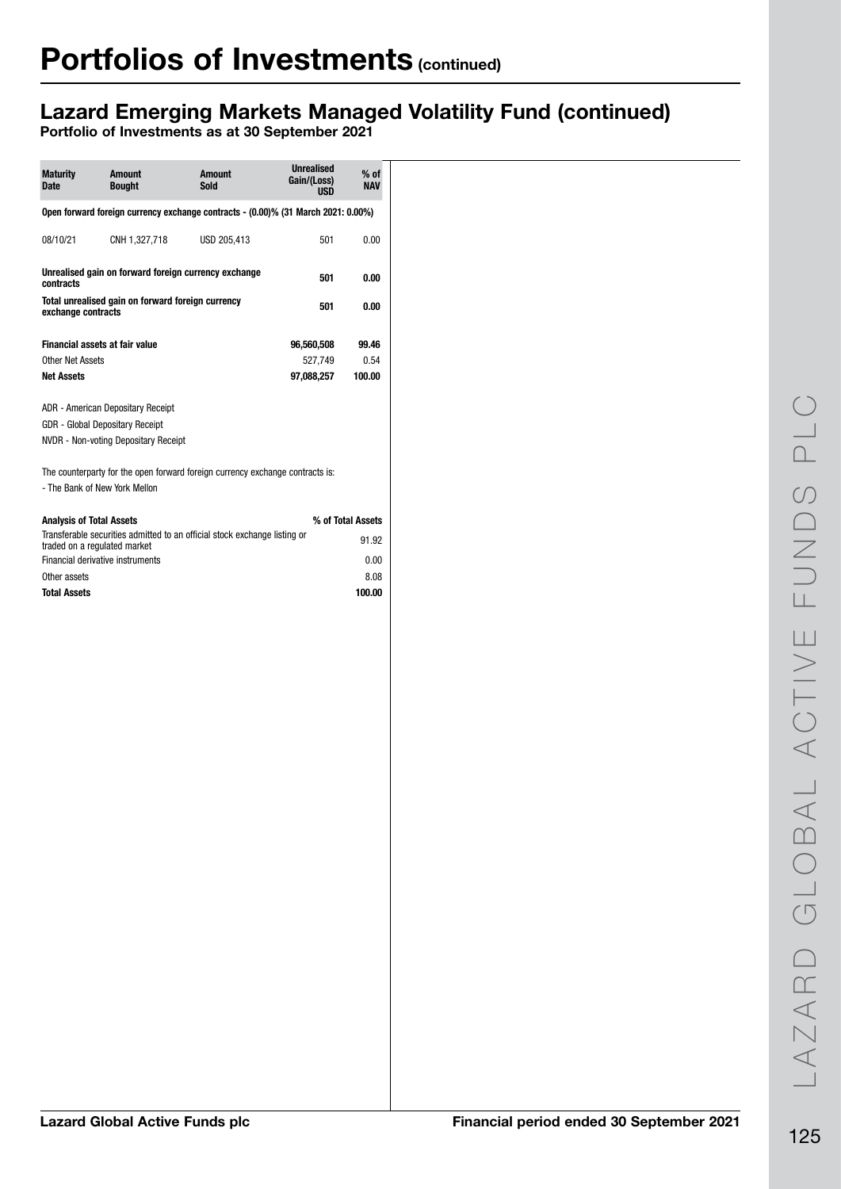# Portfolios of Investments (continued)

## Lazard Emerging Markets Managed Volatility Fund (continued)

### Portfolio of Investments as at 30 September 2021

| Maturity Date | Amount Bought | Amount Sold | Unrealised Gain/(Loss) USD | % of NAV |
|---|---|---|---|---|
| **Open forward foreign currency exchange contracts - (0.00)% (31 March 2021: 0.00%)** | | | | |
| 08/10/21 | CNH 1,327,718 | USD 205,413 | 501 | 0.00 |
| **Unrealised gain on forward foreign currency exchange contracts** | | | **501** | **0.00** |
| **Total unrealised gain on forward foreign currency exchange contracts** | | | **501** | **0.00** |
| **Financial assets at fair value** | | | **96,560,508** | **99.46** |
| Other Net Assets | | | 527,749 | 0.54 |
| **Net Assets** | | | **97,088,257** | **100.00** |

ADR - American Depositary Receipt
GDR - Global Depositary Receipt
NVDR - Non-voting Depositary Receipt

The counterparty for the open forward foreign currency exchange contracts is:
- The Bank of New York Mellon

| **Analysis of Total Assets** | **% of Total Assets** |
|---|---|
| Transferable securities admitted to an official stock exchange listing or traded on a regulated market | 91.92 |
| Financial derivative instruments | 0.00 |
| Other assets | 8.08 |
| **Total Assets** | **100.00** |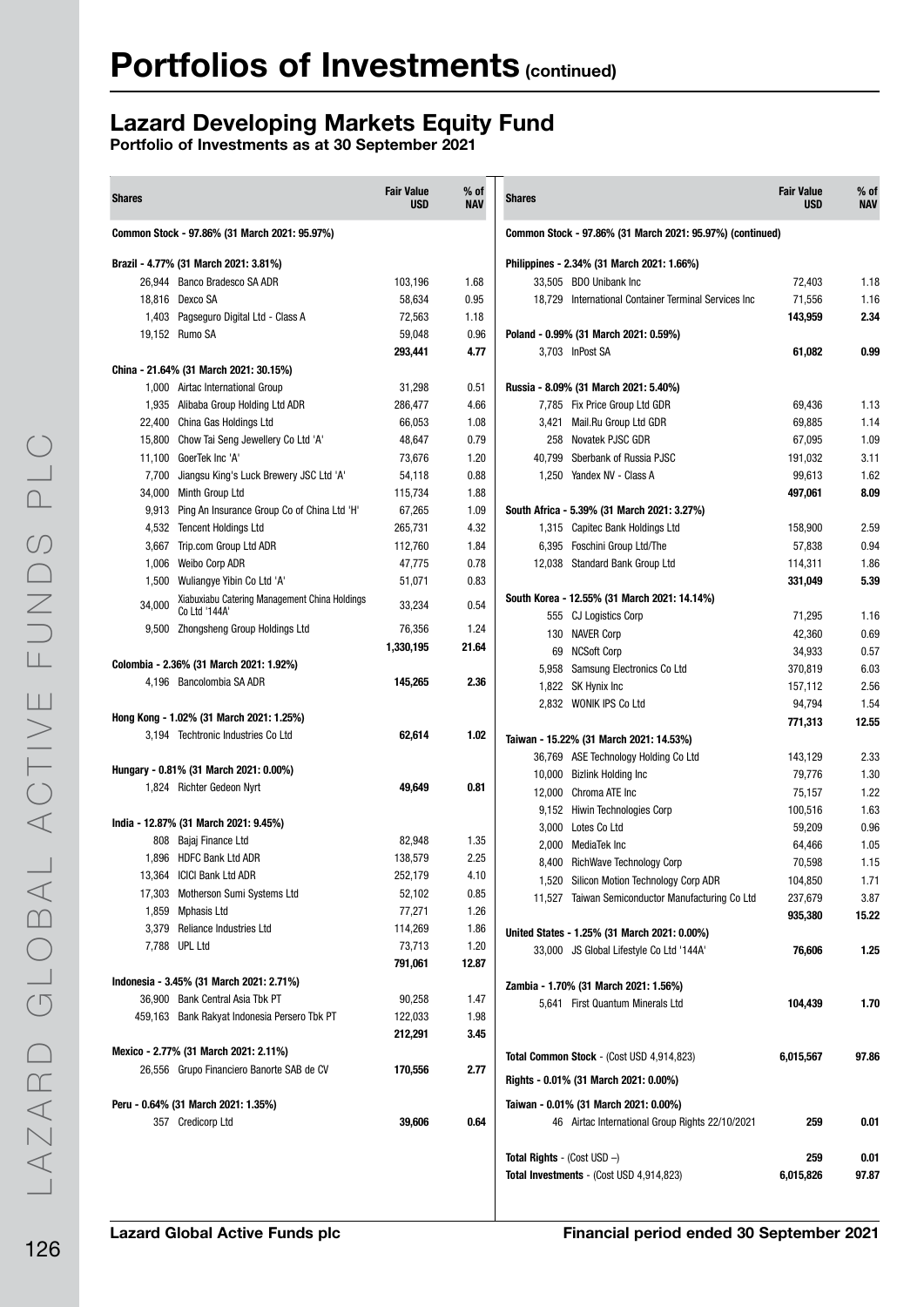# Portfolios of Investments (continued)

## Lazard Developing Markets Equity Fund

**Portfolio of Investments as at 30 September 2021**

| Shares | | Fair Value USD | % of NAV |
|---|---|---|---|
| **Common Stock - 97.86% (31 March 2021: 95.97%)** | | | |
| **Brazil - 4.77% (31 March 2021: 3.81%)** | | | |
| 26,944 | Banco Bradesco SA ADR | 103,196 | 1.68 |
| 18,816 | Dexco SA | 58,634 | 0.95 |
| 1,403 | Pagseguro Digital Ltd - Class A | 72,563 | 1.18 |
| 19,152 | Rumo SA | 59,048 | 0.96 |
| | | **293,441** | **4.77** |
| **China - 21.64% (31 March 2021: 30.15%)** | | | |
| 1,000 | Airtac International Group | 31,298 | 0.51 |
| 1,935 | Alibaba Group Holding Ltd ADR | 286,477 | 4.66 |
| 22,400 | China Gas Holdings Ltd | 66,053 | 1.08 |
| 15,800 | Chow Tai Seng Jewellery Co Ltd 'A' | 48,647 | 0.79 |
| 11,100 | GoerTek Inc 'A' | 73,676 | 1.20 |
| 7,700 | Jiangsu King's Luck Brewery JSC Ltd 'A' | 54,118 | 0.88 |
| 34,000 | Minth Group Ltd | 115,734 | 1.88 |
| 9,913 | Ping An Insurance Group Co of China Ltd 'H' | 67,265 | 1.09 |
| 4,532 | Tencent Holdings Ltd | 265,731 | 4.32 |
| 3,667 | Trip.com Group Ltd ADR | 112,760 | 1.84 |
| 1,006 | Weibo Corp ADR | 47,775 | 0.78 |
| 1,500 | Wuliangye Yibin Co Ltd 'A' | 51,071 | 0.83 |
| 34,000 | Xiabuxiabu Catering Management China Holdings Co Ltd '144A' | 33,234 | 0.54 |
| 9,500 | Zhongsheng Group Holdings Ltd | 76,356 | 1.24 |
| | | **1,330,195** | **21.64** |
| **Colombia - 2.36% (31 March 2021: 1.92%)** | | | |
| 4,196 | Bancolombia SA ADR | **145,265** | **2.36** |
| **Hong Kong - 1.02% (31 March 2021: 1.25%)** | | | |
| 3,194 | Techtronic Industries Co Ltd | **62,614** | **1.02** |
| **Hungary - 0.81% (31 March 2021: 0.00%)** | | | |
| 1,824 | Richter Gedeon Nyrt | **49,649** | **0.81** |
| **India - 12.87% (31 March 2021: 9.45%)** | | | |
| 808 | Bajaj Finance Ltd | 82,948 | 1.35 |
| 1,896 | HDFC Bank Ltd ADR | 138,579 | 2.25 |
| 13,364 | ICICI Bank Ltd ADR | 252,179 | 4.10 |
| 17,303 | Motherson Sumi Systems Ltd | 52,102 | 0.85 |
| 1,859 | Mphasis Ltd | 77,271 | 1.26 |
| 3,379 | Reliance Industries Ltd | 114,269 | 1.86 |
| 7,788 | UPL Ltd | 73,713 | 1.20 |
| | | **791,061** | **12.87** |
| **Indonesia - 3.45% (31 March 2021: 2.71%)** | | | |
| 36,900 | Bank Central Asia Tbk PT | 90,258 | 1.47 |
| 459,163 | Bank Rakyat Indonesia Persero Tbk PT | 122,033 | 1.98 |
| | | **212,291** | **3.45** |
| **Mexico - 2.77% (31 March 2021: 2.11%)** | | | |
| 26,556 | Grupo Financiero Banorte SAB de CV | **170,556** | **2.77** |
| **Peru - 0.64% (31 March 2021: 1.35%)** | | | |
| 357 | Credicorp Ltd | **39,606** | **0.64** |
| **Common Stock - 97.86% (31 March 2021: 95.97%) (continued)** | | | |
| **Philippines - 2.34% (31 March 2021: 1.66%)** | | | |
| 33,505 | BDO Unibank Inc | 72,403 | 1.18 |
| 18,729 | International Container Terminal Services Inc | 71,556 | 1.16 |
| | | **143,959** | **2.34** |
| **Poland - 0.99% (31 March 2021: 0.59%)** | | | |
| 3,703 | InPost SA | **61,082** | **0.99** |
| **Russia - 8.09% (31 March 2021: 5.40%)** | | | |
| 7,785 | Fix Price Group Ltd GDR | 69,436 | 1.13 |
| 3,421 | Mail.Ru Group Ltd GDR | 69,885 | 1.14 |
| 258 | Novatek PJSC GDR | 67,095 | 1.09 |
| 40,799 | Sberbank of Russia PJSC | 191,032 | 3.11 |
| 1,250 | Yandex NV - Class A | 99,613 | 1.62 |
| | | **497,061** | **8.09** |
| **South Africa - 5.39% (31 March 2021: 3.27%)** | | | |
| 1,315 | Capitec Bank Holdings Ltd | 158,900 | 2.59 |
| 6,395 | Foschini Group Ltd/The | 57,838 | 0.94 |
| 12,038 | Standard Bank Group Ltd | 114,311 | 1.86 |
| | | **331,049** | **5.39** |
| **South Korea - 12.55% (31 March 2021: 14.14%)** | | | |
| 555 | CJ Logistics Corp | 71,295 | 1.16 |
| 130 | NAVER Corp | 42,360 | 0.69 |
| 69 | NCSoft Corp | 34,933 | 0.57 |
| 5,958 | Samsung Electronics Co Ltd | 370,819 | 6.03 |
| 1,822 | SK Hynix Inc | 157,112 | 2.56 |
| 2,832 | WONIK IPS Co Ltd | 94,794 | 1.54 |
| | | **771,313** | **12.55** |
| **Taiwan - 15.22% (31 March 2021: 14.53%)** | | | |
| 36,769 | ASE Technology Holding Co Ltd | 143,129 | 2.33 |
| 10,000 | Bizlink Holding Inc | 79,776 | 1.30 |
| 12,000 | Chroma ATE Inc | 75,157 | 1.22 |
| 9,152 | Hiwin Technologies Corp | 100,516 | 1.63 |
| 3,000 | Lotes Co Ltd | 59,209 | 0.96 |
| 2,000 | MediaTek Inc | 64,466 | 1.05 |
| 8,400 | RichWave Technology Corp | 70,598 | 1.15 |
| 1,520 | Silicon Motion Technology Corp ADR | 104,850 | 1.71 |
| 11,527 | Taiwan Semiconductor Manufacturing Co Ltd | 237,679 | 3.87 |
| | | **935,380** | **15.22** |
| **United States - 1.25% (31 March 2021: 0.00%)** | | | |
| 33,000 | JS Global Lifestyle Co Ltd '144A' | **76,606** | **1.25** |
| **Zambia - 1.70% (31 March 2021: 1.56%)** | | | |
| 5,641 | First Quantum Minerals Ltd | **104,439** | **1.70** |
| **Total Common Stock** - (Cost USD 4,914,823) | | **6,015,567** | **97.86** |
| **Rights - 0.01% (31 March 2021: 0.00%)** | | | |
| **Taiwan - 0.01% (31 March 2021: 0.00%)** | | | |
| 46 | Airtac International Group Rights 22/10/2021 | **259** | **0.01** |
| **Total Rights** - (Cost USD –) | | **259** | **0.01** |
| **Total Investments** - (Cost USD 4,914,823) | | **6,015,826** | **97.87** |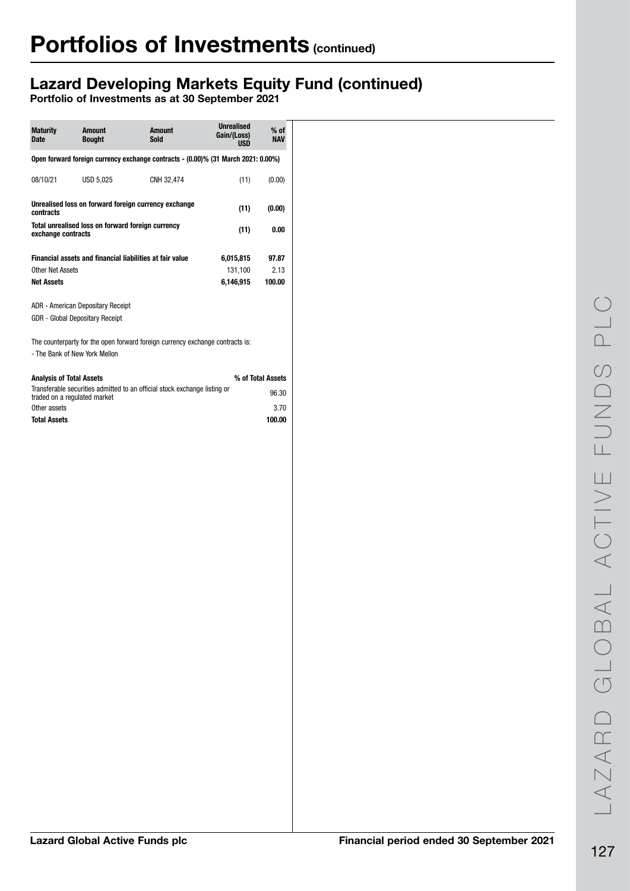# Portfolios of Investments (continued)

## Lazard Developing Markets Equity Fund (continued)

**Portfolio of Investments as at 30 September 2021**

| Maturity Date | Amount Bought | Amount Sold | Unrealised Gain/(Loss) USD | % of NAV |
|---|---|---|---|---|
| **Open forward foreign currency exchange contracts - (0.00)% (31 March 2021: 0.00%)** | | | | |
| 08/10/21 | USD 5,025 | CNH 32,474 | (11) | (0.00) |
| **Unrealised loss on forward foreign currency exchange contracts** | | | **(11)** | **(0.00)** |
| **Total unrealised loss on forward foreign currency exchange contracts** | | | **(11)** | **0.00** |
| **Financial assets and financial liabilities at fair value** | | | **6,015,815** | **97.87** |
| Other Net Assets | | | 131,100 | 2.13 |
| **Net Assets** | | | **6,146,915** | **100.00** |

ADR - American Depositary Receipt
GDR - Global Depositary Receipt

The counterparty for the open forward foreign currency exchange contracts is:
- The Bank of New York Mellon

| Analysis of Total Assets | % of Total Assets |
|---|---|
| Transferable securities admitted to an official stock exchange listing or traded on a regulated market | 96.30 |
| Other assets | 3.70 |
| **Total Assets** | **100.00** |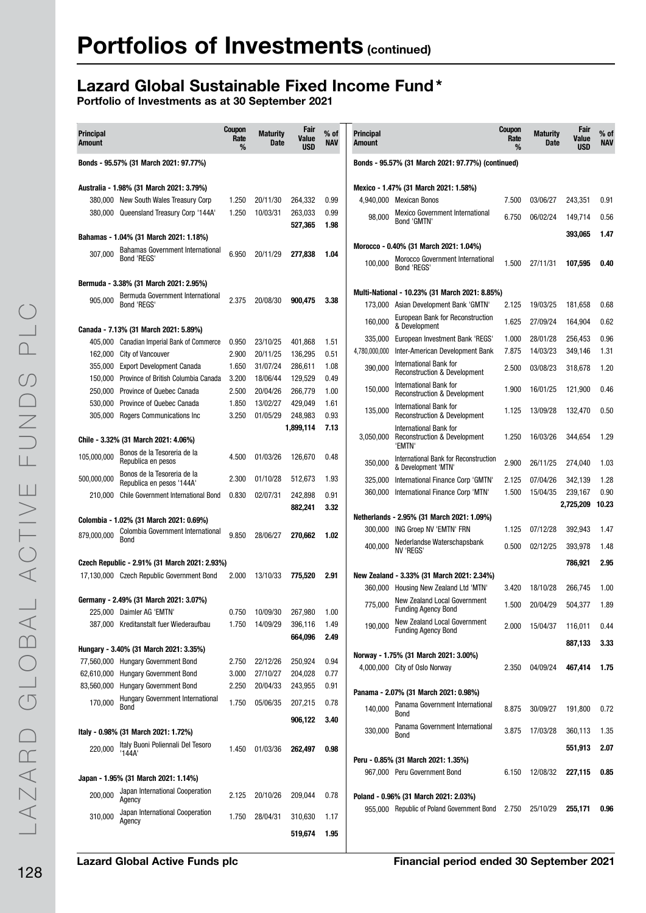# Portfolios of Investments (continued)

## Lazard Global Sustainable Fixed Income Fund*

**Portfolio of Investments as at 30 September 2021**

| Principal Amount | | Coupon Rate % | Maturity Date | Fair Value USD | % of NAV |
|---|---|---|---|---|---|
| **Bonds - 95.57% (31 March 2021: 97.77%)** | | | | | |
| **Australia - 1.98% (31 March 2021: 3.79%)** | | | | | |
| 380,000 | New South Wales Treasury Corp | 1.250 | 20/11/30 | 264,332 | 0.99 |
| 380,000 | Queensland Treasury Corp '144A' | 1.250 | 10/03/31 | 263,033 | 0.99 |
| | | | | 527,365 | 1.98 |
| **Bahamas - 1.04% (31 March 2021: 1.18%)** | | | | | |
| 307,000 | Bahamas Government International Bond 'REGS' | 6.950 | 20/11/29 | **277,838** | **1.04** |
| **Bermuda - 3.38% (31 March 2021: 2.95%)** | | | | | |
| 905,000 | Bermuda Government International Bond 'REGS' | 2.375 | 20/08/30 | **900,475** | **3.38** |
| **Canada - 7.13% (31 March 2021: 5.89%)** | | | | | |
| 405,000 | Canadian Imperial Bank of Commerce | 0.950 | 23/10/25 | 401,868 | 1.51 |
| 162,000 | City of Vancouver | 2.900 | 20/11/25 | 136,295 | 0.51 |
| 355,000 | Export Development Canada | 1.650 | 31/07/24 | 286,611 | 1.08 |
| 150,000 | Province of British Columbia Canada | 3.200 | 18/06/44 | 129,529 | 0.49 |
| 250,000 | Province of Quebec Canada | 2.500 | 20/04/26 | 266,779 | 1.00 |
| 530,000 | Province of Quebec Canada | 1.850 | 13/02/27 | 429,049 | 1.61 |
| 305,000 | Rogers Communications Inc | 3.250 | 01/05/29 | 248,983 | 0.93 |
| | | | | 1,899,114 | 7.13 |
| **Chile - 3.32% (31 March 2021: 4.06%)** | | | | | |
| 105,000,000 | Bonos de la Tesoreria de la Republica en pesos | 4.500 | 01/03/26 | 126,670 | 0.48 |
| 500,000,000 | Bonos de la Tesoreria de la Republica en pesos '144A' | 2.300 | 01/10/28 | 512,673 | 1.93 |
| 210,000 | Chile Government International Bond | 0.830 | 02/07/31 | 242,898 | 0.91 |
| | | | | 882,241 | 3.32 |
| **Colombia - 1.02% (31 March 2021: 0.69%)** | | | | | |
| 879,000,000 | Colombia Government International Bond | 9.850 | 28/06/27 | **270,662** | **1.02** |
| **Czech Republic - 2.91% (31 March 2021: 2.93%)** | | | | | |
| 17,130,000 | Czech Republic Government Bond | 2.000 | 13/10/33 | **775,520** | **2.91** |
| **Germany - 2.49% (31 March 2021: 3.07%)** | | | | | |
| 225,000 | Daimler AG 'EMTN' | 0.750 | 10/09/30 | 267,980 | 1.00 |
| 387,000 | Kreditanstalt fuer Wiederaufbau | 1.750 | 14/09/29 | 396,116 | 1.49 |
| | | | | 664,096 | 2.49 |
| **Hungary - 3.40% (31 March 2021: 3.35%)** | | | | | |
| 77,560,000 | Hungary Government Bond | 2.750 | 22/12/26 | 250,924 | 0.94 |
| 62,610,000 | Hungary Government Bond | 3.000 | 27/10/27 | 204,028 | 0.77 |
| 83,560,000 | Hungary Government Bond | 2.250 | 20/04/33 | 243,955 | 0.91 |
| 170,000 | Hungary Government International Bond | 1.750 | 05/06/35 | 207,215 | 0.78 |
| | | | | 906,122 | 3.40 |
| **Italy - 0.98% (31 March 2021: 1.72%)** | | | | | |
| 220,000 | Italy Buoni Poliennali Del Tesoro '144A' | 1.450 | 01/03/36 | **262,497** | **0.98** |
| **Japan - 1.95% (31 March 2021: 1.14%)** | | | | | |
| 200,000 | Japan International Cooperation Agency | 2.125 | 20/10/26 | 209,044 | 0.78 |
| 310,000 | Japan International Cooperation Agency | 1.750 | 28/04/31 | 310,630 | 1.17 |
| | | | | 519,674 | 1.95 |
| **Bonds - 95.57% (31 March 2021: 97.77%) (continued)** | | | | | |
| **Mexico - 1.47% (31 March 2021: 1.58%)** | | | | | |
| 4,940,000 | Mexican Bonos | 7.500 | 03/06/27 | 243,351 | 0.91 |
| 98,000 | Mexico Government International Bond 'GMTN' | 6.750 | 06/02/24 | 149,714 | 0.56 |
| | | | | 393,065 | 1.47 |
| **Morocco - 0.40% (31 March 2021: 1.04%)** | | | | | |
| 100,000 | Morocco Government International Bond 'REGS' | 1.500 | 27/11/31 | **107,595** | **0.40** |
| **Multi-National - 10.23% (31 March 2021: 8.85%)** | | | | | |
| 173,000 | Asian Development Bank 'GMTN' | 2.125 | 19/03/25 | 181,658 | 0.68 |
| 160,000 | European Bank for Reconstruction & Development | 1.625 | 27/09/24 | 164,904 | 0.62 |
| 335,000 | European Investment Bank 'REGS' | 1.000 | 28/01/28 | 256,453 | 0.96 |
| 4,780,000,000 | Inter-American Development Bank | 7.875 | 14/03/23 | 349,146 | 1.31 |
| 390,000 | International Bank for Reconstruction & Development | 2.500 | 03/08/23 | 318,678 | 1.20 |
| 150,000 | International Bank for Reconstruction & Development | 1.900 | 16/01/25 | 121,900 | 0.46 |
| 135,000 | International Bank for Reconstruction & Development | 1.125 | 13/09/28 | 132,470 | 0.50 |
| 3,050,000 | International Bank for Reconstruction & Development 'EMTN' | 1.250 | 16/03/26 | 344,654 | 1.29 |
| 350,000 | International Bank for Reconstruction & Development 'MTN' | 2.900 | 26/11/25 | 274,040 | 1.03 |
| 325,000 | International Finance Corp 'GMTN' | 2.125 | 07/04/26 | 342,139 | 1.28 |
| 360,000 | International Finance Corp 'MTN' | 1.500 | 15/04/35 | 239,167 | 0.90 |
| | | | | 2,725,209 | 10.23 |
| **Netherlands - 2.95% (31 March 2021: 1.09%)** | | | | | |
| 300,000 | ING Groep NV 'EMTN' FRN | 1.125 | 07/12/28 | 392,943 | 1.47 |
| 400,000 | Nederlandse Waterschapsbank NV 'REGS' | 0.500 | 02/12/25 | 393,978 | 1.48 |
| | | | | 786,921 | 2.95 |
| **New Zealand - 3.33% (31 March 2021: 2.34%)** | | | | | |
| 360,000 | Housing New Zealand Ltd 'MTN' | 3.420 | 18/10/28 | 266,745 | 1.00 |
| 775,000 | New Zealand Local Government Funding Agency Bond | 1.500 | 20/04/29 | 504,377 | 1.89 |
| 190,000 | New Zealand Local Government Funding Agency Bond | 2.000 | 15/04/37 | 116,011 | 0.44 |
| | | | | 887,133 | 3.33 |
| **Norway - 1.75% (31 March 2021: 3.00%)** | | | | | |
| 4,000,000 | City of Oslo Norway | 2.350 | 04/09/24 | **467,414** | **1.75** |
| **Panama - 2.07% (31 March 2021: 0.98%)** | | | | | |
| 140,000 | Panama Government International Bond | 8.875 | 30/09/27 | 191,800 | 0.72 |
| 330,000 | Panama Government International Bond | 3.875 | 17/03/28 | 360,113 | 1.35 |
| | | | | 551,913 | 2.07 |
| **Peru - 0.85% (31 March 2021: 1.35%)** | | | | | |
| 967,000 | Peru Government Bond | 6.150 | 12/08/32 | **227,115** | **0.85** |
| **Poland - 0.96% (31 March 2021: 2.03%)** | | | | | |
| 955,000 | Republic of Poland Government Bond | 2.750 | 25/10/29 | **255,171** | **0.96** |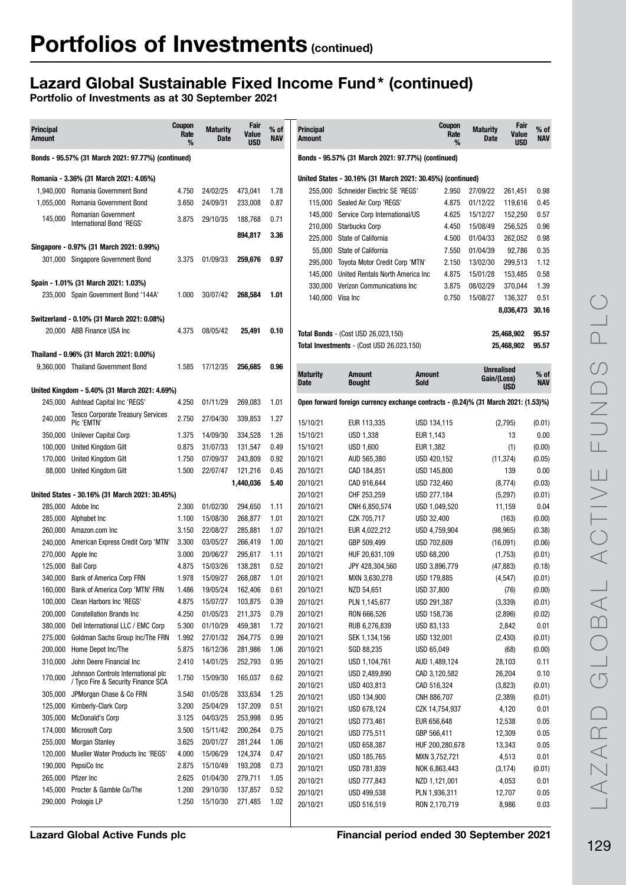# Portfolios of Investments (continued)

## Lazard Global Sustainable Fixed Income Fund* (continued)

**Portfolio of Investments as at 30 September 2021**

| Principal Amount | | Coupon Rate % | Maturity Date | Fair Value USD | % of NAV |
|---|---|---|---|---|---|
| **Bonds - 95.57% (31 March 2021: 97.77%) (continued)** | | | | | |
| **Romania - 3.36% (31 March 2021: 4.05%)** | | | | | |
| 1,940,000 | Romania Government Bond | 4.750 | 24/02/25 | 473,041 | 1.78 |
| 1,055,000 | Romania Government Bond | 3.650 | 24/09/31 | 233,008 | 0.87 |
| 145,000 | Romanian Government International Bond 'REGS' | 3.875 | 29/10/35 | 188,768 | 0.71 |
| | | | | **894,817** | **3.36** |
| **Singapore - 0.97% (31 March 2021: 0.99%)** | | | | | |
| 301,000 | Singapore Government Bond | 3.375 | 01/09/33 | **259,676** | **0.97** |
| **Spain - 1.01% (31 March 2021: 1.03%)** | | | | | |
| 235,000 | Spain Government Bond '144A' | 1.000 | 30/07/42 | **268,584** | **1.01** |
| **Switzerland - 0.10% (31 March 2021: 0.08%)** | | | | | |
| 20,000 | ABB Finance USA Inc | 4.375 | 08/05/42 | **25,491** | **0.10** |
| **Thailand - 0.96% (31 March 2021: 0.00%)** | | | | | |
| 9,360,000 | Thailand Government Bond | 1.585 | 17/12/35 | **256,685** | **0.96** |
| **United Kingdom - 5.40% (31 March 2021: 4.69%)** | | | | | |
| 245,000 | Ashtead Capital Inc 'REGS' | 4.250 | 01/11/29 | 269,083 | 1.01 |
| 240,000 | Tesco Corporate Treasury Services Plc 'EMTN' | 2.750 | 27/04/30 | 339,853 | 1.27 |
| 350,000 | Unilever Capital Corp | 1.375 | 14/09/30 | 334,528 | 1.26 |
| 100,000 | United Kingdom Gilt | 0.875 | 31/07/33 | 131,547 | 0.49 |
| 170,000 | United Kingdom Gilt | 1.750 | 07/09/37 | 243,809 | 0.92 |
| 88,000 | United Kingdom Gilt | 1.500 | 22/07/47 | 121,216 | 0.45 |
| | | | | **1,440,036** | **5.40** |
| **United States - 30.16% (31 March 2021: 30.45%)** | | | | | |
| 285,000 | Adobe Inc | 2.300 | 01/02/30 | 294,650 | 1.11 |
| 285,000 | Alphabet Inc | 1.100 | 15/08/30 | 268,877 | 1.01 |
| 260,000 | Amazon.com Inc | 3.150 | 22/08/27 | 285,881 | 1.07 |
| 240,000 | American Express Credit Corp 'MTN' | 3.300 | 03/05/27 | 266,419 | 1.00 |
| 270,000 | Apple Inc | 3.000 | 20/06/27 | 295,617 | 1.11 |
| 125,000 | Ball Corp | 4.875 | 15/03/26 | 138,281 | 0.52 |
| 340,000 | Bank of America Corp FRN | 1.978 | 15/09/27 | 268,087 | 1.01 |
| 160,000 | Bank of America Corp 'MTN' FRN | 1.486 | 19/05/24 | 162,406 | 0.61 |
| 100,000 | Clean Harbors Inc 'REGS' | 4.875 | 15/07/27 | 103,875 | 0.39 |
| 200,000 | Constellation Brands Inc | 4.250 | 01/05/23 | 211,375 | 0.79 |
| 380,000 | Dell International LLC / EMC Corp | 5.300 | 01/10/29 | 459,381 | 1.72 |
| 275,000 | Goldman Sachs Group Inc/The FRN | 1.992 | 27/01/32 | 264,775 | 0.99 |
| 200,000 | Home Depot Inc/The | 5.875 | 16/12/36 | 281,986 | 1.06 |
| 310,000 | John Deere Financial Inc | 2.410 | 14/01/25 | 252,793 | 0.95 |
| 170,000 | Johnson Controls International plc / Tyco Fire & Security Finance SCA | 1.750 | 15/09/30 | 165,037 | 0.62 |
| 305,000 | JPMorgan Chase & Co FRN | 3.540 | 01/05/28 | 333,634 | 1.25 |
| 125,000 | Kimberly-Clark Corp | 3.200 | 25/04/29 | 137,209 | 0.51 |
| 305,000 | McDonald's Corp | 3.125 | 04/03/25 | 253,998 | 0.95 |
| 174,000 | Microsoft Corp | 3.500 | 15/11/42 | 200,264 | 0.75 |
| 255,000 | Morgan Stanley | 3.625 | 20/01/27 | 281,244 | 1.06 |
| 120,000 | Mueller Water Products Inc 'REGS' | 4.000 | 15/06/29 | 124,374 | 0.47 |
| 190,000 | PepsiCo Inc | 2.875 | 15/10/49 | 193,208 | 0.73 |
| 265,000 | Pfizer Inc | 2.625 | 01/04/30 | 279,711 | 1.05 |
| 145,000 | Procter & Gamble Co/The | 1.200 | 29/10/30 | 137,857 | 0.52 |
| 290,000 | Prologis LP | 1.250 | 15/10/30 | 271,485 | 1.02 |
| **United States - 30.16% (31 March 2021: 30.45%) (continued)** | | | | | |
| 255,000 | Schneider Electric SE 'REGS' | 2.950 | 27/09/22 | 261,451 | 0.98 |
| 115,000 | Sealed Air Corp 'REGS' | 4.875 | 01/12/22 | 119,616 | 0.45 |
| 145,000 | Service Corp International/US | 4.625 | 15/12/27 | 152,250 | 0.57 |
| 210,000 | Starbucks Corp | 4.450 | 15/08/49 | 256,525 | 0.96 |
| 225,000 | State of California | 4.500 | 01/04/33 | 262,052 | 0.98 |
| 55,000 | State of California | 7.550 | 01/04/39 | 92,786 | 0.35 |
| 295,000 | Toyota Motor Credit Corp 'MTN' | 2.150 | 13/02/30 | 299,513 | 1.12 |
| 145,000 | United Rentals North America Inc | 4.875 | 15/01/28 | 153,485 | 0.58 |
| 330,000 | Verizon Communications Inc | 3.875 | 08/02/29 | 370,044 | 1.39 |
| 140,000 | Visa Inc | 0.750 | 15/08/27 | 136,327 | 0.51 |
| | | | | **8,036,473** | **30.16** |
| **Total Bonds** - (Cost USD 26,023,150) | | | | **25,468,902** | **95.57** |
| **Total Investments** - (Cost USD 26,023,150) | | | | **25,468,902** | **95.57** |

| Maturity Date | Amount Bought | Amount Sold | Unrealised Gain/(Loss) USD | % of NAV |
|---|---|---|---|---|
| **Open forward foreign currency exchange contracts - (0.24)% (31 March 2021: (1.53)%)** | | | | |
| 15/10/21 | EUR 113,335 | USD 134,115 | (2,795) | (0.01) |
| 15/10/21 | USD 1,338 | EUR 1,143 | 13 | 0.00 |
| 15/10/21 | USD 1,600 | EUR 1,382 | (1) | (0.00) |
| 20/10/21 | AUD 565,380 | USD 420,152 | (11,374) | (0.05) |
| 20/10/21 | CAD 184,851 | USD 145,800 | 139 | 0.00 |
| 20/10/21 | CAD 916,644 | USD 732,460 | (8,774) | (0.03) |
| 20/10/21 | CHF 253,259 | USD 277,184 | (5,297) | (0.01) |
| 20/10/21 | CNH 6,850,574 | USD 1,049,520 | 11,159 | 0.04 |
| 20/10/21 | CZK 705,717 | USD 32,400 | (163) | (0.00) |
| 20/10/21 | EUR 4,022,212 | USD 4,759,904 | (98,965) | (0.38) |
| 20/10/21 | GBP 509,499 | USD 702,609 | (16,091) | (0.06) |
| 20/10/21 | HUF 20,631,109 | USD 68,200 | (1,753) | (0.01) |
| 20/10/21 | JPY 428,304,560 | USD 3,896,779 | (47,883) | (0.18) |
| 20/10/21 | MXN 3,630,278 | USD 179,885 | (4,547) | (0.01) |
| 20/10/21 | NZD 54,651 | USD 37,800 | (76) | (0.00) |
| 20/10/21 | PLN 1,145,677 | USD 291,387 | (3,339) | (0.01) |
| 20/10/21 | RON 666,526 | USD 158,736 | (2,896) | (0.02) |
| 20/10/21 | RUB 6,276,839 | USD 83,133 | 2,842 | 0.01 |
| 20/10/21 | SEK 1,134,156 | USD 132,001 | (2,430) | (0.01) |
| 20/10/21 | SGD 88,235 | USD 65,049 | (68) | (0.00) |
| 20/10/21 | USD 1,104,761 | AUD 1,489,124 | 28,103 | 0.11 |
| 20/10/21 | USD 2,489,890 | CAD 3,120,582 | 26,204 | 0.10 |
| 20/10/21 | USD 403,813 | CAD 516,324 | (3,823) | (0.01) |
| 20/10/21 | USD 134,900 | CNH 886,707 | (2,389) | (0.01) |
| 20/10/21 | USD 678,124 | CZK 14,754,937 | 4,120 | 0.01 |
| 20/10/21 | USD 773,461 | EUR 656,648 | 12,538 | 0.05 |
| 20/10/21 | USD 775,511 | GBP 566,411 | 12,309 | 0.05 |
| 20/10/21 | USD 658,387 | HUF 200,280,678 | 13,343 | 0.05 |
| 20/10/21 | USD 185,765 | MXN 3,752,721 | 4,513 | 0.01 |
| 20/10/21 | USD 781,839 | NOK 6,863,443 | (3,174) | (0.01) |
| 20/10/21 | USD 777,771 | NZD 1,121,001 | 4,053 | 0.01 |
| 20/10/21 | USD 499,538 | PLN 1,936,311 | 12,707 | 0.05 |
| 20/10/21 | USD 516,519 | RON 2,170,719 | 8,986 | 0.03 |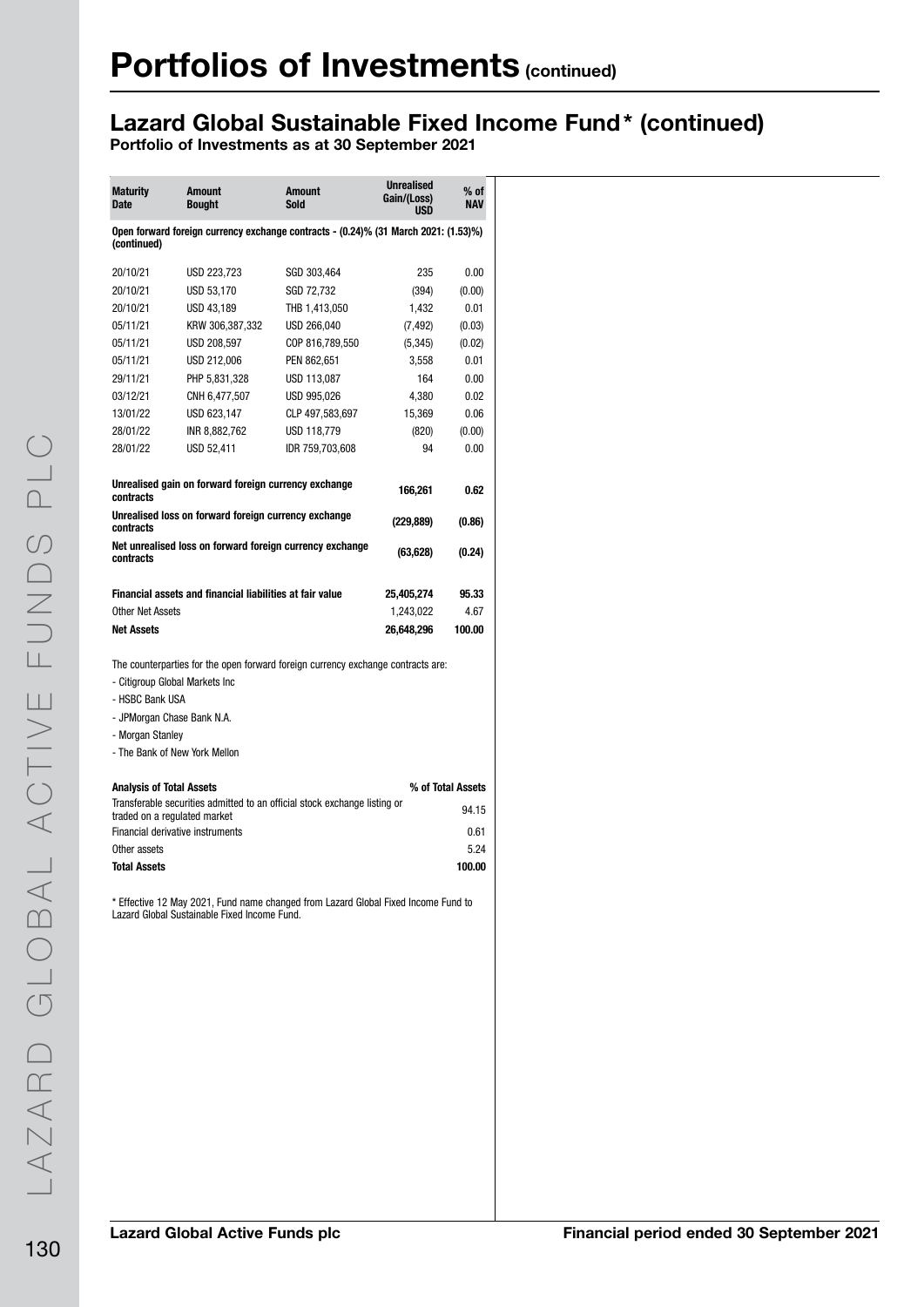# Portfolios of Investments (continued)

## Lazard Global Sustainable Fixed Income Fund* (continued)

**Portfolio of Investments as at 30 September 2021**

| Maturity Date | Amount Bought | Amount Sold | Unrealised Gain/(Loss) USD | % of NAV |
|---|---|---|---|---|
| **Open forward foreign currency exchange contracts - (0.24)% (31 March 2021: (1.53)%) (continued)** | | | | |
| 20/10/21 | USD 223,723 | SGD 303,464 | 235 | 0.00 |
| 20/10/21 | USD 53,170 | SGD 72,732 | (394) | (0.00) |
| 20/10/21 | USD 43,189 | THB 1,413,050 | 1,432 | 0.01 |
| 05/11/21 | KRW 306,387,332 | USD 266,040 | (7,492) | (0.03) |
| 05/11/21 | USD 208,597 | COP 816,789,550 | (5,345) | (0.02) |
| 05/11/21 | USD 212,006 | PEN 862,651 | 3,558 | 0.01 |
| 29/11/21 | PHP 5,831,328 | USD 113,087 | 164 | 0.00 |
| 03/12/21 | CNH 6,477,507 | USD 995,026 | 4,380 | 0.02 |
| 13/01/22 | USD 623,147 | CLP 497,583,697 | 15,369 | 0.06 |
| 28/01/22 | INR 8,882,762 | USD 118,779 | (820) | (0.00) |
| 28/01/22 | USD 52,411 | IDR 759,703,608 | 94 | 0.00 |
| **Unrealised gain on forward foreign currency exchange contracts** | | | **166,261** | **0.62** |
| **Unrealised loss on forward foreign currency exchange contracts** | | | **(229,889)** | **(0.86)** |
| **Net unrealised loss on forward foreign currency exchange contracts** | | | **(63,628)** | **(0.24)** |
| **Financial assets and financial liabilities at fair value** | | | **25,405,274** | **95.33** |
| Other Net Assets | | | 1,243,022 | 4.67 |
| **Net Assets** | | | **26,648,296** | **100.00** |

The counterparties for the open forward foreign currency exchange contracts are:

- Citigroup Global Markets Inc
- HSBC Bank USA
- JPMorgan Chase Bank N.A.
- Morgan Stanley
- The Bank of New York Mellon

| Analysis of Total Assets | % of Total Assets |
|---|---|
| Transferable securities admitted to an official stock exchange listing or traded on a regulated market | 94.15 |
| Financial derivative instruments | 0.61 |
| Other assets | 5.24 |
| **Total Assets** | **100.00** |

* Effective 12 May 2021, Fund name changed from Lazard Global Fixed Income Fund to Lazard Global Sustainable Fixed Income Fund.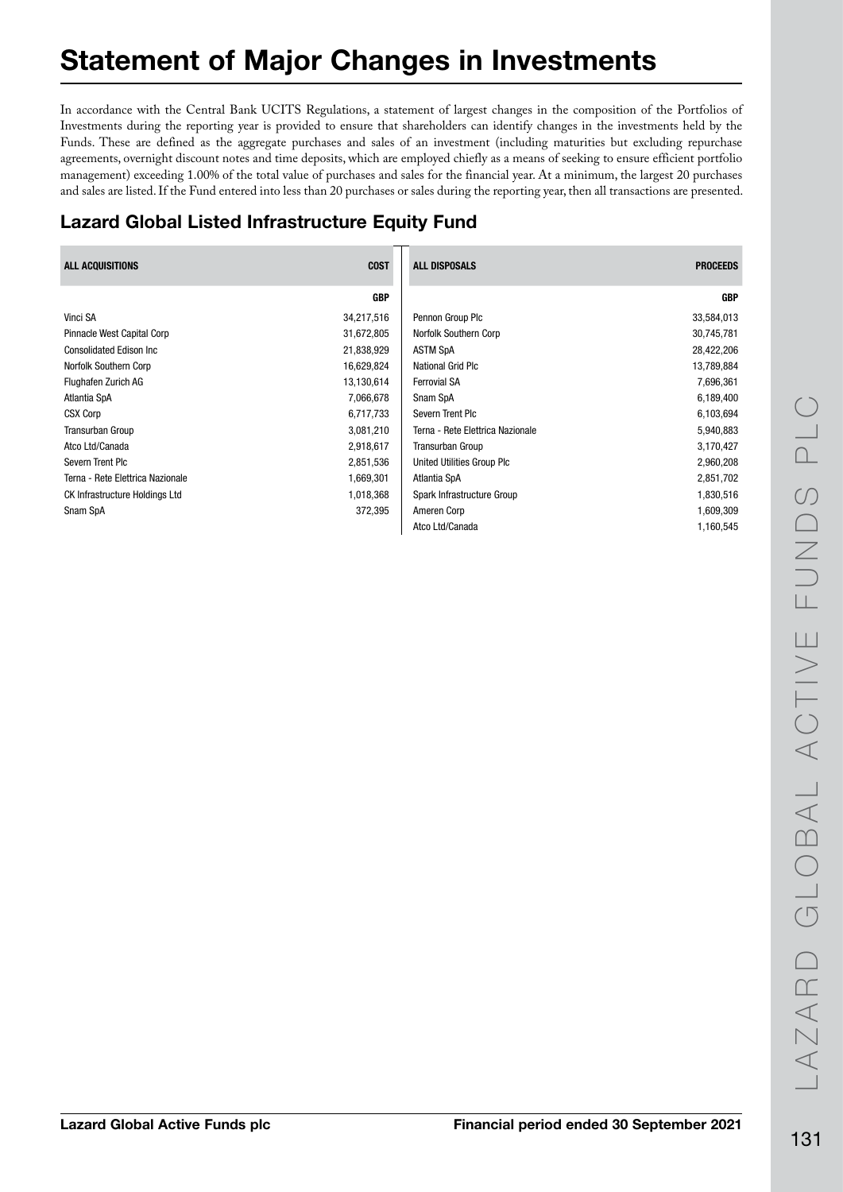# Statement of Major Changes in Investments

In accordance with the Central Bank UCITS Regulations, a statement of largest changes in the composition of the Portfolios of Investments during the reporting year is provided to ensure that shareholders can identify changes in the investments held by the Funds. These are defined as the aggregate purchases and sales of an investment (including maturities but excluding repurchase agreements, overnight discount notes and time deposits, which are employed chiefly as a means of seeking to ensure efficient portfolio management) exceeding 1.00% of the total value of purchases and sales for the financial year. At a minimum, the largest 20 purchases and sales are listed. If the Fund entered into less than 20 purchases or sales during the reporting year, then all transactions are presented.

## Lazard Global Listed Infrastructure Equity Fund

| ALL ACQUISITIONS | COST |
|---|---|
| | GBP |
| Vinci SA | 34,217,516 |
| Pinnacle West Capital Corp | 31,672,805 |
| Consolidated Edison Inc | 21,838,929 |
| Norfolk Southern Corp | 16,629,824 |
| Flughafen Zurich AG | 13,130,614 |
| Atlantia SpA | 7,066,678 |
| CSX Corp | 6,717,733 |
| Transurban Group | 3,081,210 |
| Atco Ltd/Canada | 2,918,617 |
| Severn Trent Plc | 2,851,536 |
| Terna - Rete Elettrica Nazionale | 1,669,301 |
| CK Infrastructure Holdings Ltd | 1,018,368 |
| Snam SpA | 372,395 |

| ALL DISPOSALS | PROCEEDS |
|---|---|
| | GBP |
| Pennon Group Plc | 33,584,013 |
| Norfolk Southern Corp | 30,745,781 |
| ASTM SpA | 28,422,206 |
| National Grid Plc | 13,789,884 |
| Ferrovial SA | 7,696,361 |
| Snam SpA | 6,189,400 |
| Severn Trent Plc | 6,103,694 |
| Terna - Rete Elettrica Nazionale | 5,940,883 |
| Transurban Group | 3,170,427 |
| United Utilities Group Plc | 2,960,208 |
| Atlantia SpA | 2,851,702 |
| Spark Infrastructure Group | 1,830,516 |
| Ameren Corp | 1,609,309 |
| Atco Ltd/Canada | 1,160,545 |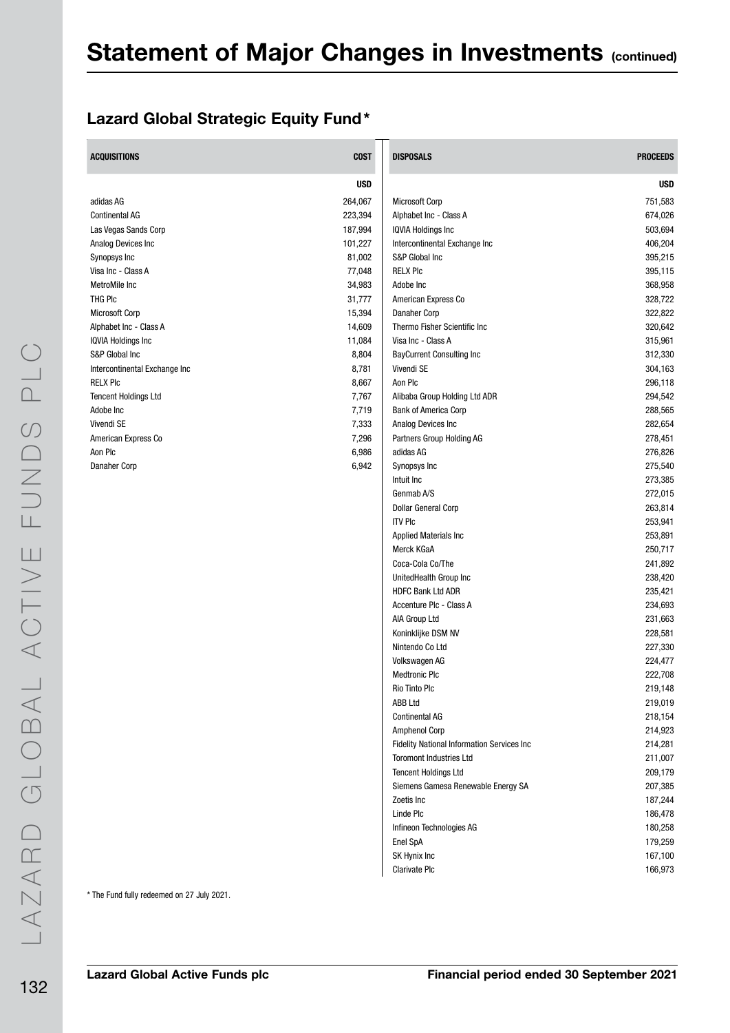# Statement of Major Changes in Investments (continued)

## Lazard Global Strategic Equity Fund*

| ACQUISITIONS | COST |
|---|---|
| | USD |
| adidas AG | 264,067 |
| Continental AG | 223,394 |
| Las Vegas Sands Corp | 187,994 |
| Analog Devices Inc | 101,227 |
| Synopsys Inc | 81,002 |
| Visa Inc - Class A | 77,048 |
| MetroMile Inc | 34,983 |
| THG Plc | 31,777 |
| Microsoft Corp | 15,394 |
| Alphabet Inc - Class A | 14,609 |
| IQVIA Holdings Inc | 11,084 |
| S&P Global Inc | 8,804 |
| Intercontinental Exchange Inc | 8,781 |
| RELX Plc | 8,667 |
| Tencent Holdings Ltd | 7,767 |
| Adobe Inc | 7,719 |
| Vivendi SE | 7,333 |
| American Express Co | 7,296 |
| Aon Plc | 6,986 |
| Danaher Corp | 6,942 |

| DISPOSALS | PROCEEDS |
|---|---|
| | USD |
| Microsoft Corp | 751,583 |
| Alphabet Inc - Class A | 674,026 |
| IQVIA Holdings Inc | 503,694 |
| Intercontinental Exchange Inc | 406,204 |
| S&P Global Inc | 395,215 |
| RELX Plc | 395,115 |
| Adobe Inc | 368,958 |
| American Express Co | 328,722 |
| Danaher Corp | 322,822 |
| Thermo Fisher Scientific Inc | 320,642 |
| Visa Inc - Class A | 315,961 |
| BayCurrent Consulting Inc | 312,330 |
| Vivendi SE | 304,163 |
| Aon Plc | 296,118 |
| Alibaba Group Holding Ltd ADR | 294,542 |
| Bank of America Corp | 288,565 |
| Analog Devices Inc | 282,654 |
| Partners Group Holding AG | 278,451 |
| adidas AG | 276,826 |
| Synopsys Inc | 275,540 |
| Intuit Inc | 273,385 |
| Genmab A/S | 272,015 |
| Dollar General Corp | 263,814 |
| ITV Plc | 253,941 |
| Applied Materials Inc | 253,891 |
| Merck KGaA | 250,717 |
| Coca-Cola Co/The | 241,892 |
| UnitedHealth Group Inc | 238,420 |
| HDFC Bank Ltd ADR | 235,421 |
| Accenture Plc - Class A | 234,693 |
| AIA Group Ltd | 231,663 |
| Koninklijke DSM NV | 228,581 |
| Nintendo Co Ltd | 227,330 |
| Volkswagen AG | 224,477 |
| Medtronic Plc | 222,708 |
| Rio Tinto Plc | 219,148 |
| ABB Ltd | 219,019 |
| Continental AG | 218,154 |
| Amphenol Corp | 214,923 |
| Fidelity National Information Services Inc | 214,281 |
| Toromont Industries Ltd | 211,007 |
| Tencent Holdings Ltd | 209,179 |
| Siemens Gamesa Renewable Energy SA | 207,385 |
| Zoetis Inc | 187,244 |
| Linde Plc | 186,478 |
| Infineon Technologies AG | 180,258 |
| Enel SpA | 179,259 |
| SK Hynix Inc | 167,100 |
| Clarivate Plc | 166,973 |

* The Fund fully redeemed on 27 July 2021.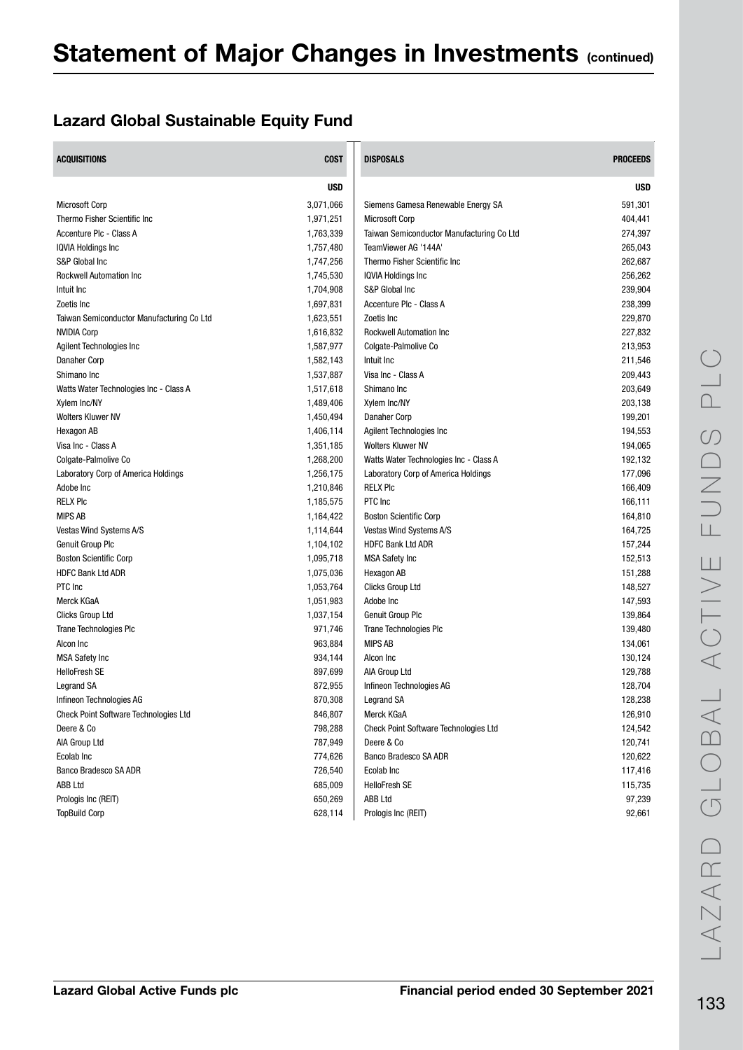# Statement of Major Changes in Investments (continued)

## Lazard Global Sustainable Equity Fund

| ACQUISITIONS | COST | DISPOSALS | PROCEEDS |
|---|---|---|---|
| | USD | | USD |
| Microsoft Corp | 3,071,066 | Siemens Gamesa Renewable Energy SA | 591,301 |
| Thermo Fisher Scientific Inc | 1,971,251 | Microsoft Corp | 404,441 |
| Accenture Plc - Class A | 1,763,339 | Taiwan Semiconductor Manufacturing Co Ltd | 274,397 |
| IQVIA Holdings Inc | 1,757,480 | TeamViewer AG '144A' | 265,043 |
| S&P Global Inc | 1,747,256 | Thermo Fisher Scientific Inc | 262,687 |
| Rockwell Automation Inc | 1,745,530 | IQVIA Holdings Inc | 256,262 |
| Intuit Inc | 1,704,908 | S&P Global Inc | 239,904 |
| Zoetis Inc | 1,697,831 | Accenture Plc - Class A | 238,399 |
| Taiwan Semiconductor Manufacturing Co Ltd | 1,623,551 | Zoetis Inc | 229,870 |
| NVIDIA Corp | 1,616,832 | Rockwell Automation Inc | 227,832 |
| Agilent Technologies Inc | 1,587,977 | Colgate-Palmolive Co | 213,953 |
| Danaher Corp | 1,582,143 | Intuit Inc | 211,546 |
| Shimano Inc | 1,537,887 | Visa Inc - Class A | 209,443 |
| Watts Water Technologies Inc - Class A | 1,517,618 | Shimano Inc | 203,649 |
| Xylem Inc/NY | 1,489,406 | Xylem Inc/NY | 203,138 |
| Wolters Kluwer NV | 1,450,494 | Danaher Corp | 199,201 |
| Hexagon AB | 1,406,114 | Agilent Technologies Inc | 194,553 |
| Visa Inc - Class A | 1,351,185 | Wolters Kluwer NV | 194,065 |
| Colgate-Palmolive Co | 1,268,200 | Watts Water Technologies Inc - Class A | 192,132 |
| Laboratory Corp of America Holdings | 1,256,175 | Laboratory Corp of America Holdings | 177,096 |
| Adobe Inc | 1,210,846 | RELX Plc | 166,409 |
| RELX Plc | 1,185,575 | PTC Inc | 166,111 |
| MIPS AB | 1,164,422 | Boston Scientific Corp | 164,810 |
| Vestas Wind Systems A/S | 1,114,644 | Vestas Wind Systems A/S | 164,725 |
| Genuit Group Plc | 1,104,102 | HDFC Bank Ltd ADR | 157,244 |
| Boston Scientific Corp | 1,095,718 | MSA Safety Inc | 152,513 |
| HDFC Bank Ltd ADR | 1,075,036 | Hexagon AB | 151,288 |
| PTC Inc | 1,053,764 | Clicks Group Ltd | 148,527 |
| Merck KGaA | 1,051,983 | Adobe Inc | 147,593 |
| Clicks Group Ltd | 1,037,154 | Genuit Group Plc | 139,864 |
| Trane Technologies Plc | 971,746 | Trane Technologies Plc | 139,480 |
| Alcon Inc | 963,884 | MIPS AB | 134,061 |
| MSA Safety Inc | 934,144 | Alcon Inc | 130,124 |
| HelloFresh SE | 897,699 | AIA Group Ltd | 129,788 |
| Legrand SA | 872,955 | Infineon Technologies AG | 128,704 |
| Infineon Technologies AG | 870,308 | Legrand SA | 128,238 |
| Check Point Software Technologies Ltd | 846,807 | Merck KGaA | 126,910 |
| Deere & Co | 798,288 | Check Point Software Technologies Ltd | 124,542 |
| AIA Group Ltd | 787,949 | Deere & Co | 120,741 |
| Ecolab Inc | 774,626 | Banco Bradesco SA ADR | 120,622 |
| Banco Bradesco SA ADR | 726,540 | Ecolab Inc | 117,416 |
| ABB Ltd | 685,009 | HelloFresh SE | 115,735 |
| Prologis Inc (REIT) | 650,269 | ABB Ltd | 97,239 |
| TopBuild Corp | 628,114 | Prologis Inc (REIT) | 92,661 |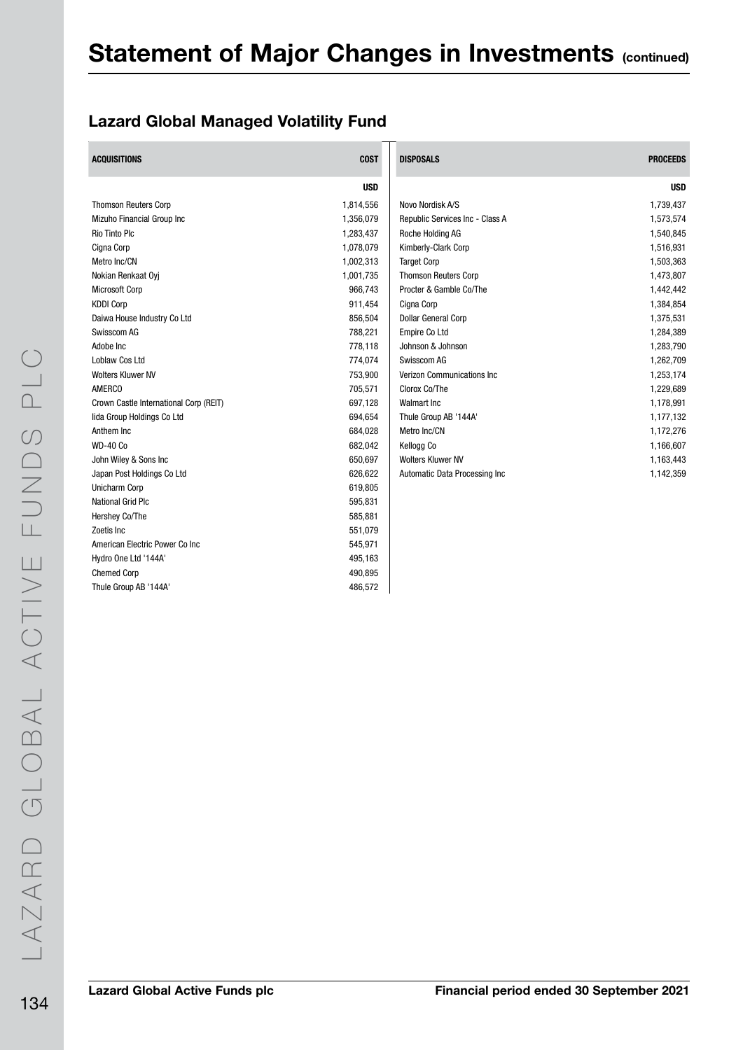# Statement of Major Changes in Investments (continued)

## Lazard Global Managed Volatility Fund

| ACQUISITIONS | COST |
|---|---|
| | USD |
| Thomson Reuters Corp | 1,814,556 |
| Mizuho Financial Group Inc | 1,356,079 |
| Rio Tinto Plc | 1,283,437 |
| Cigna Corp | 1,078,079 |
| Metro Inc/CN | 1,002,313 |
| Nokian Renkaat Oyj | 1,001,735 |
| Microsoft Corp | 966,743 |
| KDDI Corp | 911,454 |
| Daiwa House Industry Co Ltd | 856,504 |
| Swisscom AG | 788,221 |
| Adobe Inc | 778,118 |
| Loblaw Cos Ltd | 774,074 |
| Wolters Kluwer NV | 753,900 |
| AMERCO | 705,571 |
| Crown Castle International Corp (REIT) | 697,128 |
| Iida Group Holdings Co Ltd | 694,654 |
| Anthem Inc | 684,028 |
| WD-40 Co | 682,042 |
| John Wiley & Sons Inc | 650,697 |
| Japan Post Holdings Co Ltd | 626,622 |
| Unicharm Corp | 619,805 |
| National Grid Plc | 595,831 |
| Hershey Co/The | 585,881 |
| Zoetis Inc | 551,079 |
| American Electric Power Co Inc | 545,971 |
| Hydro One Ltd '144A' | 495,163 |
| Chemed Corp | 490,895 |
| Thule Group AB '144A' | 486,572 |

| DISPOSALS | PROCEEDS |
|---|---|
| | USD |
| Novo Nordisk A/S | 1,739,437 |
| Republic Services Inc - Class A | 1,573,574 |
| Roche Holding AG | 1,540,845 |
| Kimberly-Clark Corp | 1,516,931 |
| Target Corp | 1,503,363 |
| Thomson Reuters Corp | 1,473,807 |
| Procter & Gamble Co/The | 1,442,442 |
| Cigna Corp | 1,384,854 |
| Dollar General Corp | 1,375,531 |
| Empire Co Ltd | 1,284,389 |
| Johnson & Johnson | 1,283,790 |
| Swisscom AG | 1,262,709 |
| Verizon Communications Inc | 1,253,174 |
| Clorox Co/The | 1,229,689 |
| Walmart Inc | 1,178,991 |
| Thule Group AB '144A' | 1,177,132 |
| Metro Inc/CN | 1,172,276 |
| Kellogg Co | 1,166,607 |
| Wolters Kluwer NV | 1,163,443 |
| Automatic Data Processing Inc | 1,142,359 |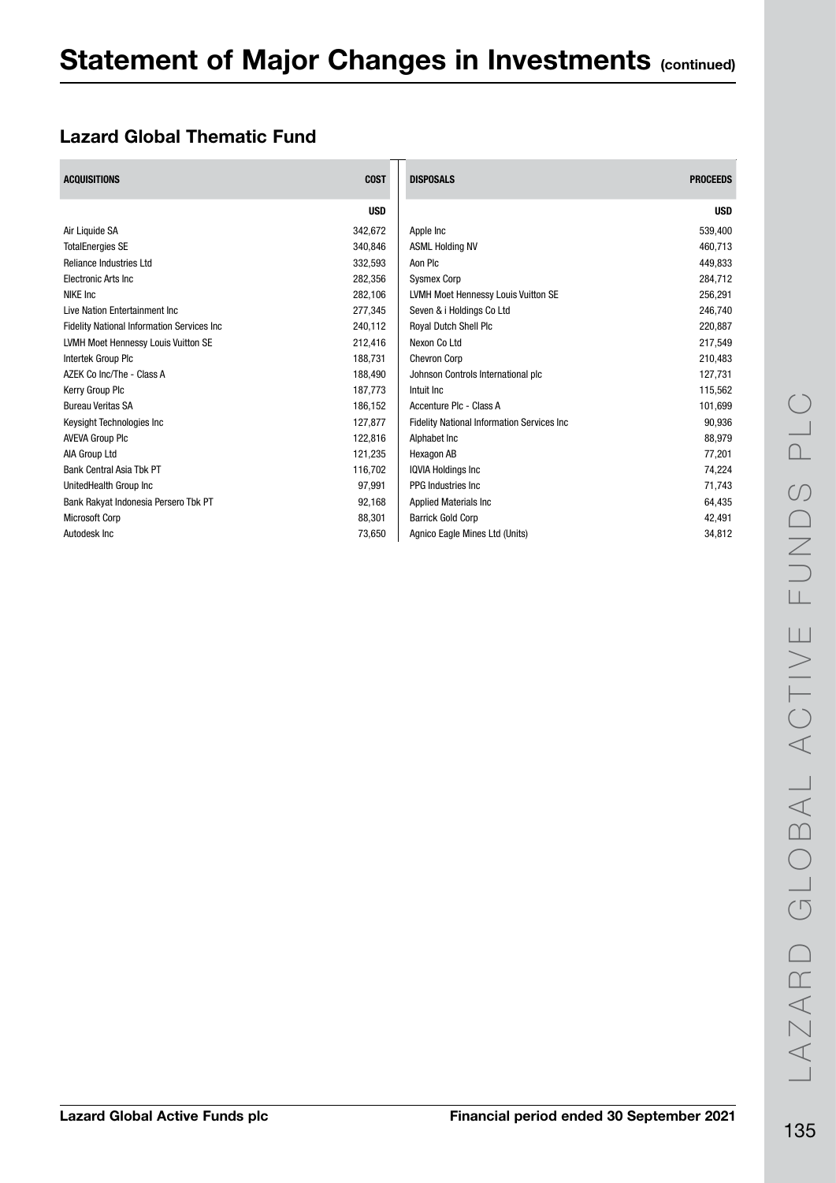# Statement of Major Changes in Investments (continued)

## Lazard Global Thematic Fund

| ACQUISITIONS | COST | DISPOSALS | PROCEEDS |
|---|---|---|---|
| | USD | | USD |
| Air Liquide SA | 342,672 | Apple Inc | 539,400 |
| TotalEnergies SE | 340,846 | ASML Holding NV | 460,713 |
| Reliance Industries Ltd | 332,593 | Aon Plc | 449,833 |
| Electronic Arts Inc | 282,356 | Sysmex Corp | 284,712 |
| NIKE Inc | 282,106 | LVMH Moet Hennessy Louis Vuitton SE | 256,291 |
| Live Nation Entertainment Inc | 277,345 | Seven & i Holdings Co Ltd | 246,740 |
| Fidelity National Information Services Inc | 240,112 | Royal Dutch Shell Plc | 220,887 |
| LVMH Moet Hennessy Louis Vuitton SE | 212,416 | Nexon Co Ltd | 217,549 |
| Intertek Group Plc | 188,731 | Chevron Corp | 210,483 |
| AZEK Co Inc/The - Class A | 188,490 | Johnson Controls International plc | 127,731 |
| Kerry Group Plc | 187,773 | Intuit Inc | 115,562 |
| Bureau Veritas SA | 186,152 | Accenture Plc - Class A | 101,699 |
| Keysight Technologies Inc | 127,877 | Fidelity National Information Services Inc | 90,936 |
| AVEVA Group Plc | 122,816 | Alphabet Inc | 88,979 |
| AIA Group Ltd | 121,235 | Hexagon AB | 77,201 |
| Bank Central Asia Tbk PT | 116,702 | IQVIA Holdings Inc | 74,224 |
| UnitedHealth Group Inc | 97,991 | PPG Industries Inc | 71,743 |
| Bank Rakyat Indonesia Persero Tbk PT | 92,168 | Applied Materials Inc | 64,435 |
| Microsoft Corp | 88,301 | Barrick Gold Corp | 42,491 |
| Autodesk Inc | 73,650 | Agnico Eagle Mines Ltd (Units) | 34,812 |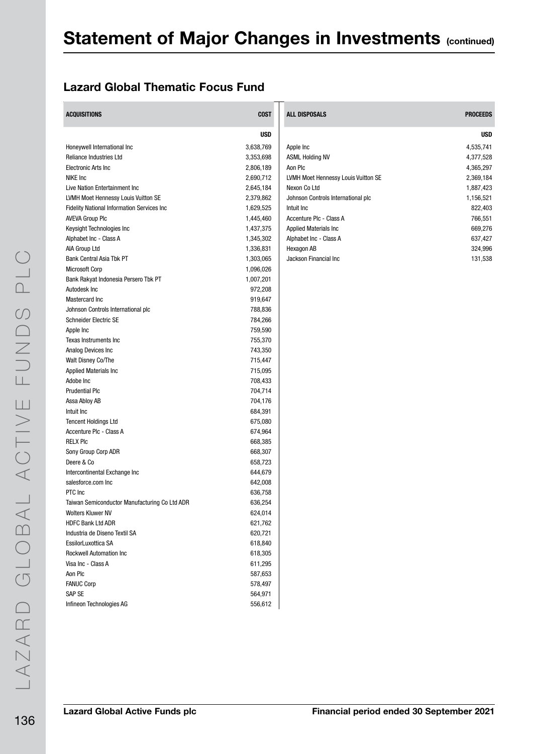# Statement of Major Changes in Investments (continued)

## Lazard Global Thematic Focus Fund

| ACQUISITIONS | COST |
|---|---|
| | USD |
| Honeywell International Inc | 3,638,769 |
| Reliance Industries Ltd | 3,353,698 |
| Electronic Arts Inc | 2,806,189 |
| NIKE Inc | 2,690,712 |
| Live Nation Entertainment Inc | 2,645,184 |
| LVMH Moet Hennessy Louis Vuitton SE | 2,379,862 |
| Fidelity National Information Services Inc | 1,629,525 |
| AVEVA Group Plc | 1,445,460 |
| Keysight Technologies Inc | 1,437,375 |
| Alphabet Inc - Class A | 1,345,302 |
| AIA Group Ltd | 1,336,831 |
| Bank Central Asia Tbk PT | 1,303,065 |
| Microsoft Corp | 1,096,026 |
| Bank Rakyat Indonesia Persero Tbk PT | 1,007,201 |
| Autodesk Inc | 972,208 |
| Mastercard Inc | 919,647 |
| Johnson Controls International plc | 788,836 |
| Schneider Electric SE | 784,266 |
| Apple Inc | 759,590 |
| Texas Instruments Inc | 755,370 |
| Analog Devices Inc | 743,350 |
| Walt Disney Co/The | 715,447 |
| Applied Materials Inc | 715,095 |
| Adobe Inc | 708,433 |
| Prudential Plc | 704,714 |
| Assa Abloy AB | 704,176 |
| Intuit Inc | 684,391 |
| Tencent Holdings Ltd | 675,080 |
| Accenture Plc - Class A | 674,964 |
| RELX Plc | 668,385 |
| Sony Group Corp ADR | 668,307 |
| Deere & Co | 658,723 |
| Intercontinental Exchange Inc | 644,679 |
| salesforce.com Inc | 642,008 |
| PTC Inc | 636,758 |
| Taiwan Semiconductor Manufacturing Co Ltd ADR | 636,254 |
| Wolters Kluwer NV | 624,014 |
| HDFC Bank Ltd ADR | 621,762 |
| Industria de Diseno Textil SA | 620,721 |
| EssilorLuxottica SA | 618,840 |
| Rockwell Automation Inc | 618,305 |
| Visa Inc - Class A | 611,295 |
| Aon Plc | 587,653 |
| FANUC Corp | 578,497 |
| SAP SE | 564,971 |
| Infineon Technologies AG | 556,612 |

| ALL DISPOSALS | PROCEEDS |
|---|---|
| | USD |
| Apple Inc | 4,535,741 |
| ASML Holding NV | 4,377,528 |
| Aon Plc | 4,365,297 |
| LVMH Moet Hennessy Louis Vuitton SE | 2,369,184 |
| Nexon Co Ltd | 1,887,423 |
| Johnson Controls International plc | 1,156,521 |
| Intuit Inc | 822,403 |
| Accenture Plc - Class A | 766,551 |
| Applied Materials Inc | 669,276 |
| Alphabet Inc - Class A | 637,427 |
| Hexagon AB | 324,996 |
| Jackson Financial Inc | 131,538 |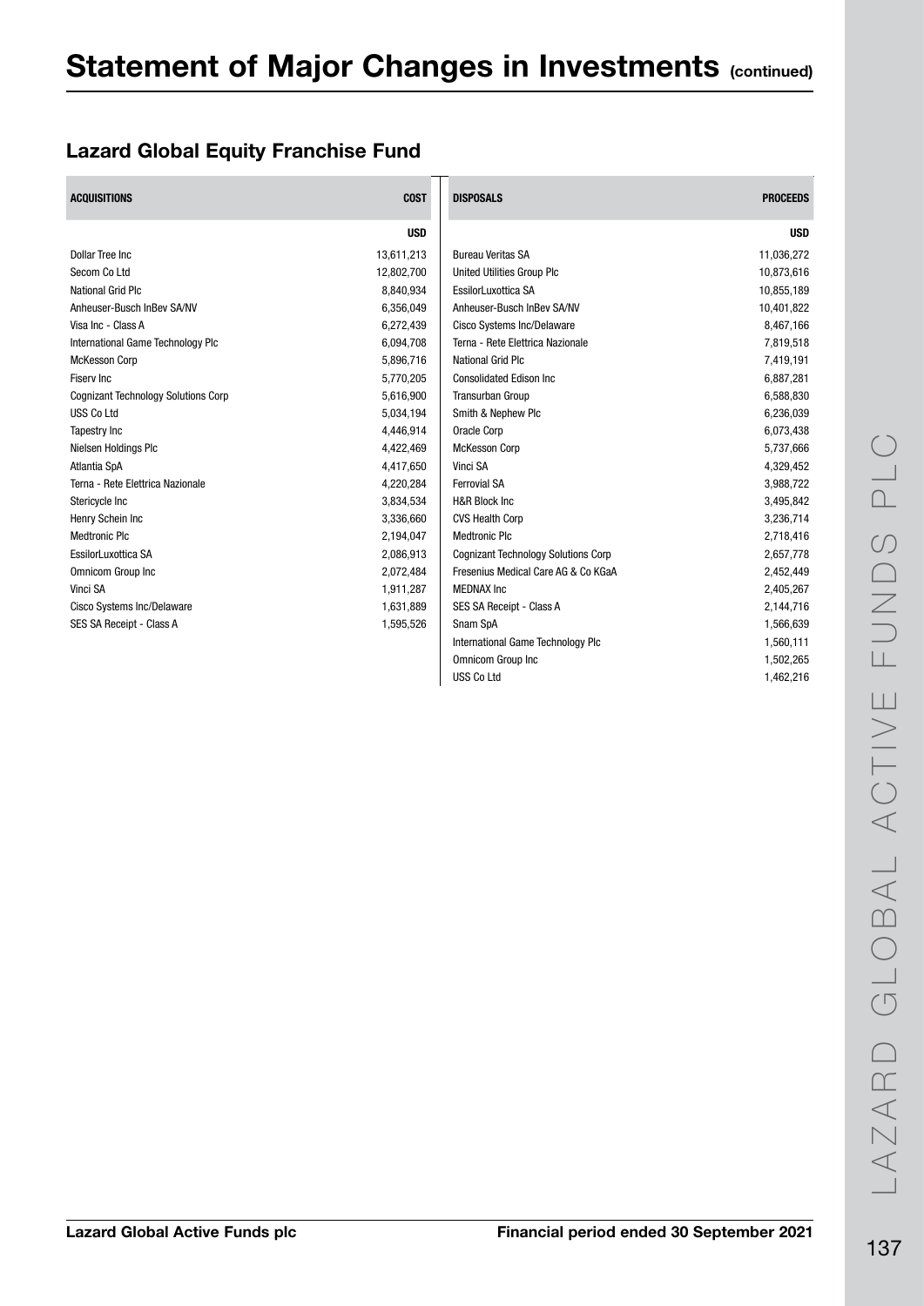# Statement of Major Changes in Investments (continued)

## Lazard Global Equity Franchise Fund

| ACQUISITIONS | COST |
|---|---|
| | USD |
| Dollar Tree Inc | 13,611,213 |
| Secom Co Ltd | 12,802,700 |
| National Grid Plc | 8,840,934 |
| Anheuser-Busch InBev SA/NV | 6,356,049 |
| Visa Inc - Class A | 6,272,439 |
| International Game Technology Plc | 6,094,708 |
| McKesson Corp | 5,896,716 |
| Fiserv Inc | 5,770,205 |
| Cognizant Technology Solutions Corp | 5,616,900 |
| USS Co Ltd | 5,034,194 |
| Tapestry Inc | 4,446,914 |
| Nielsen Holdings Plc | 4,422,469 |
| Atlantia SpA | 4,417,650 |
| Terna - Rete Elettrica Nazionale | 4,220,284 |
| Stericycle Inc | 3,834,534 |
| Henry Schein Inc | 3,336,660 |
| Medtronic Plc | 2,194,047 |
| EssilorLuxottica SA | 2,086,913 |
| Omnicom Group Inc | 2,072,484 |
| Vinci SA | 1,911,287 |
| Cisco Systems Inc/Delaware | 1,631,889 |
| SES SA Receipt - Class A | 1,595,526 |

| DISPOSALS | PROCEEDS |
|---|---|
| | USD |
| Bureau Veritas SA | 11,036,272 |
| United Utilities Group Plc | 10,873,616 |
| EssilorLuxottica SA | 10,855,189 |
| Anheuser-Busch InBev SA/NV | 10,401,822 |
| Cisco Systems Inc/Delaware | 8,467,166 |
| Terna - Rete Elettrica Nazionale | 7,819,518 |
| National Grid Plc | 7,419,191 |
| Consolidated Edison Inc | 6,887,281 |
| Transurban Group | 6,588,830 |
| Smith & Nephew Plc | 6,236,039 |
| Oracle Corp | 6,073,438 |
| McKesson Corp | 5,737,666 |
| Vinci SA | 4,329,452 |
| Ferrovial SA | 3,988,722 |
| H&R Block Inc | 3,495,842 |
| CVS Health Corp | 3,236,714 |
| Medtronic Plc | 2,718,416 |
| Cognizant Technology Solutions Corp | 2,657,778 |
| Fresenius Medical Care AG & Co KGaA | 2,452,449 |
| MEDNAX Inc | 2,405,267 |
| SES SA Receipt - Class A | 2,144,716 |
| Snam SpA | 1,566,639 |
| International Game Technology Plc | 1,560,111 |
| Omnicom Group Inc | 1,502,265 |
| USS Co Ltd | 1,462,216 |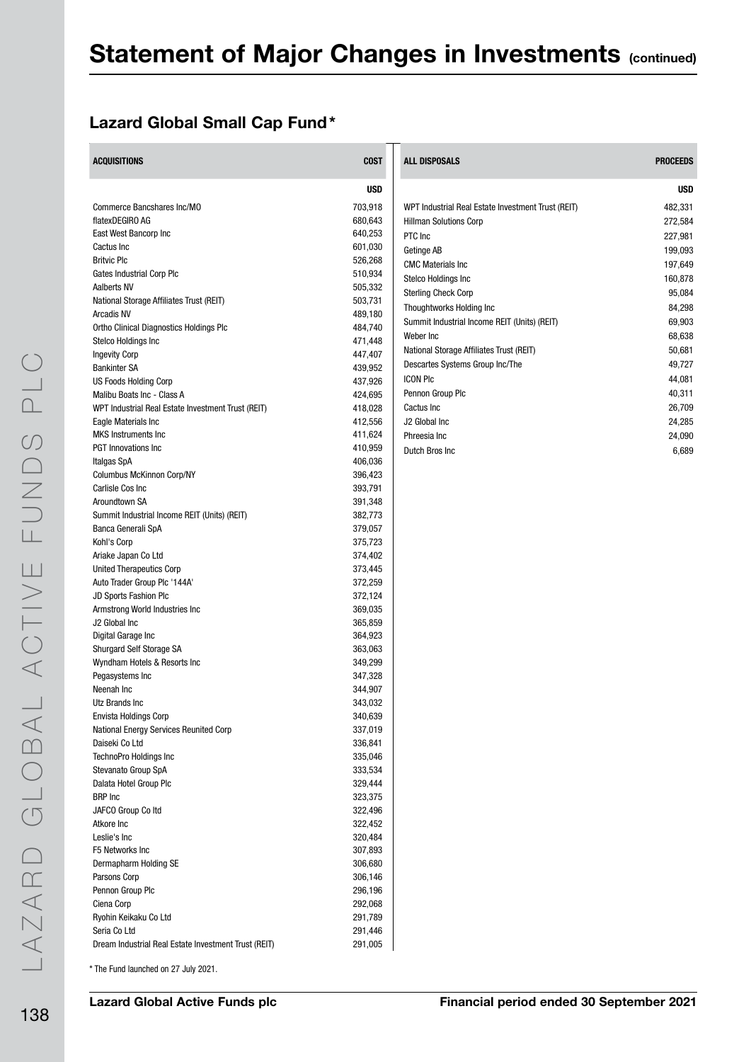# Statement of Major Changes in Investments (continued)

## Lazard Global Small Cap Fund*

| ACQUISITIONS | COST |
|---|---|
| | USD |
| Commerce Bancshares Inc/MO | 703,918 |
| flatexDEGIRO AG | 680,643 |
| East West Bancorp Inc | 640,253 |
| Cactus Inc | 601,030 |
| Britvic Plc | 526,268 |
| Gates Industrial Corp Plc | 510,934 |
| Aalberts NV | 505,332 |
| National Storage Affiliates Trust (REIT) | 503,731 |
| Arcadis NV | 489,180 |
| Ortho Clinical Diagnostics Holdings Plc | 484,740 |
| Stelco Holdings Inc | 471,448 |
| Ingevity Corp | 447,407 |
| Bankinter SA | 439,952 |
| US Foods Holding Corp | 437,926 |
| Malibu Boats Inc - Class A | 424,695 |
| WPT Industrial Real Estate Investment Trust (REIT) | 418,028 |
| Eagle Materials Inc | 412,556 |
| MKS Instruments Inc | 411,624 |
| PGT Innovations Inc | 410,959 |
| Italgas SpA | 406,036 |
| Columbus McKinnon Corp/NY | 396,423 |
| Carlisle Cos Inc | 393,791 |
| Aroundtown SA | 391,348 |
| Summit Industrial Income REIT (Units) (REIT) | 382,773 |
| Banca Generali SpA | 379,057 |
| Kohl's Corp | 375,723 |
| Ariake Japan Co Ltd | 374,402 |
| United Therapeutics Corp | 373,445 |
| Auto Trader Group Plc '144A' | 372,259 |
| JD Sports Fashion Plc | 372,124 |
| Armstrong World Industries Inc | 369,035 |
| J2 Global Inc | 365,859 |
| Digital Garage Inc | 364,923 |
| Shurgard Self Storage SA | 363,063 |
| Wyndham Hotels & Resorts Inc | 349,299 |
| Pegasystems Inc | 347,328 |
| Neenah Inc | 344,907 |
| Utz Brands Inc | 343,032 |
| Envista Holdings Corp | 340,639 |
| National Energy Services Reunited Corp | 337,019 |
| Daiseki Co Ltd | 336,841 |
| TechnoPro Holdings Inc | 335,046 |
| Stevanato Group SpA | 333,534 |
| Dalata Hotel Group Plc | 329,444 |
| BRP Inc | 323,375 |
| JAFCO Group Co ltd | 322,496 |
| Atkore Inc | 322,452 |
| Leslie's Inc | 320,484 |
| F5 Networks Inc | 307,893 |
| Dermapharm Holding SE | 306,680 |
| Parsons Corp | 306,146 |
| Pennon Group Plc | 296,196 |
| Ciena Corp | 292,068 |
| Ryohin Keikaku Co Ltd | 291,789 |
| Seria Co Ltd | 291,446 |
| Dream Industrial Real Estate Investment Trust (REIT) | 291,005 |

| ALL DISPOSALS | PROCEEDS |
|---|---|
| | USD |
| WPT Industrial Real Estate Investment Trust (REIT) | 482,331 |
| Hillman Solutions Corp | 272,584 |
| PTC Inc | 227,981 |
| Getinge AB | 199,093 |
| CMC Materials Inc | 197,649 |
| Stelco Holdings Inc | 160,878 |
| Sterling Check Corp | 95,084 |
| Thoughtworks Holding Inc | 84,298 |
| Summit Industrial Income REIT (Units) (REIT) | 69,903 |
| Weber Inc | 68,638 |
| National Storage Affiliates Trust (REIT) | 50,681 |
| Descartes Systems Group Inc/The | 49,727 |
| ICON Plc | 44,081 |
| Pennon Group Plc | 40,311 |
| Cactus Inc | 26,709 |
| J2 Global Inc | 24,285 |
| Phreesia Inc | 24,090 |
| Dutch Bros Inc | 6,689 |

* The Fund launched on 27 July 2021.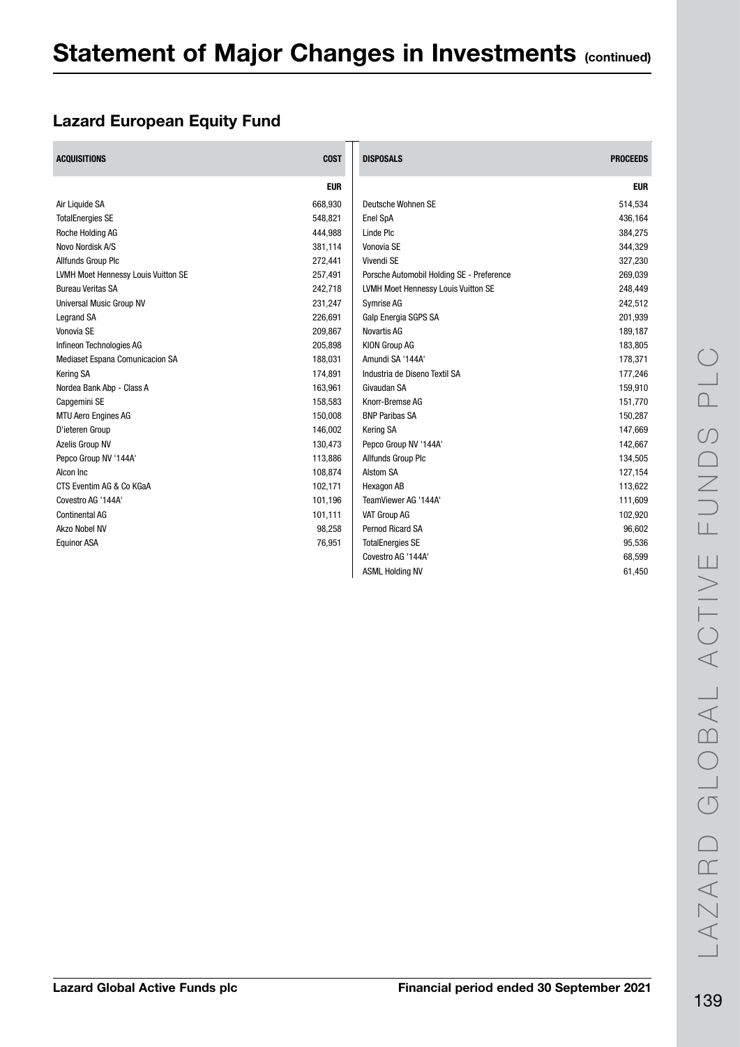# Statement of Major Changes in Investments (continued)

## Lazard European Equity Fund

| ACQUISITIONS | COST |
|---|---|
| | EUR |
| Air Liquide SA | 668,930 |
| TotalEnergies SE | 548,821 |
| Roche Holding AG | 444,988 |
| Novo Nordisk A/S | 381,114 |
| Allfunds Group Plc | 272,441 |
| LVMH Moet Hennessy Louis Vuitton SE | 257,491 |
| Bureau Veritas SA | 242,718 |
| Universal Music Group NV | 231,247 |
| Legrand SA | 226,691 |
| Vonovia SE | 209,867 |
| Infineon Technologies AG | 205,898 |
| Mediaset Espana Comunicacion SA | 188,031 |
| Kering SA | 174,891 |
| Nordea Bank Abp - Class A | 163,961 |
| Capgemini SE | 158,583 |
| MTU Aero Engines AG | 150,008 |
| D'ieteren Group | 146,002 |
| Azelis Group NV | 130,473 |
| Pepco Group NV '144A' | 113,886 |
| Alcon Inc | 108,874 |
| CTS Eventim AG & Co KGaA | 102,171 |
| Covestro AG '144A' | 101,196 |
| Continental AG | 101,111 |
| Akzo Nobel NV | 98,258 |
| Equinor ASA | 76,951 |

| DISPOSALS | PROCEEDS |
|---|---|
| | EUR |
| Deutsche Wohnen SE | 514,534 |
| Enel SpA | 436,164 |
| Linde Plc | 384,275 |
| Vonovia SE | 344,329 |
| Vivendi SE | 327,230 |
| Porsche Automobil Holding SE - Preference | 269,039 |
| LVMH Moet Hennessy Louis Vuitton SE | 248,449 |
| Symrise AG | 242,512 |
| Galp Energia SGPS SA | 201,939 |
| Novartis AG | 189,187 |
| KION Group AG | 183,805 |
| Amundi SA '144A' | 178,371 |
| Industria de Diseno Textil SA | 177,246 |
| Givaudan SA | 159,910 |
| Knorr-Bremse AG | 151,770 |
| BNP Paribas SA | 150,287 |
| Kering SA | 147,669 |
| Pepco Group NV '144A' | 142,667 |
| Allfunds Group Plc | 134,505 |
| Alstom SA | 127,154 |
| Hexagon AB | 113,622 |
| TeamViewer AG '144A' | 111,609 |
| VAT Group AG | 102,920 |
| Pernod Ricard SA | 96,602 |
| TotalEnergies SE | 95,536 |
| Covestro AG '144A' | 68,599 |
| ASML Holding NV | 61,450 |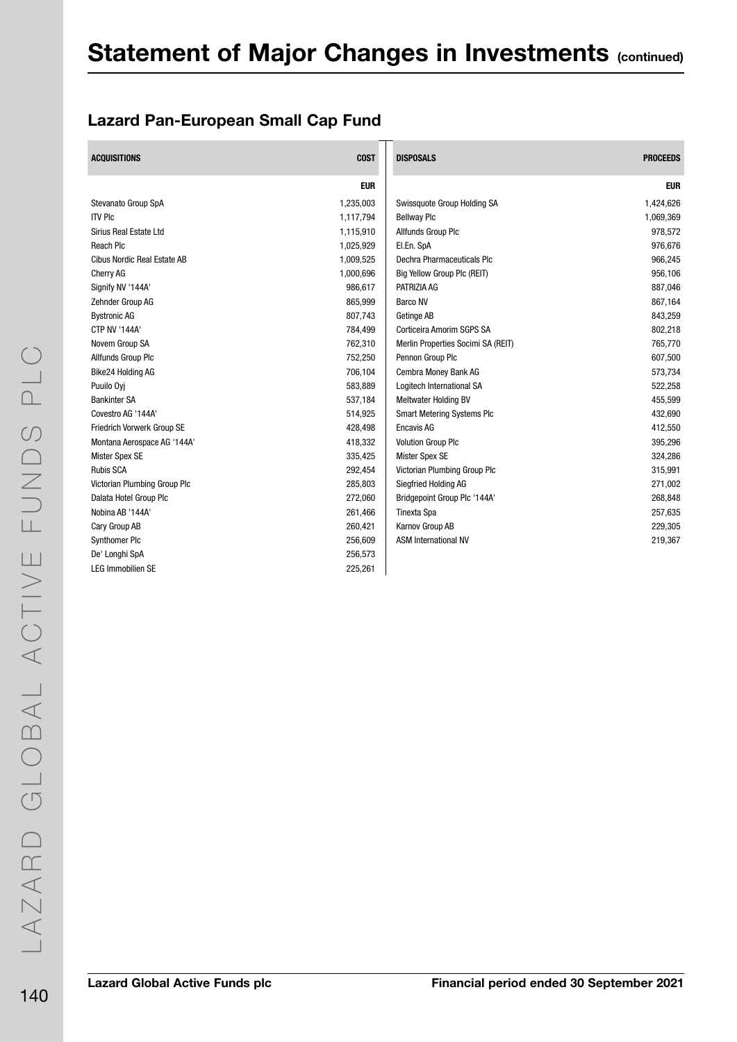# Statement of Major Changes in Investments (continued)

## Lazard Pan-European Small Cap Fund

| ACQUISITIONS | COST |
|---|---|
| | EUR |
| Stevanato Group SpA | 1,235,003 |
| ITV Plc | 1,117,794 |
| Sirius Real Estate Ltd | 1,115,910 |
| Reach Plc | 1,025,929 |
| Cibus Nordic Real Estate AB | 1,009,525 |
| Cherry AG | 1,000,696 |
| Signify NV '144A' | 986,617 |
| Zehnder Group AG | 865,999 |
| Bystronic AG | 807,743 |
| CTP NV '144A' | 784,499 |
| Novem Group SA | 762,310 |
| Allfunds Group Plc | 752,250 |
| Bike24 Holding AG | 706,104 |
| Puuilo Oyj | 583,889 |
| Bankinter SA | 537,184 |
| Covestro AG '144A' | 514,925 |
| Friedrich Vorwerk Group SE | 428,498 |
| Montana Aerospace AG '144A' | 418,332 |
| Mister Spex SE | 335,425 |
| Rubis SCA | 292,454 |
| Victorian Plumbing Group Plc | 285,803 |
| Dalata Hotel Group Plc | 272,060 |
| Nobina AB '144A' | 261,466 |
| Cary Group AB | 260,421 |
| Synthomer Plc | 256,609 |
| De' Longhi SpA | 256,573 |
| LEG Immobilien SE | 225,261 |

| DISPOSALS | PROCEEDS |
|---|---|
| | EUR |
| Swissquote Group Holding SA | 1,424,626 |
| Bellway Plc | 1,069,369 |
| Allfunds Group Plc | 978,572 |
| El.En. SpA | 976,676 |
| Dechra Pharmaceuticals Plc | 966,245 |
| Big Yellow Group Plc (REIT) | 956,106 |
| PATRIZIA AG | 887,046 |
| Barco NV | 867,164 |
| Getinge AB | 843,259 |
| Corticeira Amorim SGPS SA | 802,218 |
| Merlin Properties Socimi SA (REIT) | 765,770 |
| Pennon Group Plc | 607,500 |
| Cembra Money Bank AG | 573,734 |
| Logitech International SA | 522,258 |
| Meltwater Holding BV | 455,599 |
| Smart Metering Systems Plc | 432,690 |
| Encavis AG | 412,550 |
| Volution Group Plc | 395,296 |
| Mister Spex SE | 324,286 |
| Victorian Plumbing Group Plc | 315,991 |
| Siegfried Holding AG | 271,002 |
| Bridgepoint Group Plc '144A' | 268,848 |
| Tinexta Spa | 257,635 |
| Karnov Group AB | 229,305 |
| ASM International NV | 219,367 |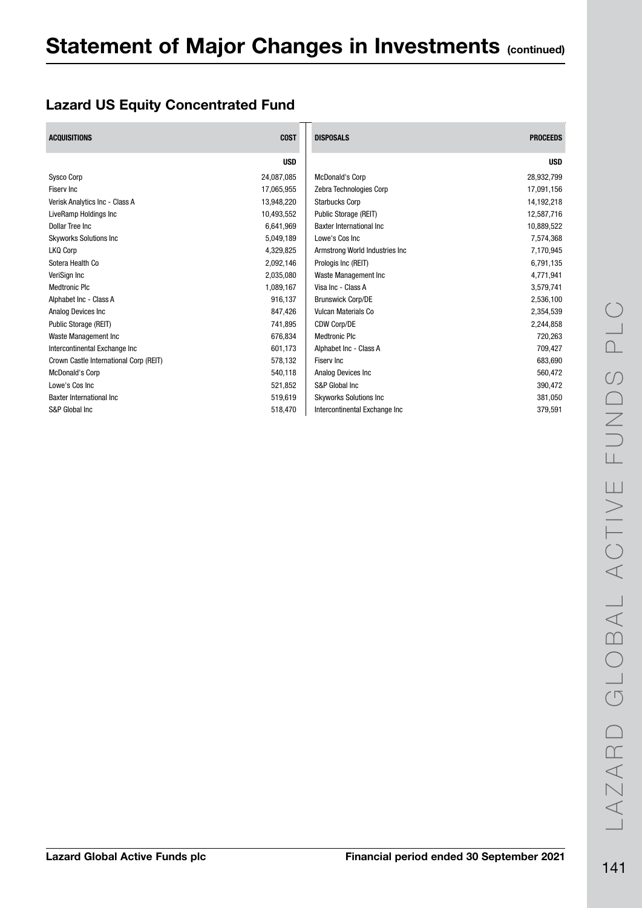# Statement of Major Changes in Investments (continued)

## Lazard US Equity Concentrated Fund

| ACQUISITIONS | COST | DISPOSALS | PROCEEDS |
|---|---|---|---|
| | USD | | USD |
| Sysco Corp | 24,087,085 | McDonald's Corp | 28,932,799 |
| Fiserv Inc | 17,065,955 | Zebra Technologies Corp | 17,091,156 |
| Verisk Analytics Inc - Class A | 13,948,220 | Starbucks Corp | 14,192,218 |
| LiveRamp Holdings Inc | 10,493,552 | Public Storage (REIT) | 12,587,716 |
| Dollar Tree Inc | 6,641,969 | Baxter International Inc | 10,889,522 |
| Skyworks Solutions Inc | 5,049,189 | Lowe's Cos Inc | 7,574,368 |
| LKQ Corp | 4,329,825 | Armstrong World Industries Inc | 7,170,945 |
| Sotera Health Co | 2,092,146 | Prologis Inc (REIT) | 6,791,135 |
| VeriSign Inc | 2,035,080 | Waste Management Inc | 4,771,941 |
| Medtronic Plc | 1,089,167 | Visa Inc - Class A | 3,579,741 |
| Alphabet Inc - Class A | 916,137 | Brunswick Corp/DE | 2,536,100 |
| Analog Devices Inc | 847,426 | Vulcan Materials Co | 2,354,539 |
| Public Storage (REIT) | 741,895 | CDW Corp/DE | 2,244,858 |
| Waste Management Inc | 676,834 | Medtronic Plc | 720,263 |
| Intercontinental Exchange Inc | 601,173 | Alphabet Inc - Class A | 709,427 |
| Crown Castle International Corp (REIT) | 578,132 | Fiserv Inc | 683,690 |
| McDonald's Corp | 540,118 | Analog Devices Inc | 560,472 |
| Lowe's Cos Inc | 521,852 | S&P Global Inc | 390,472 |
| Baxter International Inc | 519,619 | Skyworks Solutions Inc | 381,050 |
| S&P Global Inc | 518,470 | Intercontinental Exchange Inc | 379,591 |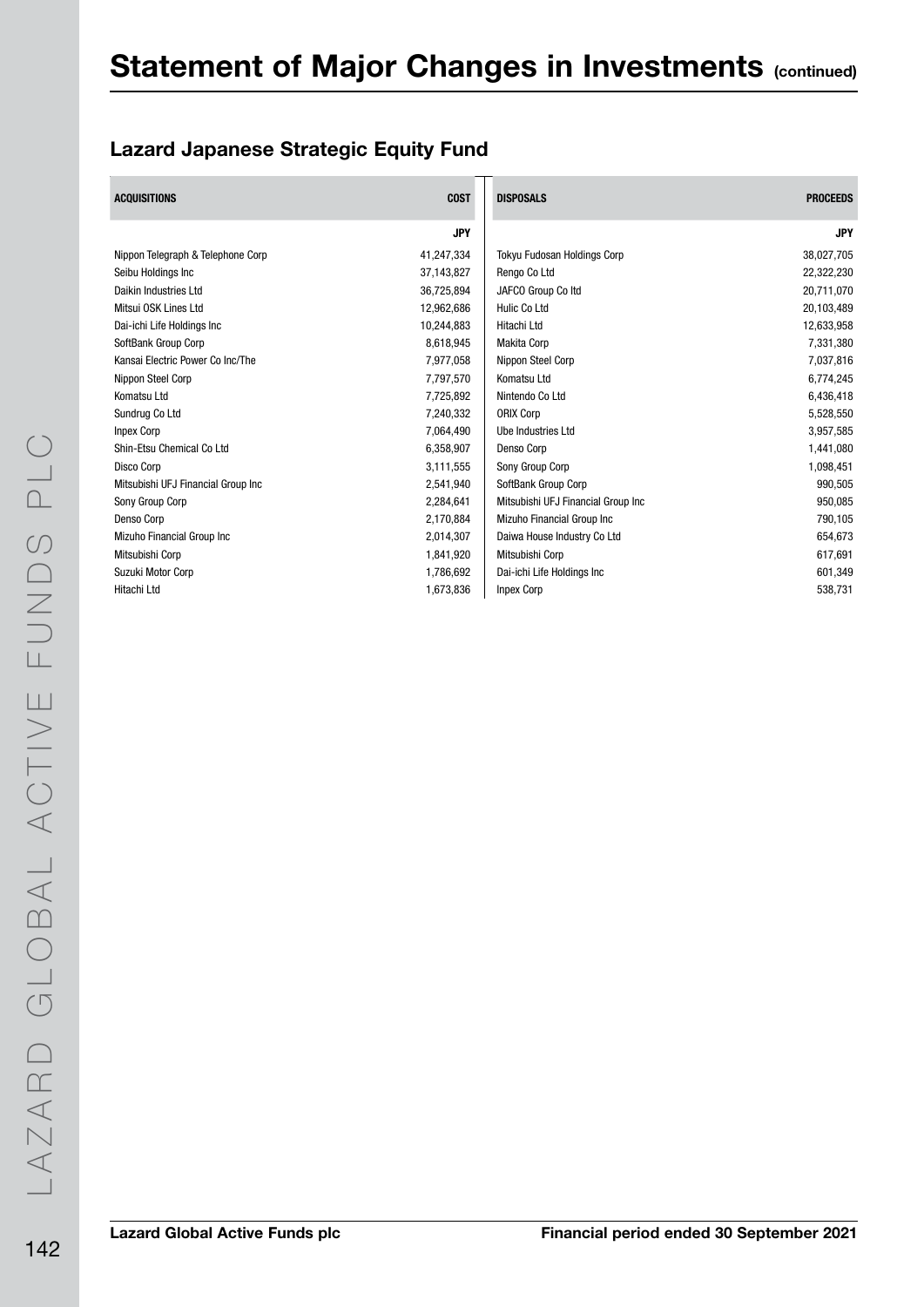# Statement of Major Changes in Investments (continued)

## Lazard Japanese Strategic Equity Fund

| ACQUISITIONS | COST |
|---|---|
| | JPY |
| Nippon Telegraph & Telephone Corp | 41,247,334 |
| Seibu Holdings Inc | 37,143,827 |
| Daikin Industries Ltd | 36,725,894 |
| Mitsui OSK Lines Ltd | 12,962,686 |
| Dai-ichi Life Holdings Inc | 10,244,883 |
| SoftBank Group Corp | 8,618,945 |
| Kansai Electric Power Co Inc/The | 7,977,058 |
| Nippon Steel Corp | 7,797,570 |
| Komatsu Ltd | 7,725,892 |
| Sundrug Co Ltd | 7,240,332 |
| Inpex Corp | 7,064,490 |
| Shin-Etsu Chemical Co Ltd | 6,358,907 |
| Disco Corp | 3,111,555 |
| Mitsubishi UFJ Financial Group Inc | 2,541,940 |
| Sony Group Corp | 2,284,641 |
| Denso Corp | 2,170,884 |
| Mizuho Financial Group Inc | 2,014,307 |
| Mitsubishi Corp | 1,841,920 |
| Suzuki Motor Corp | 1,786,692 |
| Hitachi Ltd | 1,673,836 |

| DISPOSALS | PROCEEDS |
|---|---|
| | JPY |
| Tokyu Fudosan Holdings Corp | 38,027,705 |
| Rengo Co Ltd | 22,322,230 |
| JAFCO Group Co ltd | 20,711,070 |
| Hulic Co Ltd | 20,103,489 |
| Hitachi Ltd | 12,633,958 |
| Makita Corp | 7,331,380 |
| Nippon Steel Corp | 7,037,816 |
| Komatsu Ltd | 6,774,245 |
| Nintendo Co Ltd | 6,436,418 |
| ORIX Corp | 5,528,550 |
| Ube Industries Ltd | 3,957,585 |
| Denso Corp | 1,441,080 |
| Sony Group Corp | 1,098,451 |
| SoftBank Group Corp | 990,505 |
| Mitsubishi UFJ Financial Group Inc | 950,085 |
| Mizuho Financial Group Inc | 790,105 |
| Daiwa House Industry Co Ltd | 654,673 |
| Mitsubishi Corp | 617,691 |
| Dai-ichi Life Holdings Inc | 601,349 |
| Inpex Corp | 538,731 |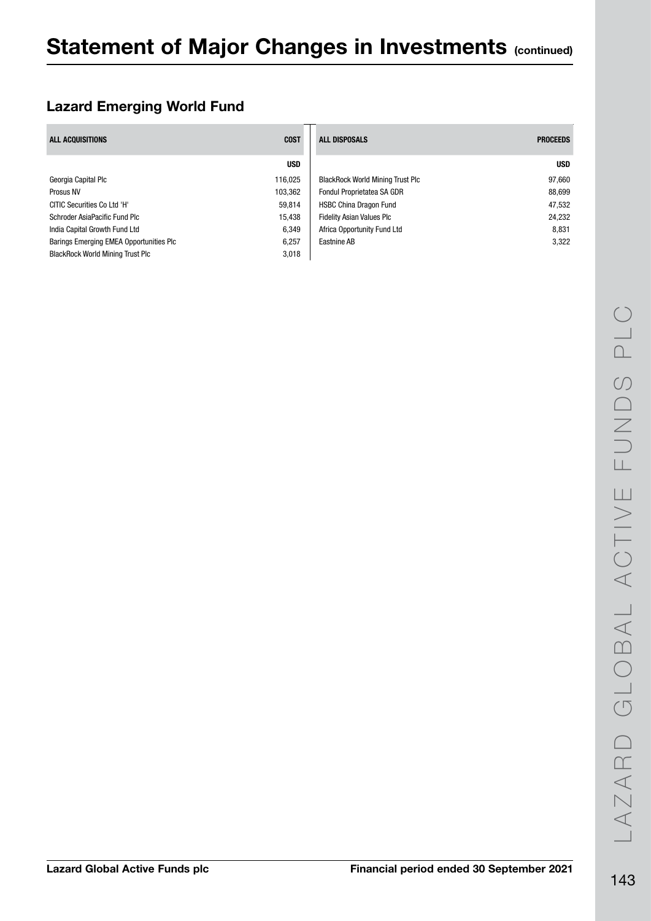# Statement of Major Changes in Investments (continued)

## Lazard Emerging World Fund

| ALL ACQUISITIONS | COST |
|---|---|
| | USD |
| Georgia Capital Plc | 116,025 |
| Prosus NV | 103,362 |
| CITIC Securities Co Ltd 'H' | 59,814 |
| Schroder AsiaPacific Fund Plc | 15,438 |
| India Capital Growth Fund Ltd | 6,349 |
| Barings Emerging EMEA Opportunities Plc | 6,257 |
| BlackRock World Mining Trust Plc | 3,018 |

| ALL DISPOSALS | PROCEEDS |
|---|---|
| | USD |
| BlackRock World Mining Trust Plc | 97,660 |
| Fondul Proprietatea SA GDR | 88,699 |
| HSBC China Dragon Fund | 47,532 |
| Fidelity Asian Values Plc | 24,232 |
| Africa Opportunity Fund Ltd | 8,831 |
| Eastnine AB | 3,322 |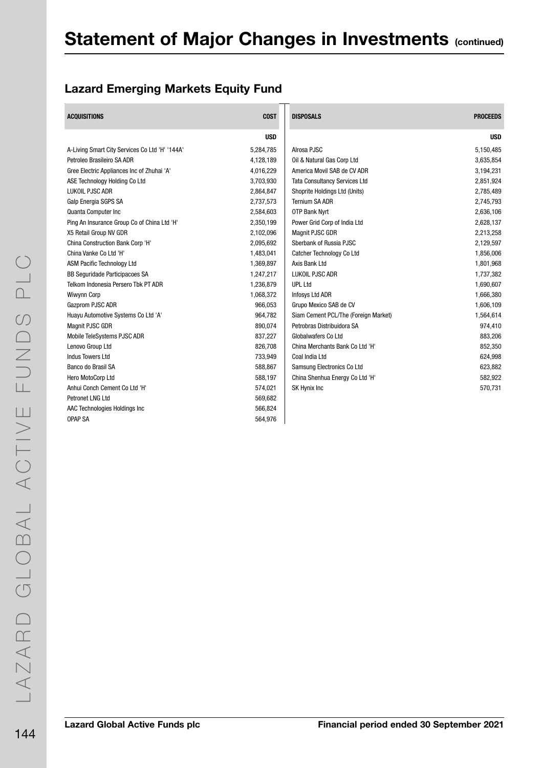# Statement of Major Changes in Investments (continued)

## Lazard Emerging Markets Equity Fund

| ACQUISITIONS | COST |
|---|---|
| | USD |
| A-Living Smart City Services Co Ltd 'H' '144A' | 5,284,785 |
| Petroleo Brasileiro SA ADR | 4,128,189 |
| Gree Electric Appliances Inc of Zhuhai 'A' | 4,016,229 |
| ASE Technology Holding Co Ltd | 3,703,930 |
| LUKOIL PJSC ADR | 2,864,847 |
| Galp Energia SGPS SA | 2,737,573 |
| Quanta Computer Inc | 2,584,603 |
| Ping An Insurance Group Co of China Ltd 'H' | 2,350,199 |
| X5 Retail Group NV GDR | 2,102,096 |
| China Construction Bank Corp 'H' | 2,095,692 |
| China Vanke Co Ltd 'H' | 1,483,041 |
| ASM Pacific Technology Ltd | 1,369,897 |
| BB Seguridade Participacoes SA | 1,247,217 |
| Telkom Indonesia Persero Tbk PT ADR | 1,236,879 |
| Wiwynn Corp | 1,068,372 |
| Gazprom PJSC ADR | 966,053 |
| Huayu Automotive Systems Co Ltd 'A' | 964,782 |
| Magnit PJSC GDR | 890,074 |
| Mobile TeleSystems PJSC ADR | 837,227 |
| Lenovo Group Ltd | 826,708 |
| Indus Towers Ltd | 733,949 |
| Banco do Brasil SA | 588,867 |
| Hero MotoCorp Ltd | 588,197 |
| Anhui Conch Cement Co Ltd 'H' | 574,021 |
| Petronet LNG Ltd | 569,682 |
| AAC Technologies Holdings Inc | 566,824 |
| OPAP SA | 564,976 |

| DISPOSALS | PROCEEDS |
|---|---|
| | USD |
| Alrosa PJSC | 5,150,485 |
| Oil & Natural Gas Corp Ltd | 3,635,854 |
| America Movil SAB de CV ADR | 3,194,231 |
| Tata Consultancy Services Ltd | 2,851,924 |
| Shoprite Holdings Ltd (Units) | 2,785,489 |
| Ternium SA ADR | 2,745,793 |
| OTP Bank Nyrt | 2,636,106 |
| Power Grid Corp of India Ltd | 2,628,137 |
| Magnit PJSC GDR | 2,213,258 |
| Sberbank of Russia PJSC | 2,129,597 |
| Catcher Technology Co Ltd | 1,856,006 |
| Axis Bank Ltd | 1,801,968 |
| LUKOIL PJSC ADR | 1,737,382 |
| UPL Ltd | 1,690,607 |
| Infosys Ltd ADR | 1,666,380 |
| Grupo Mexico SAB de CV | 1,606,109 |
| Siam Cement PCL/The (Foreign Market) | 1,564,614 |
| Petrobras Distribuidora SA | 974,410 |
| Globalwafers Co Ltd | 883,206 |
| China Merchants Bank Co Ltd 'H' | 852,350 |
| Coal India Ltd | 624,998 |
| Samsung Electronics Co Ltd | 623,882 |
| China Shenhua Energy Co Ltd 'H' | 582,922 |
| SK Hynix Inc | 570,731 |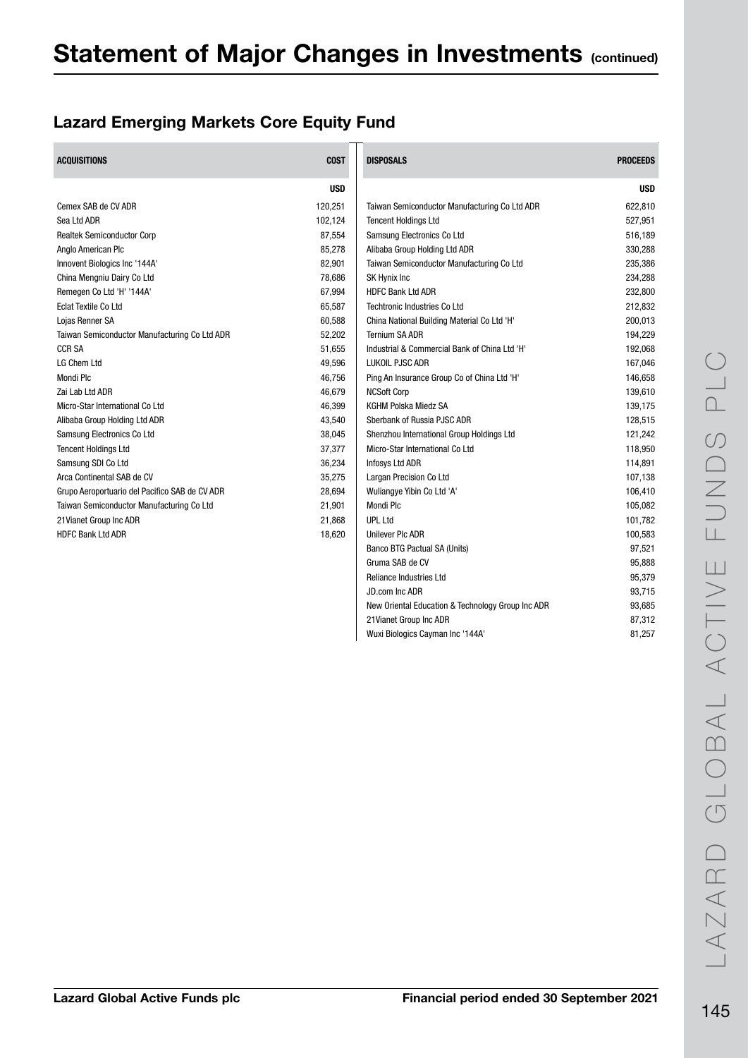# Statement of Major Changes in Investments (continued)

## Lazard Emerging Markets Core Equity Fund

| ACQUISITIONS | COST |
|---|---|
| | USD |
| Cemex SAB de CV ADR | 120,251 |
| Sea Ltd ADR | 102,124 |
| Realtek Semiconductor Corp | 87,554 |
| Anglo American Plc | 85,278 |
| Innovent Biologics Inc '144A' | 82,901 |
| China Mengniu Dairy Co Ltd | 78,686 |
| Remegen Co Ltd 'H' '144A' | 67,994 |
| Eclat Textile Co Ltd | 65,587 |
| Lojas Renner SA | 60,588 |
| Taiwan Semiconductor Manufacturing Co Ltd ADR | 52,202 |
| CCR SA | 51,655 |
| LG Chem Ltd | 49,596 |
| Mondi Plc | 46,756 |
| Zai Lab Ltd ADR | 46,679 |
| Micro-Star International Co Ltd | 46,399 |
| Alibaba Group Holding Ltd ADR | 43,540 |
| Samsung Electronics Co Ltd | 38,045 |
| Tencent Holdings Ltd | 37,377 |
| Samsung SDI Co Ltd | 36,234 |
| Arca Continental SAB de CV | 35,275 |
| Grupo Aeroportuario del Pacifico SAB de CV ADR | 28,694 |
| Taiwan Semiconductor Manufacturing Co Ltd | 21,901 |
| 21Vianet Group Inc ADR | 21,868 |
| HDFC Bank Ltd ADR | 18,620 |

| DISPOSALS | PROCEEDS |
|---|---|
| | USD |
| Taiwan Semiconductor Manufacturing Co Ltd ADR | 622,810 |
| Tencent Holdings Ltd | 527,951 |
| Samsung Electronics Co Ltd | 516,189 |
| Alibaba Group Holding Ltd ADR | 330,288 |
| Taiwan Semiconductor Manufacturing Co Ltd | 235,386 |
| SK Hynix Inc | 234,288 |
| HDFC Bank Ltd ADR | 232,800 |
| Techtronic Industries Co Ltd | 212,832 |
| China National Building Material Co Ltd 'H' | 200,013 |
| Ternium SA ADR | 194,229 |
| Industrial & Commercial Bank of China Ltd 'H' | 192,068 |
| LUKOIL PJSC ADR | 167,046 |
| Ping An Insurance Group Co of China Ltd 'H' | 146,658 |
| NCSoft Corp | 139,610 |
| KGHM Polska Miedz SA | 139,175 |
| Sberbank of Russia PJSC ADR | 128,515 |
| Shenzhou International Group Holdings Ltd | 121,242 |
| Micro-Star International Co Ltd | 118,950 |
| Infosys Ltd ADR | 114,891 |
| Largan Precision Co Ltd | 107,138 |
| Wuliangye Yibin Co Ltd 'A' | 106,410 |
| Mondi Plc | 105,082 |
| UPL Ltd | 101,782 |
| Unilever Plc ADR | 100,583 |
| Banco BTG Pactual SA (Units) | 97,521 |
| Gruma SAB de CV | 95,888 |
| Reliance Industries Ltd | 95,379 |
| JD.com Inc ADR | 93,715 |
| New Oriental Education & Technology Group Inc ADR | 93,685 |
| 21Vianet Group Inc ADR | 87,312 |
| Wuxi Biologics Cayman Inc '144A' | 81,257 |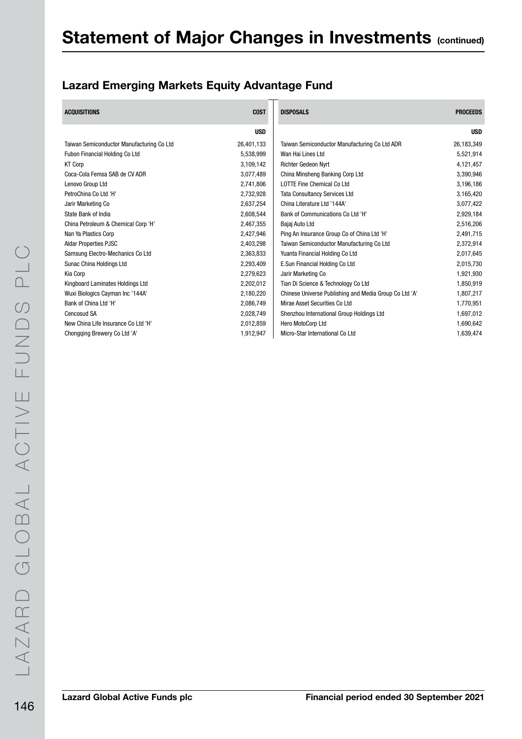# Statement of Major Changes in Investments (continued)

## Lazard Emerging Markets Equity Advantage Fund

| ACQUISITIONS | COST | DISPOSALS | PROCEEDS |
|---|---|---|---|
| | USD | | USD |
| Taiwan Semiconductor Manufacturing Co Ltd | 26,401,133 | Taiwan Semiconductor Manufacturing Co Ltd ADR | 26,183,349 |
| Fubon Financial Holding Co Ltd | 5,538,999 | Wan Hai Lines Ltd | 5,521,914 |
| KT Corp | 3,109,142 | Richter Gedeon Nyrt | 4,121,457 |
| Coca-Cola Femsa SAB de CV ADR | 3,077,489 | China Minsheng Banking Corp Ltd | 3,390,946 |
| Lenovo Group Ltd | 2,741,806 | LOTTE Fine Chemical Co Ltd | 3,196,186 |
| PetroChina Co Ltd 'H' | 2,732,928 | Tata Consultancy Services Ltd | 3,165,420 |
| Jarir Marketing Co | 2,637,254 | China Literature Ltd '144A' | 3,077,422 |
| State Bank of India | 2,608,544 | Bank of Communications Co Ltd 'H' | 2,929,184 |
| China Petroleum & Chemical Corp 'H' | 2,467,355 | Bajaj Auto Ltd | 2,516,206 |
| Nan Ya Plastics Corp | 2,427,946 | Ping An Insurance Group Co of China Ltd 'H' | 2,491,715 |
| Aldar Properties PJSC | 2,403,298 | Taiwan Semiconductor Manufacturing Co Ltd | 2,372,914 |
| Samsung Electro-Mechanics Co Ltd | 2,363,833 | Yuanta Financial Holding Co Ltd | 2,017,645 |
| Sunac China Holdings Ltd | 2,293,409 | E.Sun Financial Holding Co Ltd | 2,015,730 |
| Kia Corp | 2,279,623 | Jarir Marketing Co | 1,921,930 |
| Kingboard Laminates Holdings Ltd | 2,202,012 | Tian Di Science & Technology Co Ltd | 1,850,919 |
| Wuxi Biologics Cayman Inc '144A' | 2,180,220 | Chinese Universe Publishing and Media Group Co Ltd 'A' | 1,807,217 |
| Bank of China Ltd 'H' | 2,086,749 | Mirae Asset Securities Co Ltd | 1,770,951 |
| Cencosud SA | 2,028,749 | Shenzhou International Group Holdings Ltd | 1,697,012 |
| New China Life Insurance Co Ltd 'H' | 2,012,859 | Hero MotoCorp Ltd | 1,690,642 |
| Chongqing Brewery Co Ltd 'A' | 1,912,947 | Micro-Star International Co Ltd | 1,639,474 |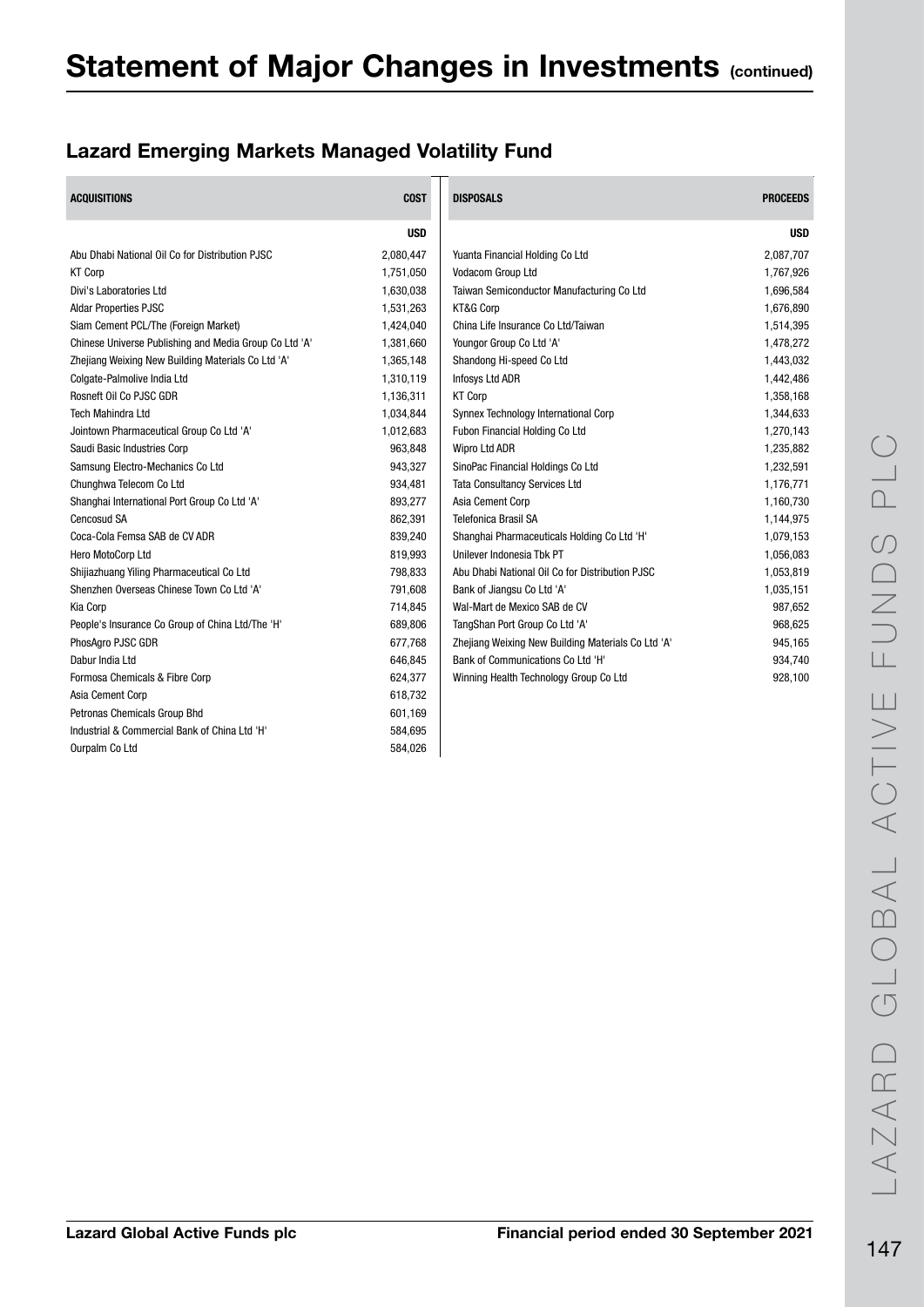# Statement of Major Changes in Investments (continued)

## Lazard Emerging Markets Managed Volatility Fund

| ACQUISITIONS | COST |
|---|---|
| | USD |
| Abu Dhabi National Oil Co for Distribution PJSC | 2,080,447 |
| KT Corp | 1,751,050 |
| Divi's Laboratories Ltd | 1,630,038 |
| Aldar Properties PJSC | 1,531,263 |
| Siam Cement PCL/The (Foreign Market) | 1,424,040 |
| Chinese Universe Publishing and Media Group Co Ltd 'A' | 1,381,660 |
| Zhejiang Weixing New Building Materials Co Ltd 'A' | 1,365,148 |
| Colgate-Palmolive India Ltd | 1,310,119 |
| Rosneft Oil Co PJSC GDR | 1,136,311 |
| Tech Mahindra Ltd | 1,034,844 |
| Jointown Pharmaceutical Group Co Ltd 'A' | 1,012,683 |
| Saudi Basic Industries Corp | 963,848 |
| Samsung Electro-Mechanics Co Ltd | 943,327 |
| Chunghwa Telecom Co Ltd | 934,481 |
| Shanghai International Port Group Co Ltd 'A' | 893,277 |
| Cencosud SA | 862,391 |
| Coca-Cola Femsa SAB de CV ADR | 839,240 |
| Hero MotoCorp Ltd | 819,993 |
| Shijiazhuang Yiling Pharmaceutical Co Ltd | 798,833 |
| Shenzhen Overseas Chinese Town Co Ltd 'A' | 791,608 |
| Kia Corp | 714,845 |
| People's Insurance Co Group of China Ltd/The 'H' | 689,806 |
| PhosAgro PJSC GDR | 677,768 |
| Dabur India Ltd | 646,845 |
| Formosa Chemicals & Fibre Corp | 624,377 |
| Asia Cement Corp | 618,732 |
| Petronas Chemicals Group Bhd | 601,169 |
| Industrial & Commercial Bank of China Ltd 'H' | 584,695 |
| Ourpalm Co Ltd | 584,026 |

| DISPOSALS | PROCEEDS |
|---|---|
| | USD |
| Yuanta Financial Holding Co Ltd | 2,087,707 |
| Vodacom Group Ltd | 1,767,926 |
| Taiwan Semiconductor Manufacturing Co Ltd | 1,696,584 |
| KT&G Corp | 1,676,890 |
| China Life Insurance Co Ltd/Taiwan | 1,514,395 |
| Youngor Group Co Ltd 'A' | 1,478,272 |
| Shandong Hi-speed Co Ltd | 1,443,032 |
| Infosys Ltd ADR | 1,442,486 |
| KT Corp | 1,358,168 |
| Synnex Technology International Corp | 1,344,633 |
| Fubon Financial Holding Co Ltd | 1,270,143 |
| Wipro Ltd ADR | 1,235,882 |
| SinoPac Financial Holdings Co Ltd | 1,232,591 |
| Tata Consultancy Services Ltd | 1,176,771 |
| Asia Cement Corp | 1,160,730 |
| Telefonica Brasil SA | 1,144,975 |
| Shanghai Pharmaceuticals Holding Co Ltd 'H' | 1,079,153 |
| Unilever Indonesia Tbk PT | 1,056,083 |
| Abu Dhabi National Oil Co for Distribution PJSC | 1,053,819 |
| Bank of Jiangsu Co Ltd 'A' | 1,035,151 |
| Wal-Mart de Mexico SAB de CV | 987,652 |
| TangShan Port Group Co Ltd 'A' | 968,625 |
| Zhejiang Weixing New Building Materials Co Ltd 'A' | 945,165 |
| Bank of Communications Co Ltd 'H' | 934,740 |
| Winning Health Technology Group Co Ltd | 928,100 |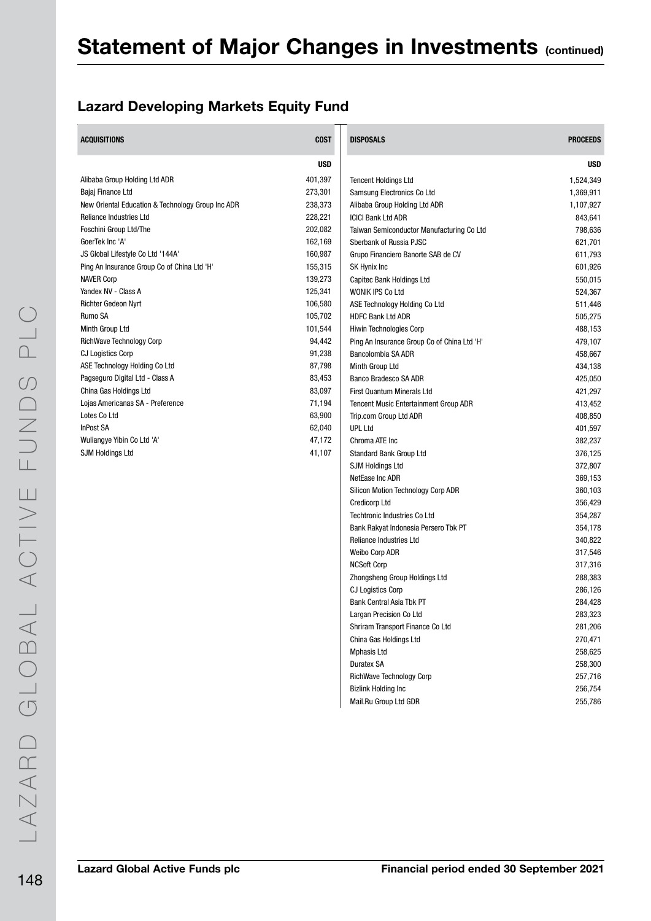# Statement of Major Changes in Investments (continued)

## Lazard Developing Markets Equity Fund

| ACQUISITIONS | COST |
|---|---|
| | USD |
| Alibaba Group Holding Ltd ADR | 401,397 |
| Bajaj Finance Ltd | 273,301 |
| New Oriental Education & Technology Group Inc ADR | 238,373 |
| Reliance Industries Ltd | 228,221 |
| Foschini Group Ltd/The | 202,082 |
| GoerTek Inc 'A' | 162,169 |
| JS Global Lifestyle Co Ltd '144A' | 160,987 |
| Ping An Insurance Group Co of China Ltd 'H' | 155,315 |
| NAVER Corp | 139,273 |
| Yandex NV - Class A | 125,341 |
| Richter Gedeon Nyrt | 106,580 |
| Rumo SA | 105,702 |
| Minth Group Ltd | 101,544 |
| RichWave Technology Corp | 94,442 |
| CJ Logistics Corp | 91,238 |
| ASE Technology Holding Co Ltd | 87,798 |
| Pagseguro Digital Ltd - Class A | 83,453 |
| China Gas Holdings Ltd | 83,097 |
| Lojas Americanas SA - Preference | 71,194 |
| Lotes Co Ltd | 63,900 |
| InPost SA | 62,040 |
| Wuliangye Yibin Co Ltd 'A' | 47,172 |
| SJM Holdings Ltd | 41,107 |

| DISPOSALS | PROCEEDS |
|---|---|
| | USD |
| Tencent Holdings Ltd | 1,524,349 |
| Samsung Electronics Co Ltd | 1,369,911 |
| Alibaba Group Holding Ltd ADR | 1,107,927 |
| ICICI Bank Ltd ADR | 843,641 |
| Taiwan Semiconductor Manufacturing Co Ltd | 798,636 |
| Sberbank of Russia PJSC | 621,701 |
| Grupo Financiero Banorte SAB de CV | 611,793 |
| SK Hynix Inc | 601,926 |
| Capitec Bank Holdings Ltd | 550,015 |
| WONIK IPS Co Ltd | 524,367 |
| ASE Technology Holding Co Ltd | 511,446 |
| HDFC Bank Ltd ADR | 505,275 |
| Hiwin Technologies Corp | 488,153 |
| Ping An Insurance Group Co of China Ltd 'H' | 479,107 |
| Bancolombia SA ADR | 458,667 |
| Minth Group Ltd | 434,138 |
| Banco Bradesco SA ADR | 425,050 |
| First Quantum Minerals Ltd | 421,297 |
| Tencent Music Entertainment Group ADR | 413,452 |
| Trip.com Group Ltd ADR | 408,850 |
| UPL Ltd | 401,597 |
| Chroma ATE Inc | 382,237 |
| Standard Bank Group Ltd | 376,125 |
| SJM Holdings Ltd | 372,807 |
| NetEase Inc ADR | 369,153 |
| Silicon Motion Technology Corp ADR | 360,103 |
| Credicorp Ltd | 356,429 |
| Techtronic Industries Co Ltd | 354,287 |
| Bank Rakyat Indonesia Persero Tbk PT | 354,178 |
| Reliance Industries Ltd | 340,822 |
| Weibo Corp ADR | 317,546 |
| NCSoft Corp | 317,316 |
| Zhongsheng Group Holdings Ltd | 288,383 |
| CJ Logistics Corp | 286,126 |
| Bank Central Asia Tbk PT | 284,428 |
| Largan Precision Co Ltd | 283,323 |
| Shriram Transport Finance Co Ltd | 281,206 |
| China Gas Holdings Ltd | 270,471 |
| Mphasis Ltd | 258,625 |
| Duratex SA | 258,300 |
| RichWave Technology Corp | 257,716 |
| Bizlink Holding Inc | 256,754 |
| Mail.Ru Group Ltd GDR | 255,786 |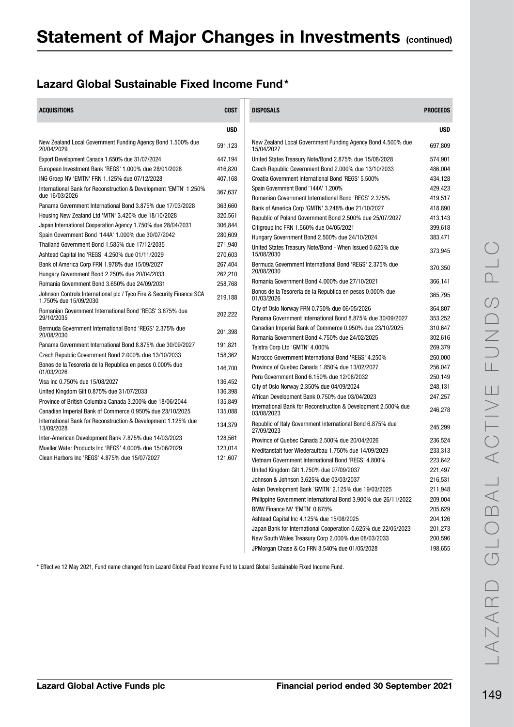# Statement of Major Changes in Investments (continued)

## Lazard Global Sustainable Fixed Income Fund*

| ACQUISITIONS | COST |
|---|---|
| | USD |
| New Zealand Local Government Funding Agency Bond 1.500% due 20/04/2029 | 591,123 |
| Export Development Canada 1.650% due 31/07/2024 | 447,194 |
| European Investment Bank 'REGS' 1.000% due 28/01/2028 | 416,820 |
| ING Groep NV 'EMTN' FRN 1.125% due 07/12/2028 | 407,168 |
| International Bank for Reconstruction & Development 'EMTN' 1.250% due 16/03/2026 | 367,637 |
| Panama Government International Bond 3.875% due 17/03/2028 | 363,660 |
| Housing New Zealand Ltd 'MTN' 3.420% due 18/10/2028 | 320,561 |
| Japan International Cooperation Agency 1.750% due 28/04/2031 | 306,844 |
| Spain Government Bond '144A' 1.000% due 30/07/2042 | 280,609 |
| Thailand Government Bond 1.585% due 17/12/2035 | 271,940 |
| Ashtead Capital Inc 'REGS' 4.250% due 01/11/2029 | 270,603 |
| Bank of America Corp FRN 1.978% due 15/09/2027 | 267,404 |
| Hungary Government Bond 2.250% due 20/04/2033 | 262,210 |
| Romania Government Bond 3.650% due 24/09/2031 | 258,768 |
| Johnson Controls International plc / Tyco Fire & Security Finance SCA 1.750% due 15/09/2030 | 219,188 |
| Romanian Government International Bond 'REGS' 3.875% due 29/10/2035 | 202,222 |
| Bermuda Government International Bond 'REGS' 2.375% due 20/08/2030 | 201,398 |
| Panama Government International Bond 8.875% due 30/09/2027 | 191,821 |
| Czech Republic Government Bond 2.000% due 13/10/2033 | 158,362 |
| Bonos de la Tesoreria de la Republica en pesos 0.000% due 01/03/2026 | 146,700 |
| Visa Inc 0.750% due 15/08/2027 | 136,452 |
| United Kingdom Gilt 0.875% due 31/07/2033 | 136,398 |
| Province of British Columbia Canada 3.200% due 18/06/2044 | 135,849 |
| Canadian Imperial Bank of Commerce 0.950% due 23/10/2025 | 135,088 |
| International Bank for Reconstruction & Development 1.125% due 13/09/2028 | 134,379 |
| Inter-American Development Bank 7.875% due 14/03/2023 | 128,561 |
| Mueller Water Products Inc 'REGS' 4.000% due 15/06/2029 | 123,014 |
| Clean Harbors Inc 'REGS' 4.875% due 15/07/2027 | 121,607 |

| DISPOSALS | PROCEEDS |
|---|---|
| | USD |
| New Zealand Local Government Funding Agency Bond 4.500% due 15/04/2027 | 697,809 |
| United States Treasury Note/Bond 2.875% due 15/08/2028 | 574,901 |
| Czech Republic Government Bond 2.000% due 13/10/2033 | 486,004 |
| Croatia Government International Bond 'REGS' 5.500% | 434,128 |
| Spain Government Bond '144A' 1.200% | 429,423 |
| Romanian Government International Bond 'REGS' 2.375% | 419,517 |
| Bank of America Corp 'GMTN' 3.248% due 21/10/2027 | 418,890 |
| Republic of Poland Government Bond 2.500% due 25/07/2027 | 413,143 |
| Citigroup Inc FRN 1.560% due 04/05/2021 | 399,618 |
| Hungary Government Bond 2.500% due 24/10/2024 | 383,471 |
| United States Treasury Note/Bond - When Issued 0.625% due 15/08/2030 | 373,945 |
| Bermuda Government International Bond 'REGS' 2.375% due 20/08/2030 | 370,350 |
| Romania Government Bond 4.000% due 27/10/2021 | 366,141 |
| Bonos de la Tesoreria de la Republica en pesos 0.000% due 01/03/2026 | 365,795 |
| City of Oslo Norway FRN 0.750% due 06/05/2026 | 364,807 |
| Panama Government International Bond 8.875% due 30/09/2027 | 353,252 |
| Canadian Imperial Bank of Commerce 0.950% due 23/10/2025 | 310,647 |
| Romania Government Bond 4.750% due 24/02/2025 | 302,616 |
| Telstra Corp Ltd 'GMTN' 4.000% | 269,379 |
| Morocco Government International Bond 'REGS' 4.250% | 260,000 |
| Province of Quebec Canada 1.850% due 13/02/2027 | 256,047 |
| Peru Government Bond 6.150% due 12/08/2032 | 250,149 |
| City of Oslo Norway 2.350% due 04/09/2024 | 248,131 |
| African Development Bank 0.750% due 03/04/2023 | 247,257 |
| International Bank for Reconstruction & Development 2.500% due 03/08/2023 | 246,278 |
| Republic of Italy Government International Bond 6.875% due 27/09/2023 | 245,299 |
| Province of Quebec Canada 2.500% due 20/04/2026 | 236,524 |
| Kreditanstalt fuer Wiederaufbau 1.750% due 14/09/2029 | 233,313 |
| Vietnam Government International Bond 'REGS' 4.800% | 223,642 |
| United Kingdom Gilt 1.750% due 07/09/2037 | 221,497 |
| Johnson & Johnson 3.625% due 03/03/2037 | 216,531 |
| Asian Development Bank 'GMTN' 2.125% due 19/03/2025 | 211,948 |
| Philippine Government International Bond 3.900% due 26/11/2022 | 209,004 |
| BMW Finance NV 'EMTN' 0.875% | 205,629 |
| Ashtead Capital Inc 4.125% due 15/08/2025 | 204,126 |
| Japan Bank for International Cooperation 0.625% due 22/05/2023 | 201,273 |
| New South Wales Treasury Corp 2.000% due 08/03/2033 | 200,596 |
| JPMorgan Chase & Co FRN 3.540% due 01/05/2028 | 198,655 |

* Effective 12 May 2021, Fund name changed from Lazard Global Fixed Income Fund to Lazard Global Sustainable Fixed Income Fund.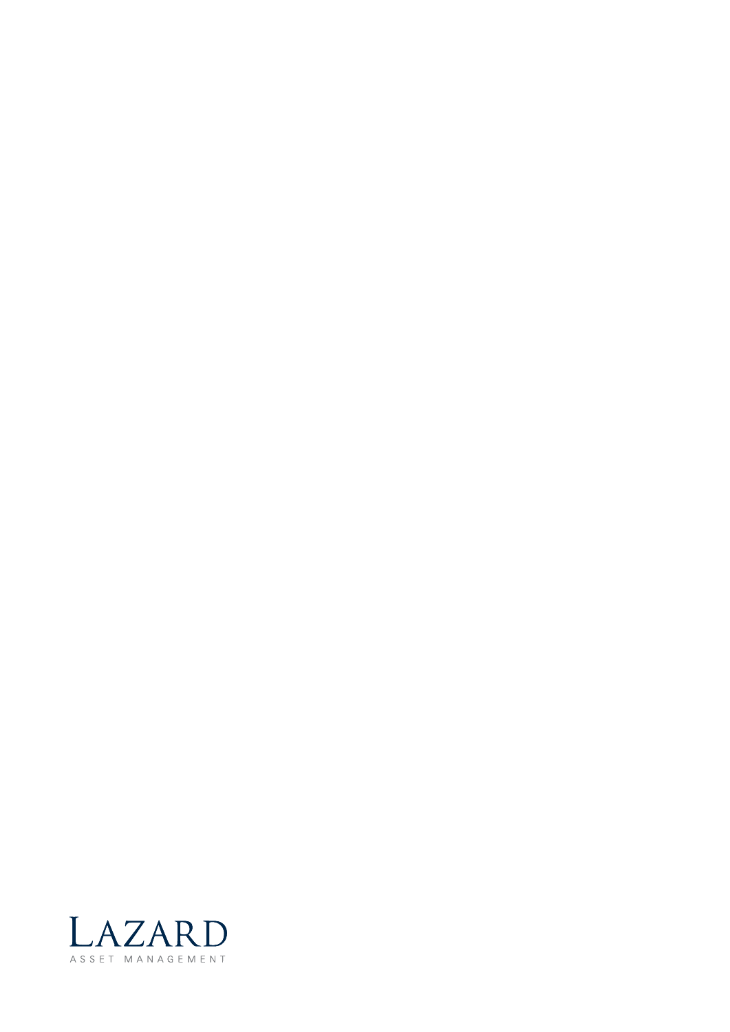LAZARD

ASSET MANAGEMENT